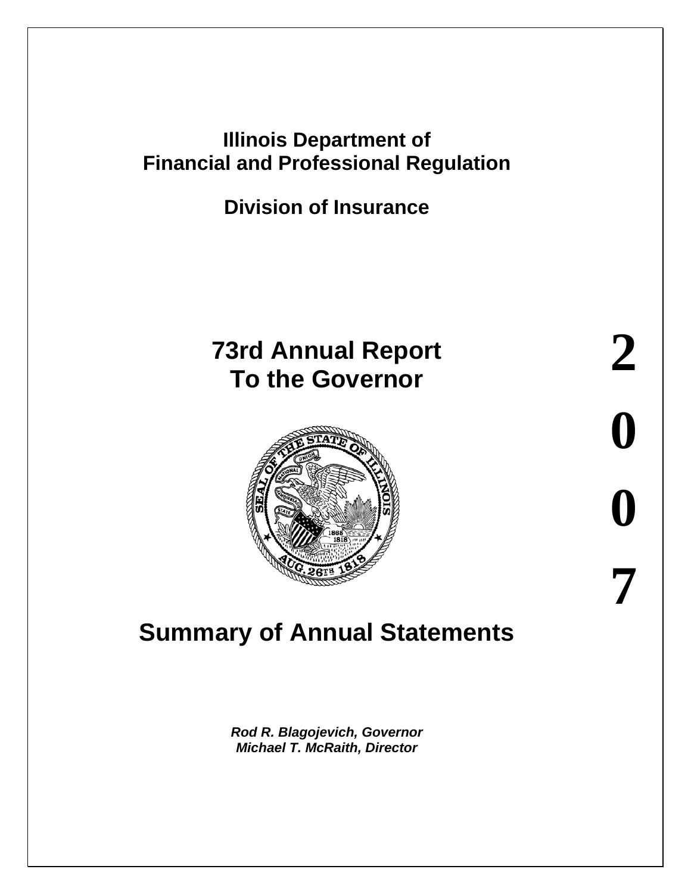# Illinois Department of Financial and Professional Regulation

## Division of Insurance

# 73rd Annual Report To the Governor

**2007**

# Summary of Annual Statements

***Rod R. Blagojevich, Governor***
***Michael T. McRaith, Director***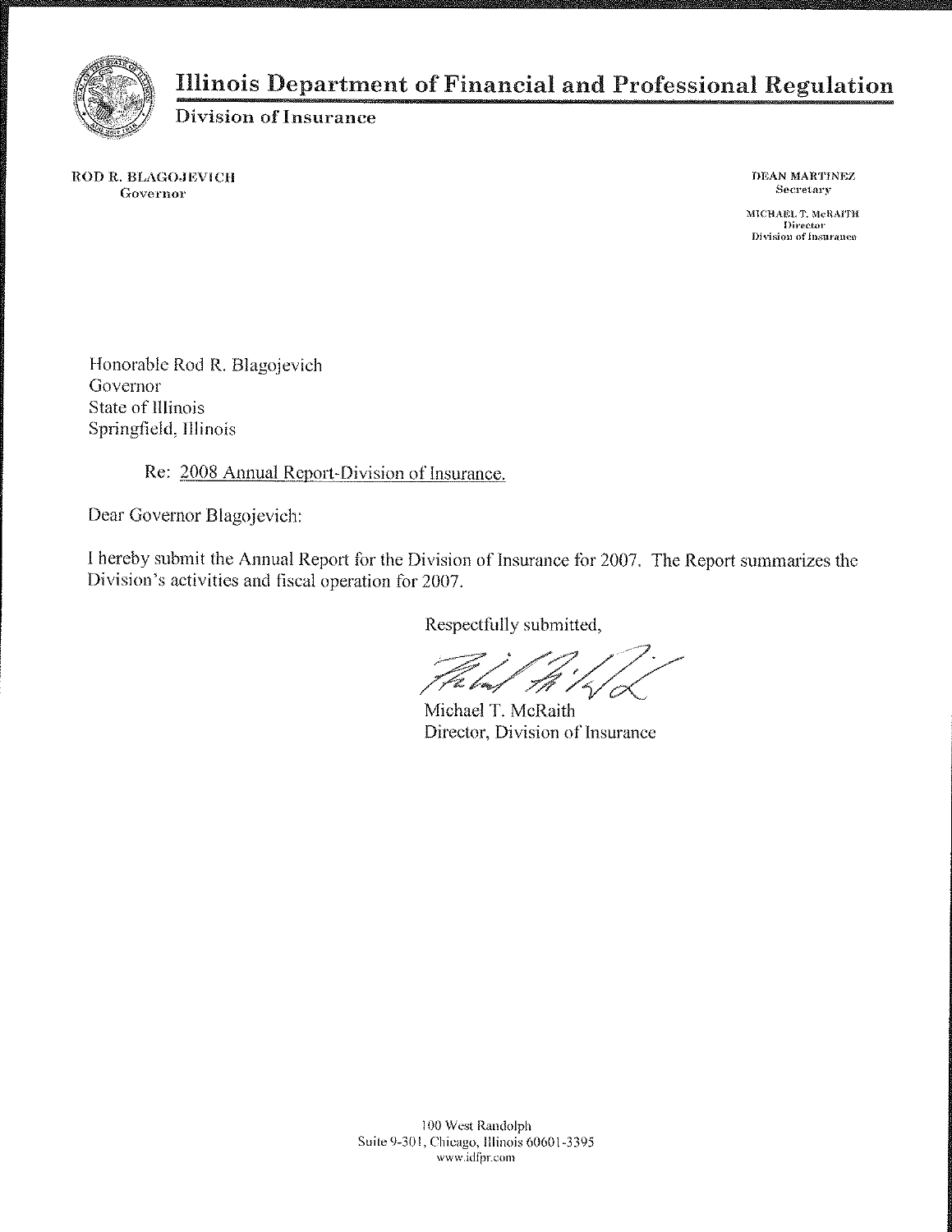# Illinois Department of Financial and Professional Regulation

**Division of Insurance**

ROD R. BLAGOJEVICH
Governor

DEAN MARTINEZ
Secretary

MICHAEL T. McRAITH
Director
Division of Insurance

Honorable Rod R. Blagojevich
Governor
State of Illinois
Springfield, Illinois

Re: 2008 Annual Report-Division of Insurance.

Dear Governor Blagojevich:

I hereby submit the Annual Report for the Division of Insurance for 2007. The Report summarizes the Division's activities and fiscal operation for 2007.

Respectfully submitted,

Michael T. McRaith
Director, Division of Insurance

100 West Randolph
Suite 9-301, Chicago, Illinois 60601-3395
www.idfpr.com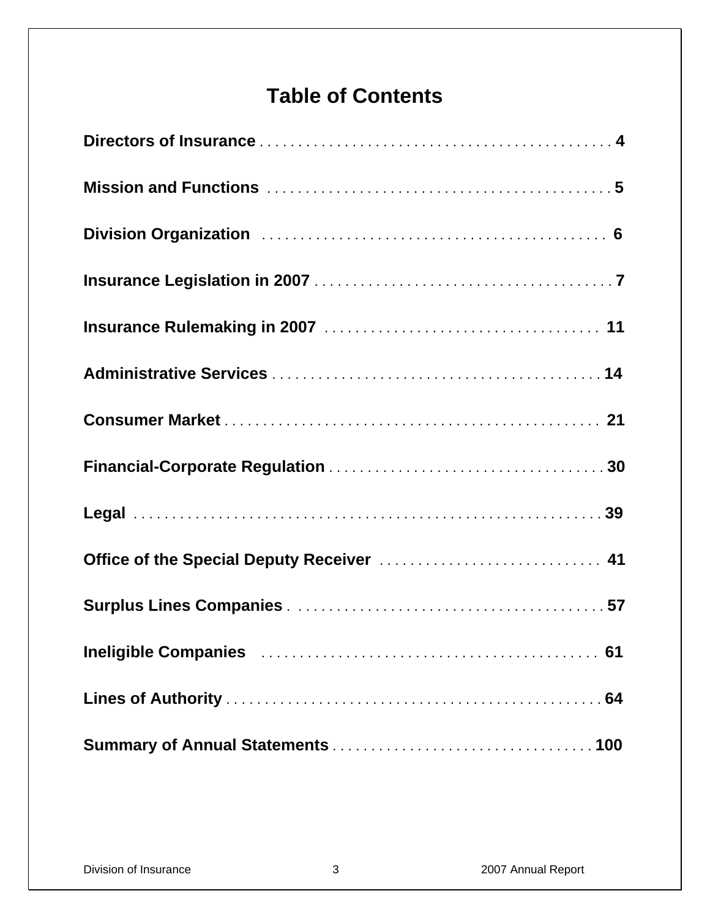# Table of Contents

| | |
|---|---|
| **Directors of Insurance** | **4** |
| **Mission and Functions** | **5** |
| **Division Organization** | **6** |
| **Insurance Legislation in 2007** | **7** |
| **Insurance Rulemaking in 2007** | **11** |
| **Administrative Services** | **14** |
| **Consumer Market** | **21** |
| **Financial-Corporate Regulation** | **30** |
| **Legal** | **39** |
| **Office of the Special Deputy Receiver** | **41** |
| **Surplus Lines Companies** | **57** |
| **Ineligible Companies** | **61** |
| **Lines of Authority** | **64** |
| **Summary of Annual Statements** | **100** |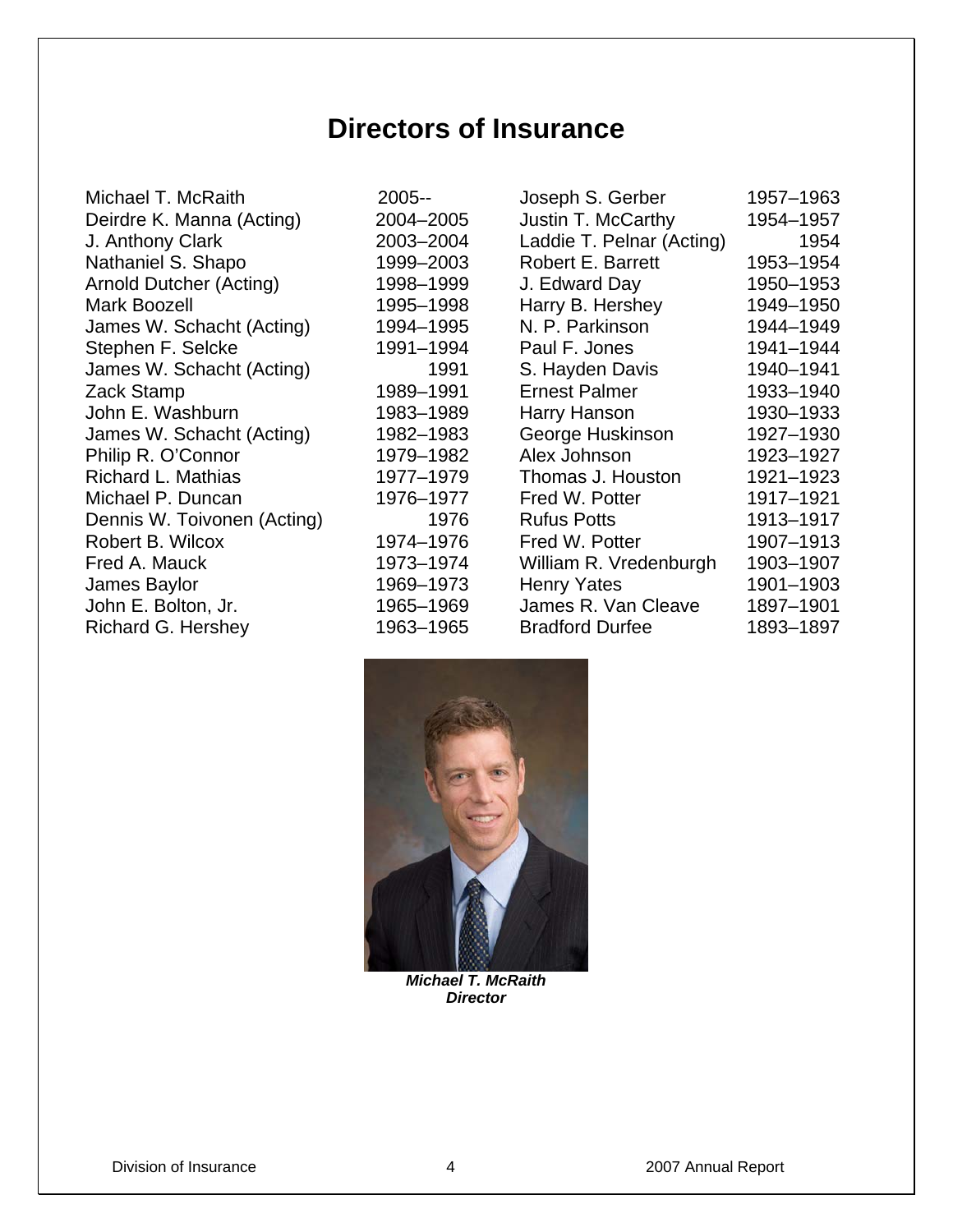# Directors of Insurance

| Name | Years | Name | Years |
|---|---|---|---|
| Michael T. McRaith | 2005-- | Joseph S. Gerber | 1957–1963 |
| Deirdre K. Manna (Acting) | 2004–2005 | Justin T. McCarthy | 1954–1957 |
| J. Anthony Clark | 2003–2004 | Laddie T. Pelnar (Acting) | 1954 |
| Nathaniel S. Shapo | 1999–2003 | Robert E. Barrett | 1953–1954 |
| Arnold Dutcher (Acting) | 1998–1999 | J. Edward Day | 1950–1953 |
| Mark Boozell | 1995–1998 | Harry B. Hershey | 1949–1950 |
| James W. Schacht (Acting) | 1994–1995 | N. P. Parkinson | 1944–1949 |
| Stephen F. Selcke | 1991–1994 | Paul F. Jones | 1941–1944 |
| James W. Schacht (Acting) | 1991 | S. Hayden Davis | 1940–1941 |
| Zack Stamp | 1989–1991 | Ernest Palmer | 1933–1940 |
| John E. Washburn | 1983–1989 | Harry Hanson | 1930–1933 |
| James W. Schacht (Acting) | 1982–1983 | George Huskinson | 1927–1930 |
| Philip R. O'Connor | 1979–1982 | Alex Johnson | 1923–1927 |
| Richard L. Mathias | 1977–1979 | Thomas J. Houston | 1921–1923 |
| Michael P. Duncan | 1976–1977 | Fred W. Potter | 1917–1921 |
| Dennis W. Toivonen (Acting) | 1976 | Rufus Potts | 1913–1917 |
| Robert B. Wilcox | 1974–1976 | Fred W. Potter | 1907–1913 |
| Fred A. Mauck | 1973–1974 | William R. Vredenburgh | 1903–1907 |
| James Baylor | 1969–1973 | Henry Yates | 1901–1903 |
| John E. Bolton, Jr. | 1965–1969 | James R. Van Cleave | 1897–1901 |
| Richard G. Hershey | 1963–1965 | Bradford Durfee | 1893–1897 |

***Michael T. McRaith***
***Director***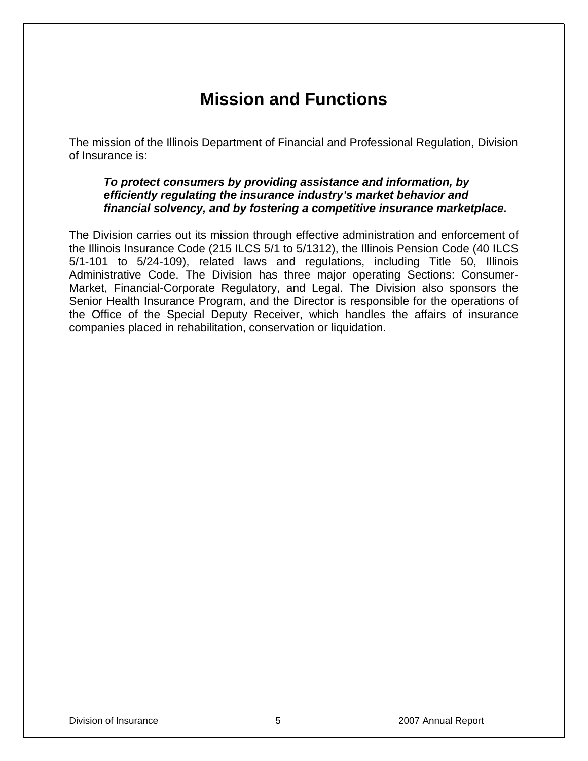# Mission and Functions

The mission of the Illinois Department of Financial and Professional Regulation, Division of Insurance is:

> ***To protect consumers by providing assistance and information, by efficiently regulating the insurance industry's market behavior and financial solvency, and by fostering a competitive insurance marketplace.***

The Division carries out its mission through effective administration and enforcement of the Illinois Insurance Code (215 ILCS 5/1 to 5/1312), the Illinois Pension Code (40 ILCS 5/1-101 to 5/24-109), related laws and regulations, including Title 50, Illinois Administrative Code. The Division has three major operating Sections: Consumer-Market, Financial-Corporate Regulatory, and Legal. The Division also sponsors the Senior Health Insurance Program, and the Director is responsible for the operations of the Office of the Special Deputy Receiver, which handles the affairs of insurance companies placed in rehabilitation, conservation or liquidation.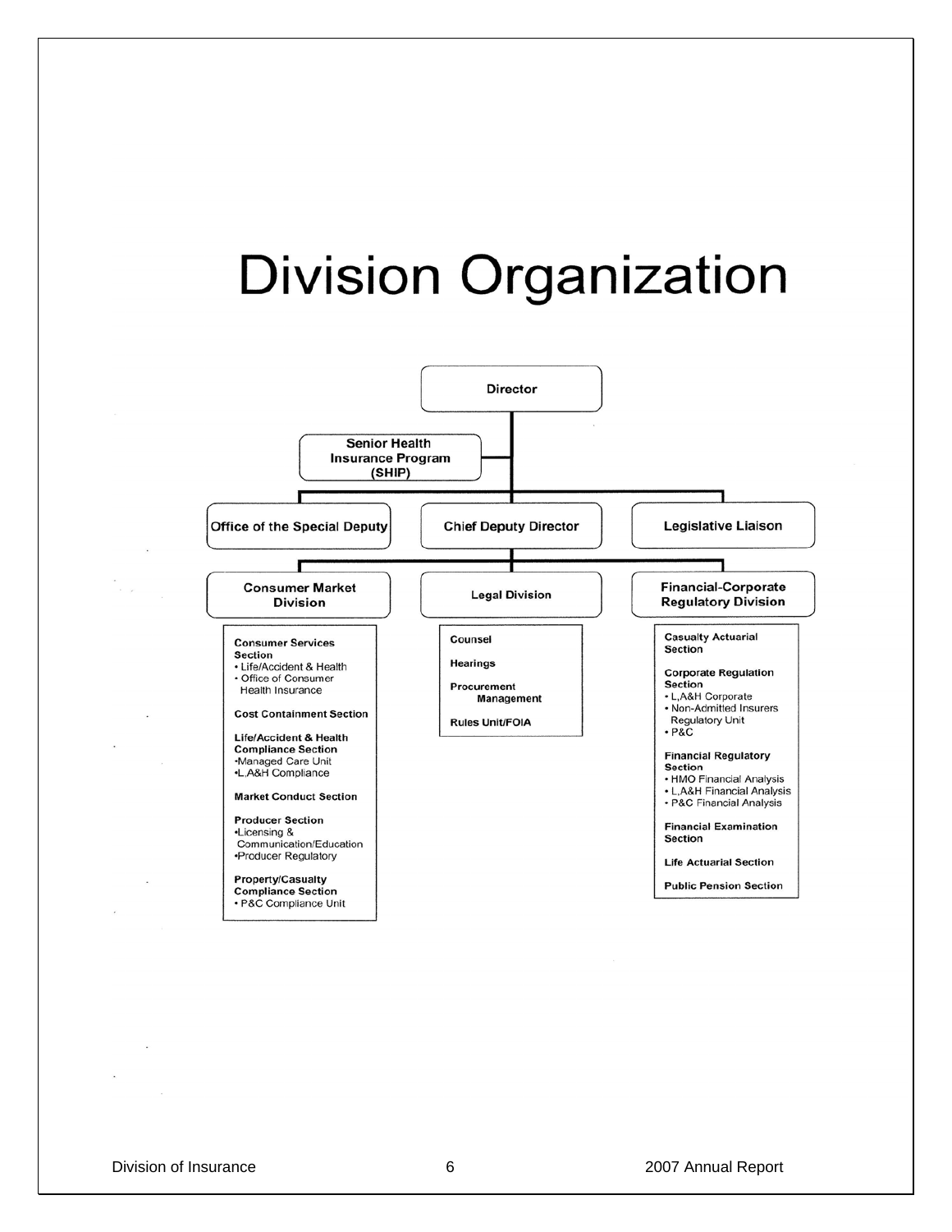# Division Organization

- **Director**
  - **Senior Health Insurance Program (SHIP)**
  - **Office of the Special Deputy**
  - **Chief Deputy Director**
  - **Legislative Liaison**
    - **Consumer Market Division**
      - **Consumer Services Section**
        - Life/Accident & Health
        - Office of Consumer Health Insurance
      - **Cost Containment Section**
      - **Life/Accident & Health Compliance Section**
        - Managed Care Unit
        - L,A&H Compliance
      - **Market Conduct Section**
      - **Producer Section**
        - Licensing & Communication/Education
        - Producer Regulatory
      - **Property/Casualty Compliance Section**
        - P&C Compliance Unit
    - **Legal Division**
      - **Counsel**
      - **Hearings**
      - **Procurement Management**
      - **Rules Unit/FOIA**
    - **Financial-Corporate Regulatory Division**
      - **Casualty Actuarial Section**
      - **Corporate Regulation Section**
        - L,A&H Corporate
        - Non-Admitted Insurers Regulatory Unit
        - P&C
      - **Financial Regulatory Section**
        - HMO Financial Analysis
        - L,A&H Financial Analysis
        - P&C Financial Analysis
      - **Financial Examination Section**
      - **Life Actuarial Section**
      - **Public Pension Section**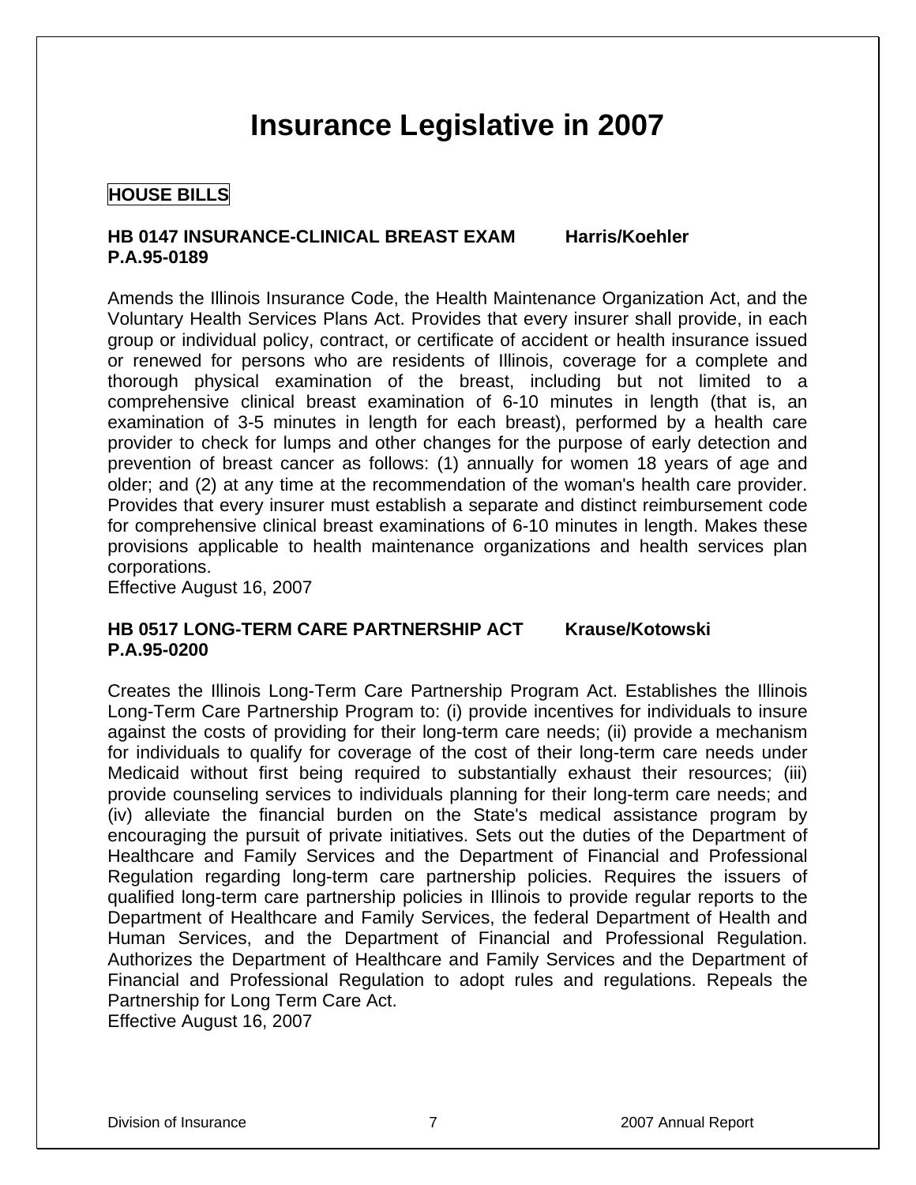# Insurance Legislative in 2007

## HOUSE BILLS

**HB 0147 INSURANCE-CLINICAL BREAST EXAM Harris/Koehler**
**P.A.95-0189**

Amends the Illinois Insurance Code, the Health Maintenance Organization Act, and the Voluntary Health Services Plans Act. Provides that every insurer shall provide, in each group or individual policy, contract, or certificate of accident or health insurance issued or renewed for persons who are residents of Illinois, coverage for a complete and thorough physical examination of the breast, including but not limited to a comprehensive clinical breast examination of 6-10 minutes in length (that is, an examination of 3-5 minutes in length for each breast), performed by a health care provider to check for lumps and other changes for the purpose of early detection and prevention of breast cancer as follows: (1) annually for women 18 years of age and older; and (2) at any time at the recommendation of the woman's health care provider. Provides that every insurer must establish a separate and distinct reimbursement code for comprehensive clinical breast examinations of 6-10 minutes in length. Makes these provisions applicable to health maintenance organizations and health services plan corporations.
Effective August 16, 2007

**HB 0517 LONG-TERM CARE PARTNERSHIP ACT Krause/Kotowski**
**P.A.95-0200**

Creates the Illinois Long-Term Care Partnership Program Act. Establishes the Illinois Long-Term Care Partnership Program to: (i) provide incentives for individuals to insure against the costs of providing for their long-term care needs; (ii) provide a mechanism for individuals to qualify for coverage of the cost of their long-term care needs under Medicaid without first being required to substantially exhaust their resources; (iii) provide counseling services to individuals planning for their long-term care needs; and (iv) alleviate the financial burden on the State's medical assistance program by encouraging the pursuit of private initiatives. Sets out the duties of the Department of Healthcare and Family Services and the Department of Financial and Professional Regulation regarding long-term care partnership policies. Requires the issuers of qualified long-term care partnership policies in Illinois to provide regular reports to the Department of Healthcare and Family Services, the federal Department of Health and Human Services, and the Department of Financial and Professional Regulation. Authorizes the Department of Healthcare and Family Services and the Department of Financial and Professional Regulation to adopt rules and regulations. Repeals the Partnership for Long Term Care Act.
Effective August 16, 2007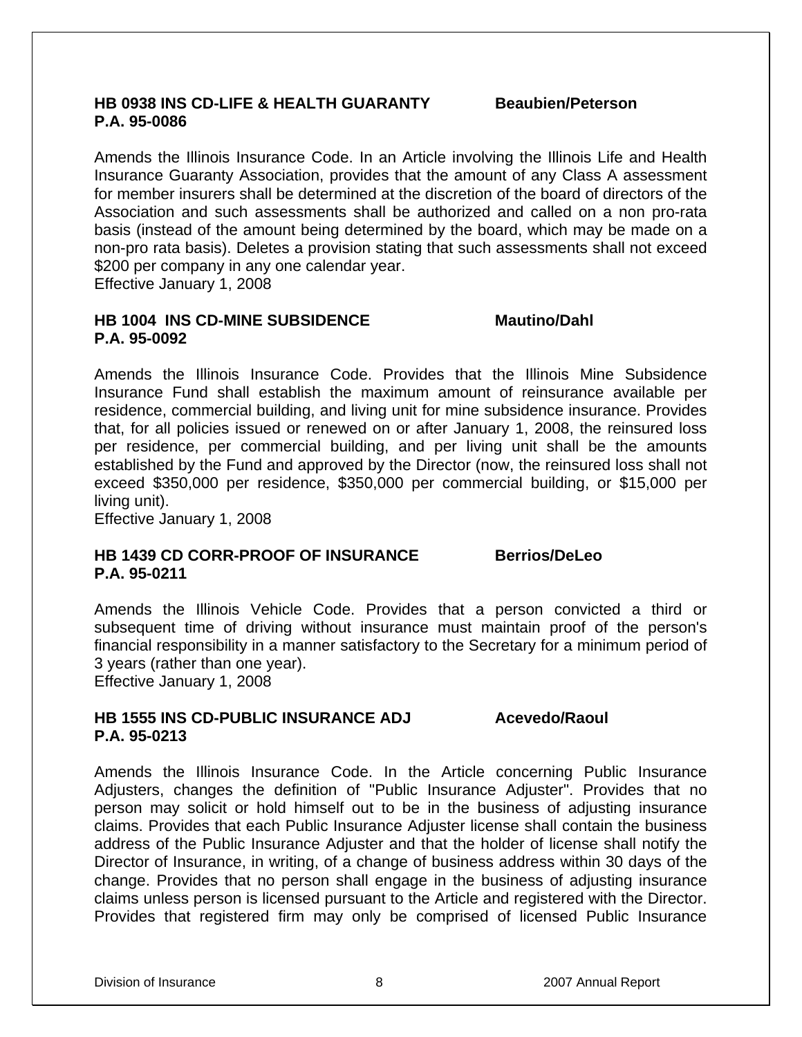**HB 0938 INS CD-LIFE & HEALTH GUARANTY Beaubien/Peterson**
**P.A. 95-0086**

Amends the Illinois Insurance Code. In an Article involving the Illinois Life and Health Insurance Guaranty Association, provides that the amount of any Class A assessment for member insurers shall be determined at the discretion of the board of directors of the Association and such assessments shall be authorized and called on a non pro-rata basis (instead of the amount being determined by the board, which may be made on a non-pro rata basis). Deletes a provision stating that such assessments shall not exceed $200 per company in any one calendar year.
Effective January 1, 2008

**HB 1004 INS CD-MINE SUBSIDENCE Mautino/Dahl**
**P.A. 95-0092**

Amends the Illinois Insurance Code. Provides that the Illinois Mine Subsidence Insurance Fund shall establish the maximum amount of reinsurance available per residence, commercial building, and living unit for mine subsidence insurance. Provides that, for all policies issued or renewed on or after January 1, 2008, the reinsured loss per residence, per commercial building, and per living unit shall be the amounts established by the Fund and approved by the Director (now, the reinsured loss shall not exceed $350,000 per residence, $350,000 per commercial building, or $15,000 per living unit).
Effective January 1, 2008

**HB 1439 CD CORR-PROOF OF INSURANCE Berrios/DeLeo**
**P.A. 95-0211**

Amends the Illinois Vehicle Code. Provides that a person convicted a third or subsequent time of driving without insurance must maintain proof of the person's financial responsibility in a manner satisfactory to the Secretary for a minimum period of 3 years (rather than one year).
Effective January 1, 2008

**HB 1555 INS CD-PUBLIC INSURANCE ADJ Acevedo/Raoul**
**P.A. 95-0213**

Amends the Illinois Insurance Code. In the Article concerning Public Insurance Adjusters, changes the definition of "Public Insurance Adjuster". Provides that no person may solicit or hold himself out to be in the business of adjusting insurance claims. Provides that each Public Insurance Adjuster license shall contain the business address of the Public Insurance Adjuster and that the holder of license shall notify the Director of Insurance, in writing, of a change of business address within 30 days of the change. Provides that no person shall engage in the business of adjusting insurance claims unless person is licensed pursuant to the Article and registered with the Director. Provides that registered firm may only be comprised of licensed Public Insurance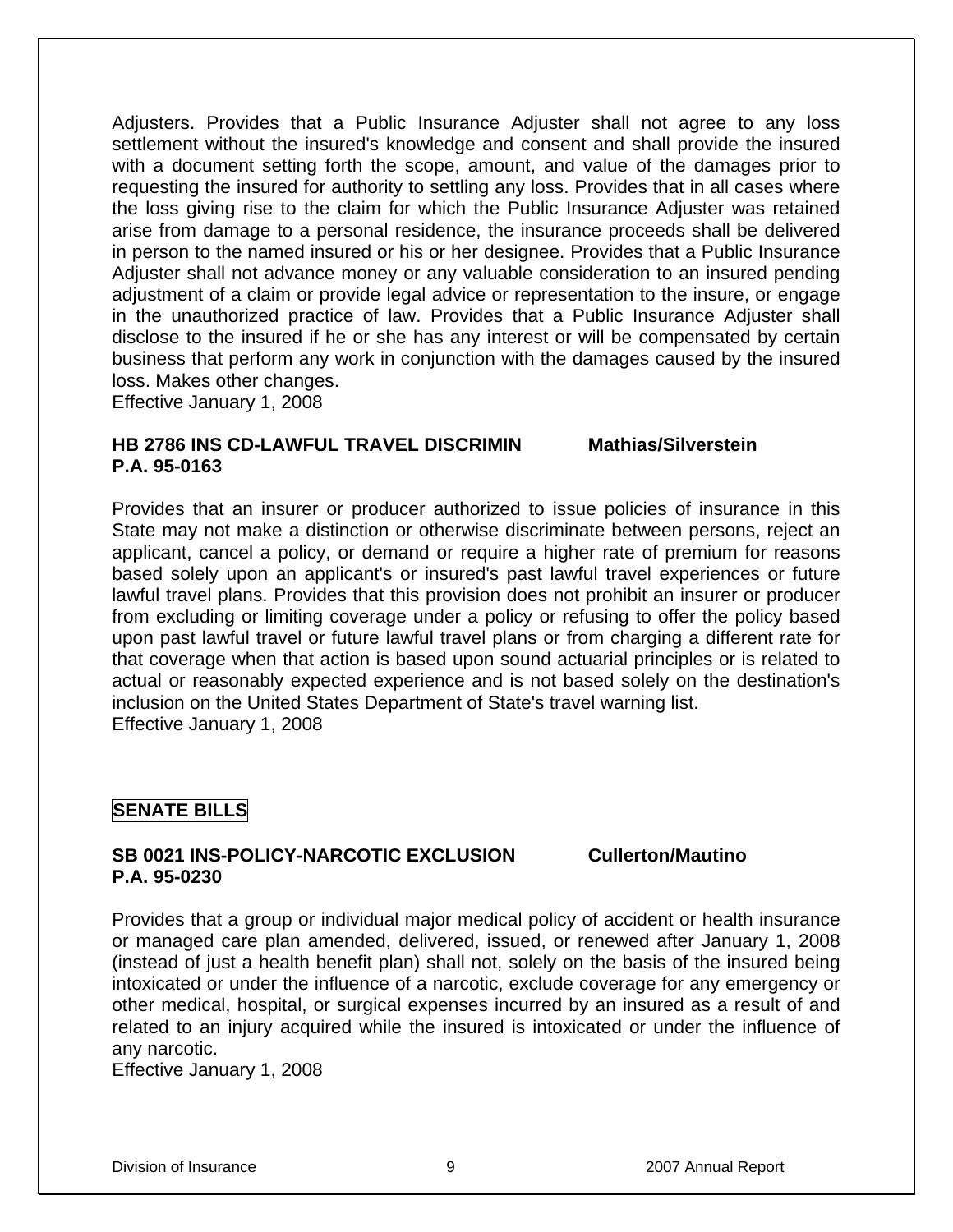Adjusters. Provides that a Public Insurance Adjuster shall not agree to any loss settlement without the insured's knowledge and consent and shall provide the insured with a document setting forth the scope, amount, and value of the damages prior to requesting the insured for authority to settling any loss. Provides that in all cases where the loss giving rise to the claim for which the Public Insurance Adjuster was retained arise from damage to a personal residence, the insurance proceeds shall be delivered in person to the named insured or his or her designee. Provides that a Public Insurance Adjuster shall not advance money or any valuable consideration to an insured pending adjustment of a claim or provide legal advice or representation to the insure, or engage in the unauthorized practice of law. Provides that a Public Insurance Adjuster shall disclose to the insured if he or she has any interest or will be compensated by certain business that perform any work in conjunction with the damages caused by the insured loss. Makes other changes.
Effective January 1, 2008

**HB 2786 INS CD-LAWFUL TRAVEL DISCRIMIN Mathias/Silverstein**
**P.A. 95-0163**

Provides that an insurer or producer authorized to issue policies of insurance in this State may not make a distinction or otherwise discriminate between persons, reject an applicant, cancel a policy, or demand or require a higher rate of premium for reasons based solely upon an applicant's or insured's past lawful travel experiences or future lawful travel plans. Provides that this provision does not prohibit an insurer or producer from excluding or limiting coverage under a policy or refusing to offer the policy based upon past lawful travel or future lawful travel plans or from charging a different rate for that coverage when that action is based upon sound actuarial principles or is related to actual or reasonably expected experience and is not based solely on the destination's inclusion on the United States Department of State's travel warning list.
Effective January 1, 2008

## SENATE BILLS

**SB 0021 INS-POLICY-NARCOTIC EXCLUSION Cullerton/Mautino**
**P.A. 95-0230**

Provides that a group or individual major medical policy of accident or health insurance or managed care plan amended, delivered, issued, or renewed after January 1, 2008 (instead of just a health benefit plan) shall not, solely on the basis of the insured being intoxicated or under the influence of a narcotic, exclude coverage for any emergency or other medical, hospital, or surgical expenses incurred by an insured as a result of and related to an injury acquired while the insured is intoxicated or under the influence of any narcotic.
Effective January 1, 2008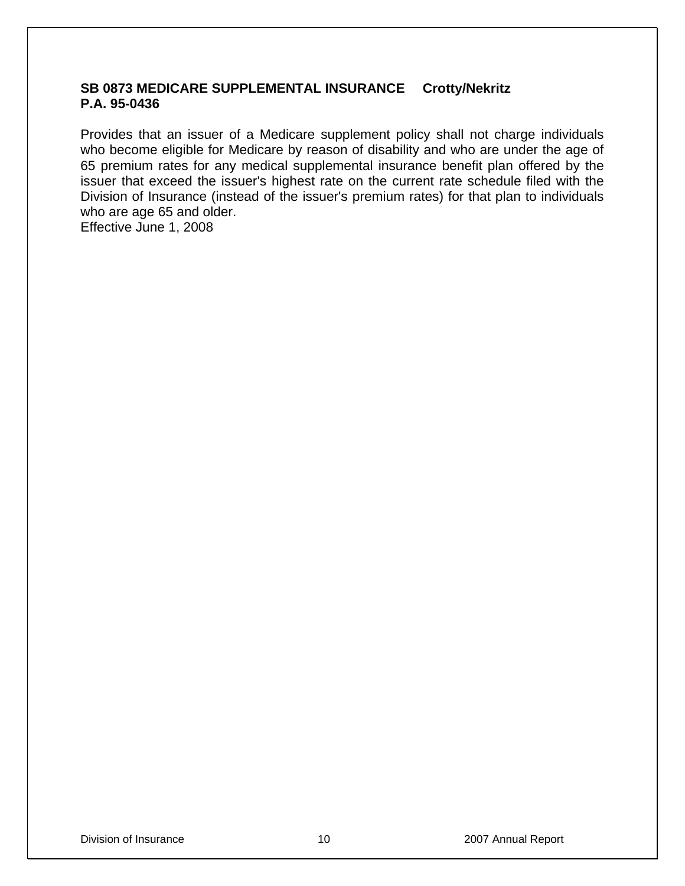**SB 0873 MEDICARE SUPPLEMENTAL INSURANCE Crotty/Nekritz**
**P.A. 95-0436**

Provides that an issuer of a Medicare supplement policy shall not charge individuals who become eligible for Medicare by reason of disability and who are under the age of 65 premium rates for any medical supplemental insurance benefit plan offered by the issuer that exceed the issuer's highest rate on the current rate schedule filed with the Division of Insurance (instead of the issuer's premium rates) for that plan to individuals who are age 65 and older.
Effective June 1, 2008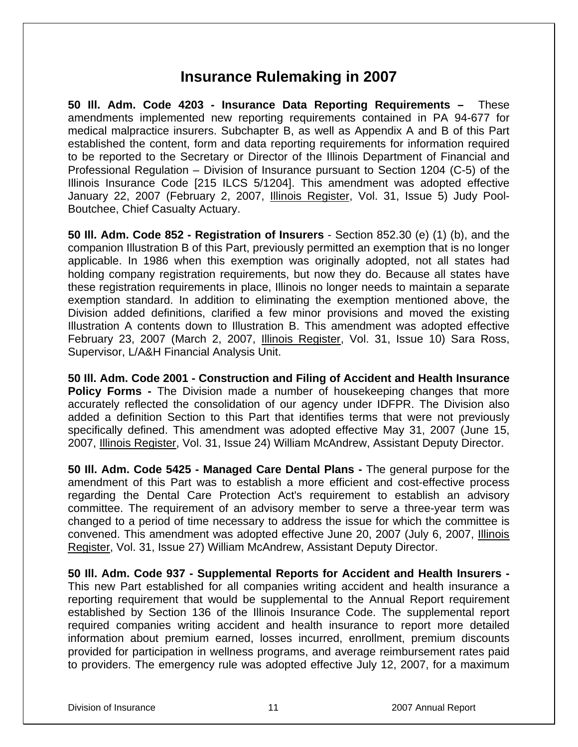# Insurance Rulemaking in 2007

**50 Ill. Adm. Code 4203 - Insurance Data Reporting Requirements –** These amendments implemented new reporting requirements contained in PA 94-677 for medical malpractice insurers. Subchapter B, as well as Appendix A and B of this Part established the content, form and data reporting requirements for information required to be reported to the Secretary or Director of the Illinois Department of Financial and Professional Regulation – Division of Insurance pursuant to Section 1204 (C-5) of the Illinois Insurance Code [215 ILCS 5/1204]. This amendment was adopted effective January 22, 2007 (February 2, 2007, Illinois Register, Vol. 31, Issue 5) Judy Pool-Boutchee, Chief Casualty Actuary.

**50 Ill. Adm. Code 852 - Registration of Insurers** - Section 852.30 (e) (1) (b), and the companion Illustration B of this Part, previously permitted an exemption that is no longer applicable. In 1986 when this exemption was originally adopted, not all states had holding company registration requirements, but now they do. Because all states have these registration requirements in place, Illinois no longer needs to maintain a separate exemption standard. In addition to eliminating the exemption mentioned above, the Division added definitions, clarified a few minor provisions and moved the existing Illustration A contents down to Illustration B. This amendment was adopted effective February 23, 2007 (March 2, 2007, Illinois Register, Vol. 31, Issue 10) Sara Ross, Supervisor, L/A&H Financial Analysis Unit.

**50 Ill. Adm. Code 2001 - Construction and Filing of Accident and Health Insurance Policy Forms -** The Division made a number of housekeeping changes that more accurately reflected the consolidation of our agency under IDFPR. The Division also added a definition Section to this Part that identifies terms that were not previously specifically defined. This amendment was adopted effective May 31, 2007 (June 15, 2007, Illinois Register, Vol. 31, Issue 24) William McAndrew, Assistant Deputy Director.

**50 Ill. Adm. Code 5425 - Managed Care Dental Plans -** The general purpose for the amendment of this Part was to establish a more efficient and cost-effective process regarding the Dental Care Protection Act's requirement to establish an advisory committee. The requirement of an advisory member to serve a three-year term was changed to a period of time necessary to address the issue for which the committee is convened. This amendment was adopted effective June 20, 2007 (July 6, 2007, Illinois Register, Vol. 31, Issue 27) William McAndrew, Assistant Deputy Director.

**50 Ill. Adm. Code 937 - Supplemental Reports for Accident and Health Insurers -** This new Part established for all companies writing accident and health insurance a reporting requirement that would be supplemental to the Annual Report requirement established by Section 136 of the Illinois Insurance Code. The supplemental report required companies writing accident and health insurance to report more detailed information about premium earned, losses incurred, enrollment, premium discounts provided for participation in wellness programs, and average reimbursement rates paid to providers. The emergency rule was adopted effective July 12, 2007, for a maximum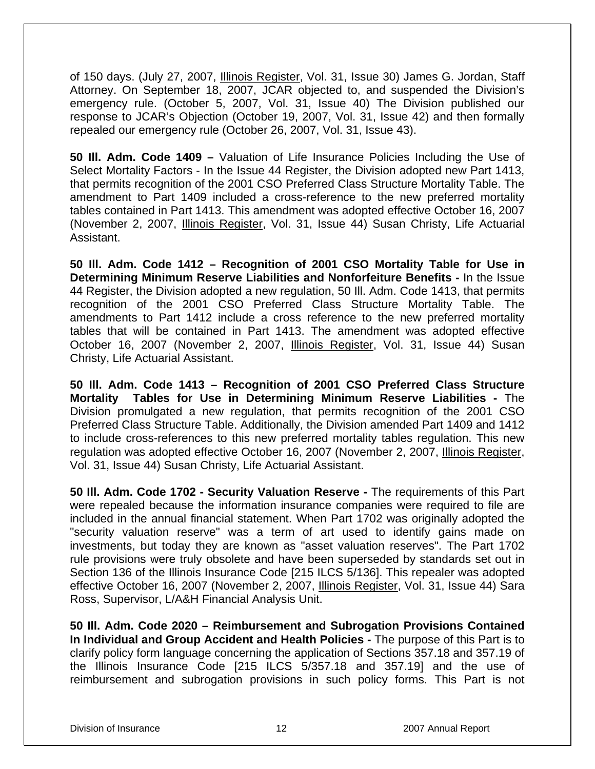of 150 days. (July 27, 2007, Illinois Register, Vol. 31, Issue 30) James G. Jordan, Staff Attorney. On September 18, 2007, JCAR objected to, and suspended the Division's emergency rule. (October 5, 2007, Vol. 31, Issue 40) The Division published our response to JCAR's Objection (October 19, 2007, Vol. 31, Issue 42) and then formally repealed our emergency rule (October 26, 2007, Vol. 31, Issue 43).

**50 Ill. Adm. Code 1409 –** Valuation of Life Insurance Policies Including the Use of Select Mortality Factors - In the Issue 44 Register, the Division adopted new Part 1413, that permits recognition of the 2001 CSO Preferred Class Structure Mortality Table. The amendment to Part 1409 included a cross-reference to the new preferred mortality tables contained in Part 1413. This amendment was adopted effective October 16, 2007 (November 2, 2007, Illinois Register, Vol. 31, Issue 44) Susan Christy, Life Actuarial Assistant.

**50 Ill. Adm. Code 1412 – Recognition of 2001 CSO Mortality Table for Use in Determining Minimum Reserve Liabilities and Nonforfeiture Benefits -** In the Issue 44 Register, the Division adopted a new regulation, 50 Ill. Adm. Code 1413, that permits recognition of the 2001 CSO Preferred Class Structure Mortality Table. The amendments to Part 1412 include a cross reference to the new preferred mortality tables that will be contained in Part 1413. The amendment was adopted effective October 16, 2007 (November 2, 2007, Illinois Register, Vol. 31, Issue 44) Susan Christy, Life Actuarial Assistant.

**50 Ill. Adm. Code 1413 – Recognition of 2001 CSO Preferred Class Structure Mortality Tables for Use in Determining Minimum Reserve Liabilities -** The Division promulgated a new regulation, that permits recognition of the 2001 CSO Preferred Class Structure Table. Additionally, the Division amended Part 1409 and 1412 to include cross-references to this new preferred mortality tables regulation. This new regulation was adopted effective October 16, 2007 (November 2, 2007, Illinois Register, Vol. 31, Issue 44) Susan Christy, Life Actuarial Assistant.

**50 Ill. Adm. Code 1702 - Security Valuation Reserve -** The requirements of this Part were repealed because the information insurance companies were required to file are included in the annual financial statement. When Part 1702 was originally adopted the "security valuation reserve" was a term of art used to identify gains made on investments, but today they are known as "asset valuation reserves". The Part 1702 rule provisions were truly obsolete and have been superseded by standards set out in Section 136 of the Illinois Insurance Code [215 ILCS 5/136]. This repealer was adopted effective October 16, 2007 (November 2, 2007, Illinois Register, Vol. 31, Issue 44) Sara Ross, Supervisor, L/A&H Financial Analysis Unit.

**50 Ill. Adm. Code 2020 – Reimbursement and Subrogation Provisions Contained In Individual and Group Accident and Health Policies -** The purpose of this Part is to clarify policy form language concerning the application of Sections 357.18 and 357.19 of the Illinois Insurance Code [215 ILCS 5/357.18 and 357.19] and the use of reimbursement and subrogation provisions in such policy forms. This Part is not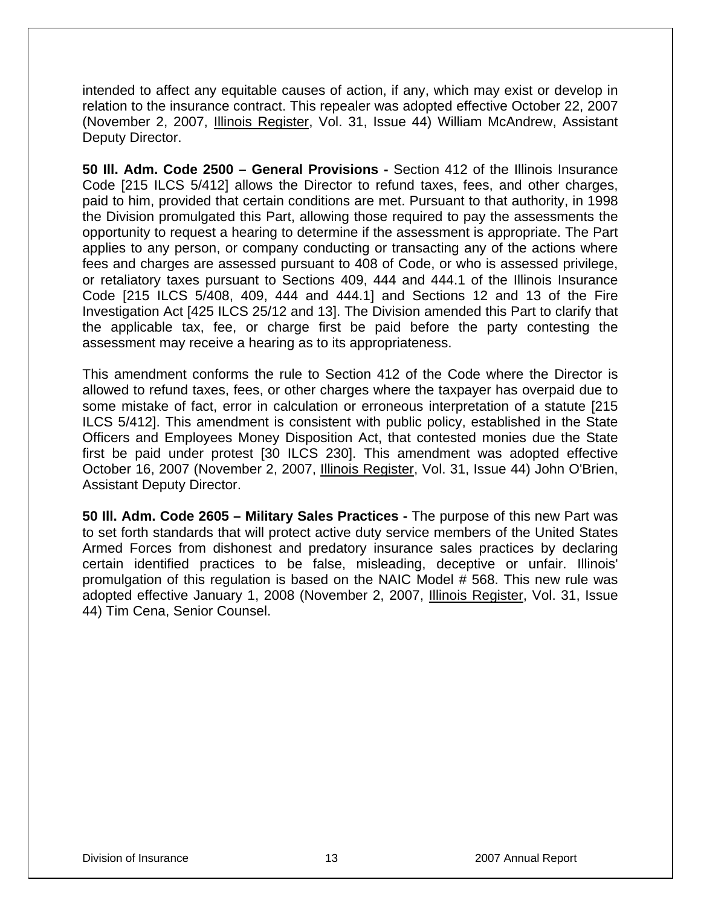intended to affect any equitable causes of action, if any, which may exist or develop in relation to the insurance contract. This repealer was adopted effective October 22, 2007 (November 2, 2007, Illinois Register, Vol. 31, Issue 44) William McAndrew, Assistant Deputy Director.

**50 Ill. Adm. Code 2500 – General Provisions -** Section 412 of the Illinois Insurance Code [215 ILCS 5/412] allows the Director to refund taxes, fees, and other charges, paid to him, provided that certain conditions are met. Pursuant to that authority, in 1998 the Division promulgated this Part, allowing those required to pay the assessments the opportunity to request a hearing to determine if the assessment is appropriate. The Part applies to any person, or company conducting or transacting any of the actions where fees and charges are assessed pursuant to 408 of Code, or who is assessed privilege, or retaliatory taxes pursuant to Sections 409, 444 and 444.1 of the Illinois Insurance Code [215 ILCS 5/408, 409, 444 and 444.1] and Sections 12 and 13 of the Fire Investigation Act [425 ILCS 25/12 and 13]. The Division amended this Part to clarify that the applicable tax, fee, or charge first be paid before the party contesting the assessment may receive a hearing as to its appropriateness.

This amendment conforms the rule to Section 412 of the Code where the Director is allowed to refund taxes, fees, or other charges where the taxpayer has overpaid due to some mistake of fact, error in calculation or erroneous interpretation of a statute [215 ILCS 5/412]. This amendment is consistent with public policy, established in the State Officers and Employees Money Disposition Act, that contested monies due the State first be paid under protest [30 ILCS 230]. This amendment was adopted effective October 16, 2007 (November 2, 2007, Illinois Register, Vol. 31, Issue 44) John O'Brien, Assistant Deputy Director.

**50 Ill. Adm. Code 2605 – Military Sales Practices -** The purpose of this new Part was to set forth standards that will protect active duty service members of the United States Armed Forces from dishonest and predatory insurance sales practices by declaring certain identified practices to be false, misleading, deceptive or unfair. Illinois' promulgation of this regulation is based on the NAIC Model # 568. This new rule was adopted effective January 1, 2008 (November 2, 2007, Illinois Register, Vol. 31, Issue 44) Tim Cena, Senior Counsel.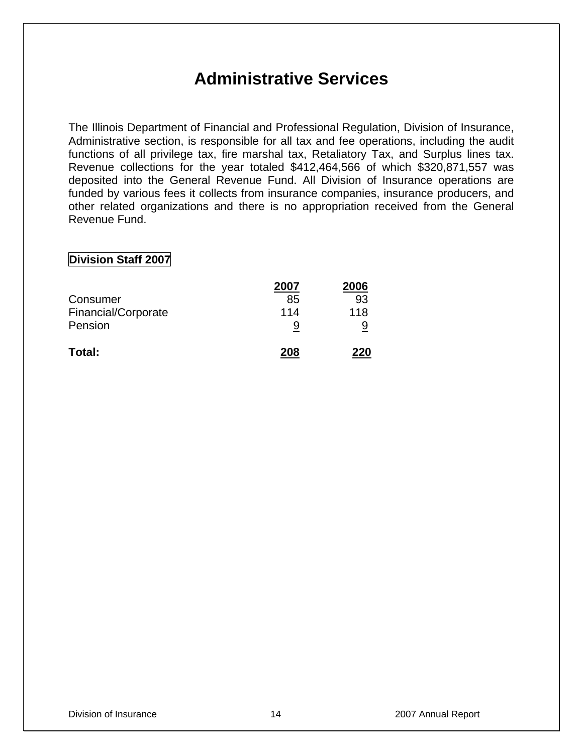# Administrative Services

The Illinois Department of Financial and Professional Regulation, Division of Insurance, Administrative section, is responsible for all tax and fee operations, including the audit functions of all privilege tax, fire marshal tax, Retaliatory Tax, and Surplus lines tax. Revenue collections for the year totaled $412,464,566 of which $320,871,557 was deposited into the General Revenue Fund. All Division of Insurance operations are funded by various fees it collects from insurance companies, insurance producers, and other related organizations and there is no appropriation received from the General Revenue Fund.

**Division Staff 2007**

| | 2007 | 2006 |
|---|---|---|
| Consumer | 85 | 93 |
| Financial/Corporate | 114 | 118 |
| Pension | 9 | 9 |
| **Total:** | **208** | **220** |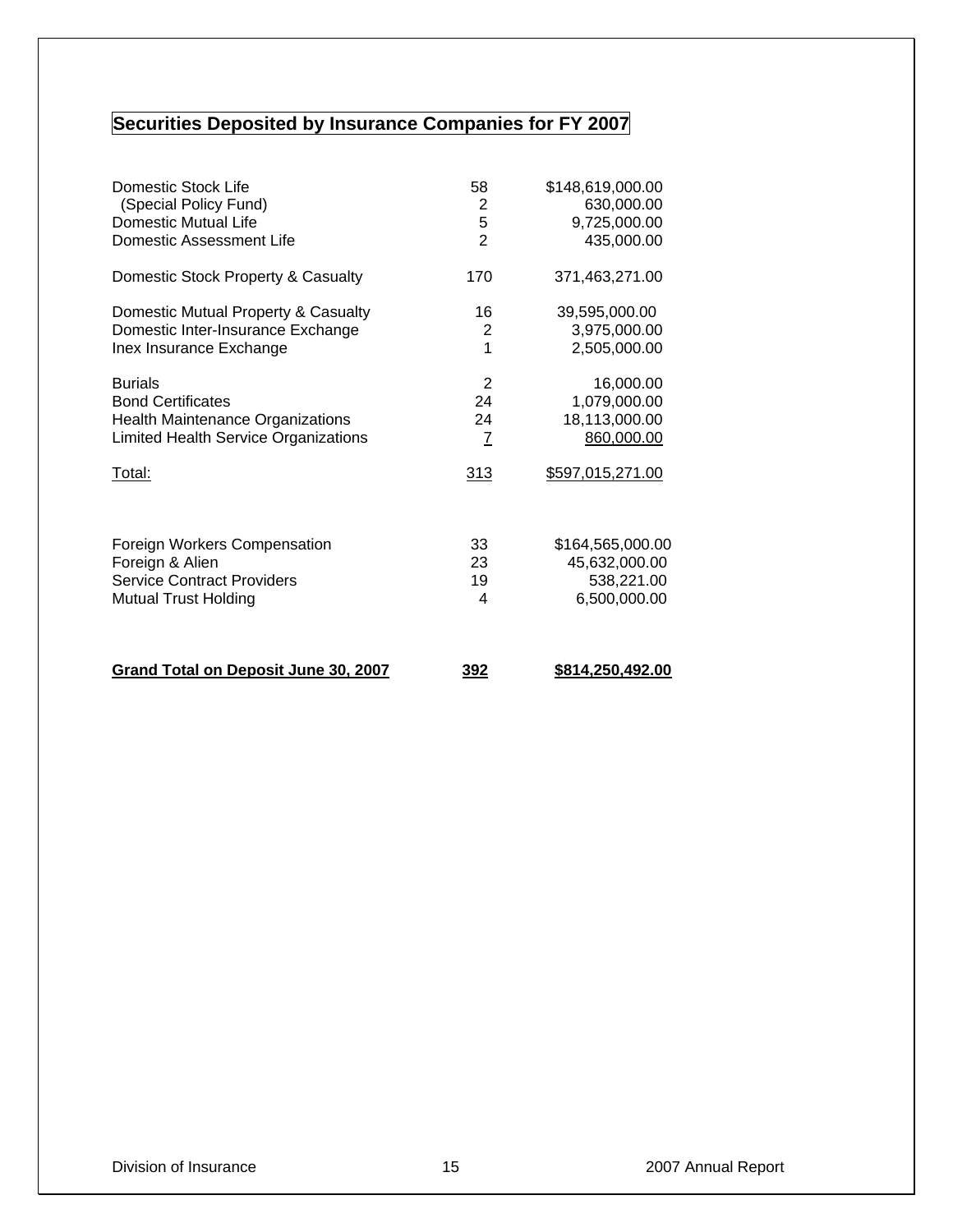## Securities Deposited by Insurance Companies for FY 2007

| | | |
|---|---|---|
| Domestic Stock Life | 58 | $148,619,000.00 |
| (Special Policy Fund) | 2 | 630,000.00 |
| Domestic Mutual Life | 5 | 9,725,000.00 |
| Domestic Assessment Life | 2 | 435,000.00 |
| Domestic Stock Property & Casualty | 170 | 371,463,271.00 |
| Domestic Mutual Property & Casualty | 16 | 39,595,000.00 |
| Domestic Inter-Insurance Exchange | 2 | 3,975,000.00 |
| Inex Insurance Exchange | 1 | 2,505,000.00 |
| Burials | 2 | 16,000.00 |
| Bond Certificates | 24 | 1,079,000.00 |
| Health Maintenance Organizations | 24 | 18,113,000.00 |
| Limited Health Service Organizations | 7 | 860,000.00 |
| Total: | 313 | $597,015,271.00 |
| Foreign Workers Compensation | 33 | $164,565,000.00 |
| Foreign & Alien | 23 | 45,632,000.00 |
| Service Contract Providers | 19 | 538,221.00 |
| Mutual Trust Holding | 4 | 6,500,000.00 |
| **Grand Total on Deposit June 30, 2007** | **392** | **$814,250,492.00** |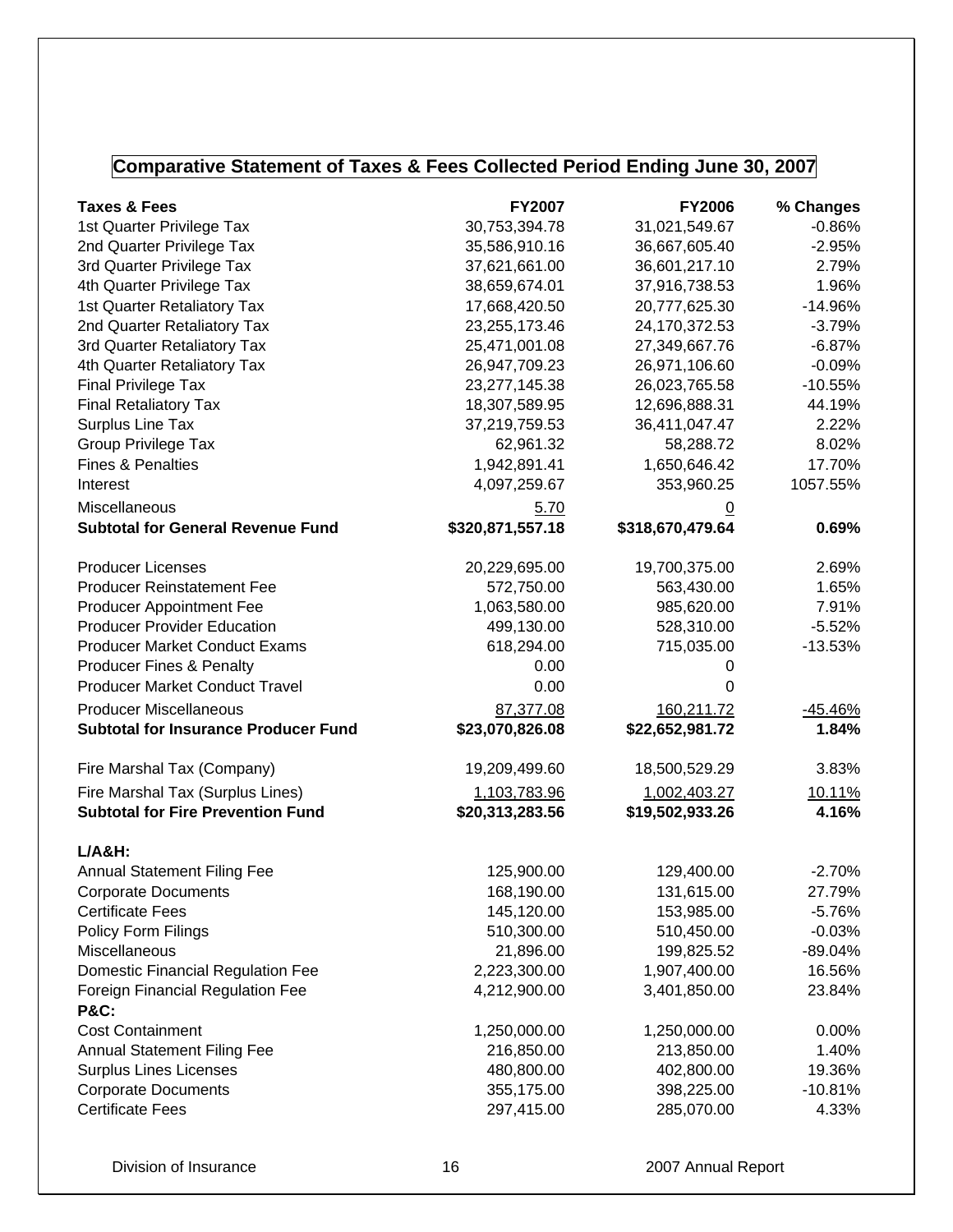## Comparative Statement of Taxes & Fees Collected Period Ending June 30, 2007

| Taxes & Fees | FY2007 | FY2006 | % Changes |
|---|---|---|---|
| 1st Quarter Privilege Tax | 30,753,394.78 | 31,021,549.67 | -0.86% |
| 2nd Quarter Privilege Tax | 35,586,910.16 | 36,667,605.40 | -2.95% |
| 3rd Quarter Privilege Tax | 37,621,661.00 | 36,601,217.10 | 2.79% |
| 4th Quarter Privilege Tax | 38,659,674.01 | 37,916,738.53 | 1.96% |
| 1st Quarter Retaliatory Tax | 17,668,420.50 | 20,777,625.30 | -14.96% |
| 2nd Quarter Retaliatory Tax | 23,255,173.46 | 24,170,372.53 | -3.79% |
| 3rd Quarter Retaliatory Tax | 25,471,001.08 | 27,349,667.76 | -6.87% |
| 4th Quarter Retaliatory Tax | 26,947,709.23 | 26,971,106.60 | -0.09% |
| Final Privilege Tax | 23,277,145.38 | 26,023,765.58 | -10.55% |
| Final Retaliatory Tax | 18,307,589.95 | 12,696,888.31 | 44.19% |
| Surplus Line Tax | 37,219,759.53 | 36,411,047.47 | 2.22% |
| Group Privilege Tax | 62,961.32 | 58,288.72 | 8.02% |
| Fines & Penalties | 1,942,891.41 | 1,650,646.42 | 17.70% |
| Interest | 4,097,259.67 | 353,960.25 | 1057.55% |
| Miscellaneous | 5.70 | 0 | |
| **Subtotal for General Revenue Fund** | **$320,871,557.18** | **$318,670,479.64** | **0.69%** |
| | | | |
| Producer Licenses | 20,229,695.00 | 19,700,375.00 | 2.69% |
| Producer Reinstatement Fee | 572,750.00 | 563,430.00 | 1.65% |
| Producer Appointment Fee | 1,063,580.00 | 985,620.00 | 7.91% |
| Producer Provider Education | 499,130.00 | 528,310.00 | -5.52% |
| Producer Market Conduct Exams | 618,294.00 | 715,035.00 | -13.53% |
| Producer Fines & Penalty | 0.00 | 0 | |
| Producer Market Conduct Travel | 0.00 | 0 | |
| Producer Miscellaneous | 87,377.08 | 160,211.72 | -45.46% |
| **Subtotal for Insurance Producer Fund** | **$23,070,826.08** | **$22,652,981.72** | **1.84%** |
| | | | |
| Fire Marshal Tax (Company) | 19,209,499.60 | 18,500,529.29 | 3.83% |
| Fire Marshal Tax (Surplus Lines) | 1,103,783.96 | 1,002,403.27 | 10.11% |
| **Subtotal for Fire Prevention Fund** | **$20,313,283.56** | **$19,502,933.26** | **4.16%** |
| | | | |
| **L/A&H:** | | | |
| Annual Statement Filing Fee | 125,900.00 | 129,400.00 | -2.70% |
| Corporate Documents | 168,190.00 | 131,615.00 | 27.79% |
| Certificate Fees | 145,120.00 | 153,985.00 | -5.76% |
| Policy Form Filings | 510,300.00 | 510,450.00 | -0.03% |
| Miscellaneous | 21,896.00 | 199,825.52 | -89.04% |
| Domestic Financial Regulation Fee | 2,223,300.00 | 1,907,400.00 | 16.56% |
| Foreign Financial Regulation Fee | 4,212,900.00 | 3,401,850.00 | 23.84% |
| **P&C:** | | | |
| Cost Containment | 1,250,000.00 | 1,250,000.00 | 0.00% |
| Annual Statement Filing Fee | 216,850.00 | 213,850.00 | 1.40% |
| Surplus Lines Licenses | 480,800.00 | 402,800.00 | 19.36% |
| Corporate Documents | 355,175.00 | 398,225.00 | -10.81% |
| Certificate Fees | 297,415.00 | 285,070.00 | 4.33% |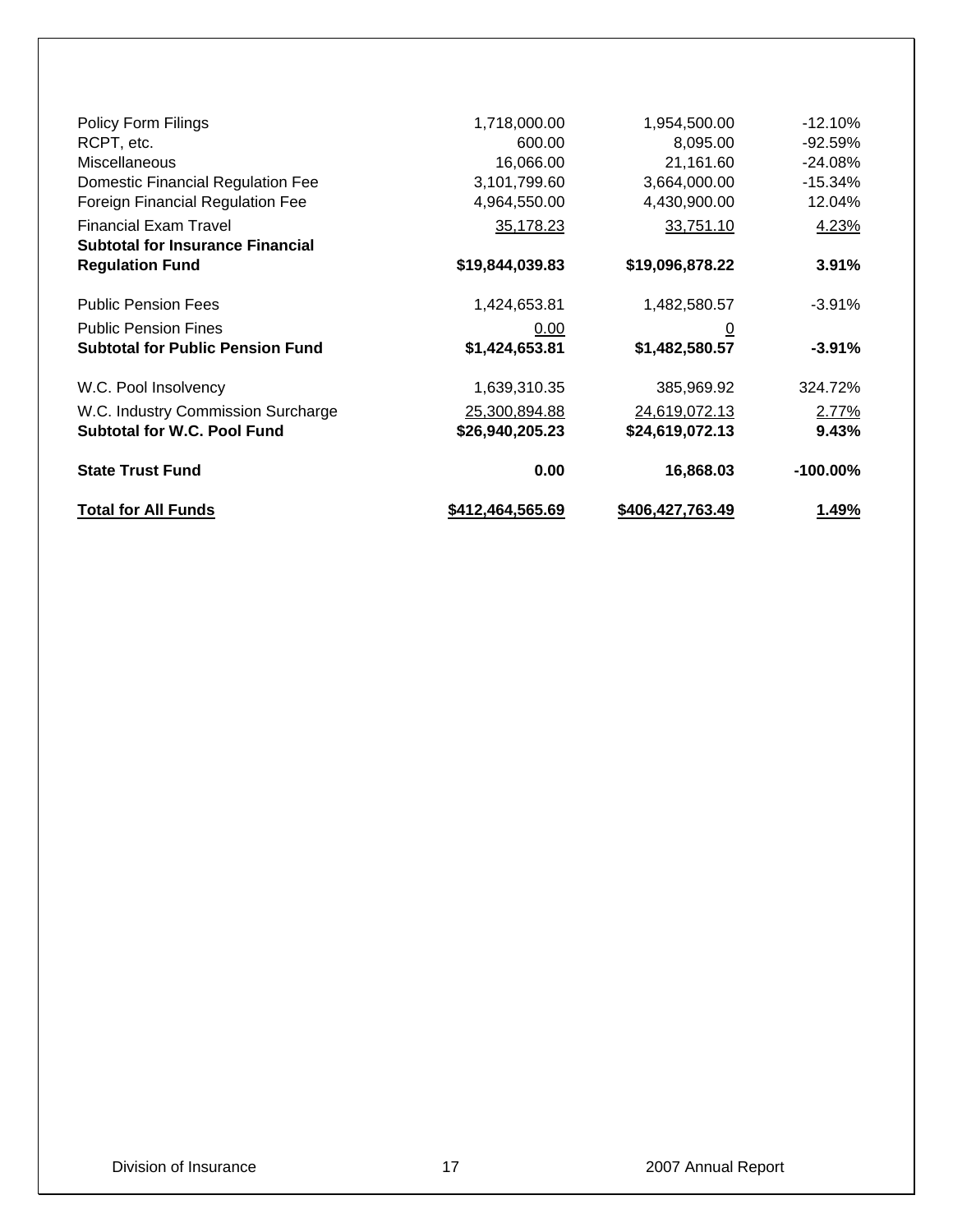| | | | |
|---|---|---|---|
| Policy Form Filings | 1,718,000.00 | 1,954,500.00 | -12.10% |
| RCPT, etc. | 600.00 | 8,095.00 | -92.59% |
| Miscellaneous | 16,066.00 | 21,161.60 | -24.08% |
| Domestic Financial Regulation Fee | 3,101,799.60 | 3,664,000.00 | -15.34% |
| Foreign Financial Regulation Fee | 4,964,550.00 | 4,430,900.00 | 12.04% |
| Financial Exam Travel | 35,178.23 | 33,751.10 | 4.23% |
| **Subtotal for Insurance Financial Regulation Fund** | **$19,844,039.83** | **$19,096,878.22** | **3.91%** |
| Public Pension Fees | 1,424,653.81 | 1,482,580.57 | -3.91% |
| Public Pension Fines | 0.00 | 0 | |
| **Subtotal for Public Pension Fund** | **$1,424,653.81** | **$1,482,580.57** | **-3.91%** |
| W.C. Pool Insolvency | 1,639,310.35 | 385,969.92 | 324.72% |
| W.C. Industry Commission Surcharge | 25,300,894.88 | 24,619,072.13 | 2.77% |
| **Subtotal for W.C. Pool Fund** | **$26,940,205.23** | **$24,619,072.13** | **9.43%** |
| **State Trust Fund** | **0.00** | **16,868.03** | **-100.00%** |
| **Total for All Funds** | **$412,464,565.69** | **$406,427,763.49** | **1.49%** |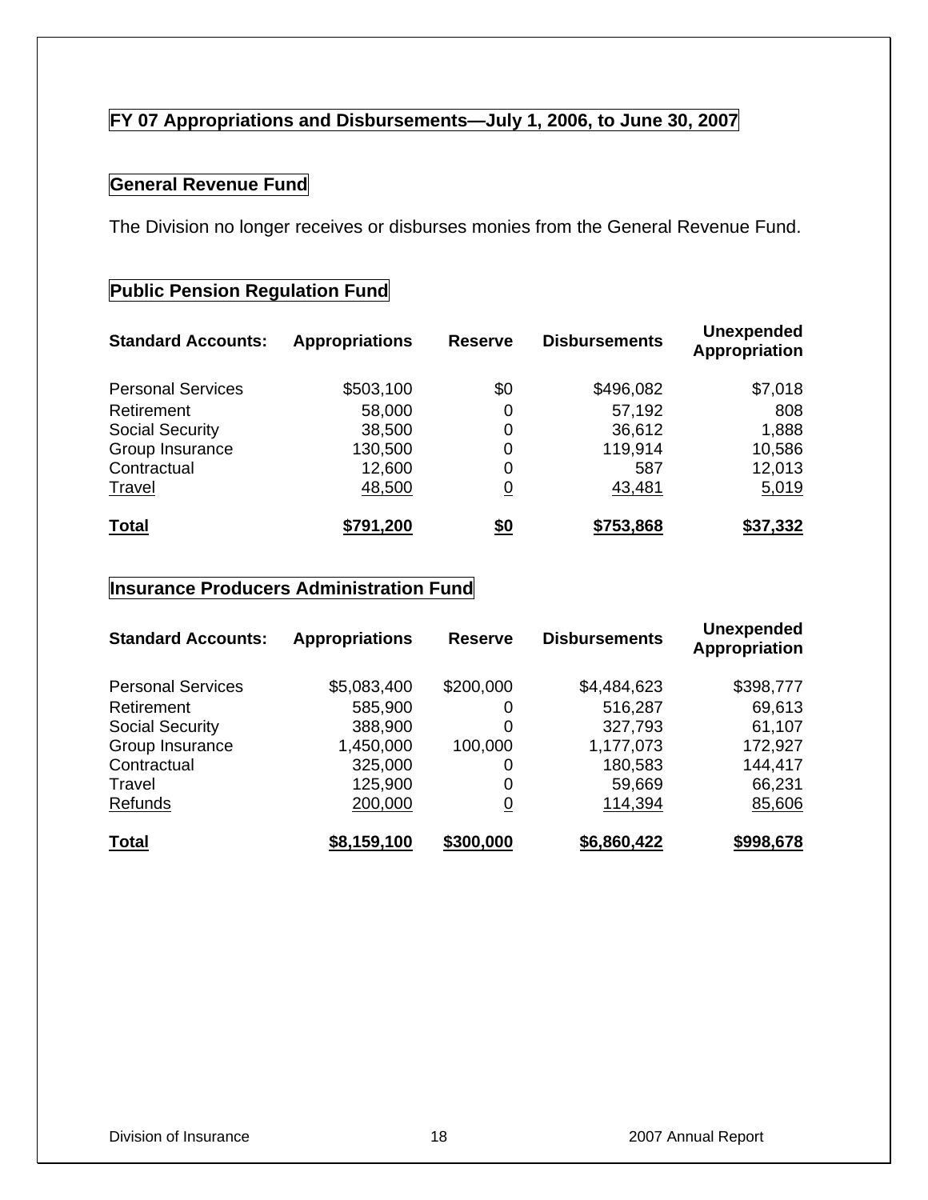## FY 07 Appropriations and Disbursements—July 1, 2006, to June 30, 2007

### General Revenue Fund

The Division no longer receives or disburses monies from the General Revenue Fund.

### Public Pension Regulation Fund

| Standard Accounts: | Appropriations | Reserve | Disbursements | Unexpended Appropriation |
|---|---|---|---|---|
| Personal Services | $503,100 | $0 | $496,082 | $7,018 |
| Retirement | 58,000 | 0 | 57,192 | 808 |
| Social Security | 38,500 | 0 | 36,612 | 1,888 |
| Group Insurance | 130,500 | 0 | 119,914 | 10,586 |
| Contractual | 12,600 | 0 | 587 | 12,013 |
| Travel | 48,500 | 0 | 43,481 | 5,019 |
| **Total** | **$791,200** | **$0** | **$753,868** | **$37,332** |

### Insurance Producers Administration Fund

| Standard Accounts: | Appropriations | Reserve | Disbursements | Unexpended Appropriation |
|---|---|---|---|---|
| Personal Services | $5,083,400 | $200,000 | $4,484,623 | $398,777 |
| Retirement | 585,900 | 0 | 516,287 | 69,613 |
| Social Security | 388,900 | 0 | 327,793 | 61,107 |
| Group Insurance | 1,450,000 | 100,000 | 1,177,073 | 172,927 |
| Contractual | 325,000 | 0 | 180,583 | 144,417 |
| Travel | 125,900 | 0 | 59,669 | 66,231 |
| Refunds | 200,000 | 0 | 114,394 | 85,606 |
| **Total** | **$8,159,100** | **$300,000** | **$6,860,422** | **$998,678** |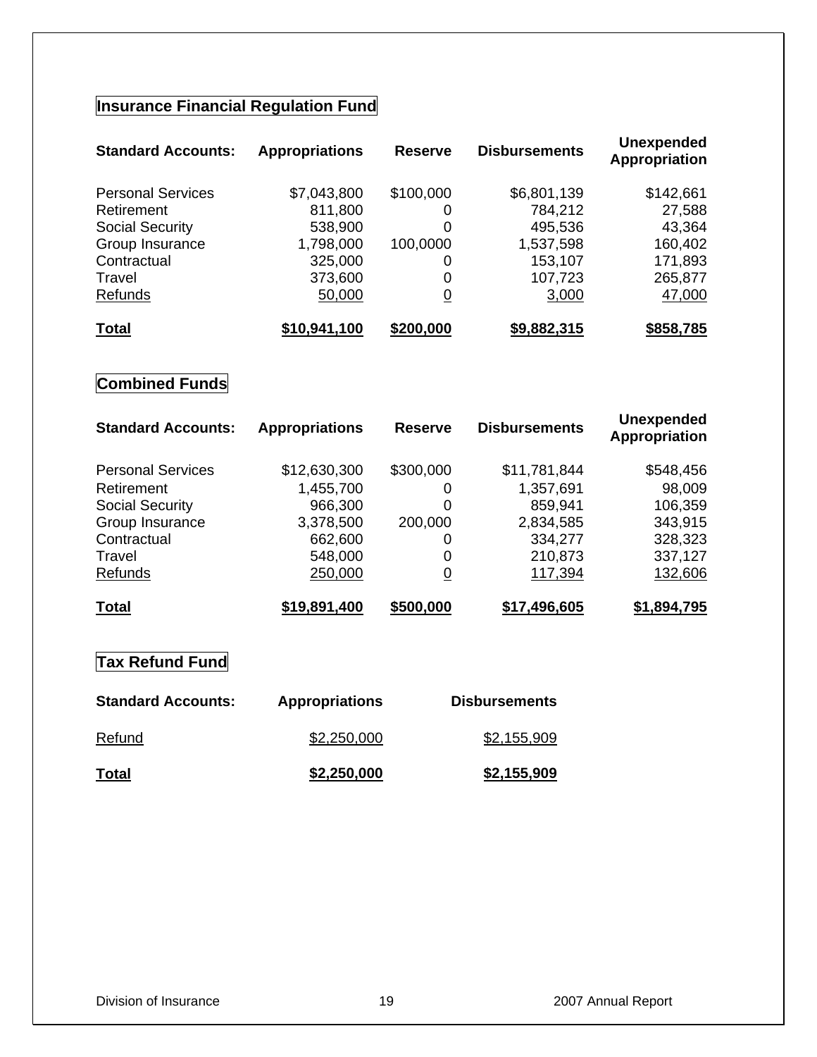## Insurance Financial Regulation Fund

| Standard Accounts: | Appropriations | Reserve | Disbursements | Unexpended Appropriation |
|---|---|---|---|---|
| Personal Services | $7,043,800 | $100,000 | $6,801,139 | $142,661 |
| Retirement | 811,800 | 0 | 784,212 | 27,588 |
| Social Security | 538,900 | 0 | 495,536 | 43,364 |
| Group Insurance | 1,798,000 | 100,0000 | 1,537,598 | 160,402 |
| Contractual | 325,000 | 0 | 153,107 | 171,893 |
| Travel | 373,600 | 0 | 107,723 | 265,877 |
| Refunds | 50,000 | 0 | 3,000 | 47,000 |
| **Total** | **$10,941,100** | **$200,000** | **$9,882,315** | **$858,785** |

## Combined Funds

| Standard Accounts: | Appropriations | Reserve | Disbursements | Unexpended Appropriation |
|---|---|---|---|---|
| Personal Services | $12,630,300 | $300,000 | $11,781,844 | $548,456 |
| Retirement | 1,455,700 | 0 | 1,357,691 | 98,009 |
| Social Security | 966,300 | 0 | 859,941 | 106,359 |
| Group Insurance | 3,378,500 | 200,000 | 2,834,585 | 343,915 |
| Contractual | 662,600 | 0 | 334,277 | 328,323 |
| Travel | 548,000 | 0 | 210,873 | 337,127 |
| Refunds | 250,000 | 0 | 117,394 | 132,606 |
| **Total** | **$19,891,400** | **$500,000** | **$17,496,605** | **$1,894,795** |

## Tax Refund Fund

| Standard Accounts: | Appropriations | Disbursements |
|---|---|---|
| Refund | $2,250,000 | $2,155,909 |
| **Total** | **$2,250,000** | **$2,155,909** |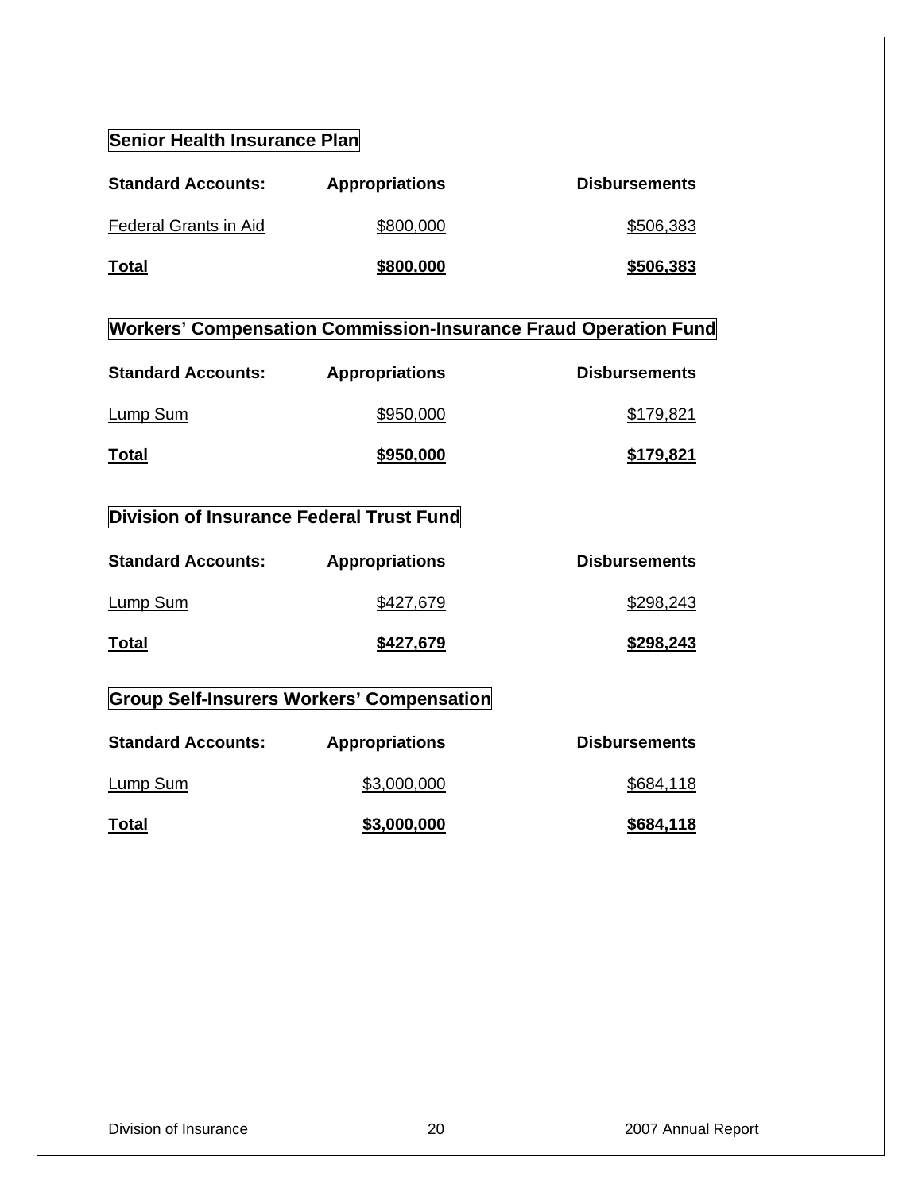## Senior Health Insurance Plan

| Standard Accounts: | Appropriations | Disbursements |
|---|---|---|
| Federal Grants in Aid | $800,000 | $506,383 |
| **Total** | **$800,000** | **$506,383** |

## Workers' Compensation Commission-Insurance Fraud Operation Fund

| Standard Accounts: | Appropriations | Disbursements |
|---|---|---|
| Lump Sum | $950,000 | $179,821 |
| **Total** | **$950,000** | **$179,821** |

## Division of Insurance Federal Trust Fund

| Standard Accounts: | Appropriations | Disbursements |
|---|---|---|
| Lump Sum | $427,679 | $298,243 |
| **Total** | **$427,679** | **$298,243** |

## Group Self-Insurers Workers' Compensation

| Standard Accounts: | Appropriations | Disbursements |
|---|---|---|
| Lump Sum | $3,000,000 | $684,118 |
| **Total** | **$3,000,000** | **$684,118** |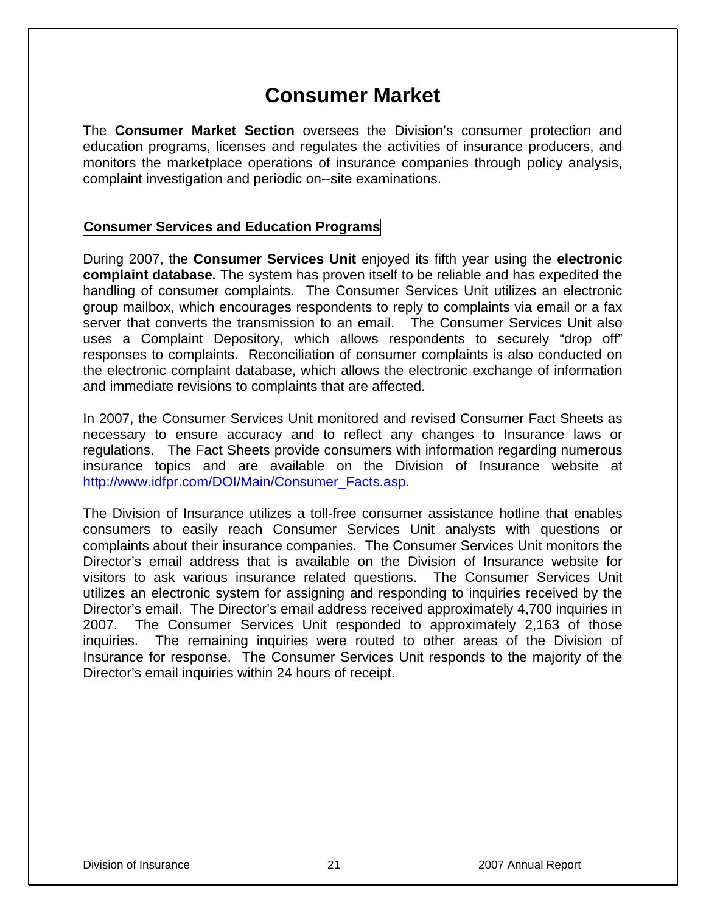# Consumer Market

The **Consumer Market Section** oversees the Division's consumer protection and education programs, licenses and regulates the activities of insurance producers, and monitors the marketplace operations of insurance companies through policy analysis, complaint investigation and periodic on--site examinations.

## Consumer Services and Education Programs

During 2007, the **Consumer Services Unit** enjoyed its fifth year using the **electronic complaint database.** The system has proven itself to be reliable and has expedited the handling of consumer complaints. The Consumer Services Unit utilizes an electronic group mailbox, which encourages respondents to reply to complaints via email or a fax server that converts the transmission to an email. The Consumer Services Unit also uses a Complaint Depository, which allows respondents to securely "drop off" responses to complaints. Reconciliation of consumer complaints is also conducted on the electronic complaint database, which allows the electronic exchange of information and immediate revisions to complaints that are affected.

In 2007, the Consumer Services Unit monitored and revised Consumer Fact Sheets as necessary to ensure accuracy and to reflect any changes to Insurance laws or regulations. The Fact Sheets provide consumers with information regarding numerous insurance topics and are available on the Division of Insurance website at http://www.idfpr.com/DOI/Main/Consumer_Facts.asp.

The Division of Insurance utilizes a toll-free consumer assistance hotline that enables consumers to easily reach Consumer Services Unit analysts with questions or complaints about their insurance companies. The Consumer Services Unit monitors the Director's email address that is available on the Division of Insurance website for visitors to ask various insurance related questions. The Consumer Services Unit utilizes an electronic system for assigning and responding to inquiries received by the Director's email. The Director's email address received approximately 4,700 inquiries in 2007. The Consumer Services Unit responded to approximately 2,163 of those inquiries. The remaining inquiries were routed to other areas of the Division of Insurance for response. The Consumer Services Unit responds to the majority of the Director's email inquiries within 24 hours of receipt.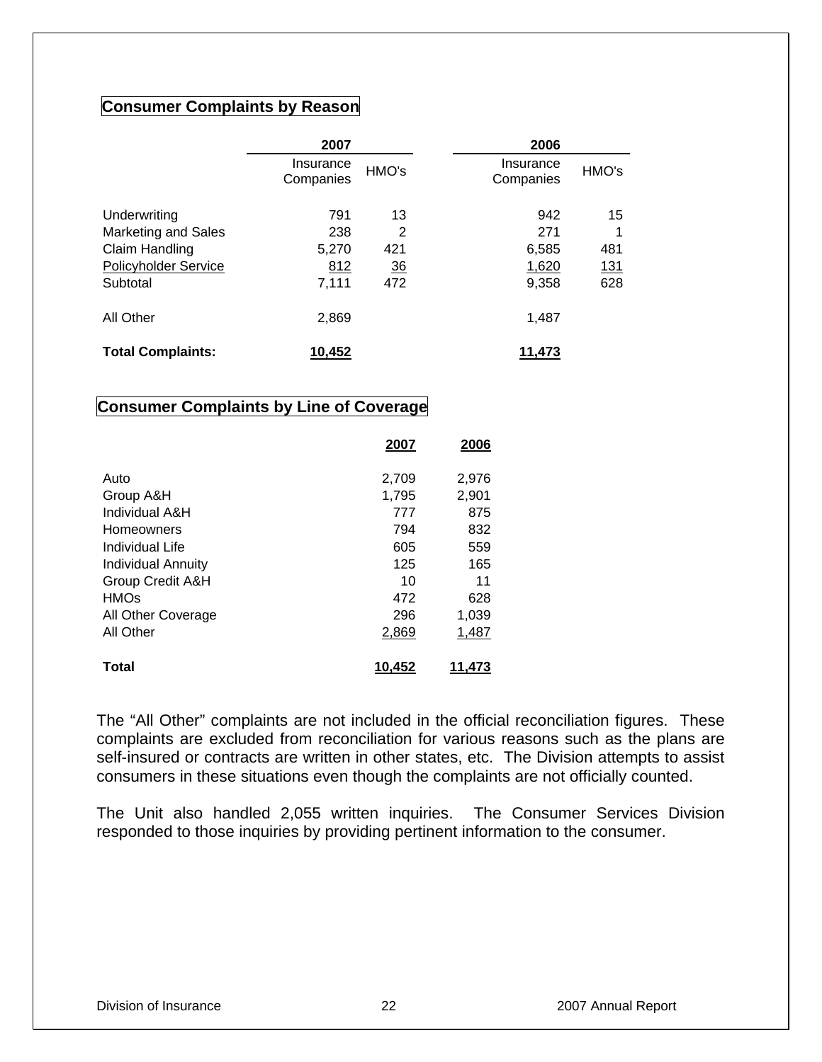## Consumer Complaints by Reason

| | 2007 | | 2006 | |
|---|---|---|---|---|
| | Insurance Companies | HMO's | Insurance Companies | HMO's |
| Underwriting | 791 | 13 | 942 | 15 |
| Marketing and Sales | 238 | 2 | 271 | 1 |
| Claim Handling | 5,270 | 421 | 6,585 | 481 |
| Policyholder Service | 812 | 36 | 1,620 | 131 |
| Subtotal | 7,111 | 472 | 9,358 | 628 |
| All Other | 2,869 | | 1,487 | |
| **Total Complaints:** | **10,452** | | **11,473** | |

## Consumer Complaints by Line of Coverage

| | 2007 | 2006 |
|---|---|---|
| Auto | 2,709 | 2,976 |
| Group A&H | 1,795 | 2,901 |
| Individual A&H | 777 | 875 |
| Homeowners | 794 | 832 |
| Individual Life | 605 | 559 |
| Individual Annuity | 125 | 165 |
| Group Credit A&H | 10 | 11 |
| HMOs | 472 | 628 |
| All Other Coverage | 296 | 1,039 |
| All Other | 2,869 | 1,487 |
| **Total** | **10,452** | **11,473** |

The "All Other" complaints are not included in the official reconciliation figures. These complaints are excluded from reconciliation for various reasons such as the plans are self-insured or contracts are written in other states, etc. The Division attempts to assist consumers in these situations even though the complaints are not officially counted.

The Unit also handled 2,055 written inquiries. The Consumer Services Division responded to those inquiries by providing pertinent information to the consumer.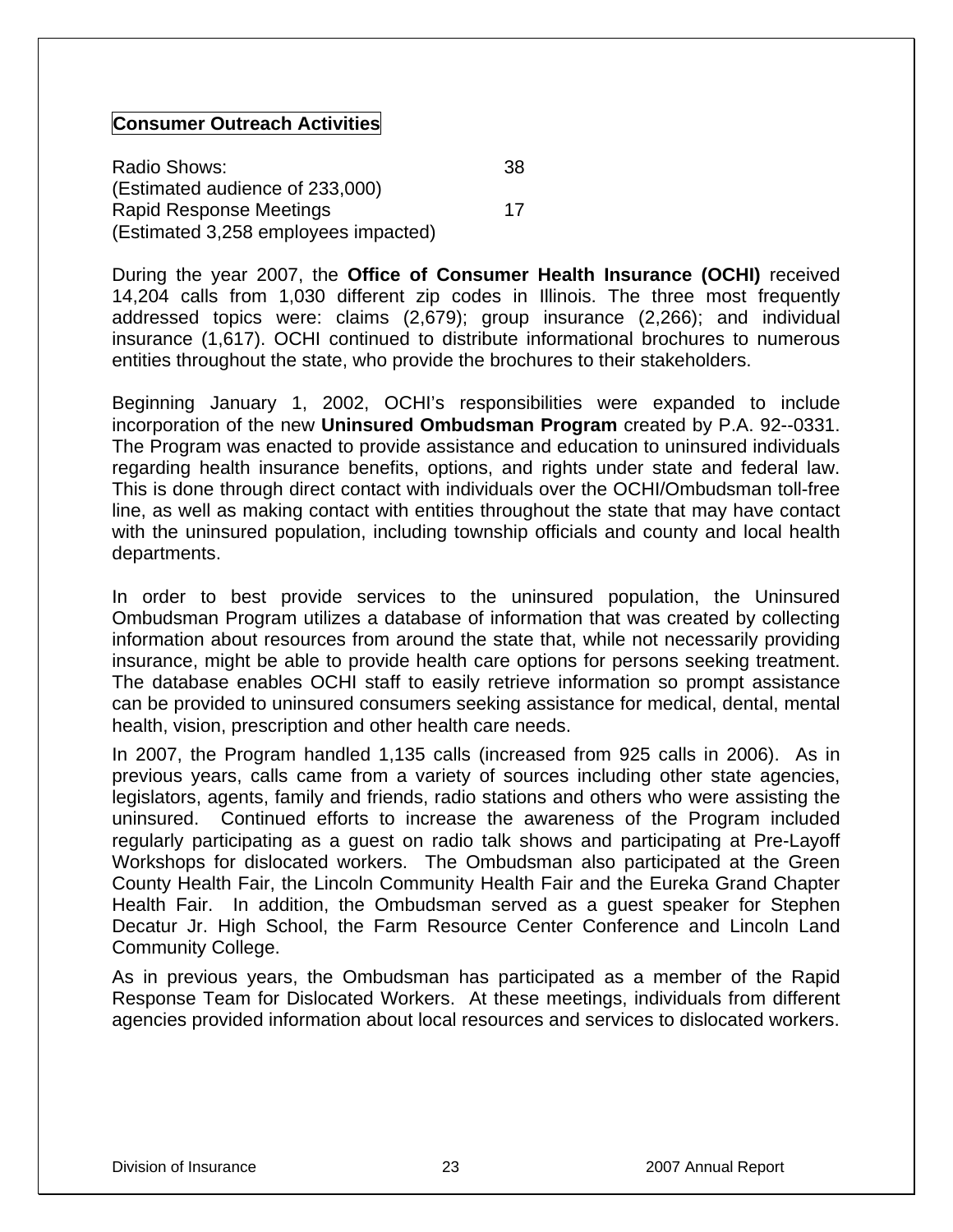## Consumer Outreach Activities

| | |
|---|---|
| Radio Shows: (Estimated audience of 233,000) | 38 |
| Rapid Response Meetings (Estimated 3,258 employees impacted) | 17 |

During the year 2007, the **Office of Consumer Health Insurance (OCHI)** received 14,204 calls from 1,030 different zip codes in Illinois. The three most frequently addressed topics were: claims (2,679); group insurance (2,266); and individual insurance (1,617). OCHI continued to distribute informational brochures to numerous entities throughout the state, who provide the brochures to their stakeholders.

Beginning January 1, 2002, OCHI's responsibilities were expanded to include incorporation of the new **Uninsured Ombudsman Program** created by P.A. 92--0331. The Program was enacted to provide assistance and education to uninsured individuals regarding health insurance benefits, options, and rights under state and federal law. This is done through direct contact with individuals over the OCHI/Ombudsman toll-free line, as well as making contact with entities throughout the state that may have contact with the uninsured population, including township officials and county and local health departments.

In order to best provide services to the uninsured population, the Uninsured Ombudsman Program utilizes a database of information that was created by collecting information about resources from around the state that, while not necessarily providing insurance, might be able to provide health care options for persons seeking treatment. The database enables OCHI staff to easily retrieve information so prompt assistance can be provided to uninsured consumers seeking assistance for medical, dental, mental health, vision, prescription and other health care needs.

In 2007, the Program handled 1,135 calls (increased from 925 calls in 2006). As in previous years, calls came from a variety of sources including other state agencies, legislators, agents, family and friends, radio stations and others who were assisting the uninsured. Continued efforts to increase the awareness of the Program included regularly participating as a guest on radio talk shows and participating at Pre-Layoff Workshops for dislocated workers. The Ombudsman also participated at the Green County Health Fair, the Lincoln Community Health Fair and the Eureka Grand Chapter Health Fair. In addition, the Ombudsman served as a guest speaker for Stephen Decatur Jr. High School, the Farm Resource Center Conference and Lincoln Land Community College.

As in previous years, the Ombudsman has participated as a member of the Rapid Response Team for Dislocated Workers. At these meetings, individuals from different agencies provided information about local resources and services to dislocated workers.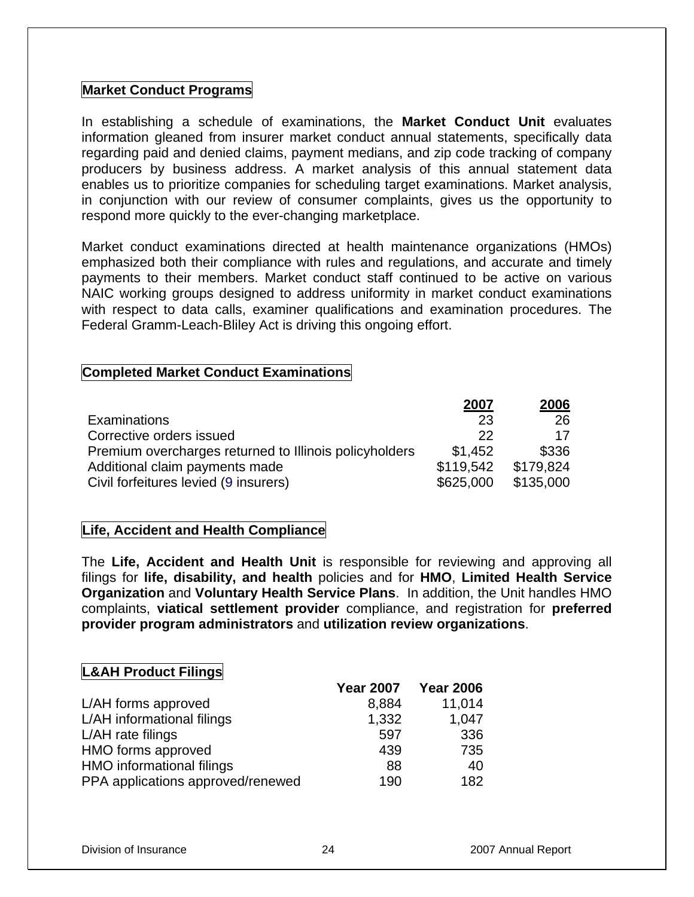## Market Conduct Programs

In establishing a schedule of examinations, the **Market Conduct Unit** evaluates information gleaned from insurer market conduct annual statements, specifically data regarding paid and denied claims, payment medians, and zip code tracking of company producers by business address. A market analysis of this annual statement data enables us to prioritize companies for scheduling target examinations. Market analysis, in conjunction with our review of consumer complaints, gives us the opportunity to respond more quickly to the ever-changing marketplace.

Market conduct examinations directed at health maintenance organizations (HMOs) emphasized both their compliance with rules and regulations, and accurate and timely payments to their members. Market conduct staff continued to be active on various NAIC working groups designed to address uniformity in market conduct examinations with respect to data calls, examiner qualifications and examination procedures. The Federal Gramm-Leach-Bliley Act is driving this ongoing effort.

## Completed Market Conduct Examinations

| | 2007 | 2006 |
|---|---|---|
| Examinations | 23 | 26 |
| Corrective orders issued | 22 | 17 |
| Premium overcharges returned to Illinois policyholders | $1,452 | $336 |
| Additional claim payments made | $119,542 | $179,824 |
| Civil forfeitures levied (9 insurers) | $625,000 | $135,000 |

## Life, Accident and Health Compliance

The **Life, Accident and Health Unit** is responsible for reviewing and approving all filings for **life, disability, and health** policies and for **HMO**, **Limited Health Service Organization** and **Voluntary Health Service Plans**. In addition, the Unit handles HMO complaints, **viatical settlement provider** compliance, and registration for **preferred provider program administrators** and **utilization review organizations**.

## L&AH Product Filings

| | Year 2007 | Year 2006 |
|---|---|---|
| L/AH forms approved | 8,884 | 11,014 |
| L/AH informational filings | 1,332 | 1,047 |
| L/AH rate filings | 597 | 336 |
| HMO forms approved | 439 | 735 |
| HMO informational filings | 88 | 40 |
| PPA applications approved/renewed | 190 | 182 |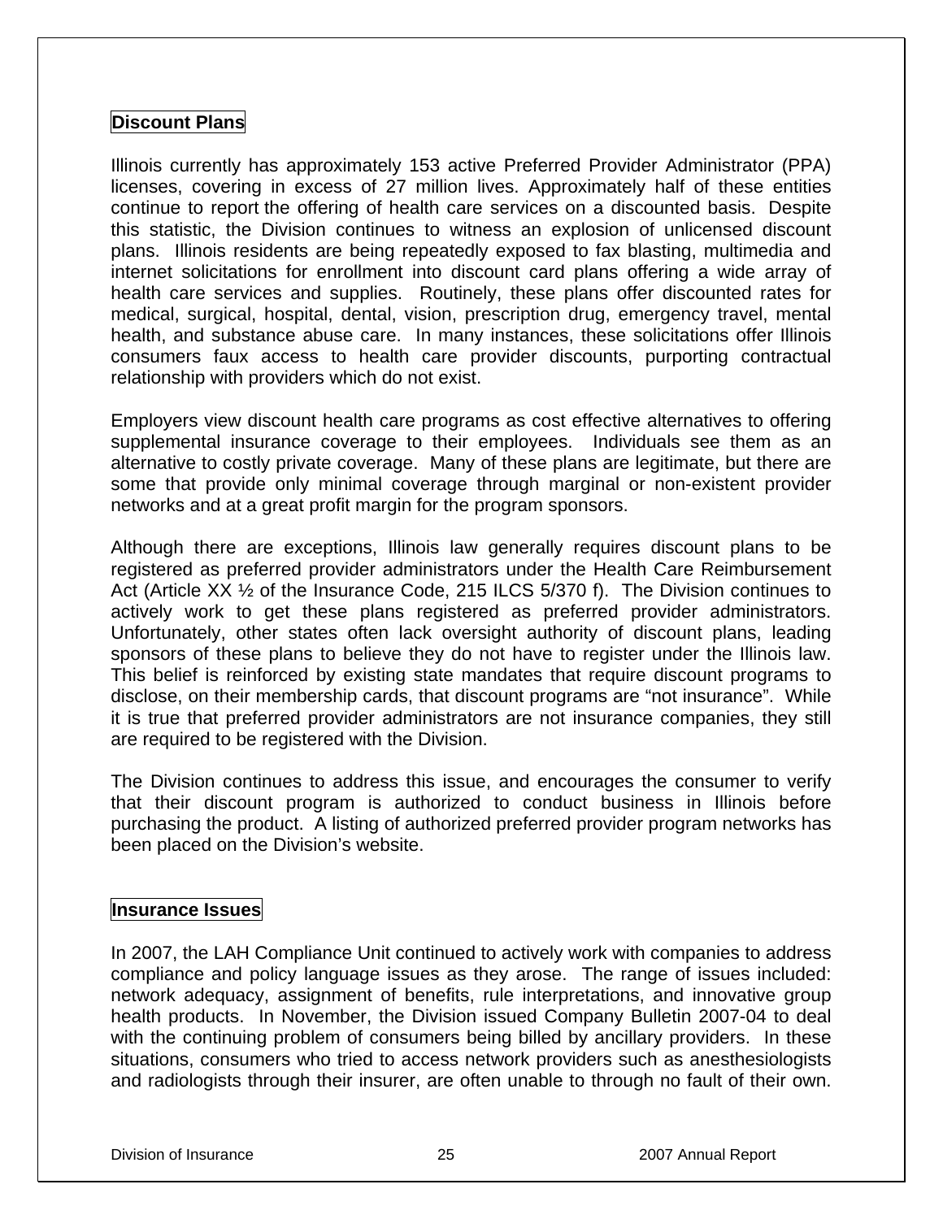## Discount Plans

Illinois currently has approximately 153 active Preferred Provider Administrator (PPA) licenses, covering in excess of 27 million lives. Approximately half of these entities continue to report the offering of health care services on a discounted basis. Despite this statistic, the Division continues to witness an explosion of unlicensed discount plans. Illinois residents are being repeatedly exposed to fax blasting, multimedia and internet solicitations for enrollment into discount card plans offering a wide array of health care services and supplies. Routinely, these plans offer discounted rates for medical, surgical, hospital, dental, vision, prescription drug, emergency travel, mental health, and substance abuse care. In many instances, these solicitations offer Illinois consumers faux access to health care provider discounts, purporting contractual relationship with providers which do not exist.

Employers view discount health care programs as cost effective alternatives to offering supplemental insurance coverage to their employees. Individuals see them as an alternative to costly private coverage. Many of these plans are legitimate, but there are some that provide only minimal coverage through marginal or non-existent provider networks and at a great profit margin for the program sponsors.

Although there are exceptions, Illinois law generally requires discount plans to be registered as preferred provider administrators under the Health Care Reimbursement Act (Article XX ½ of the Insurance Code, 215 ILCS 5/370 f). The Division continues to actively work to get these plans registered as preferred provider administrators. Unfortunately, other states often lack oversight authority of discount plans, leading sponsors of these plans to believe they do not have to register under the Illinois law. This belief is reinforced by existing state mandates that require discount programs to disclose, on their membership cards, that discount programs are "not insurance". While it is true that preferred provider administrators are not insurance companies, they still are required to be registered with the Division.

The Division continues to address this issue, and encourages the consumer to verify that their discount program is authorized to conduct business in Illinois before purchasing the product. A listing of authorized preferred provider program networks has been placed on the Division's website.

## Insurance Issues

In 2007, the LAH Compliance Unit continued to actively work with companies to address compliance and policy language issues as they arose. The range of issues included: network adequacy, assignment of benefits, rule interpretations, and innovative group health products. In November, the Division issued Company Bulletin 2007-04 to deal with the continuing problem of consumers being billed by ancillary providers. In these situations, consumers who tried to access network providers such as anesthesiologists and radiologists through their insurer, are often unable to through no fault of their own.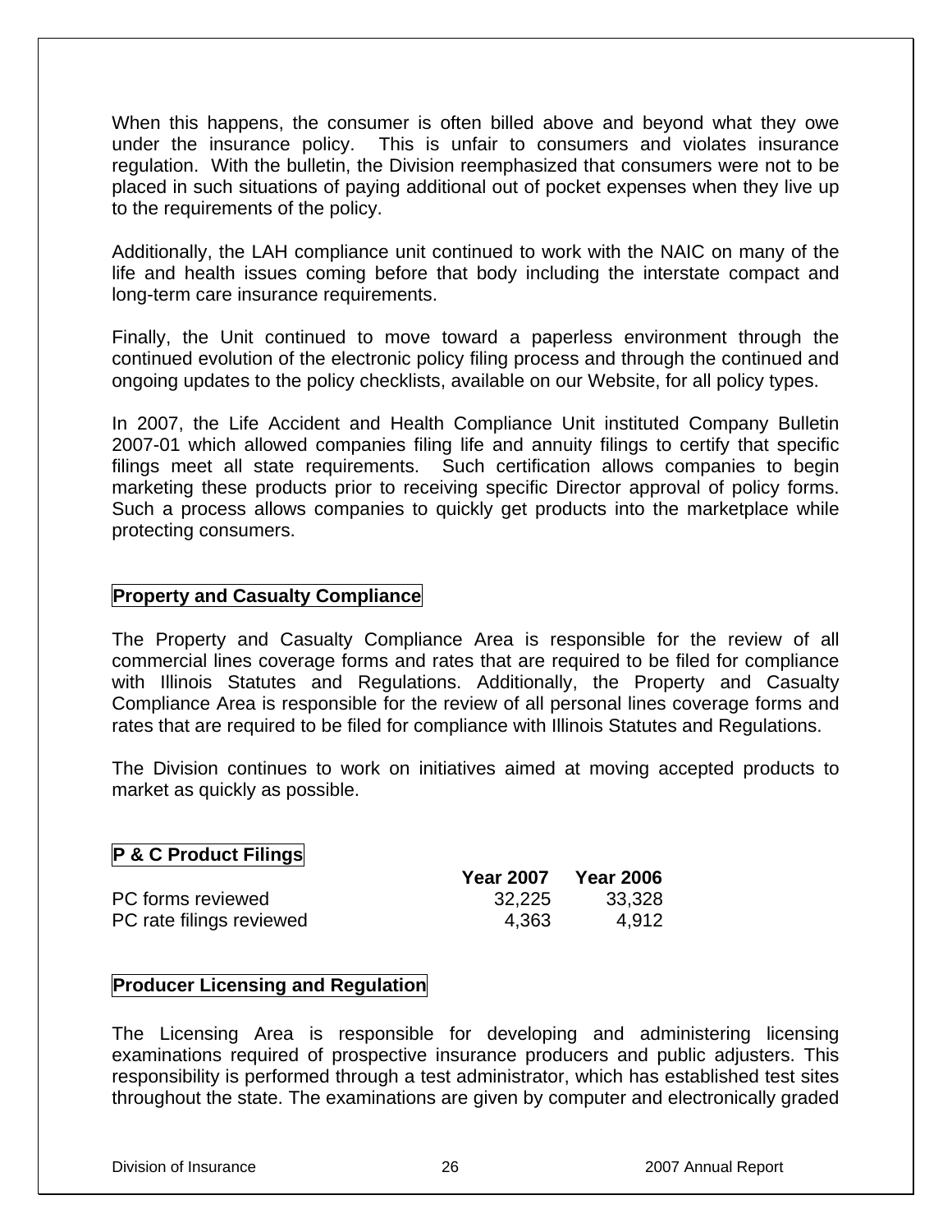When this happens, the consumer is often billed above and beyond what they owe under the insurance policy. This is unfair to consumers and violates insurance regulation. With the bulletin, the Division reemphasized that consumers were not to be placed in such situations of paying additional out of pocket expenses when they live up to the requirements of the policy.

Additionally, the LAH compliance unit continued to work with the NAIC on many of the life and health issues coming before that body including the interstate compact and long-term care insurance requirements.

Finally, the Unit continued to move toward a paperless environment through the continued evolution of the electronic policy filing process and through the continued and ongoing updates to the policy checklists, available on our Website, for all policy types.

In 2007, the Life Accident and Health Compliance Unit instituted Company Bulletin 2007-01 which allowed companies filing life and annuity filings to certify that specific filings meet all state requirements. Such certification allows companies to begin marketing these products prior to receiving specific Director approval of policy forms. Such a process allows companies to quickly get products into the marketplace while protecting consumers.

## Property and Casualty Compliance

The Property and Casualty Compliance Area is responsible for the review of all commercial lines coverage forms and rates that are required to be filed for compliance with Illinois Statutes and Regulations. Additionally, the Property and Casualty Compliance Area is responsible for the review of all personal lines coverage forms and rates that are required to be filed for compliance with Illinois Statutes and Regulations.

The Division continues to work on initiatives aimed at moving accepted products to market as quickly as possible.

## P & C Product Filings

| | Year 2007 | Year 2006 |
|---|---|---|
| PC forms reviewed | 32,225 | 33,328 |
| PC rate filings reviewed | 4,363 | 4,912 |

## Producer Licensing and Regulation

The Licensing Area is responsible for developing and administering licensing examinations required of prospective insurance producers and public adjusters. This responsibility is performed through a test administrator, which has established test sites throughout the state. The examinations are given by computer and electronically graded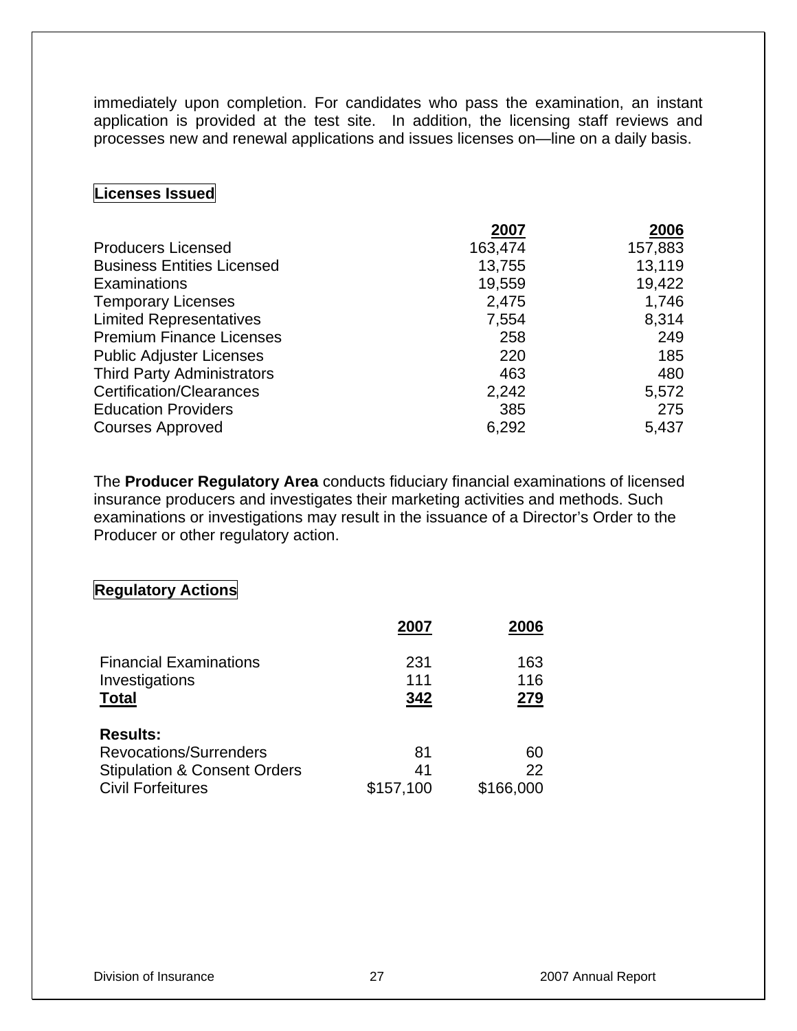immediately upon completion. For candidates who pass the examination, an instant application is provided at the test site. In addition, the licensing staff reviews and processes new and renewal applications and issues licenses on—line on a daily basis.

### Licenses Issued

| | 2007 | 2006 |
|---|---|---|
| Producers Licensed | 163,474 | 157,883 |
| Business Entities Licensed | 13,755 | 13,119 |
| Examinations | 19,559 | 19,422 |
| Temporary Licenses | 2,475 | 1,746 |
| Limited Representatives | 7,554 | 8,314 |
| Premium Finance Licenses | 258 | 249 |
| Public Adjuster Licenses | 220 | 185 |
| Third Party Administrators | 463 | 480 |
| Certification/Clearances | 2,242 | 5,572 |
| Education Providers | 385 | 275 |
| Courses Approved | 6,292 | 5,437 |

The **Producer Regulatory Area** conducts fiduciary financial examinations of licensed insurance producers and investigates their marketing activities and methods. Such examinations or investigations may result in the issuance of a Director's Order to the Producer or other regulatory action.

### Regulatory Actions

| | 2007 | 2006 |
|---|---|---|
| Financial Examinations | 231 | 163 |
| Investigations | 111 | 116 |
| **Total** | **342** | **279** |
| **Results:** | | |
| Revocations/Surrenders | 81 | 60 |
| Stipulation & Consent Orders | 41 | 22 |
| Civil Forfeitures | $157,100 | $166,000 |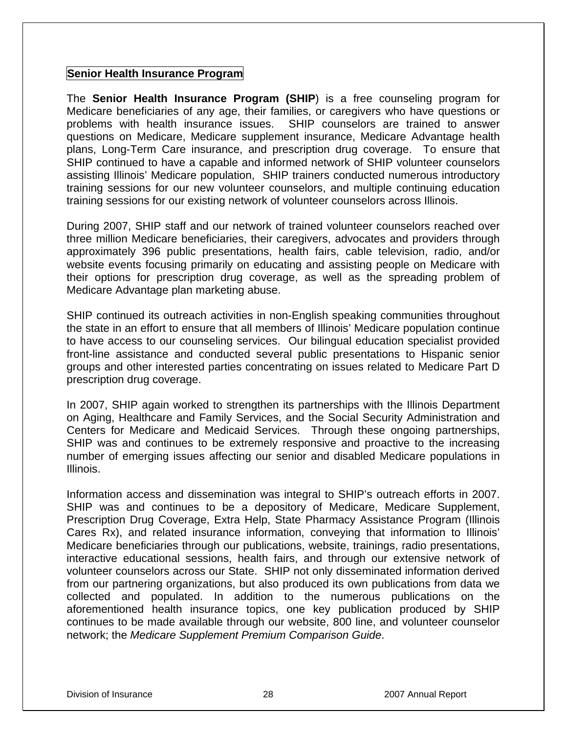## Senior Health Insurance Program

The **Senior Health Insurance Program (SHIP**) is a free counseling program for Medicare beneficiaries of any age, their families, or caregivers who have questions or problems with health insurance issues. SHIP counselors are trained to answer questions on Medicare, Medicare supplement insurance, Medicare Advantage health plans, Long-Term Care insurance, and prescription drug coverage. To ensure that SHIP continued to have a capable and informed network of SHIP volunteer counselors assisting Illinois' Medicare population, SHIP trainers conducted numerous introductory training sessions for our new volunteer counselors, and multiple continuing education training sessions for our existing network of volunteer counselors across Illinois.

During 2007, SHIP staff and our network of trained volunteer counselors reached over three million Medicare beneficiaries, their caregivers, advocates and providers through approximately 396 public presentations, health fairs, cable television, radio, and/or website events focusing primarily on educating and assisting people on Medicare with their options for prescription drug coverage, as well as the spreading problem of Medicare Advantage plan marketing abuse.

SHIP continued its outreach activities in non-English speaking communities throughout the state in an effort to ensure that all members of Illinois' Medicare population continue to have access to our counseling services. Our bilingual education specialist provided front-line assistance and conducted several public presentations to Hispanic senior groups and other interested parties concentrating on issues related to Medicare Part D prescription drug coverage.

In 2007, SHIP again worked to strengthen its partnerships with the Illinois Department on Aging, Healthcare and Family Services, and the Social Security Administration and Centers for Medicare and Medicaid Services. Through these ongoing partnerships, SHIP was and continues to be extremely responsive and proactive to the increasing number of emerging issues affecting our senior and disabled Medicare populations in Illinois.

Information access and dissemination was integral to SHIP's outreach efforts in 2007. SHIP was and continues to be a depository of Medicare, Medicare Supplement, Prescription Drug Coverage, Extra Help, State Pharmacy Assistance Program (Illinois Cares Rx), and related insurance information, conveying that information to Illinois' Medicare beneficiaries through our publications, website, trainings, radio presentations, interactive educational sessions, health fairs, and through our extensive network of volunteer counselors across our State. SHIP not only disseminated information derived from our partnering organizations, but also produced its own publications from data we collected and populated. In addition to the numerous publications on the aforementioned health insurance topics, one key publication produced by SHIP continues to be made available through our website, 800 line, and volunteer counselor network; the *Medicare Supplement Premium Comparison Guide*.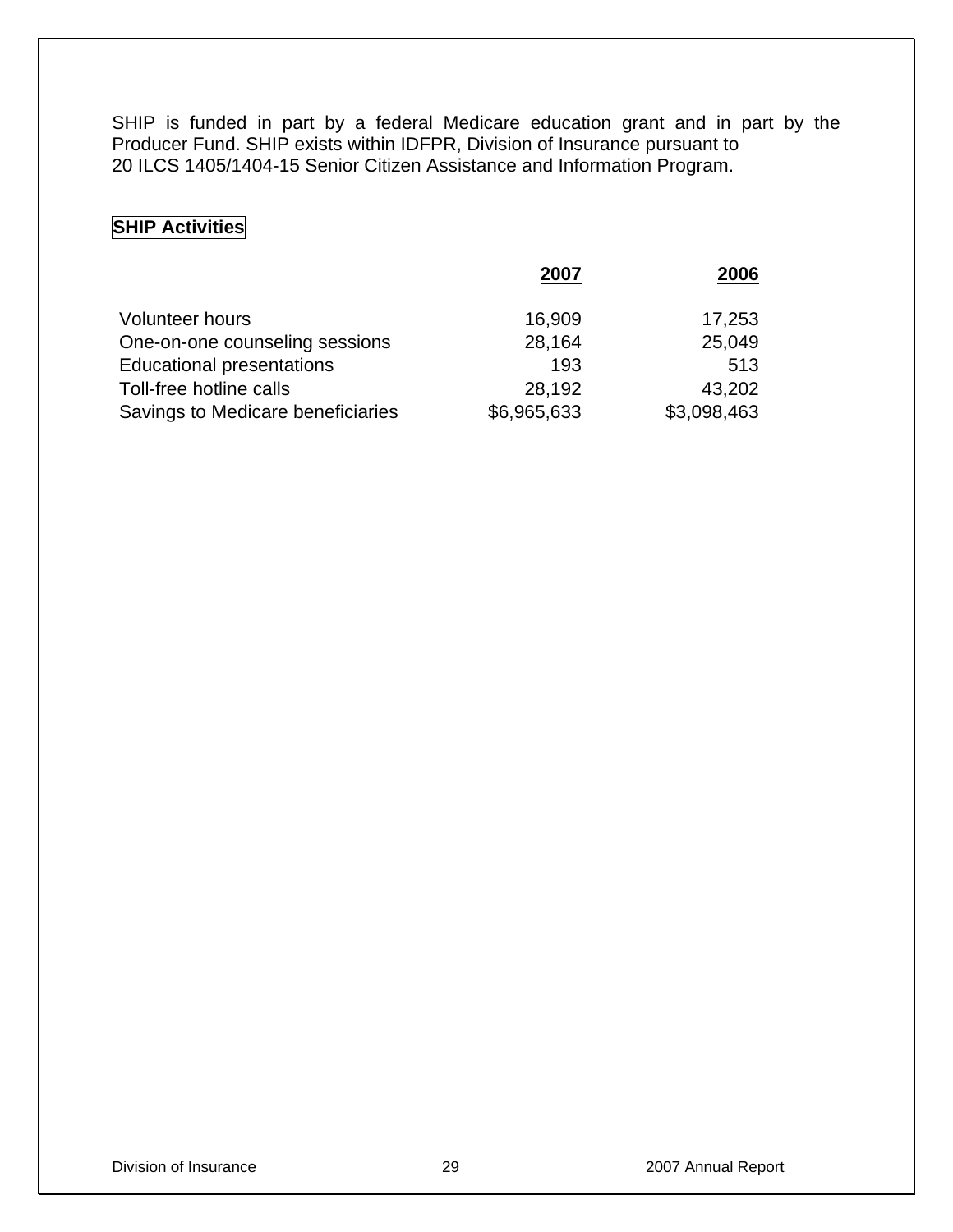SHIP is funded in part by a federal Medicare education grant and in part by the Producer Fund. SHIP exists within IDFPR, Division of Insurance pursuant to 20 ILCS 1405/1404-15 Senior Citizen Assistance and Information Program.

## SHIP Activities

| | 2007 | 2006 |
|---|---|---|
| Volunteer hours | 16,909 | 17,253 |
| One-on-one counseling sessions | 28,164 | 25,049 |
| Educational presentations | 193 | 513 |
| Toll-free hotline calls | 28,192 | 43,202 |
| Savings to Medicare beneficiaries | $6,965,633 | $3,098,463 |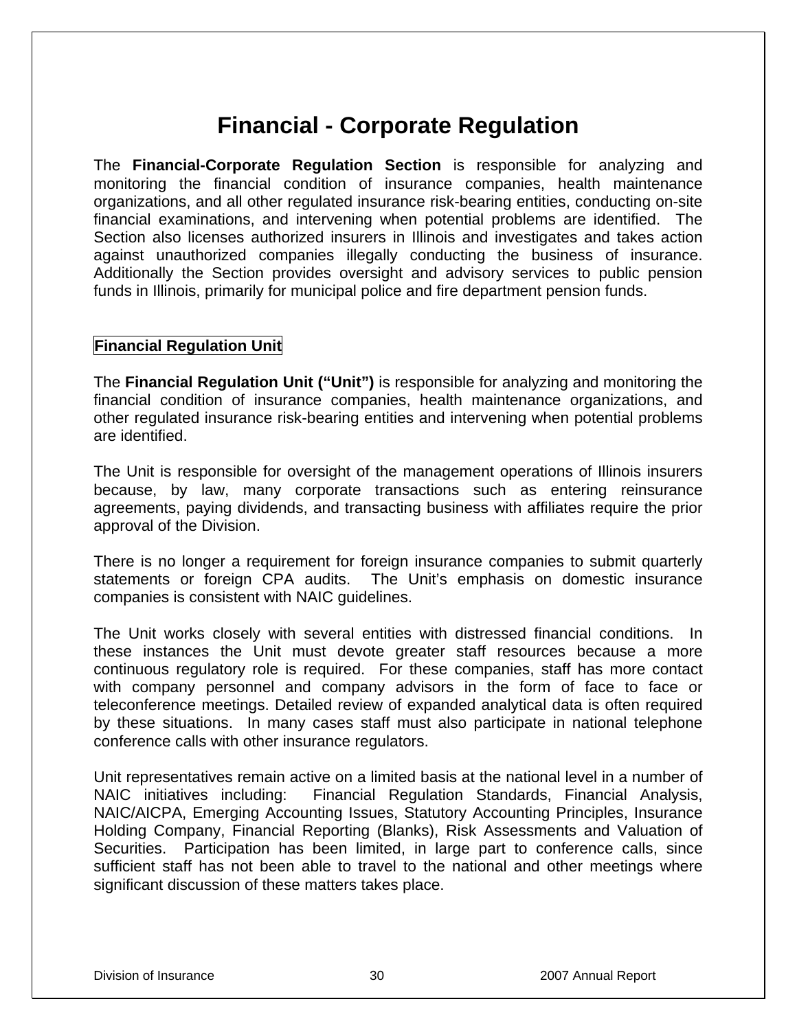# Financial - Corporate Regulation

The **Financial-Corporate Regulation Section** is responsible for analyzing and monitoring the financial condition of insurance companies, health maintenance organizations, and all other regulated insurance risk-bearing entities, conducting on-site financial examinations, and intervening when potential problems are identified. The Section also licenses authorized insurers in Illinois and investigates and takes action against unauthorized companies illegally conducting the business of insurance. Additionally the Section provides oversight and advisory services to public pension funds in Illinois, primarily for municipal police and fire department pension funds.

## Financial Regulation Unit

The **Financial Regulation Unit ("Unit")** is responsible for analyzing and monitoring the financial condition of insurance companies, health maintenance organizations, and other regulated insurance risk-bearing entities and intervening when potential problems are identified.

The Unit is responsible for oversight of the management operations of Illinois insurers because, by law, many corporate transactions such as entering reinsurance agreements, paying dividends, and transacting business with affiliates require the prior approval of the Division.

There is no longer a requirement for foreign insurance companies to submit quarterly statements or foreign CPA audits. The Unit's emphasis on domestic insurance companies is consistent with NAIC guidelines.

The Unit works closely with several entities with distressed financial conditions. In these instances the Unit must devote greater staff resources because a more continuous regulatory role is required. For these companies, staff has more contact with company personnel and company advisors in the form of face to face or teleconference meetings. Detailed review of expanded analytical data is often required by these situations. In many cases staff must also participate in national telephone conference calls with other insurance regulators.

Unit representatives remain active on a limited basis at the national level in a number of NAIC initiatives including: Financial Regulation Standards, Financial Analysis, NAIC/AICPA, Emerging Accounting Issues, Statutory Accounting Principles, Insurance Holding Company, Financial Reporting (Blanks), Risk Assessments and Valuation of Securities. Participation has been limited, in large part to conference calls, since sufficient staff has not been able to travel to the national and other meetings where significant discussion of these matters takes place.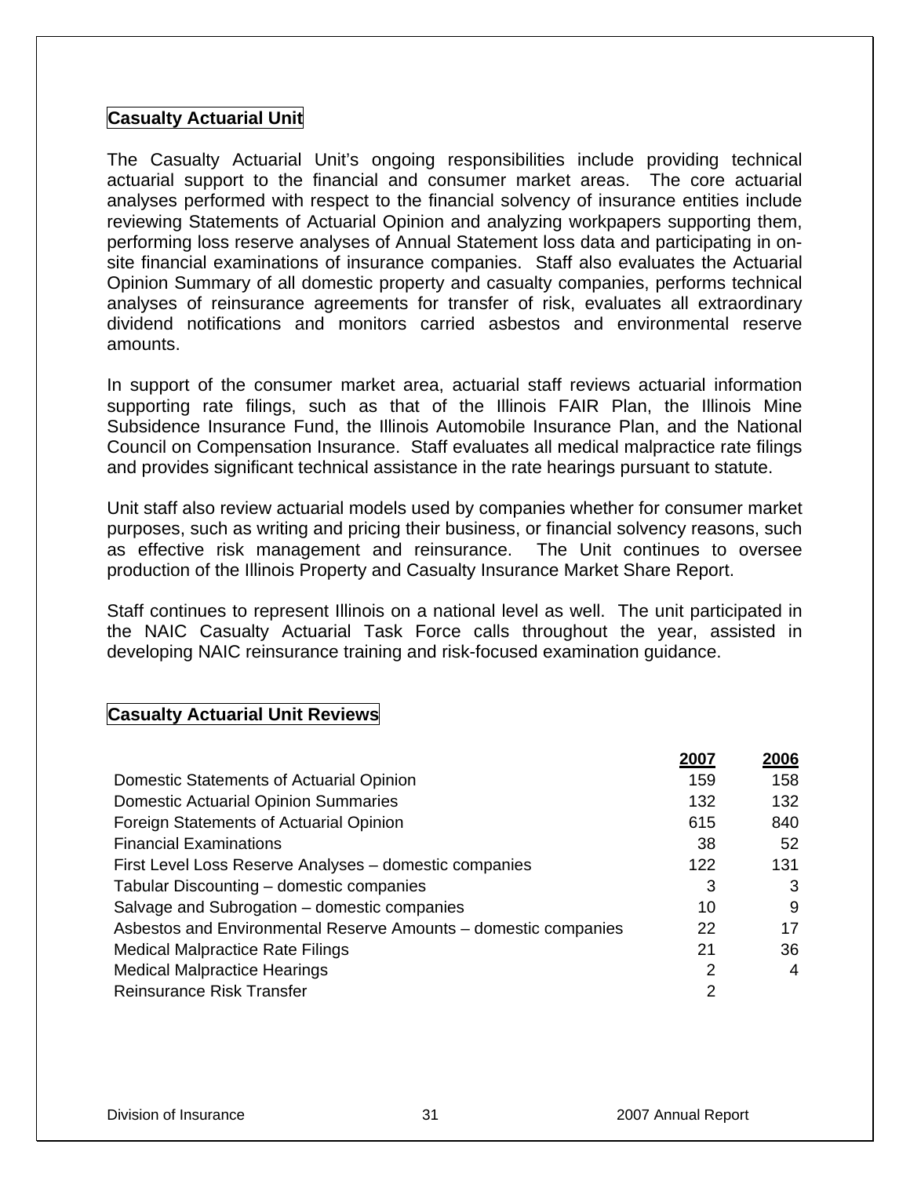## Casualty Actuarial Unit

The Casualty Actuarial Unit's ongoing responsibilities include providing technical actuarial support to the financial and consumer market areas. The core actuarial analyses performed with respect to the financial solvency of insurance entities include reviewing Statements of Actuarial Opinion and analyzing workpapers supporting them, performing loss reserve analyses of Annual Statement loss data and participating in on-site financial examinations of insurance companies. Staff also evaluates the Actuarial Opinion Summary of all domestic property and casualty companies, performs technical analyses of reinsurance agreements for transfer of risk, evaluates all extraordinary dividend notifications and monitors carried asbestos and environmental reserve amounts.

In support of the consumer market area, actuarial staff reviews actuarial information supporting rate filings, such as that of the Illinois FAIR Plan, the Illinois Mine Subsidence Insurance Fund, the Illinois Automobile Insurance Plan, and the National Council on Compensation Insurance. Staff evaluates all medical malpractice rate filings and provides significant technical assistance in the rate hearings pursuant to statute.

Unit staff also review actuarial models used by companies whether for consumer market purposes, such as writing and pricing their business, or financial solvency reasons, such as effective risk management and reinsurance. The Unit continues to oversee production of the Illinois Property and Casualty Insurance Market Share Report.

Staff continues to represent Illinois on a national level as well. The unit participated in the NAIC Casualty Actuarial Task Force calls throughout the year, assisted in developing NAIC reinsurance training and risk-focused examination guidance.

## Casualty Actuarial Unit Reviews

| | 2007 | 2006 |
|---|---|---|
| Domestic Statements of Actuarial Opinion | 159 | 158 |
| Domestic Actuarial Opinion Summaries | 132 | 132 |
| Foreign Statements of Actuarial Opinion | 615 | 840 |
| Financial Examinations | 38 | 52 |
| First Level Loss Reserve Analyses – domestic companies | 122 | 131 |
| Tabular Discounting – domestic companies | 3 | 3 |
| Salvage and Subrogation – domestic companies | 10 | 9 |
| Asbestos and Environmental Reserve Amounts – domestic companies | 22 | 17 |
| Medical Malpractice Rate Filings | 21 | 36 |
| Medical Malpractice Hearings | 2 | 4 |
| Reinsurance Risk Transfer | 2 | |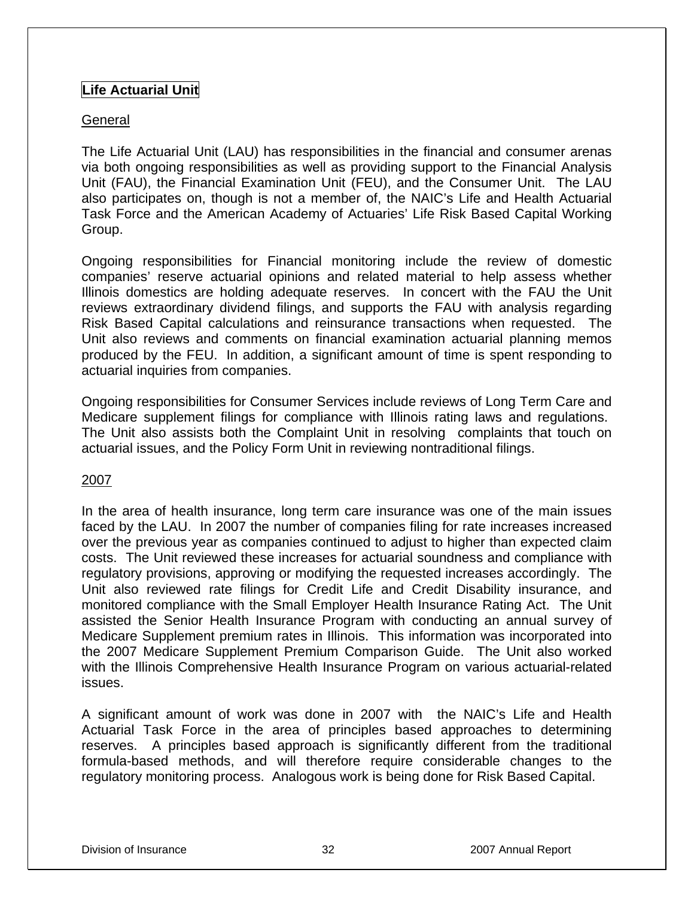## Life Actuarial Unit

### General

The Life Actuarial Unit (LAU) has responsibilities in the financial and consumer arenas via both ongoing responsibilities as well as providing support to the Financial Analysis Unit (FAU), the Financial Examination Unit (FEU), and the Consumer Unit. The LAU also participates on, though is not a member of, the NAIC's Life and Health Actuarial Task Force and the American Academy of Actuaries' Life Risk Based Capital Working Group.

Ongoing responsibilities for Financial monitoring include the review of domestic companies' reserve actuarial opinions and related material to help assess whether Illinois domestics are holding adequate reserves. In concert with the FAU the Unit reviews extraordinary dividend filings, and supports the FAU with analysis regarding Risk Based Capital calculations and reinsurance transactions when requested. The Unit also reviews and comments on financial examination actuarial planning memos produced by the FEU. In addition, a significant amount of time is spent responding to actuarial inquiries from companies.

Ongoing responsibilities for Consumer Services include reviews of Long Term Care and Medicare supplement filings for compliance with Illinois rating laws and regulations. The Unit also assists both the Complaint Unit in resolving complaints that touch on actuarial issues, and the Policy Form Unit in reviewing nontraditional filings.

### 2007

In the area of health insurance, long term care insurance was one of the main issues faced by the LAU. In 2007 the number of companies filing for rate increases increased over the previous year as companies continued to adjust to higher than expected claim costs. The Unit reviewed these increases for actuarial soundness and compliance with regulatory provisions, approving or modifying the requested increases accordingly. The Unit also reviewed rate filings for Credit Life and Credit Disability insurance, and monitored compliance with the Small Employer Health Insurance Rating Act. The Unit assisted the Senior Health Insurance Program with conducting an annual survey of Medicare Supplement premium rates in Illinois. This information was incorporated into the 2007 Medicare Supplement Premium Comparison Guide. The Unit also worked with the Illinois Comprehensive Health Insurance Program on various actuarial-related issues.

A significant amount of work was done in 2007 with the NAIC's Life and Health Actuarial Task Force in the area of principles based approaches to determining reserves. A principles based approach is significantly different from the traditional formula-based methods, and will therefore require considerable changes to the regulatory monitoring process. Analogous work is being done for Risk Based Capital.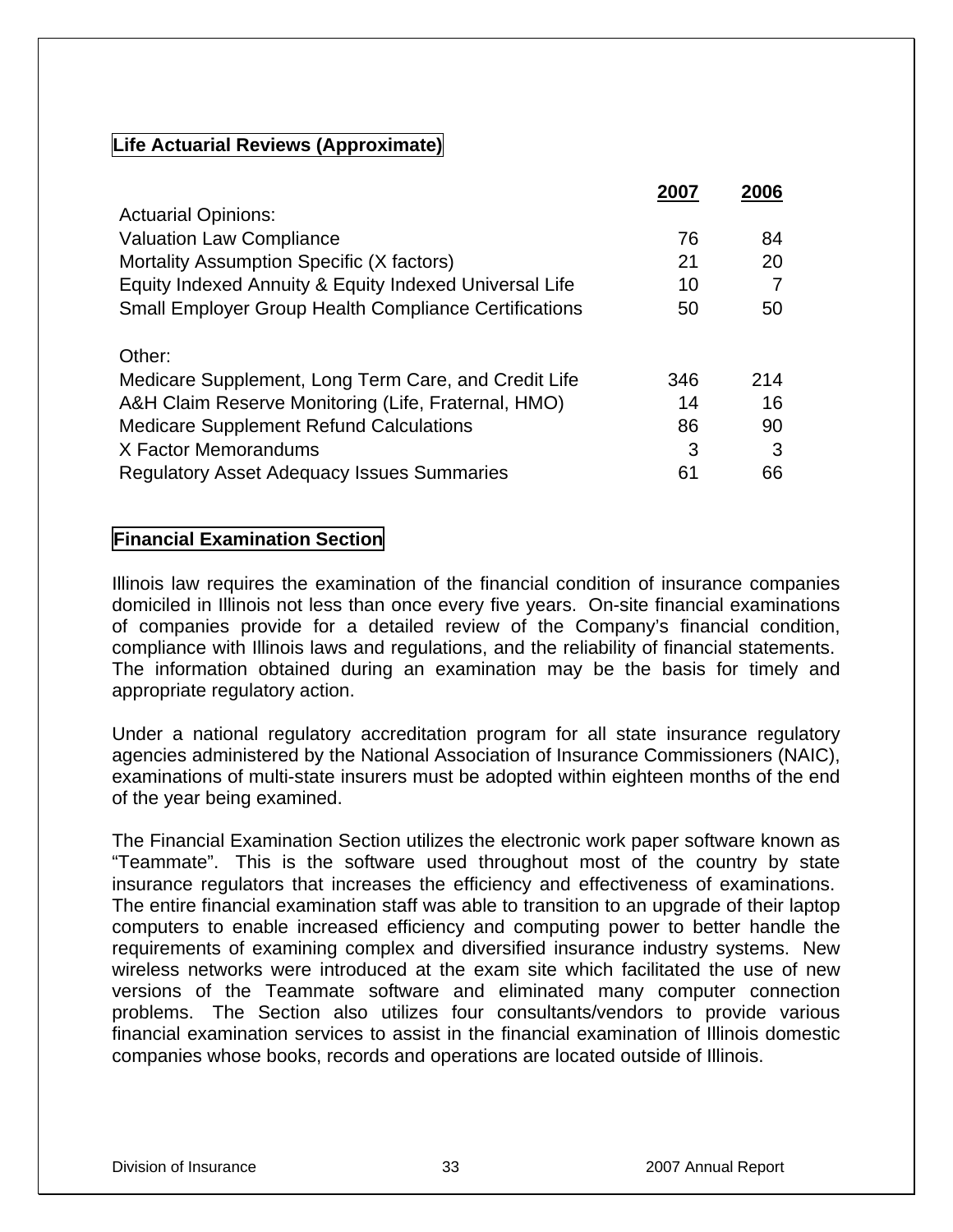## Life Actuarial Reviews (Approximate)

| | 2007 | 2006 |
|---|---|---|
| Actuarial Opinions: | | |
| Valuation Law Compliance | 76 | 84 |
| Mortality Assumption Specific (X factors) | 21 | 20 |
| Equity Indexed Annuity & Equity Indexed Universal Life | 10 | 7 |
| Small Employer Group Health Compliance Certifications | 50 | 50 |
| | | |
| Other: | | |
| Medicare Supplement, Long Term Care, and Credit Life | 346 | 214 |
| A&H Claim Reserve Monitoring (Life, Fraternal, HMO) | 14 | 16 |
| Medicare Supplement Refund Calculations | 86 | 90 |
| X Factor Memorandums | 3 | 3 |
| Regulatory Asset Adequacy Issues Summaries | 61 | 66 |

## Financial Examination Section

Illinois law requires the examination of the financial condition of insurance companies domiciled in Illinois not less than once every five years. On-site financial examinations of companies provide for a detailed review of the Company's financial condition, compliance with Illinois laws and regulations, and the reliability of financial statements. The information obtained during an examination may be the basis for timely and appropriate regulatory action.

Under a national regulatory accreditation program for all state insurance regulatory agencies administered by the National Association of Insurance Commissioners (NAIC), examinations of multi-state insurers must be adopted within eighteen months of the end of the year being examined.

The Financial Examination Section utilizes the electronic work paper software known as "Teammate". This is the software used throughout most of the country by state insurance regulators that increases the efficiency and effectiveness of examinations. The entire financial examination staff was able to transition to an upgrade of their laptop computers to enable increased efficiency and computing power to better handle the requirements of examining complex and diversified insurance industry systems. New wireless networks were introduced at the exam site which facilitated the use of new versions of the Teammate software and eliminated many computer connection problems. The Section also utilizes four consultants/vendors to provide various financial examination services to assist in the financial examination of Illinois domestic companies whose books, records and operations are located outside of Illinois.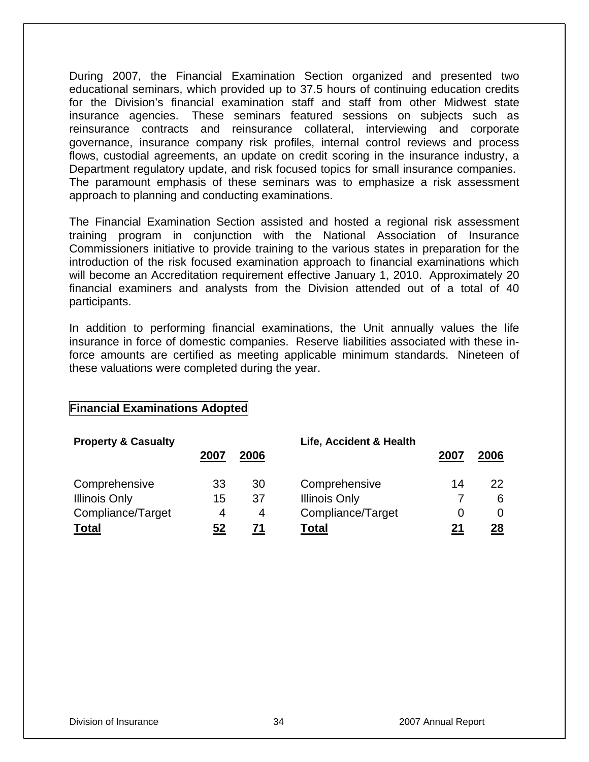During 2007, the Financial Examination Section organized and presented two educational seminars, which provided up to 37.5 hours of continuing education credits for the Division's financial examination staff and staff from other Midwest state insurance agencies. These seminars featured sessions on subjects such as reinsurance contracts and reinsurance collateral, interviewing and corporate governance, insurance company risk profiles, internal control reviews and process flows, custodial agreements, an update on credit scoring in the insurance industry, a Department regulatory update, and risk focused topics for small insurance companies. The paramount emphasis of these seminars was to emphasize a risk assessment approach to planning and conducting examinations.

The Financial Examination Section assisted and hosted a regional risk assessment training program in conjunction with the National Association of Insurance Commissioners initiative to provide training to the various states in preparation for the introduction of the risk focused examination approach to financial examinations which will become an Accreditation requirement effective January 1, 2010. Approximately 20 financial examiners and analysts from the Division attended out of a total of 40 participants.

In addition to performing financial examinations, the Unit annually values the life insurance in force of domestic companies. Reserve liabilities associated with these in-force amounts are certified as meeting applicable minimum standards. Nineteen of these valuations were completed during the year.

## Financial Examinations Adopted

| Property & Casualty | 2007 | 2006 | Life, Accident & Health | 2007 | 2006 |
|---|---|---|---|---|---|
| Comprehensive | 33 | 30 | Comprehensive | 14 | 22 |
| Illinois Only | 15 | 37 | Illinois Only | 7 | 6 |
| Compliance/Target | 4 | 4 | Compliance/Target | 0 | 0 |
| **Total** | **52** | **71** | **Total** | **21** | **28** |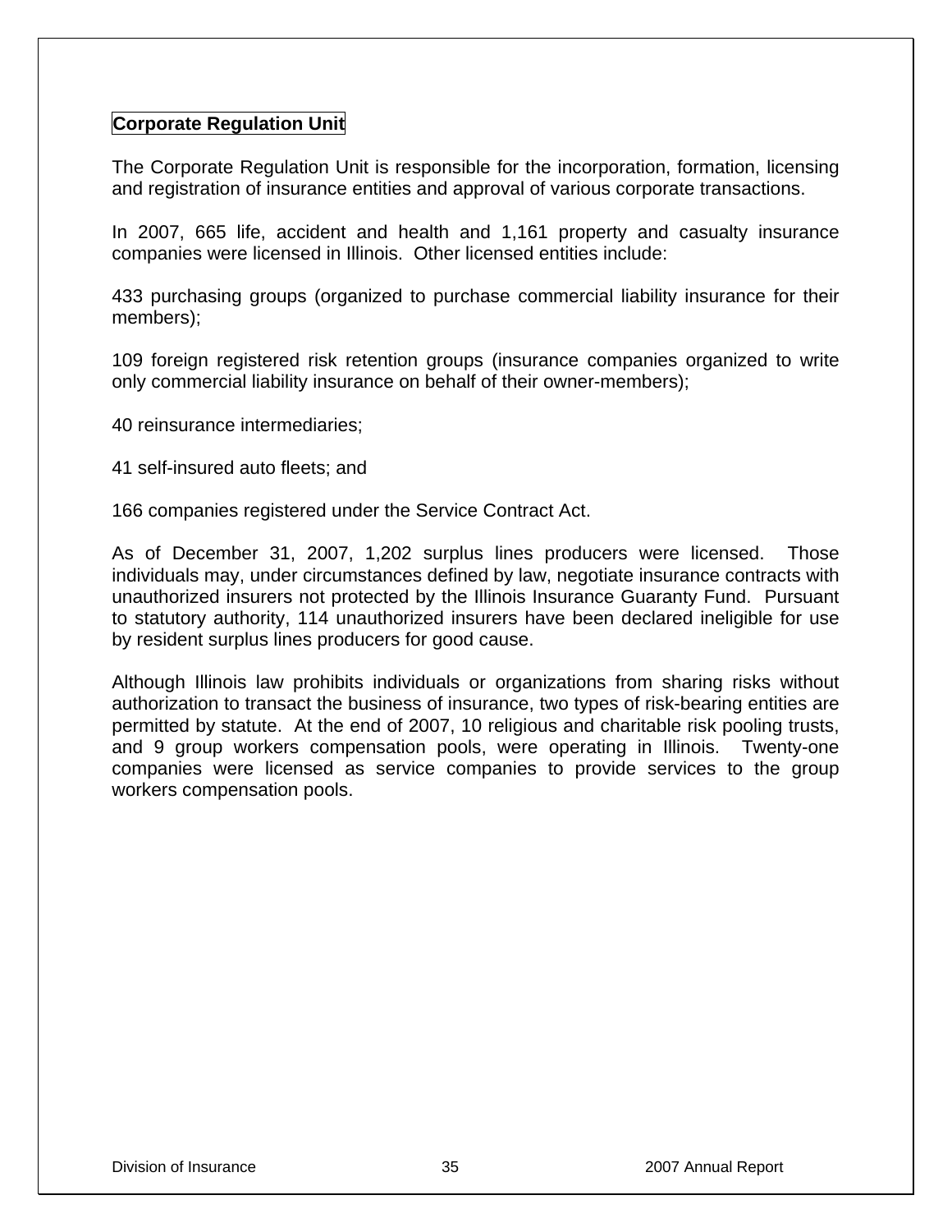## Corporate Regulation Unit

The Corporate Regulation Unit is responsible for the incorporation, formation, licensing and registration of insurance entities and approval of various corporate transactions.

In 2007, 665 life, accident and health and 1,161 property and casualty insurance companies were licensed in Illinois. Other licensed entities include:

433 purchasing groups (organized to purchase commercial liability insurance for their members);

109 foreign registered risk retention groups (insurance companies organized to write only commercial liability insurance on behalf of their owner-members);

40 reinsurance intermediaries;

41 self-insured auto fleets; and

166 companies registered under the Service Contract Act.

As of December 31, 2007, 1,202 surplus lines producers were licensed. Those individuals may, under circumstances defined by law, negotiate insurance contracts with unauthorized insurers not protected by the Illinois Insurance Guaranty Fund. Pursuant to statutory authority, 114 unauthorized insurers have been declared ineligible for use by resident surplus lines producers for good cause.

Although Illinois law prohibits individuals or organizations from sharing risks without authorization to transact the business of insurance, two types of risk-bearing entities are permitted by statute. At the end of 2007, 10 religious and charitable risk pooling trusts, and 9 group workers compensation pools, were operating in Illinois. Twenty-one companies were licensed as service companies to provide services to the group workers compensation pools.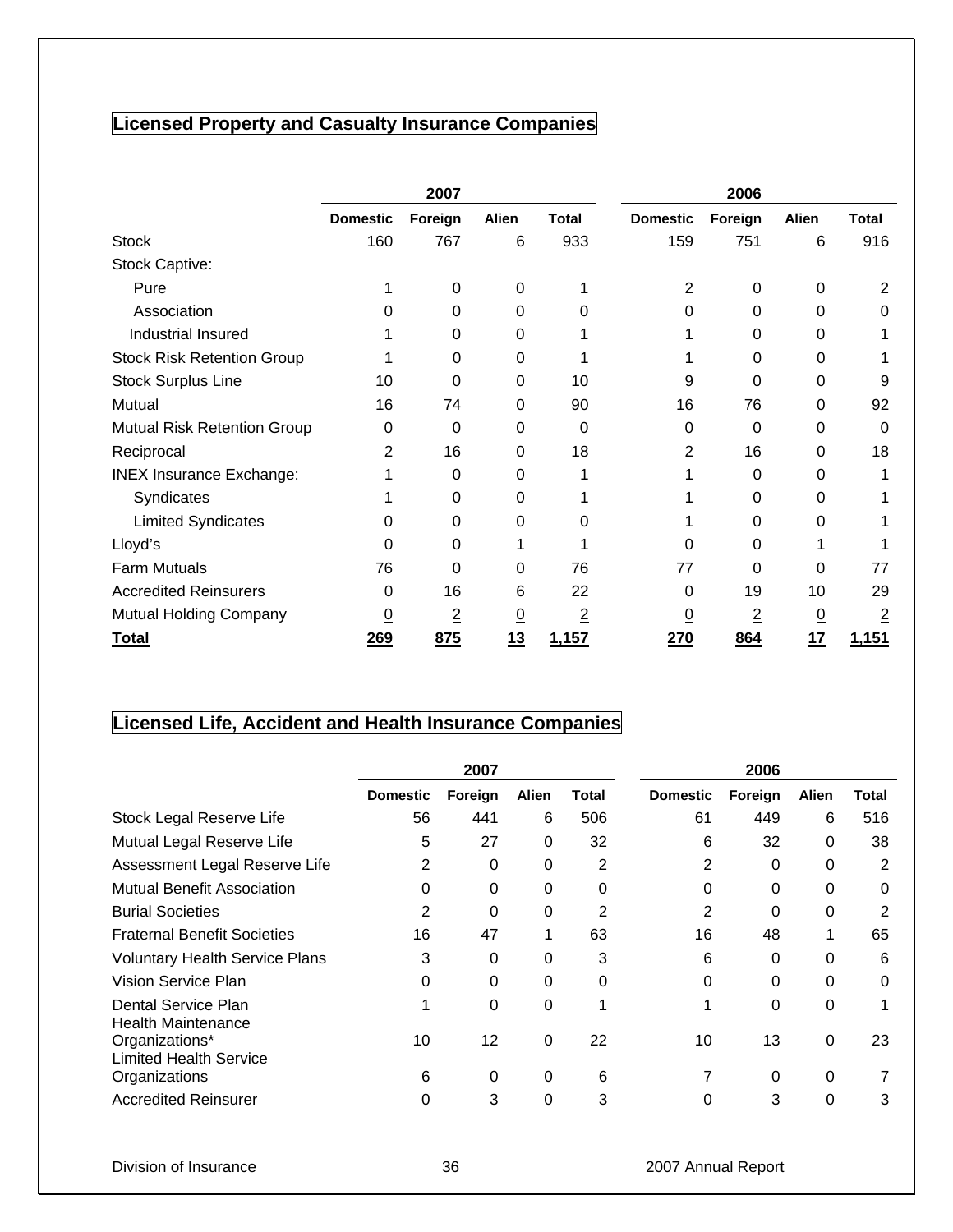## Licensed Property and Casualty Insurance Companies

| | 2007 | | | | 2006 | | | |
|---|---|---|---|---|---|---|---|---|
| | Domestic | Foreign | Alien | Total | Domestic | Foreign | Alien | Total |
| Stock | 160 | 767 | 6 | 933 | 159 | 751 | 6 | 916 |
| Stock Captive: | | | | | | | | |
| Pure | 1 | 0 | 0 | 1 | 2 | 0 | 0 | 2 |
| Association | 0 | 0 | 0 | 0 | 0 | 0 | 0 | 0 |
| Industrial Insured | 1 | 0 | 0 | 1 | 1 | 0 | 0 | 1 |
| Stock Risk Retention Group | 1 | 0 | 0 | 1 | 1 | 0 | 0 | 1 |
| Stock Surplus Line | 10 | 0 | 0 | 10 | 9 | 0 | 0 | 9 |
| Mutual | 16 | 74 | 0 | 90 | 16 | 76 | 0 | 92 |
| Mutual Risk Retention Group | 0 | 0 | 0 | 0 | 0 | 0 | 0 | 0 |
| Reciprocal | 2 | 16 | 0 | 18 | 2 | 16 | 0 | 18 |
| INEX Insurance Exchange: | 1 | 0 | 0 | 1 | 1 | 0 | 0 | 1 |
| Syndicates | 1 | 0 | 0 | 1 | 1 | 0 | 0 | 1 |
| Limited Syndicates | 0 | 0 | 0 | 0 | 1 | 0 | 0 | 1 |
| Lloyd's | 0 | 0 | 1 | 1 | 0 | 0 | 1 | 1 |
| Farm Mutuals | 76 | 0 | 0 | 76 | 77 | 0 | 0 | 77 |
| Accredited Reinsurers | 0 | 16 | 6 | 22 | 0 | 19 | 10 | 29 |
| Mutual Holding Company | 0 | 2 | 0 | 2 | 0 | 2 | 0 | 2 |
| **Total** | **269** | **875** | **13** | **1,157** | **270** | **864** | **17** | **1,151** |

## Licensed Life, Accident and Health Insurance Companies

| | 2007 | | | | 2006 | | | |
|---|---|---|---|---|---|---|---|---|
| | Domestic | Foreign | Alien | Total | Domestic | Foreign | Alien | Total |
| Stock Legal Reserve Life | 56 | 441 | 6 | 506 | 61 | 449 | 6 | 516 |
| Mutual Legal Reserve Life | 5 | 27 | 0 | 32 | 6 | 32 | 0 | 38 |
| Assessment Legal Reserve Life | 2 | 0 | 0 | 2 | 2 | 0 | 0 | 2 |
| Mutual Benefit Association | 0 | 0 | 0 | 0 | 0 | 0 | 0 | 0 |
| Burial Societies | 2 | 0 | 0 | 2 | 2 | 0 | 0 | 2 |
| Fraternal Benefit Societies | 16 | 47 | 1 | 63 | 16 | 48 | 1 | 65 |
| Voluntary Health Service Plans | 3 | 0 | 0 | 3 | 6 | 0 | 0 | 6 |
| Vision Service Plan | 0 | 0 | 0 | 0 | 0 | 0 | 0 | 0 |
| Dental Service Plan | 1 | 0 | 0 | 1 | 1 | 0 | 0 | 1 |
| Health Maintenance Organizations* | 10 | 12 | 0 | 22 | 10 | 13 | 0 | 23 |
| Limited Health Service Organizations | 6 | 0 | 0 | 6 | 7 | 0 | 0 | 7 |
| Accredited Reinsurer | 0 | 3 | 0 | 3 | 0 | 3 | 0 | 3 |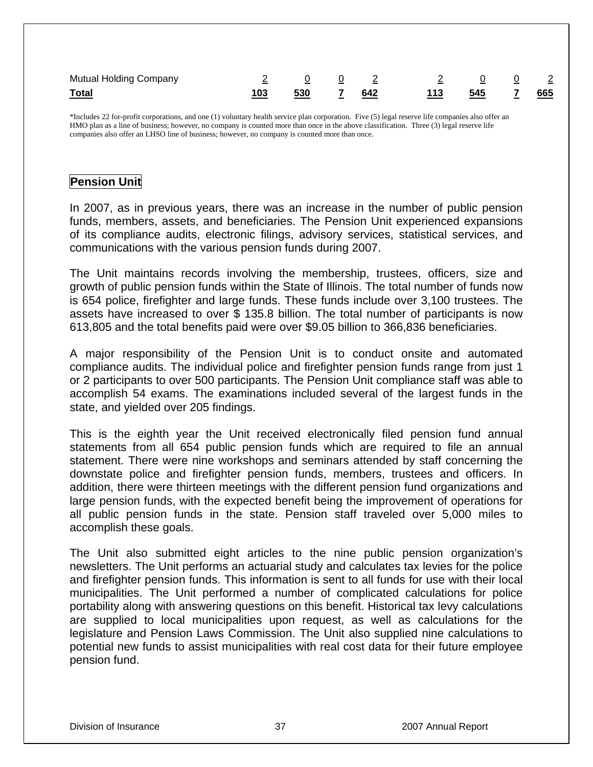| | | | | | | | | |
|---|---|---|---|---|---|---|---|---|
| Mutual Holding Company | 2 | 0 | 0 | 2 | 2 | 0 | 0 | 2 |
| **Total** | **103** | **530** | **7** | **642** | **113** | **545** | **7** | **665** |

*Includes 22 for-profit corporations, and one (1) voluntary health service plan corporation. Five (5) legal reserve life companies also offer an HMO plan as a line of business; however, no company is counted more than once in the above classification. Three (3) legal reserve life companies also offer an LHSO line of business; however, no company is counted more than once.

## Pension Unit

In 2007, as in previous years, there was an increase in the number of public pension funds, members, assets, and beneficiaries. The Pension Unit experienced expansions of its compliance audits, electronic filings, advisory services, statistical services, and communications with the various pension funds during 2007.

The Unit maintains records involving the membership, trustees, officers, size and growth of public pension funds within the State of Illinois. The total number of funds now is 654 police, firefighter and large funds. These funds include over 3,100 trustees. The assets have increased to over $ 135.8 billion. The total number of participants is now 613,805 and the total benefits paid were over $9.05 billion to 366,836 beneficiaries.

A major responsibility of the Pension Unit is to conduct onsite and automated compliance audits. The individual police and firefighter pension funds range from just 1 or 2 participants to over 500 participants. The Pension Unit compliance staff was able to accomplish 54 exams. The examinations included several of the largest funds in the state, and yielded over 205 findings.

This is the eighth year the Unit received electronically filed pension fund annual statements from all 654 public pension funds which are required to file an annual statement. There were nine workshops and seminars attended by staff concerning the downstate police and firefighter pension funds, members, trustees and officers. In addition, there were thirteen meetings with the different pension fund organizations and large pension funds, with the expected benefit being the improvement of operations for all public pension funds in the state. Pension staff traveled over 5,000 miles to accomplish these goals.

The Unit also submitted eight articles to the nine public pension organization's newsletters. The Unit performs an actuarial study and calculates tax levies for the police and firefighter pension funds. This information is sent to all funds for use with their local municipalities. The Unit performed a number of complicated calculations for police portability along with answering questions on this benefit. Historical tax levy calculations are supplied to local municipalities upon request, as well as calculations for the legislature and Pension Laws Commission. The Unit also supplied nine calculations to potential new funds to assist municipalities with real cost data for their future employee pension fund.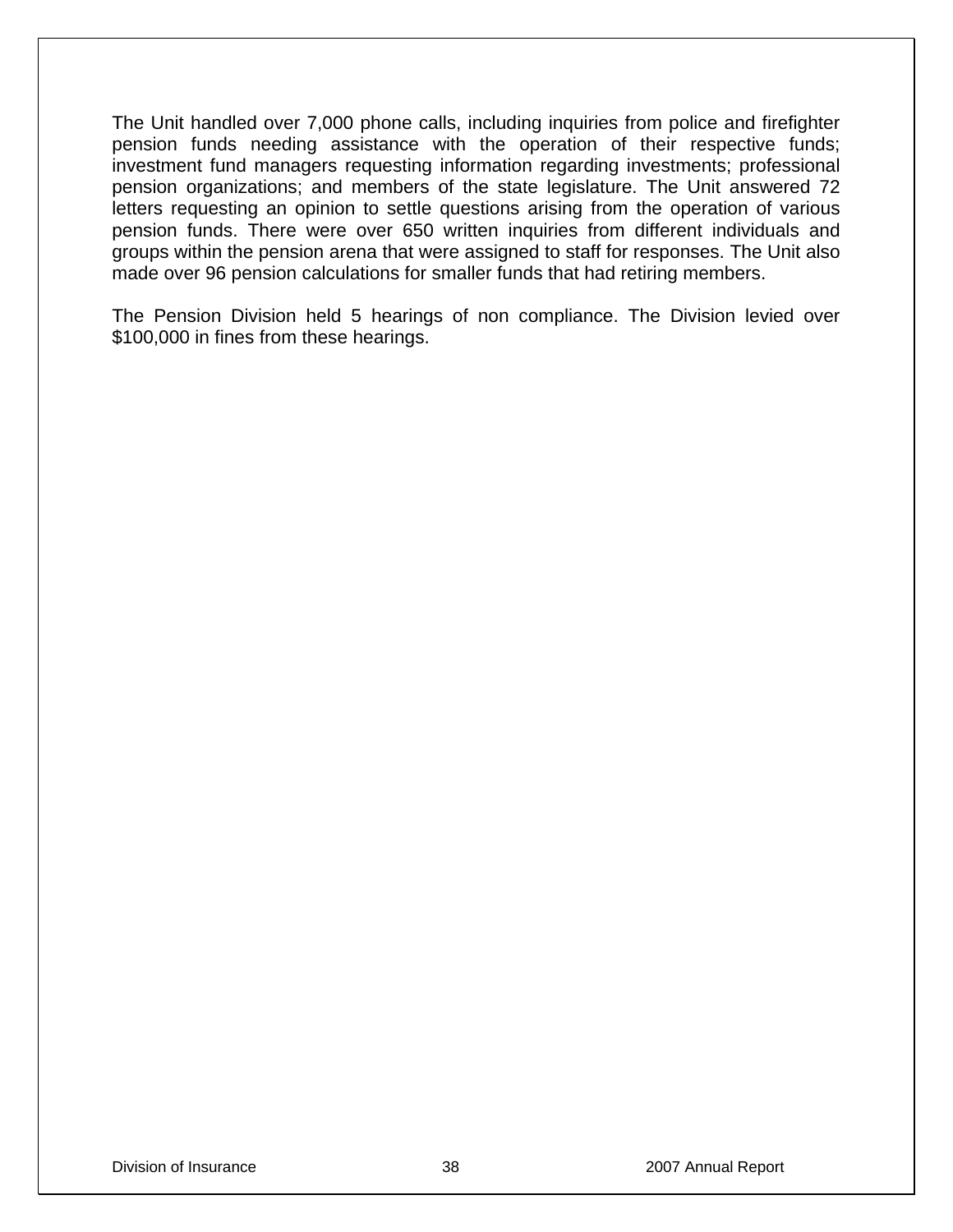The Unit handled over 7,000 phone calls, including inquiries from police and firefighter pension funds needing assistance with the operation of their respective funds; investment fund managers requesting information regarding investments; professional pension organizations; and members of the state legislature. The Unit answered 72 letters requesting an opinion to settle questions arising from the operation of various pension funds. There were over 650 written inquiries from different individuals and groups within the pension arena that were assigned to staff for responses. The Unit also made over 96 pension calculations for smaller funds that had retiring members.

The Pension Division held 5 hearings of non compliance. The Division levied over $100,000 in fines from these hearings.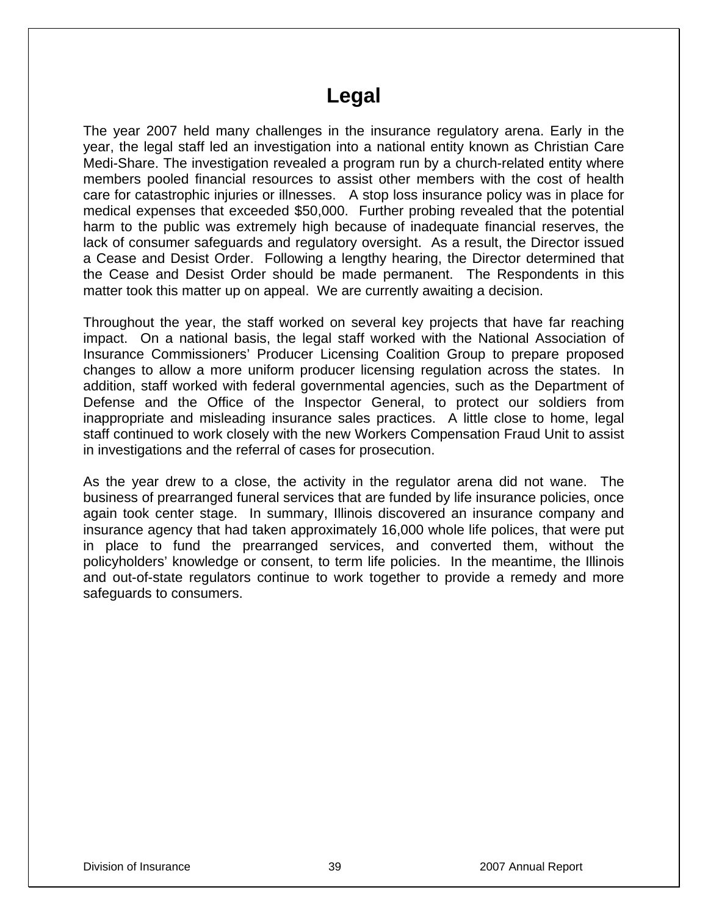# Legal

The year 2007 held many challenges in the insurance regulatory arena. Early in the year, the legal staff led an investigation into a national entity known as Christian Care Medi-Share. The investigation revealed a program run by a church-related entity where members pooled financial resources to assist other members with the cost of health care for catastrophic injuries or illnesses. A stop loss insurance policy was in place for medical expenses that exceeded $50,000. Further probing revealed that the potential harm to the public was extremely high because of inadequate financial reserves, the lack of consumer safeguards and regulatory oversight. As a result, the Director issued a Cease and Desist Order. Following a lengthy hearing, the Director determined that the Cease and Desist Order should be made permanent. The Respondents in this matter took this matter up on appeal. We are currently awaiting a decision.

Throughout the year, the staff worked on several key projects that have far reaching impact. On a national basis, the legal staff worked with the National Association of Insurance Commissioners' Producer Licensing Coalition Group to prepare proposed changes to allow a more uniform producer licensing regulation across the states. In addition, staff worked with federal governmental agencies, such as the Department of Defense and the Office of the Inspector General, to protect our soldiers from inappropriate and misleading insurance sales practices. A little close to home, legal staff continued to work closely with the new Workers Compensation Fraud Unit to assist in investigations and the referral of cases for prosecution.

As the year drew to a close, the activity in the regulator arena did not wane. The business of prearranged funeral services that are funded by life insurance policies, once again took center stage. In summary, Illinois discovered an insurance company and insurance agency that had taken approximately 16,000 whole life polices, that were put in place to fund the prearranged services, and converted them, without the policyholders' knowledge or consent, to term life policies. In the meantime, the Illinois and out-of-state regulators continue to work together to provide a remedy and more safeguards to consumers.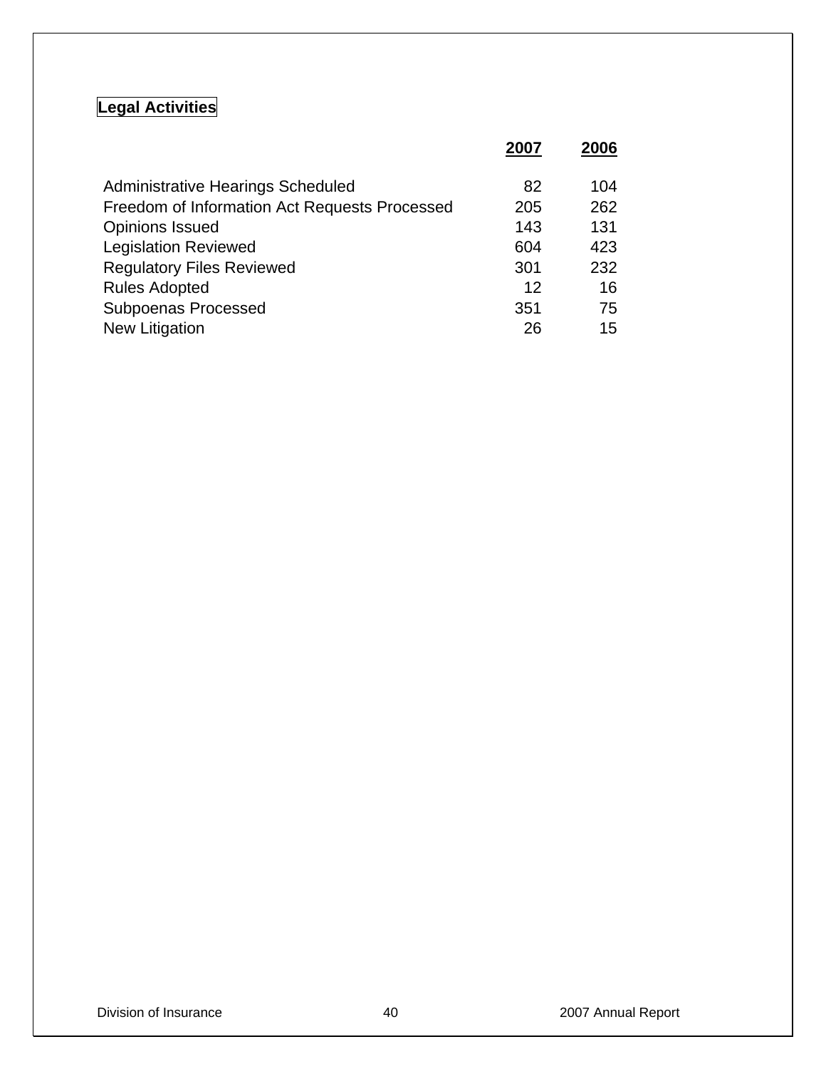## Legal Activities

| | 2007 | 2006 |
|---|---|---|
| Administrative Hearings Scheduled | 82 | 104 |
| Freedom of Information Act Requests Processed | 205 | 262 |
| Opinions Issued | 143 | 131 |
| Legislation Reviewed | 604 | 423 |
| Regulatory Files Reviewed | 301 | 232 |
| Rules Adopted | 12 | 16 |
| Subpoenas Processed | 351 | 75 |
| New Litigation | 26 | 15 |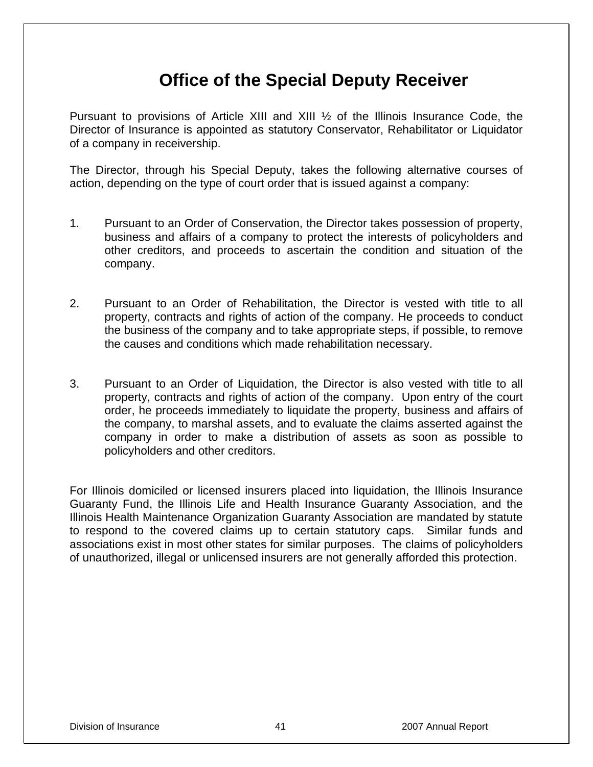# Office of the Special Deputy Receiver

Pursuant to provisions of Article XIII and XIII ½ of the Illinois Insurance Code, the Director of Insurance is appointed as statutory Conservator, Rehabilitator or Liquidator of a company in receivership.

The Director, through his Special Deputy, takes the following alternative courses of action, depending on the type of court order that is issued against a company:

1. Pursuant to an Order of Conservation, the Director takes possession of property, business and affairs of a company to protect the interests of policyholders and other creditors, and proceeds to ascertain the condition and situation of the company.

2. Pursuant to an Order of Rehabilitation, the Director is vested with title to all property, contracts and rights of action of the company. He proceeds to conduct the business of the company and to take appropriate steps, if possible, to remove the causes and conditions which made rehabilitation necessary.

3. Pursuant to an Order of Liquidation, the Director is also vested with title to all property, contracts and rights of action of the company. Upon entry of the court order, he proceeds immediately to liquidate the property, business and affairs of the company, to marshal assets, and to evaluate the claims asserted against the company in order to make a distribution of assets as soon as possible to policyholders and other creditors.

For Illinois domiciled or licensed insurers placed into liquidation, the Illinois Insurance Guaranty Fund, the Illinois Life and Health Insurance Guaranty Association, and the Illinois Health Maintenance Organization Guaranty Association are mandated by statute to respond to the covered claims up to certain statutory caps. Similar funds and associations exist in most other states for similar purposes. The claims of policyholders of unauthorized, illegal or unlicensed insurers are not generally afforded this protection.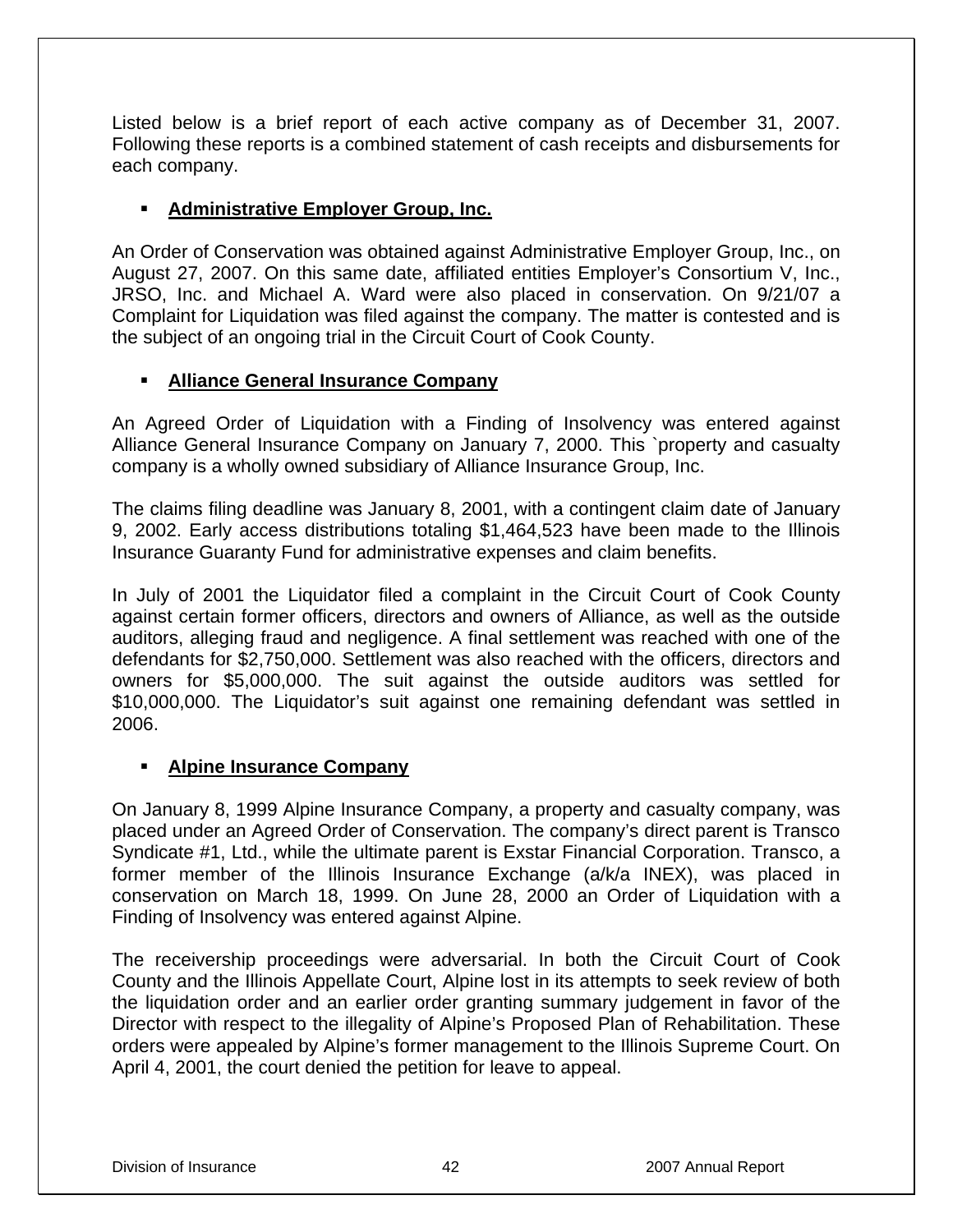Listed below is a brief report of each active company as of December 31, 2007. Following these reports is a combined statement of cash receipts and disbursements for each company.

- **Administrative Employer Group, Inc.**

An Order of Conservation was obtained against Administrative Employer Group, Inc., on August 27, 2007. On this same date, affiliated entities Employer's Consortium V, Inc., JRSO, Inc. and Michael A. Ward were also placed in conservation. On 9/21/07 a Complaint for Liquidation was filed against the company. The matter is contested and is the subject of an ongoing trial in the Circuit Court of Cook County.

- **Alliance General Insurance Company**

An Agreed Order of Liquidation with a Finding of Insolvency was entered against Alliance General Insurance Company on January 7, 2000. This `property and casualty company is a wholly owned subsidiary of Alliance Insurance Group, Inc.

The claims filing deadline was January 8, 2001, with a contingent claim date of January 9, 2002. Early access distributions totaling $1,464,523 have been made to the Illinois Insurance Guaranty Fund for administrative expenses and claim benefits.

In July of 2001 the Liquidator filed a complaint in the Circuit Court of Cook County against certain former officers, directors and owners of Alliance, as well as the outside auditors, alleging fraud and negligence. A final settlement was reached with one of the defendants for $2,750,000. Settlement was also reached with the officers, directors and owners for $5,000,000. The suit against the outside auditors was settled for $10,000,000. The Liquidator's suit against one remaining defendant was settled in 2006.

- **Alpine Insurance Company**

On January 8, 1999 Alpine Insurance Company, a property and casualty company, was placed under an Agreed Order of Conservation. The company's direct parent is Transco Syndicate #1, Ltd., while the ultimate parent is Exstar Financial Corporation. Transco, a former member of the Illinois Insurance Exchange (a/k/a INEX), was placed in conservation on March 18, 1999. On June 28, 2000 an Order of Liquidation with a Finding of Insolvency was entered against Alpine.

The receivership proceedings were adversarial. In both the Circuit Court of Cook County and the Illinois Appellate Court, Alpine lost in its attempts to seek review of both the liquidation order and an earlier order granting summary judgement in favor of the Director with respect to the illegality of Alpine's Proposed Plan of Rehabilitation. These orders were appealed by Alpine's former management to the Illinois Supreme Court. On April 4, 2001, the court denied the petition for leave to appeal.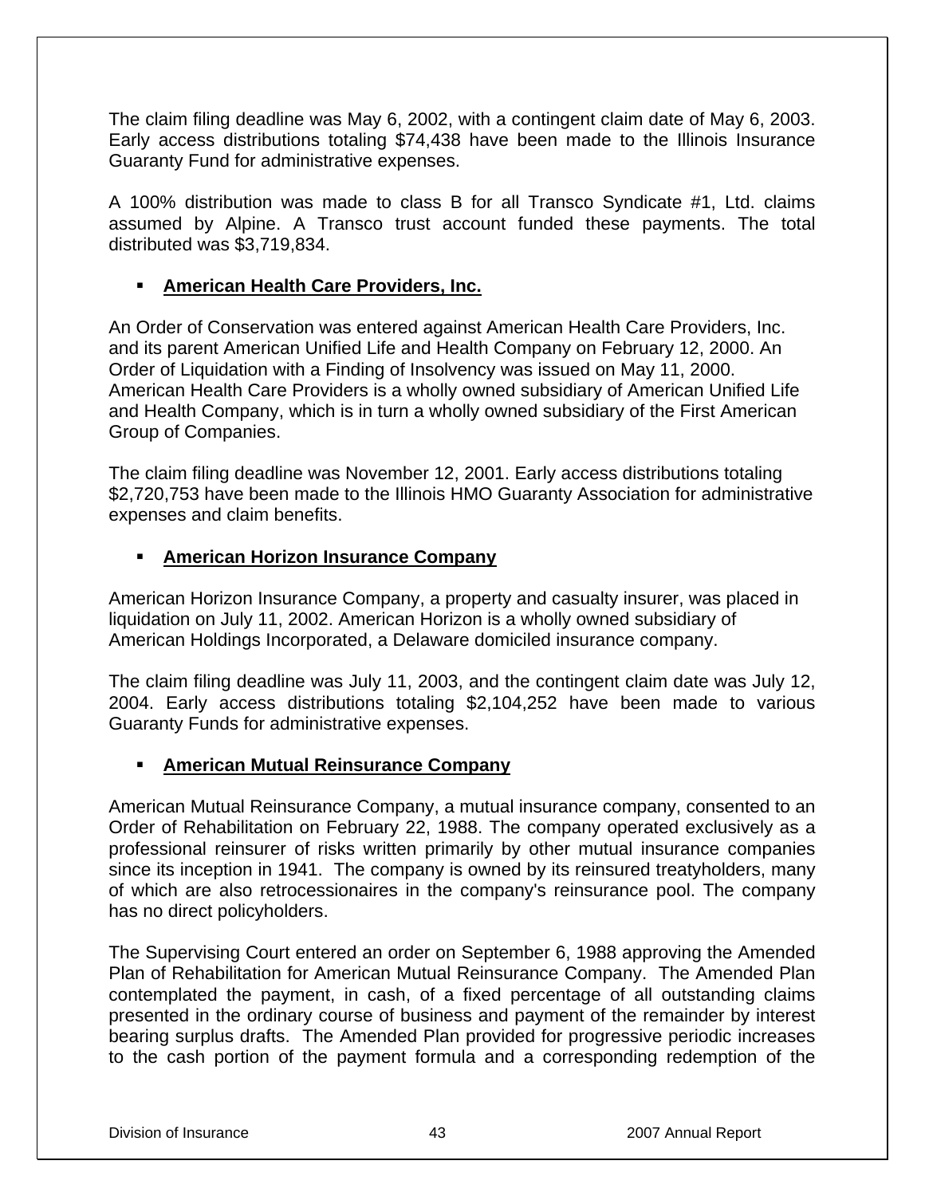The claim filing deadline was May 6, 2002, with a contingent claim date of May 6, 2003. Early access distributions totaling $74,438 have been made to the Illinois Insurance Guaranty Fund for administrative expenses.

A 100% distribution was made to class B for all Transco Syndicate #1, Ltd. claims assumed by Alpine. A Transco trust account funded these payments. The total distributed was $3,719,834.

- **American Health Care Providers, Inc.**

An Order of Conservation was entered against American Health Care Providers, Inc. and its parent American Unified Life and Health Company on February 12, 2000. An Order of Liquidation with a Finding of Insolvency was issued on May 11, 2000. American Health Care Providers is a wholly owned subsidiary of American Unified Life and Health Company, which is in turn a wholly owned subsidiary of the First American Group of Companies.

The claim filing deadline was November 12, 2001. Early access distributions totaling $2,720,753 have been made to the Illinois HMO Guaranty Association for administrative expenses and claim benefits.

- **American Horizon Insurance Company**

American Horizon Insurance Company, a property and casualty insurer, was placed in liquidation on July 11, 2002. American Horizon is a wholly owned subsidiary of American Holdings Incorporated, a Delaware domiciled insurance company.

The claim filing deadline was July 11, 2003, and the contingent claim date was July 12, 2004. Early access distributions totaling $2,104,252 have been made to various Guaranty Funds for administrative expenses.

- **American Mutual Reinsurance Company**

American Mutual Reinsurance Company, a mutual insurance company, consented to an Order of Rehabilitation on February 22, 1988. The company operated exclusively as a professional reinsurer of risks written primarily by other mutual insurance companies since its inception in 1941. The company is owned by its reinsured treatyholders, many of which are also retrocessionaires in the company's reinsurance pool. The company has no direct policyholders.

The Supervising Court entered an order on September 6, 1988 approving the Amended Plan of Rehabilitation for American Mutual Reinsurance Company. The Amended Plan contemplated the payment, in cash, of a fixed percentage of all outstanding claims presented in the ordinary course of business and payment of the remainder by interest bearing surplus drafts. The Amended Plan provided for progressive periodic increases to the cash portion of the payment formula and a corresponding redemption of the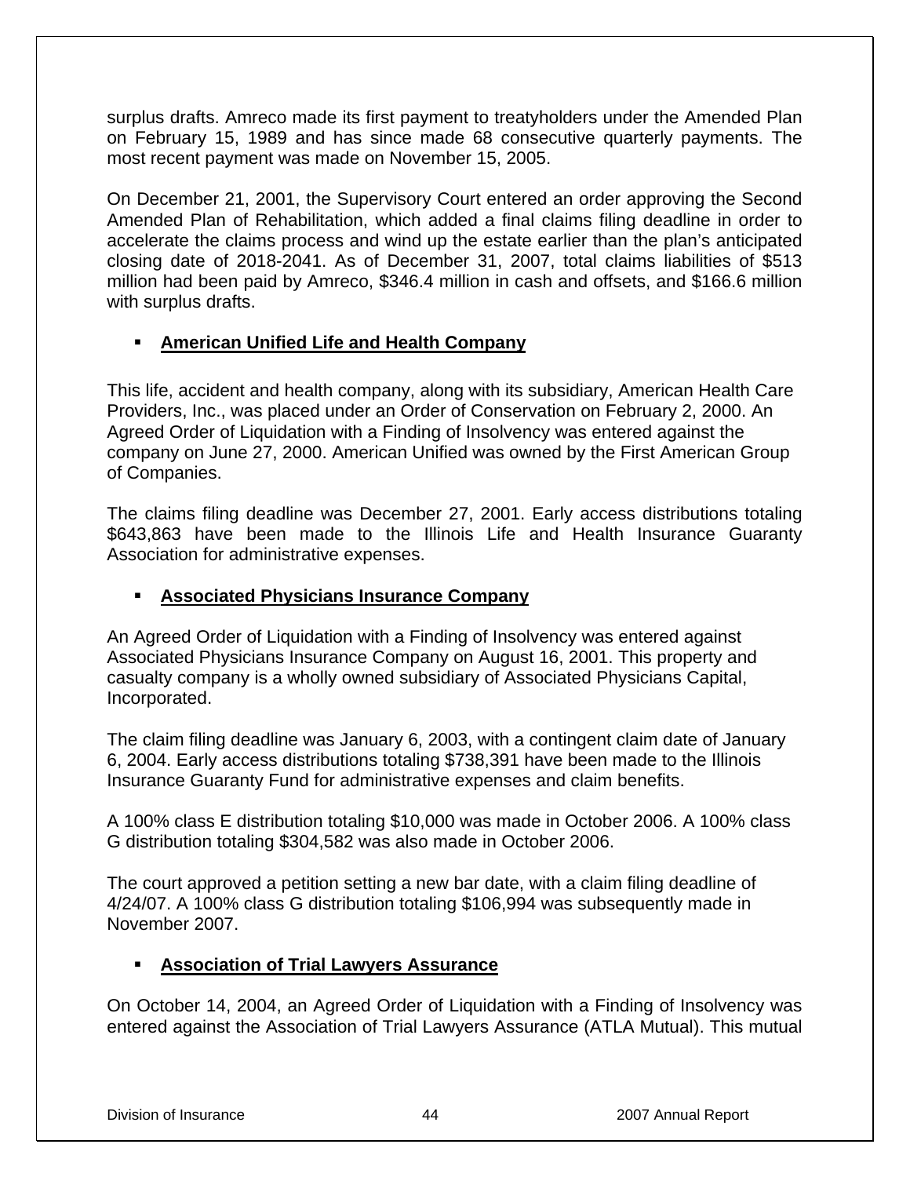surplus drafts. Amreco made its first payment to treatyholders under the Amended Plan on February 15, 1989 and has since made 68 consecutive quarterly payments. The most recent payment was made on November 15, 2005.

On December 21, 2001, the Supervisory Court entered an order approving the Second Amended Plan of Rehabilitation, which added a final claims filing deadline in order to accelerate the claims process and wind up the estate earlier than the plan's anticipated closing date of 2018-2041. As of December 31, 2007, total claims liabilities of $513 million had been paid by Amreco, $346.4 million in cash and offsets, and $166.6 million with surplus drafts.

- **American Unified Life and Health Company**

This life, accident and health company, along with its subsidiary, American Health Care Providers, Inc., was placed under an Order of Conservation on February 2, 2000. An Agreed Order of Liquidation with a Finding of Insolvency was entered against the company on June 27, 2000. American Unified was owned by the First American Group of Companies.

The claims filing deadline was December 27, 2001. Early access distributions totaling $643,863 have been made to the Illinois Life and Health Insurance Guaranty Association for administrative expenses.

- **Associated Physicians Insurance Company**

An Agreed Order of Liquidation with a Finding of Insolvency was entered against Associated Physicians Insurance Company on August 16, 2001. This property and casualty company is a wholly owned subsidiary of Associated Physicians Capital, Incorporated.

The claim filing deadline was January 6, 2003, with a contingent claim date of January 6, 2004. Early access distributions totaling $738,391 have been made to the Illinois Insurance Guaranty Fund for administrative expenses and claim benefits.

A 100% class E distribution totaling $10,000 was made in October 2006. A 100% class G distribution totaling $304,582 was also made in October 2006.

The court approved a petition setting a new bar date, with a claim filing deadline of 4/24/07. A 100% class G distribution totaling $106,994 was subsequently made in November 2007.

- **Association of Trial Lawyers Assurance**

On October 14, 2004, an Agreed Order of Liquidation with a Finding of Insolvency was entered against the Association of Trial Lawyers Assurance (ATLA Mutual). This mutual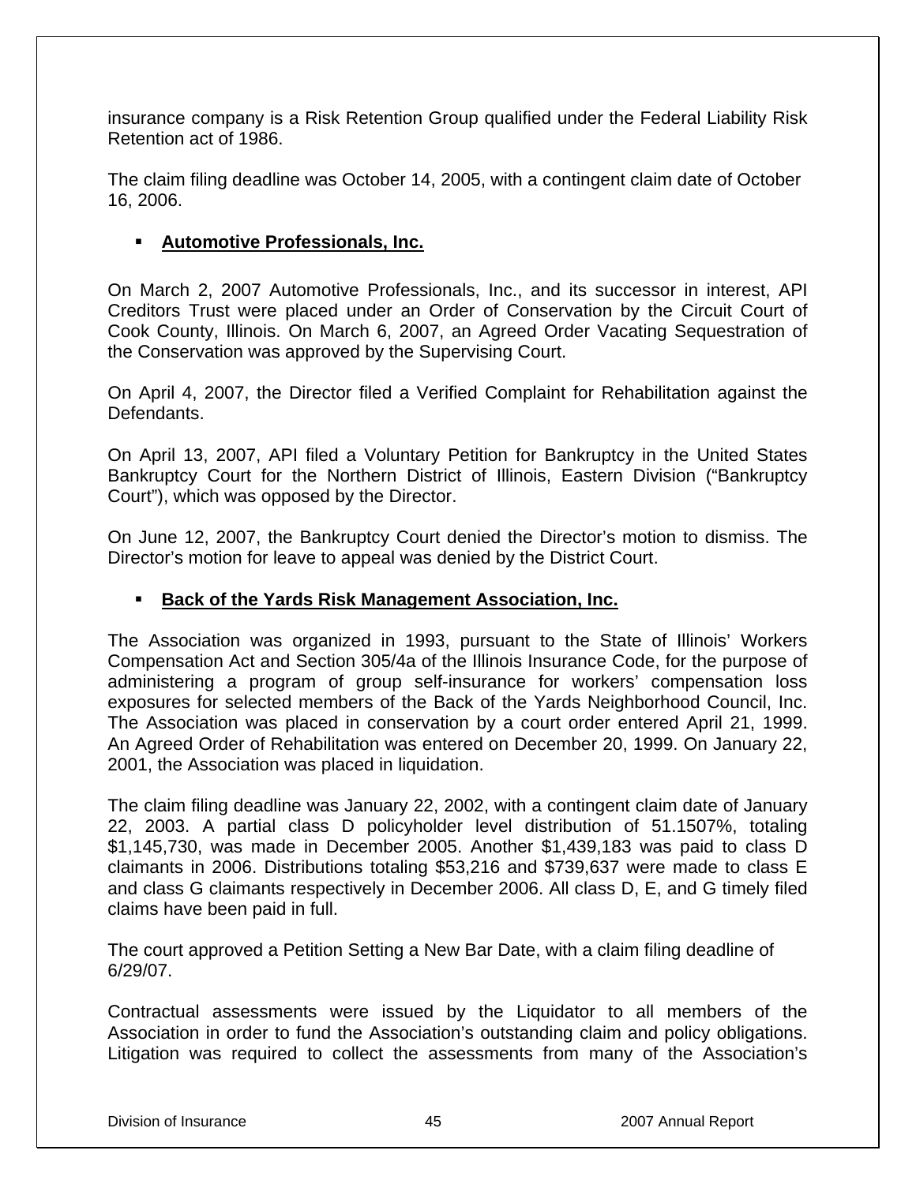insurance company is a Risk Retention Group qualified under the Federal Liability Risk Retention act of 1986.

The claim filing deadline was October 14, 2005, with a contingent claim date of October 16, 2006.

- **Automotive Professionals, Inc.**

On March 2, 2007 Automotive Professionals, Inc., and its successor in interest, API Creditors Trust were placed under an Order of Conservation by the Circuit Court of Cook County, Illinois. On March 6, 2007, an Agreed Order Vacating Sequestration of the Conservation was approved by the Supervising Court.

On April 4, 2007, the Director filed a Verified Complaint for Rehabilitation against the Defendants.

On April 13, 2007, API filed a Voluntary Petition for Bankruptcy in the United States Bankruptcy Court for the Northern District of Illinois, Eastern Division ("Bankruptcy Court"), which was opposed by the Director.

On June 12, 2007, the Bankruptcy Court denied the Director's motion to dismiss. The Director's motion for leave to appeal was denied by the District Court.

- **Back of the Yards Risk Management Association, Inc.**

The Association was organized in 1993, pursuant to the State of Illinois' Workers Compensation Act and Section 305/4a of the Illinois Insurance Code, for the purpose of administering a program of group self-insurance for workers' compensation loss exposures for selected members of the Back of the Yards Neighborhood Council, Inc. The Association was placed in conservation by a court order entered April 21, 1999. An Agreed Order of Rehabilitation was entered on December 20, 1999. On January 22, 2001, the Association was placed in liquidation.

The claim filing deadline was January 22, 2002, with a contingent claim date of January 22, 2003. A partial class D policyholder level distribution of 51.1507%, totaling $1,145,730, was made in December 2005. Another $1,439,183 was paid to class D claimants in 2006. Distributions totaling $53,216 and $739,637 were made to class E and class G claimants respectively in December 2006. All class D, E, and G timely filed claims have been paid in full.

The court approved a Petition Setting a New Bar Date, with a claim filing deadline of 6/29/07.

Contractual assessments were issued by the Liquidator to all members of the Association in order to fund the Association's outstanding claim and policy obligations. Litigation was required to collect the assessments from many of the Association's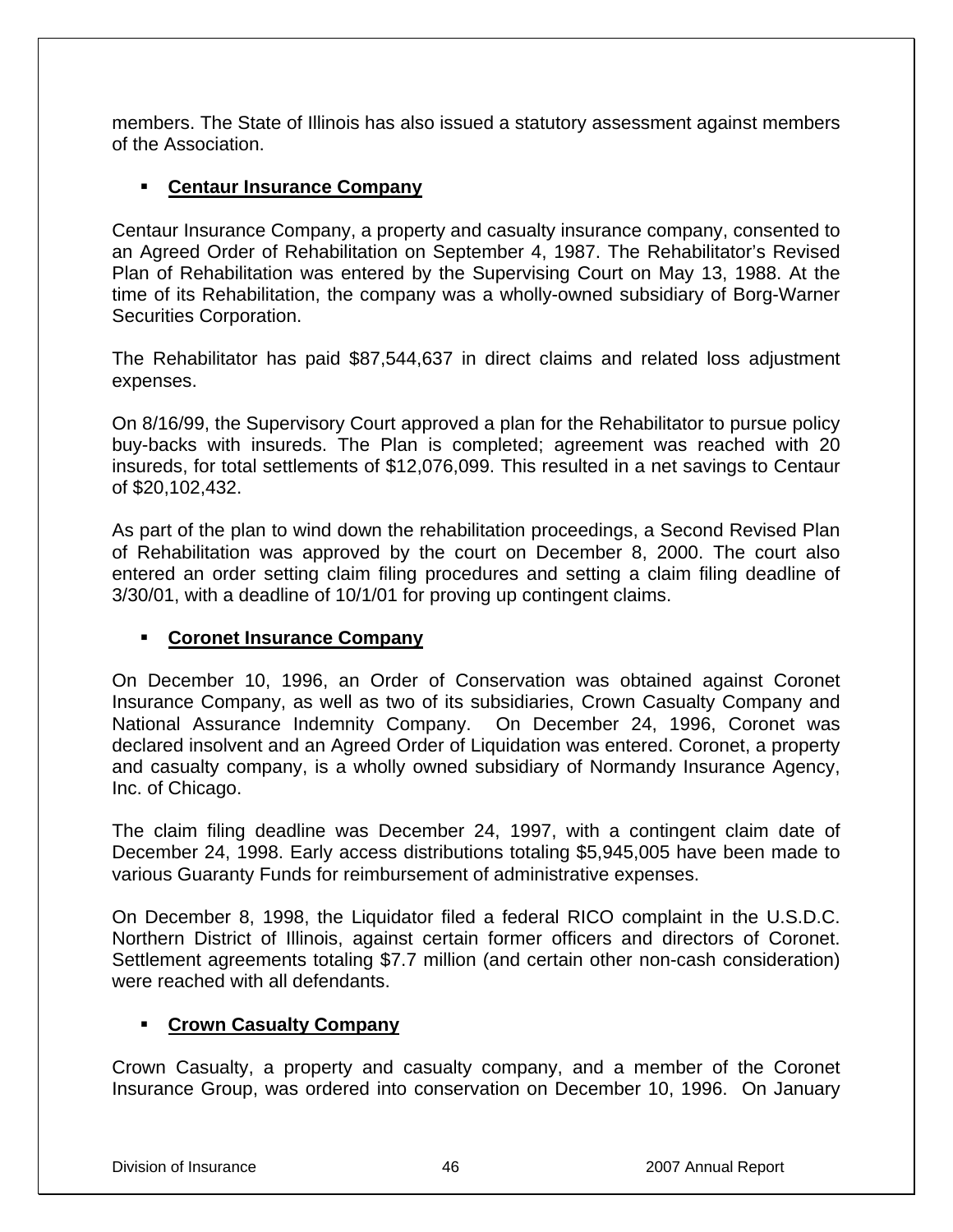members. The State of Illinois has also issued a statutory assessment against members of the Association.

- **Centaur Insurance Company**

Centaur Insurance Company, a property and casualty insurance company, consented to an Agreed Order of Rehabilitation on September 4, 1987. The Rehabilitator's Revised Plan of Rehabilitation was entered by the Supervising Court on May 13, 1988. At the time of its Rehabilitation, the company was a wholly-owned subsidiary of Borg-Warner Securities Corporation.

The Rehabilitator has paid $87,544,637 in direct claims and related loss adjustment expenses.

On 8/16/99, the Supervisory Court approved a plan for the Rehabilitator to pursue policy buy-backs with insureds. The Plan is completed; agreement was reached with 20 insureds, for total settlements of $12,076,099. This resulted in a net savings to Centaur of $20,102,432.

As part of the plan to wind down the rehabilitation proceedings, a Second Revised Plan of Rehabilitation was approved by the court on December 8, 2000. The court also entered an order setting claim filing procedures and setting a claim filing deadline of 3/30/01, with a deadline of 10/1/01 for proving up contingent claims.

- **Coronet Insurance Company**

On December 10, 1996, an Order of Conservation was obtained against Coronet Insurance Company, as well as two of its subsidiaries, Crown Casualty Company and National Assurance Indemnity Company. On December 24, 1996, Coronet was declared insolvent and an Agreed Order of Liquidation was entered. Coronet, a property and casualty company, is a wholly owned subsidiary of Normandy Insurance Agency, Inc. of Chicago.

The claim filing deadline was December 24, 1997, with a contingent claim date of December 24, 1998. Early access distributions totaling $5,945,005 have been made to various Guaranty Funds for reimbursement of administrative expenses.

On December 8, 1998, the Liquidator filed a federal RICO complaint in the U.S.D.C. Northern District of Illinois, against certain former officers and directors of Coronet. Settlement agreements totaling $7.7 million (and certain other non-cash consideration) were reached with all defendants.

- **Crown Casualty Company**

Crown Casualty, a property and casualty company, and a member of the Coronet Insurance Group, was ordered into conservation on December 10, 1996. On January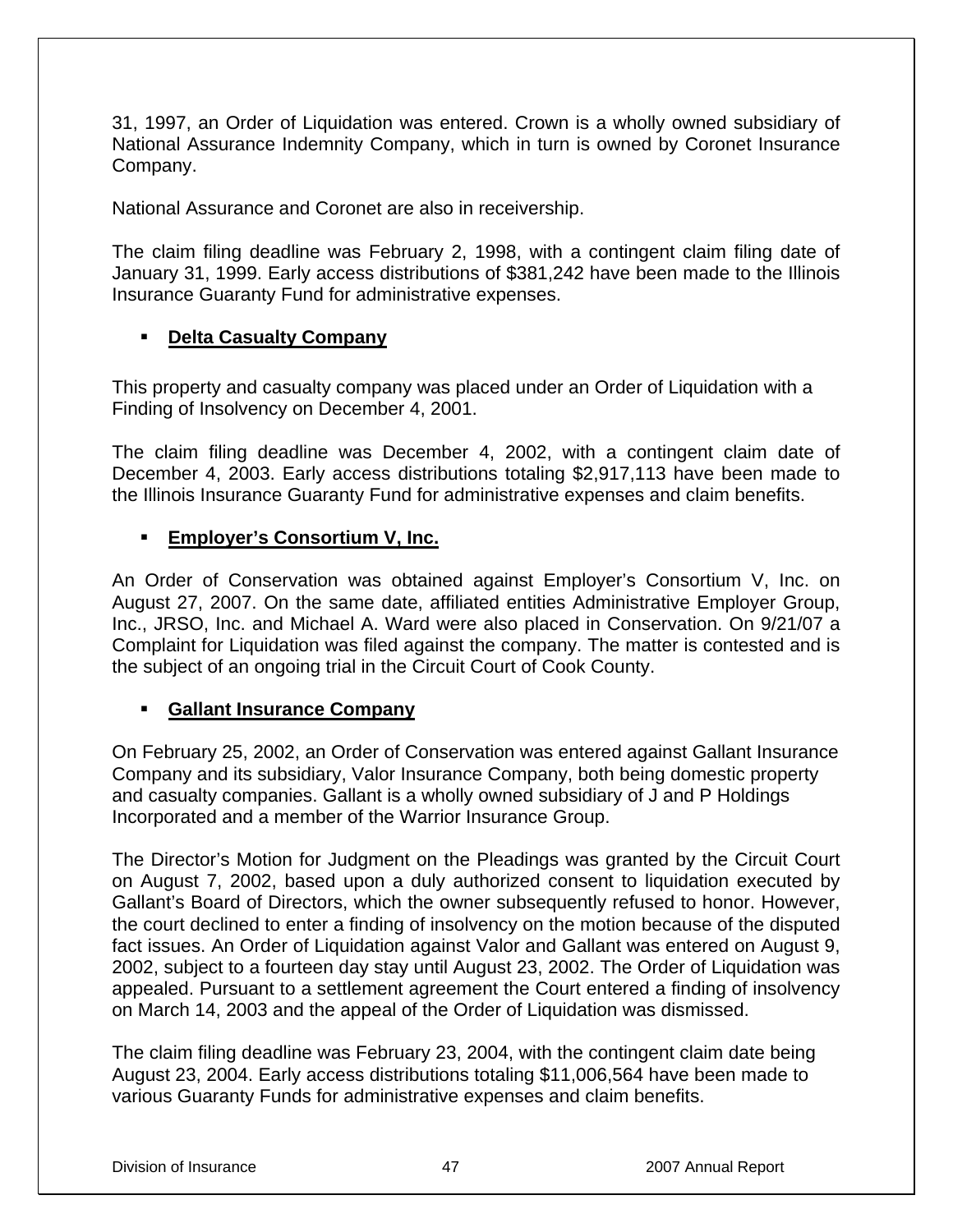31, 1997, an Order of Liquidation was entered. Crown is a wholly owned subsidiary of National Assurance Indemnity Company, which in turn is owned by Coronet Insurance Company.

National Assurance and Coronet are also in receivership.

The claim filing deadline was February 2, 1998, with a contingent claim filing date of January 31, 1999. Early access distributions of $381,242 have been made to the Illinois Insurance Guaranty Fund for administrative expenses.

- **Delta Casualty Company**

This property and casualty company was placed under an Order of Liquidation with a Finding of Insolvency on December 4, 2001.

The claim filing deadline was December 4, 2002, with a contingent claim date of December 4, 2003. Early access distributions totaling $2,917,113 have been made to the Illinois Insurance Guaranty Fund for administrative expenses and claim benefits.

- **Employer's Consortium V, Inc.**

An Order of Conservation was obtained against Employer's Consortium V, Inc. on August 27, 2007. On the same date, affiliated entities Administrative Employer Group, Inc., JRSO, Inc. and Michael A. Ward were also placed in Conservation. On 9/21/07 a Complaint for Liquidation was filed against the company. The matter is contested and is the subject of an ongoing trial in the Circuit Court of Cook County.

- **Gallant Insurance Company**

On February 25, 2002, an Order of Conservation was entered against Gallant Insurance Company and its subsidiary, Valor Insurance Company, both being domestic property and casualty companies. Gallant is a wholly owned subsidiary of J and P Holdings Incorporated and a member of the Warrior Insurance Group.

The Director's Motion for Judgment on the Pleadings was granted by the Circuit Court on August 7, 2002, based upon a duly authorized consent to liquidation executed by Gallant's Board of Directors, which the owner subsequently refused to honor. However, the court declined to enter a finding of insolvency on the motion because of the disputed fact issues. An Order of Liquidation against Valor and Gallant was entered on August 9, 2002, subject to a fourteen day stay until August 23, 2002. The Order of Liquidation was appealed. Pursuant to a settlement agreement the Court entered a finding of insolvency on March 14, 2003 and the appeal of the Order of Liquidation was dismissed.

The claim filing deadline was February 23, 2004, with the contingent claim date being August 23, 2004. Early access distributions totaling $11,006,564 have been made to various Guaranty Funds for administrative expenses and claim benefits.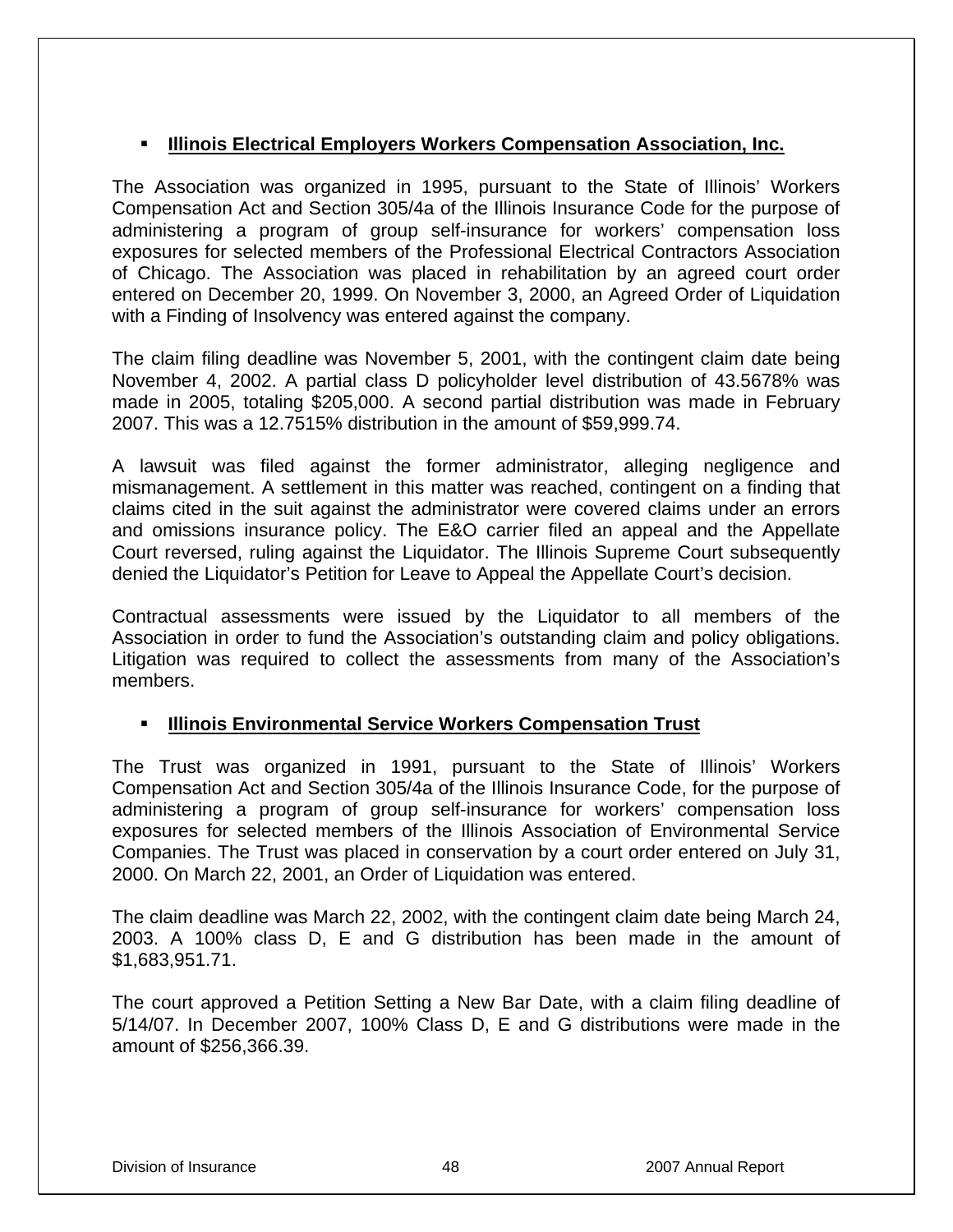- **Illinois Electrical Employers Workers Compensation Association, Inc.**

The Association was organized in 1995, pursuant to the State of Illinois' Workers Compensation Act and Section 305/4a of the Illinois Insurance Code for the purpose of administering a program of group self-insurance for workers' compensation loss exposures for selected members of the Professional Electrical Contractors Association of Chicago. The Association was placed in rehabilitation by an agreed court order entered on December 20, 1999. On November 3, 2000, an Agreed Order of Liquidation with a Finding of Insolvency was entered against the company.

The claim filing deadline was November 5, 2001, with the contingent claim date being November 4, 2002. A partial class D policyholder level distribution of 43.5678% was made in 2005, totaling $205,000. A second partial distribution was made in February 2007. This was a 12.7515% distribution in the amount of $59,999.74.

A lawsuit was filed against the former administrator, alleging negligence and mismanagement. A settlement in this matter was reached, contingent on a finding that claims cited in the suit against the administrator were covered claims under an errors and omissions insurance policy. The E&O carrier filed an appeal and the Appellate Court reversed, ruling against the Liquidator. The Illinois Supreme Court subsequently denied the Liquidator's Petition for Leave to Appeal the Appellate Court's decision.

Contractual assessments were issued by the Liquidator to all members of the Association in order to fund the Association's outstanding claim and policy obligations. Litigation was required to collect the assessments from many of the Association's members.

- **Illinois Environmental Service Workers Compensation Trust**

The Trust was organized in 1991, pursuant to the State of Illinois' Workers Compensation Act and Section 305/4a of the Illinois Insurance Code, for the purpose of administering a program of group self-insurance for workers' compensation loss exposures for selected members of the Illinois Association of Environmental Service Companies. The Trust was placed in conservation by a court order entered on July 31, 2000. On March 22, 2001, an Order of Liquidation was entered.

The claim deadline was March 22, 2002, with the contingent claim date being March 24, 2003. A 100% class D, E and G distribution has been made in the amount of $1,683,951.71.

The court approved a Petition Setting a New Bar Date, with a claim filing deadline of 5/14/07. In December 2007, 100% Class D, E and G distributions were made in the amount of $256,366.39.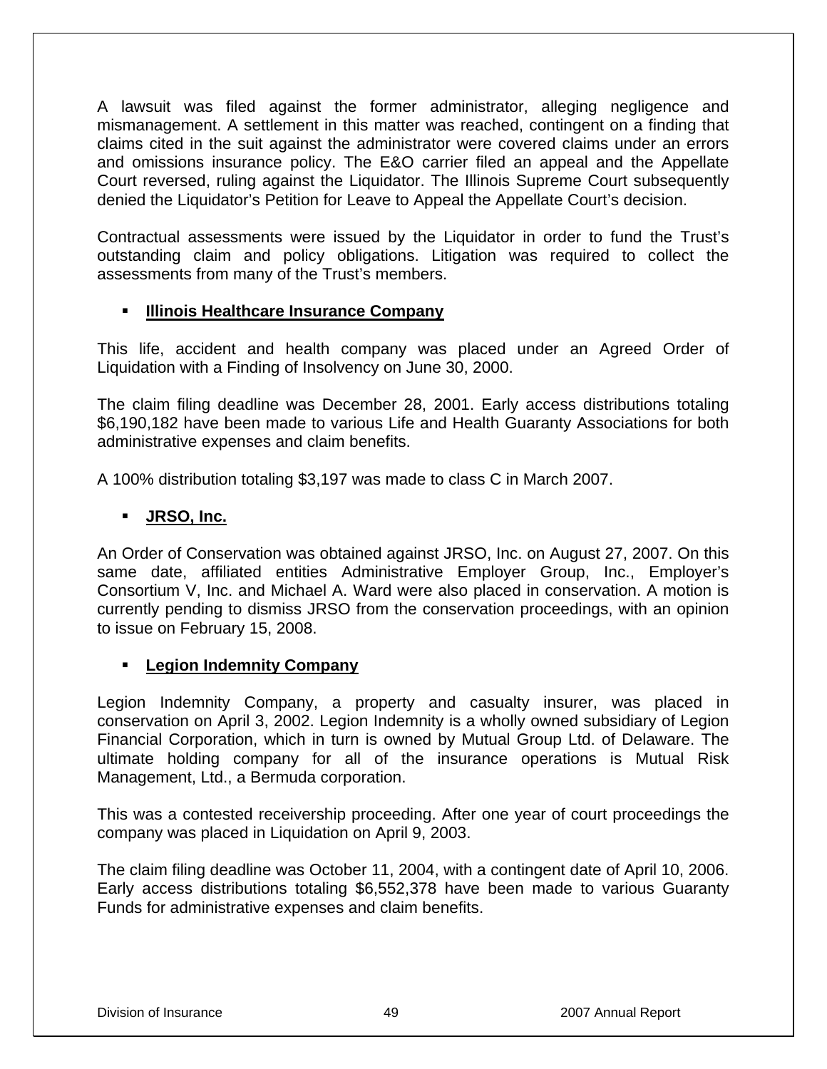A lawsuit was filed against the former administrator, alleging negligence and mismanagement. A settlement in this matter was reached, contingent on a finding that claims cited in the suit against the administrator were covered claims under an errors and omissions insurance policy. The E&O carrier filed an appeal and the Appellate Court reversed, ruling against the Liquidator. The Illinois Supreme Court subsequently denied the Liquidator's Petition for Leave to Appeal the Appellate Court's decision.

Contractual assessments were issued by the Liquidator in order to fund the Trust's outstanding claim and policy obligations. Litigation was required to collect the assessments from many of the Trust's members.

- **Illinois Healthcare Insurance Company**

This life, accident and health company was placed under an Agreed Order of Liquidation with a Finding of Insolvency on June 30, 2000.

The claim filing deadline was December 28, 2001. Early access distributions totaling $6,190,182 have been made to various Life and Health Guaranty Associations for both administrative expenses and claim benefits.

A 100% distribution totaling $3,197 was made to class C in March 2007.

- **JRSO, Inc.**

An Order of Conservation was obtained against JRSO, Inc. on August 27, 2007. On this same date, affiliated entities Administrative Employer Group, Inc., Employer's Consortium V, Inc. and Michael A. Ward were also placed in conservation. A motion is currently pending to dismiss JRSO from the conservation proceedings, with an opinion to issue on February 15, 2008.

- **Legion Indemnity Company**

Legion Indemnity Company, a property and casualty insurer, was placed in conservation on April 3, 2002. Legion Indemnity is a wholly owned subsidiary of Legion Financial Corporation, which in turn is owned by Mutual Group Ltd. of Delaware. The ultimate holding company for all of the insurance operations is Mutual Risk Management, Ltd., a Bermuda corporation.

This was a contested receivership proceeding. After one year of court proceedings the company was placed in Liquidation on April 9, 2003.

The claim filing deadline was October 11, 2004, with a contingent date of April 10, 2006. Early access distributions totaling $6,552,378 have been made to various Guaranty Funds for administrative expenses and claim benefits.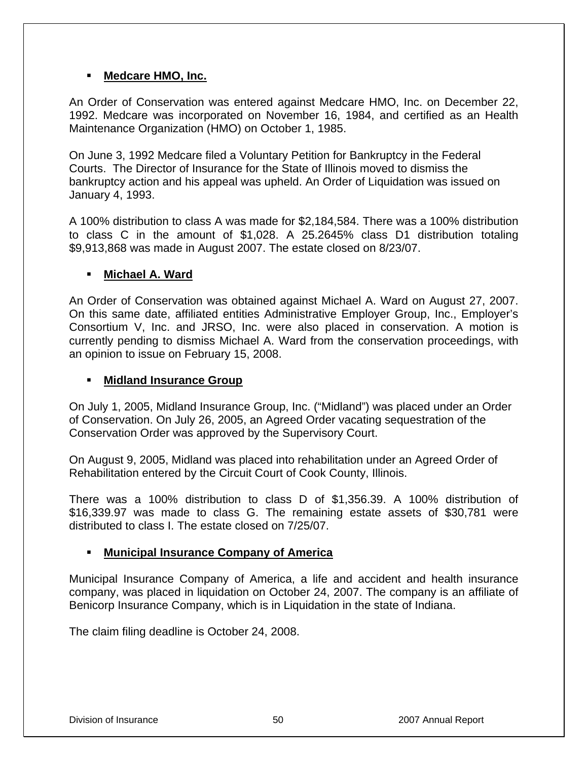- **Medcare HMO, Inc.**

An Order of Conservation was entered against Medcare HMO, Inc. on December 22, 1992. Medcare was incorporated on November 16, 1984, and certified as an Health Maintenance Organization (HMO) on October 1, 1985.

On June 3, 1992 Medcare filed a Voluntary Petition for Bankruptcy in the Federal Courts. The Director of Insurance for the State of Illinois moved to dismiss the bankruptcy action and his appeal was upheld. An Order of Liquidation was issued on January 4, 1993.

A 100% distribution to class A was made for $2,184,584. There was a 100% distribution to class C in the amount of $1,028. A 25.2645% class D1 distribution totaling $9,913,868 was made in August 2007. The estate closed on 8/23/07.

- **Michael A. Ward**

An Order of Conservation was obtained against Michael A. Ward on August 27, 2007. On this same date, affiliated entities Administrative Employer Group, Inc., Employer's Consortium V, Inc. and JRSO, Inc. were also placed in conservation. A motion is currently pending to dismiss Michael A. Ward from the conservation proceedings, with an opinion to issue on February 15, 2008.

- **Midland Insurance Group**

On July 1, 2005, Midland Insurance Group, Inc. ("Midland") was placed under an Order of Conservation. On July 26, 2005, an Agreed Order vacating sequestration of the Conservation Order was approved by the Supervisory Court.

On August 9, 2005, Midland was placed into rehabilitation under an Agreed Order of Rehabilitation entered by the Circuit Court of Cook County, Illinois.

There was a 100% distribution to class D of $1,356.39. A 100% distribution of $16,339.97 was made to class G. The remaining estate assets of $30,781 were distributed to class I. The estate closed on 7/25/07.

- **Municipal Insurance Company of America**

Municipal Insurance Company of America, a life and accident and health insurance company, was placed in liquidation on October 24, 2007. The company is an affiliate of Benicorp Insurance Company, which is in Liquidation in the state of Indiana.

The claim filing deadline is October 24, 2008.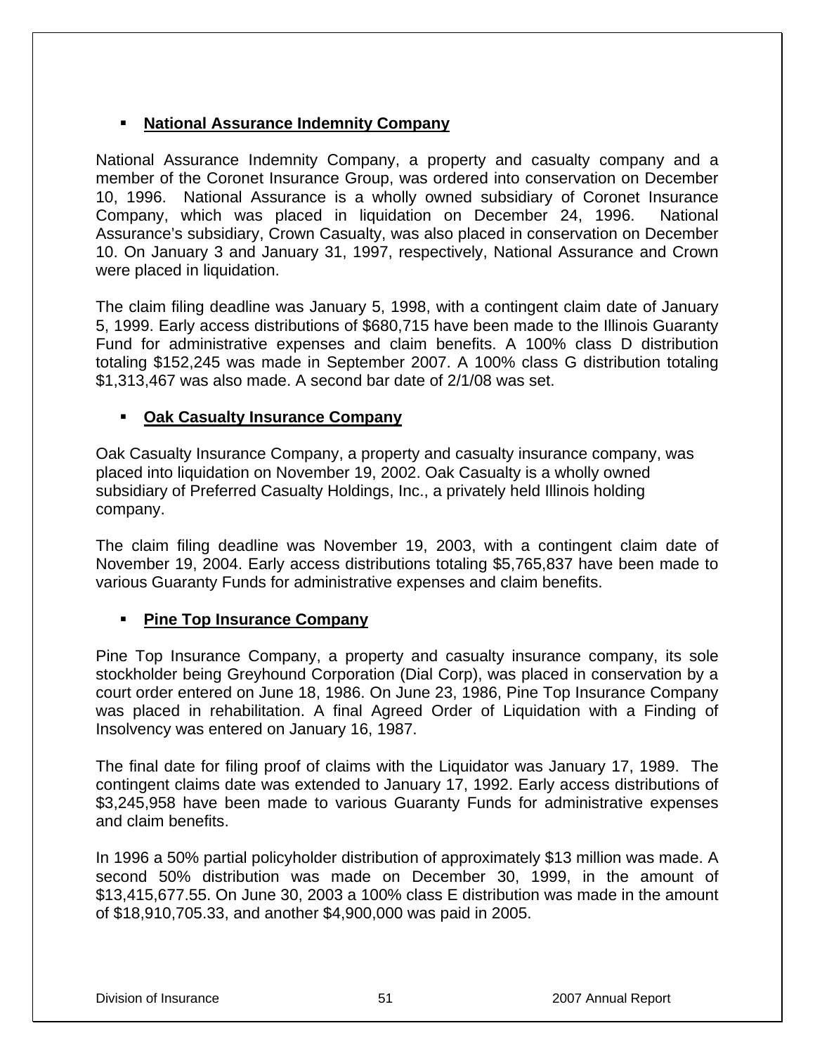- **National Assurance Indemnity Company**

National Assurance Indemnity Company, a property and casualty company and a member of the Coronet Insurance Group, was ordered into conservation on December 10, 1996. National Assurance is a wholly owned subsidiary of Coronet Insurance Company, which was placed in liquidation on December 24, 1996. National Assurance's subsidiary, Crown Casualty, was also placed in conservation on December 10. On January 3 and January 31, 1997, respectively, National Assurance and Crown were placed in liquidation.

The claim filing deadline was January 5, 1998, with a contingent claim date of January 5, 1999. Early access distributions of $680,715 have been made to the Illinois Guaranty Fund for administrative expenses and claim benefits. A 100% class D distribution totaling $152,245 was made in September 2007. A 100% class G distribution totaling $1,313,467 was also made. A second bar date of 2/1/08 was set.

- **Oak Casualty Insurance Company**

Oak Casualty Insurance Company, a property and casualty insurance company, was placed into liquidation on November 19, 2002. Oak Casualty is a wholly owned subsidiary of Preferred Casualty Holdings, Inc., a privately held Illinois holding company.

The claim filing deadline was November 19, 2003, with a contingent claim date of November 19, 2004. Early access distributions totaling $5,765,837 have been made to various Guaranty Funds for administrative expenses and claim benefits.

- **Pine Top Insurance Company**

Pine Top Insurance Company, a property and casualty insurance company, its sole stockholder being Greyhound Corporation (Dial Corp), was placed in conservation by a court order entered on June 18, 1986. On June 23, 1986, Pine Top Insurance Company was placed in rehabilitation. A final Agreed Order of Liquidation with a Finding of Insolvency was entered on January 16, 1987.

The final date for filing proof of claims with the Liquidator was January 17, 1989. The contingent claims date was extended to January 17, 1992. Early access distributions of $3,245,958 have been made to various Guaranty Funds for administrative expenses and claim benefits.

In 1996 a 50% partial policyholder distribution of approximately $13 million was made. A second 50% distribution was made on December 30, 1999, in the amount of $13,415,677.55. On June 30, 2003 a 100% class E distribution was made in the amount of $18,910,705.33, and another $4,900,000 was paid in 2005.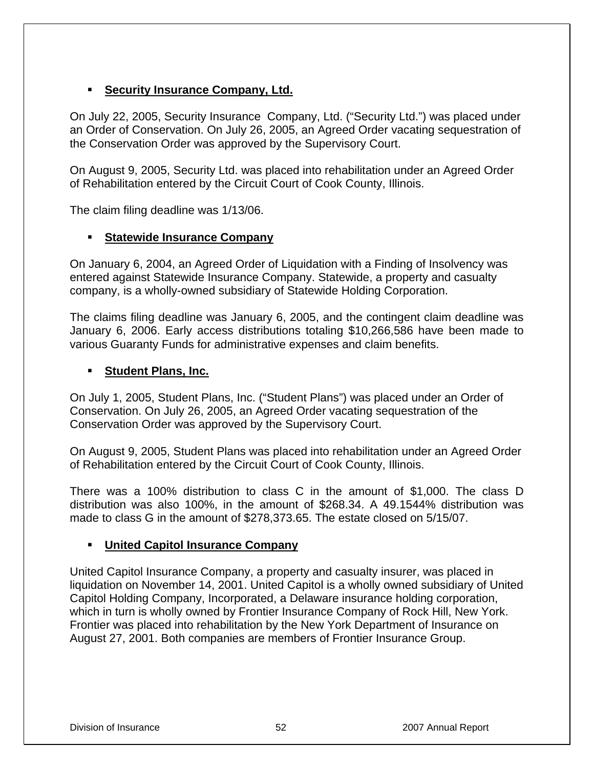- **Security Insurance Company, Ltd.**

On July 22, 2005, Security Insurance Company, Ltd. ("Security Ltd.") was placed under an Order of Conservation. On July 26, 2005, an Agreed Order vacating sequestration of the Conservation Order was approved by the Supervisory Court.

On August 9, 2005, Security Ltd. was placed into rehabilitation under an Agreed Order of Rehabilitation entered by the Circuit Court of Cook County, Illinois.

The claim filing deadline was 1/13/06.

- **Statewide Insurance Company**

On January 6, 2004, an Agreed Order of Liquidation with a Finding of Insolvency was entered against Statewide Insurance Company. Statewide, a property and casualty company, is a wholly-owned subsidiary of Statewide Holding Corporation.

The claims filing deadline was January 6, 2005, and the contingent claim deadline was January 6, 2006. Early access distributions totaling $10,266,586 have been made to various Guaranty Funds for administrative expenses and claim benefits.

- **Student Plans, Inc.**

On July 1, 2005, Student Plans, Inc. ("Student Plans") was placed under an Order of Conservation. On July 26, 2005, an Agreed Order vacating sequestration of the Conservation Order was approved by the Supervisory Court.

On August 9, 2005, Student Plans was placed into rehabilitation under an Agreed Order of Rehabilitation entered by the Circuit Court of Cook County, Illinois.

There was a 100% distribution to class C in the amount of $1,000. The class D distribution was also 100%, in the amount of $268.34. A 49.1544% distribution was made to class G in the amount of $278,373.65. The estate closed on 5/15/07.

- **United Capitol Insurance Company**

United Capitol Insurance Company, a property and casualty insurer, was placed in liquidation on November 14, 2001. United Capitol is a wholly owned subsidiary of United Capitol Holding Company, Incorporated, a Delaware insurance holding corporation, which in turn is wholly owned by Frontier Insurance Company of Rock Hill, New York. Frontier was placed into rehabilitation by the New York Department of Insurance on August 27, 2001. Both companies are members of Frontier Insurance Group.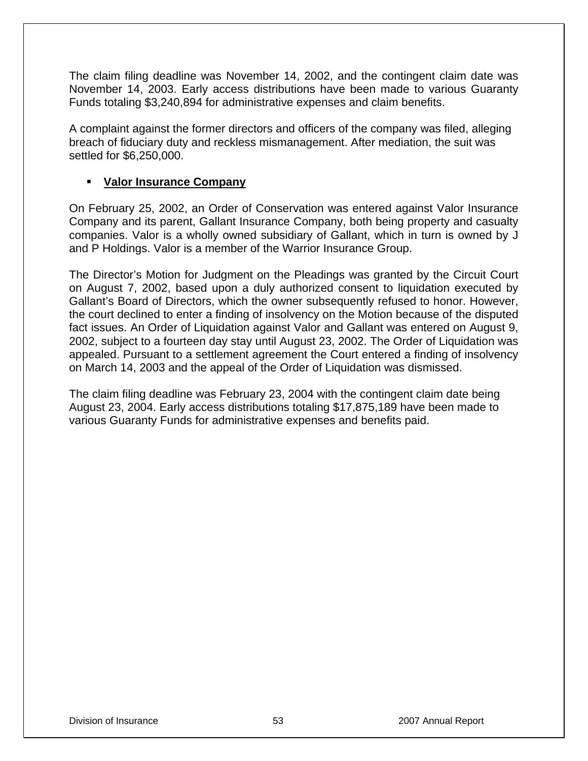The claim filing deadline was November 14, 2002, and the contingent claim date was November 14, 2003. Early access distributions have been made to various Guaranty Funds totaling $3,240,894 for administrative expenses and claim benefits.

A complaint against the former directors and officers of the company was filed, alleging breach of fiduciary duty and reckless mismanagement. After mediation, the suit was settled for $6,250,000.

- **Valor Insurance Company**

On February 25, 2002, an Order of Conservation was entered against Valor Insurance Company and its parent, Gallant Insurance Company, both being property and casualty companies. Valor is a wholly owned subsidiary of Gallant, which in turn is owned by J and P Holdings. Valor is a member of the Warrior Insurance Group.

The Director's Motion for Judgment on the Pleadings was granted by the Circuit Court on August 7, 2002, based upon a duly authorized consent to liquidation executed by Gallant's Board of Directors, which the owner subsequently refused to honor. However, the court declined to enter a finding of insolvency on the Motion because of the disputed fact issues. An Order of Liquidation against Valor and Gallant was entered on August 9, 2002, subject to a fourteen day stay until August 23, 2002. The Order of Liquidation was appealed. Pursuant to a settlement agreement the Court entered a finding of insolvency on March 14, 2003 and the appeal of the Order of Liquidation was dismissed.

The claim filing deadline was February 23, 2004 with the contingent claim date being August 23, 2004. Early access distributions totaling $17,875,189 have been made to various Guaranty Funds for administrative expenses and benefits paid.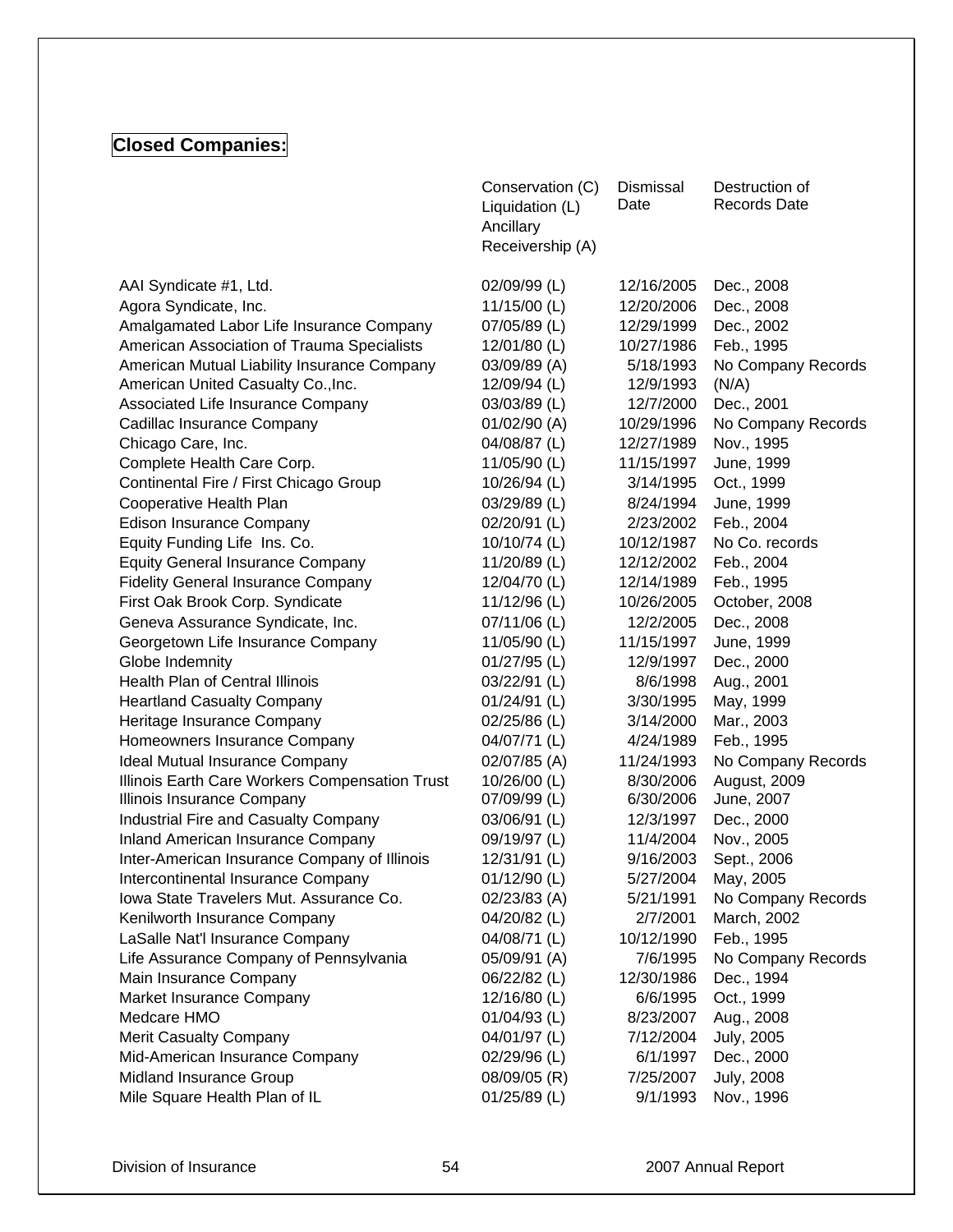## Closed Companies:

| | Conservation (C) Liquidation (L) Ancillary Receivership (A) | Dismissal Date | Destruction of Records Date |
|---|---|---|---|
| AAI Syndicate #1, Ltd. | 02/09/99 (L) | 12/16/2005 | Dec., 2008 |
| Agora Syndicate, Inc. | 11/15/00 (L) | 12/20/2006 | Dec., 2008 |
| Amalgamated Labor Life Insurance Company | 07/05/89 (L) | 12/29/1999 | Dec., 2002 |
| American Association of Trauma Specialists | 12/01/80 (L) | 10/27/1986 | Feb., 1995 |
| American Mutual Liability Insurance Company | 03/09/89 (A) | 5/18/1993 | No Company Records |
| American United Casualty Co.,Inc. | 12/09/94 (L) | 12/9/1993 | (N/A) |
| Associated Life Insurance Company | 03/03/89 (L) | 12/7/2000 | Dec., 2001 |
| Cadillac Insurance Company | 01/02/90 (A) | 10/29/1996 | No Company Records |
| Chicago Care, Inc. | 04/08/87 (L) | 12/27/1989 | Nov., 1995 |
| Complete Health Care Corp. | 11/05/90 (L) | 11/15/1997 | June, 1999 |
| Continental Fire / First Chicago Group | 10/26/94 (L) | 3/14/1995 | Oct., 1999 |
| Cooperative Health Plan | 03/29/89 (L) | 8/24/1994 | June, 1999 |
| Edison Insurance Company | 02/20/91 (L) | 2/23/2002 | Feb., 2004 |
| Equity Funding Life Ins. Co. | 10/10/74 (L) | 10/12/1987 | No Co. records |
| Equity General Insurance Company | 11/20/89 (L) | 12/12/2002 | Feb., 2004 |
| Fidelity General Insurance Company | 12/04/70 (L) | 12/14/1989 | Feb., 1995 |
| First Oak Brook Corp. Syndicate | 11/12/96 (L) | 10/26/2005 | October, 2008 |
| Geneva Assurance Syndicate, Inc. | 07/11/06 (L) | 12/2/2005 | Dec., 2008 |
| Georgetown Life Insurance Company | 11/05/90 (L) | 11/15/1997 | June, 1999 |
| Globe Indemnity | 01/27/95 (L) | 12/9/1997 | Dec., 2000 |
| Health Plan of Central Illinois | 03/22/91 (L) | 8/6/1998 | Aug., 2001 |
| Heartland Casualty Company | 01/24/91 (L) | 3/30/1995 | May, 1999 |
| Heritage Insurance Company | 02/25/86 (L) | 3/14/2000 | Mar., 2003 |
| Homeowners Insurance Company | 04/07/71 (L) | 4/24/1989 | Feb., 1995 |
| Ideal Mutual Insurance Company | 02/07/85 (A) | 11/24/1993 | No Company Records |
| Illinois Earth Care Workers Compensation Trust | 10/26/00 (L) | 8/30/2006 | August, 2009 |
| Illinois Insurance Company | 07/09/99 (L) | 6/30/2006 | June, 2007 |
| Industrial Fire and Casualty Company | 03/06/91 (L) | 12/3/1997 | Dec., 2000 |
| Inland American Insurance Company | 09/19/97 (L) | 11/4/2004 | Nov., 2005 |
| Inter-American Insurance Company of Illinois | 12/31/91 (L) | 9/16/2003 | Sept., 2006 |
| Intercontinental Insurance Company | 01/12/90 (L) | 5/27/2004 | May, 2005 |
| Iowa State Travelers Mut. Assurance Co. | 02/23/83 (A) | 5/21/1991 | No Company Records |
| Kenilworth Insurance Company | 04/20/82 (L) | 2/7/2001 | March, 2002 |
| LaSalle Nat'l Insurance Company | 04/08/71 (L) | 10/12/1990 | Feb., 1995 |
| Life Assurance Company of Pennsylvania | 05/09/91 (A) | 7/6/1995 | No Company Records |
| Main Insurance Company | 06/22/82 (L) | 12/30/1986 | Dec., 1994 |
| Market Insurance Company | 12/16/80 (L) | 6/6/1995 | Oct., 1999 |
| Medcare HMO | 01/04/93 (L) | 8/23/2007 | Aug., 2008 |
| Merit Casualty Company | 04/01/97 (L) | 7/12/2004 | July, 2005 |
| Mid-American Insurance Company | 02/29/96 (L) | 6/1/1997 | Dec., 2000 |
| Midland Insurance Group | 08/09/05 (R) | 7/25/2007 | July, 2008 |
| Mile Square Health Plan of IL | 01/25/89 (L) | 9/1/1993 | Nov., 1996 |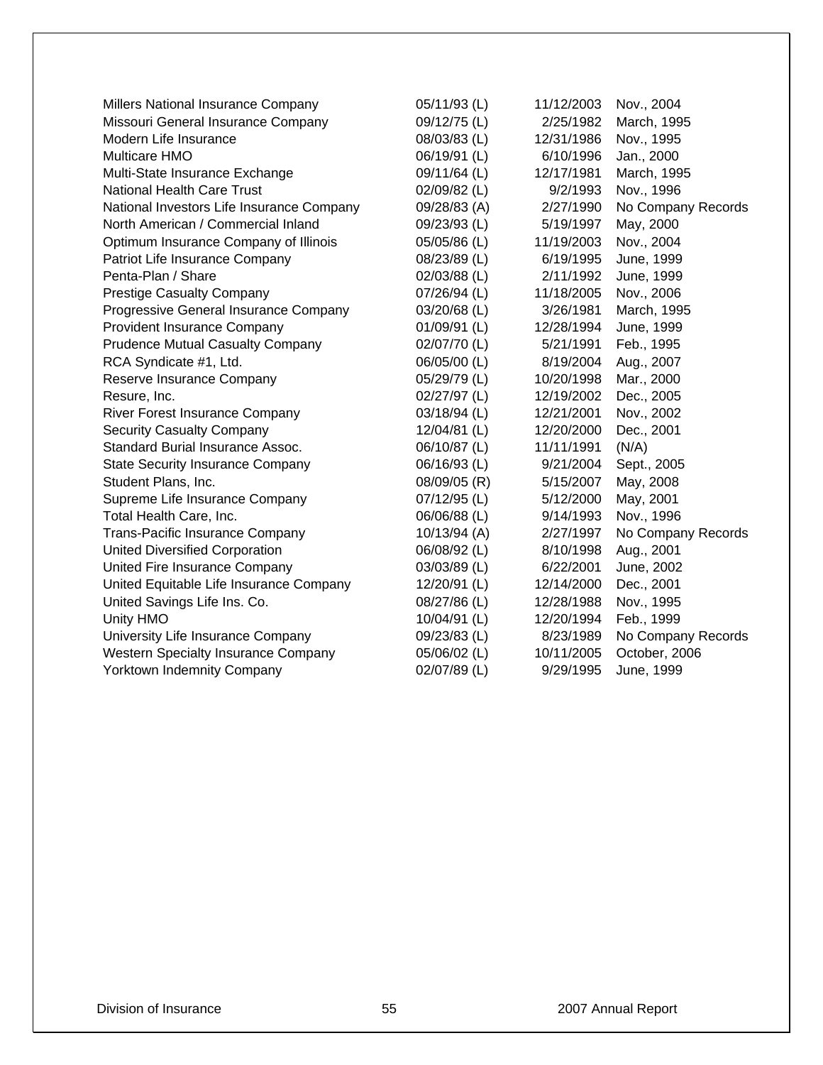| | | | |
|---|---|---|---|
| Millers National Insurance Company | 05/11/93 (L) | 11/12/2003 | Nov., 2004 |
| Missouri General Insurance Company | 09/12/75 (L) | 2/25/1982 | March, 1995 |
| Modern Life Insurance | 08/03/83 (L) | 12/31/1986 | Nov., 1995 |
| Multicare HMO | 06/19/91 (L) | 6/10/1996 | Jan., 2000 |
| Multi-State Insurance Exchange | 09/11/64 (L) | 12/17/1981 | March, 1995 |
| National Health Care Trust | 02/09/82 (L) | 9/2/1993 | Nov., 1996 |
| National Investors Life Insurance Company | 09/28/83 (A) | 2/27/1990 | No Company Records |
| North American / Commercial Inland | 09/23/93 (L) | 5/19/1997 | May, 2000 |
| Optimum Insurance Company of Illinois | 05/05/86 (L) | 11/19/2003 | Nov., 2004 |
| Patriot Life Insurance Company | 08/23/89 (L) | 6/19/1995 | June, 1999 |
| Penta-Plan / Share | 02/03/88 (L) | 2/11/1992 | June, 1999 |
| Prestige Casualty Company | 07/26/94 (L) | 11/18/2005 | Nov., 2006 |
| Progressive General Insurance Company | 03/20/68 (L) | 3/26/1981 | March, 1995 |
| Provident Insurance Company | 01/09/91 (L) | 12/28/1994 | June, 1999 |
| Prudence Mutual Casualty Company | 02/07/70 (L) | 5/21/1991 | Feb., 1995 |
| RCA Syndicate #1, Ltd. | 06/05/00 (L) | 8/19/2004 | Aug., 2007 |
| Reserve Insurance Company | 05/29/79 (L) | 10/20/1998 | Mar., 2000 |
| Resure, Inc. | 02/27/97 (L) | 12/19/2002 | Dec., 2005 |
| River Forest Insurance Company | 03/18/94 (L) | 12/21/2001 | Nov., 2002 |
| Security Casualty Company | 12/04/81 (L) | 12/20/2000 | Dec., 2001 |
| Standard Burial Insurance Assoc. | 06/10/87 (L) | 11/11/1991 | (N/A) |
| State Security Insurance Company | 06/16/93 (L) | 9/21/2004 | Sept., 2005 |
| Student Plans, Inc. | 08/09/05 (R) | 5/15/2007 | May, 2008 |
| Supreme Life Insurance Company | 07/12/95 (L) | 5/12/2000 | May, 2001 |
| Total Health Care, Inc. | 06/06/88 (L) | 9/14/1993 | Nov., 1996 |
| Trans-Pacific Insurance Company | 10/13/94 (A) | 2/27/1997 | No Company Records |
| United Diversified Corporation | 06/08/92 (L) | 8/10/1998 | Aug., 2001 |
| United Fire Insurance Company | 03/03/89 (L) | 6/22/2001 | June, 2002 |
| United Equitable Life Insurance Company | 12/20/91 (L) | 12/14/2000 | Dec., 2001 |
| United Savings Life Ins. Co. | 08/27/86 (L) | 12/28/1988 | Nov., 1995 |
| Unity HMO | 10/04/91 (L) | 12/20/1994 | Feb., 1999 |
| University Life Insurance Company | 09/23/83 (L) | 8/23/1989 | No Company Records |
| Western Specialty Insurance Company | 05/06/02 (L) | 10/11/2005 | October, 2006 |
| Yorktown Indemnity Company | 02/07/89 (L) | 9/29/1995 | June, 1999 |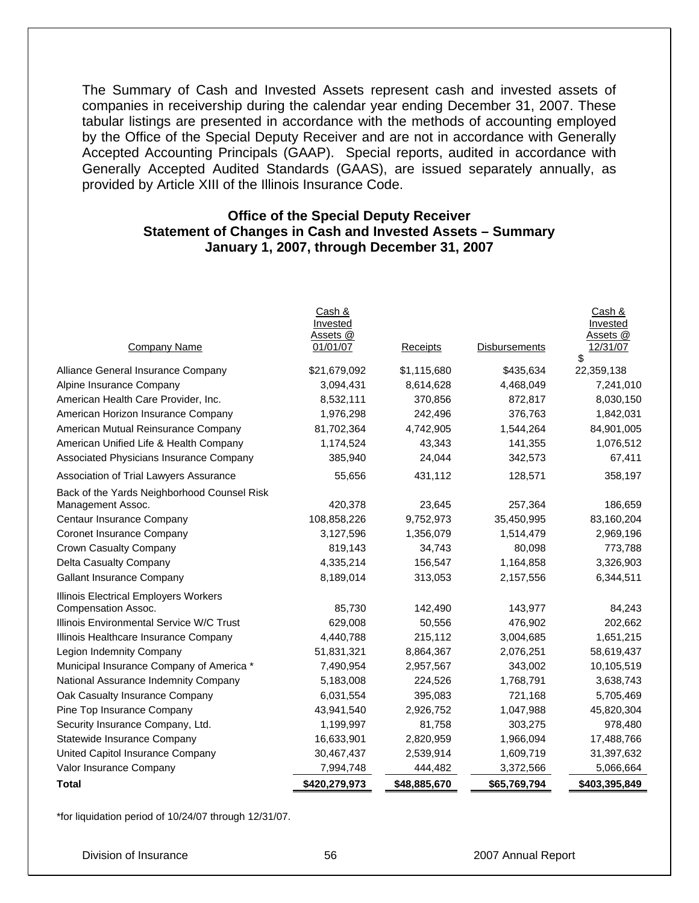The Summary of Cash and Invested Assets represent cash and invested assets of companies in receivership during the calendar year ending December 31, 2007. These tabular listings are presented in accordance with the methods of accounting employed by the Office of the Special Deputy Receiver and are not in accordance with Generally Accepted Accounting Principals (GAAP). Special reports, audited in accordance with Generally Accepted Audited Standards (GAAS), are issued separately annually, as provided by Article XIII of the Illinois Insurance Code.

**Office of the Special Deputy Receiver**
**Statement of Changes in Cash and Invested Assets – Summary**
**January 1, 2007, through December 31, 2007**

| Company Name | Cash & Invested Assets @ 01/01/07 | Receipts | Disbursements | Cash & Invested Assets @ 12/31/07 |
|---|---|---|---|---|
| Alliance General Insurance Company | $21,679,092 | $1,115,680 | $435,634 | $ 22,359,138 |
| Alpine Insurance Company | 3,094,431 | 8,614,628 | 4,468,049 | 7,241,010 |
| American Health Care Provider, Inc. | 8,532,111 | 370,856 | 872,817 | 8,030,150 |
| American Horizon Insurance Company | 1,976,298 | 242,496 | 376,763 | 1,842,031 |
| American Mutual Reinsurance Company | 81,702,364 | 4,742,905 | 1,544,264 | 84,901,005 |
| American Unified Life & Health Company | 1,174,524 | 43,343 | 141,355 | 1,076,512 |
| Associated Physicians Insurance Company | 385,940 | 24,044 | 342,573 | 67,411 |
| Association of Trial Lawyers Assurance | 55,656 | 431,112 | 128,571 | 358,197 |
| Back of the Yards Neighborhood Counsel Risk Management Assoc. | 420,378 | 23,645 | 257,364 | 186,659 |
| Centaur Insurance Company | 108,858,226 | 9,752,973 | 35,450,995 | 83,160,204 |
| Coronet Insurance Company | 3,127,596 | 1,356,079 | 1,514,479 | 2,969,196 |
| Crown Casualty Company | 819,143 | 34,743 | 80,098 | 773,788 |
| Delta Casualty Company | 4,335,214 | 156,547 | 1,164,858 | 3,326,903 |
| Gallant Insurance Company | 8,189,014 | 313,053 | 2,157,556 | 6,344,511 |
| Illinois Electrical Employers Workers Compensation Assoc. | 85,730 | 142,490 | 143,977 | 84,243 |
| Illinois Environmental Service W/C Trust | 629,008 | 50,556 | 476,902 | 202,662 |
| Illinois Healthcare Insurance Company | 4,440,788 | 215,112 | 3,004,685 | 1,651,215 |
| Legion Indemnity Company | 51,831,321 | 8,864,367 | 2,076,251 | 58,619,437 |
| Municipal Insurance Company of America * | 7,490,954 | 2,957,567 | 343,002 | 10,105,519 |
| National Assurance Indemnity Company | 5,183,008 | 224,526 | 1,768,791 | 3,638,743 |
| Oak Casualty Insurance Company | 6,031,554 | 395,083 | 721,168 | 5,705,469 |
| Pine Top Insurance Company | 43,941,540 | 2,926,752 | 1,047,988 | 45,820,304 |
| Security Insurance Company, Ltd. | 1,199,997 | 81,758 | 303,275 | 978,480 |
| Statewide Insurance Company | 16,633,901 | 2,820,959 | 1,966,094 | 17,488,766 |
| United Capitol Insurance Company | 30,467,437 | 2,539,914 | 1,609,719 | 31,397,632 |
| Valor Insurance Company | 7,994,748 | 444,482 | 3,372,566 | 5,066,664 |
| **Total** | **$420,279,973** | **$48,885,670** | **$65,769,794** | **$403,395,849** |

*for liquidation period of 10/24/07 through 12/31/07.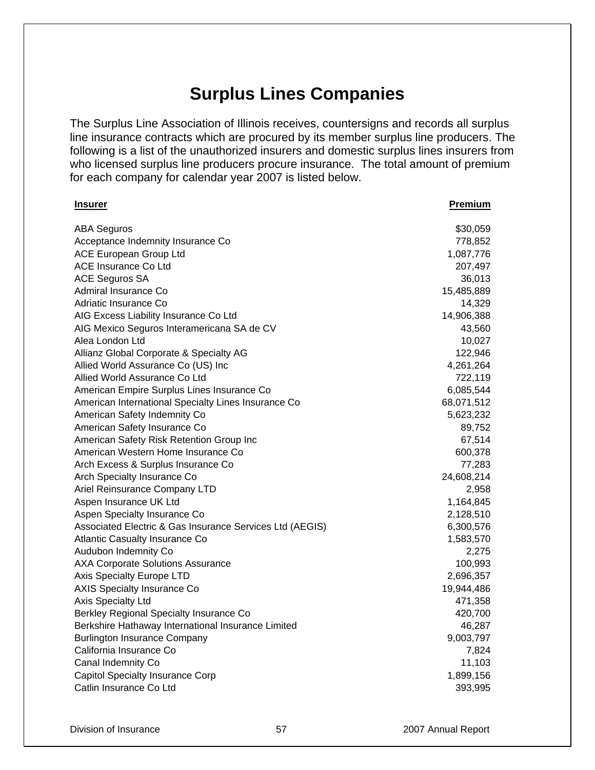# Surplus Lines Companies

The Surplus Line Association of Illinois receives, countersigns and records all surplus line insurance contracts which are procured by its member surplus line producers. The following is a list of the unauthorized insurers and domestic surplus lines insurers from who licensed surplus line producers procure insurance. The total amount of premium for each company for calendar year 2007 is listed below.

| Insurer | Premium |
|---|---:|
| ABA Seguros | $30,059 |
| Acceptance Indemnity Insurance Co | 778,852 |
| ACE European Group Ltd | 1,087,776 |
| ACE Insurance Co Ltd | 207,497 |
| ACE Seguros SA | 36,013 |
| Admiral Insurance Co | 15,485,889 |
| Adriatic Insurance Co | 14,329 |
| AIG Excess Liability Insurance Co Ltd | 14,906,388 |
| AIG Mexico Seguros Interamericana SA de CV | 43,560 |
| Alea London Ltd | 10,027 |
| Allianz Global Corporate & Specialty AG | 122,946 |
| Allied World Assurance Co (US) Inc | 4,261,264 |
| Allied World Assurance Co Ltd | 722,119 |
| American Empire Surplus Lines Insurance Co | 6,085,544 |
| American International Specialty Lines Insurance Co | 68,071,512 |
| American Safety Indemnity Co | 5,623,232 |
| American Safety Insurance Co | 89,752 |
| American Safety Risk Retention Group Inc | 67,514 |
| American Western Home Insurance Co | 600,378 |
| Arch Excess & Surplus Insurance Co | 77,283 |
| Arch Specialty Insurance Co | 24,608,214 |
| Ariel Reinsurance Company LTD | 2,958 |
| Aspen Insurance UK Ltd | 1,164,845 |
| Aspen Specialty Insurance Co | 2,128,510 |
| Associated Electric & Gas Insurance Services Ltd (AEGIS) | 6,300,576 |
| Atlantic Casualty Insurance Co | 1,583,570 |
| Audubon Indemnity Co | 2,275 |
| AXA Corporate Solutions Assurance | 100,993 |
| Axis Specialty Europe LTD | 2,696,357 |
| AXIS Specialty Insurance Co | 19,944,486 |
| Axis Specialty Ltd | 471,358 |
| Berkley Regional Specialty Insurance Co | 420,700 |
| Berkshire Hathaway International Insurance Limited | 46,287 |
| Burlington Insurance Company | 9,003,797 |
| California Insurance Co | 7,824 |
| Canal Indemnity Co | 11,103 |
| Capitol Specialty Insurance Corp | 1,899,156 |
| Catlin Insurance Co Ltd | 393,995 |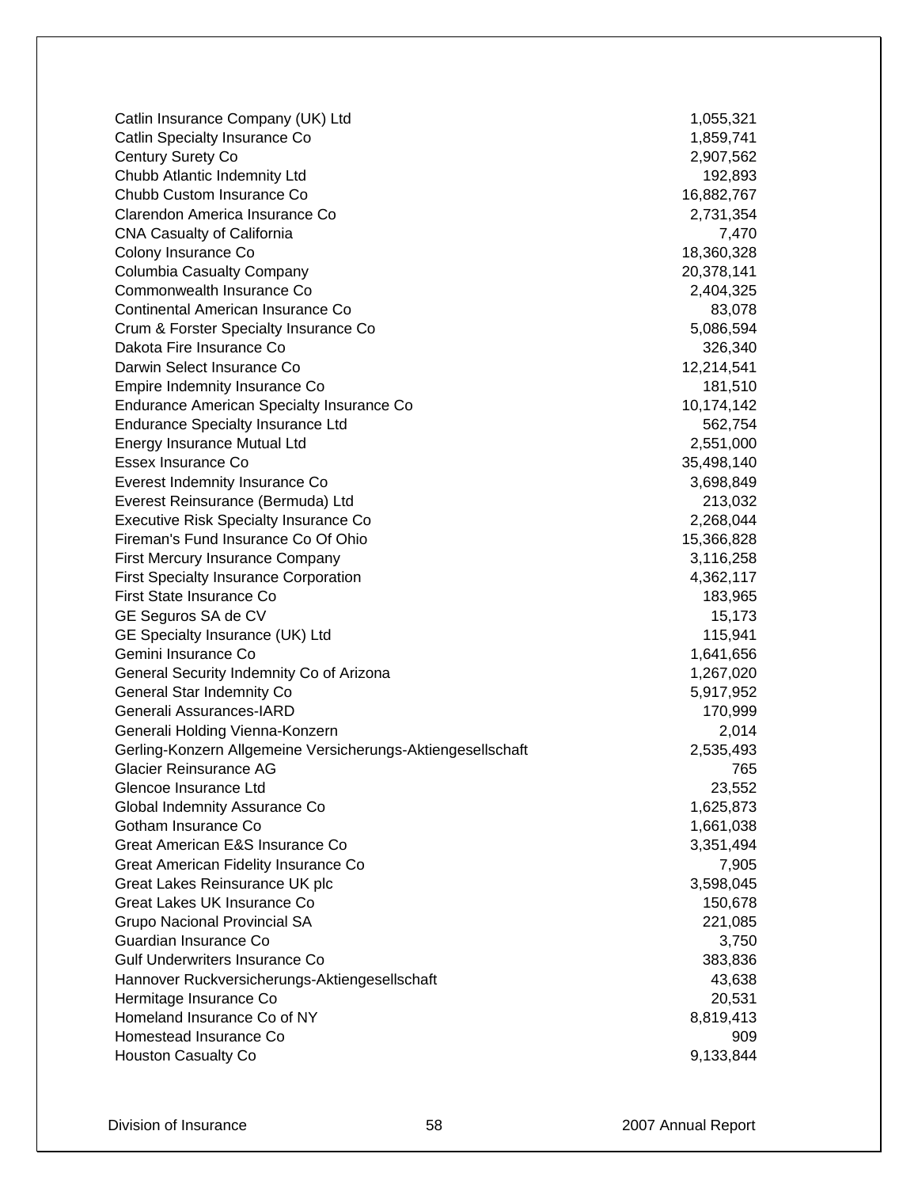| | |
|---|---|
| Catlin Insurance Company (UK) Ltd | 1,055,321 |
| Catlin Specialty Insurance Co | 1,859,741 |
| Century Surety Co | 2,907,562 |
| Chubb Atlantic Indemnity Ltd | 192,893 |
| Chubb Custom Insurance Co | 16,882,767 |
| Clarendon America Insurance Co | 2,731,354 |
| CNA Casualty of California | 7,470 |
| Colony Insurance Co | 18,360,328 |
| Columbia Casualty Company | 20,378,141 |
| Commonwealth Insurance Co | 2,404,325 |
| Continental American Insurance Co | 83,078 |
| Crum & Forster Specialty Insurance Co | 5,086,594 |
| Dakota Fire Insurance Co | 326,340 |
| Darwin Select Insurance Co | 12,214,541 |
| Empire Indemnity Insurance Co | 181,510 |
| Endurance American Specialty Insurance Co | 10,174,142 |
| Endurance Specialty Insurance Ltd | 562,754 |
| Energy Insurance Mutual Ltd | 2,551,000 |
| Essex Insurance Co | 35,498,140 |
| Everest Indemnity Insurance Co | 3,698,849 |
| Everest Reinsurance (Bermuda) Ltd | 213,032 |
| Executive Risk Specialty Insurance Co | 2,268,044 |
| Fireman's Fund Insurance Co Of Ohio | 15,366,828 |
| First Mercury Insurance Company | 3,116,258 |
| First Specialty Insurance Corporation | 4,362,117 |
| First State Insurance Co | 183,965 |
| GE Seguros SA de CV | 15,173 |
| GE Specialty Insurance (UK) Ltd | 115,941 |
| Gemini Insurance Co | 1,641,656 |
| General Security Indemnity Co of Arizona | 1,267,020 |
| General Star Indemnity Co | 5,917,952 |
| Generali Assurances-IARD | 170,999 |
| Generali Holding Vienna-Konzern | 2,014 |
| Gerling-Konzern Allgemeine Versicherungs-Aktiengesellschaft | 2,535,493 |
| Glacier Reinsurance AG | 765 |
| Glencoe Insurance Ltd | 23,552 |
| Global Indemnity Assurance Co | 1,625,873 |
| Gotham Insurance Co | 1,661,038 |
| Great American E&S Insurance Co | 3,351,494 |
| Great American Fidelity Insurance Co | 7,905 |
| Great Lakes Reinsurance UK plc | 3,598,045 |
| Great Lakes UK Insurance Co | 150,678 |
| Grupo Nacional Provincial SA | 221,085 |
| Guardian Insurance Co | 3,750 |
| Gulf Underwriters Insurance Co | 383,836 |
| Hannover Ruckversicherungs-Aktiengesellschaft | 43,638 |
| Hermitage Insurance Co | 20,531 |
| Homeland Insurance Co of NY | 8,819,413 |
| Homestead Insurance Co | 909 |
| Houston Casualty Co | 9,133,844 |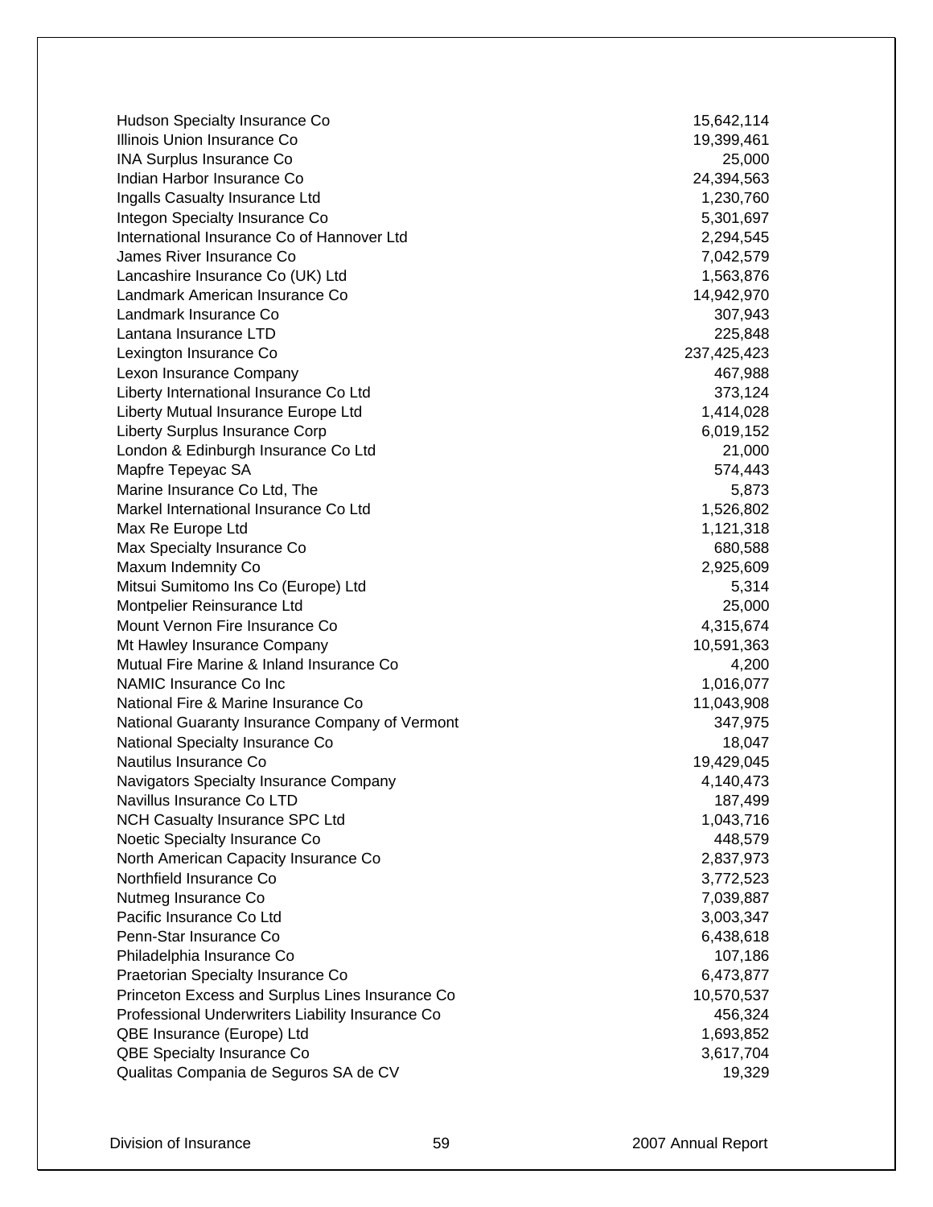| | |
|---|---|
| Hudson Specialty Insurance Co | 15,642,114 |
| Illinois Union Insurance Co | 19,399,461 |
| INA Surplus Insurance Co | 25,000 |
| Indian Harbor Insurance Co | 24,394,563 |
| Ingalls Casualty Insurance Ltd | 1,230,760 |
| Integon Specialty Insurance Co | 5,301,697 |
| International Insurance Co of Hannover Ltd | 2,294,545 |
| James River Insurance Co | 7,042,579 |
| Lancashire Insurance Co (UK) Ltd | 1,563,876 |
| Landmark American Insurance Co | 14,942,970 |
| Landmark Insurance Co | 307,943 |
| Lantana Insurance LTD | 225,848 |
| Lexington Insurance Co | 237,425,423 |
| Lexon Insurance Company | 467,988 |
| Liberty International Insurance Co Ltd | 373,124 |
| Liberty Mutual Insurance Europe Ltd | 1,414,028 |
| Liberty Surplus Insurance Corp | 6,019,152 |
| London & Edinburgh Insurance Co Ltd | 21,000 |
| Mapfre Tepeyac SA | 574,443 |
| Marine Insurance Co Ltd, The | 5,873 |
| Markel International Insurance Co Ltd | 1,526,802 |
| Max Re Europe Ltd | 1,121,318 |
| Max Specialty Insurance Co | 680,588 |
| Maxum Indemnity Co | 2,925,609 |
| Mitsui Sumitomo Ins Co (Europe) Ltd | 5,314 |
| Montpelier Reinsurance Ltd | 25,000 |
| Mount Vernon Fire Insurance Co | 4,315,674 |
| Mt Hawley Insurance Company | 10,591,363 |
| Mutual Fire Marine & Inland Insurance Co | 4,200 |
| NAMIC Insurance Co Inc | 1,016,077 |
| National Fire & Marine Insurance Co | 11,043,908 |
| National Guaranty Insurance Company of Vermont | 347,975 |
| National Specialty Insurance Co | 18,047 |
| Nautilus Insurance Co | 19,429,045 |
| Navigators Specialty Insurance Company | 4,140,473 |
| Navillus Insurance Co LTD | 187,499 |
| NCH Casualty Insurance SPC Ltd | 1,043,716 |
| Noetic Specialty Insurance Co | 448,579 |
| North American Capacity Insurance Co | 2,837,973 |
| Northfield Insurance Co | 3,772,523 |
| Nutmeg Insurance Co | 7,039,887 |
| Pacific Insurance Co Ltd | 3,003,347 |
| Penn-Star Insurance Co | 6,438,618 |
| Philadelphia Insurance Co | 107,186 |
| Praetorian Specialty Insurance Co | 6,473,877 |
| Princeton Excess and Surplus Lines Insurance Co | 10,570,537 |
| Professional Underwriters Liability Insurance Co | 456,324 |
| QBE Insurance (Europe) Ltd | 1,693,852 |
| QBE Specialty Insurance Co | 3,617,704 |
| Qualitas Compania de Seguros SA de CV | 19,329 |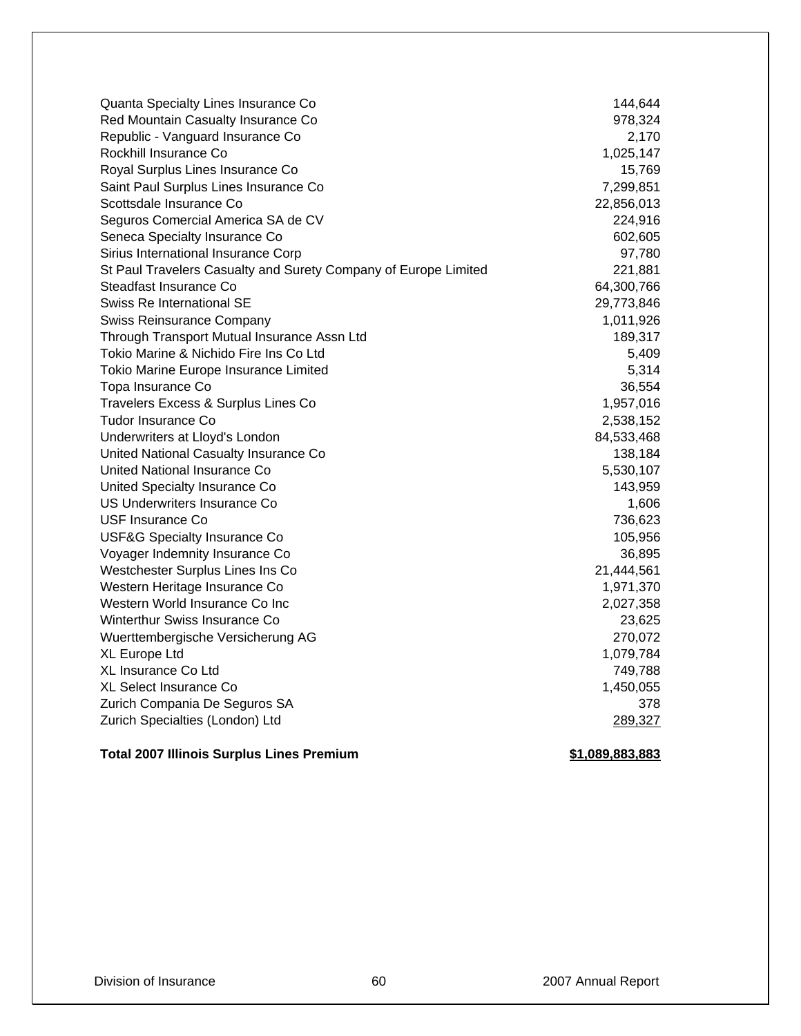| | |
|---|---|
| Quanta Specialty Lines Insurance Co | 144,644 |
| Red Mountain Casualty Insurance Co | 978,324 |
| Republic - Vanguard Insurance Co | 2,170 |
| Rockhill Insurance Co | 1,025,147 |
| Royal Surplus Lines Insurance Co | 15,769 |
| Saint Paul Surplus Lines Insurance Co | 7,299,851 |
| Scottsdale Insurance Co | 22,856,013 |
| Seguros Comercial America SA de CV | 224,916 |
| Seneca Specialty Insurance Co | 602,605 |
| Sirius International Insurance Corp | 97,780 |
| St Paul Travelers Casualty and Surety Company of Europe Limited | 221,881 |
| Steadfast Insurance Co | 64,300,766 |
| Swiss Re International SE | 29,773,846 |
| Swiss Reinsurance Company | 1,011,926 |
| Through Transport Mutual Insurance Assn Ltd | 189,317 |
| Tokio Marine & Nichido Fire Ins Co Ltd | 5,409 |
| Tokio Marine Europe Insurance Limited | 5,314 |
| Topa Insurance Co | 36,554 |
| Travelers Excess & Surplus Lines Co | 1,957,016 |
| Tudor Insurance Co | 2,538,152 |
| Underwriters at Lloyd's London | 84,533,468 |
| United National Casualty Insurance Co | 138,184 |
| United National Insurance Co | 5,530,107 |
| United Specialty Insurance Co | 143,959 |
| US Underwriters Insurance Co | 1,606 |
| USF Insurance Co | 736,623 |
| USF&G Specialty Insurance Co | 105,956 |
| Voyager Indemnity Insurance Co | 36,895 |
| Westchester Surplus Lines Ins Co | 21,444,561 |
| Western Heritage Insurance Co | 1,971,370 |
| Western World Insurance Co Inc | 2,027,358 |
| Winterthur Swiss Insurance Co | 23,625 |
| Wuerttembergische Versicherung AG | 270,072 |
| XL Europe Ltd | 1,079,784 |
| XL Insurance Co Ltd | 749,788 |
| XL Select Insurance Co | 1,450,055 |
| Zurich Compania De Seguros SA | 378 |
| Zurich Specialties (London) Ltd | 289,327 |
| **Total 2007 Illinois Surplus Lines Premium** | **$1,089,883,883** |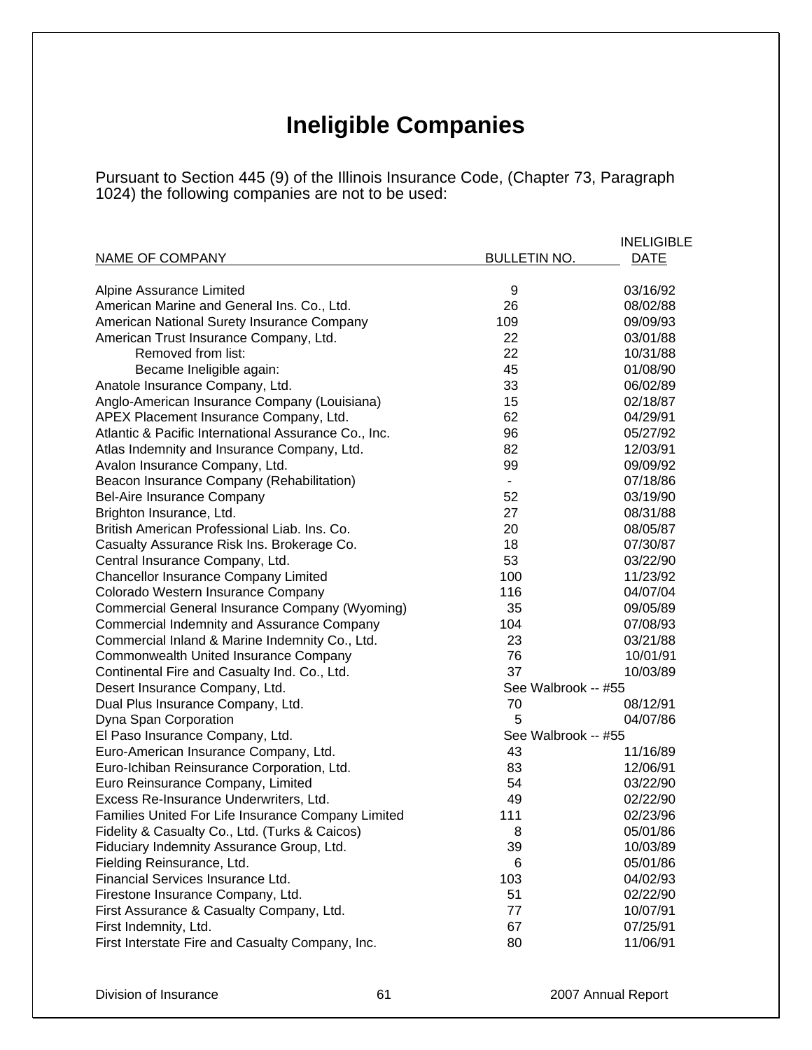# Ineligible Companies

Pursuant to Section 445 (9) of the Illinois Insurance Code, (Chapter 73, Paragraph 1024) the following companies are not to be used:

| NAME OF COMPANY | BULLETIN NO. | INELIGIBLE DATE |
|---|---|---|
| Alpine Assurance Limited | 9 | 03/16/92 |
| American Marine and General Ins. Co., Ltd. | 26 | 08/02/88 |
| American National Surety Insurance Company | 109 | 09/09/93 |
| American Trust Insurance Company, Ltd. | 22 | 03/01/88 |
| Removed from list: | 22 | 10/31/88 |
| Became Ineligible again: | 45 | 01/08/90 |
| Anatole Insurance Company, Ltd. | 33 | 06/02/89 |
| Anglo-American Insurance Company (Louisiana) | 15 | 02/18/87 |
| APEX Placement Insurance Company, Ltd. | 62 | 04/29/91 |
| Atlantic & Pacific International Assurance Co., Inc. | 96 | 05/27/92 |
| Atlas Indemnity and Insurance Company, Ltd. | 82 | 12/03/91 |
| Avalon Insurance Company, Ltd. | 99 | 09/09/92 |
| Beacon Insurance Company (Rehabilitation) | - | 07/18/86 |
| Bel-Aire Insurance Company | 52 | 03/19/90 |
| Brighton Insurance, Ltd. | 27 | 08/31/88 |
| British American Professional Liab. Ins. Co. | 20 | 08/05/87 |
| Casualty Assurance Risk Ins. Brokerage Co. | 18 | 07/30/87 |
| Central Insurance Company, Ltd. | 53 | 03/22/90 |
| Chancellor Insurance Company Limited | 100 | 11/23/92 |
| Colorado Western Insurance Company | 116 | 04/07/04 |
| Commercial General Insurance Company (Wyoming) | 35 | 09/05/89 |
| Commercial Indemnity and Assurance Company | 104 | 07/08/93 |
| Commercial Inland & Marine Indemnity Co., Ltd. | 23 | 03/21/88 |
| Commonwealth United Insurance Company | 76 | 10/01/91 |
| Continental Fire and Casualty Ind. Co., Ltd. | 37 | 10/03/89 |
| Desert Insurance Company, Ltd. | See Walbrook -- #55 | |
| Dual Plus Insurance Company, Ltd. | 70 | 08/12/91 |
| Dyna Span Corporation | 5 | 04/07/86 |
| El Paso Insurance Company, Ltd. | See Walbrook -- #55 | |
| Euro-American Insurance Company, Ltd. | 43 | 11/16/89 |
| Euro-Ichiban Reinsurance Corporation, Ltd. | 83 | 12/06/91 |
| Euro Reinsurance Company, Limited | 54 | 03/22/90 |
| Excess Re-Insurance Underwriters, Ltd. | 49 | 02/22/90 |
| Families United For Life Insurance Company Limited | 111 | 02/23/96 |
| Fidelity & Casualty Co., Ltd. (Turks & Caicos) | 8 | 05/01/86 |
| Fiduciary Indemnity Assurance Group, Ltd. | 39 | 10/03/89 |
| Fielding Reinsurance, Ltd. | 6 | 05/01/86 |
| Financial Services Insurance Ltd. | 103 | 04/02/93 |
| Firestone Insurance Company, Ltd. | 51 | 02/22/90 |
| First Assurance & Casualty Company, Ltd. | 77 | 10/07/91 |
| First Indemnity, Ltd. | 67 | 07/25/91 |
| First Interstate Fire and Casualty Company, Inc. | 80 | 11/06/91 |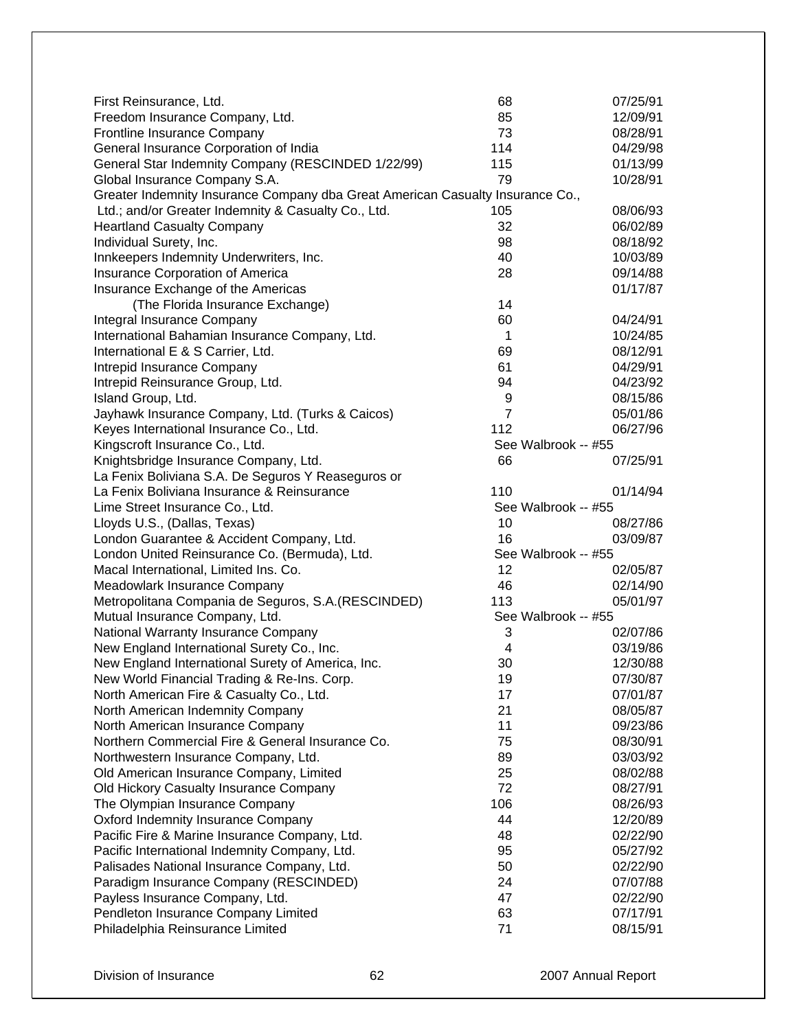| | | |
|---|---|---|
| First Reinsurance, Ltd. | 68 | 07/25/91 |
| Freedom Insurance Company, Ltd. | 85 | 12/09/91 |
| Frontline Insurance Company | 73 | 08/28/91 |
| General Insurance Corporation of India | 114 | 04/29/98 |
| General Star Indemnity Company (RESCINDED 1/22/99) | 115 | 01/13/99 |
| Global Insurance Company S.A. | 79 | 10/28/91 |
| Greater Indemnity Insurance Company dba Great American Casualty Insurance Co., Ltd.; and/or Greater Indemnity & Casualty Co., Ltd. | 105 | 08/06/93 |
| Heartland Casualty Company | 32 | 06/02/89 |
| Individual Surety, Inc. | 98 | 08/18/92 |
| Innkeepers Indemnity Underwriters, Inc. | 40 | 10/03/89 |
| Insurance Corporation of America | 28 | 09/14/88 |
| Insurance Exchange of the Americas (The Florida Insurance Exchange) | 14 | 01/17/87 |
| Integral Insurance Company | 60 | 04/24/91 |
| International Bahamian Insurance Company, Ltd. | 1 | 10/24/85 |
| International E & S Carrier, Ltd. | 69 | 08/12/91 |
| Intrepid Insurance Company | 61 | 04/29/91 |
| Intrepid Reinsurance Group, Ltd. | 94 | 04/23/92 |
| Island Group, Ltd. | 9 | 08/15/86 |
| Jayhawk Insurance Company, Ltd. (Turks & Caicos) | 7 | 05/01/86 |
| Keyes International Insurance Co., Ltd. | 112 | 06/27/96 |
| Kingscroft Insurance Co., Ltd. | See Walbrook -- #55 | |
| Knightsbridge Insurance Company, Ltd. | 66 | 07/25/91 |
| La Fenix Boliviana S.A. De Seguros Y Reaseguros or La Fenix Boliviana Insurance & Reinsurance | 110 | 01/14/94 |
| Lime Street Insurance Co., Ltd. | See Walbrook -- #55 | |
| Lloyds U.S., (Dallas, Texas) | 10 | 08/27/86 |
| London Guarantee & Accident Company, Ltd. | 16 | 03/09/87 |
| London United Reinsurance Co. (Bermuda), Ltd. | See Walbrook -- #55 | |
| Macal International, Limited Ins. Co. | 12 | 02/05/87 |
| Meadowlark Insurance Company | 46 | 02/14/90 |
| Metropolitana Compania de Seguros, S.A.(RESCINDED) | 113 | 05/01/97 |
| Mutual Insurance Company, Ltd. | See Walbrook -- #55 | |
| National Warranty Insurance Company | 3 | 02/07/86 |
| New England International Surety Co., Inc. | 4 | 03/19/86 |
| New England International Surety of America, Inc. | 30 | 12/30/88 |
| New World Financial Trading & Re-Ins. Corp. | 19 | 07/30/87 |
| North American Fire & Casualty Co., Ltd. | 17 | 07/01/87 |
| North American Indemnity Company | 21 | 08/05/87 |
| North American Insurance Company | 11 | 09/23/86 |
| Northern Commercial Fire & General Insurance Co. | 75 | 08/30/91 |
| Northwestern Insurance Company, Ltd. | 89 | 03/03/92 |
| Old American Insurance Company, Limited | 25 | 08/02/88 |
| Old Hickory Casualty Insurance Company | 72 | 08/27/91 |
| The Olympian Insurance Company | 106 | 08/26/93 |
| Oxford Indemnity Insurance Company | 44 | 12/20/89 |
| Pacific Fire & Marine Insurance Company, Ltd. | 48 | 02/22/90 |
| Pacific International Indemnity Company, Ltd. | 95 | 05/27/92 |
| Palisades National Insurance Company, Ltd. | 50 | 02/22/90 |
| Paradigm Insurance Company (RESCINDED) | 24 | 07/07/88 |
| Payless Insurance Company, Ltd. | 47 | 02/22/90 |
| Pendleton Insurance Company Limited | 63 | 07/17/91 |
| Philadelphia Reinsurance Limited | 71 | 08/15/91 |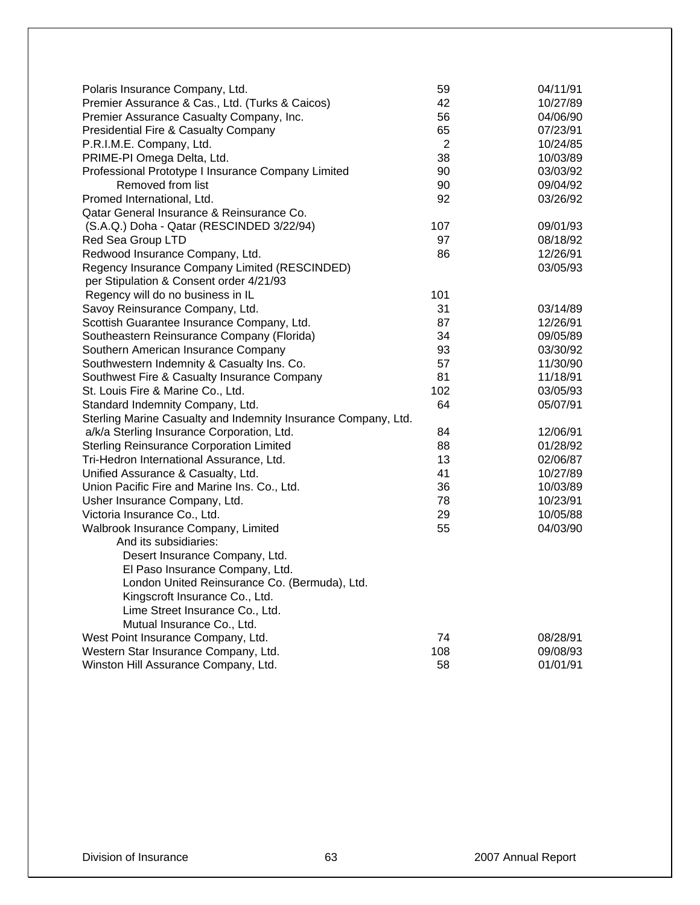| | | |
|---|---|---|
| Polaris Insurance Company, Ltd. | 59 | 04/11/91 |
| Premier Assurance & Cas., Ltd. (Turks & Caicos) | 42 | 10/27/89 |
| Premier Assurance Casualty Company, Inc. | 56 | 04/06/90 |
| Presidential Fire & Casualty Company | 65 | 07/23/91 |
| P.R.I.M.E. Company, Ltd. | 2 | 10/24/85 |
| PRIME-PI Omega Delta, Ltd. | 38 | 10/03/89 |
| Professional Prototype I Insurance Company Limited | 90 | 03/03/92 |
| Removed from list | 90 | 09/04/92 |
| Promed International, Ltd. | 92 | 03/26/92 |
| Qatar General Insurance & Reinsurance Co. (S.A.Q.) Doha - Qatar (RESCINDED 3/22/94) | 107 | 09/01/93 |
| Red Sea Group LTD | 97 | 08/18/92 |
| Redwood Insurance Company, Ltd. | 86 | 12/26/91 |
| Regency Insurance Company Limited (RESCINDED) | | 03/05/93 |
| per Stipulation & Consent order 4/21/93 | | |
| Regency will do no business in IL | 101 | |
| Savoy Reinsurance Company, Ltd. | 31 | 03/14/89 |
| Scottish Guarantee Insurance Company, Ltd. | 87 | 12/26/91 |
| Southeastern Reinsurance Company (Florida) | 34 | 09/05/89 |
| Southern American Insurance Company | 93 | 03/30/92 |
| Southwestern Indemnity & Casualty Ins. Co. | 57 | 11/30/90 |
| Southwest Fire & Casualty Insurance Company | 81 | 11/18/91 |
| St. Louis Fire & Marine Co., Ltd. | 102 | 03/05/93 |
| Standard Indemnity Company, Ltd. | 64 | 05/07/91 |
| Sterling Marine Casualty and Indemnity Insurance Company, Ltd. a/k/a Sterling Insurance Corporation, Ltd. | 84 | 12/06/91 |
| Sterling Reinsurance Corporation Limited | 88 | 01/28/92 |
| Tri-Hedron International Assurance, Ltd. | 13 | 02/06/87 |
| Unified Assurance & Casualty, Ltd. | 41 | 10/27/89 |
| Union Pacific Fire and Marine Ins. Co., Ltd. | 36 | 10/03/89 |
| Usher Insurance Company, Ltd. | 78 | 10/23/91 |
| Victoria Insurance Co., Ltd. | 29 | 10/05/88 |
| Walbrook Insurance Company, Limited | 55 | 04/03/90 |
| And its subsidiaries: | | |
| Desert Insurance Company, Ltd. | | |
| El Paso Insurance Company, Ltd. | | |
| London United Reinsurance Co. (Bermuda), Ltd. | | |
| Kingscroft Insurance Co., Ltd. | | |
| Lime Street Insurance Co., Ltd. | | |
| Mutual Insurance Co., Ltd. | | |
| West Point Insurance Company, Ltd. | 74 | 08/28/91 |
| Western Star Insurance Company, Ltd. | 108 | 09/08/93 |
| Winston Hill Assurance Company, Ltd. | 58 | 01/01/91 |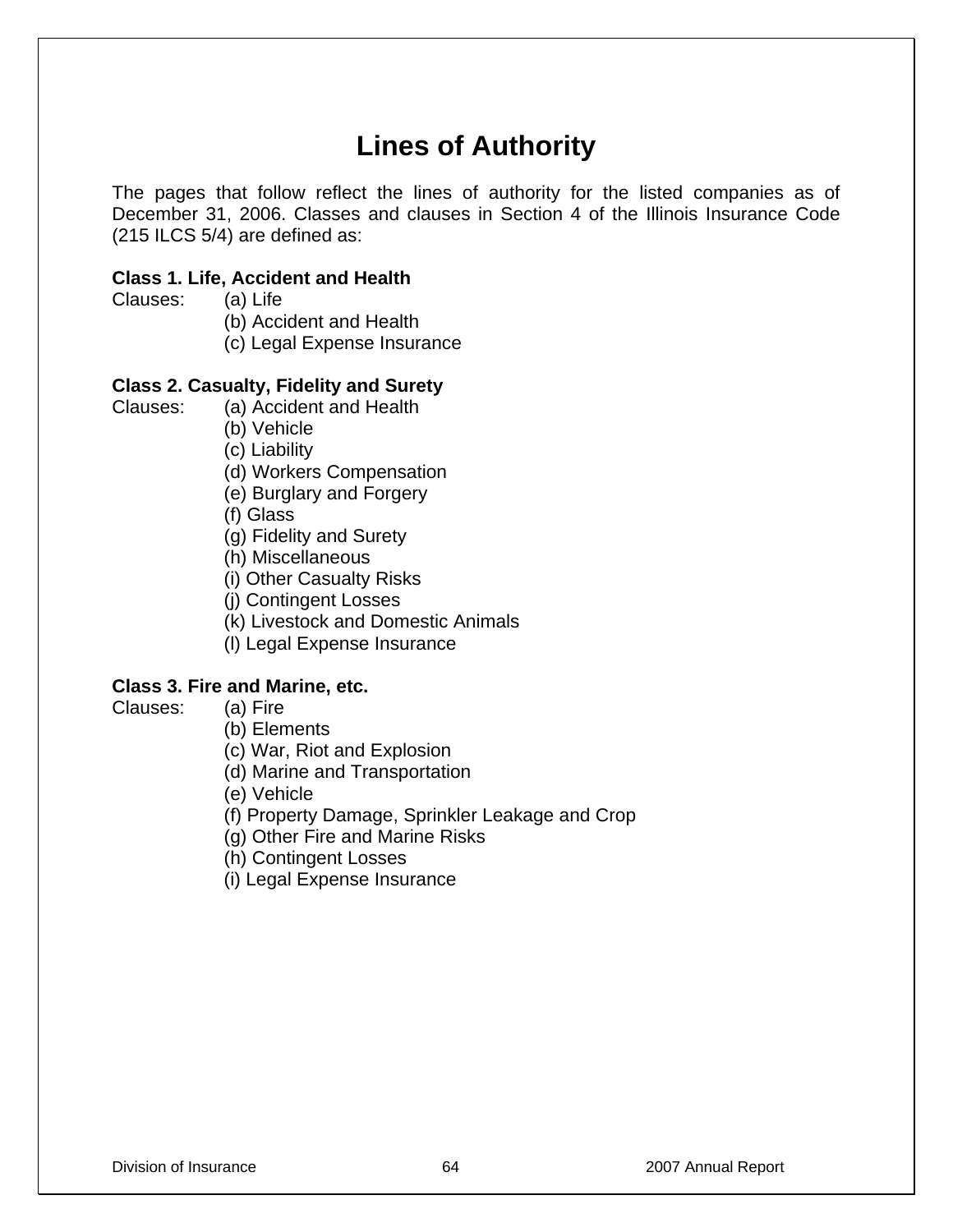# Lines of Authority

The pages that follow reflect the lines of authority for the listed companies as of December 31, 2006. Classes and clauses in Section 4 of the Illinois Insurance Code (215 ILCS 5/4) are defined as:

**Class 1. Life, Accident and Health**

Clauses:
- (a) Life
- (b) Accident and Health
- (c) Legal Expense Insurance

**Class 2. Casualty, Fidelity and Surety**

Clauses:
- (a) Accident and Health
- (b) Vehicle
- (c) Liability
- (d) Workers Compensation
- (e) Burglary and Forgery
- (f) Glass
- (g) Fidelity and Surety
- (h) Miscellaneous
- (i) Other Casualty Risks
- (j) Contingent Losses
- (k) Livestock and Domestic Animals
- (l) Legal Expense Insurance

**Class 3. Fire and Marine, etc.**

Clauses:
- (a) Fire
- (b) Elements
- (c) War, Riot and Explosion
- (d) Marine and Transportation
- (e) Vehicle
- (f) Property Damage, Sprinkler Leakage and Crop
- (g) Other Fire and Marine Risks
- (h) Contingent Losses
- (i) Legal Expense Insurance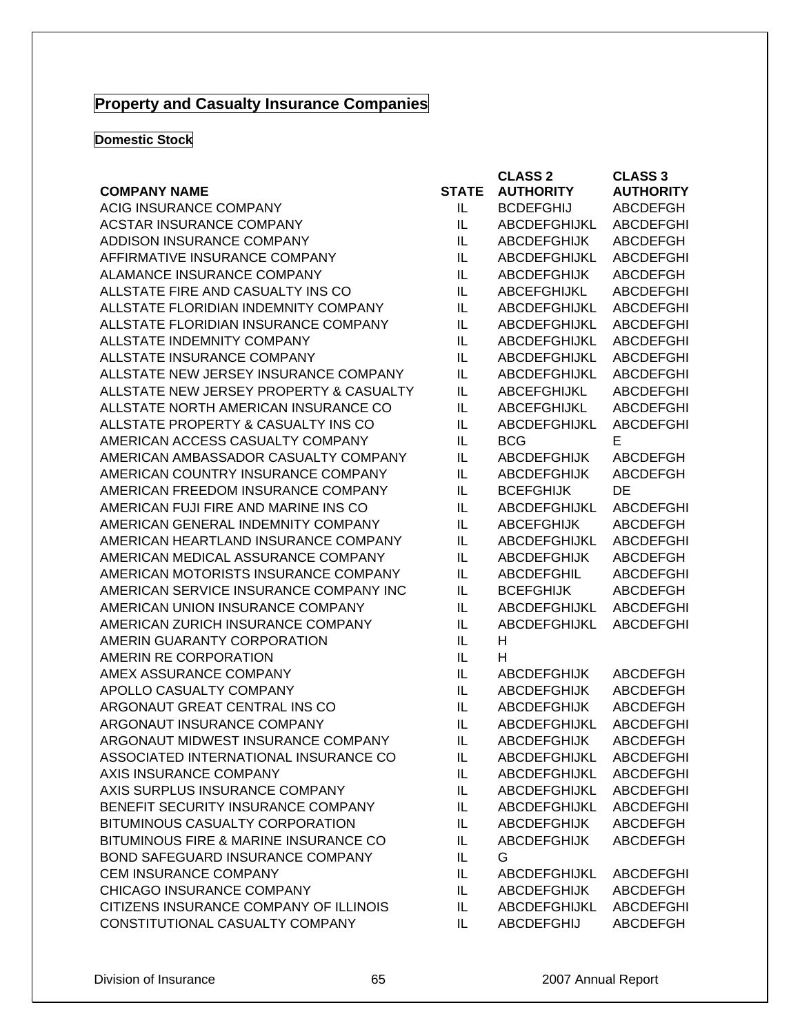## Property and Casualty Insurance Companies

### Domestic Stock

| COMPANY NAME | STATE | CLASS 2 AUTHORITY | CLASS 3 AUTHORITY |
|---|---|---|---|
| ACIG INSURANCE COMPANY | IL | BCDEFGHIJ | ABCDEFGH |
| ACSTAR INSURANCE COMPANY | IL | ABCDEFGHIJKL | ABCDEFGHI |
| ADDISON INSURANCE COMPANY | IL | ABCDEFGHIJK | ABCDEFGH |
| AFFIRMATIVE INSURANCE COMPANY | IL | ABCDEFGHIJKL | ABCDEFGHI |
| ALAMANCE INSURANCE COMPANY | IL | ABCDEFGHIJK | ABCDEFGH |
| ALLSTATE FIRE AND CASUALTY INS CO | IL | ABCEFGHIJKL | ABCDEFGHI |
| ALLSTATE FLORIDIAN INDEMNITY COMPANY | IL | ABCDEFGHIJKL | ABCDEFGHI |
| ALLSTATE FLORIDIAN INSURANCE COMPANY | IL | ABCDEFGHIJKL | ABCDEFGHI |
| ALLSTATE INDEMNITY COMPANY | IL | ABCDEFGHIJKL | ABCDEFGHI |
| ALLSTATE INSURANCE COMPANY | IL | ABCDEFGHIJKL | ABCDEFGHI |
| ALLSTATE NEW JERSEY INSURANCE COMPANY | IL | ABCDEFGHIJKL | ABCDEFGHI |
| ALLSTATE NEW JERSEY PROPERTY & CASUALTY | IL | ABCEFGHIJKL | ABCDEFGHI |
| ALLSTATE NORTH AMERICAN INSURANCE CO | IL | ABCEFGHIJKL | ABCDEFGHI |
| ALLSTATE PROPERTY & CASUALTY INS CO | IL | ABCDEFGHIJKL | ABCDEFGHI |
| AMERICAN ACCESS CASUALTY COMPANY | IL | BCG | E |
| AMERICAN AMBASSADOR CASUALTY COMPANY | IL | ABCDEFGHIJK | ABCDEFGH |
| AMERICAN COUNTRY INSURANCE COMPANY | IL | ABCDEFGHIJK | ABCDEFGH |
| AMERICAN FREEDOM INSURANCE COMPANY | IL | BCEFGHIJK | DE |
| AMERICAN FUJI FIRE AND MARINE INS CO | IL | ABCDEFGHIJKL | ABCDEFGHI |
| AMERICAN GENERAL INDEMNITY COMPANY | IL | ABCEFGHIJK | ABCDEFGH |
| AMERICAN HEARTLAND INSURANCE COMPANY | IL | ABCDEFGHIJKL | ABCDEFGHI |
| AMERICAN MEDICAL ASSURANCE COMPANY | IL | ABCDEFGHIJK | ABCDEFGH |
| AMERICAN MOTORISTS INSURANCE COMPANY | IL | ABCDEFGHIL | ABCDEFGHI |
| AMERICAN SERVICE INSURANCE COMPANY INC | IL | BCEFGHIJK | ABCDEFGH |
| AMERICAN UNION INSURANCE COMPANY | IL | ABCDEFGHIJKL | ABCDEFGHI |
| AMERICAN ZURICH INSURANCE COMPANY | IL | ABCDEFGHIJKL | ABCDEFGHI |
| AMERIN GUARANTY CORPORATION | IL | H | |
| AMERIN RE CORPORATION | IL | H | |
| AMEX ASSURANCE COMPANY | IL | ABCDEFGHIJK | ABCDEFGH |
| APOLLO CASUALTY COMPANY | IL | ABCDEFGHIJK | ABCDEFGH |
| ARGONAUT GREAT CENTRAL INS CO | IL | ABCDEFGHIJK | ABCDEFGH |
| ARGONAUT INSURANCE COMPANY | IL | ABCDEFGHIJKL | ABCDEFGHI |
| ARGONAUT MIDWEST INSURANCE COMPANY | IL | ABCDEFGHIJK | ABCDEFGH |
| ASSOCIATED INTERNATIONAL INSURANCE CO | IL | ABCDEFGHIJKL | ABCDEFGHI |
| AXIS INSURANCE COMPANY | IL | ABCDEFGHIJKL | ABCDEFGHI |
| AXIS SURPLUS INSURANCE COMPANY | IL | ABCDEFGHIJKL | ABCDEFGHI |
| BENEFIT SECURITY INSURANCE COMPANY | IL | ABCDEFGHIJKL | ABCDEFGHI |
| BITUMINOUS CASUALTY CORPORATION | IL | ABCDEFGHIJK | ABCDEFGH |
| BITUMINOUS FIRE & MARINE INSURANCE CO | IL | ABCDEFGHIJK | ABCDEFGH |
| BOND SAFEGUARD INSURANCE COMPANY | IL | G | |
| CEM INSURANCE COMPANY | IL | ABCDEFGHIJKL | ABCDEFGHI |
| CHICAGO INSURANCE COMPANY | IL | ABCDEFGHIJK | ABCDEFGH |
| CITIZENS INSURANCE COMPANY OF ILLINOIS | IL | ABCDEFGHIJKL | ABCDEFGHI |
| CONSTITUTIONAL CASUALTY COMPANY | IL | ABCDEFGHIJ | ABCDEFGH |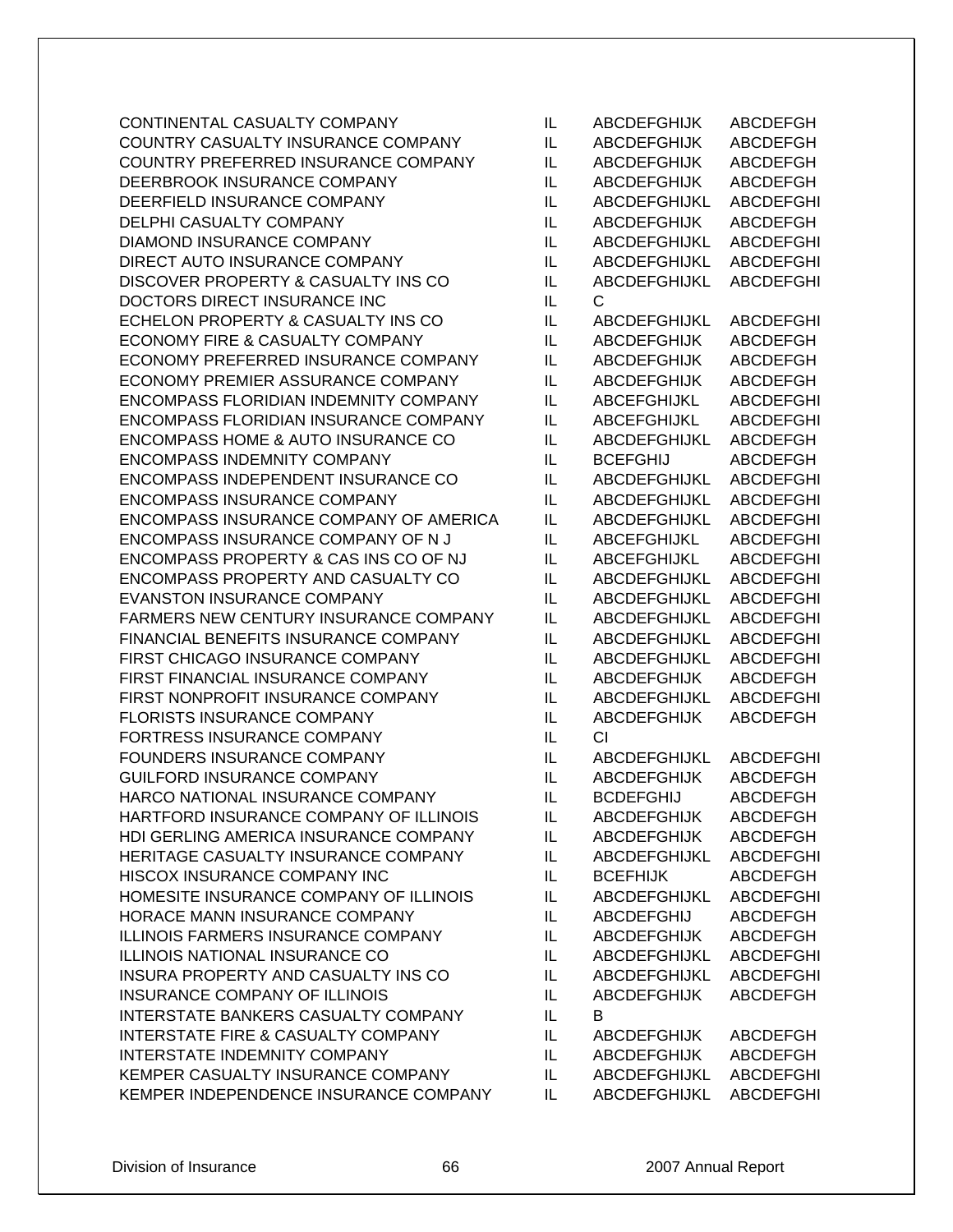| | | | |
|---|---|---|---|
| CONTINENTAL CASUALTY COMPANY | IL | ABCDEFGHIJK | ABCDEFGH |
| COUNTRY CASUALTY INSURANCE COMPANY | IL | ABCDEFGHIJK | ABCDEFGH |
| COUNTRY PREFERRED INSURANCE COMPANY | IL | ABCDEFGHIJK | ABCDEFGH |
| DEERBROOK INSURANCE COMPANY | IL | ABCDEFGHIJK | ABCDEFGH |
| DEERFIELD INSURANCE COMPANY | IL | ABCDEFGHIJKL | ABCDEFGHI |
| DELPHI CASUALTY COMPANY | IL | ABCDEFGHIJK | ABCDEFGH |
| DIAMOND INSURANCE COMPANY | IL | ABCDEFGHIJKL | ABCDEFGHI |
| DIRECT AUTO INSURANCE COMPANY | IL | ABCDEFGHIJKL | ABCDEFGHI |
| DISCOVER PROPERTY & CASUALTY INS CO | IL | ABCDEFGHIJKL | ABCDEFGHI |
| DOCTORS DIRECT INSURANCE INC | IL | C | |
| ECHELON PROPERTY & CASUALTY INS CO | IL | ABCDEFGHIJKL | ABCDEFGHI |
| ECONOMY FIRE & CASUALTY COMPANY | IL | ABCDEFGHIJK | ABCDEFGH |
| ECONOMY PREFERRED INSURANCE COMPANY | IL | ABCDEFGHIJK | ABCDEFGH |
| ECONOMY PREMIER ASSURANCE COMPANY | IL | ABCDEFGHIJK | ABCDEFGH |
| ENCOMPASS FLORIDIAN INDEMNITY COMPANY | IL | ABCEFGHIJKL | ABCDEFGHI |
| ENCOMPASS FLORIDIAN INSURANCE COMPANY | IL | ABCEFGHIJKL | ABCDEFGHI |
| ENCOMPASS HOME & AUTO INSURANCE CO | IL | ABCDEFGHIJKL | ABCDEFGH |
| ENCOMPASS INDEMNITY COMPANY | IL | BCEFGHIJ | ABCDEFGH |
| ENCOMPASS INDEPENDENT INSURANCE CO | IL | ABCDEFGHIJKL | ABCDEFGHI |
| ENCOMPASS INSURANCE COMPANY | IL | ABCDEFGHIJKL | ABCDEFGHI |
| ENCOMPASS INSURANCE COMPANY OF AMERICA | IL | ABCDEFGHIJKL | ABCDEFGHI |
| ENCOMPASS INSURANCE COMPANY OF N J | IL | ABCEFGHIJKL | ABCDEFGHI |
| ENCOMPASS PROPERTY & CAS INS CO OF NJ | IL | ABCEFGHIJKL | ABCDEFGHI |
| ENCOMPASS PROPERTY AND CASUALTY CO | IL | ABCDEFGHIJKL | ABCDEFGHI |
| EVANSTON INSURANCE COMPANY | IL | ABCDEFGHIJKL | ABCDEFGHI |
| FARMERS NEW CENTURY INSURANCE COMPANY | IL | ABCDEFGHIJKL | ABCDEFGHI |
| FINANCIAL BENEFITS INSURANCE COMPANY | IL | ABCDEFGHIJKL | ABCDEFGHI |
| FIRST CHICAGO INSURANCE COMPANY | IL | ABCDEFGHIJKL | ABCDEFGHI |
| FIRST FINANCIAL INSURANCE COMPANY | IL | ABCDEFGHIJK | ABCDEFGH |
| FIRST NONPROFIT INSURANCE COMPANY | IL | ABCDEFGHIJKL | ABCDEFGHI |
| FLORISTS INSURANCE COMPANY | IL | ABCDEFGHIJK | ABCDEFGH |
| FORTRESS INSURANCE COMPANY | IL | CI | |
| FOUNDERS INSURANCE COMPANY | IL | ABCDEFGHIJKL | ABCDEFGHI |
| GUILFORD INSURANCE COMPANY | IL | ABCDEFGHIJK | ABCDEFGH |
| HARCO NATIONAL INSURANCE COMPANY | IL | BCDEFGHIJ | ABCDEFGH |
| HARTFORD INSURANCE COMPANY OF ILLINOIS | IL | ABCDEFGHIJK | ABCDEFGH |
| HDI GERLING AMERICA INSURANCE COMPANY | IL | ABCDEFGHIJK | ABCDEFGH |
| HERITAGE CASUALTY INSURANCE COMPANY | IL | ABCDEFGHIJKL | ABCDEFGHI |
| HISCOX INSURANCE COMPANY INC | IL | BCEFHIJK | ABCDEFGH |
| HOMESITE INSURANCE COMPANY OF ILLINOIS | IL | ABCDEFGHIJKL | ABCDEFGHI |
| HORACE MANN INSURANCE COMPANY | IL | ABCDEFGHIJ | ABCDEFGH |
| ILLINOIS FARMERS INSURANCE COMPANY | IL | ABCDEFGHIJK | ABCDEFGH |
| ILLINOIS NATIONAL INSURANCE CO | IL | ABCDEFGHIJKL | ABCDEFGHI |
| INSURA PROPERTY AND CASUALTY INS CO | IL | ABCDEFGHIJKL | ABCDEFGHI |
| INSURANCE COMPANY OF ILLINOIS | IL | ABCDEFGHIJK | ABCDEFGH |
| INTERSTATE BANKERS CASUALTY COMPANY | IL | B | |
| INTERSTATE FIRE & CASUALTY COMPANY | IL | ABCDEFGHIJK | ABCDEFGH |
| INTERSTATE INDEMNITY COMPANY | IL | ABCDEFGHIJK | ABCDEFGH |
| KEMPER CASUALTY INSURANCE COMPANY | IL | ABCDEFGHIJKL | ABCDEFGHI |
| KEMPER INDEPENDENCE INSURANCE COMPANY | IL | ABCDEFGHIJKL | ABCDEFGHI |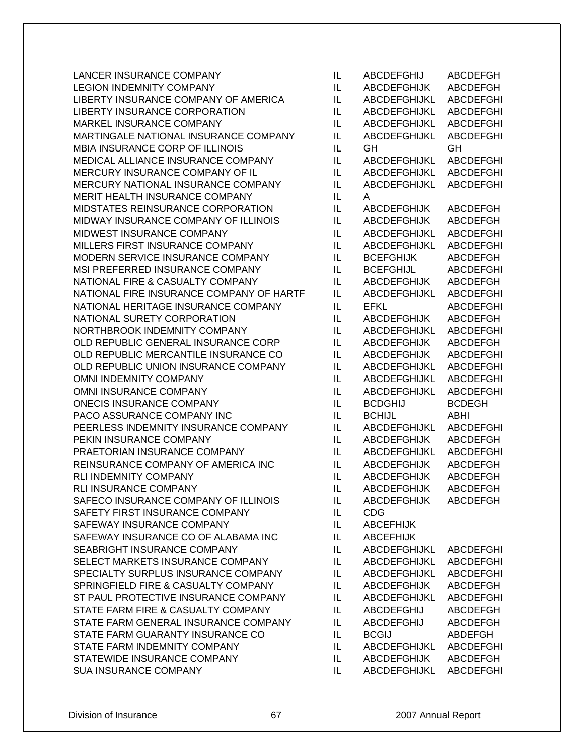| | | | |
|---|---|---|---|
| LANCER INSURANCE COMPANY | IL | ABCDEFGHIJ | ABCDEFGH |
| LEGION INDEMNITY COMPANY | IL | ABCDEFGHIJK | ABCDEFGH |
| LIBERTY INSURANCE COMPANY OF AMERICA | IL | ABCDEFGHIJKL | ABCDEFGHI |
| LIBERTY INSURANCE CORPORATION | IL | ABCDEFGHIJKL | ABCDEFGHI |
| MARKEL INSURANCE COMPANY | IL | ABCDEFGHIJKL | ABCDEFGHI |
| MARTINGALE NATIONAL INSURANCE COMPANY | IL | ABCDEFGHIJKL | ABCDEFGHI |
| MBIA INSURANCE CORP OF ILLINOIS | IL | GH | GH |
| MEDICAL ALLIANCE INSURANCE COMPANY | IL | ABCDEFGHIJKL | ABCDEFGHI |
| MERCURY INSURANCE COMPANY OF IL | IL | ABCDEFGHIJKL | ABCDEFGHI |
| MERCURY NATIONAL INSURANCE COMPANY | IL | ABCDEFGHIJKL | ABCDEFGHI |
| MERIT HEALTH INSURANCE COMPANY | IL | A | |
| MIDSTATES REINSURANCE CORPORATION | IL | ABCDEFGHIJK | ABCDEFGH |
| MIDWAY INSURANCE COMPANY OF ILLINOIS | IL | ABCDEFGHIJK | ABCDEFGH |
| MIDWEST INSURANCE COMPANY | IL | ABCDEFGHIJKL | ABCDEFGHI |
| MILLERS FIRST INSURANCE COMPANY | IL | ABCDEFGHIJKL | ABCDEFGHI |
| MODERN SERVICE INSURANCE COMPANY | IL | BCEFGHIJK | ABCDEFGH |
| MSI PREFERRED INSURANCE COMPANY | IL | BCEFGHIJL | ABCDEFGHI |
| NATIONAL FIRE & CASUALTY COMPANY | IL | ABCDEFGHIJK | ABCDEFGH |
| NATIONAL FIRE INSURANCE COMPANY OF HARTF | IL | ABCDEFGHIJKL | ABCDEFGHI |
| NATIONAL HERITAGE INSURANCE COMPANY | IL | EFKL | ABCDEFGHI |
| NATIONAL SURETY CORPORATION | IL | ABCDEFGHIJK | ABCDEFGH |
| NORTHBROOK INDEMNITY COMPANY | IL | ABCDEFGHIJKL | ABCDEFGHI |
| OLD REPUBLIC GENERAL INSURANCE CORP | IL | ABCDEFGHIJK | ABCDEFGH |
| OLD REPUBLIC MERCANTILE INSURANCE CO | IL | ABCDEFGHIJK | ABCDEFGHI |
| OLD REPUBLIC UNION INSURANCE COMPANY | IL | ABCDEFGHIJKL | ABCDEFGHI |
| OMNI INDEMNITY COMPANY | IL | ABCDEFGHIJKL | ABCDEFGHI |
| OMNI INSURANCE COMPANY | IL | ABCDEFGHIJKL | ABCDEFGHI |
| ONECIS INSURANCE COMPANY | IL | BCDGHIJ | BCDEGH |
| PACO ASSURANCE COMPANY INC | IL | BCHIJL | ABHI |
| PEERLESS INDEMNITY INSURANCE COMPANY | IL | ABCDEFGHIJKL | ABCDEFGHI |
| PEKIN INSURANCE COMPANY | IL | ABCDEFGHIJK | ABCDEFGH |
| PRAETORIAN INSURANCE COMPANY | IL | ABCDEFGHIJKL | ABCDEFGHI |
| REINSURANCE COMPANY OF AMERICA INC | IL | ABCDEFGHIJK | ABCDEFGH |
| RLI INDEMNITY COMPANY | IL | ABCDEFGHIJK | ABCDEFGH |
| RLI INSURANCE COMPANY | IL | ABCDEFGHIJK | ABCDEFGH |
| SAFECO INSURANCE COMPANY OF ILLINOIS | IL | ABCDEFGHIJK | ABCDEFGH |
| SAFETY FIRST INSURANCE COMPANY | IL | CDG | |
| SAFEWAY INSURANCE COMPANY | IL | ABCEFHIJK | |
| SAFEWAY INSURANCE CO OF ALABAMA INC | IL | ABCEFHIJK | |
| SEABRIGHT INSURANCE COMPANY | IL | ABCDEFGHIJKL | ABCDEFGHI |
| SELECT MARKETS INSURANCE COMPANY | IL | ABCDEFGHIJKL | ABCDEFGHI |
| SPECIALTY SURPLUS INSURANCE COMPANY | IL | ABCDEFGHIJKL | ABCDEFGHI |
| SPRINGFIELD FIRE & CASUALTY COMPANY | IL | ABCDEFGHIJK | ABCDEFGH |
| ST PAUL PROTECTIVE INSURANCE COMPANY | IL | ABCDEFGHIJKL | ABCDEFGHI |
| STATE FARM FIRE & CASUALTY COMPANY | IL | ABCDEFGHIJ | ABCDEFGH |
| STATE FARM GENERAL INSURANCE COMPANY | IL | ABCDEFGHIJ | ABCDEFGH |
| STATE FARM GUARANTY INSURANCE CO | IL | BCGIJ | ABDEFGH |
| STATE FARM INDEMNITY COMPANY | IL | ABCDEFGHIJKL | ABCDEFGHI |
| STATEWIDE INSURANCE COMPANY | IL | ABCDEFGHIJK | ABCDEFGH |
| SUA INSURANCE COMPANY | IL | ABCDEFGHIJKL | ABCDEFGHI |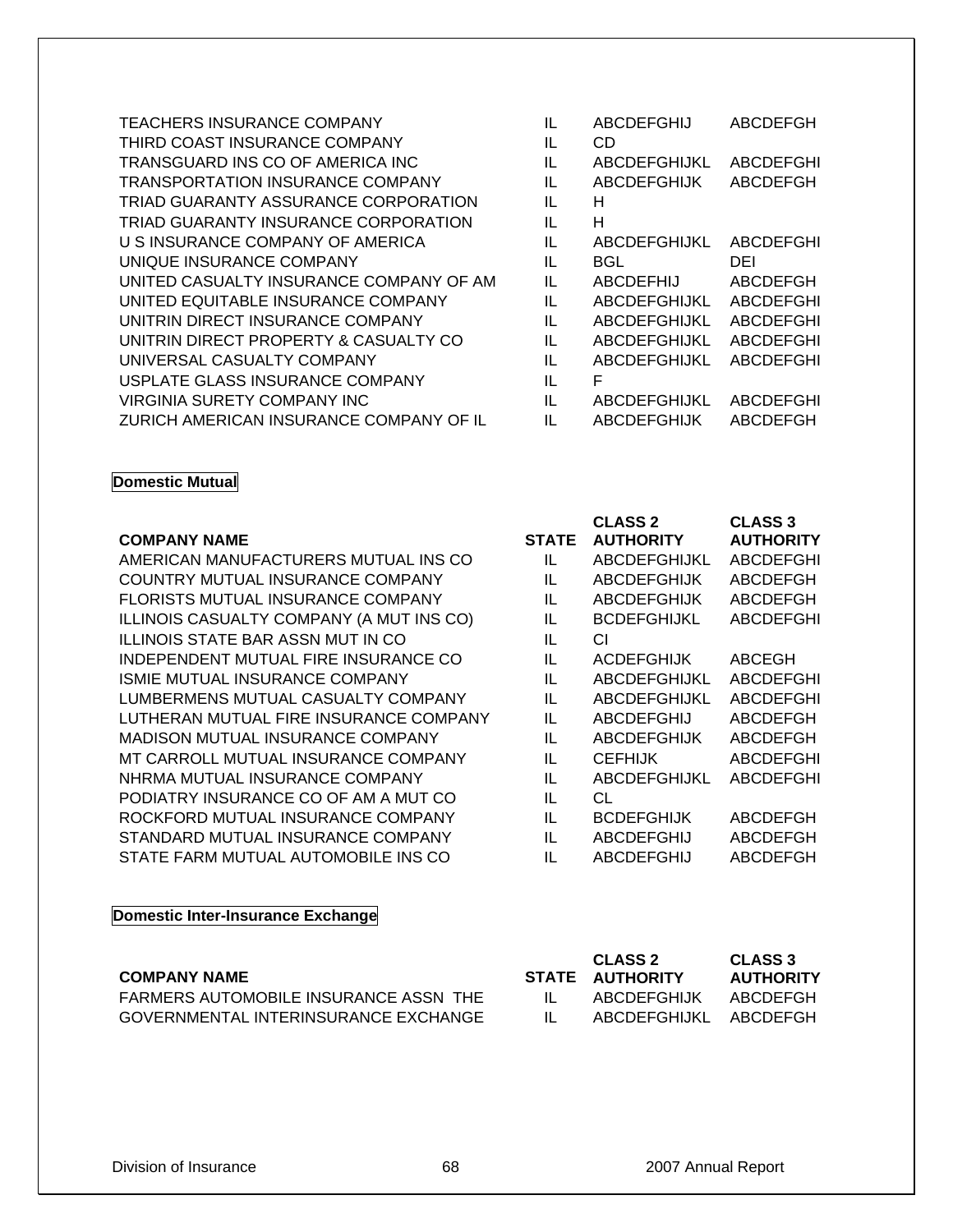| COMPANY NAME | STATE | CLASS 2 AUTHORITY | CLASS 3 AUTHORITY |
|---|---|---|---|
| TEACHERS INSURANCE COMPANY | IL | ABCDEFGHIJ | ABCDEFGH |
| THIRD COAST INSURANCE COMPANY | IL | CD | |
| TRANSGUARD INS CO OF AMERICA INC | IL | ABCDEFGHIJKL | ABCDEFGHI |
| TRANSPORTATION INSURANCE COMPANY | IL | ABCDEFGHIJK | ABCDEFGH |
| TRIAD GUARANTY ASSURANCE CORPORATION | IL | H | |
| TRIAD GUARANTY INSURANCE CORPORATION | IL | H | |
| U S INSURANCE COMPANY OF AMERICA | IL | ABCDEFGHIJKL | ABCDEFGHI |
| UNIQUE INSURANCE COMPANY | IL | BGL | DEI |
| UNITED CASUALTY INSURANCE COMPANY OF AM | IL | ABCDEFHIJ | ABCDEFGH |
| UNITED EQUITABLE INSURANCE COMPANY | IL | ABCDEFGHIJKL | ABCDEFGHI |
| UNITRIN DIRECT INSURANCE COMPANY | IL | ABCDEFGHIJKL | ABCDEFGHI |
| UNITRIN DIRECT PROPERTY & CASUALTY CO | IL | ABCDEFGHIJKL | ABCDEFGHI |
| UNIVERSAL CASUALTY COMPANY | IL | ABCDEFGHIJKL | ABCDEFGHI |
| USPLATE GLASS INSURANCE COMPANY | IL | F | |
| VIRGINIA SURETY COMPANY INC | IL | ABCDEFGHIJKL | ABCDEFGHI |
| ZURICH AMERICAN INSURANCE COMPANY OF IL | IL | ABCDEFGHIJK | ABCDEFGH |

**Domestic Mutual**

| COMPANY NAME | STATE | CLASS 2 AUTHORITY | CLASS 3 AUTHORITY |
|---|---|---|---|
| AMERICAN MANUFACTURERS MUTUAL INS CO | IL | ABCDEFGHIJKL | ABCDEFGHI |
| COUNTRY MUTUAL INSURANCE COMPANY | IL | ABCDEFGHIJK | ABCDEFGH |
| FLORISTS MUTUAL INSURANCE COMPANY | IL | ABCDEFGHIJK | ABCDEFGH |
| ILLINOIS CASUALTY COMPANY (A MUT INS CO) | IL | BCDEFGHIJKL | ABCDEFGHI |
| ILLINOIS STATE BAR ASSN MUT IN CO | IL | CI | |
| INDEPENDENT MUTUAL FIRE INSURANCE CO | IL | ACDEFGHIJK | ABCEGH |
| ISMIE MUTUAL INSURANCE COMPANY | IL | ABCDEFGHIJKL | ABCDEFGHI |
| LUMBERMENS MUTUAL CASUALTY COMPANY | IL | ABCDEFGHIJKL | ABCDEFGHI |
| LUTHERAN MUTUAL FIRE INSURANCE COMPANY | IL | ABCDEFGHIJ | ABCDEFGH |
| MADISON MUTUAL INSURANCE COMPANY | IL | ABCDEFGHIJK | ABCDEFGH |
| MT CARROLL MUTUAL INSURANCE COMPANY | IL | CEFHIJK | ABCDEFGHI |
| NHRMA MUTUAL INSURANCE COMPANY | IL | ABCDEFGHIJKL | ABCDEFGHI |
| PODIATRY INSURANCE CO OF AM A MUT CO | IL | CL | |
| ROCKFORD MUTUAL INSURANCE COMPANY | IL | BCDEFGHIJK | ABCDEFGH |
| STANDARD MUTUAL INSURANCE COMPANY | IL | ABCDEFGHIJ | ABCDEFGH |
| STATE FARM MUTUAL AUTOMOBILE INS CO | IL | ABCDEFGHIJ | ABCDEFGH |

**Domestic Inter-Insurance Exchange**

| COMPANY NAME | STATE | CLASS 2 AUTHORITY | CLASS 3 AUTHORITY |
|---|---|---|---|
| FARMERS AUTOMOBILE INSURANCE ASSN THE | IL | ABCDEFGHIJK | ABCDEFGH |
| GOVERNMENTAL INTERINSURANCE EXCHANGE | IL | ABCDEFGHIJKL | ABCDEFGH |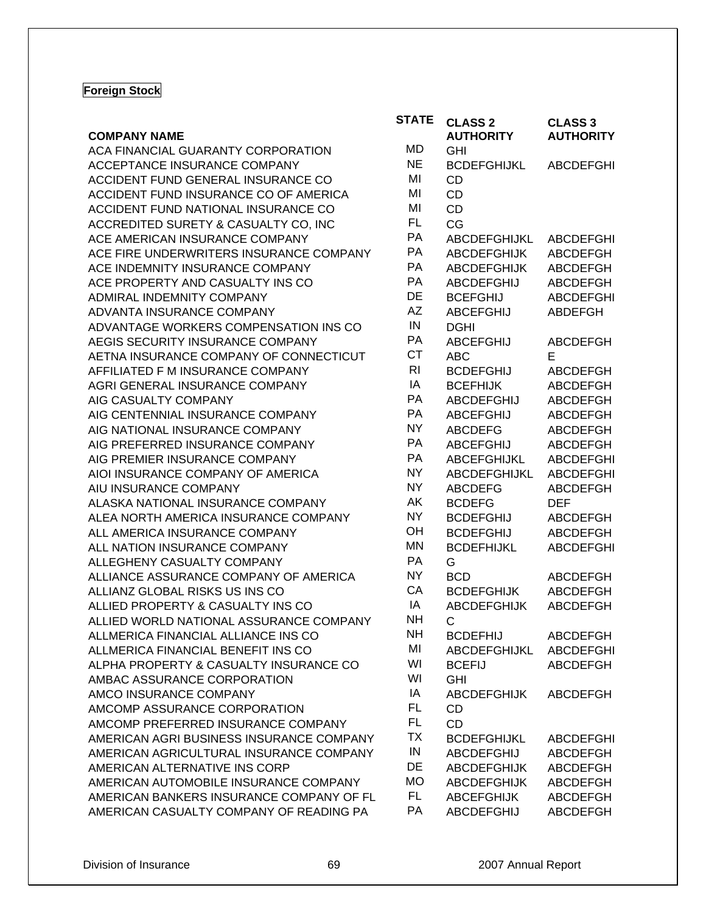**Foreign Stock**

| COMPANY NAME | STATE | CLASS 2 AUTHORITY | CLASS 3 AUTHORITY |
|---|---|---|---|
| ACA FINANCIAL GUARANTY CORPORATION | MD | GHI | |
| ACCEPTANCE INSURANCE COMPANY | NE | BCDEFGHIJKL | ABCDEFGHI |
| ACCIDENT FUND GENERAL INSURANCE CO | MI | CD | |
| ACCIDENT FUND INSURANCE CO OF AMERICA | MI | CD | |
| ACCIDENT FUND NATIONAL INSURANCE CO | MI | CD | |
| ACCREDITED SURETY & CASUALTY CO, INC | FL | CG | |
| ACE AMERICAN INSURANCE COMPANY | PA | ABCDEFGHIJKL | ABCDEFGHI |
| ACE FIRE UNDERWRITERS INSURANCE COMPANY | PA | ABCDEFGHIJK | ABCDEFGH |
| ACE INDEMNITY INSURANCE COMPANY | PA | ABCDEFGHIJK | ABCDEFGH |
| ACE PROPERTY AND CASUALTY INS CO | PA | ABCDEFGHIJ | ABCDEFGH |
| ADMIRAL INDEMNITY COMPANY | DE | BCEFGHIJ | ABCDEFGHI |
| ADVANTA INSURANCE COMPANY | AZ | ABCEFGHIJ | ABDEFGH |
| ADVANTAGE WORKERS COMPENSATION INS CO | IN | DGHI | |
| AEGIS SECURITY INSURANCE COMPANY | PA | ABCEFGHIJ | ABCDEFGH |
| AETNA INSURANCE COMPANY OF CONNECTICUT | CT | ABC | E |
| AFFILIATED F M INSURANCE COMPANY | RI | BCDEFGHIJ | ABCDEFGH |
| AGRI GENERAL INSURANCE COMPANY | IA | BCEFHIJK | ABCDEFGH |
| AIG CASUALTY COMPANY | PA | ABCDEFGHIJ | ABCDEFGH |
| AIG CENTENNIAL INSURANCE COMPANY | PA | ABCEFGHIJ | ABCDEFGH |
| AIG NATIONAL INSURANCE COMPANY | NY | ABCDEFG | ABCDEFGH |
| AIG PREFERRED INSURANCE COMPANY | PA | ABCEFGHIJ | ABCDEFGH |
| AIG PREMIER INSURANCE COMPANY | PA | ABCEFGHIJKL | ABCDEFGHI |
| AIOI INSURANCE COMPANY OF AMERICA | NY | ABCDEFGHIJKL | ABCDEFGHI |
| AIU INSURANCE COMPANY | NY | ABCDEFG | ABCDEFGH |
| ALASKA NATIONAL INSURANCE COMPANY | AK | BCDEFG | DEF |
| ALEA NORTH AMERICA INSURANCE COMPANY | NY | BCDEFGHIJ | ABCDEFGH |
| ALL AMERICA INSURANCE COMPANY | OH | BCDEFGHIJ | ABCDEFGH |
| ALL NATION INSURANCE COMPANY | MN | BCDEFHIJKL | ABCDEFGHI |
| ALLEGHENY CASUALTY COMPANY | PA | G | |
| ALLIANCE ASSURANCE COMPANY OF AMERICA | NY | BCD | ABCDEFGH |
| ALLIANZ GLOBAL RISKS US INS CO | CA | BCDEFGHIJK | ABCDEFGH |
| ALLIED PROPERTY & CASUALTY INS CO | IA | ABCDEFGHIJK | ABCDEFGH |
| ALLIED WORLD NATIONAL ASSURANCE COMPANY | NH | C | |
| ALLMERICA FINANCIAL ALLIANCE INS CO | NH | BCDEFHIJ | ABCDEFGH |
| ALLMERICA FINANCIAL BENEFIT INS CO | MI | ABCDEFGHIJKL | ABCDEFGHI |
| ALPHA PROPERTY & CASUALTY INSURANCE CO | WI | BCEFIJ | ABCDEFGH |
| AMBAC ASSURANCE CORPORATION | WI | GHI | |
| AMCO INSURANCE COMPANY | IA | ABCDEFGHIJK | ABCDEFGH |
| AMCOMP ASSURANCE CORPORATION | FL | CD | |
| AMCOMP PREFERRED INSURANCE COMPANY | FL | CD | |
| AMERICAN AGRI BUSINESS INSURANCE COMPANY | TX | BCDEFGHIJKL | ABCDEFGHI |
| AMERICAN AGRICULTURAL INSURANCE COMPANY | IN | ABCDEFGHIJ | ABCDEFGH |
| AMERICAN ALTERNATIVE INS CORP | DE | ABCDEFGHIJK | ABCDEFGH |
| AMERICAN AUTOMOBILE INSURANCE COMPANY | MO | ABCDEFGHIJK | ABCDEFGH |
| AMERICAN BANKERS INSURANCE COMPANY OF FL | FL | ABCEFGHIJK | ABCDEFGH |
| AMERICAN CASUALTY COMPANY OF READING PA | PA | ABCDEFGHIJ | ABCDEFGH |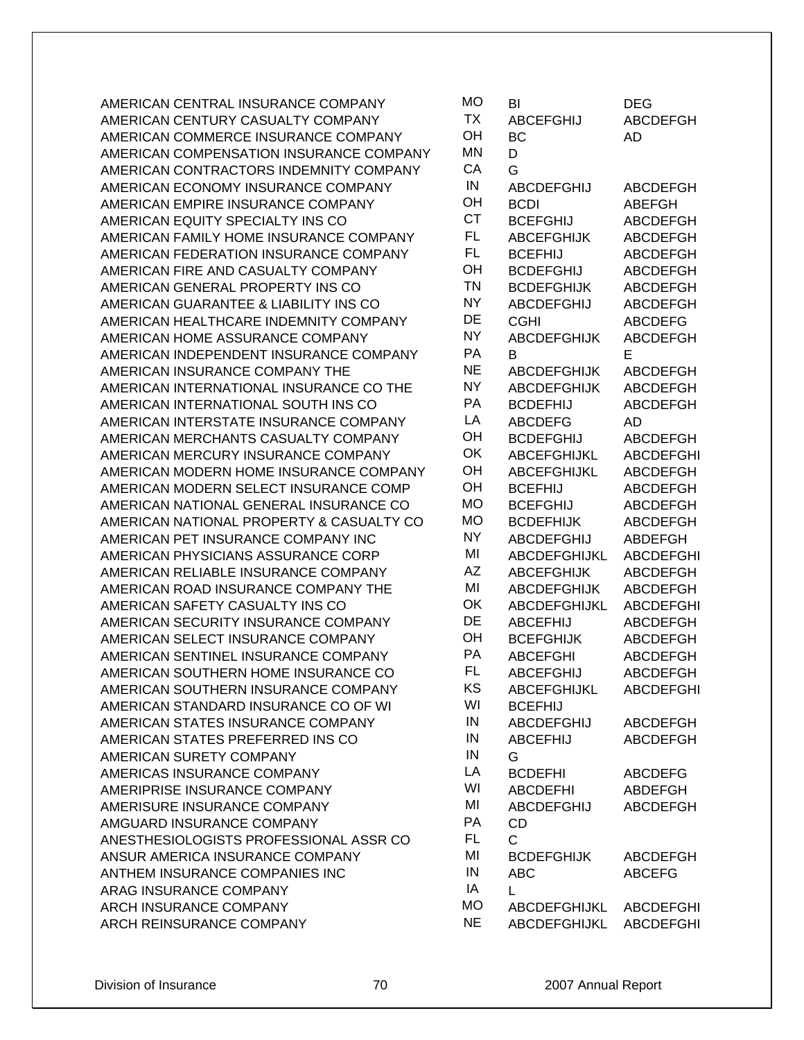| | | | |
|---|---|---|---|
| AMERICAN CENTRAL INSURANCE COMPANY | MO | BI | DEG |
| AMERICAN CENTURY CASUALTY COMPANY | TX | ABCEFGHIJ | ABCDEFGH |
| AMERICAN COMMERCE INSURANCE COMPANY | OH | BC | AD |
| AMERICAN COMPENSATION INSURANCE COMPANY | MN | D | |
| AMERICAN CONTRACTORS INDEMNITY COMPANY | CA | G | |
| AMERICAN ECONOMY INSURANCE COMPANY | IN | ABCDEFGHIJ | ABCDEFGH |
| AMERICAN EMPIRE INSURANCE COMPANY | OH | BCDI | ABEFGH |
| AMERICAN EQUITY SPECIALTY INS CO | CT | BCEFGHIJ | ABCDEFGH |
| AMERICAN FAMILY HOME INSURANCE COMPANY | FL | ABCEFGHIJK | ABCDEFGH |
| AMERICAN FEDERATION INSURANCE COMPANY | FL | BCEFHIJ | ABCDEFGH |
| AMERICAN FIRE AND CASUALTY COMPANY | OH | BCDEFGHIJ | ABCDEFGH |
| AMERICAN GENERAL PROPERTY INS CO | TN | BCDEFGHIJK | ABCDEFGH |
| AMERICAN GUARANTEE & LIABILITY INS CO | NY | ABCDEFGHIJ | ABCDEFGH |
| AMERICAN HEALTHCARE INDEMNITY COMPANY | DE | CGHI | ABCDEFG |
| AMERICAN HOME ASSURANCE COMPANY | NY | ABCDEFGHIJK | ABCDEFGH |
| AMERICAN INDEPENDENT INSURANCE COMPANY | PA | B | E |
| AMERICAN INSURANCE COMPANY THE | NE | ABCDEFGHIJK | ABCDEFGH |
| AMERICAN INTERNATIONAL INSURANCE CO THE | NY | ABCDEFGHIJK | ABCDEFGH |
| AMERICAN INTERNATIONAL SOUTH INS CO | PA | BCDEFHIJ | ABCDEFGH |
| AMERICAN INTERSTATE INSURANCE COMPANY | LA | ABCDEFG | AD |
| AMERICAN MERCHANTS CASUALTY COMPANY | OH | BCDEFGHIJ | ABCDEFGH |
| AMERICAN MERCURY INSURANCE COMPANY | OK | ABCEFGHIJKL | ABCDEFGHI |
| AMERICAN MODERN HOME INSURANCE COMPANY | OH | ABCEFGHIJKL | ABCDEFGH |
| AMERICAN MODERN SELECT INSURANCE COMP | OH | BCEFHIJ | ABCDEFGH |
| AMERICAN NATIONAL GENERAL INSURANCE CO | MO | BCEFGHIJ | ABCDEFGH |
| AMERICAN NATIONAL PROPERTY & CASUALTY CO | MO | BCDEFHIJK | ABCDEFGH |
| AMERICAN PET INSURANCE COMPANY INC | NY | ABCDEFGHIJ | ABDEFGH |
| AMERICAN PHYSICIANS ASSURANCE CORP | MI | ABCDEFGHIJKL | ABCDEFGHI |
| AMERICAN RELIABLE INSURANCE COMPANY | AZ | ABCEFGHIJK | ABCDEFGH |
| AMERICAN ROAD INSURANCE COMPANY THE | MI | ABCDEFGHIJK | ABCDEFGH |
| AMERICAN SAFETY CASUALTY INS CO | OK | ABCDEFGHIJKL | ABCDEFGHI |
| AMERICAN SECURITY INSURANCE COMPANY | DE | ABCEFHIJ | ABCDEFGH |
| AMERICAN SELECT INSURANCE COMPANY | OH | BCEFGHIJK | ABCDEFGH |
| AMERICAN SENTINEL INSURANCE COMPANY | PA | ABCEFGHI | ABCDEFGH |
| AMERICAN SOUTHERN HOME INSURANCE CO | FL | ABCEFGHIJ | ABCDEFGH |
| AMERICAN SOUTHERN INSURANCE COMPANY | KS | ABCEFGHIJKL | ABCDEFGHI |
| AMERICAN STANDARD INSURANCE CO OF WI | WI | BCEFHIJ | |
| AMERICAN STATES INSURANCE COMPANY | IN | ABCDEFGHIJ | ABCDEFGH |
| AMERICAN STATES PREFERRED INS CO | IN | ABCEFHIJ | ABCDEFGH |
| AMERICAN SURETY COMPANY | IN | G | |
| AMERICAS INSURANCE COMPANY | LA | BCDEFHI | ABCDEFG |
| AMERIPRISE INSURANCE COMPANY | WI | ABCDEFHI | ABDEFGH |
| AMERISURE INSURANCE COMPANY | MI | ABCDEFGHIJ | ABCDEFGH |
| AMGUARD INSURANCE COMPANY | PA | CD | |
| ANESTHESIOLOGISTS PROFESSIONAL ASSR CO | FL | C | |
| ANSUR AMERICA INSURANCE COMPANY | MI | BCDEFGHIJK | ABCDEFGH |
| ANTHEM INSURANCE COMPANIES INC | IN | ABC | ABCEFG |
| ARAG INSURANCE COMPANY | IA | L | |
| ARCH INSURANCE COMPANY | MO | ABCDEFGHIJKL | ABCDEFGHI |
| ARCH REINSURANCE COMPANY | NE | ABCDEFGHIJKL | ABCDEFGHI |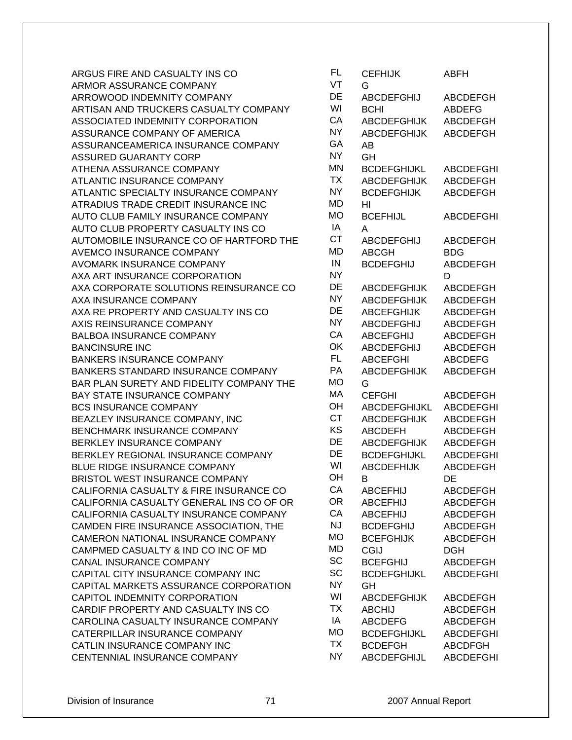| | | | |
|---|---|---|---|
| ARGUS FIRE AND CASUALTY INS CO | FL | CEFHIJK | ABFH |
| ARMOR ASSURANCE COMPANY | VT | G | |
| ARROWOOD INDEMNITY COMPANY | DE | ABCDEFGHIJ | ABCDEFGH |
| ARTISAN AND TRUCKERS CASUALTY COMPANY | WI | BCHI | ABDEFG |
| ASSOCIATED INDEMNITY CORPORATION | CA | ABCDEFGHIJK | ABCDEFGH |
| ASSURANCE COMPANY OF AMERICA | NY | ABCDEFGHIJK | ABCDEFGH |
| ASSURANCEAMERICA INSURANCE COMPANY | GA | AB | |
| ASSURED GUARANTY CORP | NY | GH | |
| ATHENA ASSURANCE COMPANY | MN | BCDEFGHIJKL | ABCDEFGHI |
| ATLANTIC INSURANCE COMPANY | TX | ABCDEFGHIJK | ABCDEFGH |
| ATLANTIC SPECIALTY INSURANCE COMPANY | NY | BCDEFGHIJK | ABCDEFGH |
| ATRADIUS TRADE CREDIT INSURANCE INC | MD | HI | |
| AUTO CLUB FAMILY INSURANCE COMPANY | MO | BCEFHIJL | ABCDEFGHI |
| AUTO CLUB PROPERTY CASUALTY INS CO | IA | A | |
| AUTOMOBILE INSURANCE CO OF HARTFORD THE | CT | ABCDEFGHIJ | ABCDEFGH |
| AVEMCO INSURANCE COMPANY | MD | ABCGH | BDG |
| AVOMARK INSURANCE COMPANY | IN | BCDEFGHIJ | ABCDEFGH |
| AXA ART INSURANCE CORPORATION | NY | | D |
| AXA CORPORATE SOLUTIONS REINSURANCE CO | DE | ABCDEFGHIJK | ABCDEFGH |
| AXA INSURANCE COMPANY | NY | ABCDEFGHIJK | ABCDEFGH |
| AXA RE PROPERTY AND CASUALTY INS CO | DE | ABCEFGHIJK | ABCDEFGH |
| AXIS REINSURANCE COMPANY | NY | ABCDEFGHIJ | ABCDEFGH |
| BALBOA INSURANCE COMPANY | CA | ABCEFGHIJ | ABCDEFGH |
| BANCINSURE INC | OK | ABCDEFGHIJ | ABCDEFGH |
| BANKERS INSURANCE COMPANY | FL | ABCEFGHI | ABCDEFG |
| BANKERS STANDARD INSURANCE COMPANY | PA | ABCDEFGHIJK | ABCDEFGH |
| BAR PLAN SURETY AND FIDELITY COMPANY THE | MO | G | |
| BAY STATE INSURANCE COMPANY | MA | CEFGHI | ABCDEFGH |
| BCS INSURANCE COMPANY | OH | ABCDEFGHIJKL | ABCDEFGHI |
| BEAZLEY INSURANCE COMPANY, INC | CT | ABCDEFGHIJK | ABCDEFGH |
| BENCHMARK INSURANCE COMPANY | KS | ABCDEFH | ABCDEFGH |
| BERKLEY INSURANCE COMPANY | DE | ABCDEFGHIJK | ABCDEFGH |
| BERKLEY REGIONAL INSURANCE COMPANY | DE | BCDEFGHIJKL | ABCDEFGHI |
| BLUE RIDGE INSURANCE COMPANY | WI | ABCDEFHIJK | ABCDEFGH |
| BRISTOL WEST INSURANCE COMPANY | OH | B | DE |
| CALIFORNIA CASUALTY & FIRE INSURANCE CO | CA | ABCEFHIJ | ABCDEFGH |
| CALIFORNIA CASUALTY GENERAL INS CO OF OR | OR | ABCEFHIJ | ABCDEFGH |
| CALIFORNIA CASUALTY INSURANCE COMPANY | CA | ABCEFHIJ | ABCDEFGH |
| CAMDEN FIRE INSURANCE ASSOCIATION, THE | NJ | BCDEFGHIJ | ABCDEFGH |
| CAMERON NATIONAL INSURANCE COMPANY | MO | BCEFGHIJK | ABCDEFGH |
| CAMPMED CASUALTY & IND CO INC OF MD | MD | CGIJ | DGH |
| CANAL INSURANCE COMPANY | SC | BCEFGHIJ | ABCDEFGH |
| CAPITAL CITY INSURANCE COMPANY INC | SC | BCDEFGHIJKL | ABCDEFGHI |
| CAPITAL MARKETS ASSURANCE CORPORATION | NY | GH | |
| CAPITOL INDEMNITY CORPORATION | WI | ABCDEFGHIJK | ABCDEFGH |
| CARDIF PROPERTY AND CASUALTY INS CO | TX | ABCHIJ | ABCDEFGH |
| CAROLINA CASUALTY INSURANCE COMPANY | IA | ABCDEFG | ABCDEFGH |
| CATERPILLAR INSURANCE COMPANY | MO | BCDEFGHIJKL | ABCDEFGHI |
| CATLIN INSURANCE COMPANY INC | TX | BCDEFGH | ABCDFGH |
| CENTENNIAL INSURANCE COMPANY | NY | ABCDEFGHIJL | ABCDEFGHI |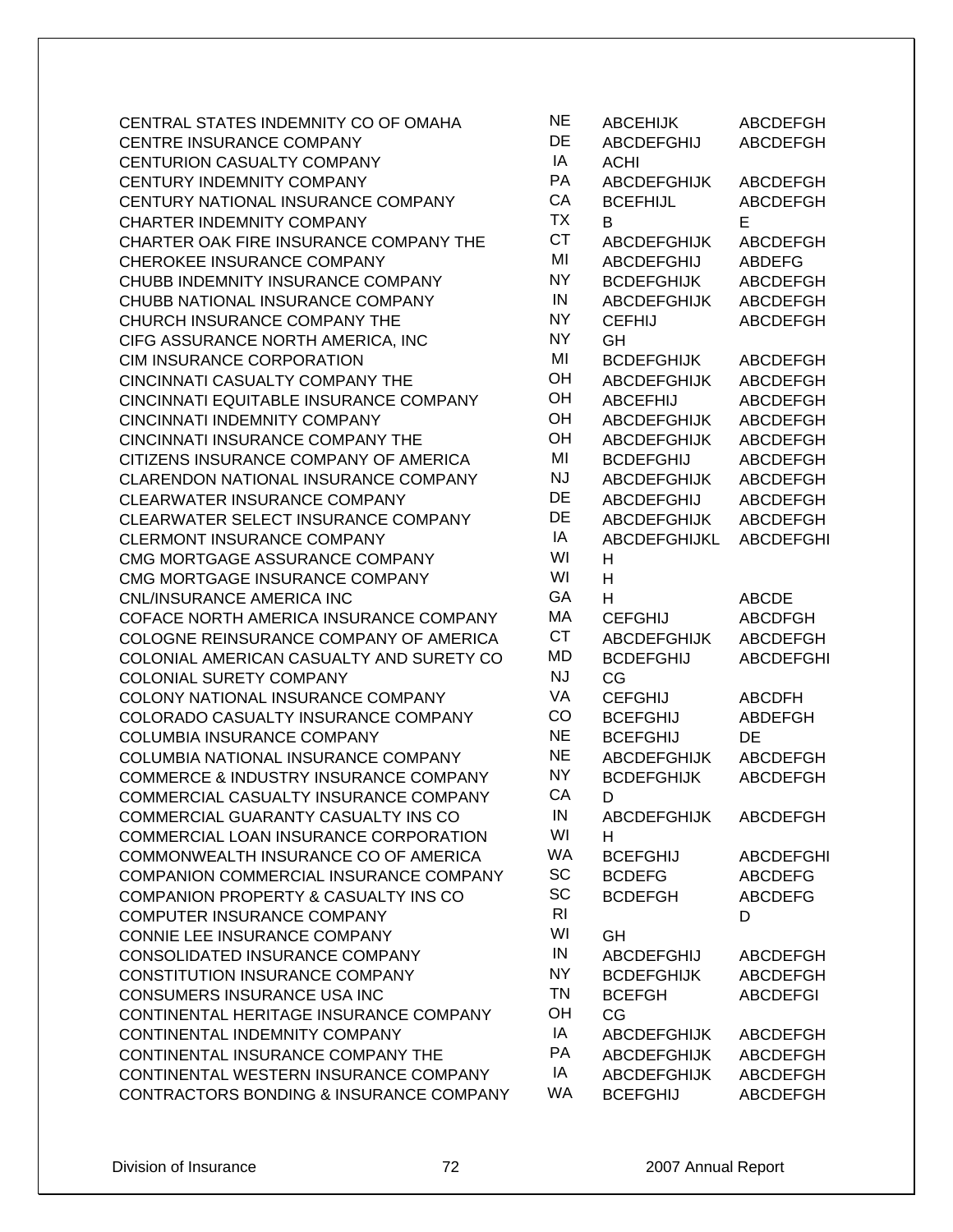| | | | |
|---|---|---|---|
| CENTRAL STATES INDEMNITY CO OF OMAHA | NE | ABCEHIJK | ABCDEFGH |
| CENTRE INSURANCE COMPANY | DE | ABCDEFGHIJ | ABCDEFGH |
| CENTURION CASUALTY COMPANY | IA | ACHI | |
| CENTURY INDEMNITY COMPANY | PA | ABCDEFGHIJK | ABCDEFGH |
| CENTURY NATIONAL INSURANCE COMPANY | CA | BCEFHIJL | ABCDEFGH |
| CHARTER INDEMNITY COMPANY | TX | B | E |
| CHARTER OAK FIRE INSURANCE COMPANY THE | CT | ABCDEFGHIJK | ABCDEFGH |
| CHEROKEE INSURANCE COMPANY | MI | ABCDEFGHIJ | ABDEFG |
| CHUBB INDEMNITY INSURANCE COMPANY | NY | BCDEFGHIJK | ABCDEFGH |
| CHUBB NATIONAL INSURANCE COMPANY | IN | ABCDEFGHIJK | ABCDEFGH |
| CHURCH INSURANCE COMPANY THE | NY | CEFHIJ | ABCDEFGH |
| CIFG ASSURANCE NORTH AMERICA, INC | NY | GH | |
| CIM INSURANCE CORPORATION | MI | BCDEFGHIJK | ABCDEFGH |
| CINCINNATI CASUALTY COMPANY THE | OH | ABCDEFGHIJK | ABCDEFGH |
| CINCINNATI EQUITABLE INSURANCE COMPANY | OH | ABCEFHIJ | ABCDEFGH |
| CINCINNATI INDEMNITY COMPANY | OH | ABCDEFGHIJK | ABCDEFGH |
| CINCINNATI INSURANCE COMPANY THE | OH | ABCDEFGHIJK | ABCDEFGH |
| CITIZENS INSURANCE COMPANY OF AMERICA | MI | BCDEFGHIJ | ABCDEFGH |
| CLARENDON NATIONAL INSURANCE COMPANY | NJ | ABCDEFGHIJK | ABCDEFGH |
| CLEARWATER INSURANCE COMPANY | DE | ABCDEFGHIJ | ABCDEFGH |
| CLEARWATER SELECT INSURANCE COMPANY | DE | ABCDEFGHIJK | ABCDEFGH |
| CLERMONT INSURANCE COMPANY | IA | ABCDEFGHIJKL | ABCDEFGHI |
| CMG MORTGAGE ASSURANCE COMPANY | WI | H | |
| CMG MORTGAGE INSURANCE COMPANY | WI | H | |
| CNL/INSURANCE AMERICA INC | GA | H | ABCDE |
| COFACE NORTH AMERICA INSURANCE COMPANY | MA | CEFGHIJ | ABCDFGH |
| COLOGNE REINSURANCE COMPANY OF AMERICA | CT | ABCDEFGHIJK | ABCDEFGH |
| COLONIAL AMERICAN CASUALTY AND SURETY CO | MD | BCDEFGHIJ | ABCDEFGHI |
| COLONIAL SURETY COMPANY | NJ | CG | |
| COLONY NATIONAL INSURANCE COMPANY | VA | CEFGHIJ | ABCDFH |
| COLORADO CASUALTY INSURANCE COMPANY | CO | BCEFGHIJ | ABDEFGH |
| COLUMBIA INSURANCE COMPANY | NE | BCEFGHIJ | DE |
| COLUMBIA NATIONAL INSURANCE COMPANY | NE | ABCDEFGHIJK | ABCDEFGH |
| COMMERCE & INDUSTRY INSURANCE COMPANY | NY | BCDEFGHIJK | ABCDEFGH |
| COMMERCIAL CASUALTY INSURANCE COMPANY | CA | D | |
| COMMERCIAL GUARANTY CASUALTY INS CO | IN | ABCDEFGHIJK | ABCDEFGH |
| COMMERCIAL LOAN INSURANCE CORPORATION | WI | H | |
| COMMONWEALTH INSURANCE CO OF AMERICA | WA | BCEFGHIJ | ABCDEFGHI |
| COMPANION COMMERCIAL INSURANCE COMPANY | SC | BCDEFG | ABCDEFG |
| COMPANION PROPERTY & CASUALTY INS CO | SC | BCDEFGH | ABCDEFG |
| COMPUTER INSURANCE COMPANY | RI | | D |
| CONNIE LEE INSURANCE COMPANY | WI | GH | |
| CONSOLIDATED INSURANCE COMPANY | IN | ABCDEFGHIJ | ABCDEFGH |
| CONSTITUTION INSURANCE COMPANY | NY | BCDEFGHIJK | ABCDEFGH |
| CONSUMERS INSURANCE USA INC | TN | BCEFGH | ABCDEFGI |
| CONTINENTAL HERITAGE INSURANCE COMPANY | OH | CG | |
| CONTINENTAL INDEMNITY COMPANY | IA | ABCDEFGHIJK | ABCDEFGH |
| CONTINENTAL INSURANCE COMPANY THE | PA | ABCDEFGHIJK | ABCDEFGH |
| CONTINENTAL WESTERN INSURANCE COMPANY | IA | ABCDEFGHIJK | ABCDEFGH |
| CONTRACTORS BONDING & INSURANCE COMPANY | WA | BCEFGHIJ | ABCDEFGH |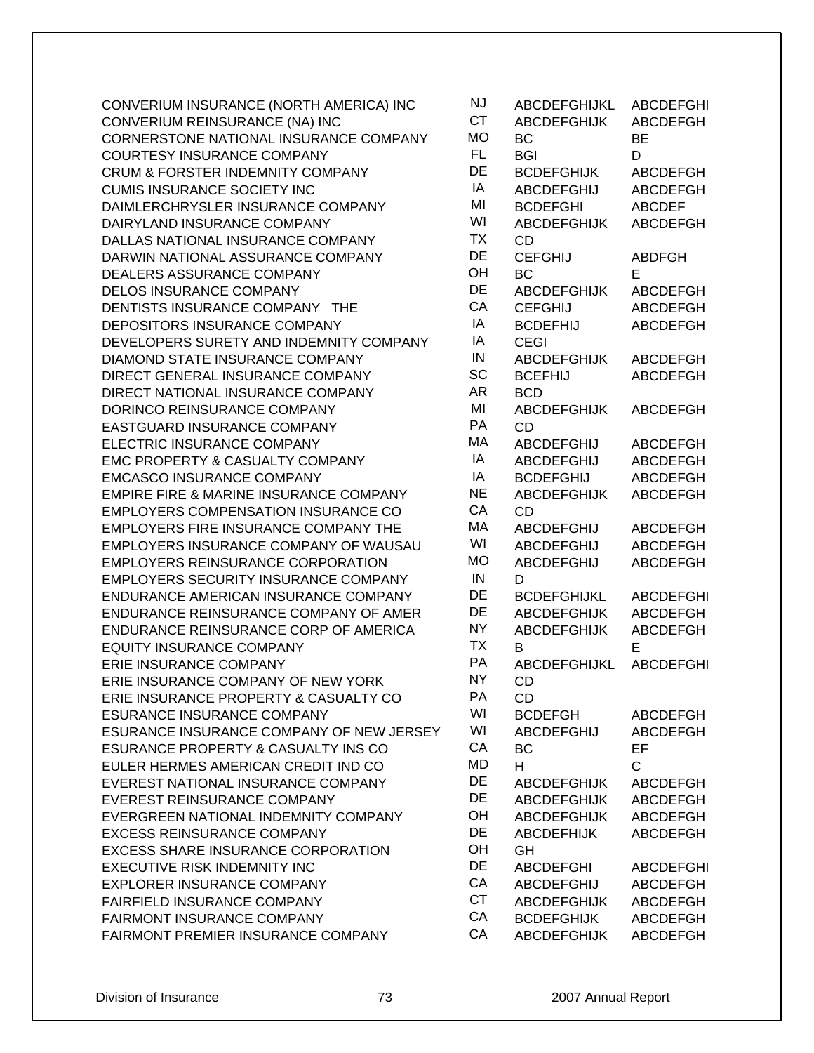| | | | |
|---|---|---|---|
| CONVERIUM INSURANCE (NORTH AMERICA) INC | NJ | ABCDEFGHIJKL | ABCDEFGHI |
| CONVERIUM REINSURANCE (NA) INC | CT | ABCDEFGHIJK | ABCDEFGH |
| CORNERSTONE NATIONAL INSURANCE COMPANY | MO | BC | BE |
| COURTESY INSURANCE COMPANY | FL | BGI | D |
| CRUM & FORSTER INDEMNITY COMPANY | DE | BCDEFGHIJK | ABCDEFGH |
| CUMIS INSURANCE SOCIETY INC | IA | ABCDEFGHIJ | ABCDEFGH |
| DAIMLERCHRYSLER INSURANCE COMPANY | MI | BCDEFGHI | ABCDEF |
| DAIRYLAND INSURANCE COMPANY | WI | ABCDEFGHIJK | ABCDEFGH |
| DALLAS NATIONAL INSURANCE COMPANY | TX | CD | |
| DARWIN NATIONAL ASSURANCE COMPANY | DE | CEFGHIJ | ABDFGH |
| DEALERS ASSURANCE COMPANY | OH | BC | E |
| DELOS INSURANCE COMPANY | DE | ABCDEFGHIJK | ABCDEFGH |
| DENTISTS INSURANCE COMPANY THE | CA | CEFGHIJ | ABCDEFGH |
| DEPOSITORS INSURANCE COMPANY | IA | BCDEFHIJ | ABCDEFGH |
| DEVELOPERS SURETY AND INDEMNITY COMPANY | IA | CEGI | |
| DIAMOND STATE INSURANCE COMPANY | IN | ABCDEFGHIJK | ABCDEFGH |
| DIRECT GENERAL INSURANCE COMPANY | SC | BCEFHIJ | ABCDEFGH |
| DIRECT NATIONAL INSURANCE COMPANY | AR | BCD | |
| DORINCO REINSURANCE COMPANY | MI | ABCDEFGHIJK | ABCDEFGH |
| EASTGUARD INSURANCE COMPANY | PA | CD | |
| ELECTRIC INSURANCE COMPANY | MA | ABCDEFGHIJ | ABCDEFGH |
| EMC PROPERTY & CASUALTY COMPANY | IA | ABCDEFGHIJ | ABCDEFGH |
| EMCASCO INSURANCE COMPANY | IA | BCDEFGHIJ | ABCDEFGH |
| EMPIRE FIRE & MARINE INSURANCE COMPANY | NE | ABCDEFGHIJK | ABCDEFGH |
| EMPLOYERS COMPENSATION INSURANCE CO | CA | CD | |
| EMPLOYERS FIRE INSURANCE COMPANY THE | MA | ABCDEFGHIJ | ABCDEFGH |
| EMPLOYERS INSURANCE COMPANY OF WAUSAU | WI | ABCDEFGHIJ | ABCDEFGH |
| EMPLOYERS REINSURANCE CORPORATION | MO | ABCDEFGHIJ | ABCDEFGH |
| EMPLOYERS SECURITY INSURANCE COMPANY | IN | D | |
| ENDURANCE AMERICAN INSURANCE COMPANY | DE | BCDEFGHIJKL | ABCDEFGHI |
| ENDURANCE REINSURANCE COMPANY OF AMER | DE | ABCDEFGHIJK | ABCDEFGH |
| ENDURANCE REINSURANCE CORP OF AMERICA | NY | ABCDEFGHIJK | ABCDEFGH |
| EQUITY INSURANCE COMPANY | TX | B | E |
| ERIE INSURANCE COMPANY | PA | ABCDEFGHIJKL | ABCDEFGHI |
| ERIE INSURANCE COMPANY OF NEW YORK | NY | CD | |
| ERIE INSURANCE PROPERTY & CASUALTY CO | PA | CD | |
| ESURANCE INSURANCE COMPANY | WI | BCDEFGH | ABCDEFGH |
| ESURANCE INSURANCE COMPANY OF NEW JERSEY | WI | ABCDEFGHIJ | ABCDEFGH |
| ESURANCE PROPERTY & CASUALTY INS CO | CA | BC | EF |
| EULER HERMES AMERICAN CREDIT IND CO | MD | H | C |
| EVEREST NATIONAL INSURANCE COMPANY | DE | ABCDEFGHIJK | ABCDEFGH |
| EVEREST REINSURANCE COMPANY | DE | ABCDEFGHIJK | ABCDEFGH |
| EVERGREEN NATIONAL INDEMNITY COMPANY | OH | ABCDEFGHIJK | ABCDEFGH |
| EXCESS REINSURANCE COMPANY | DE | ABCDEFHIJK | ABCDEFGH |
| EXCESS SHARE INSURANCE CORPORATION | OH | GH | |
| EXECUTIVE RISK INDEMNITY INC | DE | ABCDEFGHI | ABCDEFGHI |
| EXPLORER INSURANCE COMPANY | CA | ABCDEFGHIJ | ABCDEFGH |
| FAIRFIELD INSURANCE COMPANY | CT | ABCDEFGHIJK | ABCDEFGH |
| FAIRMONT INSURANCE COMPANY | CA | BCDEFGHIJK | ABCDEFGH |
| FAIRMONT PREMIER INSURANCE COMPANY | CA | ABCDEFGHIJK | ABCDEFGH |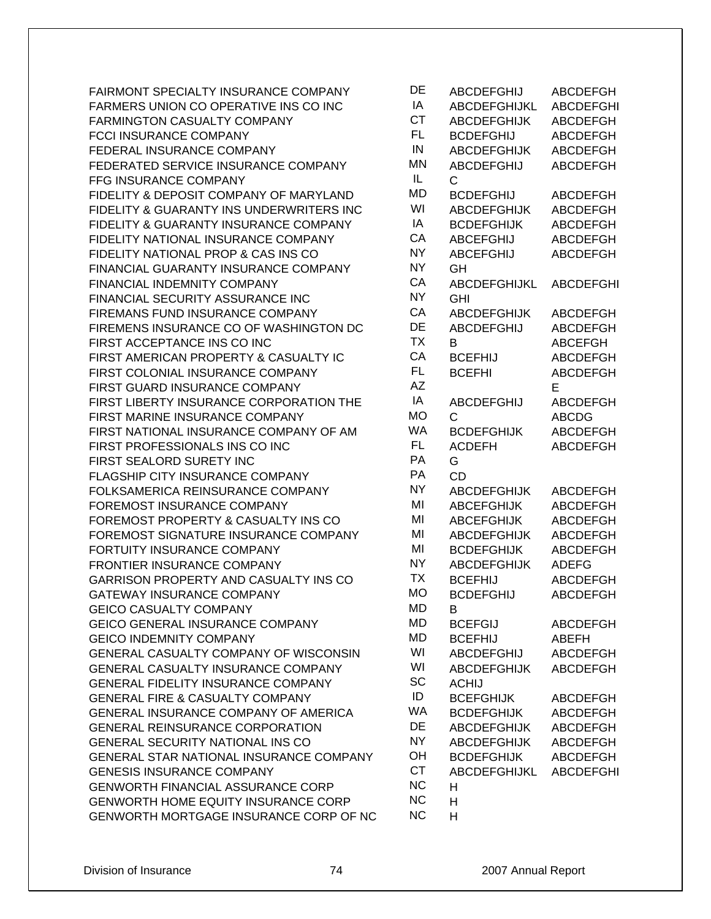| | | | |
|---|---|---|---|
| FAIRMONT SPECIALTY INSURANCE COMPANY | DE | ABCDEFGHIJ | ABCDEFGH |
| FARMERS UNION CO OPERATIVE INS CO INC | IA | ABCDEFGHIJKL | ABCDEFGHI |
| FARMINGTON CASUALTY COMPANY | CT | ABCDEFGHIJK | ABCDEFGH |
| FCCI INSURANCE COMPANY | FL | BCDEFGHIJ | ABCDEFGH |
| FEDERAL INSURANCE COMPANY | IN | ABCDEFGHIJK | ABCDEFGH |
| FEDERATED SERVICE INSURANCE COMPANY | MN | ABCDEFGHIJ | ABCDEFGH |
| FFG INSURANCE COMPANY | IL | C | |
| FIDELITY & DEPOSIT COMPANY OF MARYLAND | MD | BCDEFGHIJ | ABCDEFGH |
| FIDELITY & GUARANTY INS UNDERWRITERS INC | WI | ABCDEFGHIJK | ABCDEFGH |
| FIDELITY & GUARANTY INSURANCE COMPANY | IA | BCDEFGHIJK | ABCDEFGH |
| FIDELITY NATIONAL INSURANCE COMPANY | CA | ABCEFGHIJ | ABCDEFGH |
| FIDELITY NATIONAL PROP & CAS INS CO | NY | ABCEFGHIJ | ABCDEFGH |
| FINANCIAL GUARANTY INSURANCE COMPANY | NY | GH | |
| FINANCIAL INDEMNITY COMPANY | CA | ABCDEFGHIJKL | ABCDEFGHI |
| FINANCIAL SECURITY ASSURANCE INC | NY | GHI | |
| FIREMANS FUND INSURANCE COMPANY | CA | ABCDEFGHIJK | ABCDEFGH |
| FIREMENS INSURANCE CO OF WASHINGTON DC | DE | ABCDEFGHIJ | ABCDEFGH |
| FIRST ACCEPTANCE INS CO INC | TX | B | ABCEFGH |
| FIRST AMERICAN PROPERTY & CASUALTY IC | CA | BCEFHIJ | ABCDEFGH |
| FIRST COLONIAL INSURANCE COMPANY | FL | BCEFHI | ABCDEFGH |
| FIRST GUARD INSURANCE COMPANY | AZ | | E |
| FIRST LIBERTY INSURANCE CORPORATION THE | IA | ABCDEFGHIJ | ABCDEFGH |
| FIRST MARINE INSURANCE COMPANY | MO | C | ABCDG |
| FIRST NATIONAL INSURANCE COMPANY OF AM | WA | BCDEFGHIJK | ABCDEFGH |
| FIRST PROFESSIONALS INS CO INC | FL | ACDEFH | ABCDEFGH |
| FIRST SEALORD SURETY INC | PA | G | |
| FLAGSHIP CITY INSURANCE COMPANY | PA | CD | |
| FOLKSAMERICA REINSURANCE COMPANY | NY | ABCDEFGHIJK | ABCDEFGH |
| FOREMOST INSURANCE COMPANY | MI | ABCEFGHIJK | ABCDEFGH |
| FOREMOST PROPERTY & CASUALTY INS CO | MI | ABCEFGHIJK | ABCDEFGH |
| FOREMOST SIGNATURE INSURANCE COMPANY | MI | ABCDEFGHIJK | ABCDEFGH |
| FORTUITY INSURANCE COMPANY | MI | BCDEFGHIJK | ABCDEFGH |
| FRONTIER INSURANCE COMPANY | NY | ABCDEFGHIJK | ADEFG |
| GARRISON PROPERTY AND CASUALTY INS CO | TX | BCEFHIJ | ABCDEFGH |
| GATEWAY INSURANCE COMPANY | MO | BCDEFGHIJ | ABCDEFGH |
| GEICO CASUALTY COMPANY | MD | B | |
| GEICO GENERAL INSURANCE COMPANY | MD | BCEFGIJ | ABCDEFGH |
| GEICO INDEMNITY COMPANY | MD | BCEFHIJ | ABEFH |
| GENERAL CASUALTY COMPANY OF WISCONSIN | WI | ABCDEFGHIJ | ABCDEFGH |
| GENERAL CASUALTY INSURANCE COMPANY | WI | ABCDEFGHIJK | ABCDEFGH |
| GENERAL FIDELITY INSURANCE COMPANY | SC | ACHIJ | |
| GENERAL FIRE & CASUALTY COMPANY | ID | BCEFGHIJK | ABCDEFGH |
| GENERAL INSURANCE COMPANY OF AMERICA | WA | BCDEFGHIJK | ABCDEFGH |
| GENERAL REINSURANCE CORPORATION | DE | ABCDEFGHIJK | ABCDEFGH |
| GENERAL SECURITY NATIONAL INS CO | NY | ABCDEFGHIJK | ABCDEFGH |
| GENERAL STAR NATIONAL INSURANCE COMPANY | OH | BCDEFGHIJK | ABCDEFGH |
| GENESIS INSURANCE COMPANY | CT | ABCDEFGHIJKL | ABCDEFGHI |
| GENWORTH FINANCIAL ASSURANCE CORP | NC | H | |
| GENWORTH HOME EQUITY INSURANCE CORP | NC | H | |
| GENWORTH MORTGAGE INSURANCE CORP OF NC | NC | H | |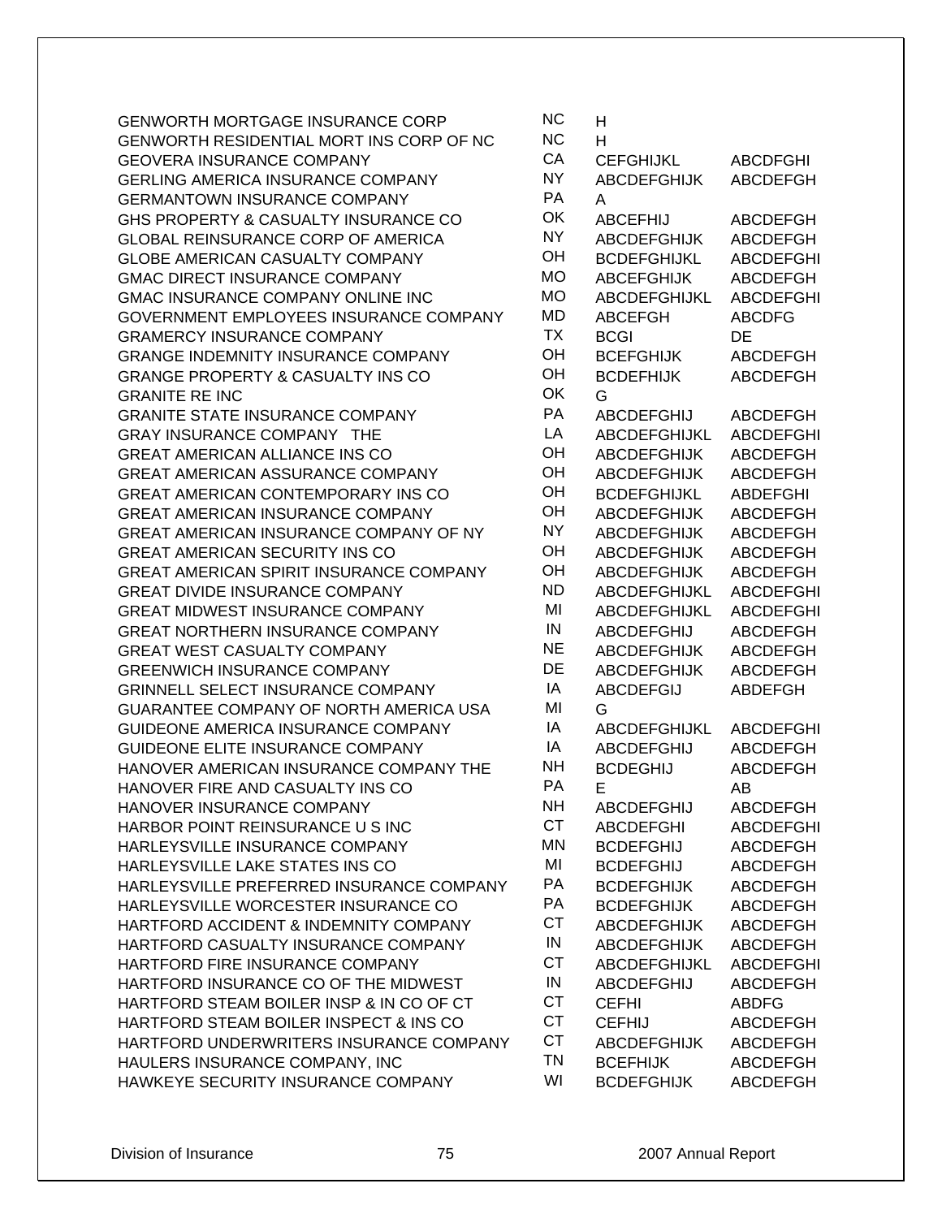| | | | |
|---|---|---|---|
| GENWORTH MORTGAGE INSURANCE CORP | NC | H | |
| GENWORTH RESIDENTIAL MORT INS CORP OF NC | NC | H | |
| GEOVERA INSURANCE COMPANY | CA | CEFGHIJKL | ABCDFGHI |
| GERLING AMERICA INSURANCE COMPANY | NY | ABCDEFGHIJK | ABCDEFGH |
| GERMANTOWN INSURANCE COMPANY | PA | A | |
| GHS PROPERTY & CASUALTY INSURANCE CO | OK | ABCEFHIJ | ABCDEFGH |
| GLOBAL REINSURANCE CORP OF AMERICA | NY | ABCDEFGHIJK | ABCDEFGH |
| GLOBE AMERICAN CASUALTY COMPANY | OH | BCDEFGHIJKL | ABCDEFGHI |
| GMAC DIRECT INSURANCE COMPANY | MO | ABCEFGHIJK | ABCDEFGH |
| GMAC INSURANCE COMPANY ONLINE INC | MO | ABCDEFGHIJKL | ABCDEFGHI |
| GOVERNMENT EMPLOYEES INSURANCE COMPANY | MD | ABCEFGH | ABCDFG |
| GRAMERCY INSURANCE COMPANY | TX | BCGI | DE |
| GRANGE INDEMNITY INSURANCE COMPANY | OH | BCEFGHIJK | ABCDEFGH |
| GRANGE PROPERTY & CASUALTY INS CO | OH | BCDEFHIJK | ABCDEFGH |
| GRANITE RE INC | OK | G | |
| GRANITE STATE INSURANCE COMPANY | PA | ABCDEFGHIJ | ABCDEFGH |
| GRAY INSURANCE COMPANY THE | LA | ABCDEFGHIJKL | ABCDEFGHI |
| GREAT AMERICAN ALLIANCE INS CO | OH | ABCDEFGHIJK | ABCDEFGH |
| GREAT AMERICAN ASSURANCE COMPANY | OH | ABCDEFGHIJK | ABCDEFGH |
| GREAT AMERICAN CONTEMPORARY INS CO | OH | BCDEFGHIJKL | ABDEFGHI |
| GREAT AMERICAN INSURANCE COMPANY | OH | ABCDEFGHIJK | ABCDEFGH |
| GREAT AMERICAN INSURANCE COMPANY OF NY | NY | ABCDEFGHIJK | ABCDEFGH |
| GREAT AMERICAN SECURITY INS CO | OH | ABCDEFGHIJK | ABCDEFGH |
| GREAT AMERICAN SPIRIT INSURANCE COMPANY | OH | ABCDEFGHIJK | ABCDEFGH |
| GREAT DIVIDE INSURANCE COMPANY | ND | ABCDEFGHIJKL | ABCDEFGHI |
| GREAT MIDWEST INSURANCE COMPANY | MI | ABCDEFGHIJKL | ABCDEFGHI |
| GREAT NORTHERN INSURANCE COMPANY | IN | ABCDEFGHIJ | ABCDEFGH |
| GREAT WEST CASUALTY COMPANY | NE | ABCDEFGHIJK | ABCDEFGH |
| GREENWICH INSURANCE COMPANY | DE | ABCDEFGHIJK | ABCDEFGH |
| GRINNELL SELECT INSURANCE COMPANY | IA | ABCDEFGIJ | ABDEFGH |
| GUARANTEE COMPANY OF NORTH AMERICA USA | MI | G | |
| GUIDEONE AMERICA INSURANCE COMPANY | IA | ABCDEFGHIJKL | ABCDEFGHI |
| GUIDEONE ELITE INSURANCE COMPANY | IA | ABCDEFGHIJ | ABCDEFGH |
| HANOVER AMERICAN INSURANCE COMPANY THE | NH | BCDEGHIJ | ABCDEFGH |
| HANOVER FIRE AND CASUALTY INS CO | PA | E | AB |
| HANOVER INSURANCE COMPANY | NH | ABCDEFGHIJ | ABCDEFGH |
| HARBOR POINT REINSURANCE U S INC | CT | ABCDEFGHI | ABCDEFGHI |
| HARLEYSVILLE INSURANCE COMPANY | MN | BCDEFGHIJ | ABCDEFGH |
| HARLEYSVILLE LAKE STATES INS CO | MI | BCDEFGHIJ | ABCDEFGH |
| HARLEYSVILLE PREFERRED INSURANCE COMPANY | PA | BCDEFGHIJK | ABCDEFGH |
| HARLEYSVILLE WORCESTER INSURANCE CO | PA | BCDEFGHIJK | ABCDEFGH |
| HARTFORD ACCIDENT & INDEMNITY COMPANY | CT | ABCDEFGHIJK | ABCDEFGH |
| HARTFORD CASUALTY INSURANCE COMPANY | IN | ABCDEFGHIJK | ABCDEFGH |
| HARTFORD FIRE INSURANCE COMPANY | CT | ABCDEFGHIJKL | ABCDEFGHI |
| HARTFORD INSURANCE CO OF THE MIDWEST | IN | ABCDEFGHIJ | ABCDEFGH |
| HARTFORD STEAM BOILER INSP & IN CO OF CT | CT | CEFHI | ABDFG |
| HARTFORD STEAM BOILER INSPECT & INS CO | CT | CEFHIJ | ABCDEFGH |
| HARTFORD UNDERWRITERS INSURANCE COMPANY | CT | ABCDEFGHIJK | ABCDEFGH |
| HAULERS INSURANCE COMPANY, INC | TN | BCEFHIJK | ABCDEFGH |
| HAWKEYE SECURITY INSURANCE COMPANY | WI | BCDEFGHIJK | ABCDEFGH |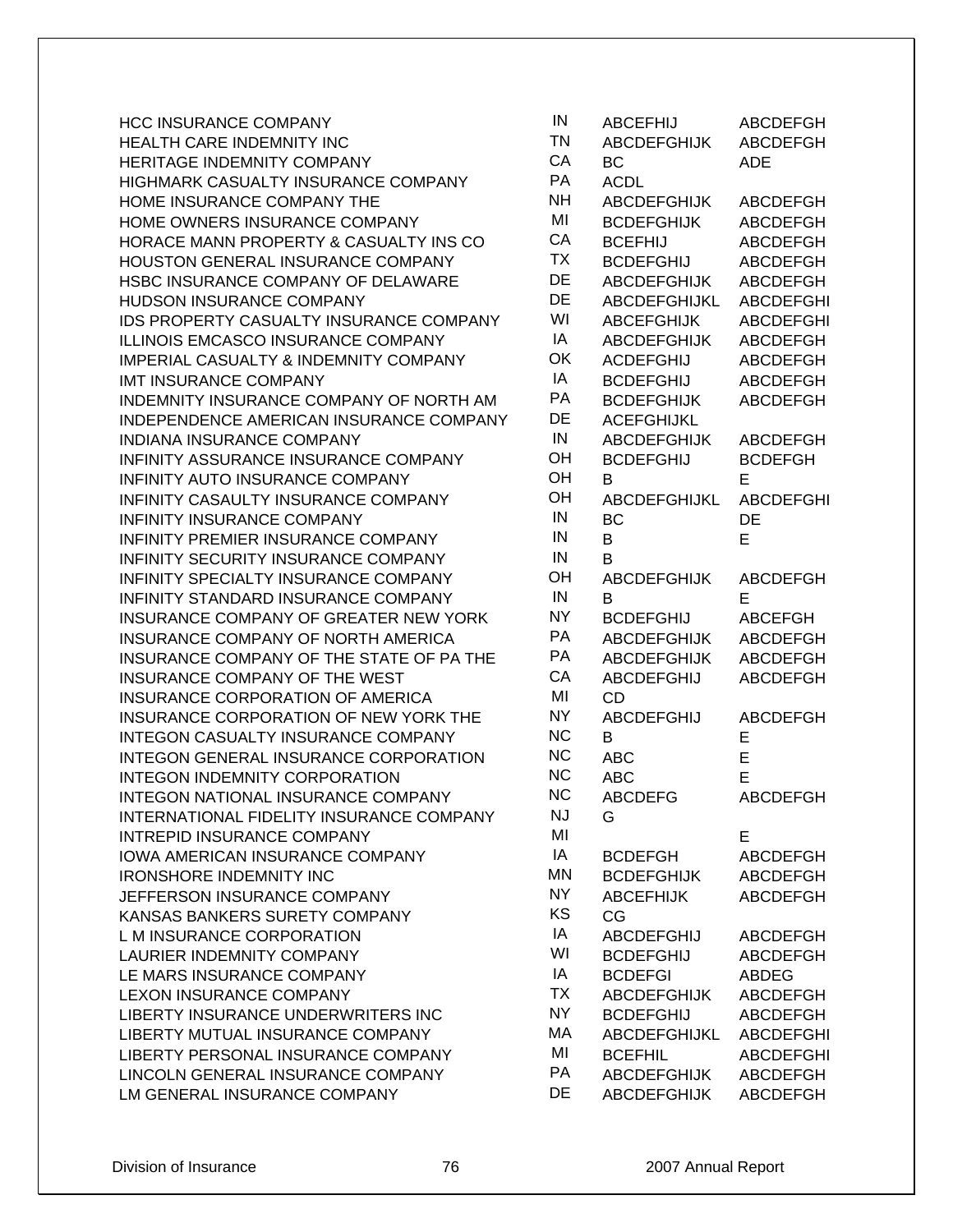| | | | |
|---|---|---|---|
| HCC INSURANCE COMPANY | IN | ABCEFHIJ | ABCDEFGH |
| HEALTH CARE INDEMNITY INC | TN | ABCDEFGHIJK | ABCDEFGH |
| HERITAGE INDEMNITY COMPANY | CA | BC | ADE |
| HIGHMARK CASUALTY INSURANCE COMPANY | PA | ACDL | |
| HOME INSURANCE COMPANY THE | NH | ABCDEFGHIJK | ABCDEFGH |
| HOME OWNERS INSURANCE COMPANY | MI | BCDEFGHIJK | ABCDEFGH |
| HORACE MANN PROPERTY & CASUALTY INS CO | CA | BCEFHIJ | ABCDEFGH |
| HOUSTON GENERAL INSURANCE COMPANY | TX | BCDEFGHIJ | ABCDEFGH |
| HSBC INSURANCE COMPANY OF DELAWARE | DE | ABCDEFGHIJK | ABCDEFGH |
| HUDSON INSURANCE COMPANY | DE | ABCDEFGHIJKL | ABCDEFGHI |
| IDS PROPERTY CASUALTY INSURANCE COMPANY | WI | ABCEFGHIJK | ABCDEFGHI |
| ILLINOIS EMCASCO INSURANCE COMPANY | IA | ABCDEFGHIJK | ABCDEFGH |
| IMPERIAL CASUALTY & INDEMNITY COMPANY | OK | ACDEFGHIJ | ABCDEFGH |
| IMT INSURANCE COMPANY | IA | BCDEFGHIJ | ABCDEFGH |
| INDEMNITY INSURANCE COMPANY OF NORTH AM | PA | BCDEFGHIJK | ABCDEFGH |
| INDEPENDENCE AMERICAN INSURANCE COMPANY | DE | ACEFGHIJKL | |
| INDIANA INSURANCE COMPANY | IN | ABCDEFGHIJK | ABCDEFGH |
| INFINITY ASSURANCE INSURANCE COMPANY | OH | BCDEFGHIJ | BCDEFGH |
| INFINITY AUTO INSURANCE COMPANY | OH | B | E |
| INFINITY CASAULTY INSURANCE COMPANY | OH | ABCDEFGHIJKL | ABCDEFGHI |
| INFINITY INSURANCE COMPANY | IN | BC | DE |
| INFINITY PREMIER INSURANCE COMPANY | IN | B | E |
| INFINITY SECURITY INSURANCE COMPANY | IN | B | |
| INFINITY SPECIALTY INSURANCE COMPANY | OH | ABCDEFGHIJK | ABCDEFGH |
| INFINITY STANDARD INSURANCE COMPANY | IN | B | E |
| INSURANCE COMPANY OF GREATER NEW YORK | NY | BCDEFGHIJ | ABCEFGH |
| INSURANCE COMPANY OF NORTH AMERICA | PA | ABCDEFGHIJK | ABCDEFGH |
| INSURANCE COMPANY OF THE STATE OF PA THE | PA | ABCDEFGHIJK | ABCDEFGH |
| INSURANCE COMPANY OF THE WEST | CA | ABCDEFGHIJ | ABCDEFGH |
| INSURANCE CORPORATION OF AMERICA | MI | CD | |
| INSURANCE CORPORATION OF NEW YORK THE | NY | ABCDEFGHIJ | ABCDEFGH |
| INTEGON CASUALTY INSURANCE COMPANY | NC | B | E |
| INTEGON GENERAL INSURANCE CORPORATION | NC | ABC | E |
| INTEGON INDEMNITY CORPORATION | NC | ABC | E |
| INTEGON NATIONAL INSURANCE COMPANY | NC | ABCDEFG | ABCDEFGH |
| INTERNATIONAL FIDELITY INSURANCE COMPANY | NJ | G | |
| INTREPID INSURANCE COMPANY | MI | | E |
| IOWA AMERICAN INSURANCE COMPANY | IA | BCDEFGH | ABCDEFGH |
| IRONSHORE INDEMNITY INC | MN | BCDEFGHIJK | ABCDEFGH |
| JEFFERSON INSURANCE COMPANY | NY | ABCEFHIJK | ABCDEFGH |
| KANSAS BANKERS SURETY COMPANY | KS | CG | |
| L M INSURANCE CORPORATION | IA | ABCDEFGHIJ | ABCDEFGH |
| LAURIER INDEMNITY COMPANY | WI | BCDEFGHIJ | ABCDEFGH |
| LE MARS INSURANCE COMPANY | IA | BCDEFGI | ABDEG |
| LEXON INSURANCE COMPANY | TX | ABCDEFGHIJK | ABCDEFGH |
| LIBERTY INSURANCE UNDERWRITERS INC | NY | BCDEFGHIJ | ABCDEFGH |
| LIBERTY MUTUAL INSURANCE COMPANY | MA | ABCDEFGHIJKL | ABCDEFGHI |
| LIBERTY PERSONAL INSURANCE COMPANY | MI | BCEFHIL | ABCDEFGHI |
| LINCOLN GENERAL INSURANCE COMPANY | PA | ABCDEFGHIJK | ABCDEFGH |
| LM GENERAL INSURANCE COMPANY | DE | ABCDEFGHIJK | ABCDEFGH |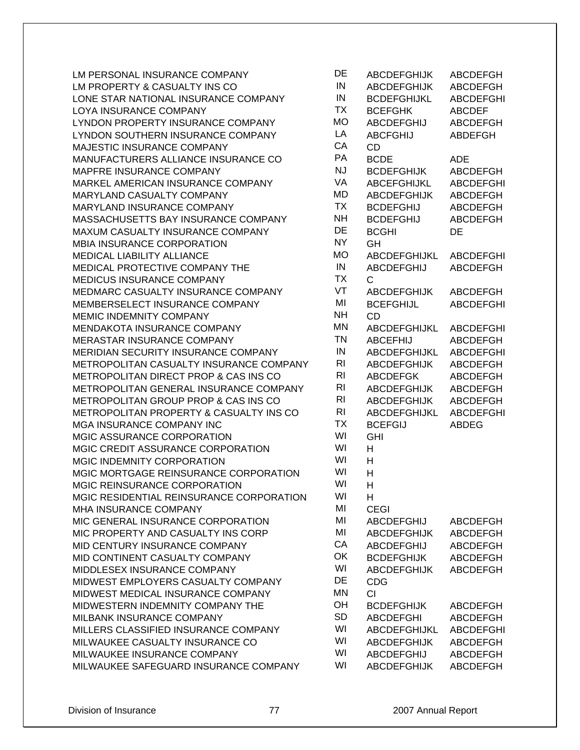| | | | |
|---|---|---|---|
| LM PERSONAL INSURANCE COMPANY | DE | ABCDEFGHIJK | ABCDEFGH |
| LM PROPERTY & CASUALTY INS CO | IN | ABCDEFGHIJK | ABCDEFGH |
| LONE STAR NATIONAL INSURANCE COMPANY | IN | BCDEFGHIJKL | ABCDEFGHI |
| LOYA INSURANCE COMPANY | TX | BCEFGHK | ABCDEF |
| LYNDON PROPERTY INSURANCE COMPANY | MO | ABCDEFGHIJ | ABCDEFGH |
| LYNDON SOUTHERN INSURANCE COMPANY | LA | ABCFGHIJ | ABDEFGH |
| MAJESTIC INSURANCE COMPANY | CA | CD | |
| MANUFACTURERS ALLIANCE INSURANCE CO | PA | BCDE | ADE |
| MAPFRE INSURANCE COMPANY | NJ | BCDEFGHIJK | ABCDEFGH |
| MARKEL AMERICAN INSURANCE COMPANY | VA | ABCEFGHIJKL | ABCDEFGHI |
| MARYLAND CASUALTY COMPANY | MD | ABCDEFGHIJK | ABCDEFGH |
| MARYLAND INSURANCE COMPANY | TX | BCDEFGHIJ | ABCDEFGH |
| MASSACHUSETTS BAY INSURANCE COMPANY | NH | BCDEFGHIJ | ABCDEFGH |
| MAXUM CASUALTY INSURANCE COMPANY | DE | BCGHI | DE |
| MBIA INSURANCE CORPORATION | NY | GH | |
| MEDICAL LIABILITY ALLIANCE | MO | ABCDEFGHIJKL | ABCDEFGHI |
| MEDICAL PROTECTIVE COMPANY THE | IN | ABCDEFGHIJ | ABCDEFGH |
| MEDICUS INSURANCE COMPANY | TX | C | |
| MEDMARC CASUALTY INSURANCE COMPANY | VT | ABCDEFGHIJK | ABCDEFGH |
| MEMBERSELECT INSURANCE COMPANY | MI | BCEFGHIJL | ABCDEFGHI |
| MEMIC INDEMNITY COMPANY | NH | CD | |
| MENDAKOTA INSURANCE COMPANY | MN | ABCDEFGHIJKL | ABCDEFGHI |
| MERASTAR INSURANCE COMPANY | TN | ABCEFHIJ | ABCDEFGH |
| MERIDIAN SECURITY INSURANCE COMPANY | IN | ABCDEFGHIJKL | ABCDEFGHI |
| METROPOLITAN CASUALTY INSURANCE COMPANY | RI | ABCDEFGHIJK | ABCDEFGH |
| METROPOLITAN DIRECT PROP & CAS INS CO | RI | ABCDEFGK | ABCDEFGH |
| METROPOLITAN GENERAL INSURANCE COMPANY | RI | ABCDEFGHIJK | ABCDEFGH |
| METROPOLITAN GROUP PROP & CAS INS CO | RI | ABCDEFGHIJK | ABCDEFGH |
| METROPOLITAN PROPERTY & CASUALTY INS CO | RI | ABCDEFGHIJKL | ABCDEFGHI |
| MGA INSURANCE COMPANY INC | TX | BCEFGIJ | ABDEG |
| MGIC ASSURANCE CORPORATION | WI | GHI | |
| MGIC CREDIT ASSURANCE CORPORATION | WI | H | |
| MGIC INDEMNITY CORPORATION | WI | H | |
| MGIC MORTGAGE REINSURANCE CORPORATION | WI | H | |
| MGIC REINSURANCE CORPORATION | WI | H | |
| MGIC RESIDENTIAL REINSURANCE CORPORATION | WI | H | |
| MHA INSURANCE COMPANY | MI | CEGI | |
| MIC GENERAL INSURANCE CORPORATION | MI | ABCDEFGHIJ | ABCDEFGH |
| MIC PROPERTY AND CASUALTY INS CORP | MI | ABCDEFGHIJK | ABCDEFGH |
| MID CENTURY INSURANCE COMPANY | CA | ABCDEFGHIJ | ABCDEFGH |
| MID CONTINENT CASUALTY COMPANY | OK | BCDEFGHIJK | ABCDEFGH |
| MIDDLESEX INSURANCE COMPANY | WI | ABCDEFGHIJK | ABCDEFGH |
| MIDWEST EMPLOYERS CASUALTY COMPANY | DE | CDG | |
| MIDWEST MEDICAL INSURANCE COMPANY | MN | CI | |
| MIDWESTERN INDEMNITY COMPANY THE | OH | BCDEFGHIJK | ABCDEFGH |
| MILBANK INSURANCE COMPANY | SD | ABCDEFGHI | ABCDEFGH |
| MILLERS CLASSIFIED INSURANCE COMPANY | WI | ABCDEFGHIJKL | ABCDEFGHI |
| MILWAUKEE CASUALTY INSURANCE CO | WI | ABCDEFGHIJK | ABCDEFGH |
| MILWAUKEE INSURANCE COMPANY | WI | ABCDEFGHIJ | ABCDEFGH |
| MILWAUKEE SAFEGUARD INSURANCE COMPANY | WI | ABCDEFGHIJK | ABCDEFGH |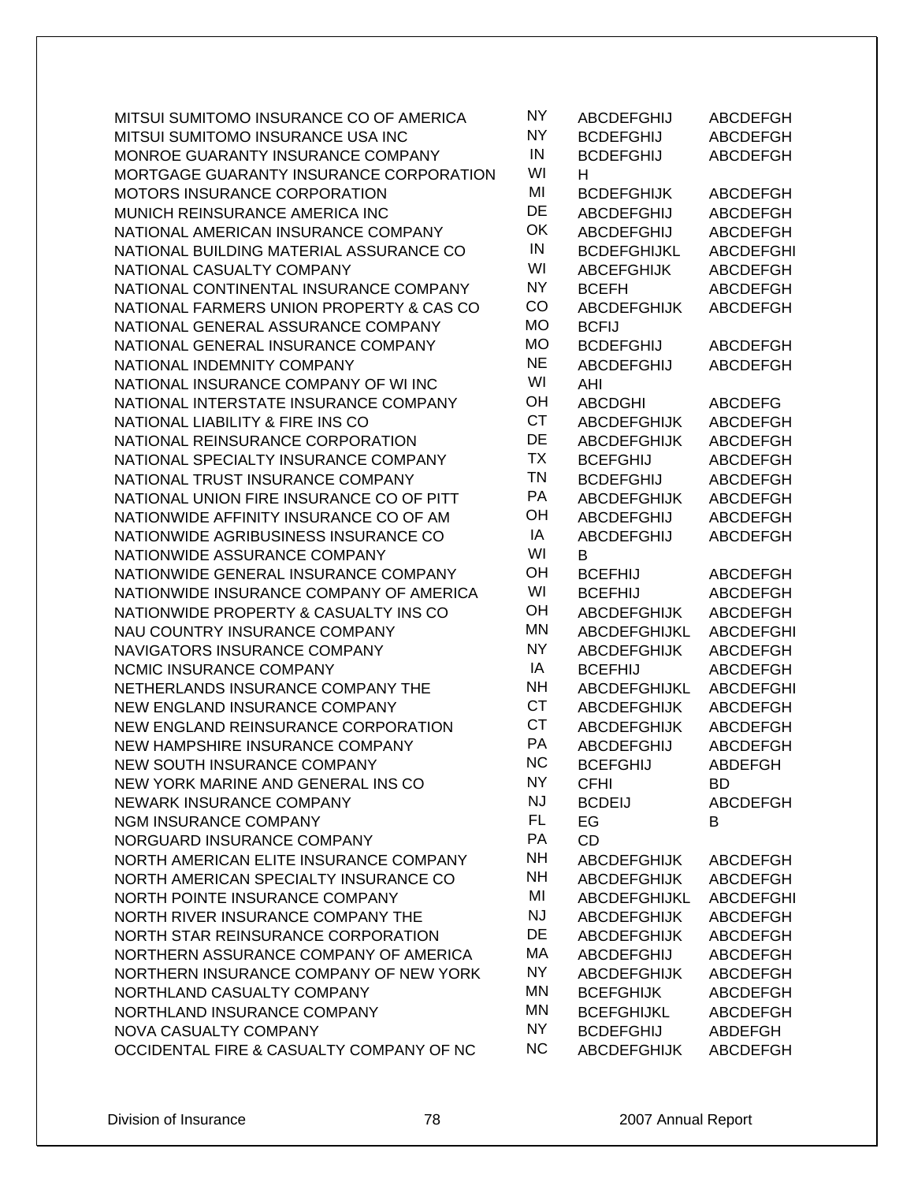| | | | |
|---|---|---|---|
| MITSUI SUMITOMO INSURANCE CO OF AMERICA | NY | ABCDEFGHIJ | ABCDEFGH |
| MITSUI SUMITOMO INSURANCE USA INC | NY | BCDEFGHIJ | ABCDEFGH |
| MONROE GUARANTY INSURANCE COMPANY | IN | BCDEFGHIJ | ABCDEFGH |
| MORTGAGE GUARANTY INSURANCE CORPORATION | WI | H | |
| MOTORS INSURANCE CORPORATION | MI | BCDEFGHIJK | ABCDEFGH |
| MUNICH REINSURANCE AMERICA INC | DE | ABCDEFGHIJ | ABCDEFGH |
| NATIONAL AMERICAN INSURANCE COMPANY | OK | ABCDEFGHIJ | ABCDEFGH |
| NATIONAL BUILDING MATERIAL ASSURANCE CO | IN | BCDEFGHIJKL | ABCDEFGHI |
| NATIONAL CASUALTY COMPANY | WI | ABCEFGHIJK | ABCDEFGH |
| NATIONAL CONTINENTAL INSURANCE COMPANY | NY | BCEFH | ABCDEFGH |
| NATIONAL FARMERS UNION PROPERTY & CAS CO | CO | ABCDEFGHIJK | ABCDEFGH |
| NATIONAL GENERAL ASSURANCE COMPANY | MO | BCFIJ | |
| NATIONAL GENERAL INSURANCE COMPANY | MO | BCDEFGHIJ | ABCDEFGH |
| NATIONAL INDEMNITY COMPANY | NE | ABCDEFGHIJ | ABCDEFGH |
| NATIONAL INSURANCE COMPANY OF WI INC | WI | AHI | |
| NATIONAL INTERSTATE INSURANCE COMPANY | OH | ABCDGHI | ABCDEFG |
| NATIONAL LIABILITY & FIRE INS CO | CT | ABCDEFGHIJK | ABCDEFGH |
| NATIONAL REINSURANCE CORPORATION | DE | ABCDEFGHIJK | ABCDEFGH |
| NATIONAL SPECIALTY INSURANCE COMPANY | TX | BCEFGHIJ | ABCDEFGH |
| NATIONAL TRUST INSURANCE COMPANY | TN | BCDEFGHIJ | ABCDEFGH |
| NATIONAL UNION FIRE INSURANCE CO OF PITT | PA | ABCDEFGHIJK | ABCDEFGH |
| NATIONWIDE AFFINITY INSURANCE CO OF AM | OH | ABCDEFGHIJ | ABCDEFGH |
| NATIONWIDE AGRIBUSINESS INSURANCE CO | IA | ABCDEFGHIJ | ABCDEFGH |
| NATIONWIDE ASSURANCE COMPANY | WI | B | |
| NATIONWIDE GENERAL INSURANCE COMPANY | OH | BCEFHIJ | ABCDEFGH |
| NATIONWIDE INSURANCE COMPANY OF AMERICA | WI | BCEFHIJ | ABCDEFGH |
| NATIONWIDE PROPERTY & CASUALTY INS CO | OH | ABCDEFGHIJK | ABCDEFGH |
| NAU COUNTRY INSURANCE COMPANY | MN | ABCDEFGHIJKL | ABCDEFGHI |
| NAVIGATORS INSURANCE COMPANY | NY | ABCDEFGHIJK | ABCDEFGH |
| NCMIC INSURANCE COMPANY | IA | BCEFHIJ | ABCDEFGH |
| NETHERLANDS INSURANCE COMPANY THE | NH | ABCDEFGHIJKL | ABCDEFGHI |
| NEW ENGLAND INSURANCE COMPANY | CT | ABCDEFGHIJK | ABCDEFGH |
| NEW ENGLAND REINSURANCE CORPORATION | CT | ABCDEFGHIJK | ABCDEFGH |
| NEW HAMPSHIRE INSURANCE COMPANY | PA | ABCDEFGHIJ | ABCDEFGH |
| NEW SOUTH INSURANCE COMPANY | NC | BCEFGHIJ | ABDEFGH |
| NEW YORK MARINE AND GENERAL INS CO | NY | CFHI | BD |
| NEWARK INSURANCE COMPANY | NJ | BCDEIJ | ABCDEFGH |
| NGM INSURANCE COMPANY | FL | EG | B |
| NORGUARD INSURANCE COMPANY | PA | CD | |
| NORTH AMERICAN ELITE INSURANCE COMPANY | NH | ABCDEFGHIJK | ABCDEFGH |
| NORTH AMERICAN SPECIALTY INSURANCE CO | NH | ABCDEFGHIJK | ABCDEFGH |
| NORTH POINTE INSURANCE COMPANY | MI | ABCDEFGHIJKL | ABCDEFGHI |
| NORTH RIVER INSURANCE COMPANY THE | NJ | ABCDEFGHIJK | ABCDEFGH |
| NORTH STAR REINSURANCE CORPORATION | DE | ABCDEFGHIJK | ABCDEFGH |
| NORTHERN ASSURANCE COMPANY OF AMERICA | MA | ABCDEFGHIJ | ABCDEFGH |
| NORTHERN INSURANCE COMPANY OF NEW YORK | NY | ABCDEFGHIJK | ABCDEFGH |
| NORTHLAND CASUALTY COMPANY | MN | BCEFGHIJK | ABCDEFGH |
| NORTHLAND INSURANCE COMPANY | MN | BCEFGHIJKL | ABCDEFGH |
| NOVA CASUALTY COMPANY | NY | BCDEFGHIJ | ABDEFGH |
| OCCIDENTAL FIRE & CASUALTY COMPANY OF NC | NC | ABCDEFGHIJK | ABCDEFGH |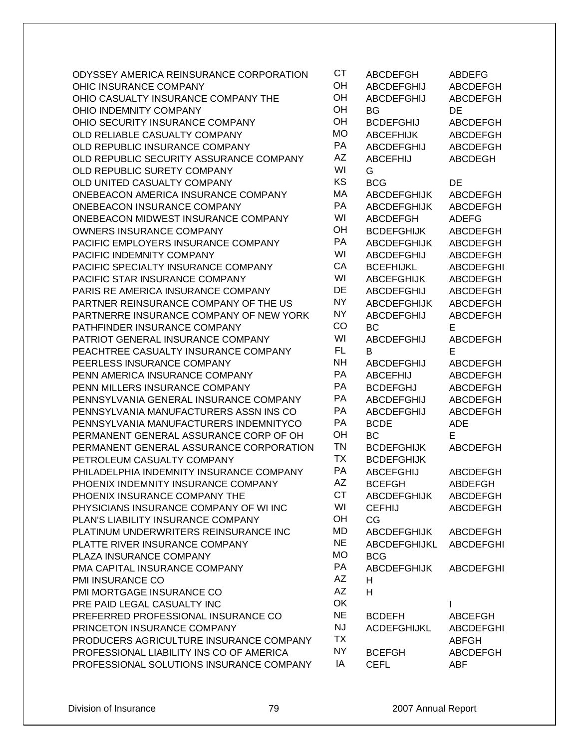| | | | |
|---|---|---|---|
| ODYSSEY AMERICA REINSURANCE CORPORATION | CT | ABCDEFGH | ABDEFG |
| OHIC INSURANCE COMPANY | OH | ABCDEFGHIJ | ABCDEFGH |
| OHIO CASUALTY INSURANCE COMPANY THE | OH | ABCDEFGHIJ | ABCDEFGH |
| OHIO INDEMNITY COMPANY | OH | BG | DE |
| OHIO SECURITY INSURANCE COMPANY | OH | BCDEFGHIJ | ABCDEFGH |
| OLD RELIABLE CASUALTY COMPANY | MO | ABCEFHIJK | ABCDEFGH |
| OLD REPUBLIC INSURANCE COMPANY | PA | ABCDEFGHIJ | ABCDEFGH |
| OLD REPUBLIC SECURITY ASSURANCE COMPANY | AZ | ABCEFHIJ | ABCDEGH |
| OLD REPUBLIC SURETY COMPANY | WI | G | |
| OLD UNITED CASUALTY COMPANY | KS | BCG | DE |
| ONEBEACON AMERICA INSURANCE COMPANY | MA | ABCDEFGHIJK | ABCDEFGH |
| ONEBEACON INSURANCE COMPANY | PA | ABCDEFGHIJK | ABCDEFGH |
| ONEBEACON MIDWEST INSURANCE COMPANY | WI | ABCDEFGH | ADEFG |
| OWNERS INSURANCE COMPANY | OH | BCDEFGHIJK | ABCDEFGH |
| PACIFIC EMPLOYERS INSURANCE COMPANY | PA | ABCDEFGHIJK | ABCDEFGH |
| PACIFIC INDEMNITY COMPANY | WI | ABCDEFGHIJ | ABCDEFGH |
| PACIFIC SPECIALTY INSURANCE COMPANY | CA | BCEFHIJKL | ABCDEFGHI |
| PACIFIC STAR INSURANCE COMPANY | WI | ABCEFGHIJK | ABCDEFGH |
| PARIS RE AMERICA INSURANCE COMPANY | DE | ABCDEFGHIJ | ABCDEFGH |
| PARTNER REINSURANCE COMPANY OF THE US | NY | ABCDEFGHIJK | ABCDEFGH |
| PARTNERRE INSURANCE COMPANY OF NEW YORK | NY | ABCDEFGHIJ | ABCDEFGH |
| PATHFINDER INSURANCE COMPANY | CO | BC | E |
| PATRIOT GENERAL INSURANCE COMPANY | WI | ABCDEFGHIJ | ABCDEFGH |
| PEACHTREE CASUALTY INSURANCE COMPANY | FL | B | E |
| PEERLESS INSURANCE COMPANY | NH | ABCDEFGHIJ | ABCDEFGH |
| PENN AMERICA INSURANCE COMPANY | PA | ABCEFHIJ | ABCDEFGH |
| PENN MILLERS INSURANCE COMPANY | PA | BCDEFGHJ | ABCDEFGH |
| PENNSYLVANIA GENERAL INSURANCE COMPANY | PA | ABCDEFGHIJ | ABCDEFGH |
| PENNSYLVANIA MANUFACTURERS ASSN INS CO | PA | ABCDEFGHIJ | ABCDEFGH |
| PENNSYLVANIA MANUFACTURERS INDEMNITYCO | PA | BCDE | ADE |
| PERMANENT GENERAL ASSURANCE CORP OF OH | OH | BC | E |
| PERMANENT GENERAL ASSURANCE CORPORATION | TN | BCDEFGHIJK | ABCDEFGH |
| PETROLEUM CASUALTY COMPANY | TX | BCDEFGHIJK | |
| PHILADELPHIA INDEMNITY INSURANCE COMPANY | PA | ABCEFGHIJ | ABCDEFGH |
| PHOENIX INDEMNITY INSURANCE COMPANY | AZ | BCEFGH | ABDEFGH |
| PHOENIX INSURANCE COMPANY THE | CT | ABCDEFGHIJK | ABCDEFGH |
| PHYSICIANS INSURANCE COMPANY OF WI INC | WI | CEFHIJ | ABCDEFGH |
| PLAN'S LIABILITY INSURANCE COMPANY | OH | CG | |
| PLATINUM UNDERWRITERS REINSURANCE INC | MD | ABCDEFGHIJK | ABCDEFGH |
| PLATTE RIVER INSURANCE COMPANY | NE | ABCDEFGHIJKL | ABCDEFGHI |
| PLAZA INSURANCE COMPANY | MO | BCG | |
| PMA CAPITAL INSURANCE COMPANY | PA | ABCDEFGHIJK | ABCDEFGHI |
| PMI INSURANCE CO | AZ | H | |
| PMI MORTGAGE INSURANCE CO | AZ | H | |
| PRE PAID LEGAL CASUALTY INC | OK | | I |
| PREFERRED PROFESSIONAL INSURANCE CO | NE | BCDEFH | ABCEFGH |
| PRINCETON INSURANCE COMPANY | NJ | ACDEFGHIJKL | ABCDEFGHI |
| PRODUCERS AGRICULTURE INSURANCE COMPANY | TX | | ABFGH |
| PROFESSIONAL LIABILITY INS CO OF AMERICA | NY | BCEFGH | ABCDEFGH |
| PROFESSIONAL SOLUTIONS INSURANCE COMPANY | IA | CEFL | ABF |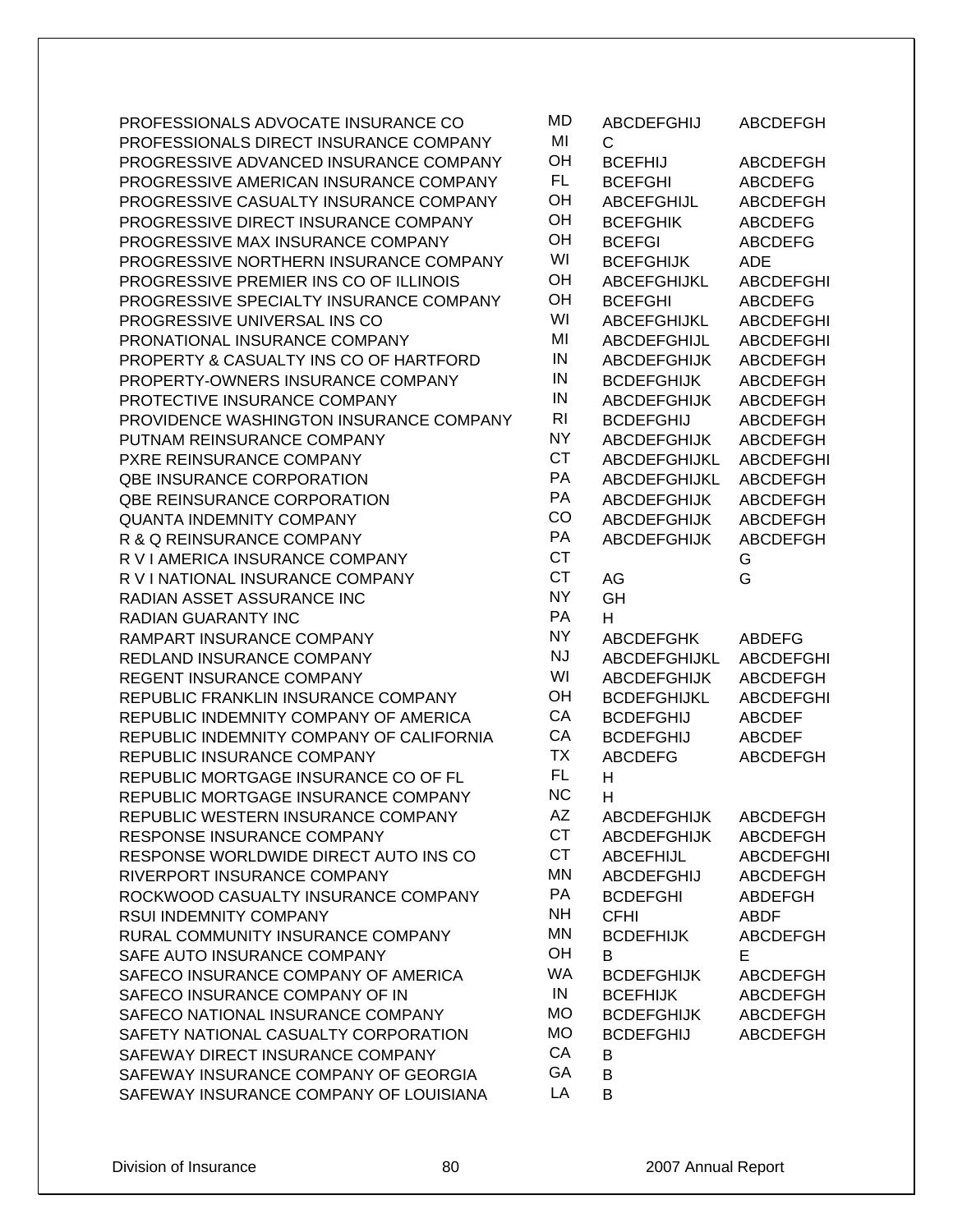| | | | |
|---|---|---|---|
| PROFESSIONALS ADVOCATE INSURANCE CO | MD | ABCDEFGHIJ | ABCDEFGH |
| PROFESSIONALS DIRECT INSURANCE COMPANY | MI | C | |
| PROGRESSIVE ADVANCED INSURANCE COMPANY | OH | BCEFHIJ | ABCDEFGH |
| PROGRESSIVE AMERICAN INSURANCE COMPANY | FL | BCEFGHI | ABCDEFG |
| PROGRESSIVE CASUALTY INSURANCE COMPANY | OH | ABCEFGHIJL | ABCDEFGH |
| PROGRESSIVE DIRECT INSURANCE COMPANY | OH | BCEFGHIK | ABCDEFG |
| PROGRESSIVE MAX INSURANCE COMPANY | OH | BCEFGI | ABCDEFG |
| PROGRESSIVE NORTHERN INSURANCE COMPANY | WI | BCEFGHIJK | ADE |
| PROGRESSIVE PREMIER INS CO OF ILLINOIS | OH | ABCEFGHIJKL | ABCDEFGHI |
| PROGRESSIVE SPECIALTY INSURANCE COMPANY | OH | BCEFGHI | ABCDEFG |
| PROGRESSIVE UNIVERSAL INS CO | WI | ABCEFGHIJKL | ABCDEFGHI |
| PRONATIONAL INSURANCE COMPANY | MI | ABCDEFGHIJL | ABCDEFGHI |
| PROPERTY & CASUALTY INS CO OF HARTFORD | IN | ABCDEFGHIJK | ABCDEFGH |
| PROPERTY-OWNERS INSURANCE COMPANY | IN | BCDEFGHIJK | ABCDEFGH |
| PROTECTIVE INSURANCE COMPANY | IN | ABCDEFGHIJK | ABCDEFGH |
| PROVIDENCE WASHINGTON INSURANCE COMPANY | RI | BCDEFGHIJ | ABCDEFGH |
| PUTNAM REINSURANCE COMPANY | NY | ABCDEFGHIJK | ABCDEFGH |
| PXRE REINSURANCE COMPANY | CT | ABCDEFGHIJKL | ABCDEFGHI |
| QBE INSURANCE CORPORATION | PA | ABCDEFGHIJKL | ABCDEFGH |
| QBE REINSURANCE CORPORATION | PA | ABCDEFGHIJK | ABCDEFGH |
| QUANTA INDEMNITY COMPANY | CO | ABCDEFGHIJK | ABCDEFGH |
| R & Q REINSURANCE COMPANY | PA | ABCDEFGHIJK | ABCDEFGH |
| R V I AMERICA INSURANCE COMPANY | CT | | G |
| R V I NATIONAL INSURANCE COMPANY | CT | AG | G |
| RADIAN ASSET ASSURANCE INC | NY | GH | |
| RADIAN GUARANTY INC | PA | H | |
| RAMPART INSURANCE COMPANY | NY | ABCDEFGHK | ABDEFG |
| REDLAND INSURANCE COMPANY | NJ | ABCDEFGHIJKL | ABCDEFGHI |
| REGENT INSURANCE COMPANY | WI | ABCDEFGHIJK | ABCDEFGH |
| REPUBLIC FRANKLIN INSURANCE COMPANY | OH | BCDEFGHIJKL | ABCDEFGHI |
| REPUBLIC INDEMNITY COMPANY OF AMERICA | CA | BCDEFGHIJ | ABCDEF |
| REPUBLIC INDEMNITY COMPANY OF CALIFORNIA | CA | BCDEFGHIJ | ABCDEF |
| REPUBLIC INSURANCE COMPANY | TX | ABCDEFG | ABCDEFGH |
| REPUBLIC MORTGAGE INSURANCE CO OF FL | FL | H | |
| REPUBLIC MORTGAGE INSURANCE COMPANY | NC | H | |
| REPUBLIC WESTERN INSURANCE COMPANY | AZ | ABCDEFGHIJK | ABCDEFGH |
| RESPONSE INSURANCE COMPANY | CT | ABCDEFGHIJK | ABCDEFGH |
| RESPONSE WORLDWIDE DIRECT AUTO INS CO | CT | ABCEFHIJL | ABCDEFGHI |
| RIVERPORT INSURANCE COMPANY | MN | ABCDEFGHIJ | ABCDEFGH |
| ROCKWOOD CASUALTY INSURANCE COMPANY | PA | BCDEFGHI | ABDEFGH |
| RSUI INDEMNITY COMPANY | NH | CFHI | ABDF |
| RURAL COMMUNITY INSURANCE COMPANY | MN | BCDEFHIJK | ABCDEFGH |
| SAFE AUTO INSURANCE COMPANY | OH | B | E |
| SAFECO INSURANCE COMPANY OF AMERICA | WA | BCDEFGHIJK | ABCDEFGH |
| SAFECO INSURANCE COMPANY OF IN | IN | BCEFHIJK | ABCDEFGH |
| SAFECO NATIONAL INSURANCE COMPANY | MO | BCDEFGHIJK | ABCDEFGH |
| SAFETY NATIONAL CASUALTY CORPORATION | MO | BCDEFGHIJ | ABCDEFGH |
| SAFEWAY DIRECT INSURANCE COMPANY | CA | B | |
| SAFEWAY INSURANCE COMPANY OF GEORGIA | GA | B | |
| SAFEWAY INSURANCE COMPANY OF LOUISIANA | LA | B | |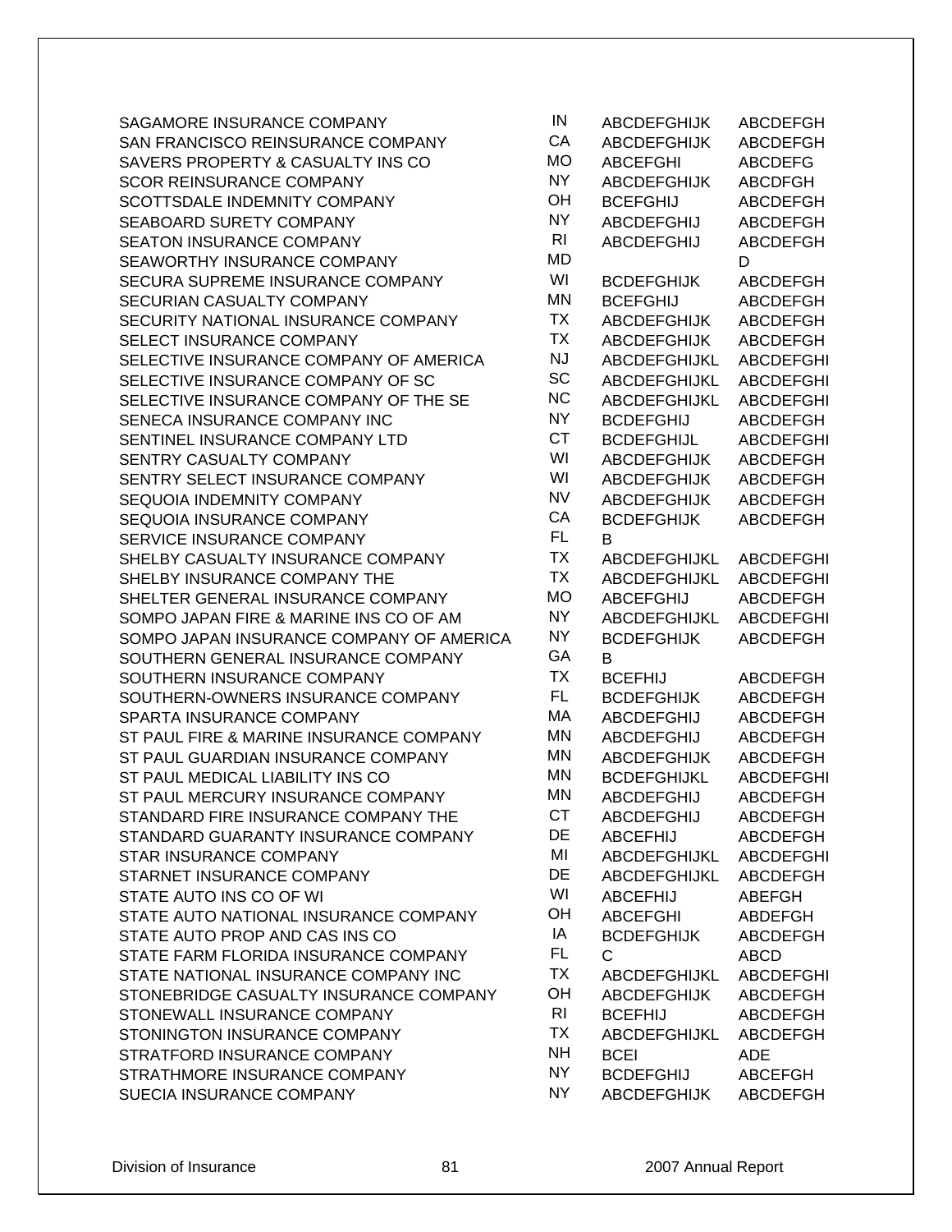| | | | |
|---|---|---|---|
| SAGAMORE INSURANCE COMPANY | IN | ABCDEFGHIJK | ABCDEFGH |
| SAN FRANCISCO REINSURANCE COMPANY | CA | ABCDEFGHIJK | ABCDEFGH |
| SAVERS PROPERTY & CASUALTY INS CO | MO | ABCEFGHI | ABCDEFG |
| SCOR REINSURANCE COMPANY | NY | ABCDEFGHIJK | ABCDFGH |
| SCOTTSDALE INDEMNITY COMPANY | OH | BCEFGHIJ | ABCDEFGH |
| SEABOARD SURETY COMPANY | NY | ABCDEFGHIJ | ABCDEFGH |
| SEATON INSURANCE COMPANY | RI | ABCDEFGHIJ | ABCDEFGH |
| SEAWORTHY INSURANCE COMPANY | MD | | D |
| SECURA SUPREME INSURANCE COMPANY | WI | BCDEFGHIJK | ABCDEFGH |
| SECURIAN CASUALTY COMPANY | MN | BCEFGHIJ | ABCDEFGH |
| SECURITY NATIONAL INSURANCE COMPANY | TX | ABCDEFGHIJK | ABCDEFGH |
| SELECT INSURANCE COMPANY | TX | ABCDEFGHIJK | ABCDEFGH |
| SELECTIVE INSURANCE COMPANY OF AMERICA | NJ | ABCDEFGHIJKL | ABCDEFGHI |
| SELECTIVE INSURANCE COMPANY OF SC | SC | ABCDEFGHIJKL | ABCDEFGHI |
| SELECTIVE INSURANCE COMPANY OF THE SE | NC | ABCDEFGHIJKL | ABCDEFGHI |
| SENECA INSURANCE COMPANY INC | NY | BCDEFGHIJ | ABCDEFGH |
| SENTINEL INSURANCE COMPANY LTD | CT | BCDEFGHIJL | ABCDEFGHI |
| SENTRY CASUALTY COMPANY | WI | ABCDEFGHIJK | ABCDEFGH |
| SENTRY SELECT INSURANCE COMPANY | WI | ABCDEFGHIJK | ABCDEFGH |
| SEQUOIA INDEMNITY COMPANY | NV | ABCDEFGHIJK | ABCDEFGH |
| SEQUOIA INSURANCE COMPANY | CA | BCDEFGHIJK | ABCDEFGH |
| SERVICE INSURANCE COMPANY | FL | B | |
| SHELBY CASUALTY INSURANCE COMPANY | TX | ABCDEFGHIJKL | ABCDEFGHI |
| SHELBY INSURANCE COMPANY THE | TX | ABCDEFGHIJKL | ABCDEFGHI |
| SHELTER GENERAL INSURANCE COMPANY | MO | ABCEFGHIJ | ABCDEFGH |
| SOMPO JAPAN FIRE & MARINE INS CO OF AM | NY | ABCDEFGHIJKL | ABCDEFGHI |
| SOMPO JAPAN INSURANCE COMPANY OF AMERICA | NY | BCDEFGHIJK | ABCDEFGH |
| SOUTHERN GENERAL INSURANCE COMPANY | GA | B | |
| SOUTHERN INSURANCE COMPANY | TX | BCEFHIJ | ABCDEFGH |
| SOUTHERN-OWNERS INSURANCE COMPANY | FL | BCDEFGHIJK | ABCDEFGH |
| SPARTA INSURANCE COMPANY | MA | ABCDEFGHIJ | ABCDEFGH |
| ST PAUL FIRE & MARINE INSURANCE COMPANY | MN | ABCDEFGHIJ | ABCDEFGH |
| ST PAUL GUARDIAN INSURANCE COMPANY | MN | ABCDEFGHIJK | ABCDEFGH |
| ST PAUL MEDICAL LIABILITY INS CO | MN | BCDEFGHIJKL | ABCDEFGHI |
| ST PAUL MERCURY INSURANCE COMPANY | MN | ABCDEFGHIJ | ABCDEFGH |
| STANDARD FIRE INSURANCE COMPANY THE | CT | ABCDEFGHIJ | ABCDEFGH |
| STANDARD GUARANTY INSURANCE COMPANY | DE | ABCEFHIJ | ABCDEFGH |
| STAR INSURANCE COMPANY | MI | ABCDEFGHIJKL | ABCDEFGHI |
| STARNET INSURANCE COMPANY | DE | ABCDEFGHIJKL | ABCDEFGH |
| STATE AUTO INS CO OF WI | WI | ABCEFHIJ | ABEFGH |
| STATE AUTO NATIONAL INSURANCE COMPANY | OH | ABCEFGHI | ABDEFGH |
| STATE AUTO PROP AND CAS INS CO | IA | BCDEFGHIJK | ABCDEFGH |
| STATE FARM FLORIDA INSURANCE COMPANY | FL | C | ABCD |
| STATE NATIONAL INSURANCE COMPANY INC | TX | ABCDEFGHIJKL | ABCDEFGHI |
| STONEBRIDGE CASUALTY INSURANCE COMPANY | OH | ABCDEFGHIJK | ABCDEFGH |
| STONEWALL INSURANCE COMPANY | RI | BCEFHIJ | ABCDEFGH |
| STONINGTON INSURANCE COMPANY | TX | ABCDEFGHIJKL | ABCDEFGH |
| STRATFORD INSURANCE COMPANY | NH | BCEI | ADE |
| STRATHMORE INSURANCE COMPANY | NY | BCDEFGHIJ | ABCEFGH |
| SUECIA INSURANCE COMPANY | NY | ABCDEFGHIJK | ABCDEFGH |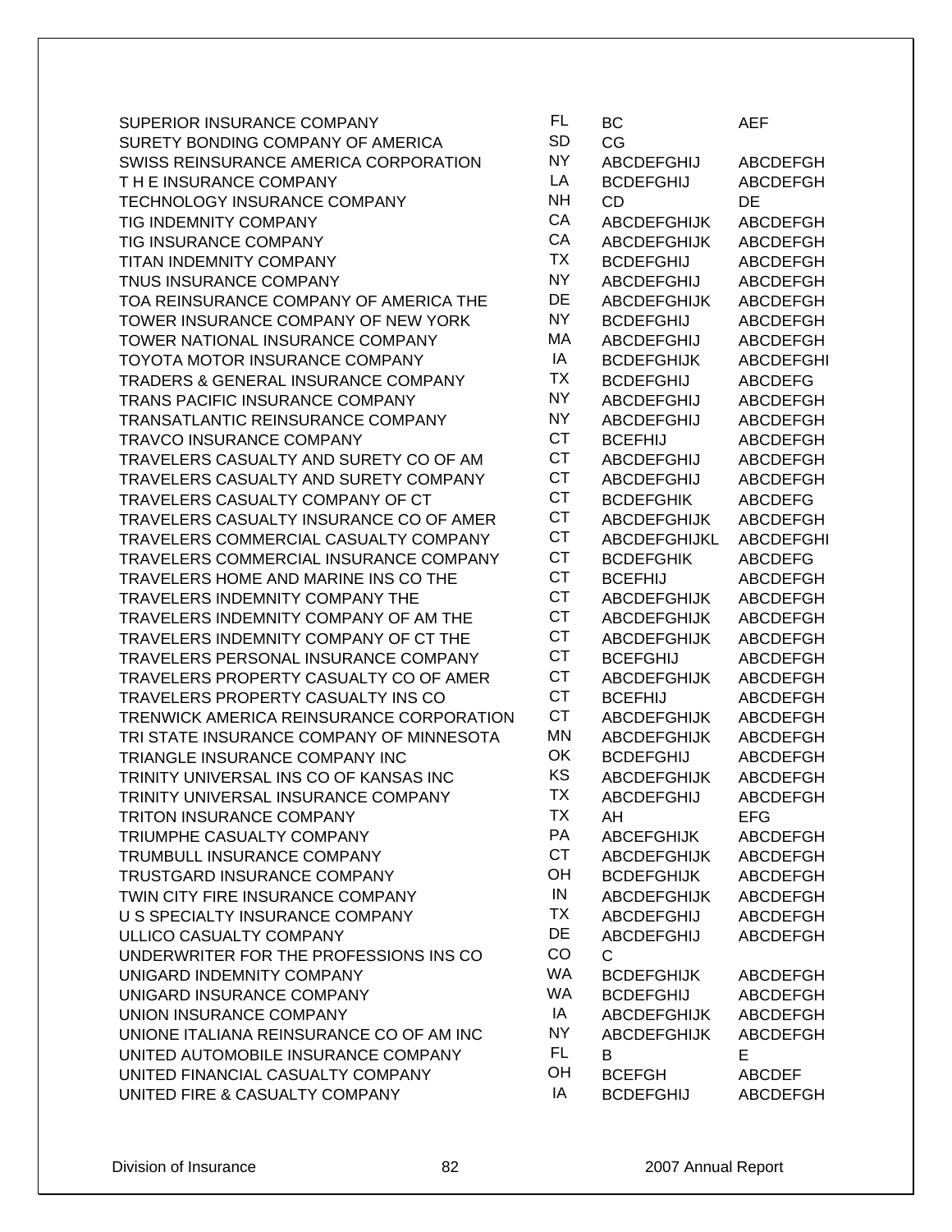| | | | |
|---|---|---|---|
| SUPERIOR INSURANCE COMPANY | FL | BC | AEF |
| SURETY BONDING COMPANY OF AMERICA | SD | CG | |
| SWISS REINSURANCE AMERICA CORPORATION | NY | ABCDEFGHIJ | ABCDEFGH |
| T H E INSURANCE COMPANY | LA | BCDEFGHIJ | ABCDEFGH |
| TECHNOLOGY INSURANCE COMPANY | NH | CD | DE |
| TIG INDEMNITY COMPANY | CA | ABCDEFGHIJK | ABCDEFGH |
| TIG INSURANCE COMPANY | CA | ABCDEFGHIJK | ABCDEFGH |
| TITAN INDEMNITY COMPANY | TX | BCDEFGHIJ | ABCDEFGH |
| TNUS INSURANCE COMPANY | NY | ABCDEFGHIJ | ABCDEFGH |
| TOA REINSURANCE COMPANY OF AMERICA THE | DE | ABCDEFGHIJK | ABCDEFGH |
| TOWER INSURANCE COMPANY OF NEW YORK | NY | BCDEFGHIJ | ABCDEFGH |
| TOWER NATIONAL INSURANCE COMPANY | MA | ABCDEFGHIJ | ABCDEFGH |
| TOYOTA MOTOR INSURANCE COMPANY | IA | BCDEFGHIJK | ABCDEFGHI |
| TRADERS & GENERAL INSURANCE COMPANY | TX | BCDEFGHIJ | ABCDEFG |
| TRANS PACIFIC INSURANCE COMPANY | NY | ABCDEFGHIJ | ABCDEFGH |
| TRANSATLANTIC REINSURANCE COMPANY | NY | ABCDEFGHIJ | ABCDEFGH |
| TRAVCO INSURANCE COMPANY | CT | BCEFHIJ | ABCDEFGH |
| TRAVELERS CASUALTY AND SURETY CO OF AM | CT | ABCDEFGHIJ | ABCDEFGH |
| TRAVELERS CASUALTY AND SURETY COMPANY | CT | ABCDEFGHIJ | ABCDEFGH |
| TRAVELERS CASUALTY COMPANY OF CT | CT | BCDEFGHIK | ABCDEFG |
| TRAVELERS CASUALTY INSURANCE CO OF AMER | CT | ABCDEFGHIJK | ABCDEFGH |
| TRAVELERS COMMERCIAL CASUALTY COMPANY | CT | ABCDEFGHIJKL | ABCDEFGHI |
| TRAVELERS COMMERCIAL INSURANCE COMPANY | CT | BCDEFGHIK | ABCDEFG |
| TRAVELERS HOME AND MARINE INS CO THE | CT | BCEFHIJ | ABCDEFGH |
| TRAVELERS INDEMNITY COMPANY THE | CT | ABCDEFGHIJK | ABCDEFGH |
| TRAVELERS INDEMNITY COMPANY OF AM THE | CT | ABCDEFGHIJK | ABCDEFGH |
| TRAVELERS INDEMNITY COMPANY OF CT THE | CT | ABCDEFGHIJK | ABCDEFGH |
| TRAVELERS PERSONAL INSURANCE COMPANY | CT | BCEFGHIJ | ABCDEFGH |
| TRAVELERS PROPERTY CASUALTY CO OF AMER | CT | ABCDEFGHIJK | ABCDEFGH |
| TRAVELERS PROPERTY CASUALTY INS CO | CT | BCEFHIJ | ABCDEFGH |
| TRENWICK AMERICA REINSURANCE CORPORATION | CT | ABCDEFGHIJK | ABCDEFGH |
| TRI STATE INSURANCE COMPANY OF MINNESOTA | MN | ABCDEFGHIJK | ABCDEFGH |
| TRIANGLE INSURANCE COMPANY INC | OK | BCDEFGHIJ | ABCDEFGH |
| TRINITY UNIVERSAL INS CO OF KANSAS INC | KS | ABCDEFGHIJK | ABCDEFGH |
| TRINITY UNIVERSAL INSURANCE COMPANY | TX | ABCDEFGHIJ | ABCDEFGH |
| TRITON INSURANCE COMPANY | TX | AH | EFG |
| TRIUMPHE CASUALTY COMPANY | PA | ABCEFGHIJK | ABCDEFGH |
| TRUMBULL INSURANCE COMPANY | CT | ABCDEFGHIJK | ABCDEFGH |
| TRUSTGARD INSURANCE COMPANY | OH | BCDEFGHIJK | ABCDEFGH |
| TWIN CITY FIRE INSURANCE COMPANY | IN | ABCDEFGHIJK | ABCDEFGH |
| U S SPECIALTY INSURANCE COMPANY | TX | ABCDEFGHIJ | ABCDEFGH |
| ULLICO CASUALTY COMPANY | DE | ABCDEFGHIJ | ABCDEFGH |
| UNDERWRITER FOR THE PROFESSIONS INS CO | CO | C | |
| UNIGARD INDEMNITY COMPANY | WA | BCDEFGHIJK | ABCDEFGH |
| UNIGARD INSURANCE COMPANY | WA | BCDEFGHIJ | ABCDEFGH |
| UNION INSURANCE COMPANY | IA | ABCDEFGHIJK | ABCDEFGH |
| UNIONE ITALIANA REINSURANCE CO OF AM INC | NY | ABCDEFGHIJK | ABCDEFGH |
| UNITED AUTOMOBILE INSURANCE COMPANY | FL | B | E |
| UNITED FINANCIAL CASUALTY COMPANY | OH | BCEFGH | ABCDEF |
| UNITED FIRE & CASUALTY COMPANY | IA | BCDEFGHIJ | ABCDEFGH |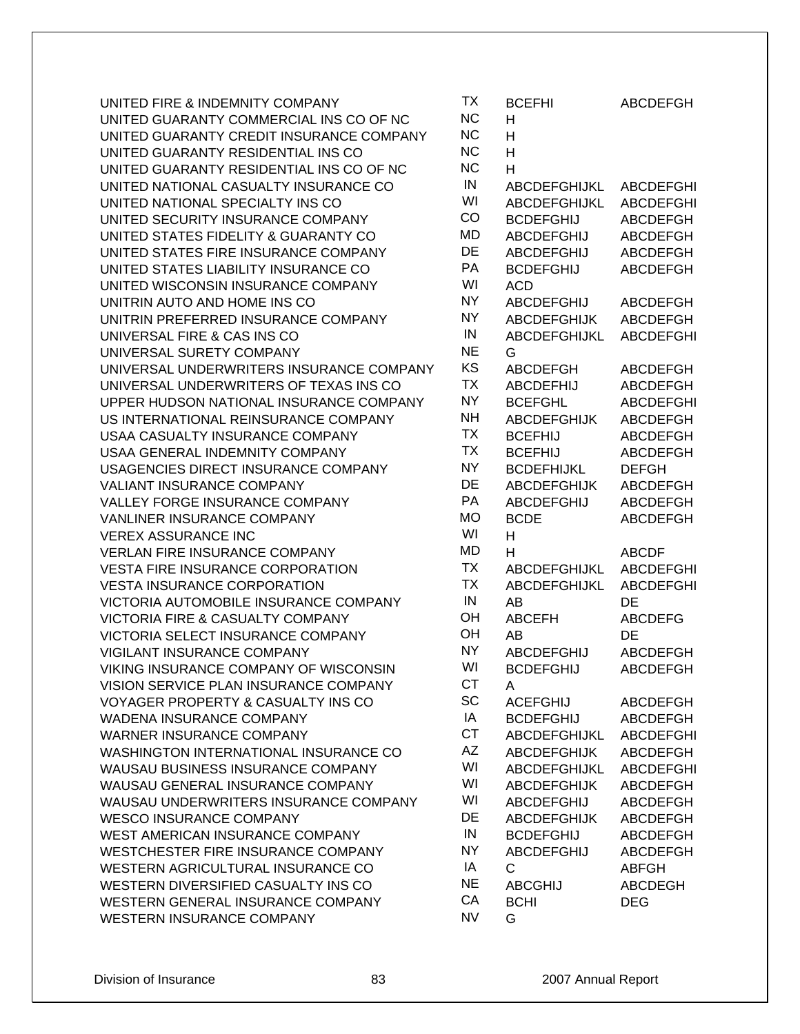| | | | |
|---|---|---|---|
| UNITED FIRE & INDEMNITY COMPANY | TX | BCEFHI | ABCDEFGH |
| UNITED GUARANTY COMMERCIAL INS CO OF NC | NC | H | |
| UNITED GUARANTY CREDIT INSURANCE COMPANY | NC | H | |
| UNITED GUARANTY RESIDENTIAL INS CO | NC | H | |
| UNITED GUARANTY RESIDENTIAL INS CO OF NC | NC | H | |
| UNITED NATIONAL CASUALTY INSURANCE CO | IN | ABCDEFGHIJKL | ABCDEFGHI |
| UNITED NATIONAL SPECIALTY INS CO | WI | ABCDEFGHIJKL | ABCDEFGHI |
| UNITED SECURITY INSURANCE COMPANY | CO | BCDEFGHIJ | ABCDEFGH |
| UNITED STATES FIDELITY & GUARANTY CO | MD | ABCDEFGHIJ | ABCDEFGH |
| UNITED STATES FIRE INSURANCE COMPANY | DE | ABCDEFGHIJ | ABCDEFGH |
| UNITED STATES LIABILITY INSURANCE CO | PA | BCDEFGHIJ | ABCDEFGH |
| UNITED WISCONSIN INSURANCE COMPANY | WI | ACD | |
| UNITRIN AUTO AND HOME INS CO | NY | ABCDEFGHIJ | ABCDEFGH |
| UNITRIN PREFERRED INSURANCE COMPANY | NY | ABCDEFGHIJK | ABCDEFGH |
| UNIVERSAL FIRE & CAS INS CO | IN | ABCDEFGHIJKL | ABCDEFGHI |
| UNIVERSAL SURETY COMPANY | NE | G | |
| UNIVERSAL UNDERWRITERS INSURANCE COMPANY | KS | ABCDEFGH | ABCDEFGH |
| UNIVERSAL UNDERWRITERS OF TEXAS INS CO | TX | ABCDEFHIJ | ABCDEFGH |
| UPPER HUDSON NATIONAL INSURANCE COMPANY | NY | BCEFGHL | ABCDEFGHI |
| US INTERNATIONAL REINSURANCE COMPANY | NH | ABCDEFGHIJK | ABCDEFGH |
| USAA CASUALTY INSURANCE COMPANY | TX | BCEFHIJ | ABCDEFGH |
| USAA GENERAL INDEMNITY COMPANY | TX | BCEFHIJ | ABCDEFGH |
| USAGENCIES DIRECT INSURANCE COMPANY | NY | BCDEFHIJKL | DEFGH |
| VALIANT INSURANCE COMPANY | DE | ABCDEFGHIJK | ABCDEFGH |
| VALLEY FORGE INSURANCE COMPANY | PA | ABCDEFGHIJ | ABCDEFGH |
| VANLINER INSURANCE COMPANY | MO | BCDE | ABCDEFGH |
| VEREX ASSURANCE INC | WI | H | |
| VERLAN FIRE INSURANCE COMPANY | MD | H | ABCDF |
| VESTA FIRE INSURANCE CORPORATION | TX | ABCDEFGHIJKL | ABCDEFGHI |
| VESTA INSURANCE CORPORATION | TX | ABCDEFGHIJKL | ABCDEFGHI |
| VICTORIA AUTOMOBILE INSURANCE COMPANY | IN | AB | DE |
| VICTORIA FIRE & CASUALTY COMPANY | OH | ABCEFH | ABCDEFG |
| VICTORIA SELECT INSURANCE COMPANY | OH | AB | DE |
| VIGILANT INSURANCE COMPANY | NY | ABCDEFGHIJ | ABCDEFGH |
| VIKING INSURANCE COMPANY OF WISCONSIN | WI | BCDEFGHIJ | ABCDEFGH |
| VISION SERVICE PLAN INSURANCE COMPANY | CT | A | |
| VOYAGER PROPERTY & CASUALTY INS CO | SC | ACEFGHIJ | ABCDEFGH |
| WADENA INSURANCE COMPANY | IA | BCDEFGHIJ | ABCDEFGH |
| WARNER INSURANCE COMPANY | CT | ABCDEFGHIJKL | ABCDEFGHI |
| WASHINGTON INTERNATIONAL INSURANCE CO | AZ | ABCDEFGHIJK | ABCDEFGH |
| WAUSAU BUSINESS INSURANCE COMPANY | WI | ABCDEFGHIJKL | ABCDEFGHI |
| WAUSAU GENERAL INSURANCE COMPANY | WI | ABCDEFGHIJK | ABCDEFGH |
| WAUSAU UNDERWRITERS INSURANCE COMPANY | WI | ABCDEFGHIJ | ABCDEFGH |
| WESCO INSURANCE COMPANY | DE | ABCDEFGHIJK | ABCDEFGH |
| WEST AMERICAN INSURANCE COMPANY | IN | BCDEFGHIJ | ABCDEFGH |
| WESTCHESTER FIRE INSURANCE COMPANY | NY | ABCDEFGHIJ | ABCDEFGH |
| WESTERN AGRICULTURAL INSURANCE CO | IA | C | ABFGH |
| WESTERN DIVERSIFIED CASUALTY INS CO | NE | ABCGHIJ | ABCDEGH |
| WESTERN GENERAL INSURANCE COMPANY | CA | BCHI | DEG |
| WESTERN INSURANCE COMPANY | NV | G | |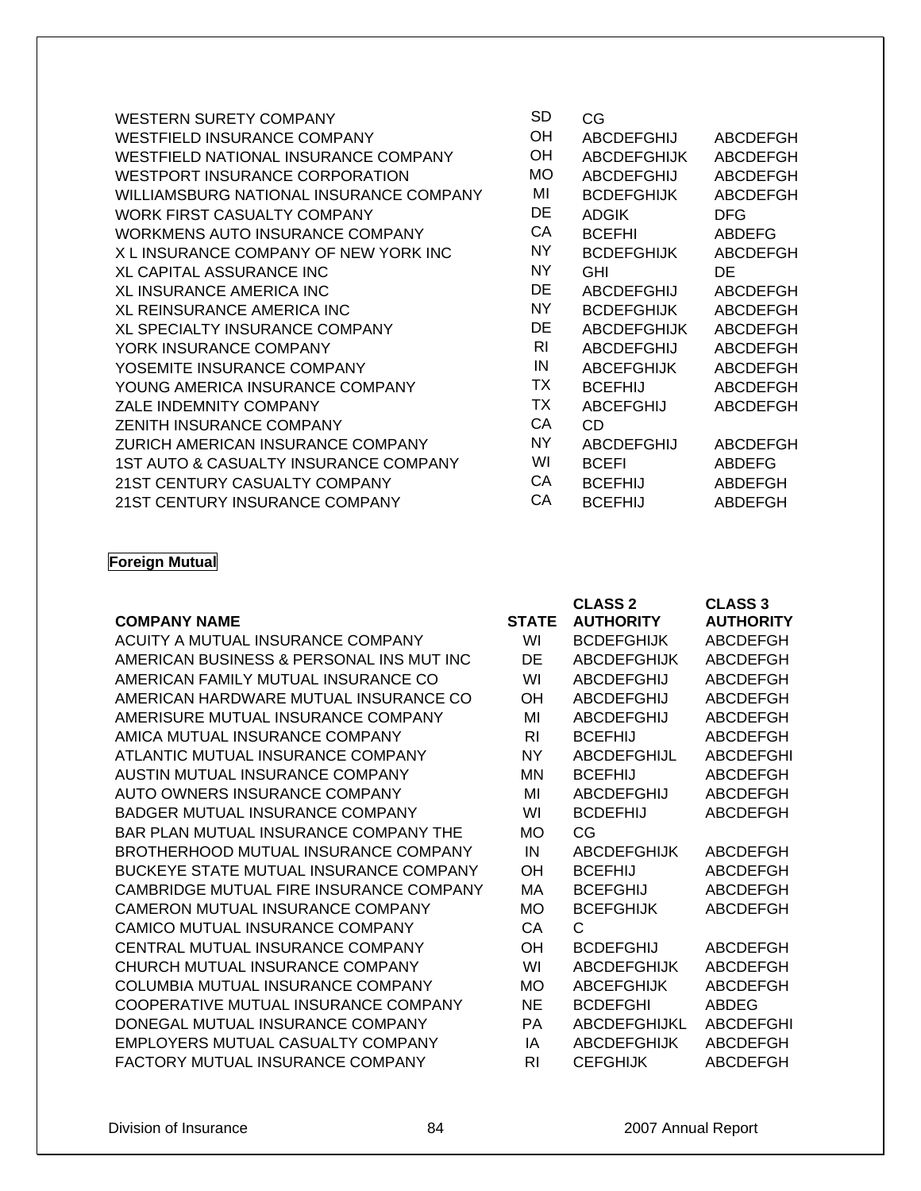| | | | |
|---|---|---|---|
| WESTERN SURETY COMPANY | SD | CG | |
| WESTFIELD INSURANCE COMPANY | OH | ABCDEFGHIJ | ABCDEFGH |
| WESTFIELD NATIONAL INSURANCE COMPANY | OH | ABCDEFGHIJK | ABCDEFGH |
| WESTPORT INSURANCE CORPORATION | MO | ABCDEFGHIJ | ABCDEFGH |
| WILLIAMSBURG NATIONAL INSURANCE COMPANY | MI | BCDEFGHIJK | ABCDEFGH |
| WORK FIRST CASUALTY COMPANY | DE | ADGIK | DFG |
| WORKMENS AUTO INSURANCE COMPANY | CA | BCEFHI | ABDEFG |
| X L INSURANCE COMPANY OF NEW YORK INC | NY | BCDEFGHIJK | ABCDEFGH |
| XL CAPITAL ASSURANCE INC | NY | GHI | DE |
| XL INSURANCE AMERICA INC | DE | ABCDEFGHIJ | ABCDEFGH |
| XL REINSURANCE AMERICA INC | NY | BCDEFGHIJK | ABCDEFGH |
| XL SPECIALTY INSURANCE COMPANY | DE | ABCDEFGHIJK | ABCDEFGH |
| YORK INSURANCE COMPANY | RI | ABCDEFGHIJ | ABCDEFGH |
| YOSEMITE INSURANCE COMPANY | IN | ABCEFGHIJK | ABCDEFGH |
| YOUNG AMERICA INSURANCE COMPANY | TX | BCEFHIJ | ABCDEFGH |
| ZALE INDEMNITY COMPANY | TX | ABCEFGHIJ | ABCDEFGH |
| ZENITH INSURANCE COMPANY | CA | CD | |
| ZURICH AMERICAN INSURANCE COMPANY | NY | ABCDEFGHIJ | ABCDEFGH |
| 1ST AUTO & CASUALTY INSURANCE COMPANY | WI | BCEFI | ABDEFG |
| 21ST CENTURY CASUALTY COMPANY | CA | BCEFHIJ | ABDEFGH |
| 21ST CENTURY INSURANCE COMPANY | CA | BCEFHIJ | ABDEFGH |

**Foreign Mutual**

| COMPANY NAME | STATE | CLASS 2 AUTHORITY | CLASS 3 AUTHORITY |
|---|---|---|---|
| ACUITY A MUTUAL INSURANCE COMPANY | WI | BCDEFGHIJK | ABCDEFGH |
| AMERICAN BUSINESS & PERSONAL INS MUT INC | DE | ABCDEFGHIJK | ABCDEFGH |
| AMERICAN FAMILY MUTUAL INSURANCE CO | WI | ABCDEFGHIJ | ABCDEFGH |
| AMERICAN HARDWARE MUTUAL INSURANCE CO | OH | ABCDEFGHIJ | ABCDEFGH |
| AMERISURE MUTUAL INSURANCE COMPANY | MI | ABCDEFGHIJ | ABCDEFGH |
| AMICA MUTUAL INSURANCE COMPANY | RI | BCEFHIJ | ABCDEFGH |
| ATLANTIC MUTUAL INSURANCE COMPANY | NY | ABCDEFGHIJL | ABCDEFGHI |
| AUSTIN MUTUAL INSURANCE COMPANY | MN | BCEFHIJ | ABCDEFGH |
| AUTO OWNERS INSURANCE COMPANY | MI | ABCDEFGHIJ | ABCDEFGH |
| BADGER MUTUAL INSURANCE COMPANY | WI | BCDEFHIJ | ABCDEFGH |
| BAR PLAN MUTUAL INSURANCE COMPANY THE | MO | CG | |
| BROTHERHOOD MUTUAL INSURANCE COMPANY | IN | ABCDEFGHIJK | ABCDEFGH |
| BUCKEYE STATE MUTUAL INSURANCE COMPANY | OH | BCEFHIJ | ABCDEFGH |
| CAMBRIDGE MUTUAL FIRE INSURANCE COMPANY | MA | BCEFGHIJ | ABCDEFGH |
| CAMERON MUTUAL INSURANCE COMPANY | MO | BCEFGHIJK | ABCDEFGH |
| CAMICO MUTUAL INSURANCE COMPANY | CA | C | |
| CENTRAL MUTUAL INSURANCE COMPANY | OH | BCDEFGHIJ | ABCDEFGH |
| CHURCH MUTUAL INSURANCE COMPANY | WI | ABCDEFGHIJK | ABCDEFGH |
| COLUMBIA MUTUAL INSURANCE COMPANY | MO | ABCEFGHIJK | ABCDEFGH |
| COOPERATIVE MUTUAL INSURANCE COMPANY | NE | BCDEFGHI | ABDEG |
| DONEGAL MUTUAL INSURANCE COMPANY | PA | ABCDEFGHIJKL | ABCDEFGHI |
| EMPLOYERS MUTUAL CASUALTY COMPANY | IA | ABCDEFGHIJK | ABCDEFGH |
| FACTORY MUTUAL INSURANCE COMPANY | RI | CEFGHIJK | ABCDEFGH |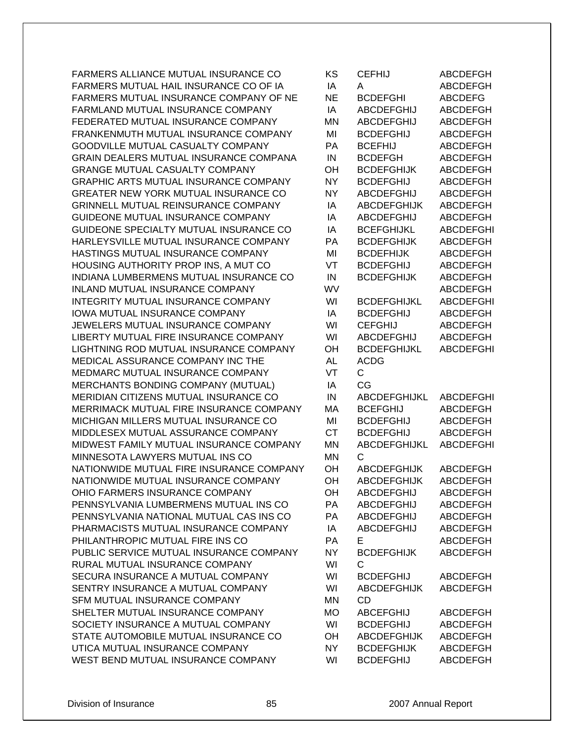| | | | |
|---|---|---|---|
| FARMERS ALLIANCE MUTUAL INSURANCE CO | KS | CEFHIJ | ABCDEFGH |
| FARMERS MUTUAL HAIL INSURANCE CO OF IA | IA | A | ABCDEFGH |
| FARMERS MUTUAL INSURANCE COMPANY OF NE | NE | BCDEFGHI | ABCDEFG |
| FARMLAND MUTUAL INSURANCE COMPANY | IA | ABCDEFGHIJ | ABCDEFGH |
| FEDERATED MUTUAL INSURANCE COMPANY | MN | ABCDEFGHIJ | ABCDEFGH |
| FRANKENMUTH MUTUAL INSURANCE COMPANY | MI | BCDEFGHIJ | ABCDEFGH |
| GOODVILLE MUTUAL CASUALTY COMPANY | PA | BCEFHIJ | ABCDEFGH |
| GRAIN DEALERS MUTUAL INSURANCE COMPANA | IN | BCDEFGH | ABCDEFGH |
| GRANGE MUTUAL CASUALTY COMPANY | OH | BCDEFGHIJK | ABCDEFGH |
| GRAPHIC ARTS MUTUAL INSURANCE COMPANY | NY | BCDEFGHIJ | ABCDEFGH |
| GREATER NEW YORK MUTUAL INSURANCE CO | NY | ABCDEFGHIJ | ABCDEFGH |
| GRINNELL MUTUAL REINSURANCE COMPANY | IA | ABCDEFGHIJK | ABCDEFGH |
| GUIDEONE MUTUAL INSURANCE COMPANY | IA | ABCDEFGHIJ | ABCDEFGH |
| GUIDEONE SPECIALTY MUTUAL INSURANCE CO | IA | BCEFGHIJKL | ABCDEFGHI |
| HARLEYSVILLE MUTUAL INSURANCE COMPANY | PA | BCDEFGHIJK | ABCDEFGH |
| HASTINGS MUTUAL INSURANCE COMPANY | MI | BCDEFHIJK | ABCDEFGH |
| HOUSING AUTHORITY PROP INS, A MUT CO | VT | BCDEFGHIJ | ABCDEFGH |
| INDIANA LUMBERMENS MUTUAL INSURANCE CO | IN | BCDEFGHIJK | ABCDEFGH |
| INLAND MUTUAL INSURANCE COMPANY | WV | | ABCDEFGH |
| INTEGRITY MUTUAL INSURANCE COMPANY | WI | BCDEFGHIJKL | ABCDEFGHI |
| IOWA MUTUAL INSURANCE COMPANY | IA | BCDEFGHIJ | ABCDEFGH |
| JEWELERS MUTUAL INSURANCE COMPANY | WI | CEFGHIJ | ABCDEFGH |
| LIBERTY MUTUAL FIRE INSURANCE COMPANY | WI | ABCDEFGHIJ | ABCDEFGH |
| LIGHTNING ROD MUTUAL INSURANCE COMPANY | OH | BCDEFGHIJKL | ABCDEFGHI |
| MEDICAL ASSURANCE COMPANY INC THE | AL | ACDG | |
| MEDMARC MUTUAL INSURANCE COMPANY | VT | C | |
| MERCHANTS BONDING COMPANY (MUTUAL) | IA | CG | |
| MERIDIAN CITIZENS MUTUAL INSURANCE CO | IN | ABCDEFGHIJKL | ABCDEFGHI |
| MERRIMACK MUTUAL FIRE INSURANCE COMPANY | MA | BCEFGHIJ | ABCDEFGH |
| MICHIGAN MILLERS MUTUAL INSURANCE CO | MI | BCDEFGHIJ | ABCDEFGH |
| MIDDLESEX MUTUAL ASSURANCE COMPANY | CT | BCDEFGHIJ | ABCDEFGH |
| MIDWEST FAMILY MUTUAL INSURANCE COMPANY | MN | ABCDEFGHIJKL | ABCDEFGHI |
| MINNESOTA LAWYERS MUTUAL INS CO | MN | C | |
| NATIONWIDE MUTUAL FIRE INSURANCE COMPANY | OH | ABCDEFGHIJK | ABCDEFGH |
| NATIONWIDE MUTUAL INSURANCE COMPANY | OH | ABCDEFGHIJK | ABCDEFGH |
| OHIO FARMERS INSURANCE COMPANY | OH | ABCDEFGHIJ | ABCDEFGH |
| PENNSYLVANIA LUMBERMENS MUTUAL INS CO | PA | ABCDEFGHIJ | ABCDEFGH |
| PENNSYLVANIA NATIONAL MUTUAL CAS INS CO | PA | ABCDEFGHIJ | ABCDEFGH |
| PHARMACISTS MUTUAL INSURANCE COMPANY | IA | ABCDEFGHIJ | ABCDEFGH |
| PHILANTHROPIC MUTUAL FIRE INS CO | PA | E | ABCDEFGH |
| PUBLIC SERVICE MUTUAL INSURANCE COMPANY | NY | BCDEFGHIJK | ABCDEFGH |
| RURAL MUTUAL INSURANCE COMPANY | WI | C | |
| SECURA INSURANCE A MUTUAL COMPANY | WI | BCDEFGHIJ | ABCDEFGH |
| SENTRY INSURANCE A MUTUAL COMPANY | WI | ABCDEFGHIJK | ABCDEFGH |
| SFM MUTUAL INSURANCE COMPANY | MN | CD | |
| SHELTER MUTUAL INSURANCE COMPANY | MO | ABCEFGHIJ | ABCDEFGH |
| SOCIETY INSURANCE A MUTUAL COMPANY | WI | BCDEFGHIJ | ABCDEFGH |
| STATE AUTOMOBILE MUTUAL INSURANCE CO | OH | ABCDEFGHIJK | ABCDEFGH |
| UTICA MUTUAL INSURANCE COMPANY | NY | BCDEFGHIJK | ABCDEFGH |
| WEST BEND MUTUAL INSURANCE COMPANY | WI | BCDEFGHIJ | ABCDEFGH |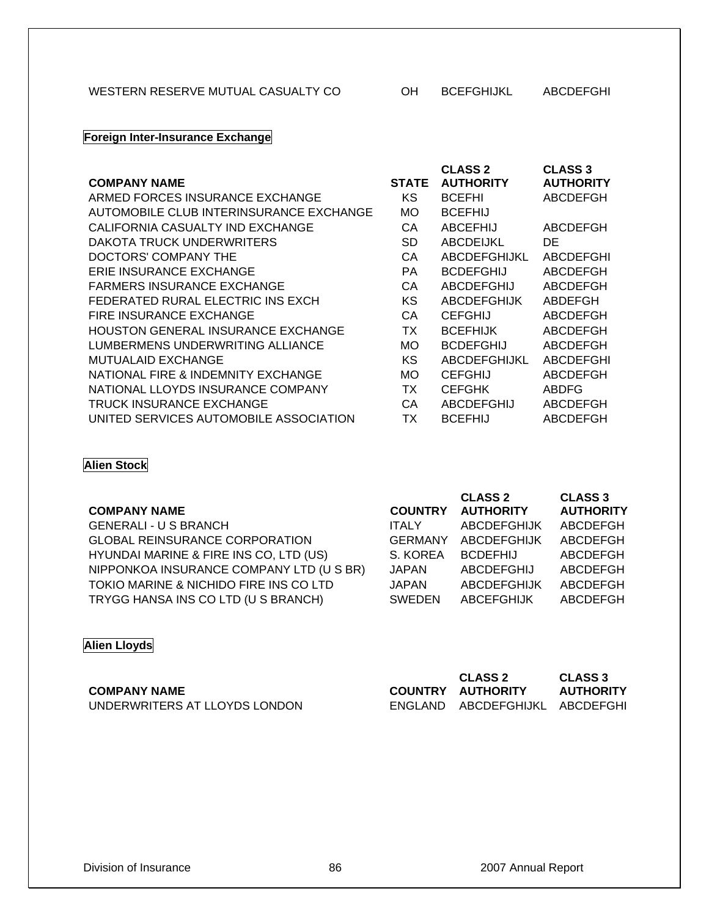| | | | |
|---|---|---|---|
| WESTERN RESERVE MUTUAL CASUALTY CO | OH | BCEFGHIJKL | ABCDEFGHI |

## Foreign Inter-Insurance Exchange

| COMPANY NAME | STATE | CLASS 2 AUTHORITY | CLASS 3 AUTHORITY |
|---|---|---|---|
| ARMED FORCES INSURANCE EXCHANGE | KS | BCEFHI | ABCDEFGH |
| AUTOMOBILE CLUB INTERINSURANCE EXCHANGE | MO | BCEFHIJ | |
| CALIFORNIA CASUALTY IND EXCHANGE | CA | ABCEFHIJ | ABCDEFGH |
| DAKOTA TRUCK UNDERWRITERS | SD | ABCDEIJKL | DE |
| DOCTORS' COMPANY THE | CA | ABCDEFGHIJKL | ABCDEFGHI |
| ERIE INSURANCE EXCHANGE | PA | BCDEFGHIJ | ABCDEFGH |
| FARMERS INSURANCE EXCHANGE | CA | ABCDEFGHIJ | ABCDEFGH |
| FEDERATED RURAL ELECTRIC INS EXCH | KS | ABCDEFGHIJK | ABDEFGH |
| FIRE INSURANCE EXCHANGE | CA | CEFGHIJ | ABCDEFGH |
| HOUSTON GENERAL INSURANCE EXCHANGE | TX | BCEFHIJK | ABCDEFGH |
| LUMBERMENS UNDERWRITING ALLIANCE | MO | BCDEFGHIJ | ABCDEFGH |
| MUTUALAID EXCHANGE | KS | ABCDEFGHIJKL | ABCDEFGHI |
| NATIONAL FIRE & INDEMNITY EXCHANGE | MO | CEFGHIJ | ABCDEFGH |
| NATIONAL LLOYDS INSURANCE COMPANY | TX | CEFGHK | ABDFG |
| TRUCK INSURANCE EXCHANGE | CA | ABCDEFGHIJ | ABCDEFGH |
| UNITED SERVICES AUTOMOBILE ASSOCIATION | TX | BCEFHIJ | ABCDEFGH |

## Alien Stock

| COMPANY NAME | COUNTRY | CLASS 2 AUTHORITY | CLASS 3 AUTHORITY |
|---|---|---|---|
| GENERALI - U S BRANCH | ITALY | ABCDEFGHIJK | ABCDEFGH |
| GLOBAL REINSURANCE CORPORATION | GERMANY | ABCDEFGHIJK | ABCDEFGH |
| HYUNDAI MARINE & FIRE INS CO, LTD (US) | S. KOREA | BCDEFHIJ | ABCDEFGH |
| NIPPONKOA INSURANCE COMPANY LTD (U S BR) | JAPAN | ABCDEFGHIJ | ABCDEFGH |
| TOKIO MARINE & NICHIDO FIRE INS CO LTD | JAPAN | ABCDEFGHIJK | ABCDEFGH |
| TRYGG HANSA INS CO LTD (U S BRANCH) | SWEDEN | ABCEFGHIJK | ABCDEFGH |

## Alien Lloyds

| COMPANY NAME | COUNTRY | CLASS 2 AUTHORITY | CLASS 3 AUTHORITY |
|---|---|---|---|
| UNDERWRITERS AT LLOYDS LONDON | ENGLAND | ABCDEFGHIJKL | ABCDEFGHI |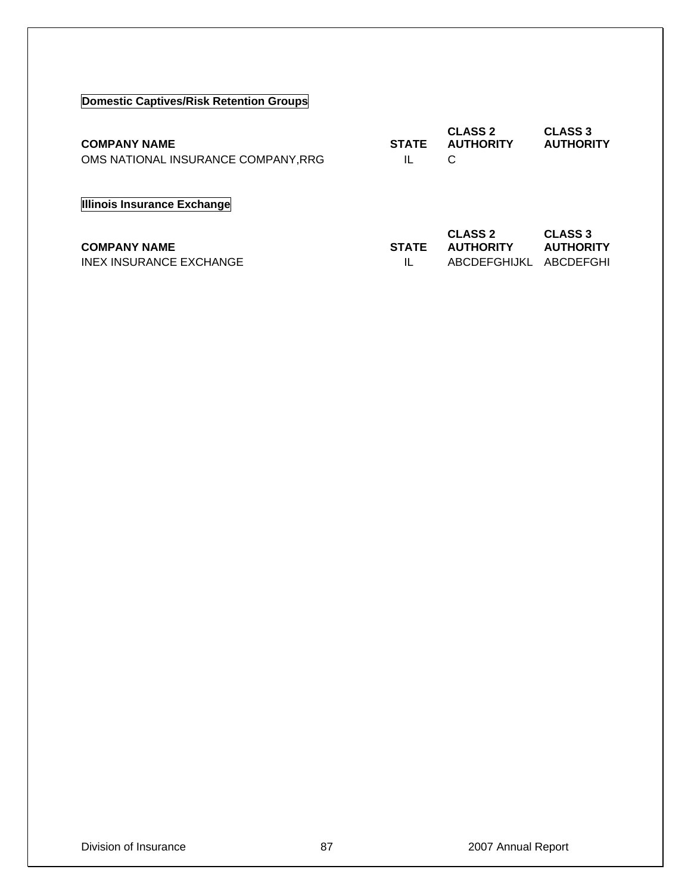## Domestic Captives/Risk Retention Groups

| COMPANY NAME | STATE | CLASS 2 AUTHORITY | CLASS 3 AUTHORITY |
|---|---|---|---|
| OMS NATIONAL INSURANCE COMPANY,RRG | IL | C | |

## Illinois Insurance Exchange

| COMPANY NAME | STATE | CLASS 2 AUTHORITY | CLASS 3 AUTHORITY |
|---|---|---|---|
| INEX INSURANCE EXCHANGE | IL | ABCDEFGHIJKL | ABCDEFGHI |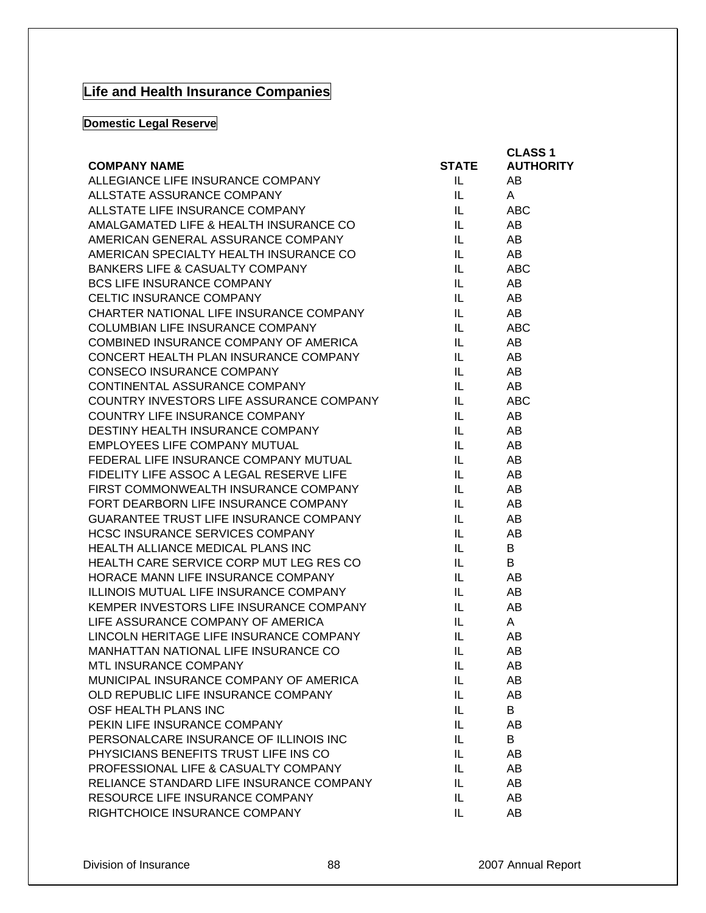# Life and Health Insurance Companies

## Domestic Legal Reserve

| COMPANY NAME | STATE | CLASS 1 AUTHORITY |
|---|---|---|
| ALLEGIANCE LIFE INSURANCE COMPANY | IL | AB |
| ALLSTATE ASSURANCE COMPANY | IL | A |
| ALLSTATE LIFE INSURANCE COMPANY | IL | ABC |
| AMALGAMATED LIFE & HEALTH INSURANCE CO | IL | AB |
| AMERICAN GENERAL ASSURANCE COMPANY | IL | AB |
| AMERICAN SPECIALTY HEALTH INSURANCE CO | IL | AB |
| BANKERS LIFE & CASUALTY COMPANY | IL | ABC |
| BCS LIFE INSURANCE COMPANY | IL | AB |
| CELTIC INSURANCE COMPANY | IL | AB |
| CHARTER NATIONAL LIFE INSURANCE COMPANY | IL | AB |
| COLUMBIAN LIFE INSURANCE COMPANY | IL | ABC |
| COMBINED INSURANCE COMPANY OF AMERICA | IL | AB |
| CONCERT HEALTH PLAN INSURANCE COMPANY | IL | AB |
| CONSECO INSURANCE COMPANY | IL | AB |
| CONTINENTAL ASSURANCE COMPANY | IL | AB |
| COUNTRY INVESTORS LIFE ASSURANCE COMPANY | IL | ABC |
| COUNTRY LIFE INSURANCE COMPANY | IL | AB |
| DESTINY HEALTH INSURANCE COMPANY | IL | AB |
| EMPLOYEES LIFE COMPANY MUTUAL | IL | AB |
| FEDERAL LIFE INSURANCE COMPANY MUTUAL | IL | AB |
| FIDELITY LIFE ASSOC A LEGAL RESERVE LIFE | IL | AB |
| FIRST COMMONWEALTH INSURANCE COMPANY | IL | AB |
| FORT DEARBORN LIFE INSURANCE COMPANY | IL | AB |
| GUARANTEE TRUST LIFE INSURANCE COMPANY | IL | AB |
| HCSC INSURANCE SERVICES COMPANY | IL | AB |
| HEALTH ALLIANCE MEDICAL PLANS INC | IL | B |
| HEALTH CARE SERVICE CORP MUT LEG RES CO | IL | B |
| HORACE MANN LIFE INSURANCE COMPANY | IL | AB |
| ILLINOIS MUTUAL LIFE INSURANCE COMPANY | IL | AB |
| KEMPER INVESTORS LIFE INSURANCE COMPANY | IL | AB |
| LIFE ASSURANCE COMPANY OF AMERICA | IL | A |
| LINCOLN HERITAGE LIFE INSURANCE COMPANY | IL | AB |
| MANHATTAN NATIONAL LIFE INSURANCE CO | IL | AB |
| MTL INSURANCE COMPANY | IL | AB |
| MUNICIPAL INSURANCE COMPANY OF AMERICA | IL | AB |
| OLD REPUBLIC LIFE INSURANCE COMPANY | IL | AB |
| OSF HEALTH PLANS INC | IL | B |
| PEKIN LIFE INSURANCE COMPANY | IL | AB |
| PERSONALCARE INSURANCE OF ILLINOIS INC | IL | B |
| PHYSICIANS BENEFITS TRUST LIFE INS CO | IL | AB |
| PROFESSIONAL LIFE & CASUALTY COMPANY | IL | AB |
| RELIANCE STANDARD LIFE INSURANCE COMPANY | IL | AB |
| RESOURCE LIFE INSURANCE COMPANY | IL | AB |
| RIGHTCHOICE INSURANCE COMPANY | IL | AB |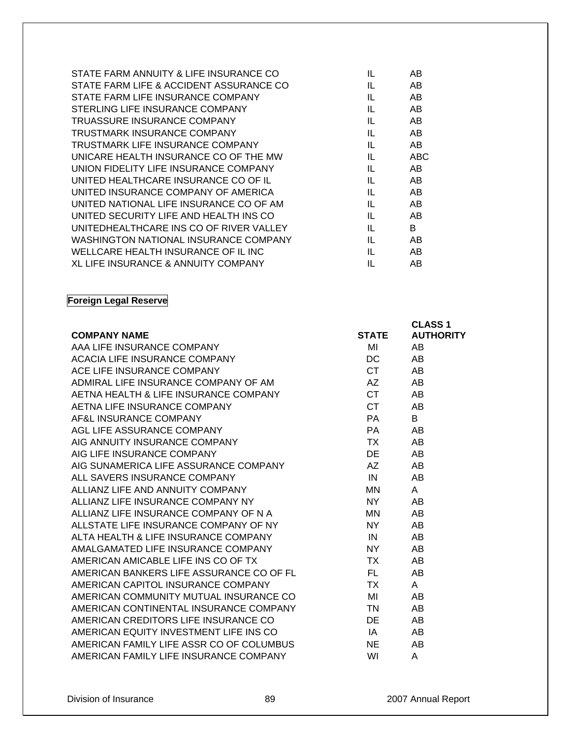| | | |
|---|---|---|
| STATE FARM ANNUITY & LIFE INSURANCE CO | IL | AB |
| STATE FARM LIFE & ACCIDENT ASSURANCE CO | IL | AB |
| STATE FARM LIFE INSURANCE COMPANY | IL | AB |
| STERLING LIFE INSURANCE COMPANY | IL | AB |
| TRUASSURE INSURANCE COMPANY | IL | AB |
| TRUSTMARK INSURANCE COMPANY | IL | AB |
| TRUSTMARK LIFE INSURANCE COMPANY | IL | AB |
| UNICARE HEALTH INSURANCE CO OF THE MW | IL | ABC |
| UNION FIDELITY LIFE INSURANCE COMPANY | IL | AB |
| UNITED HEALTHCARE INSURANCE CO OF IL | IL | AB |
| UNITED INSURANCE COMPANY OF AMERICA | IL | AB |
| UNITED NATIONAL LIFE INSURANCE CO OF AM | IL | AB |
| UNITED SECURITY LIFE AND HEALTH INS CO | IL | AB |
| UNITEDHEALTHCARE INS CO OF RIVER VALLEY | IL | B |
| WASHINGTON NATIONAL INSURANCE COMPANY | IL | AB |
| WELLCARE HEALTH INSURANCE OF IL INC | IL | AB |
| XL LIFE INSURANCE & ANNUITY COMPANY | IL | AB |

**Foreign Legal Reserve**

| COMPANY NAME | STATE | CLASS 1 AUTHORITY |
|---|---|---|
| AAA LIFE INSURANCE COMPANY | MI | AB |
| ACACIA LIFE INSURANCE COMPANY | DC | AB |
| ACE LIFE INSURANCE COMPANY | CT | AB |
| ADMIRAL LIFE INSURANCE COMPANY OF AM | AZ | AB |
| AETNA HEALTH & LIFE INSURANCE COMPANY | CT | AB |
| AETNA LIFE INSURANCE COMPANY | CT | AB |
| AF&L INSURANCE COMPANY | PA | B |
| AGL LIFE ASSURANCE COMPANY | PA | AB |
| AIG ANNUITY INSURANCE COMPANY | TX | AB |
| AIG LIFE INSURANCE COMPANY | DE | AB |
| AIG SUNAMERICA LIFE ASSURANCE COMPANY | AZ | AB |
| ALL SAVERS INSURANCE COMPANY | IN | AB |
| ALLIANZ LIFE AND ANNUITY COMPANY | MN | A |
| ALLIANZ LIFE INSURANCE COMPANY NY | NY | AB |
| ALLIANZ LIFE INSURANCE COMPANY OF N A | MN | AB |
| ALLSTATE LIFE INSURANCE COMPANY OF NY | NY | AB |
| ALTA HEALTH & LIFE INSURANCE COMPANY | IN | AB |
| AMALGAMATED LIFE INSURANCE COMPANY | NY | AB |
| AMERICAN AMICABLE LIFE INS CO OF TX | TX | AB |
| AMERICAN BANKERS LIFE ASSURANCE CO OF FL | FL | AB |
| AMERICAN CAPITOL INSURANCE COMPANY | TX | A |
| AMERICAN COMMUNITY MUTUAL INSURANCE CO | MI | AB |
| AMERICAN CONTINENTAL INSURANCE COMPANY | TN | AB |
| AMERICAN CREDITORS LIFE INSURANCE CO | DE | AB |
| AMERICAN EQUITY INVESTMENT LIFE INS CO | IA | AB |
| AMERICAN FAMILY LIFE ASSR CO OF COLUMBUS | NE | AB |
| AMERICAN FAMILY LIFE INSURANCE COMPANY | WI | A |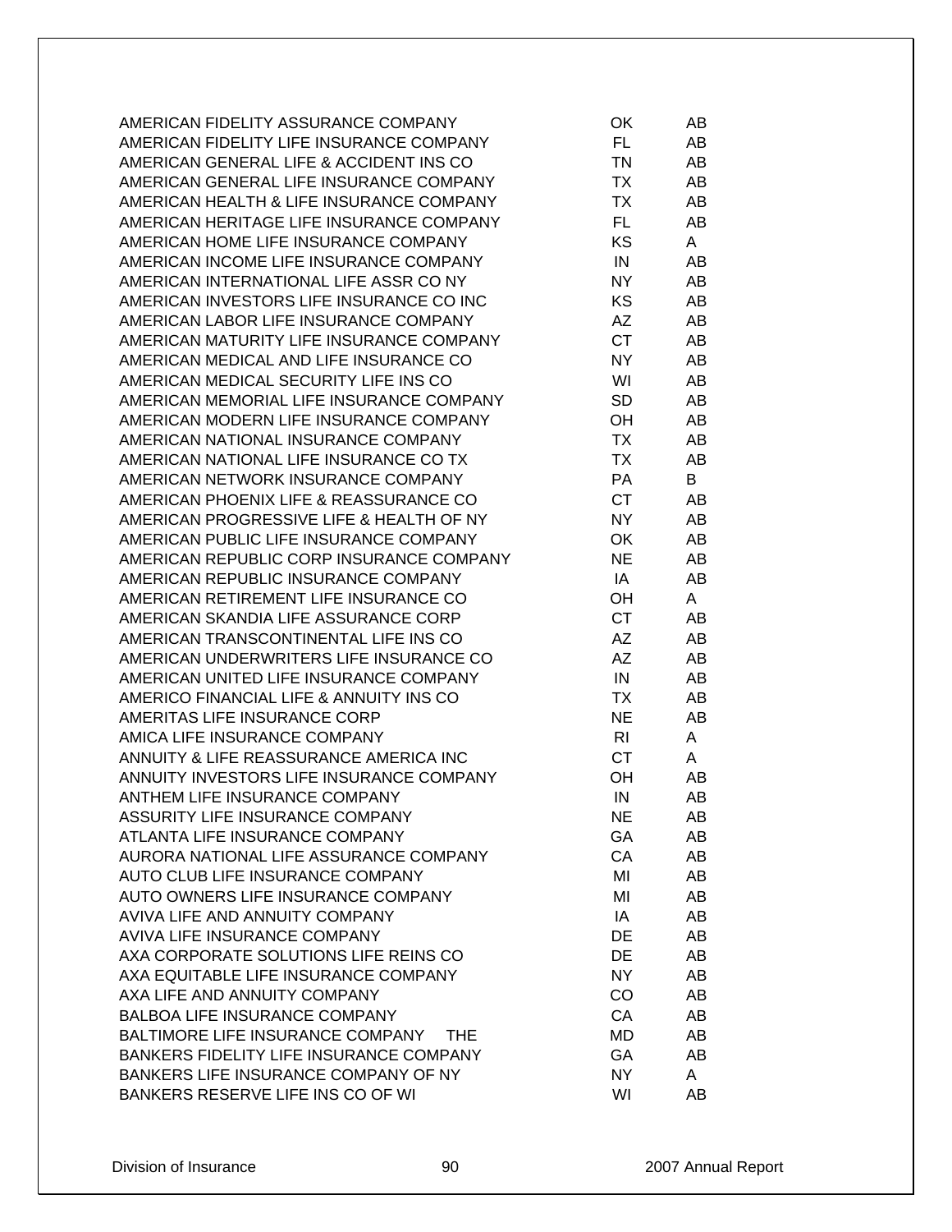| | | |
|---|---|---|
| AMERICAN FIDELITY ASSURANCE COMPANY | OK | AB |
| AMERICAN FIDELITY LIFE INSURANCE COMPANY | FL | AB |
| AMERICAN GENERAL LIFE & ACCIDENT INS CO | TN | AB |
| AMERICAN GENERAL LIFE INSURANCE COMPANY | TX | AB |
| AMERICAN HEALTH & LIFE INSURANCE COMPANY | TX | AB |
| AMERICAN HERITAGE LIFE INSURANCE COMPANY | FL | AB |
| AMERICAN HOME LIFE INSURANCE COMPANY | KS | A |
| AMERICAN INCOME LIFE INSURANCE COMPANY | IN | AB |
| AMERICAN INTERNATIONAL LIFE ASSR CO NY | NY | AB |
| AMERICAN INVESTORS LIFE INSURANCE CO INC | KS | AB |
| AMERICAN LABOR LIFE INSURANCE COMPANY | AZ | AB |
| AMERICAN MATURITY LIFE INSURANCE COMPANY | CT | AB |
| AMERICAN MEDICAL AND LIFE INSURANCE CO | NY | AB |
| AMERICAN MEDICAL SECURITY LIFE INS CO | WI | AB |
| AMERICAN MEMORIAL LIFE INSURANCE COMPANY | SD | AB |
| AMERICAN MODERN LIFE INSURANCE COMPANY | OH | AB |
| AMERICAN NATIONAL INSURANCE COMPANY | TX | AB |
| AMERICAN NATIONAL LIFE INSURANCE CO TX | TX | AB |
| AMERICAN NETWORK INSURANCE COMPANY | PA | B |
| AMERICAN PHOENIX LIFE & REASSURANCE CO | CT | AB |
| AMERICAN PROGRESSIVE LIFE & HEALTH OF NY | NY | AB |
| AMERICAN PUBLIC LIFE INSURANCE COMPANY | OK | AB |
| AMERICAN REPUBLIC CORP INSURANCE COMPANY | NE | AB |
| AMERICAN REPUBLIC INSURANCE COMPANY | IA | AB |
| AMERICAN RETIREMENT LIFE INSURANCE CO | OH | A |
| AMERICAN SKANDIA LIFE ASSURANCE CORP | CT | AB |
| AMERICAN TRANSCONTINENTAL LIFE INS CO | AZ | AB |
| AMERICAN UNDERWRITERS LIFE INSURANCE CO | AZ | AB |
| AMERICAN UNITED LIFE INSURANCE COMPANY | IN | AB |
| AMERICO FINANCIAL LIFE & ANNUITY INS CO | TX | AB |
| AMERITAS LIFE INSURANCE CORP | NE | AB |
| AMICA LIFE INSURANCE COMPANY | RI | A |
| ANNUITY & LIFE REASSURANCE AMERICA INC | CT | A |
| ANNUITY INVESTORS LIFE INSURANCE COMPANY | OH | AB |
| ANTHEM LIFE INSURANCE COMPANY | IN | AB |
| ASSURITY LIFE INSURANCE COMPANY | NE | AB |
| ATLANTA LIFE INSURANCE COMPANY | GA | AB |
| AURORA NATIONAL LIFE ASSURANCE COMPANY | CA | AB |
| AUTO CLUB LIFE INSURANCE COMPANY | MI | AB |
| AUTO OWNERS LIFE INSURANCE COMPANY | MI | AB |
| AVIVA LIFE AND ANNUITY COMPANY | IA | AB |
| AVIVA LIFE INSURANCE COMPANY | DE | AB |
| AXA CORPORATE SOLUTIONS LIFE REINS CO | DE | AB |
| AXA EQUITABLE LIFE INSURANCE COMPANY | NY | AB |
| AXA LIFE AND ANNUITY COMPANY | CO | AB |
| BALBOA LIFE INSURANCE COMPANY | CA | AB |
| BALTIMORE LIFE INSURANCE COMPANY THE | MD | AB |
| BANKERS FIDELITY LIFE INSURANCE COMPANY | GA | AB |
| BANKERS LIFE INSURANCE COMPANY OF NY | NY | A |
| BANKERS RESERVE LIFE INS CO OF WI | WI | AB |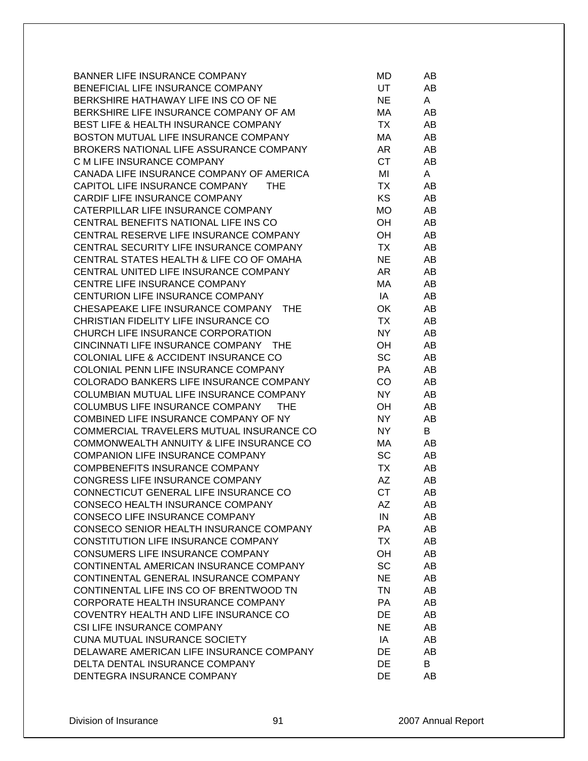| | | |
|---|---|---|
| BANNER LIFE INSURANCE COMPANY | MD | AB |
| BENEFICIAL LIFE INSURANCE COMPANY | UT | AB |
| BERKSHIRE HATHAWAY LIFE INS CO OF NE | NE | A |
| BERKSHIRE LIFE INSURANCE COMPANY OF AM | MA | AB |
| BEST LIFE & HEALTH INSURANCE COMPANY | TX | AB |
| BOSTON MUTUAL LIFE INSURANCE COMPANY | MA | AB |
| BROKERS NATIONAL LIFE ASSURANCE COMPANY | AR | AB |
| C M LIFE INSURANCE COMPANY | CT | AB |
| CANADA LIFE INSURANCE COMPANY OF AMERICA | MI | A |
| CAPITOL LIFE INSURANCE COMPANY THE | TX | AB |
| CARDIF LIFE INSURANCE COMPANY | KS | AB |
| CATERPILLAR LIFE INSURANCE COMPANY | MO | AB |
| CENTRAL BENEFITS NATIONAL LIFE INS CO | OH | AB |
| CENTRAL RESERVE LIFE INSURANCE COMPANY | OH | AB |
| CENTRAL SECURITY LIFE INSURANCE COMPANY | TX | AB |
| CENTRAL STATES HEALTH & LIFE CO OF OMAHA | NE | AB |
| CENTRAL UNITED LIFE INSURANCE COMPANY | AR | AB |
| CENTRE LIFE INSURANCE COMPANY | MA | AB |
| CENTURION LIFE INSURANCE COMPANY | IA | AB |
| CHESAPEAKE LIFE INSURANCE COMPANY THE | OK | AB |
| CHRISTIAN FIDELITY LIFE INSURANCE CO | TX | AB |
| CHURCH LIFE INSURANCE CORPORATION | NY | AB |
| CINCINNATI LIFE INSURANCE COMPANY THE | OH | AB |
| COLONIAL LIFE & ACCIDENT INSURANCE CO | SC | AB |
| COLONIAL PENN LIFE INSURANCE COMPANY | PA | AB |
| COLORADO BANKERS LIFE INSURANCE COMPANY | CO | AB |
| COLUMBIAN MUTUAL LIFE INSURANCE COMPANY | NY | AB |
| COLUMBUS LIFE INSURANCE COMPANY THE | OH | AB |
| COMBINED LIFE INSURANCE COMPANY OF NY | NY | AB |
| COMMERCIAL TRAVELERS MUTUAL INSURANCE CO | NY | B |
| COMMONWEALTH ANNUITY & LIFE INSURANCE CO | MA | AB |
| COMPANION LIFE INSURANCE COMPANY | SC | AB |
| COMPBENEFITS INSURANCE COMPANY | TX | AB |
| CONGRESS LIFE INSURANCE COMPANY | AZ | AB |
| CONNECTICUT GENERAL LIFE INSURANCE CO | CT | AB |
| CONSECO HEALTH INSURANCE COMPANY | AZ | AB |
| CONSECO LIFE INSURANCE COMPANY | IN | AB |
| CONSECO SENIOR HEALTH INSURANCE COMPANY | PA | AB |
| CONSTITUTION LIFE INSURANCE COMPANY | TX | AB |
| CONSUMERS LIFE INSURANCE COMPANY | OH | AB |
| CONTINENTAL AMERICAN INSURANCE COMPANY | SC | AB |
| CONTINENTAL GENERAL INSURANCE COMPANY | NE | AB |
| CONTINENTAL LIFE INS CO OF BRENTWOOD TN | TN | AB |
| CORPORATE HEALTH INSURANCE COMPANY | PA | AB |
| COVENTRY HEALTH AND LIFE INSURANCE CO | DE | AB |
| CSI LIFE INSURANCE COMPANY | NE | AB |
| CUNA MUTUAL INSURANCE SOCIETY | IA | AB |
| DELAWARE AMERICAN LIFE INSURANCE COMPANY | DE | AB |
| DELTA DENTAL INSURANCE COMPANY | DE | B |
| DENTEGRA INSURANCE COMPANY | DE | AB |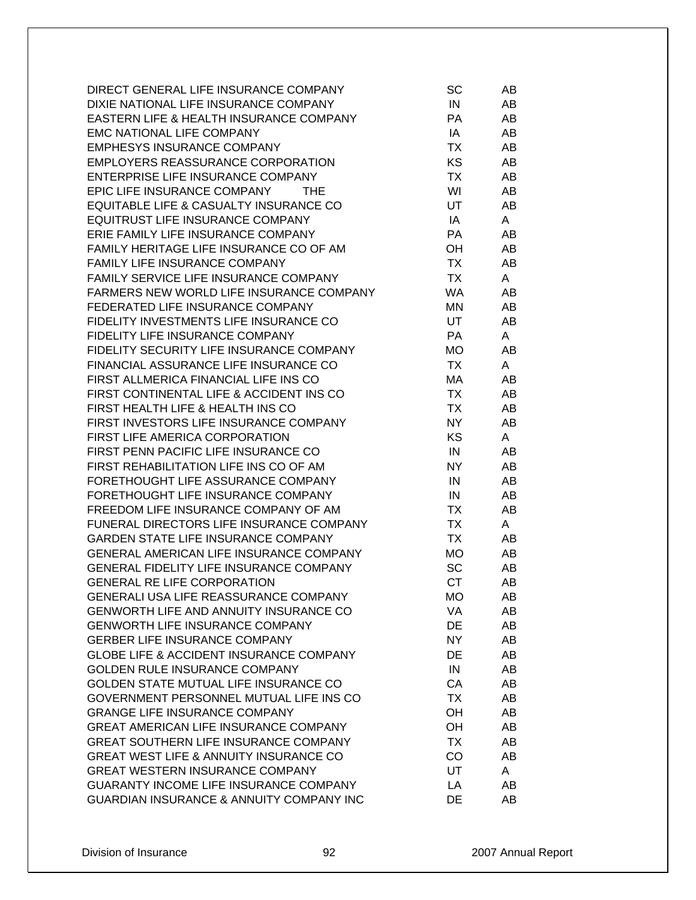| | | |
|---|---|---|
| DIRECT GENERAL LIFE INSURANCE COMPANY | SC | AB |
| DIXIE NATIONAL LIFE INSURANCE COMPANY | IN | AB |
| EASTERN LIFE & HEALTH INSURANCE COMPANY | PA | AB |
| EMC NATIONAL LIFE COMPANY | IA | AB |
| EMPHESYS INSURANCE COMPANY | TX | AB |
| EMPLOYERS REASSURANCE CORPORATION | KS | AB |
| ENTERPRISE LIFE INSURANCE COMPANY | TX | AB |
| EPIC LIFE INSURANCE COMPANY THE | WI | AB |
| EQUITABLE LIFE & CASUALTY INSURANCE CO | UT | AB |
| EQUITRUST LIFE INSURANCE COMPANY | IA | A |
| ERIE FAMILY LIFE INSURANCE COMPANY | PA | AB |
| FAMILY HERITAGE LIFE INSURANCE CO OF AM | OH | AB |
| FAMILY LIFE INSURANCE COMPANY | TX | AB |
| FAMILY SERVICE LIFE INSURANCE COMPANY | TX | A |
| FARMERS NEW WORLD LIFE INSURANCE COMPANY | WA | AB |
| FEDERATED LIFE INSURANCE COMPANY | MN | AB |
| FIDELITY INVESTMENTS LIFE INSURANCE CO | UT | AB |
| FIDELITY LIFE INSURANCE COMPANY | PA | A |
| FIDELITY SECURITY LIFE INSURANCE COMPANY | MO | AB |
| FINANCIAL ASSURANCE LIFE INSURANCE CO | TX | A |
| FIRST ALLMERICA FINANCIAL LIFE INS CO | MA | AB |
| FIRST CONTINENTAL LIFE & ACCIDENT INS CO | TX | AB |
| FIRST HEALTH LIFE & HEALTH INS CO | TX | AB |
| FIRST INVESTORS LIFE INSURANCE COMPANY | NY | AB |
| FIRST LIFE AMERICA CORPORATION | KS | A |
| FIRST PENN PACIFIC LIFE INSURANCE CO | IN | AB |
| FIRST REHABILITATION LIFE INS CO OF AM | NY | AB |
| FORETHOUGHT LIFE ASSURANCE COMPANY | IN | AB |
| FORETHOUGHT LIFE INSURANCE COMPANY | IN | AB |
| FREEDOM LIFE INSURANCE COMPANY OF AM | TX | AB |
| FUNERAL DIRECTORS LIFE INSURANCE COMPANY | TX | A |
| GARDEN STATE LIFE INSURANCE COMPANY | TX | AB |
| GENERAL AMERICAN LIFE INSURANCE COMPANY | MO | AB |
| GENERAL FIDELITY LIFE INSURANCE COMPANY | SC | AB |
| GENERAL RE LIFE CORPORATION | CT | AB |
| GENERALI USA LIFE REASSURANCE COMPANY | MO | AB |
| GENWORTH LIFE AND ANNUITY INSURANCE CO | VA | AB |
| GENWORTH LIFE INSURANCE COMPANY | DE | AB |
| GERBER LIFE INSURANCE COMPANY | NY | AB |
| GLOBE LIFE & ACCIDENT INSURANCE COMPANY | DE | AB |
| GOLDEN RULE INSURANCE COMPANY | IN | AB |
| GOLDEN STATE MUTUAL LIFE INSURANCE CO | CA | AB |
| GOVERNMENT PERSONNEL MUTUAL LIFE INS CO | TX | AB |
| GRANGE LIFE INSURANCE COMPANY | OH | AB |
| GREAT AMERICAN LIFE INSURANCE COMPANY | OH | AB |
| GREAT SOUTHERN LIFE INSURANCE COMPANY | TX | AB |
| GREAT WEST LIFE & ANNUITY INSURANCE CO | CO | AB |
| GREAT WESTERN INSURANCE COMPANY | UT | A |
| GUARANTY INCOME LIFE INSURANCE COMPANY | LA | AB |
| GUARDIAN INSURANCE & ANNUITY COMPANY INC | DE | AB |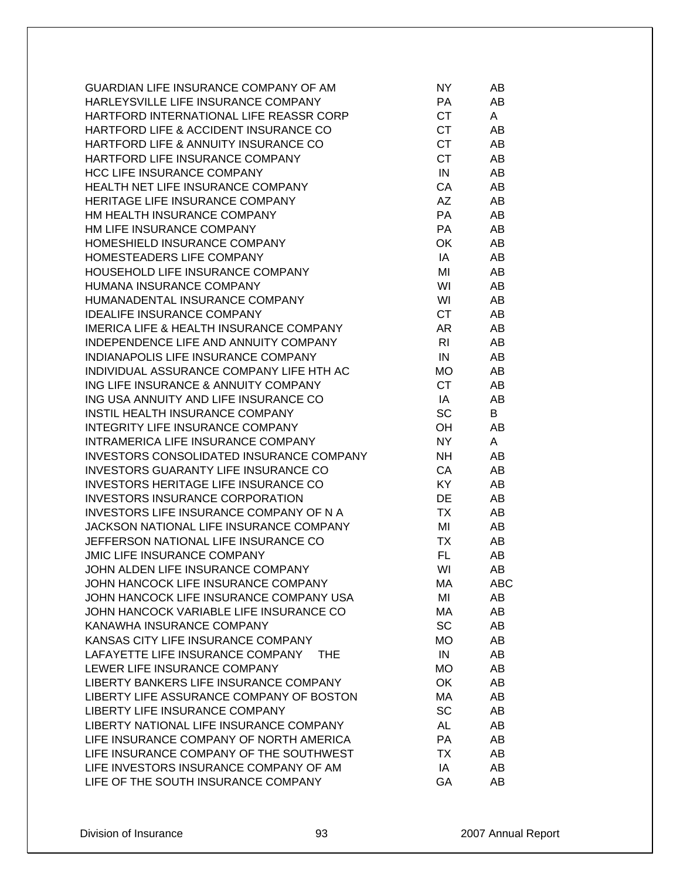| | | |
|---|---|---|
| GUARDIAN LIFE INSURANCE COMPANY OF AM | NY | AB |
| HARLEYSVILLE LIFE INSURANCE COMPANY | PA | AB |
| HARTFORD INTERNATIONAL LIFE REASSR CORP | CT | A |
| HARTFORD LIFE & ACCIDENT INSURANCE CO | CT | AB |
| HARTFORD LIFE & ANNUITY INSURANCE CO | CT | AB |
| HARTFORD LIFE INSURANCE COMPANY | CT | AB |
| HCC LIFE INSURANCE COMPANY | IN | AB |
| HEALTH NET LIFE INSURANCE COMPANY | CA | AB |
| HERITAGE LIFE INSURANCE COMPANY | AZ | AB |
| HM HEALTH INSURANCE COMPANY | PA | AB |
| HM LIFE INSURANCE COMPANY | PA | AB |
| HOMESHIELD INSURANCE COMPANY | OK | AB |
| HOMESTEADERS LIFE COMPANY | IA | AB |
| HOUSEHOLD LIFE INSURANCE COMPANY | MI | AB |
| HUMANA INSURANCE COMPANY | WI | AB |
| HUMANADENTAL INSURANCE COMPANY | WI | AB |
| IDEALIFE INSURANCE COMPANY | CT | AB |
| IMERICA LIFE & HEALTH INSURANCE COMPANY | AR | AB |
| INDEPENDENCE LIFE AND ANNUITY COMPANY | RI | AB |
| INDIANAPOLIS LIFE INSURANCE COMPANY | IN | AB |
| INDIVIDUAL ASSURANCE COMPANY LIFE HTH AC | MO | AB |
| ING LIFE INSURANCE & ANNUITY COMPANY | CT | AB |
| ING USA ANNUITY AND LIFE INSURANCE CO | IA | AB |
| INSTIL HEALTH INSURANCE COMPANY | SC | B |
| INTEGRITY LIFE INSURANCE COMPANY | OH | AB |
| INTRAMERICA LIFE INSURANCE COMPANY | NY | A |
| INVESTORS CONSOLIDATED INSURANCE COMPANY | NH | AB |
| INVESTORS GUARANTY LIFE INSURANCE CO | CA | AB |
| INVESTORS HERITAGE LIFE INSURANCE CO | KY | AB |
| INVESTORS INSURANCE CORPORATION | DE | AB |
| INVESTORS LIFE INSURANCE COMPANY OF N A | TX | AB |
| JACKSON NATIONAL LIFE INSURANCE COMPANY | MI | AB |
| JEFFERSON NATIONAL LIFE INSURANCE CO | TX | AB |
| JMIC LIFE INSURANCE COMPANY | FL | AB |
| JOHN ALDEN LIFE INSURANCE COMPANY | WI | AB |
| JOHN HANCOCK LIFE INSURANCE COMPANY | MA | ABC |
| JOHN HANCOCK LIFE INSURANCE COMPANY USA | MI | AB |
| JOHN HANCOCK VARIABLE LIFE INSURANCE CO | MA | AB |
| KANAWHA INSURANCE COMPANY | SC | AB |
| KANSAS CITY LIFE INSURANCE COMPANY | MO | AB |
| LAFAYETTE LIFE INSURANCE COMPANY THE | IN | AB |
| LEWER LIFE INSURANCE COMPANY | MO | AB |
| LIBERTY BANKERS LIFE INSURANCE COMPANY | OK | AB |
| LIBERTY LIFE ASSURANCE COMPANY OF BOSTON | MA | AB |
| LIBERTY LIFE INSURANCE COMPANY | SC | AB |
| LIBERTY NATIONAL LIFE INSURANCE COMPANY | AL | AB |
| LIFE INSURANCE COMPANY OF NORTH AMERICA | PA | AB |
| LIFE INSURANCE COMPANY OF THE SOUTHWEST | TX | AB |
| LIFE INVESTORS INSURANCE COMPANY OF AM | IA | AB |
| LIFE OF THE SOUTH INSURANCE COMPANY | GA | AB |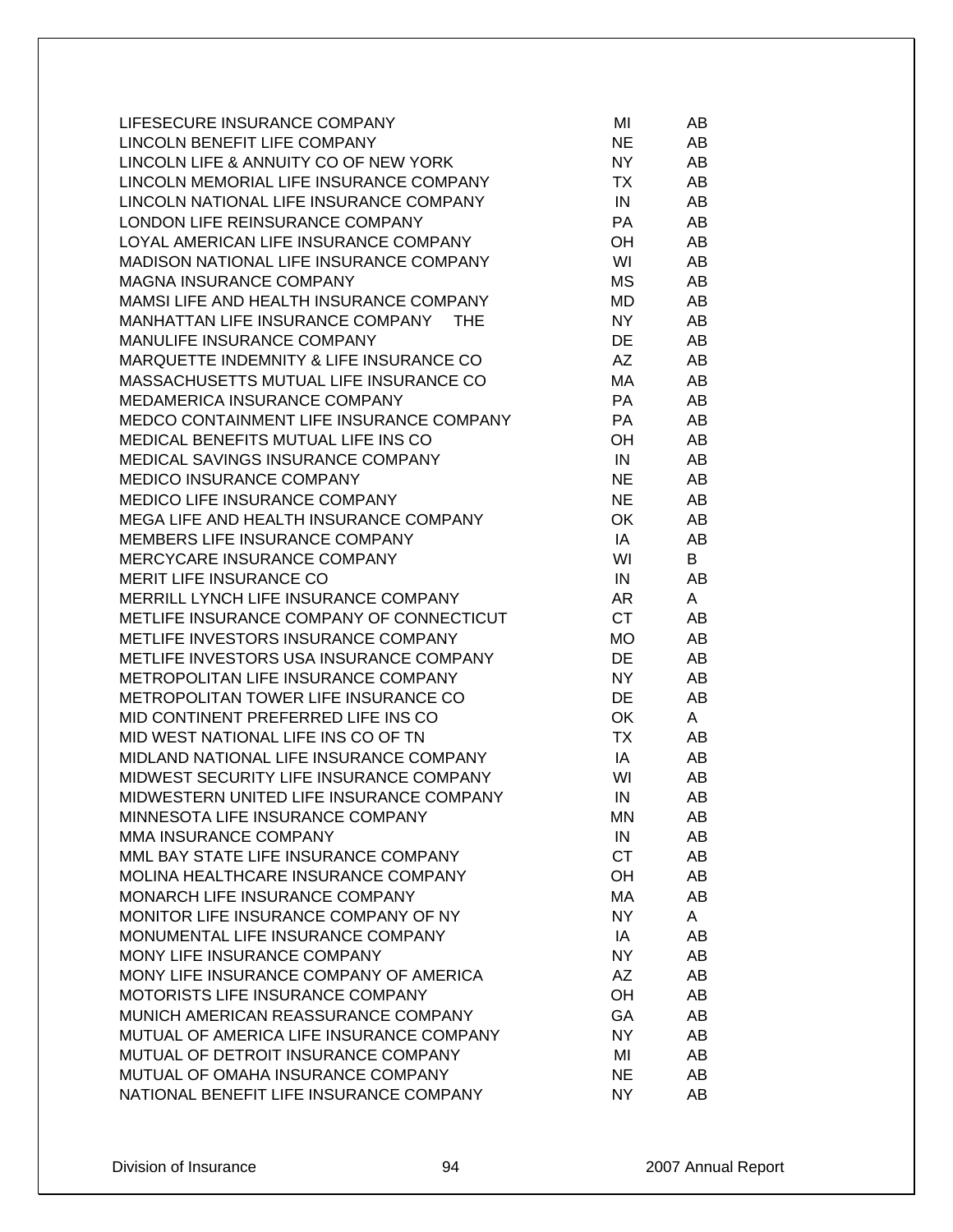| | | |
|---|---|---|
| LIFESECURE INSURANCE COMPANY | MI | AB |
| LINCOLN BENEFIT LIFE COMPANY | NE | AB |
| LINCOLN LIFE & ANNUITY CO OF NEW YORK | NY | AB |
| LINCOLN MEMORIAL LIFE INSURANCE COMPANY | TX | AB |
| LINCOLN NATIONAL LIFE INSURANCE COMPANY | IN | AB |
| LONDON LIFE REINSURANCE COMPANY | PA | AB |
| LOYAL AMERICAN LIFE INSURANCE COMPANY | OH | AB |
| MADISON NATIONAL LIFE INSURANCE COMPANY | WI | AB |
| MAGNA INSURANCE COMPANY | MS | AB |
| MAMSI LIFE AND HEALTH INSURANCE COMPANY | MD | AB |
| MANHATTAN LIFE INSURANCE COMPANY THE | NY | AB |
| MANULIFE INSURANCE COMPANY | DE | AB |
| MARQUETTE INDEMNITY & LIFE INSURANCE CO | AZ | AB |
| MASSACHUSETTS MUTUAL LIFE INSURANCE CO | MA | AB |
| MEDAMERICA INSURANCE COMPANY | PA | AB |
| MEDCO CONTAINMENT LIFE INSURANCE COMPANY | PA | AB |
| MEDICAL BENEFITS MUTUAL LIFE INS CO | OH | AB |
| MEDICAL SAVINGS INSURANCE COMPANY | IN | AB |
| MEDICO INSURANCE COMPANY | NE | AB |
| MEDICO LIFE INSURANCE COMPANY | NE | AB |
| MEGA LIFE AND HEALTH INSURANCE COMPANY | OK | AB |
| MEMBERS LIFE INSURANCE COMPANY | IA | AB |
| MERCYCARE INSURANCE COMPANY | WI | B |
| MERIT LIFE INSURANCE CO | IN | AB |
| MERRILL LYNCH LIFE INSURANCE COMPANY | AR | A |
| METLIFE INSURANCE COMPANY OF CONNECTICUT | CT | AB |
| METLIFE INVESTORS INSURANCE COMPANY | MO | AB |
| METLIFE INVESTORS USA INSURANCE COMPANY | DE | AB |
| METROPOLITAN LIFE INSURANCE COMPANY | NY | AB |
| METROPOLITAN TOWER LIFE INSURANCE CO | DE | AB |
| MID CONTINENT PREFERRED LIFE INS CO | OK | A |
| MID WEST NATIONAL LIFE INS CO OF TN | TX | AB |
| MIDLAND NATIONAL LIFE INSURANCE COMPANY | IA | AB |
| MIDWEST SECURITY LIFE INSURANCE COMPANY | WI | AB |
| MIDWESTERN UNITED LIFE INSURANCE COMPANY | IN | AB |
| MINNESOTA LIFE INSURANCE COMPANY | MN | AB |
| MMA INSURANCE COMPANY | IN | AB |
| MML BAY STATE LIFE INSURANCE COMPANY | CT | AB |
| MOLINA HEALTHCARE INSURANCE COMPANY | OH | AB |
| MONARCH LIFE INSURANCE COMPANY | MA | AB |
| MONITOR LIFE INSURANCE COMPANY OF NY | NY | A |
| MONUMENTAL LIFE INSURANCE COMPANY | IA | AB |
| MONY LIFE INSURANCE COMPANY | NY | AB |
| MONY LIFE INSURANCE COMPANY OF AMERICA | AZ | AB |
| MOTORISTS LIFE INSURANCE COMPANY | OH | AB |
| MUNICH AMERICAN REASSURANCE COMPANY | GA | AB |
| MUTUAL OF AMERICA LIFE INSURANCE COMPANY | NY | AB |
| MUTUAL OF DETROIT INSURANCE COMPANY | MI | AB |
| MUTUAL OF OMAHA INSURANCE COMPANY | NE | AB |
| NATIONAL BENEFIT LIFE INSURANCE COMPANY | NY | AB |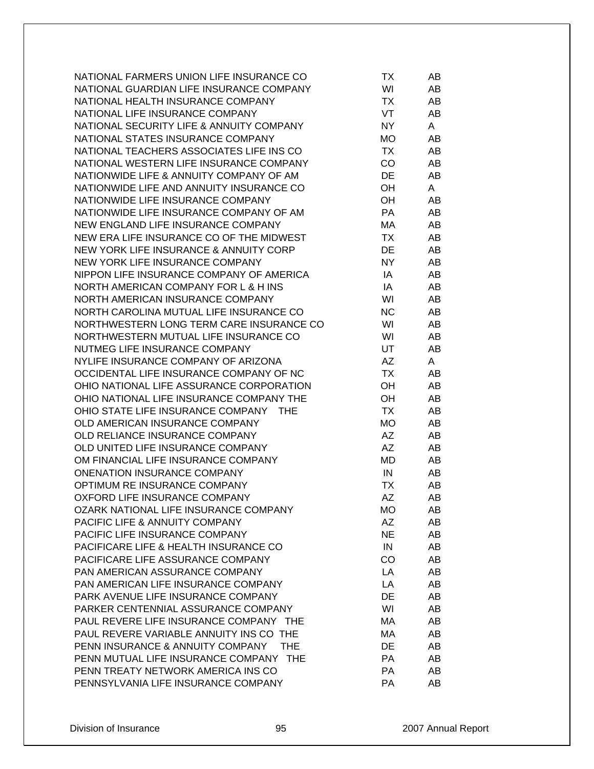| | | |
|---|---|---|
| NATIONAL FARMERS UNION LIFE INSURANCE CO | TX | AB |
| NATIONAL GUARDIAN LIFE INSURANCE COMPANY | WI | AB |
| NATIONAL HEALTH INSURANCE COMPANY | TX | AB |
| NATIONAL LIFE INSURANCE COMPANY | VT | AB |
| NATIONAL SECURITY LIFE & ANNUITY COMPANY | NY | A |
| NATIONAL STATES INSURANCE COMPANY | MO | AB |
| NATIONAL TEACHERS ASSOCIATES LIFE INS CO | TX | AB |
| NATIONAL WESTERN LIFE INSURANCE COMPANY | CO | AB |
| NATIONWIDE LIFE & ANNUITY COMPANY OF AM | DE | AB |
| NATIONWIDE LIFE AND ANNUITY INSURANCE CO | OH | A |
| NATIONWIDE LIFE INSURANCE COMPANY | OH | AB |
| NATIONWIDE LIFE INSURANCE COMPANY OF AM | PA | AB |
| NEW ENGLAND LIFE INSURANCE COMPANY | MA | AB |
| NEW ERA LIFE INSURANCE CO OF THE MIDWEST | TX | AB |
| NEW YORK LIFE INSURANCE & ANNUITY CORP | DE | AB |
| NEW YORK LIFE INSURANCE COMPANY | NY | AB |
| NIPPON LIFE INSURANCE COMPANY OF AMERICA | IA | AB |
| NORTH AMERICAN COMPANY FOR L & H INS | IA | AB |
| NORTH AMERICAN INSURANCE COMPANY | WI | AB |
| NORTH CAROLINA MUTUAL LIFE INSURANCE CO | NC | AB |
| NORTHWESTERN LONG TERM CARE INSURANCE CO | WI | AB |
| NORTHWESTERN MUTUAL LIFE INSURANCE CO | WI | AB |
| NUTMEG LIFE INSURANCE COMPANY | UT | AB |
| NYLIFE INSURANCE COMPANY OF ARIZONA | AZ | A |
| OCCIDENTAL LIFE INSURANCE COMPANY OF NC | TX | AB |
| OHIO NATIONAL LIFE ASSURANCE CORPORATION | OH | AB |
| OHIO NATIONAL LIFE INSURANCE COMPANY THE | OH | AB |
| OHIO STATE LIFE INSURANCE COMPANY THE | TX | AB |
| OLD AMERICAN INSURANCE COMPANY | MO | AB |
| OLD RELIANCE INSURANCE COMPANY | AZ | AB |
| OLD UNITED LIFE INSURANCE COMPANY | AZ | AB |
| OM FINANCIAL LIFE INSURANCE COMPANY | MD | AB |
| ONENATION INSURANCE COMPANY | IN | AB |
| OPTIMUM RE INSURANCE COMPANY | TX | AB |
| OXFORD LIFE INSURANCE COMPANY | AZ | AB |
| OZARK NATIONAL LIFE INSURANCE COMPANY | MO | AB |
| PACIFIC LIFE & ANNUITY COMPANY | AZ | AB |
| PACIFIC LIFE INSURANCE COMPANY | NE | AB |
| PACIFICARE LIFE & HEALTH INSURANCE CO | IN | AB |
| PACIFICARE LIFE ASSURANCE COMPANY | CO | AB |
| PAN AMERICAN ASSURANCE COMPANY | LA | AB |
| PAN AMERICAN LIFE INSURANCE COMPANY | LA | AB |
| PARK AVENUE LIFE INSURANCE COMPANY | DE | AB |
| PARKER CENTENNIAL ASSURANCE COMPANY | WI | AB |
| PAUL REVERE LIFE INSURANCE COMPANY THE | MA | AB |
| PAUL REVERE VARIABLE ANNUITY INS CO THE | MA | AB |
| PENN INSURANCE & ANNUITY COMPANY THE | DE | AB |
| PENN MUTUAL LIFE INSURANCE COMPANY THE | PA | AB |
| PENN TREATY NETWORK AMERICA INS CO | PA | AB |
| PENNSYLVANIA LIFE INSURANCE COMPANY | PA | AB |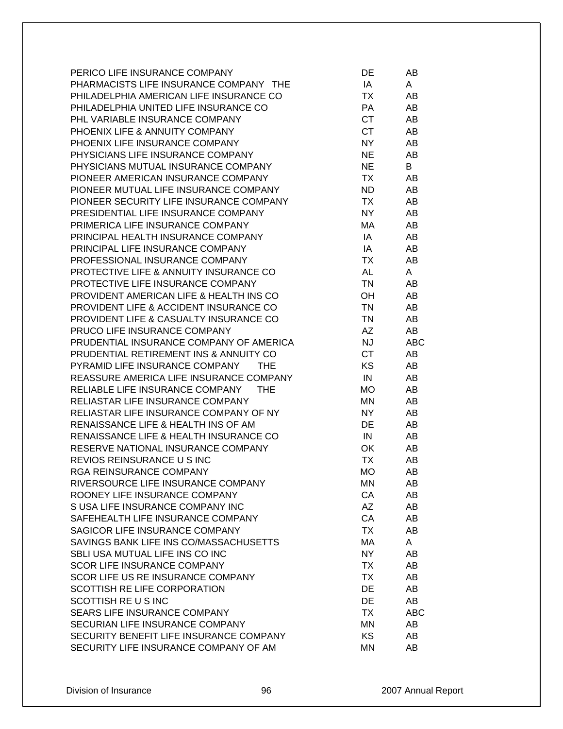| | | |
|---|---|---|
| PERICO LIFE INSURANCE COMPANY | DE | AB |
| PHARMACISTS LIFE INSURANCE COMPANY THE | IA | A |
| PHILADELPHIA AMERICAN LIFE INSURANCE CO | TX | AB |
| PHILADELPHIA UNITED LIFE INSURANCE CO | PA | AB |
| PHL VARIABLE INSURANCE COMPANY | CT | AB |
| PHOENIX LIFE & ANNUITY COMPANY | CT | AB |
| PHOENIX LIFE INSURANCE COMPANY | NY | AB |
| PHYSICIANS LIFE INSURANCE COMPANY | NE | AB |
| PHYSICIANS MUTUAL INSURANCE COMPANY | NE | B |
| PIONEER AMERICAN INSURANCE COMPANY | TX | AB |
| PIONEER MUTUAL LIFE INSURANCE COMPANY | ND | AB |
| PIONEER SECURITY LIFE INSURANCE COMPANY | TX | AB |
| PRESIDENTIAL LIFE INSURANCE COMPANY | NY | AB |
| PRIMERICA LIFE INSURANCE COMPANY | MA | AB |
| PRINCIPAL HEALTH INSURANCE COMPANY | IA | AB |
| PRINCIPAL LIFE INSURANCE COMPANY | IA | AB |
| PROFESSIONAL INSURANCE COMPANY | TX | AB |
| PROTECTIVE LIFE & ANNUITY INSURANCE CO | AL | A |
| PROTECTIVE LIFE INSURANCE COMPANY | TN | AB |
| PROVIDENT AMERICAN LIFE & HEALTH INS CO | OH | AB |
| PROVIDENT LIFE & ACCIDENT INSURANCE CO | TN | AB |
| PROVIDENT LIFE & CASUALTY INSURANCE CO | TN | AB |
| PRUCO LIFE INSURANCE COMPANY | AZ | AB |
| PRUDENTIAL INSURANCE COMPANY OF AMERICA | NJ | ABC |
| PRUDENTIAL RETIREMENT INS & ANNUITY CO | CT | AB |
| PYRAMID LIFE INSURANCE COMPANY THE | KS | AB |
| REASSURE AMERICA LIFE INSURANCE COMPANY | IN | AB |
| RELIABLE LIFE INSURANCE COMPANY THE | MO | AB |
| RELIASTAR LIFE INSURANCE COMPANY | MN | AB |
| RELIASTAR LIFE INSURANCE COMPANY OF NY | NY | AB |
| RENAISSANCE LIFE & HEALTH INS OF AM | DE | AB |
| RENAISSANCE LIFE & HEALTH INSURANCE CO | IN | AB |
| RESERVE NATIONAL INSURANCE COMPANY | OK | AB |
| REVIOS REINSURANCE U S INC | TX | AB |
| RGA REINSURANCE COMPANY | MO | AB |
| RIVERSOURCE LIFE INSURANCE COMPANY | MN | AB |
| ROONEY LIFE INSURANCE COMPANY | CA | AB |
| S USA LIFE INSURANCE COMPANY INC | AZ | AB |
| SAFEHEALTH LIFE INSURANCE COMPANY | CA | AB |
| SAGICOR LIFE INSURANCE COMPANY | TX | AB |
| SAVINGS BANK LIFE INS CO/MASSACHUSETTS | MA | A |
| SBLI USA MUTUAL LIFE INS CO INC | NY | AB |
| SCOR LIFE INSURANCE COMPANY | TX | AB |
| SCOR LIFE US RE INSURANCE COMPANY | TX | AB |
| SCOTTISH RE LIFE CORPORATION | DE | AB |
| SCOTTISH RE U S INC | DE | AB |
| SEARS LIFE INSURANCE COMPANY | TX | ABC |
| SECURIAN LIFE INSURANCE COMPANY | MN | AB |
| SECURITY BENEFIT LIFE INSURANCE COMPANY | KS | AB |
| SECURITY LIFE INSURANCE COMPANY OF AM | MN | AB |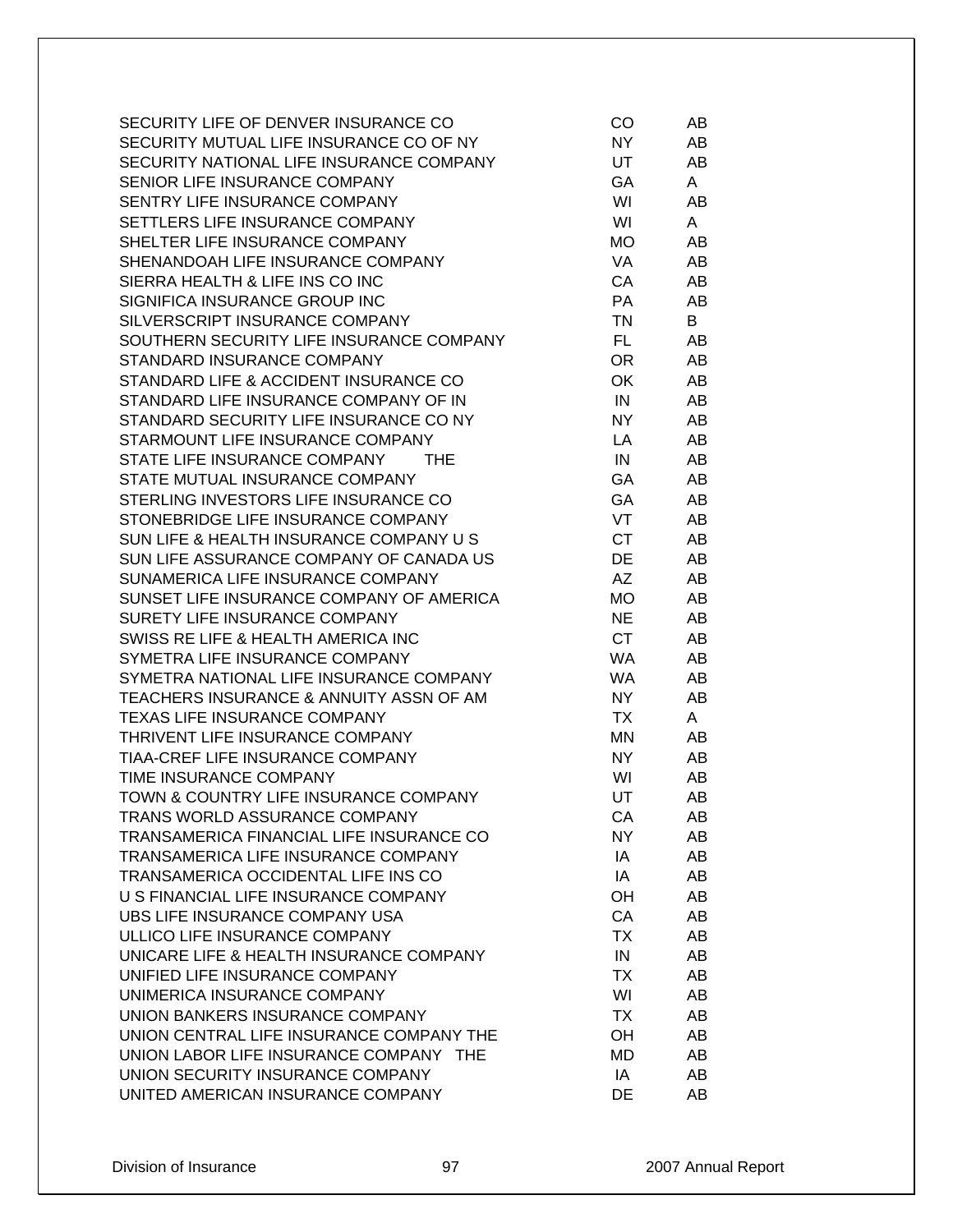| | | |
|---|---|---|
| SECURITY LIFE OF DENVER INSURANCE CO | CO | AB |
| SECURITY MUTUAL LIFE INSURANCE CO OF NY | NY | AB |
| SECURITY NATIONAL LIFE INSURANCE COMPANY | UT | AB |
| SENIOR LIFE INSURANCE COMPANY | GA | A |
| SENTRY LIFE INSURANCE COMPANY | WI | AB |
| SETTLERS LIFE INSURANCE COMPANY | WI | A |
| SHELTER LIFE INSURANCE COMPANY | MO | AB |
| SHENANDOAH LIFE INSURANCE COMPANY | VA | AB |
| SIERRA HEALTH & LIFE INS CO INC | CA | AB |
| SIGNIFICA INSURANCE GROUP INC | PA | AB |
| SILVERSCRIPT INSURANCE COMPANY | TN | B |
| SOUTHERN SECURITY LIFE INSURANCE COMPANY | FL | AB |
| STANDARD INSURANCE COMPANY | OR | AB |
| STANDARD LIFE & ACCIDENT INSURANCE CO | OK | AB |
| STANDARD LIFE INSURANCE COMPANY OF IN | IN | AB |
| STANDARD SECURITY LIFE INSURANCE CO NY | NY | AB |
| STARMOUNT LIFE INSURANCE COMPANY | LA | AB |
| STATE LIFE INSURANCE COMPANY THE | IN | AB |
| STATE MUTUAL INSURANCE COMPANY | GA | AB |
| STERLING INVESTORS LIFE INSURANCE CO | GA | AB |
| STONEBRIDGE LIFE INSURANCE COMPANY | VT | AB |
| SUN LIFE & HEALTH INSURANCE COMPANY U S | CT | AB |
| SUN LIFE ASSURANCE COMPANY OF CANADA US | DE | AB |
| SUNAMERICA LIFE INSURANCE COMPANY | AZ | AB |
| SUNSET LIFE INSURANCE COMPANY OF AMERICA | MO | AB |
| SURETY LIFE INSURANCE COMPANY | NE | AB |
| SWISS RE LIFE & HEALTH AMERICA INC | CT | AB |
| SYMETRA LIFE INSURANCE COMPANY | WA | AB |
| SYMETRA NATIONAL LIFE INSURANCE COMPANY | WA | AB |
| TEACHERS INSURANCE & ANNUITY ASSN OF AM | NY | AB |
| TEXAS LIFE INSURANCE COMPANY | TX | A |
| THRIVENT LIFE INSURANCE COMPANY | MN | AB |
| TIAA-CREF LIFE INSURANCE COMPANY | NY | AB |
| TIME INSURANCE COMPANY | WI | AB |
| TOWN & COUNTRY LIFE INSURANCE COMPANY | UT | AB |
| TRANS WORLD ASSURANCE COMPANY | CA | AB |
| TRANSAMERICA FINANCIAL LIFE INSURANCE CO | NY | AB |
| TRANSAMERICA LIFE INSURANCE COMPANY | IA | AB |
| TRANSAMERICA OCCIDENTAL LIFE INS CO | IA | AB |
| U S FINANCIAL LIFE INSURANCE COMPANY | OH | AB |
| UBS LIFE INSURANCE COMPANY USA | CA | AB |
| ULLICO LIFE INSURANCE COMPANY | TX | AB |
| UNICARE LIFE & HEALTH INSURANCE COMPANY | IN | AB |
| UNIFIED LIFE INSURANCE COMPANY | TX | AB |
| UNIMERICA INSURANCE COMPANY | WI | AB |
| UNION BANKERS INSURANCE COMPANY | TX | AB |
| UNION CENTRAL LIFE INSURANCE COMPANY THE | OH | AB |
| UNION LABOR LIFE INSURANCE COMPANY THE | MD | AB |
| UNION SECURITY INSURANCE COMPANY | IA | AB |
| UNITED AMERICAN INSURANCE COMPANY | DE | AB |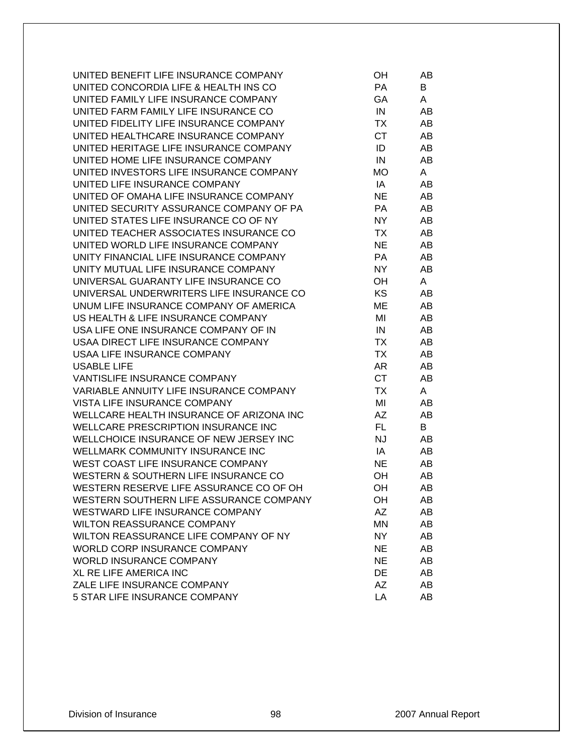| | | |
|---|---|---|
| UNITED BENEFIT LIFE INSURANCE COMPANY | OH | AB |
| UNITED CONCORDIA LIFE & HEALTH INS CO | PA | B |
| UNITED FAMILY LIFE INSURANCE COMPANY | GA | A |
| UNITED FARM FAMILY LIFE INSURANCE CO | IN | AB |
| UNITED FIDELITY LIFE INSURANCE COMPANY | TX | AB |
| UNITED HEALTHCARE INSURANCE COMPANY | CT | AB |
| UNITED HERITAGE LIFE INSURANCE COMPANY | ID | AB |
| UNITED HOME LIFE INSURANCE COMPANY | IN | AB |
| UNITED INVESTORS LIFE INSURANCE COMPANY | MO | A |
| UNITED LIFE INSURANCE COMPANY | IA | AB |
| UNITED OF OMAHA LIFE INSURANCE COMPANY | NE | AB |
| UNITED SECURITY ASSURANCE COMPANY OF PA | PA | AB |
| UNITED STATES LIFE INSURANCE CO OF NY | NY | AB |
| UNITED TEACHER ASSOCIATES INSURANCE CO | TX | AB |
| UNITED WORLD LIFE INSURANCE COMPANY | NE | AB |
| UNITY FINANCIAL LIFE INSURANCE COMPANY | PA | AB |
| UNITY MUTUAL LIFE INSURANCE COMPANY | NY | AB |
| UNIVERSAL GUARANTY LIFE INSURANCE CO | OH | A |
| UNIVERSAL UNDERWRITERS LIFE INSURANCE CO | KS | AB |
| UNUM LIFE INSURANCE COMPANY OF AMERICA | ME | AB |
| US HEALTH & LIFE INSURANCE COMPANY | MI | AB |
| USA LIFE ONE INSURANCE COMPANY OF IN | IN | AB |
| USAA DIRECT LIFE INSURANCE COMPANY | TX | AB |
| USAA LIFE INSURANCE COMPANY | TX | AB |
| USABLE LIFE | AR | AB |
| VANTISLIFE INSURANCE COMPANY | CT | AB |
| VARIABLE ANNUITY LIFE INSURANCE COMPANY | TX | A |
| VISTA LIFE INSURANCE COMPANY | MI | AB |
| WELLCARE HEALTH INSURANCE OF ARIZONA INC | AZ | AB |
| WELLCARE PRESCRIPTION INSURANCE INC | FL | B |
| WELLCHOICE INSURANCE OF NEW JERSEY INC | NJ | AB |
| WELLMARK COMMUNITY INSURANCE INC | IA | AB |
| WEST COAST LIFE INSURANCE COMPANY | NE | AB |
| WESTERN & SOUTHERN LIFE INSURANCE CO | OH | AB |
| WESTERN RESERVE LIFE ASSURANCE CO OF OH | OH | AB |
| WESTERN SOUTHERN LIFE ASSURANCE COMPANY | OH | AB |
| WESTWARD LIFE INSURANCE COMPANY | AZ | AB |
| WILTON REASSURANCE COMPANY | MN | AB |
| WILTON REASSURANCE LIFE COMPANY OF NY | NY | AB |
| WORLD CORP INSURANCE COMPANY | NE | AB |
| WORLD INSURANCE COMPANY | NE | AB |
| XL RE LIFE AMERICA INC | DE | AB |
| ZALE LIFE INSURANCE COMPANY | AZ | AB |
| 5 STAR LIFE INSURANCE COMPANY | LA | AB |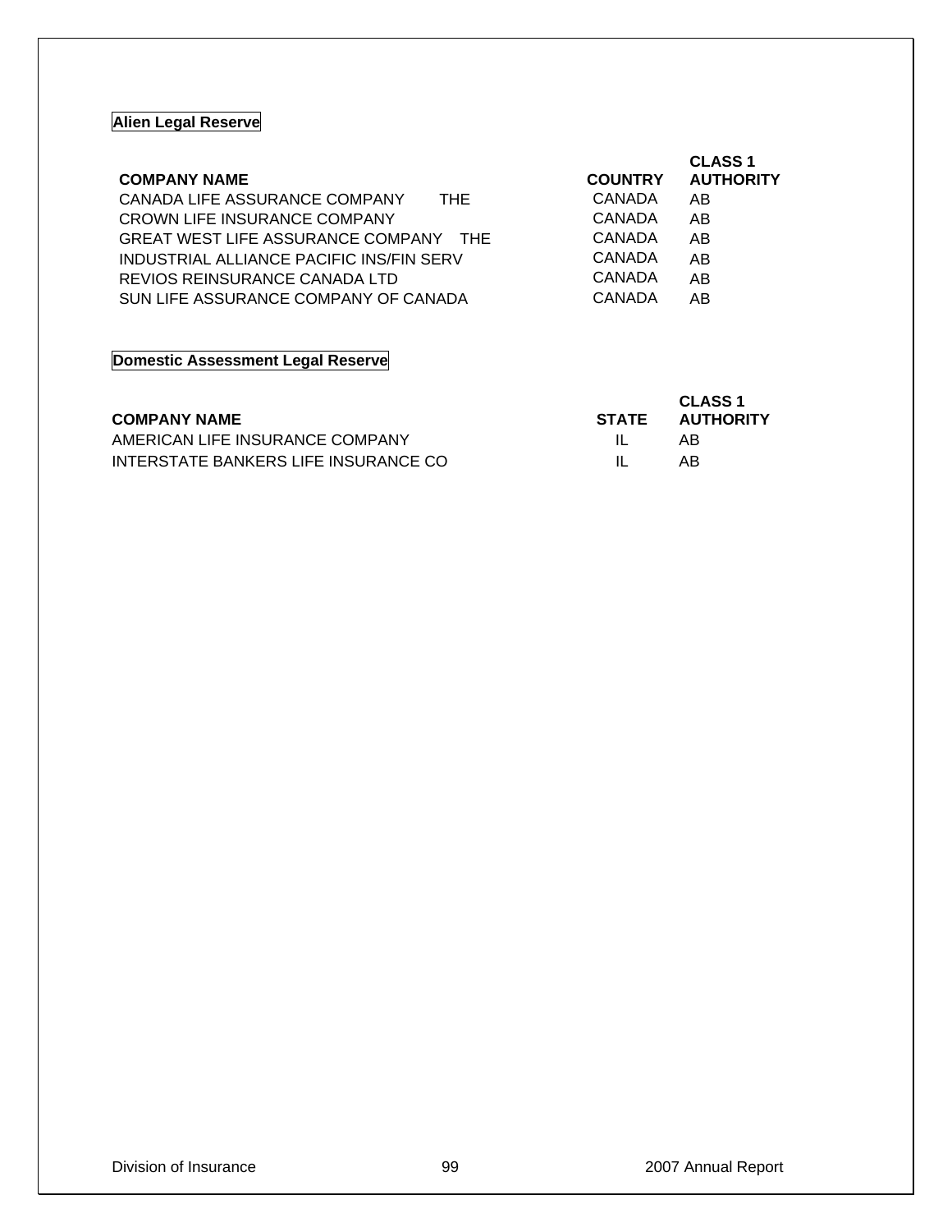## Alien Legal Reserve

| COMPANY NAME | COUNTRY | CLASS 1 AUTHORITY |
|---|---|---|
| CANADA LIFE ASSURANCE COMPANY THE | CANADA | AB |
| CROWN LIFE INSURANCE COMPANY | CANADA | AB |
| GREAT WEST LIFE ASSURANCE COMPANY THE | CANADA | AB |
| INDUSTRIAL ALLIANCE PACIFIC INS/FIN SERV | CANADA | AB |
| REVIOS REINSURANCE CANADA LTD | CANADA | AB |
| SUN LIFE ASSURANCE COMPANY OF CANADA | CANADA | AB |

## Domestic Assessment Legal Reserve

| COMPANY NAME | STATE | CLASS 1 AUTHORITY |
|---|---|---|
| AMERICAN LIFE INSURANCE COMPANY | IL | AB |
| INTERSTATE BANKERS LIFE INSURANCE CO | IL | AB |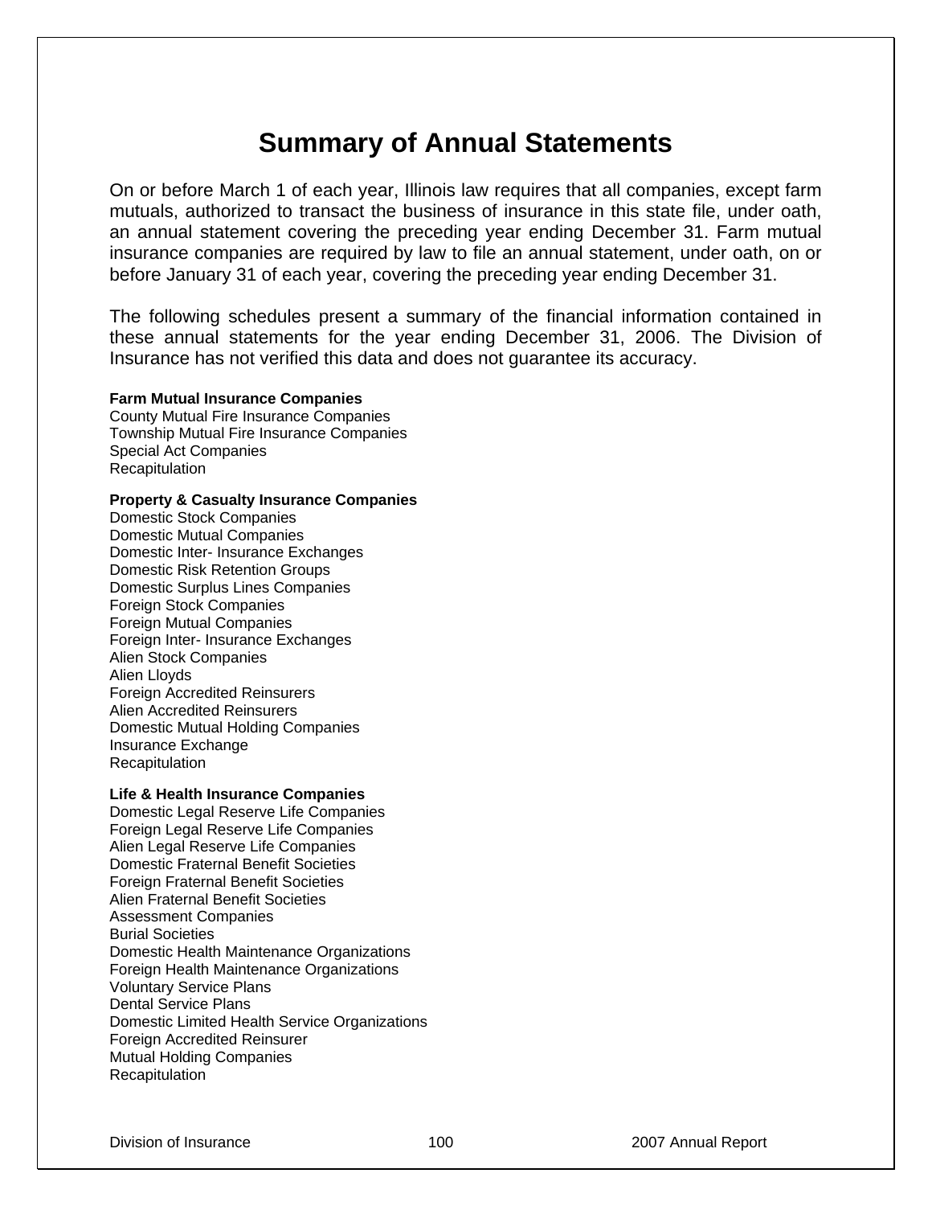# Summary of Annual Statements

On or before March 1 of each year, Illinois law requires that all companies, except farm mutuals, authorized to transact the business of insurance in this state file, under oath, an annual statement covering the preceding year ending December 31. Farm mutual insurance companies are required by law to file an annual statement, under oath, on or before January 31 of each year, covering the preceding year ending December 31.

The following schedules present a summary of the financial information contained in these annual statements for the year ending December 31, 2006. The Division of Insurance has not verified this data and does not guarantee its accuracy.

**Farm Mutual Insurance Companies**
County Mutual Fire Insurance Companies
Township Mutual Fire Insurance Companies
Special Act Companies
Recapitulation

**Property & Casualty Insurance Companies**
Domestic Stock Companies
Domestic Mutual Companies
Domestic Inter- Insurance Exchanges
Domestic Risk Retention Groups
Domestic Surplus Lines Companies
Foreign Stock Companies
Foreign Mutual Companies
Foreign Inter- Insurance Exchanges
Alien Stock Companies
Alien Lloyds
Foreign Accredited Reinsurers
Alien Accredited Reinsurers
Domestic Mutual Holding Companies
Insurance Exchange
Recapitulation

**Life & Health Insurance Companies**
Domestic Legal Reserve Life Companies
Foreign Legal Reserve Life Companies
Alien Legal Reserve Life Companies
Domestic Fraternal Benefit Societies
Foreign Fraternal Benefit Societies
Alien Fraternal Benefit Societies
Assessment Companies
Burial Societies
Domestic Health Maintenance Organizations
Foreign Health Maintenance Organizations
Voluntary Service Plans
Dental Service Plans
Domestic Limited Health Service Organizations
Foreign Accredited Reinsurer
Mutual Holding Companies
Recapitulation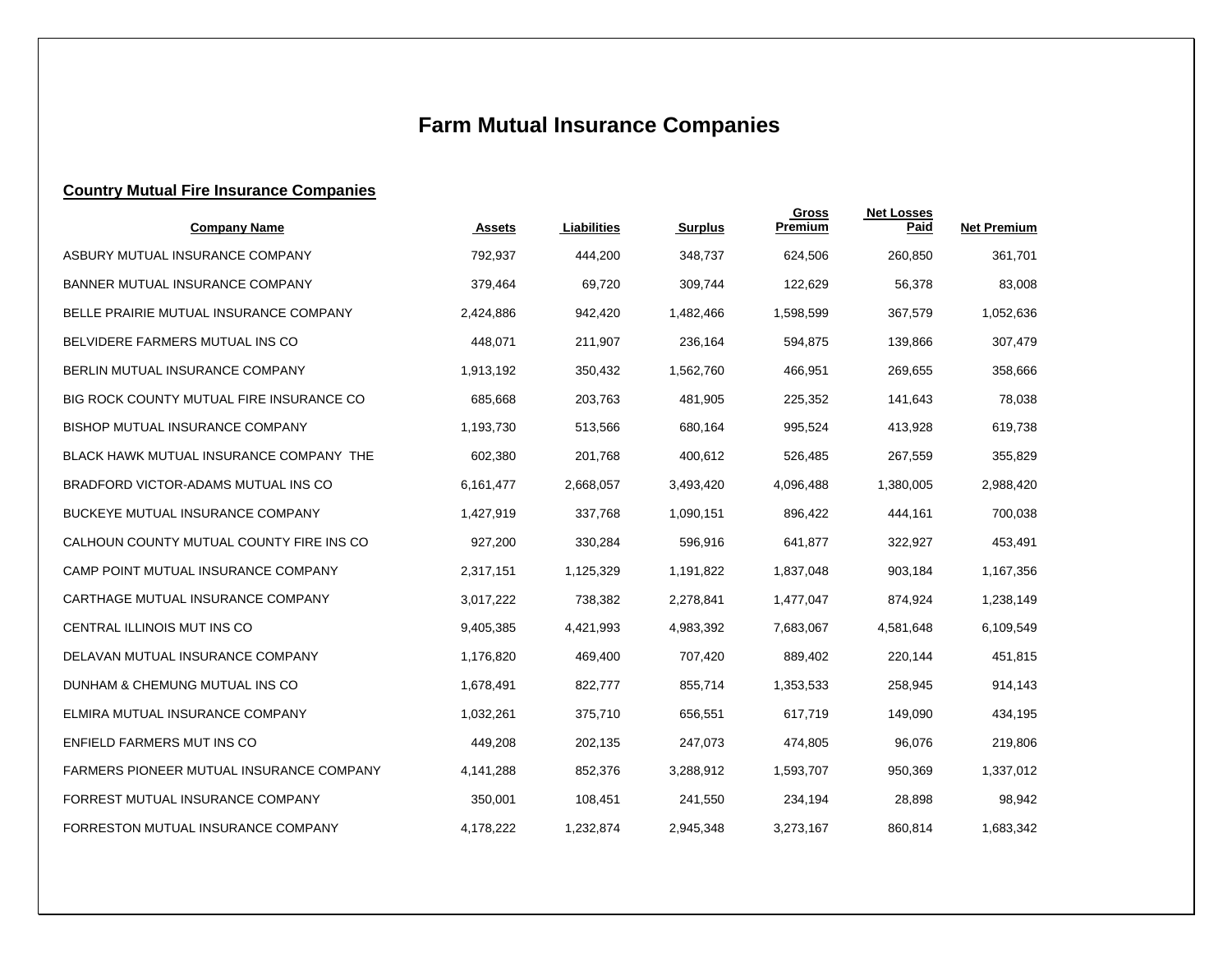# Farm Mutual Insurance Companies

## Country Mutual Fire Insurance Companies

| Company Name | Assets | Liabilities | Surplus | Gross Premium | Net Losses Paid | Net Premium |
|---|---|---|---|---|---|---|
| ASBURY MUTUAL INSURANCE COMPANY | 792,937 | 444,200 | 348,737 | 624,506 | 260,850 | 361,701 |
| BANNER MUTUAL INSURANCE COMPANY | 379,464 | 69,720 | 309,744 | 122,629 | 56,378 | 83,008 |
| BELLE PRAIRIE MUTUAL INSURANCE COMPANY | 2,424,886 | 942,420 | 1,482,466 | 1,598,599 | 367,579 | 1,052,636 |
| BELVIDERE FARMERS MUTUAL INS CO | 448,071 | 211,907 | 236,164 | 594,875 | 139,866 | 307,479 |
| BERLIN MUTUAL INSURANCE COMPANY | 1,913,192 | 350,432 | 1,562,760 | 466,951 | 269,655 | 358,666 |
| BIG ROCK COUNTY MUTUAL FIRE INSURANCE CO | 685,668 | 203,763 | 481,905 | 225,352 | 141,643 | 78,038 |
| BISHOP MUTUAL INSURANCE COMPANY | 1,193,730 | 513,566 | 680,164 | 995,524 | 413,928 | 619,738 |
| BLACK HAWK MUTUAL INSURANCE COMPANY THE | 602,380 | 201,768 | 400,612 | 526,485 | 267,559 | 355,829 |
| BRADFORD VICTOR-ADAMS MUTUAL INS CO | 6,161,477 | 2,668,057 | 3,493,420 | 4,096,488 | 1,380,005 | 2,988,420 |
| BUCKEYE MUTUAL INSURANCE COMPANY | 1,427,919 | 337,768 | 1,090,151 | 896,422 | 444,161 | 700,038 |
| CALHOUN COUNTY MUTUAL COUNTY FIRE INS CO | 927,200 | 330,284 | 596,916 | 641,877 | 322,927 | 453,491 |
| CAMP POINT MUTUAL INSURANCE COMPANY | 2,317,151 | 1,125,329 | 1,191,822 | 1,837,048 | 903,184 | 1,167,356 |
| CARTHAGE MUTUAL INSURANCE COMPANY | 3,017,222 | 738,382 | 2,278,841 | 1,477,047 | 874,924 | 1,238,149 |
| CENTRAL ILLINOIS MUT INS CO | 9,405,385 | 4,421,993 | 4,983,392 | 7,683,067 | 4,581,648 | 6,109,549 |
| DELAVAN MUTUAL INSURANCE COMPANY | 1,176,820 | 469,400 | 707,420 | 889,402 | 220,144 | 451,815 |
| DUNHAM & CHEMUNG MUTUAL INS CO | 1,678,491 | 822,777 | 855,714 | 1,353,533 | 258,945 | 914,143 |
| ELMIRA MUTUAL INSURANCE COMPANY | 1,032,261 | 375,710 | 656,551 | 617,719 | 149,090 | 434,195 |
| ENFIELD FARMERS MUT INS CO | 449,208 | 202,135 | 247,073 | 474,805 | 96,076 | 219,806 |
| FARMERS PIONEER MUTUAL INSURANCE COMPANY | 4,141,288 | 852,376 | 3,288,912 | 1,593,707 | 950,369 | 1,337,012 |
| FORREST MUTUAL INSURANCE COMPANY | 350,001 | 108,451 | 241,550 | 234,194 | 28,898 | 98,942 |
| FORRESTON MUTUAL INSURANCE COMPANY | 4,178,222 | 1,232,874 | 2,945,348 | 3,273,167 | 860,814 | 1,683,342 |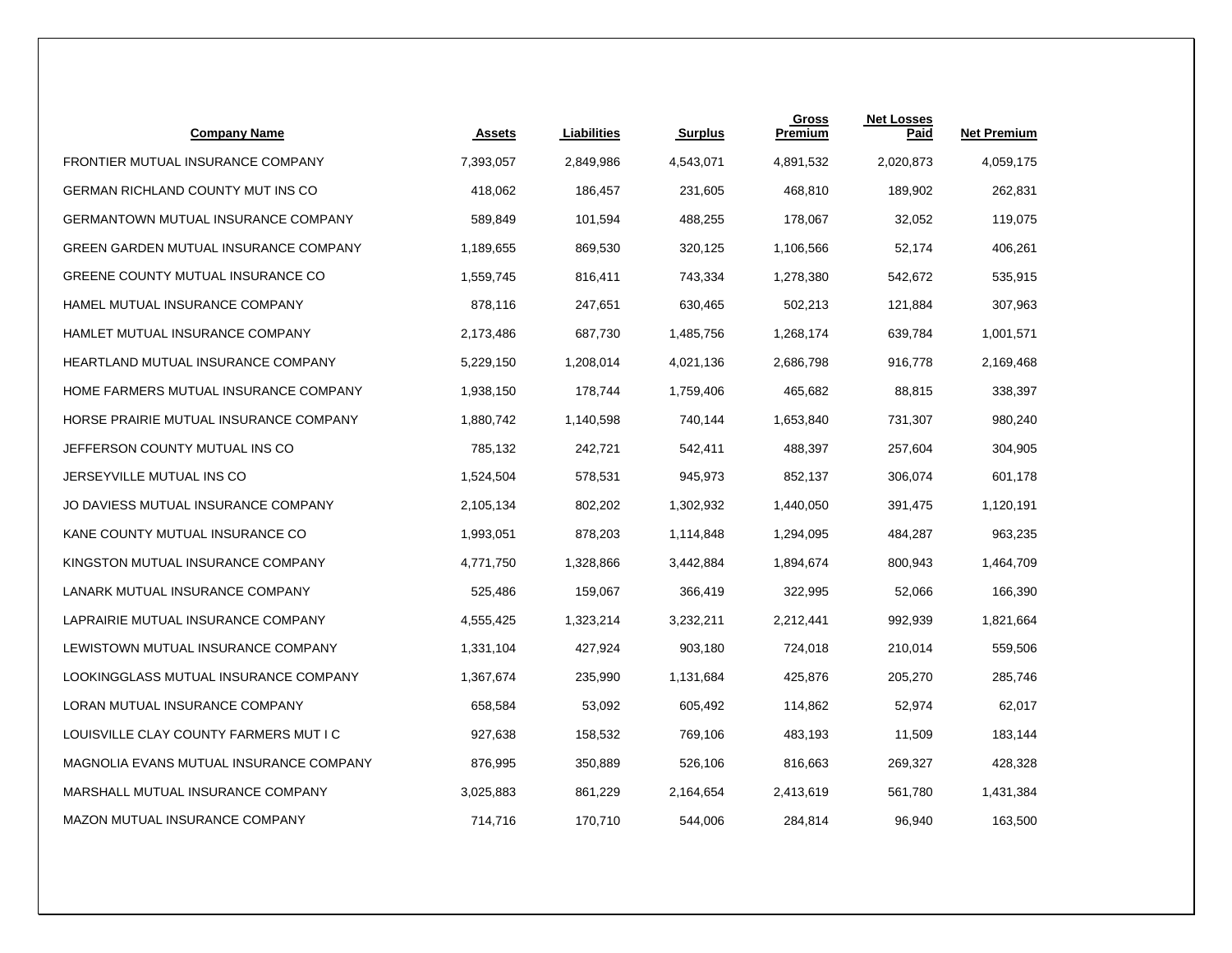| Company Name | Assets | Liabilities | Surplus | Gross Premium | Net Losses Paid | Net Premium |
|---|---|---|---|---|---|---|
| FRONTIER MUTUAL INSURANCE COMPANY | 7,393,057 | 2,849,986 | 4,543,071 | 4,891,532 | 2,020,873 | 4,059,175 |
| GERMAN RICHLAND COUNTY MUT INS CO | 418,062 | 186,457 | 231,605 | 468,810 | 189,902 | 262,831 |
| GERMANTOWN MUTUAL INSURANCE COMPANY | 589,849 | 101,594 | 488,255 | 178,067 | 32,052 | 119,075 |
| GREEN GARDEN MUTUAL INSURANCE COMPANY | 1,189,655 | 869,530 | 320,125 | 1,106,566 | 52,174 | 406,261 |
| GREENE COUNTY MUTUAL INSURANCE CO | 1,559,745 | 816,411 | 743,334 | 1,278,380 | 542,672 | 535,915 |
| HAMEL MUTUAL INSURANCE COMPANY | 878,116 | 247,651 | 630,465 | 502,213 | 121,884 | 307,963 |
| HAMLET MUTUAL INSURANCE COMPANY | 2,173,486 | 687,730 | 1,485,756 | 1,268,174 | 639,784 | 1,001,571 |
| HEARTLAND MUTUAL INSURANCE COMPANY | 5,229,150 | 1,208,014 | 4,021,136 | 2,686,798 | 916,778 | 2,169,468 |
| HOME FARMERS MUTUAL INSURANCE COMPANY | 1,938,150 | 178,744 | 1,759,406 | 465,682 | 88,815 | 338,397 |
| HORSE PRAIRIE MUTUAL INSURANCE COMPANY | 1,880,742 | 1,140,598 | 740,144 | 1,653,840 | 731,307 | 980,240 |
| JEFFERSON COUNTY MUTUAL INS CO | 785,132 | 242,721 | 542,411 | 488,397 | 257,604 | 304,905 |
| JERSEYVILLE MUTUAL INS CO | 1,524,504 | 578,531 | 945,973 | 852,137 | 306,074 | 601,178 |
| JO DAVIESS MUTUAL INSURANCE COMPANY | 2,105,134 | 802,202 | 1,302,932 | 1,440,050 | 391,475 | 1,120,191 |
| KANE COUNTY MUTUAL INSURANCE CO | 1,993,051 | 878,203 | 1,114,848 | 1,294,095 | 484,287 | 963,235 |
| KINGSTON MUTUAL INSURANCE COMPANY | 4,771,750 | 1,328,866 | 3,442,884 | 1,894,674 | 800,943 | 1,464,709 |
| LANARK MUTUAL INSURANCE COMPANY | 525,486 | 159,067 | 366,419 | 322,995 | 52,066 | 166,390 |
| LAPRAIRIE MUTUAL INSURANCE COMPANY | 4,555,425 | 1,323,214 | 3,232,211 | 2,212,441 | 992,939 | 1,821,664 |
| LEWISTOWN MUTUAL INSURANCE COMPANY | 1,331,104 | 427,924 | 903,180 | 724,018 | 210,014 | 559,506 |
| LOOKINGGLASS MUTUAL INSURANCE COMPANY | 1,367,674 | 235,990 | 1,131,684 | 425,876 | 205,270 | 285,746 |
| LORAN MUTUAL INSURANCE COMPANY | 658,584 | 53,092 | 605,492 | 114,862 | 52,974 | 62,017 |
| LOUISVILLE CLAY COUNTY FARMERS MUT I C | 927,638 | 158,532 | 769,106 | 483,193 | 11,509 | 183,144 |
| MAGNOLIA EVANS MUTUAL INSURANCE COMPANY | 876,995 | 350,889 | 526,106 | 816,663 | 269,327 | 428,328 |
| MARSHALL MUTUAL INSURANCE COMPANY | 3,025,883 | 861,229 | 2,164,654 | 2,413,619 | 561,780 | 1,431,384 |
| MAZON MUTUAL INSURANCE COMPANY | 714,716 | 170,710 | 544,006 | 284,814 | 96,940 | 163,500 |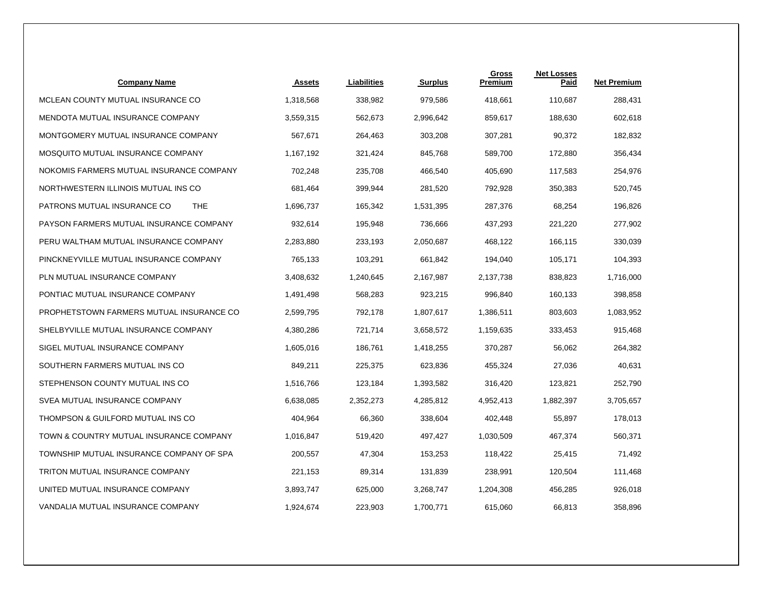| Company Name | Assets | Liabilities | Surplus | Gross Premium | Net Losses Paid | Net Premium |
|---|---|---|---|---|---|---|
| MCLEAN COUNTY MUTUAL INSURANCE CO | 1,318,568 | 338,982 | 979,586 | 418,661 | 110,687 | 288,431 |
| MENDOTA MUTUAL INSURANCE COMPANY | 3,559,315 | 562,673 | 2,996,642 | 859,617 | 188,630 | 602,618 |
| MONTGOMERY MUTUAL INSURANCE COMPANY | 567,671 | 264,463 | 303,208 | 307,281 | 90,372 | 182,832 |
| MOSQUITO MUTUAL INSURANCE COMPANY | 1,167,192 | 321,424 | 845,768 | 589,700 | 172,880 | 356,434 |
| NOKOMIS FARMERS MUTUAL INSURANCE COMPANY | 702,248 | 235,708 | 466,540 | 405,690 | 117,583 | 254,976 |
| NORTHWESTERN ILLINOIS MUTUAL INS CO | 681,464 | 399,944 | 281,520 | 792,928 | 350,383 | 520,745 |
| PATRONS MUTUAL INSURANCE CO THE | 1,696,737 | 165,342 | 1,531,395 | 287,376 | 68,254 | 196,826 |
| PAYSON FARMERS MUTUAL INSURANCE COMPANY | 932,614 | 195,948 | 736,666 | 437,293 | 221,220 | 277,902 |
| PERU WALTHAM MUTUAL INSURANCE COMPANY | 2,283,880 | 233,193 | 2,050,687 | 468,122 | 166,115 | 330,039 |
| PINCKNEYVILLE MUTUAL INSURANCE COMPANY | 765,133 | 103,291 | 661,842 | 194,040 | 105,171 | 104,393 |
| PLN MUTUAL INSURANCE COMPANY | 3,408,632 | 1,240,645 | 2,167,987 | 2,137,738 | 838,823 | 1,716,000 |
| PONTIAC MUTUAL INSURANCE COMPANY | 1,491,498 | 568,283 | 923,215 | 996,840 | 160,133 | 398,858 |
| PROPHETSTOWN FARMERS MUTUAL INSURANCE CO | 2,599,795 | 792,178 | 1,807,617 | 1,386,511 | 803,603 | 1,083,952 |
| SHELBYVILLE MUTUAL INSURANCE COMPANY | 4,380,286 | 721,714 | 3,658,572 | 1,159,635 | 333,453 | 915,468 |
| SIGEL MUTUAL INSURANCE COMPANY | 1,605,016 | 186,761 | 1,418,255 | 370,287 | 56,062 | 264,382 |
| SOUTHERN FARMERS MUTUAL INS CO | 849,211 | 225,375 | 623,836 | 455,324 | 27,036 | 40,631 |
| STEPHENSON COUNTY MUTUAL INS CO | 1,516,766 | 123,184 | 1,393,582 | 316,420 | 123,821 | 252,790 |
| SVEA MUTUAL INSURANCE COMPANY | 6,638,085 | 2,352,273 | 4,285,812 | 4,952,413 | 1,882,397 | 3,705,657 |
| THOMPSON & GUILFORD MUTUAL INS CO | 404,964 | 66,360 | 338,604 | 402,448 | 55,897 | 178,013 |
| TOWN & COUNTRY MUTUAL INSURANCE COMPANY | 1,016,847 | 519,420 | 497,427 | 1,030,509 | 467,374 | 560,371 |
| TOWNSHIP MUTUAL INSURANCE COMPANY OF SPA | 200,557 | 47,304 | 153,253 | 118,422 | 25,415 | 71,492 |
| TRITON MUTUAL INSURANCE COMPANY | 221,153 | 89,314 | 131,839 | 238,991 | 120,504 | 111,468 |
| UNITED MUTUAL INSURANCE COMPANY | 3,893,747 | 625,000 | 3,268,747 | 1,204,308 | 456,285 | 926,018 |
| VANDALIA MUTUAL INSURANCE COMPANY | 1,924,674 | 223,903 | 1,700,771 | 615,060 | 66,813 | 358,896 |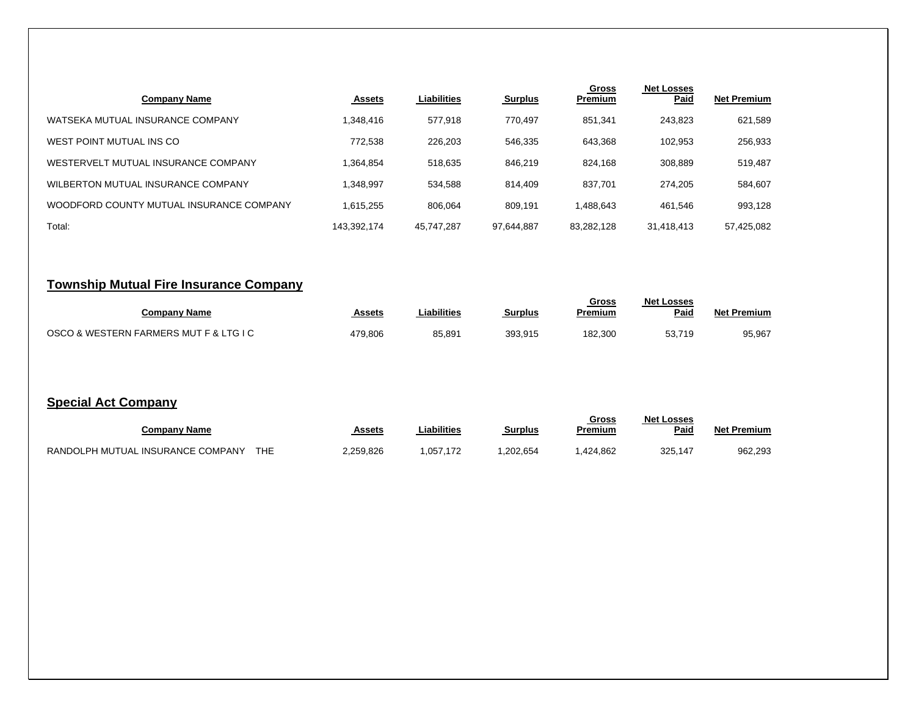| Company Name | Assets | Liabilities | Surplus | Gross Premium | Net Losses Paid | Net Premium |
|---|---|---|---|---|---|---|
| WATSEKA MUTUAL INSURANCE COMPANY | 1,348,416 | 577,918 | 770,497 | 851,341 | 243,823 | 621,589 |
| WEST POINT MUTUAL INS CO | 772,538 | 226,203 | 546,335 | 643,368 | 102,953 | 256,933 |
| WESTERVELT MUTUAL INSURANCE COMPANY | 1,364,854 | 518,635 | 846,219 | 824,168 | 308,889 | 519,487 |
| WILBERTON MUTUAL INSURANCE COMPANY | 1,348,997 | 534,588 | 814,409 | 837,701 | 274,205 | 584,607 |
| WOODFORD COUNTY MUTUAL INSURANCE COMPANY | 1,615,255 | 806,064 | 809,191 | 1,488,643 | 461,546 | 993,128 |
| Total: | 143,392,174 | 45,747,287 | 97,644,887 | 83,282,128 | 31,418,413 | 57,425,082 |

## Township Mutual Fire Insurance Company

| Company Name | Assets | Liabilities | Surplus | Gross Premium | Net Losses Paid | Net Premium |
|---|---|---|---|---|---|---|
| OSCO & WESTERN FARMERS MUT F & LTG I C | 479,806 | 85,891 | 393,915 | 182,300 | 53,719 | 95,967 |

## Special Act Company

| Company Name | Assets | Liabilities | Surplus | Gross Premium | Net Losses Paid | Net Premium |
|---|---|---|---|---|---|---|
| RANDOLPH MUTUAL INSURANCE COMPANY THE | 2,259,826 | 1,057,172 | 1,202,654 | 1,424,862 | 325,147 | 962,293 |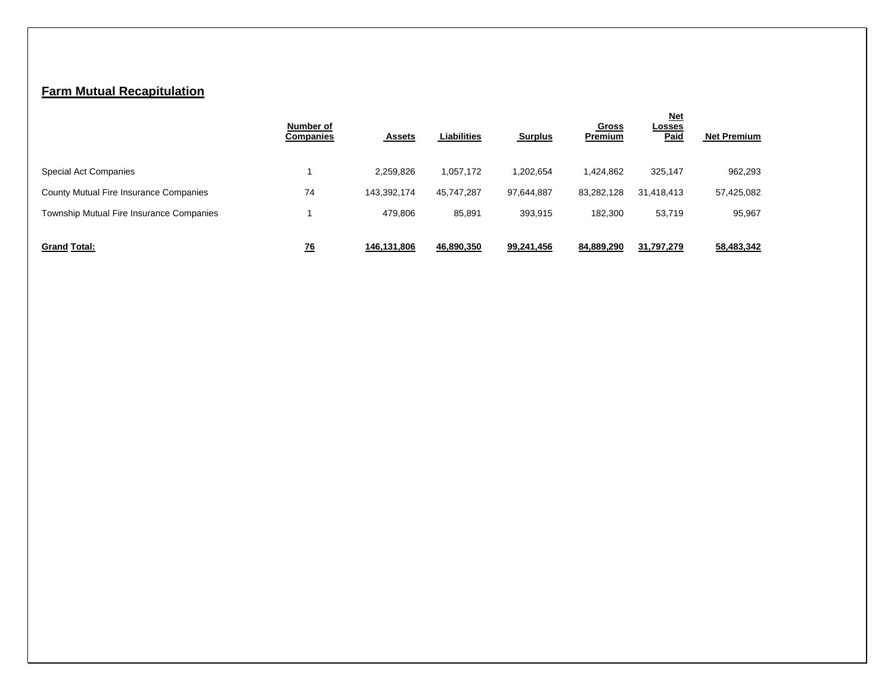## Farm Mutual Recapitulation

| | Number of Companies | Assets | Liabilities | Surplus | Gross Premium | Net Losses Paid | Net Premium |
|---|---|---|---|---|---|---|---|
| Special Act Companies | 1 | 2,259,826 | 1,057,172 | 1,202,654 | 1,424,862 | 325,147 | 962,293 |
| County Mutual Fire Insurance Companies | 74 | 143,392,174 | 45,747,287 | 97,644,887 | 83,282,128 | 31,418,413 | 57,425,082 |
| Township Mutual Fire Insurance Companies | 1 | 479,806 | 85,891 | 393,915 | 182,300 | 53,719 | 95,967 |
| **Grand Total:** | **76** | **146,131,806** | **46,890,350** | **99,241,456** | **84,889,290** | **31,797,279** | **58,483,342** |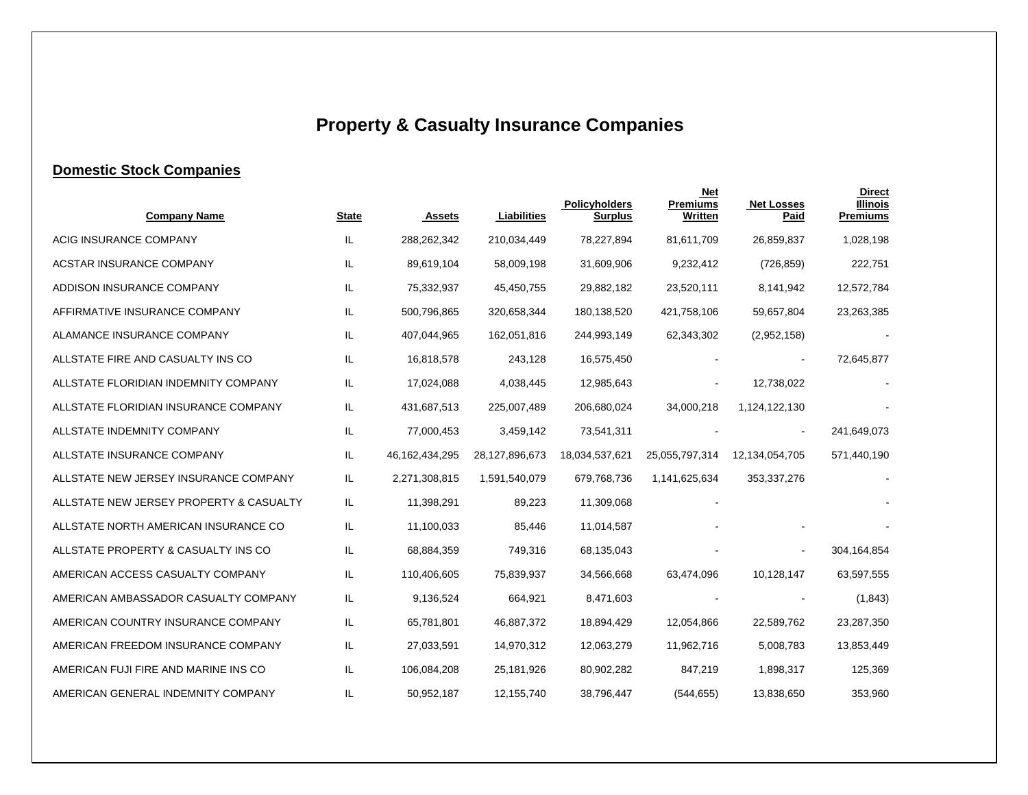# Property & Casualty Insurance Companies

## Domestic Stock Companies

| Company Name | State | Assets | Liabilities | Policyholders Surplus | Net Premiums Written | Net Losses Paid | Direct Illinois Premiums |
|---|---|---|---|---|---|---|---|
| ACIG INSURANCE COMPANY | IL | 288,262,342 | 210,034,449 | 78,227,894 | 81,611,709 | 26,859,837 | 1,028,198 |
| ACSTAR INSURANCE COMPANY | IL | 89,619,104 | 58,009,198 | 31,609,906 | 9,232,412 | (726,859) | 222,751 |
| ADDISON INSURANCE COMPANY | IL | 75,332,937 | 45,450,755 | 29,882,182 | 23,520,111 | 8,141,942 | 12,572,784 |
| AFFIRMATIVE INSURANCE COMPANY | IL | 500,796,865 | 320,658,344 | 180,138,520 | 421,758,106 | 59,657,804 | 23,263,385 |
| ALAMANCE INSURANCE COMPANY | IL | 407,044,965 | 162,051,816 | 244,993,149 | 62,343,302 | (2,952,158) | - |
| ALLSTATE FIRE AND CASUALTY INS CO | IL | 16,818,578 | 243,128 | 16,575,450 | - | - | 72,645,877 |
| ALLSTATE FLORIDIAN INDEMNITY COMPANY | IL | 17,024,088 | 4,038,445 | 12,985,643 | - | 12,738,022 | - |
| ALLSTATE FLORIDIAN INSURANCE COMPANY | IL | 431,687,513 | 225,007,489 | 206,680,024 | 34,000,218 | 1,124,122,130 | - |
| ALLSTATE INDEMNITY COMPANY | IL | 77,000,453 | 3,459,142 | 73,541,311 | - | - | 241,649,073 |
| ALLSTATE INSURANCE COMPANY | IL | 46,162,434,295 | 28,127,896,673 | 18,034,537,621 | 25,055,797,314 | 12,134,054,705 | 571,440,190 |
| ALLSTATE NEW JERSEY INSURANCE COMPANY | IL | 2,271,308,815 | 1,591,540,079 | 679,768,736 | 1,141,625,634 | 353,337,276 | - |
| ALLSTATE NEW JERSEY PROPERTY & CASUALTY | IL | 11,398,291 | 89,223 | 11,309,068 | - | | - |
| ALLSTATE NORTH AMERICAN INSURANCE CO | IL | 11,100,033 | 85,446 | 11,014,587 | - | - | - |
| ALLSTATE PROPERTY & CASUALTY INS CO | IL | 68,884,359 | 749,316 | 68,135,043 | - | - | 304,164,854 |
| AMERICAN ACCESS CASUALTY COMPANY | IL | 110,406,605 | 75,839,937 | 34,566,668 | 63,474,096 | 10,128,147 | 63,597,555 |
| AMERICAN AMBASSADOR CASUALTY COMPANY | IL | 9,136,524 | 664,921 | 8,471,603 | - | - | (1,843) |
| AMERICAN COUNTRY INSURANCE COMPANY | IL | 65,781,801 | 46,887,372 | 18,894,429 | 12,054,866 | 22,589,762 | 23,287,350 |
| AMERICAN FREEDOM INSURANCE COMPANY | IL | 27,033,591 | 14,970,312 | 12,063,279 | 11,962,716 | 5,008,783 | 13,853,449 |
| AMERICAN FUJI FIRE AND MARINE INS CO | IL | 106,084,208 | 25,181,926 | 80,902,282 | 847,219 | 1,898,317 | 125,369 |
| AMERICAN GENERAL INDEMNITY COMPANY | IL | 50,952,187 | 12,155,740 | 38,796,447 | (544,655) | 13,838,650 | 353,960 |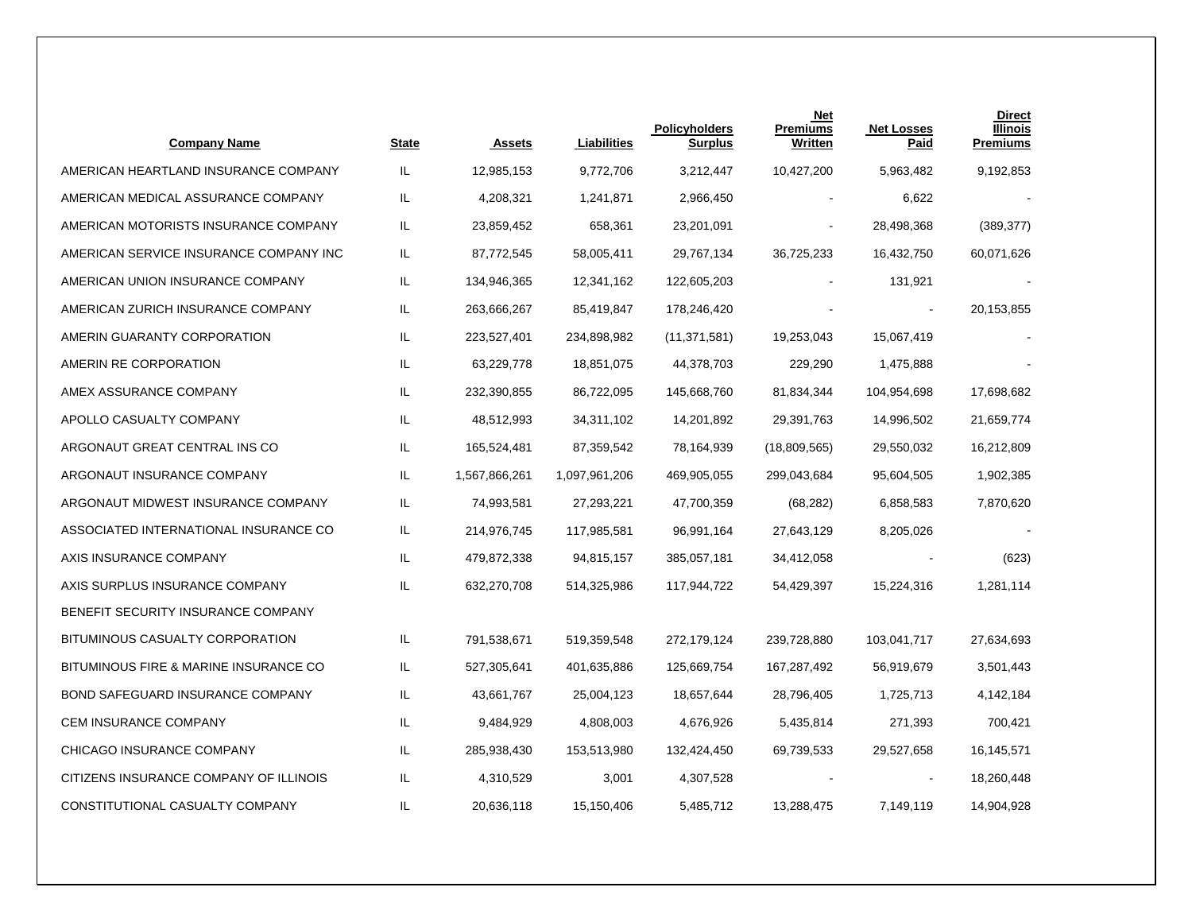| Company Name | State | Assets | Liabilities | Policyholders Surplus | Net Premiums Written | Net Losses Paid | Direct Illinois Premiums |
|---|---|---|---|---|---|---|---|
| AMERICAN HEARTLAND INSURANCE COMPANY | IL | 12,985,153 | 9,772,706 | 3,212,447 | 10,427,200 | 5,963,482 | 9,192,853 |
| AMERICAN MEDICAL ASSURANCE COMPANY | IL | 4,208,321 | 1,241,871 | 2,966,450 | - | 6,622 | - |
| AMERICAN MOTORISTS INSURANCE COMPANY | IL | 23,859,452 | 658,361 | 23,201,091 | - | 28,498,368 | (389,377) |
| AMERICAN SERVICE INSURANCE COMPANY INC | IL | 87,772,545 | 58,005,411 | 29,767,134 | 36,725,233 | 16,432,750 | 60,071,626 |
| AMERICAN UNION INSURANCE COMPANY | IL | 134,946,365 | 12,341,162 | 122,605,203 | - | 131,921 | - |
| AMERICAN ZURICH INSURANCE COMPANY | IL | 263,666,267 | 85,419,847 | 178,246,420 | - | - | 20,153,855 |
| AMERIN GUARANTY CORPORATION | IL | 223,527,401 | 234,898,982 | (11,371,581) | 19,253,043 | 15,067,419 | - |
| AMERIN RE CORPORATION | IL | 63,229,778 | 18,851,075 | 44,378,703 | 229,290 | 1,475,888 | - |
| AMEX ASSURANCE COMPANY | IL | 232,390,855 | 86,722,095 | 145,668,760 | 81,834,344 | 104,954,698 | 17,698,682 |
| APOLLO CASUALTY COMPANY | IL | 48,512,993 | 34,311,102 | 14,201,892 | 29,391,763 | 14,996,502 | 21,659,774 |
| ARGONAUT GREAT CENTRAL INS CO | IL | 165,524,481 | 87,359,542 | 78,164,939 | (18,809,565) | 29,550,032 | 16,212,809 |
| ARGONAUT INSURANCE COMPANY | IL | 1,567,866,261 | 1,097,961,206 | 469,905,055 | 299,043,684 | 95,604,505 | 1,902,385 |
| ARGONAUT MIDWEST INSURANCE COMPANY | IL | 74,993,581 | 27,293,221 | 47,700,359 | (68,282) | 6,858,583 | 7,870,620 |
| ASSOCIATED INTERNATIONAL INSURANCE CO | IL | 214,976,745 | 117,985,581 | 96,991,164 | 27,643,129 | 8,205,026 | - |
| AXIS INSURANCE COMPANY | IL | 479,872,338 | 94,815,157 | 385,057,181 | 34,412,058 | - | (623) |
| AXIS SURPLUS INSURANCE COMPANY | IL | 632,270,708 | 514,325,986 | 117,944,722 | 54,429,397 | 15,224,316 | 1,281,114 |
| BENEFIT SECURITY INSURANCE COMPANY | | | | | | | |
| BITUMINOUS CASUALTY CORPORATION | IL | 791,538,671 | 519,359,548 | 272,179,124 | 239,728,880 | 103,041,717 | 27,634,693 |
| BITUMINOUS FIRE & MARINE INSURANCE CO | IL | 527,305,641 | 401,635,886 | 125,669,754 | 167,287,492 | 56,919,679 | 3,501,443 |
| BOND SAFEGUARD INSURANCE COMPANY | IL | 43,661,767 | 25,004,123 | 18,657,644 | 28,796,405 | 1,725,713 | 4,142,184 |
| CEM INSURANCE COMPANY | IL | 9,484,929 | 4,808,003 | 4,676,926 | 5,435,814 | 271,393 | 700,421 |
| CHICAGO INSURANCE COMPANY | IL | 285,938,430 | 153,513,980 | 132,424,450 | 69,739,533 | 29,527,658 | 16,145,571 |
| CITIZENS INSURANCE COMPANY OF ILLINOIS | IL | 4,310,529 | 3,001 | 4,307,528 | - | - | 18,260,448 |
| CONSTITUTIONAL CASUALTY COMPANY | IL | 20,636,118 | 15,150,406 | 5,485,712 | 13,288,475 | 7,149,119 | 14,904,928 |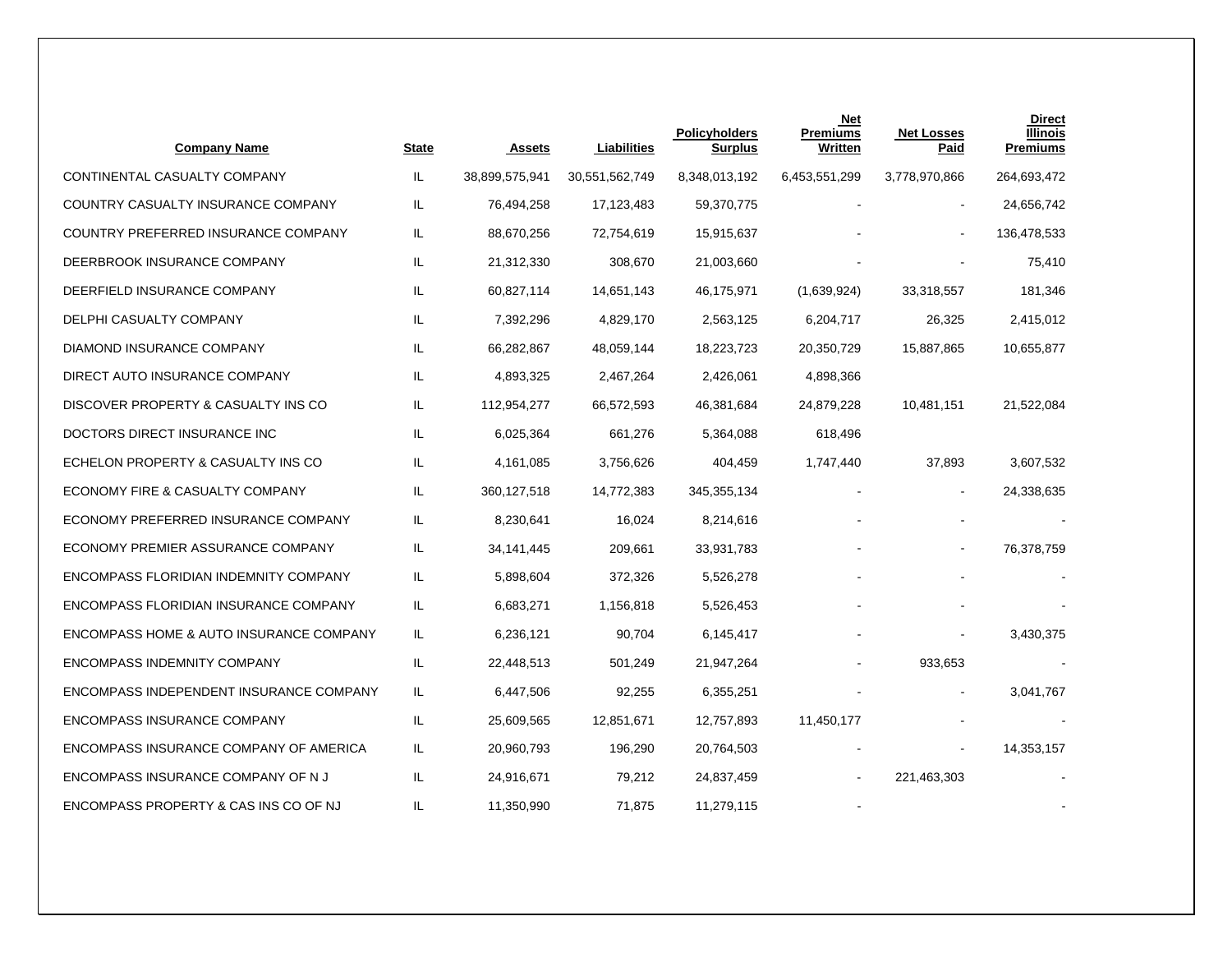| Company Name | State | Assets | Liabilities | Policyholders Surplus | Net Premiums Written | Net Losses Paid | Direct Illinois Premiums |
|---|---|---|---|---|---|---|---|
| CONTINENTAL CASUALTY COMPANY | IL | 38,899,575,941 | 30,551,562,749 | 8,348,013,192 | 6,453,551,299 | 3,778,970,866 | 264,693,472 |
| COUNTRY CASUALTY INSURANCE COMPANY | IL | 76,494,258 | 17,123,483 | 59,370,775 | - | - | 24,656,742 |
| COUNTRY PREFERRED INSURANCE COMPANY | IL | 88,670,256 | 72,754,619 | 15,915,637 | - | - | 136,478,533 |
| DEERBROOK INSURANCE COMPANY | IL | 21,312,330 | 308,670 | 21,003,660 | - | - | 75,410 |
| DEERFIELD INSURANCE COMPANY | IL | 60,827,114 | 14,651,143 | 46,175,971 | (1,639,924) | 33,318,557 | 181,346 |
| DELPHI CASUALTY COMPANY | IL | 7,392,296 | 4,829,170 | 2,563,125 | 6,204,717 | 26,325 | 2,415,012 |
| DIAMOND INSURANCE COMPANY | IL | 66,282,867 | 48,059,144 | 18,223,723 | 20,350,729 | 15,887,865 | 10,655,877 |
| DIRECT AUTO INSURANCE COMPANY | IL | 4,893,325 | 2,467,264 | 2,426,061 | 4,898,366 | | |
| DISCOVER PROPERTY & CASUALTY INS CO | IL | 112,954,277 | 66,572,593 | 46,381,684 | 24,879,228 | 10,481,151 | 21,522,084 |
| DOCTORS DIRECT INSURANCE INC | IL | 6,025,364 | 661,276 | 5,364,088 | 618,496 | | |
| ECHELON PROPERTY & CASUALTY INS CO | IL | 4,161,085 | 3,756,626 | 404,459 | 1,747,440 | 37,893 | 3,607,532 |
| ECONOMY FIRE & CASUALTY COMPANY | IL | 360,127,518 | 14,772,383 | 345,355,134 | - | - | 24,338,635 |
| ECONOMY PREFERRED INSURANCE COMPANY | IL | 8,230,641 | 16,024 | 8,214,616 | - | - | - |
| ECONOMY PREMIER ASSURANCE COMPANY | IL | 34,141,445 | 209,661 | 33,931,783 | - | - | 76,378,759 |
| ENCOMPASS FLORIDIAN INDEMNITY COMPANY | IL | 5,898,604 | 372,326 | 5,526,278 | - | - | - |
| ENCOMPASS FLORIDIAN INSURANCE COMPANY | IL | 6,683,271 | 1,156,818 | 5,526,453 | - | - | - |
| ENCOMPASS HOME & AUTO INSURANCE COMPANY | IL | 6,236,121 | 90,704 | 6,145,417 | - | - | 3,430,375 |
| ENCOMPASS INDEMNITY COMPANY | IL | 22,448,513 | 501,249 | 21,947,264 | - | 933,653 | - |
| ENCOMPASS INDEPENDENT INSURANCE COMPANY | IL | 6,447,506 | 92,255 | 6,355,251 | - | - | 3,041,767 |
| ENCOMPASS INSURANCE COMPANY | IL | 25,609,565 | 12,851,671 | 12,757,893 | 11,450,177 | - | - |
| ENCOMPASS INSURANCE COMPANY OF AMERICA | IL | 20,960,793 | 196,290 | 20,764,503 | - | - | 14,353,157 |
| ENCOMPASS INSURANCE COMPANY OF N J | IL | 24,916,671 | 79,212 | 24,837,459 | - | 221,463,303 | - |
| ENCOMPASS PROPERTY & CAS INS CO OF NJ | IL | 11,350,990 | 71,875 | 11,279,115 | - | | - |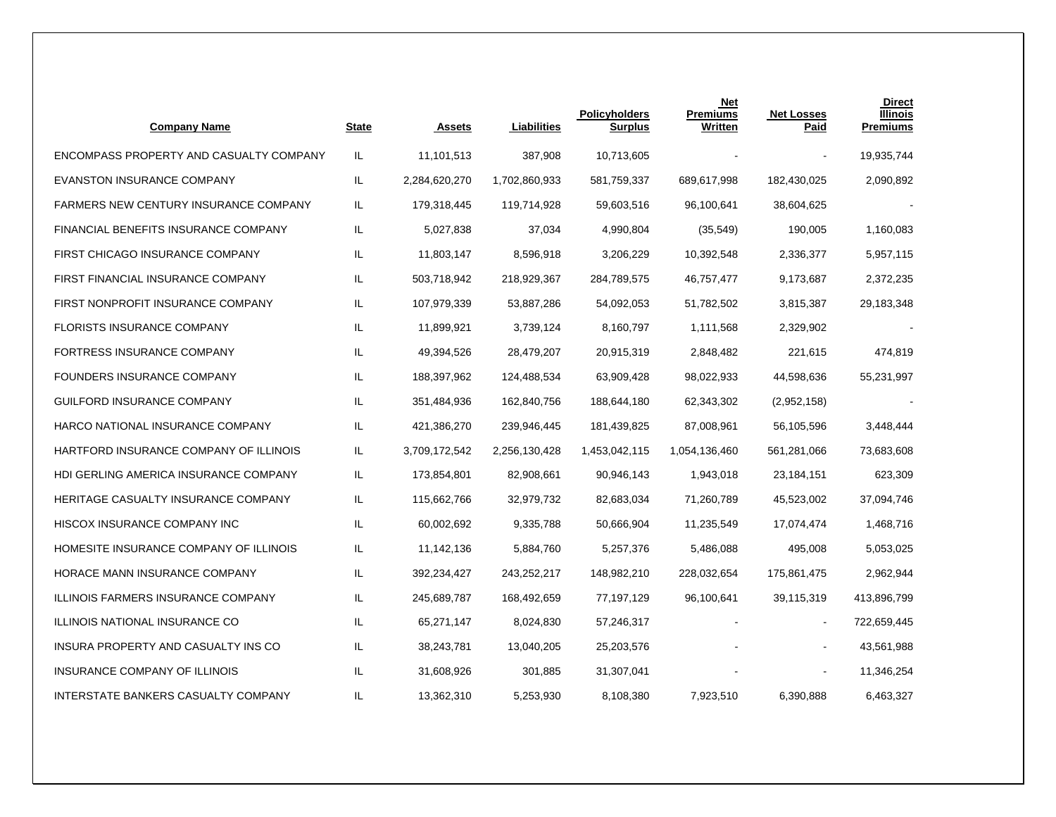| Company Name | State | Assets | Liabilities | Policyholders Surplus | Net Premiums Written | Net Losses Paid | Direct Illinois Premiums |
|---|---|---|---|---|---|---|---|
| ENCOMPASS PROPERTY AND CASUALTY COMPANY | IL | 11,101,513 | 387,908 | 10,713,605 | - | - | 19,935,744 |
| EVANSTON INSURANCE COMPANY | IL | 2,284,620,270 | 1,702,860,933 | 581,759,337 | 689,617,998 | 182,430,025 | 2,090,892 |
| FARMERS NEW CENTURY INSURANCE COMPANY | IL | 179,318,445 | 119,714,928 | 59,603,516 | 96,100,641 | 38,604,625 | - |
| FINANCIAL BENEFITS INSURANCE COMPANY | IL | 5,027,838 | 37,034 | 4,990,804 | (35,549) | 190,005 | 1,160,083 |
| FIRST CHICAGO INSURANCE COMPANY | IL | 11,803,147 | 8,596,918 | 3,206,229 | 10,392,548 | 2,336,377 | 5,957,115 |
| FIRST FINANCIAL INSURANCE COMPANY | IL | 503,718,942 | 218,929,367 | 284,789,575 | 46,757,477 | 9,173,687 | 2,372,235 |
| FIRST NONPROFIT INSURANCE COMPANY | IL | 107,979,339 | 53,887,286 | 54,092,053 | 51,782,502 | 3,815,387 | 29,183,348 |
| FLORISTS INSURANCE COMPANY | IL | 11,899,921 | 3,739,124 | 8,160,797 | 1,111,568 | 2,329,902 | - |
| FORTRESS INSURANCE COMPANY | IL | 49,394,526 | 28,479,207 | 20,915,319 | 2,848,482 | 221,615 | 474,819 |
| FOUNDERS INSURANCE COMPANY | IL | 188,397,962 | 124,488,534 | 63,909,428 | 98,022,933 | 44,598,636 | 55,231,997 |
| GUILFORD INSURANCE COMPANY | IL | 351,484,936 | 162,840,756 | 188,644,180 | 62,343,302 | (2,952,158) | - |
| HARCO NATIONAL INSURANCE COMPANY | IL | 421,386,270 | 239,946,445 | 181,439,825 | 87,008,961 | 56,105,596 | 3,448,444 |
| HARTFORD INSURANCE COMPANY OF ILLINOIS | IL | 3,709,172,542 | 2,256,130,428 | 1,453,042,115 | 1,054,136,460 | 561,281,066 | 73,683,608 |
| HDI GERLING AMERICA INSURANCE COMPANY | IL | 173,854,801 | 82,908,661 | 90,946,143 | 1,943,018 | 23,184,151 | 623,309 |
| HERITAGE CASUALTY INSURANCE COMPANY | IL | 115,662,766 | 32,979,732 | 82,683,034 | 71,260,789 | 45,523,002 | 37,094,746 |
| HISCOX INSURANCE COMPANY INC | IL | 60,002,692 | 9,335,788 | 50,666,904 | 11,235,549 | 17,074,474 | 1,468,716 |
| HOMESITE INSURANCE COMPANY OF ILLINOIS | IL | 11,142,136 | 5,884,760 | 5,257,376 | 5,486,088 | 495,008 | 5,053,025 |
| HORACE MANN INSURANCE COMPANY | IL | 392,234,427 | 243,252,217 | 148,982,210 | 228,032,654 | 175,861,475 | 2,962,944 |
| ILLINOIS FARMERS INSURANCE COMPANY | IL | 245,689,787 | 168,492,659 | 77,197,129 | 96,100,641 | 39,115,319 | 413,896,799 |
| ILLINOIS NATIONAL INSURANCE CO | IL | 65,271,147 | 8,024,830 | 57,246,317 | - | - | 722,659,445 |
| INSURA PROPERTY AND CASUALTY INS CO | IL | 38,243,781 | 13,040,205 | 25,203,576 | - | - | 43,561,988 |
| INSURANCE COMPANY OF ILLINOIS | IL | 31,608,926 | 301,885 | 31,307,041 | - | - | 11,346,254 |
| INTERSTATE BANKERS CASUALTY COMPANY | IL | 13,362,310 | 5,253,930 | 8,108,380 | 7,923,510 | 6,390,888 | 6,463,327 |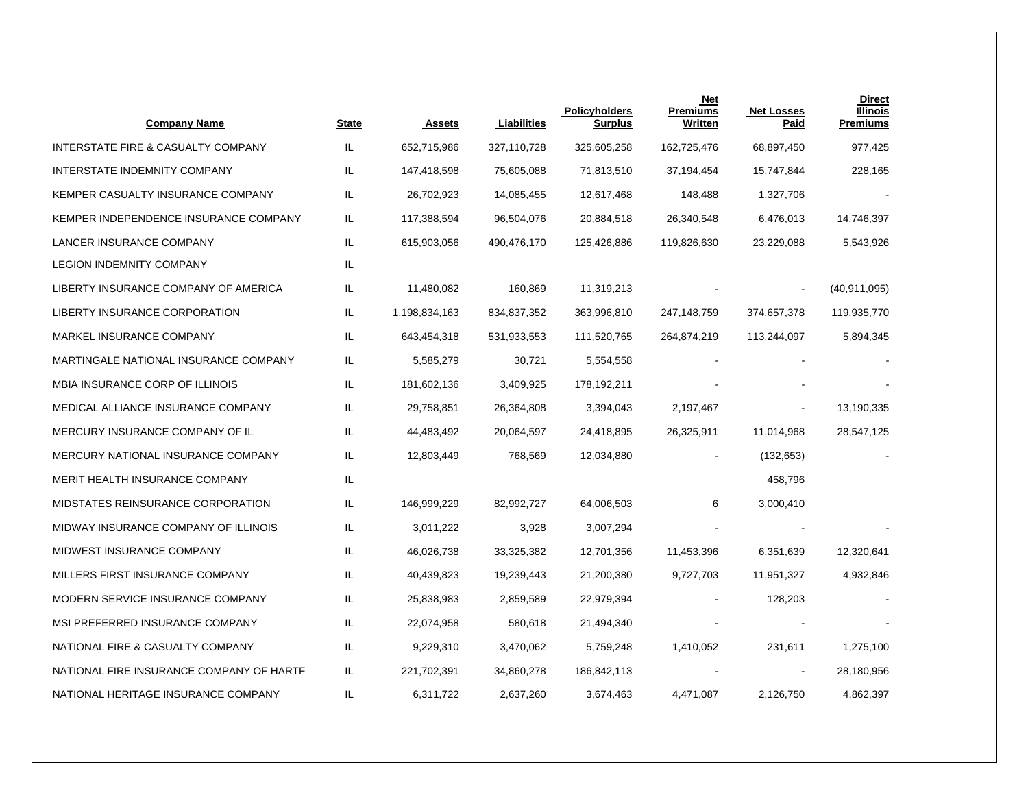| Company Name | State | Assets | Liabilities | Policyholders Surplus | Net Premiums Written | Net Losses Paid | Direct Illinois Premiums |
|---|---|---|---|---|---|---|---|
| INTERSTATE FIRE & CASUALTY COMPANY | IL | 652,715,986 | 327,110,728 | 325,605,258 | 162,725,476 | 68,897,450 | 977,425 |
| INTERSTATE INDEMNITY COMPANY | IL | 147,418,598 | 75,605,088 | 71,813,510 | 37,194,454 | 15,747,844 | 228,165 |
| KEMPER CASUALTY INSURANCE COMPANY | IL | 26,702,923 | 14,085,455 | 12,617,468 | 148,488 | 1,327,706 | - |
| KEMPER INDEPENDENCE INSURANCE COMPANY | IL | 117,388,594 | 96,504,076 | 20,884,518 | 26,340,548 | 6,476,013 | 14,746,397 |
| LANCER INSURANCE COMPANY | IL | 615,903,056 | 490,476,170 | 125,426,886 | 119,826,630 | 23,229,088 | 5,543,926 |
| LEGION INDEMNITY COMPANY | IL | | | | | | |
| LIBERTY INSURANCE COMPANY OF AMERICA | IL | 11,480,082 | 160,869 | 11,319,213 | - | - | (40,911,095) |
| LIBERTY INSURANCE CORPORATION | IL | 1,198,834,163 | 834,837,352 | 363,996,810 | 247,148,759 | 374,657,378 | 119,935,770 |
| MARKEL INSURANCE COMPANY | IL | 643,454,318 | 531,933,553 | 111,520,765 | 264,874,219 | 113,244,097 | 5,894,345 |
| MARTINGALE NATIONAL INSURANCE COMPANY | IL | 5,585,279 | 30,721 | 5,554,558 | - | - | - |
| MBIA INSURANCE CORP OF ILLINOIS | IL | 181,602,136 | 3,409,925 | 178,192,211 | - | - | - |
| MEDICAL ALLIANCE INSURANCE COMPANY | IL | 29,758,851 | 26,364,808 | 3,394,043 | 2,197,467 | - | 13,190,335 |
| MERCURY INSURANCE COMPANY OF IL | IL | 44,483,492 | 20,064,597 | 24,418,895 | 26,325,911 | 11,014,968 | 28,547,125 |
| MERCURY NATIONAL INSURANCE COMPANY | IL | 12,803,449 | 768,569 | 12,034,880 | - | (132,653) | - |
| MERIT HEALTH INSURANCE COMPANY | IL | | | | | 458,796 | |
| MIDSTATES REINSURANCE CORPORATION | IL | 146,999,229 | 82,992,727 | 64,006,503 | 6 | 3,000,410 | |
| MIDWAY INSURANCE COMPANY OF ILLINOIS | IL | 3,011,222 | 3,928 | 3,007,294 | - | - | - |
| MIDWEST INSURANCE COMPANY | IL | 46,026,738 | 33,325,382 | 12,701,356 | 11,453,396 | 6,351,639 | 12,320,641 |
| MILLERS FIRST INSURANCE COMPANY | IL | 40,439,823 | 19,239,443 | 21,200,380 | 9,727,703 | 11,951,327 | 4,932,846 |
| MODERN SERVICE INSURANCE COMPANY | IL | 25,838,983 | 2,859,589 | 22,979,394 | - | 128,203 | - |
| MSI PREFERRED INSURANCE COMPANY | IL | 22,074,958 | 580,618 | 21,494,340 | - | - | - |
| NATIONAL FIRE & CASUALTY COMPANY | IL | 9,229,310 | 3,470,062 | 5,759,248 | 1,410,052 | 231,611 | 1,275,100 |
| NATIONAL FIRE INSURANCE COMPANY OF HARTF | IL | 221,702,391 | 34,860,278 | 186,842,113 | - | - | 28,180,956 |
| NATIONAL HERITAGE INSURANCE COMPANY | IL | 6,311,722 | 2,637,260 | 3,674,463 | 4,471,087 | 2,126,750 | 4,862,397 |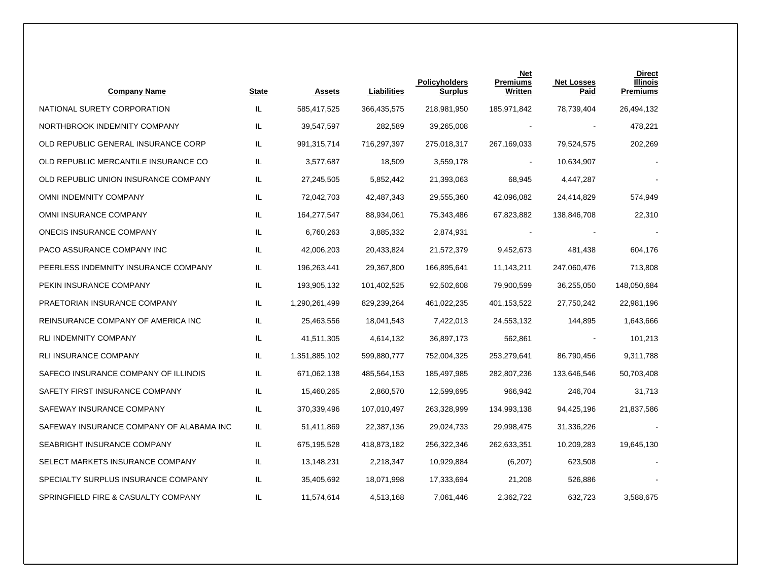| Company Name | State | Assets | Liabilities | Policyholders Surplus | Net Premiums Written | Net Losses Paid | Direct Illinois Premiums |
|---|---|---|---|---|---|---|---|
| NATIONAL SURETY CORPORATION | IL | 585,417,525 | 366,435,575 | 218,981,950 | 185,971,842 | 78,739,404 | 26,494,132 |
| NORTHBROOK INDEMNITY COMPANY | IL | 39,547,597 | 282,589 | 39,265,008 | - | - | 478,221 |
| OLD REPUBLIC GENERAL INSURANCE CORP | IL | 991,315,714 | 716,297,397 | 275,018,317 | 267,169,033 | 79,524,575 | 202,269 |
| OLD REPUBLIC MERCANTILE INSURANCE CO | IL | 3,577,687 | 18,509 | 3,559,178 | - | 10,634,907 | - |
| OLD REPUBLIC UNION INSURANCE COMPANY | IL | 27,245,505 | 5,852,442 | 21,393,063 | 68,945 | 4,447,287 | - |
| OMNI INDEMNITY COMPANY | IL | 72,042,703 | 42,487,343 | 29,555,360 | 42,096,082 | 24,414,829 | 574,949 |
| OMNI INSURANCE COMPANY | IL | 164,277,547 | 88,934,061 | 75,343,486 | 67,823,882 | 138,846,708 | 22,310 |
| ONECIS INSURANCE COMPANY | IL | 6,760,263 | 3,885,332 | 2,874,931 | - | - | - |
| PACO ASSURANCE COMPANY INC | IL | 42,006,203 | 20,433,824 | 21,572,379 | 9,452,673 | 481,438 | 604,176 |
| PEERLESS INDEMNITY INSURANCE COMPANY | IL | 196,263,441 | 29,367,800 | 166,895,641 | 11,143,211 | 247,060,476 | 713,808 |
| PEKIN INSURANCE COMPANY | IL | 193,905,132 | 101,402,525 | 92,502,608 | 79,900,599 | 36,255,050 | 148,050,684 |
| PRAETORIAN INSURANCE COMPANY | IL | 1,290,261,499 | 829,239,264 | 461,022,235 | 401,153,522 | 27,750,242 | 22,981,196 |
| REINSURANCE COMPANY OF AMERICA INC | IL | 25,463,556 | 18,041,543 | 7,422,013 | 24,553,132 | 144,895 | 1,643,666 |
| RLI INDEMNITY COMPANY | IL | 41,511,305 | 4,614,132 | 36,897,173 | 562,861 | - | 101,213 |
| RLI INSURANCE COMPANY | IL | 1,351,885,102 | 599,880,777 | 752,004,325 | 253,279,641 | 86,790,456 | 9,311,788 |
| SAFECO INSURANCE COMPANY OF ILLINOIS | IL | 671,062,138 | 485,564,153 | 185,497,985 | 282,807,236 | 133,646,546 | 50,703,408 |
| SAFETY FIRST INSURANCE COMPANY | IL | 15,460,265 | 2,860,570 | 12,599,695 | 966,942 | 246,704 | 31,713 |
| SAFEWAY INSURANCE COMPANY | IL | 370,339,496 | 107,010,497 | 263,328,999 | 134,993,138 | 94,425,196 | 21,837,586 |
| SAFEWAY INSURANCE COMPANY OF ALABAMA INC | IL | 51,411,869 | 22,387,136 | 29,024,733 | 29,998,475 | 31,336,226 | - |
| SEABRIGHT INSURANCE COMPANY | IL | 675,195,528 | 418,873,182 | 256,322,346 | 262,633,351 | 10,209,283 | 19,645,130 |
| SELECT MARKETS INSURANCE COMPANY | IL | 13,148,231 | 2,218,347 | 10,929,884 | (6,207) | 623,508 | - |
| SPECIALTY SURPLUS INSURANCE COMPANY | IL | 35,405,692 | 18,071,998 | 17,333,694 | 21,208 | 526,886 | - |
| SPRINGFIELD FIRE & CASUALTY COMPANY | IL | 11,574,614 | 4,513,168 | 7,061,446 | 2,362,722 | 632,723 | 3,588,675 |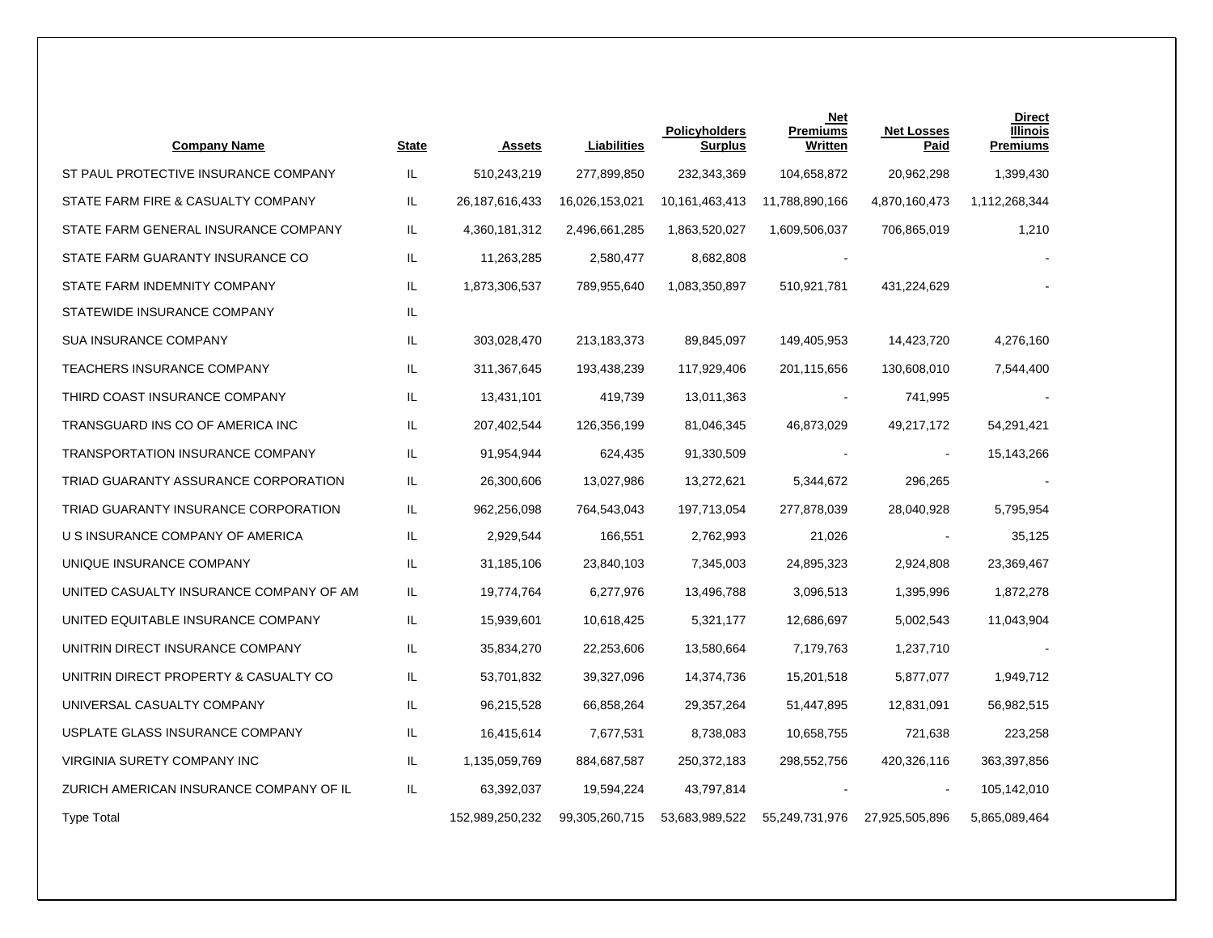| Company Name | State | Assets | Liabilities | Policyholders Surplus | Net Premiums Written | Net Losses Paid | Direct Illinois Premiums |
|---|---|---|---|---|---|---|---|
| ST PAUL PROTECTIVE INSURANCE COMPANY | IL | 510,243,219 | 277,899,850 | 232,343,369 | 104,658,872 | 20,962,298 | 1,399,430 |
| STATE FARM FIRE & CASUALTY COMPANY | IL | 26,187,616,433 | 16,026,153,021 | 10,161,463,413 | 11,788,890,166 | 4,870,160,473 | 1,112,268,344 |
| STATE FARM GENERAL INSURANCE COMPANY | IL | 4,360,181,312 | 2,496,661,285 | 1,863,520,027 | 1,609,506,037 | 706,865,019 | 1,210 |
| STATE FARM GUARANTY INSURANCE CO | IL | 11,263,285 | 2,580,477 | 8,682,808 | - | | - |
| STATE FARM INDEMNITY COMPANY | IL | 1,873,306,537 | 789,955,640 | 1,083,350,897 | 510,921,781 | 431,224,629 | - |
| STATEWIDE INSURANCE COMPANY | IL | | | | | | |
| SUA INSURANCE COMPANY | IL | 303,028,470 | 213,183,373 | 89,845,097 | 149,405,953 | 14,423,720 | 4,276,160 |
| TEACHERS INSURANCE COMPANY | IL | 311,367,645 | 193,438,239 | 117,929,406 | 201,115,656 | 130,608,010 | 7,544,400 |
| THIRD COAST INSURANCE COMPANY | IL | 13,431,101 | 419,739 | 13,011,363 | - | 741,995 | - |
| TRANSGUARD INS CO OF AMERICA INC | IL | 207,402,544 | 126,356,199 | 81,046,345 | 46,873,029 | 49,217,172 | 54,291,421 |
| TRANSPORTATION INSURANCE COMPANY | IL | 91,954,944 | 624,435 | 91,330,509 | - | - | 15,143,266 |
| TRIAD GUARANTY ASSURANCE CORPORATION | IL | 26,300,606 | 13,027,986 | 13,272,621 | 5,344,672 | 296,265 | - |
| TRIAD GUARANTY INSURANCE CORPORATION | IL | 962,256,098 | 764,543,043 | 197,713,054 | 277,878,039 | 28,040,928 | 5,795,954 |
| U S INSURANCE COMPANY OF AMERICA | IL | 2,929,544 | 166,551 | 2,762,993 | 21,026 | - | 35,125 |
| UNIQUE INSURANCE COMPANY | IL | 31,185,106 | 23,840,103 | 7,345,003 | 24,895,323 | 2,924,808 | 23,369,467 |
| UNITED CASUALTY INSURANCE COMPANY OF AM | IL | 19,774,764 | 6,277,976 | 13,496,788 | 3,096,513 | 1,395,996 | 1,872,278 |
| UNITED EQUITABLE INSURANCE COMPANY | IL | 15,939,601 | 10,618,425 | 5,321,177 | 12,686,697 | 5,002,543 | 11,043,904 |
| UNITRIN DIRECT INSURANCE COMPANY | IL | 35,834,270 | 22,253,606 | 13,580,664 | 7,179,763 | 1,237,710 | - |
| UNITRIN DIRECT PROPERTY & CASUALTY CO | IL | 53,701,832 | 39,327,096 | 14,374,736 | 15,201,518 | 5,877,077 | 1,949,712 |
| UNIVERSAL CASUALTY COMPANY | IL | 96,215,528 | 66,858,264 | 29,357,264 | 51,447,895 | 12,831,091 | 56,982,515 |
| USPLATE GLASS INSURANCE COMPANY | IL | 16,415,614 | 7,677,531 | 8,738,083 | 10,658,755 | 721,638 | 223,258 |
| VIRGINIA SURETY COMPANY INC | IL | 1,135,059,769 | 884,687,587 | 250,372,183 | 298,552,756 | 420,326,116 | 363,397,856 |
| ZURICH AMERICAN INSURANCE COMPANY OF IL | IL | 63,392,037 | 19,594,224 | 43,797,814 | - | - | 105,142,010 |
| Type Total | | 152,989,250,232 | 99,305,260,715 | 53,683,989,522 | 55,249,731,976 | 27,925,505,896 | 5,865,089,464 |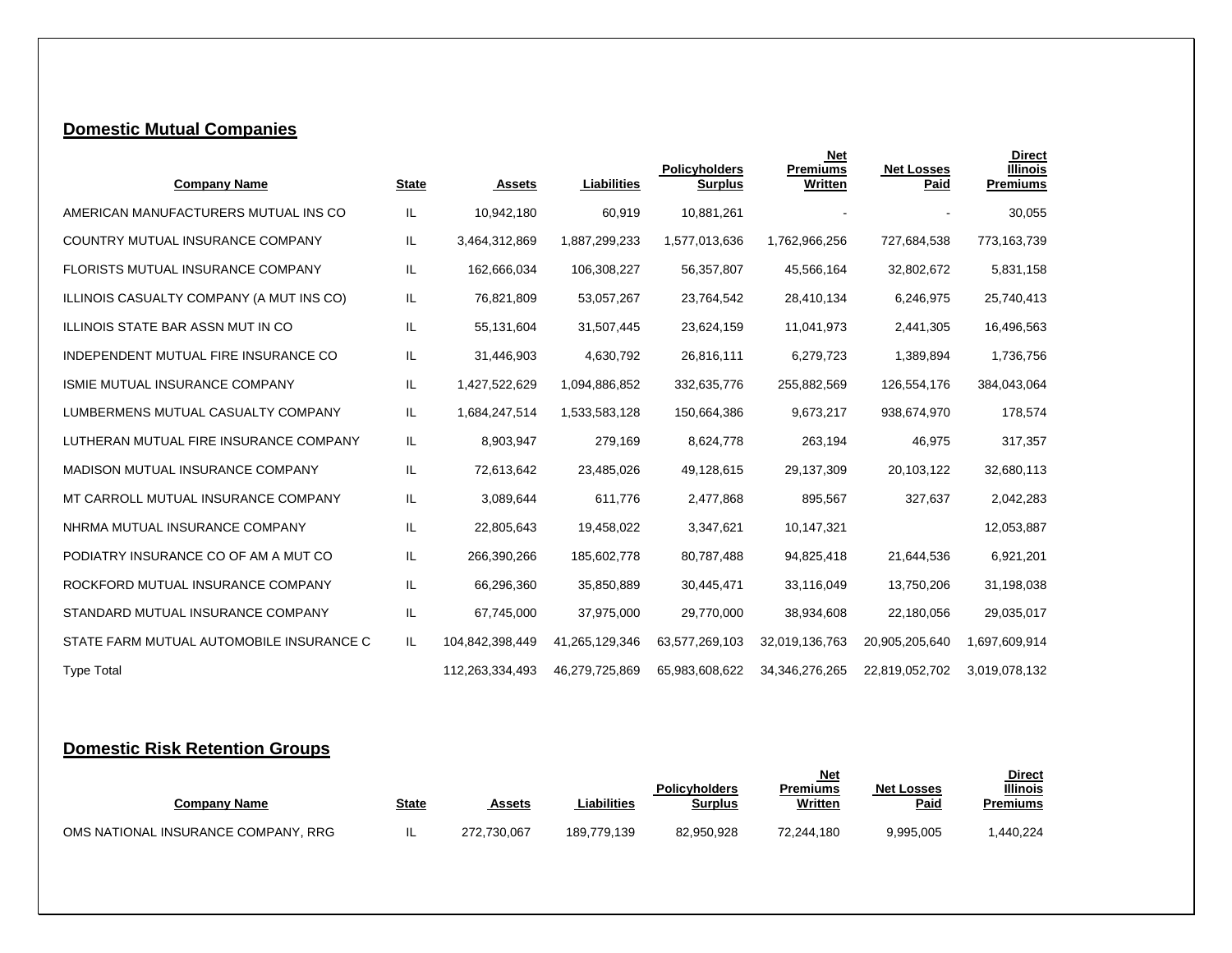## Domestic Mutual Companies

| Company Name | State | Assets | Liabilities | Policyholders Surplus | Net Premiums Written | Net Losses Paid | Direct Illinois Premiums |
|---|---|---|---|---|---|---|---|
| AMERICAN MANUFACTURERS MUTUAL INS CO | IL | 10,942,180 | 60,919 | 10,881,261 | - | - | 30,055 |
| COUNTRY MUTUAL INSURANCE COMPANY | IL | 3,464,312,869 | 1,887,299,233 | 1,577,013,636 | 1,762,966,256 | 727,684,538 | 773,163,739 |
| FLORISTS MUTUAL INSURANCE COMPANY | IL | 162,666,034 | 106,308,227 | 56,357,807 | 45,566,164 | 32,802,672 | 5,831,158 |
| ILLINOIS CASUALTY COMPANY (A MUT INS CO) | IL | 76,821,809 | 53,057,267 | 23,764,542 | 28,410,134 | 6,246,975 | 25,740,413 |
| ILLINOIS STATE BAR ASSN MUT IN CO | IL | 55,131,604 | 31,507,445 | 23,624,159 | 11,041,973 | 2,441,305 | 16,496,563 |
| INDEPENDENT MUTUAL FIRE INSURANCE CO | IL | 31,446,903 | 4,630,792 | 26,816,111 | 6,279,723 | 1,389,894 | 1,736,756 |
| ISMIE MUTUAL INSURANCE COMPANY | IL | 1,427,522,629 | 1,094,886,852 | 332,635,776 | 255,882,569 | 126,554,176 | 384,043,064 |
| LUMBERMENS MUTUAL CASUALTY COMPANY | IL | 1,684,247,514 | 1,533,583,128 | 150,664,386 | 9,673,217 | 938,674,970 | 178,574 |
| LUTHERAN MUTUAL FIRE INSURANCE COMPANY | IL | 8,903,947 | 279,169 | 8,624,778 | 263,194 | 46,975 | 317,357 |
| MADISON MUTUAL INSURANCE COMPANY | IL | 72,613,642 | 23,485,026 | 49,128,615 | 29,137,309 | 20,103,122 | 32,680,113 |
| MT CARROLL MUTUAL INSURANCE COMPANY | IL | 3,089,644 | 611,776 | 2,477,868 | 895,567 | 327,637 | 2,042,283 |
| NHRMA MUTUAL INSURANCE COMPANY | IL | 22,805,643 | 19,458,022 | 3,347,621 | 10,147,321 | | 12,053,887 |
| PODIATRY INSURANCE CO OF AM A MUT CO | IL | 266,390,266 | 185,602,778 | 80,787,488 | 94,825,418 | 21,644,536 | 6,921,201 |
| ROCKFORD MUTUAL INSURANCE COMPANY | IL | 66,296,360 | 35,850,889 | 30,445,471 | 33,116,049 | 13,750,206 | 31,198,038 |
| STANDARD MUTUAL INSURANCE COMPANY | IL | 67,745,000 | 37,975,000 | 29,770,000 | 38,934,608 | 22,180,056 | 29,035,017 |
| STATE FARM MUTUAL AUTOMOBILE INSURANCE C | IL | 104,842,398,449 | 41,265,129,346 | 63,577,269,103 | 32,019,136,763 | 20,905,205,640 | 1,697,609,914 |
| Type Total | | 112,263,334,493 | 46,279,725,869 | 65,983,608,622 | 34,346,276,265 | 22,819,052,702 | 3,019,078,132 |

## Domestic Risk Retention Groups

| Company Name | State | Assets | Liabilities | Policyholders Surplus | Net Premiums Written | Net Losses Paid | Direct Illinois Premiums |
|---|---|---|---|---|---|---|---|
| OMS NATIONAL INSURANCE COMPANY, RRG | IL | 272,730,067 | 189,779,139 | 82,950,928 | 72,244,180 | 9,995,005 | 1,440,224 |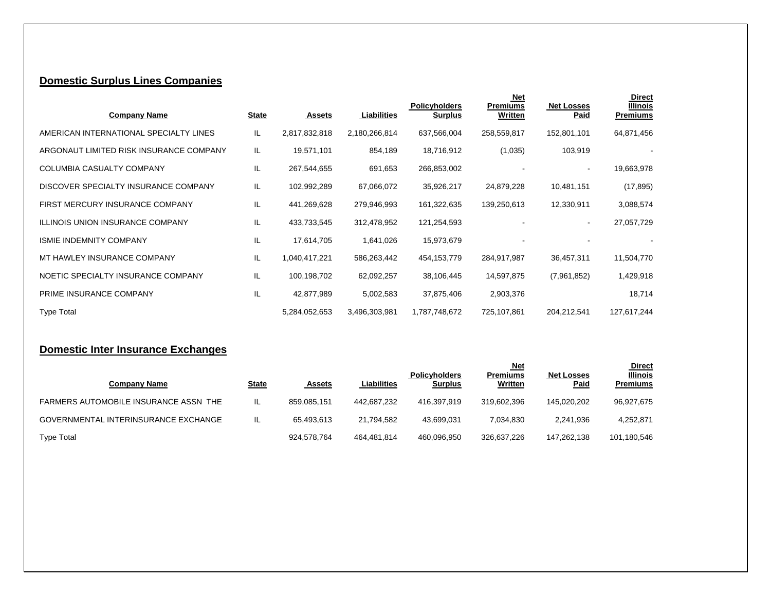## Domestic Surplus Lines Companies

| Company Name | State | Assets | Liabilities | Policyholders Surplus | Net Premiums Written | Net Losses Paid | Direct Illinois Premiums |
|---|---|---|---|---|---|---|---|
| AMERICAN INTERNATIONAL SPECIALTY LINES | IL | 2,817,832,818 | 2,180,266,814 | 637,566,004 | 258,559,817 | 152,801,101 | 64,871,456 |
| ARGONAUT LIMITED RISK INSURANCE COMPANY | IL | 19,571,101 | 854,189 | 18,716,912 | (1,035) | 103,919 | - |
| COLUMBIA CASUALTY COMPANY | IL | 267,544,655 | 691,653 | 266,853,002 | - | - | 19,663,978 |
| DISCOVER SPECIALTY INSURANCE COMPANY | IL | 102,992,289 | 67,066,072 | 35,926,217 | 24,879,228 | 10,481,151 | (17,895) |
| FIRST MERCURY INSURANCE COMPANY | IL | 441,269,628 | 279,946,993 | 161,322,635 | 139,250,613 | 12,330,911 | 3,088,574 |
| ILLINOIS UNION INSURANCE COMPANY | IL | 433,733,545 | 312,478,952 | 121,254,593 | - | - | 27,057,729 |
| ISMIE INDEMNITY COMPANY | IL | 17,614,705 | 1,641,026 | 15,973,679 | - | - | - |
| MT HAWLEY INSURANCE COMPANY | IL | 1,040,417,221 | 586,263,442 | 454,153,779 | 284,917,987 | 36,457,311 | 11,504,770 |
| NOETIC SPECIALTY INSURANCE COMPANY | IL | 100,198,702 | 62,092,257 | 38,106,445 | 14,597,875 | (7,961,852) | 1,429,918 |
| PRIME INSURANCE COMPANY | IL | 42,877,989 | 5,002,583 | 37,875,406 | 2,903,376 | | 18,714 |
| Type Total | | 5,284,052,653 | 3,496,303,981 | 1,787,748,672 | 725,107,861 | 204,212,541 | 127,617,244 |

## Domestic Inter Insurance Exchanges

| Company Name | State | Assets | Liabilities | Policyholders Surplus | Net Premiums Written | Net Losses Paid | Direct Illinois Premiums |
|---|---|---|---|---|---|---|---|
| FARMERS AUTOMOBILE INSURANCE ASSN THE | IL | 859,085,151 | 442,687,232 | 416,397,919 | 319,602,396 | 145,020,202 | 96,927,675 |
| GOVERNMENTAL INTERINSURANCE EXCHANGE | IL | 65,493,613 | 21,794,582 | 43,699,031 | 7,034,830 | 2,241,936 | 4,252,871 |
| Type Total | | 924,578,764 | 464,481,814 | 460,096,950 | 326,637,226 | 147,262,138 | 101,180,546 |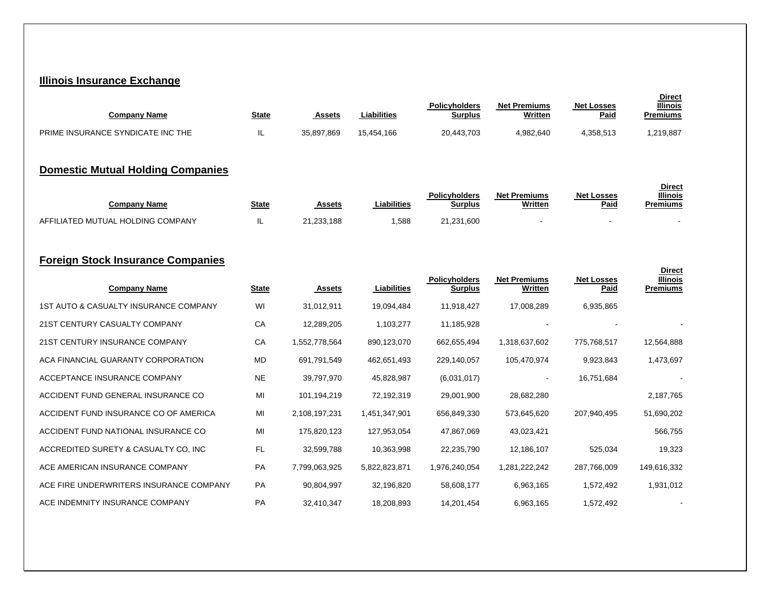## Illinois Insurance Exchange

| Company Name | State | Assets | Liabilities | Policyholders Surplus | Net Premiums Written | Net Losses Paid | Direct Illinois Premiums |
|---|---|---|---|---|---|---|---|
| PRIME INSURANCE SYNDICATE INC THE | IL | 35,897,869 | 15,454,166 | 20,443,703 | 4,982,640 | 4,358,513 | 1,219,887 |

## Domestic Mutual Holding Companies

| Company Name | State | Assets | Liabilities | Policyholders Surplus | Net Premiums Written | Net Losses Paid | Direct Illinois Premiums |
|---|---|---|---|---|---|---|---|
| AFFILIATED MUTUAL HOLDING COMPANY | IL | 21,233,188 | 1,588 | 21,231,600 | - | - | - |

## Foreign Stock Insurance Companies

| Company Name | State | Assets | Liabilities | Policyholders Surplus | Net Premiums Written | Net Losses Paid | Direct Illinois Premiums |
|---|---|---|---|---|---|---|---|
| 1ST AUTO & CASUALTY INSURANCE COMPANY | WI | 31,012,911 | 19,094,484 | 11,918,427 | 17,008,289 | 6,935,865 | |
| 21ST CENTURY CASUALTY COMPANY | CA | 12,289,205 | 1,103,277 | 11,185,928 | - | - | - |
| 21ST CENTURY INSURANCE COMPANY | CA | 1,552,778,564 | 890,123,070 | 662,655,494 | 1,318,637,602 | 775,768,517 | 12,564,888 |
| ACA FINANCIAL GUARANTY CORPORATION | MD | 691,791,549 | 462,651,493 | 229,140,057 | 105,470,974 | 9,923,843 | 1,473,697 |
| ACCEPTANCE INSURANCE COMPANY | NE | 39,797,970 | 45,828,987 | (6,031,017) | - | 16,751,684 | - |
| ACCIDENT FUND GENERAL INSURANCE CO | MI | 101,194,219 | 72,192,319 | 29,001,900 | 28,682,280 | | 2,187,765 |
| ACCIDENT FUND INSURANCE CO OF AMERICA | MI | 2,108,197,231 | 1,451,347,901 | 656,849,330 | 573,645,620 | 207,940,495 | 51,690,202 |
| ACCIDENT FUND NATIONAL INSURANCE CO | MI | 175,820,123 | 127,953,054 | 47,867,069 | 43,023,421 | | 566,755 |
| ACCREDITED SURETY & CASUALTY CO, INC | FL | 32,599,788 | 10,363,998 | 22,235,790 | 12,186,107 | 525,034 | 19,323 |
| ACE AMERICAN INSURANCE COMPANY | PA | 7,799,063,925 | 5,822,823,871 | 1,976,240,054 | 1,281,222,242 | 287,766,009 | 149,616,332 |
| ACE FIRE UNDERWRITERS INSURANCE COMPANY | PA | 90,804,997 | 32,196,820 | 58,608,177 | 6,963,165 | 1,572,492 | 1,931,012 |
| ACE INDEMNITY INSURANCE COMPANY | PA | 32,410,347 | 18,208,893 | 14,201,454 | 6,963,165 | 1,572,492 | - |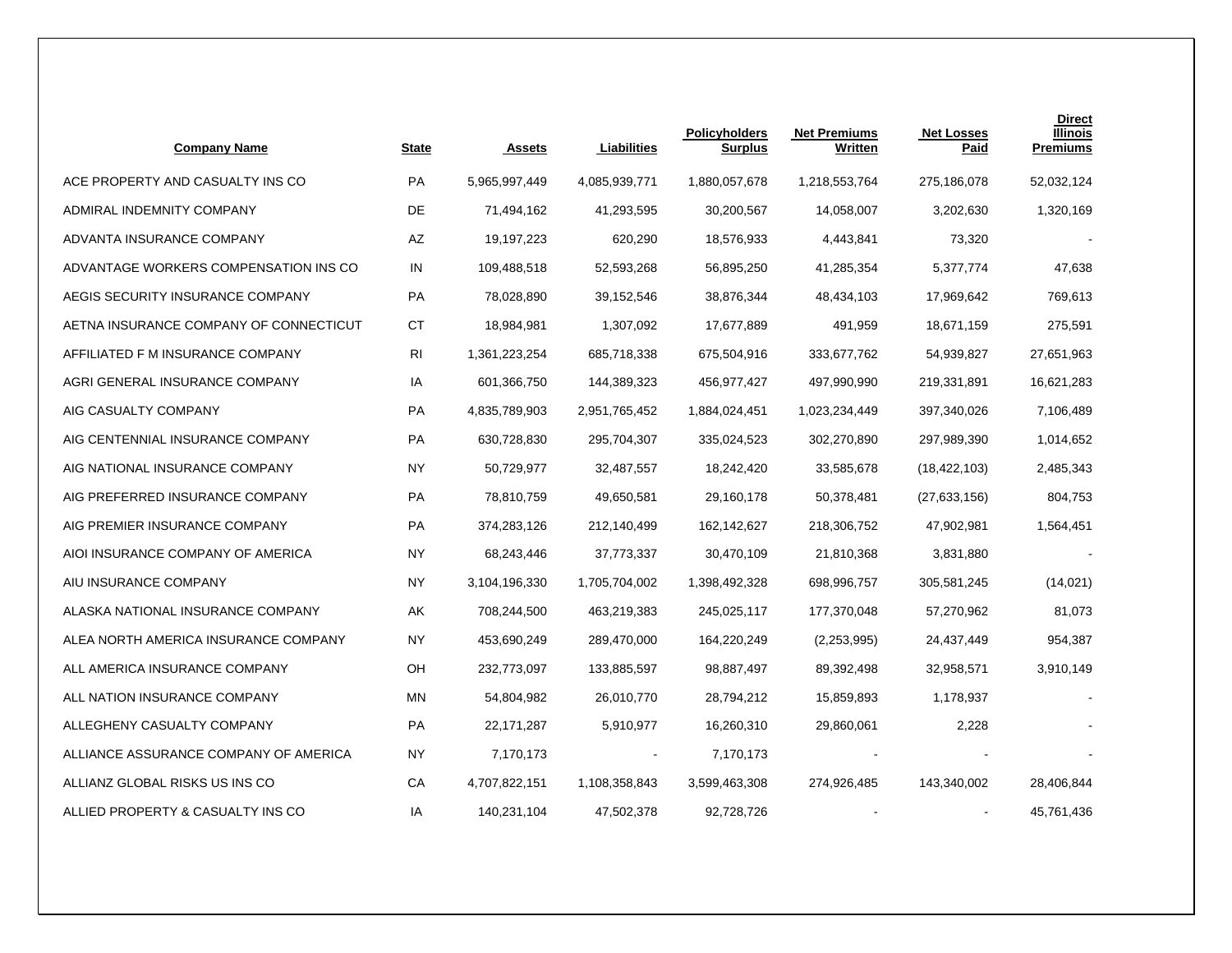| Company Name | State | Assets | Liabilities | Policyholders Surplus | Net Premiums Written | Net Losses Paid | Direct Illinois Premiums |
|---|---|---|---|---|---|---|---|
| ACE PROPERTY AND CASUALTY INS CO | PA | 5,965,997,449 | 4,085,939,771 | 1,880,057,678 | 1,218,553,764 | 275,186,078 | 52,032,124 |
| ADMIRAL INDEMNITY COMPANY | DE | 71,494,162 | 41,293,595 | 30,200,567 | 14,058,007 | 3,202,630 | 1,320,169 |
| ADVANTA INSURANCE COMPANY | AZ | 19,197,223 | 620,290 | 18,576,933 | 4,443,841 | 73,320 | - |
| ADVANTAGE WORKERS COMPENSATION INS CO | IN | 109,488,518 | 52,593,268 | 56,895,250 | 41,285,354 | 5,377,774 | 47,638 |
| AEGIS SECURITY INSURANCE COMPANY | PA | 78,028,890 | 39,152,546 | 38,876,344 | 48,434,103 | 17,969,642 | 769,613 |
| AETNA INSURANCE COMPANY OF CONNECTICUT | CT | 18,984,981 | 1,307,092 | 17,677,889 | 491,959 | 18,671,159 | 275,591 |
| AFFILIATED F M INSURANCE COMPANY | RI | 1,361,223,254 | 685,718,338 | 675,504,916 | 333,677,762 | 54,939,827 | 27,651,963 |
| AGRI GENERAL INSURANCE COMPANY | IA | 601,366,750 | 144,389,323 | 456,977,427 | 497,990,990 | 219,331,891 | 16,621,283 |
| AIG CASUALTY COMPANY | PA | 4,835,789,903 | 2,951,765,452 | 1,884,024,451 | 1,023,234,449 | 397,340,026 | 7,106,489 |
| AIG CENTENNIAL INSURANCE COMPANY | PA | 630,728,830 | 295,704,307 | 335,024,523 | 302,270,890 | 297,989,390 | 1,014,652 |
| AIG NATIONAL INSURANCE COMPANY | NY | 50,729,977 | 32,487,557 | 18,242,420 | 33,585,678 | (18,422,103) | 2,485,343 |
| AIG PREFERRED INSURANCE COMPANY | PA | 78,810,759 | 49,650,581 | 29,160,178 | 50,378,481 | (27,633,156) | 804,753 |
| AIG PREMIER INSURANCE COMPANY | PA | 374,283,126 | 212,140,499 | 162,142,627 | 218,306,752 | 47,902,981 | 1,564,451 |
| AIOI INSURANCE COMPANY OF AMERICA | NY | 68,243,446 | 37,773,337 | 30,470,109 | 21,810,368 | 3,831,880 | - |
| AIU INSURANCE COMPANY | NY | 3,104,196,330 | 1,705,704,002 | 1,398,492,328 | 698,996,757 | 305,581,245 | (14,021) |
| ALASKA NATIONAL INSURANCE COMPANY | AK | 708,244,500 | 463,219,383 | 245,025,117 | 177,370,048 | 57,270,962 | 81,073 |
| ALEA NORTH AMERICA INSURANCE COMPANY | NY | 453,690,249 | 289,470,000 | 164,220,249 | (2,253,995) | 24,437,449 | 954,387 |
| ALL AMERICA INSURANCE COMPANY | OH | 232,773,097 | 133,885,597 | 98,887,497 | 89,392,498 | 32,958,571 | 3,910,149 |
| ALL NATION INSURANCE COMPANY | MN | 54,804,982 | 26,010,770 | 28,794,212 | 15,859,893 | 1,178,937 | - |
| ALLEGHENY CASUALTY COMPANY | PA | 22,171,287 | 5,910,977 | 16,260,310 | 29,860,061 | 2,228 | - |
| ALLIANCE ASSURANCE COMPANY OF AMERICA | NY | 7,170,173 | - | 7,170,173 | - | - | - |
| ALLIANZ GLOBAL RISKS US INS CO | CA | 4,707,822,151 | 1,108,358,843 | 3,599,463,308 | 274,926,485 | 143,340,002 | 28,406,844 |
| ALLIED PROPERTY & CASUALTY INS CO | IA | 140,231,104 | 47,502,378 | 92,728,726 | - | - | 45,761,436 |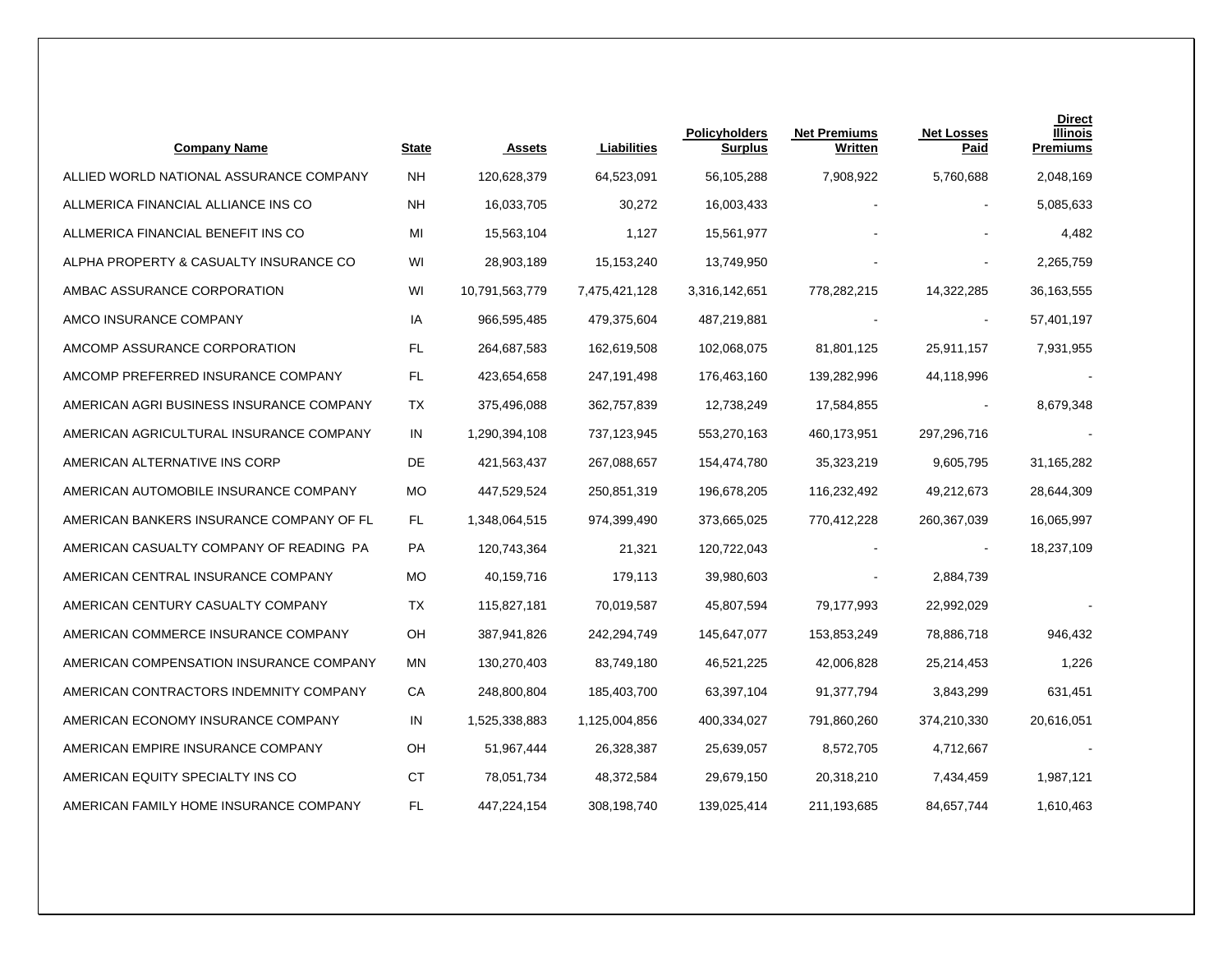| Company Name | State | Assets | Liabilities | Policyholders Surplus | Net Premiums Written | Net Losses Paid | Direct Illinois Premiums |
|---|---|---|---|---|---|---|---|
| ALLIED WORLD NATIONAL ASSURANCE COMPANY | NH | 120,628,379 | 64,523,091 | 56,105,288 | 7,908,922 | 5,760,688 | 2,048,169 |
| ALLMERICA FINANCIAL ALLIANCE INS CO | NH | 16,033,705 | 30,272 | 16,003,433 | - | - | 5,085,633 |
| ALLMERICA FINANCIAL BENEFIT INS CO | MI | 15,563,104 | 1,127 | 15,561,977 | - | - | 4,482 |
| ALPHA PROPERTY & CASUALTY INSURANCE CO | WI | 28,903,189 | 15,153,240 | 13,749,950 | - | - | 2,265,759 |
| AMBAC ASSURANCE CORPORATION | WI | 10,791,563,779 | 7,475,421,128 | 3,316,142,651 | 778,282,215 | 14,322,285 | 36,163,555 |
| AMCO INSURANCE COMPANY | IA | 966,595,485 | 479,375,604 | 487,219,881 | - | - | 57,401,197 |
| AMCOMP ASSURANCE CORPORATION | FL | 264,687,583 | 162,619,508 | 102,068,075 | 81,801,125 | 25,911,157 | 7,931,955 |
| AMCOMP PREFERRED INSURANCE COMPANY | FL | 423,654,658 | 247,191,498 | 176,463,160 | 139,282,996 | 44,118,996 | - |
| AMERICAN AGRI BUSINESS INSURANCE COMPANY | TX | 375,496,088 | 362,757,839 | 12,738,249 | 17,584,855 | - | 8,679,348 |
| AMERICAN AGRICULTURAL INSURANCE COMPANY | IN | 1,290,394,108 | 737,123,945 | 553,270,163 | 460,173,951 | 297,296,716 | - |
| AMERICAN ALTERNATIVE INS CORP | DE | 421,563,437 | 267,088,657 | 154,474,780 | 35,323,219 | 9,605,795 | 31,165,282 |
| AMERICAN AUTOMOBILE INSURANCE COMPANY | MO | 447,529,524 | 250,851,319 | 196,678,205 | 116,232,492 | 49,212,673 | 28,644,309 |
| AMERICAN BANKERS INSURANCE COMPANY OF FL | FL | 1,348,064,515 | 974,399,490 | 373,665,025 | 770,412,228 | 260,367,039 | 16,065,997 |
| AMERICAN CASUALTY COMPANY OF READING PA | PA | 120,743,364 | 21,321 | 120,722,043 | - | - | 18,237,109 |
| AMERICAN CENTRAL INSURANCE COMPANY | MO | 40,159,716 | 179,113 | 39,980,603 | - | 2,884,739 | |
| AMERICAN CENTURY CASUALTY COMPANY | TX | 115,827,181 | 70,019,587 | 45,807,594 | 79,177,993 | 22,992,029 | - |
| AMERICAN COMMERCE INSURANCE COMPANY | OH | 387,941,826 | 242,294,749 | 145,647,077 | 153,853,249 | 78,886,718 | 946,432 |
| AMERICAN COMPENSATION INSURANCE COMPANY | MN | 130,270,403 | 83,749,180 | 46,521,225 | 42,006,828 | 25,214,453 | 1,226 |
| AMERICAN CONTRACTORS INDEMNITY COMPANY | CA | 248,800,804 | 185,403,700 | 63,397,104 | 91,377,794 | 3,843,299 | 631,451 |
| AMERICAN ECONOMY INSURANCE COMPANY | IN | 1,525,338,883 | 1,125,004,856 | 400,334,027 | 791,860,260 | 374,210,330 | 20,616,051 |
| AMERICAN EMPIRE INSURANCE COMPANY | OH | 51,967,444 | 26,328,387 | 25,639,057 | 8,572,705 | 4,712,667 | - |
| AMERICAN EQUITY SPECIALTY INS CO | CT | 78,051,734 | 48,372,584 | 29,679,150 | 20,318,210 | 7,434,459 | 1,987,121 |
| AMERICAN FAMILY HOME INSURANCE COMPANY | FL | 447,224,154 | 308,198,740 | 139,025,414 | 211,193,685 | 84,657,744 | 1,610,463 |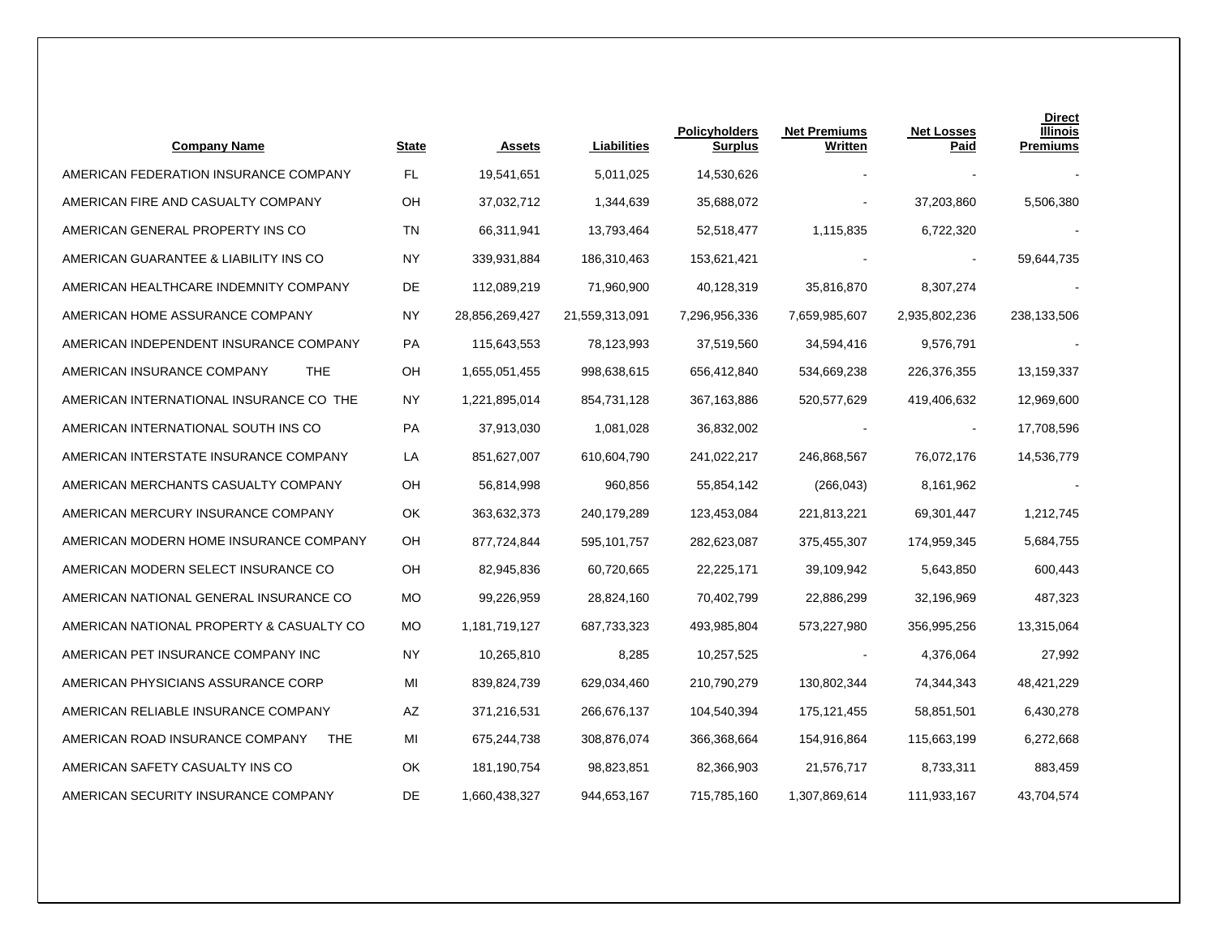| Company Name | State | Assets | Liabilities | Policyholders Surplus | Net Premiums Written | Net Losses Paid | Direct Illinois Premiums |
|---|---|---|---|---|---|---|---|
| AMERICAN FEDERATION INSURANCE COMPANY | FL | 19,541,651 | 5,011,025 | 14,530,626 | - | - | - |
| AMERICAN FIRE AND CASUALTY COMPANY | OH | 37,032,712 | 1,344,639 | 35,688,072 | - | 37,203,860 | 5,506,380 |
| AMERICAN GENERAL PROPERTY INS CO | TN | 66,311,941 | 13,793,464 | 52,518,477 | 1,115,835 | 6,722,320 | - |
| AMERICAN GUARANTEE & LIABILITY INS CO | NY | 339,931,884 | 186,310,463 | 153,621,421 | - | - | 59,644,735 |
| AMERICAN HEALTHCARE INDEMNITY COMPANY | DE | 112,089,219 | 71,960,900 | 40,128,319 | 35,816,870 | 8,307,274 | - |
| AMERICAN HOME ASSURANCE COMPANY | NY | 28,856,269,427 | 21,559,313,091 | 7,296,956,336 | 7,659,985,607 | 2,935,802,236 | 238,133,506 |
| AMERICAN INDEPENDENT INSURANCE COMPANY | PA | 115,643,553 | 78,123,993 | 37,519,560 | 34,594,416 | 9,576,791 | - |
| AMERICAN INSURANCE COMPANY THE | OH | 1,655,051,455 | 998,638,615 | 656,412,840 | 534,669,238 | 226,376,355 | 13,159,337 |
| AMERICAN INTERNATIONAL INSURANCE CO THE | NY | 1,221,895,014 | 854,731,128 | 367,163,886 | 520,577,629 | 419,406,632 | 12,969,600 |
| AMERICAN INTERNATIONAL SOUTH INS CO | PA | 37,913,030 | 1,081,028 | 36,832,002 | - | - | 17,708,596 |
| AMERICAN INTERSTATE INSURANCE COMPANY | LA | 851,627,007 | 610,604,790 | 241,022,217 | 246,868,567 | 76,072,176 | 14,536,779 |
| AMERICAN MERCHANTS CASUALTY COMPANY | OH | 56,814,998 | 960,856 | 55,854,142 | (266,043) | 8,161,962 | - |
| AMERICAN MERCURY INSURANCE COMPANY | OK | 363,632,373 | 240,179,289 | 123,453,084 | 221,813,221 | 69,301,447 | 1,212,745 |
| AMERICAN MODERN HOME INSURANCE COMPANY | OH | 877,724,844 | 595,101,757 | 282,623,087 | 375,455,307 | 174,959,345 | 5,684,755 |
| AMERICAN MODERN SELECT INSURANCE CO | OH | 82,945,836 | 60,720,665 | 22,225,171 | 39,109,942 | 5,643,850 | 600,443 |
| AMERICAN NATIONAL GENERAL INSURANCE CO | MO | 99,226,959 | 28,824,160 | 70,402,799 | 22,886,299 | 32,196,969 | 487,323 |
| AMERICAN NATIONAL PROPERTY & CASUALTY CO | MO | 1,181,719,127 | 687,733,323 | 493,985,804 | 573,227,980 | 356,995,256 | 13,315,064 |
| AMERICAN PET INSURANCE COMPANY INC | NY | 10,265,810 | 8,285 | 10,257,525 | - | 4,376,064 | 27,992 |
| AMERICAN PHYSICIANS ASSURANCE CORP | MI | 839,824,739 | 629,034,460 | 210,790,279 | 130,802,344 | 74,344,343 | 48,421,229 |
| AMERICAN RELIABLE INSURANCE COMPANY | AZ | 371,216,531 | 266,676,137 | 104,540,394 | 175,121,455 | 58,851,501 | 6,430,278 |
| AMERICAN ROAD INSURANCE COMPANY THE | MI | 675,244,738 | 308,876,074 | 366,368,664 | 154,916,864 | 115,663,199 | 6,272,668 |
| AMERICAN SAFETY CASUALTY INS CO | OK | 181,190,754 | 98,823,851 | 82,366,903 | 21,576,717 | 8,733,311 | 883,459 |
| AMERICAN SECURITY INSURANCE COMPANY | DE | 1,660,438,327 | 944,653,167 | 715,785,160 | 1,307,869,614 | 111,933,167 | 43,704,574 |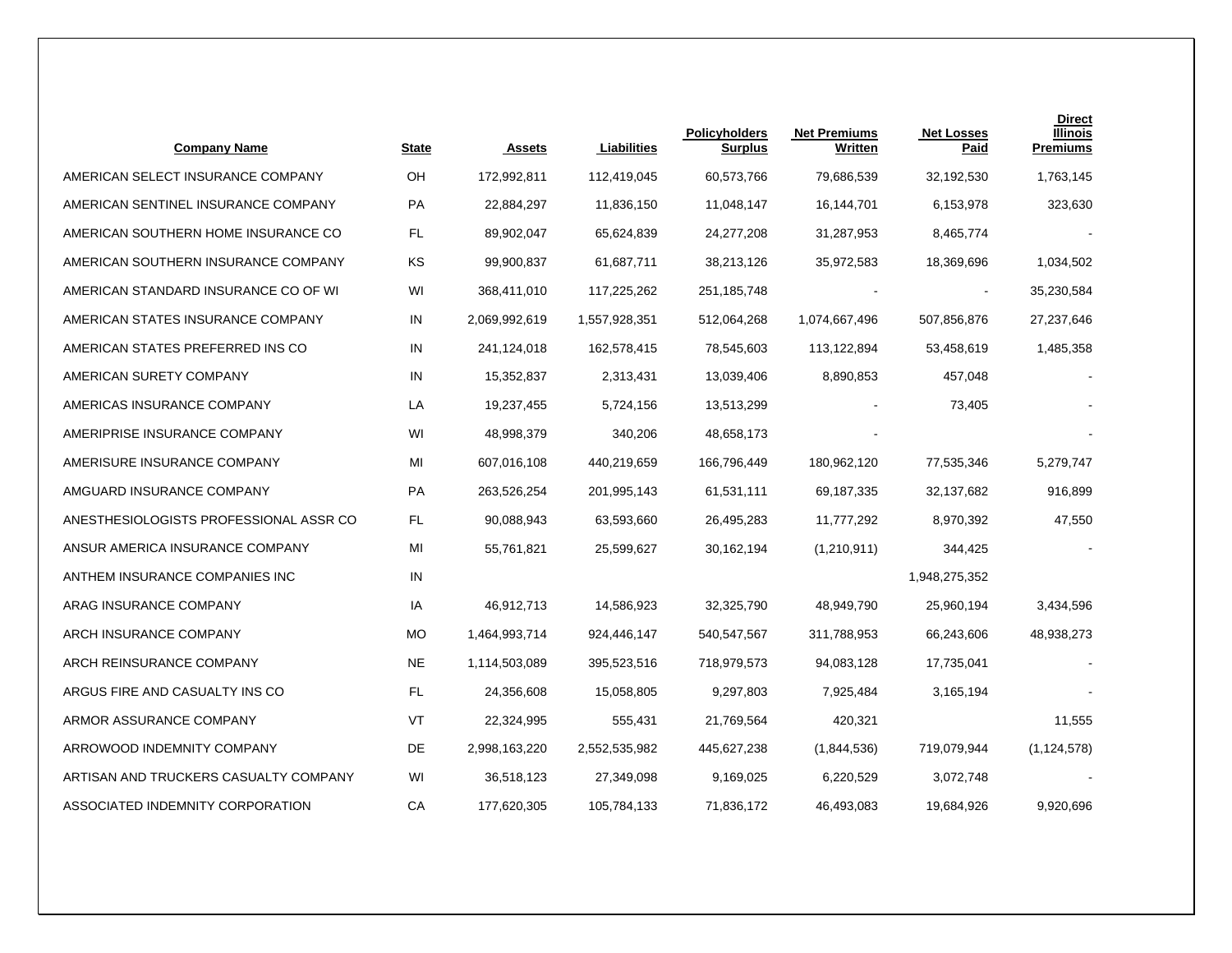| Company Name | State | Assets | Liabilities | Policyholders Surplus | Net Premiums Written | Net Losses Paid | Direct Illinois Premiums |
|---|---|---|---|---|---|---|---|
| AMERICAN SELECT INSURANCE COMPANY | OH | 172,992,811 | 112,419,045 | 60,573,766 | 79,686,539 | 32,192,530 | 1,763,145 |
| AMERICAN SENTINEL INSURANCE COMPANY | PA | 22,884,297 | 11,836,150 | 11,048,147 | 16,144,701 | 6,153,978 | 323,630 |
| AMERICAN SOUTHERN HOME INSURANCE CO | FL | 89,902,047 | 65,624,839 | 24,277,208 | 31,287,953 | 8,465,774 | - |
| AMERICAN SOUTHERN INSURANCE COMPANY | KS | 99,900,837 | 61,687,711 | 38,213,126 | 35,972,583 | 18,369,696 | 1,034,502 |
| AMERICAN STANDARD INSURANCE CO OF WI | WI | 368,411,010 | 117,225,262 | 251,185,748 | - | - | 35,230,584 |
| AMERICAN STATES INSURANCE COMPANY | IN | 2,069,992,619 | 1,557,928,351 | 512,064,268 | 1,074,667,496 | 507,856,876 | 27,237,646 |
| AMERICAN STATES PREFERRED INS CO | IN | 241,124,018 | 162,578,415 | 78,545,603 | 113,122,894 | 53,458,619 | 1,485,358 |
| AMERICAN SURETY COMPANY | IN | 15,352,837 | 2,313,431 | 13,039,406 | 8,890,853 | 457,048 | - |
| AMERICAS INSURANCE COMPANY | LA | 19,237,455 | 5,724,156 | 13,513,299 | - | 73,405 | - |
| AMERIPRISE INSURANCE COMPANY | WI | 48,998,379 | 340,206 | 48,658,173 | - | | - |
| AMERISURE INSURANCE COMPANY | MI | 607,016,108 | 440,219,659 | 166,796,449 | 180,962,120 | 77,535,346 | 5,279,747 |
| AMGUARD INSURANCE COMPANY | PA | 263,526,254 | 201,995,143 | 61,531,111 | 69,187,335 | 32,137,682 | 916,899 |
| ANESTHESIOLOGISTS PROFESSIONAL ASSR CO | FL | 90,088,943 | 63,593,660 | 26,495,283 | 11,777,292 | 8,970,392 | 47,550 |
| ANSUR AMERICA INSURANCE COMPANY | MI | 55,761,821 | 25,599,627 | 30,162,194 | (1,210,911) | 344,425 | - |
| ANTHEM INSURANCE COMPANIES INC | IN | | | | | 1,948,275,352 | |
| ARAG INSURANCE COMPANY | IA | 46,912,713 | 14,586,923 | 32,325,790 | 48,949,790 | 25,960,194 | 3,434,596 |
| ARCH INSURANCE COMPANY | MO | 1,464,993,714 | 924,446,147 | 540,547,567 | 311,788,953 | 66,243,606 | 48,938,273 |
| ARCH REINSURANCE COMPANY | NE | 1,114,503,089 | 395,523,516 | 718,979,573 | 94,083,128 | 17,735,041 | - |
| ARGUS FIRE AND CASUALTY INS CO | FL | 24,356,608 | 15,058,805 | 9,297,803 | 7,925,484 | 3,165,194 | - |
| ARMOR ASSURANCE COMPANY | VT | 22,324,995 | 555,431 | 21,769,564 | 420,321 | | 11,555 |
| ARROWOOD INDEMNITY COMPANY | DE | 2,998,163,220 | 2,552,535,982 | 445,627,238 | (1,844,536) | 719,079,944 | (1,124,578) |
| ARTISAN AND TRUCKERS CASUALTY COMPANY | WI | 36,518,123 | 27,349,098 | 9,169,025 | 6,220,529 | 3,072,748 | - |
| ASSOCIATED INDEMNITY CORPORATION | CA | 177,620,305 | 105,784,133 | 71,836,172 | 46,493,083 | 19,684,926 | 9,920,696 |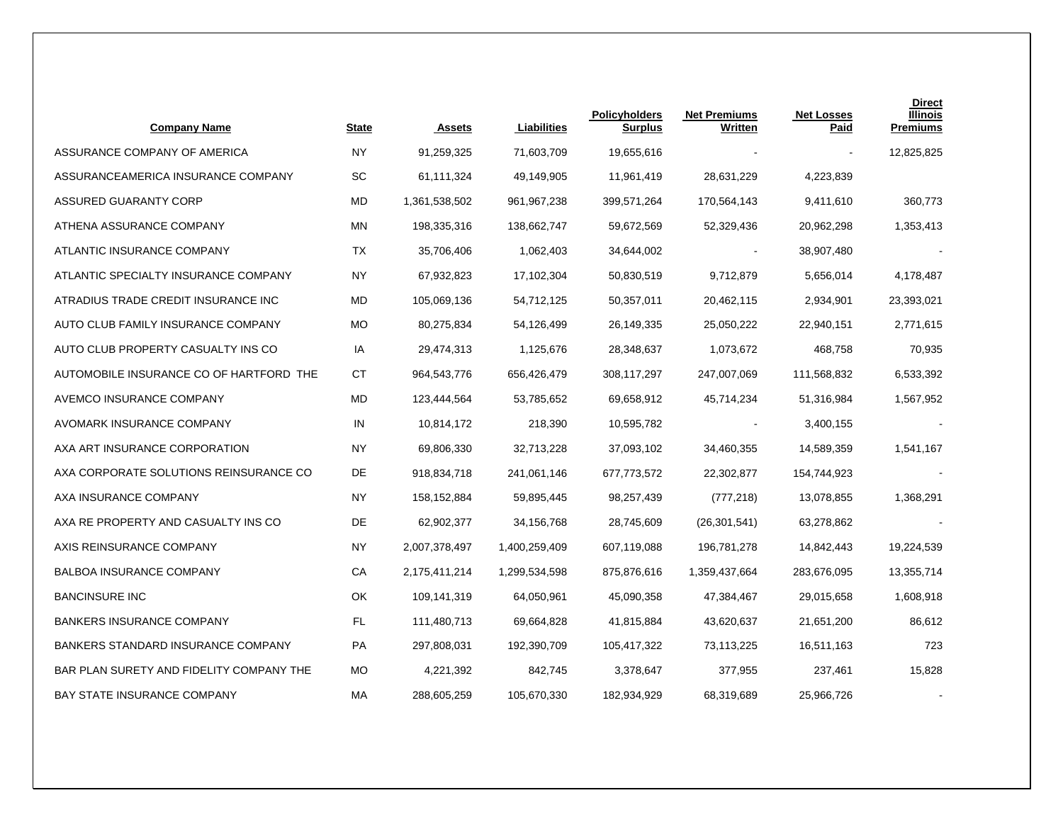| Company Name | State | Assets | Liabilities | Policyholders Surplus | Net Premiums Written | Net Losses Paid | Direct Illinois Premiums |
|---|---|---|---|---|---|---|---|
| ASSURANCE COMPANY OF AMERICA | NY | 91,259,325 | 71,603,709 | 19,655,616 | - | - | 12,825,825 |
| ASSURANCEAMERICA INSURANCE COMPANY | SC | 61,111,324 | 49,149,905 | 11,961,419 | 28,631,229 | 4,223,839 | |
| ASSURED GUARANTY CORP | MD | 1,361,538,502 | 961,967,238 | 399,571,264 | 170,564,143 | 9,411,610 | 360,773 |
| ATHENA ASSURANCE COMPANY | MN | 198,335,316 | 138,662,747 | 59,672,569 | 52,329,436 | 20,962,298 | 1,353,413 |
| ATLANTIC INSURANCE COMPANY | TX | 35,706,406 | 1,062,403 | 34,644,002 | - | 38,907,480 | - |
| ATLANTIC SPECIALTY INSURANCE COMPANY | NY | 67,932,823 | 17,102,304 | 50,830,519 | 9,712,879 | 5,656,014 | 4,178,487 |
| ATRADIUS TRADE CREDIT INSURANCE INC | MD | 105,069,136 | 54,712,125 | 50,357,011 | 20,462,115 | 2,934,901 | 23,393,021 |
| AUTO CLUB FAMILY INSURANCE COMPANY | MO | 80,275,834 | 54,126,499 | 26,149,335 | 25,050,222 | 22,940,151 | 2,771,615 |
| AUTO CLUB PROPERTY CASUALTY INS CO | IA | 29,474,313 | 1,125,676 | 28,348,637 | 1,073,672 | 468,758 | 70,935 |
| AUTOMOBILE INSURANCE CO OF HARTFORD THE | CT | 964,543,776 | 656,426,479 | 308,117,297 | 247,007,069 | 111,568,832 | 6,533,392 |
| AVEMCO INSURANCE COMPANY | MD | 123,444,564 | 53,785,652 | 69,658,912 | 45,714,234 | 51,316,984 | 1,567,952 |
| AVOMARK INSURANCE COMPANY | IN | 10,814,172 | 218,390 | 10,595,782 | - | 3,400,155 | - |
| AXA ART INSURANCE CORPORATION | NY | 69,806,330 | 32,713,228 | 37,093,102 | 34,460,355 | 14,589,359 | 1,541,167 |
| AXA CORPORATE SOLUTIONS REINSURANCE CO | DE | 918,834,718 | 241,061,146 | 677,773,572 | 22,302,877 | 154,744,923 | - |
| AXA INSURANCE COMPANY | NY | 158,152,884 | 59,895,445 | 98,257,439 | (777,218) | 13,078,855 | 1,368,291 |
| AXA RE PROPERTY AND CASUALTY INS CO | DE | 62,902,377 | 34,156,768 | 28,745,609 | (26,301,541) | 63,278,862 | - |
| AXIS REINSURANCE COMPANY | NY | 2,007,378,497 | 1,400,259,409 | 607,119,088 | 196,781,278 | 14,842,443 | 19,224,539 |
| BALBOA INSURANCE COMPANY | CA | 2,175,411,214 | 1,299,534,598 | 875,876,616 | 1,359,437,664 | 283,676,095 | 13,355,714 |
| BANCINSURE INC | OK | 109,141,319 | 64,050,961 | 45,090,358 | 47,384,467 | 29,015,658 | 1,608,918 |
| BANKERS INSURANCE COMPANY | FL | 111,480,713 | 69,664,828 | 41,815,884 | 43,620,637 | 21,651,200 | 86,612 |
| BANKERS STANDARD INSURANCE COMPANY | PA | 297,808,031 | 192,390,709 | 105,417,322 | 73,113,225 | 16,511,163 | 723 |
| BAR PLAN SURETY AND FIDELITY COMPANY THE | MO | 4,221,392 | 842,745 | 3,378,647 | 377,955 | 237,461 | 15,828 |
| BAY STATE INSURANCE COMPANY | MA | 288,605,259 | 105,670,330 | 182,934,929 | 68,319,689 | 25,966,726 | - |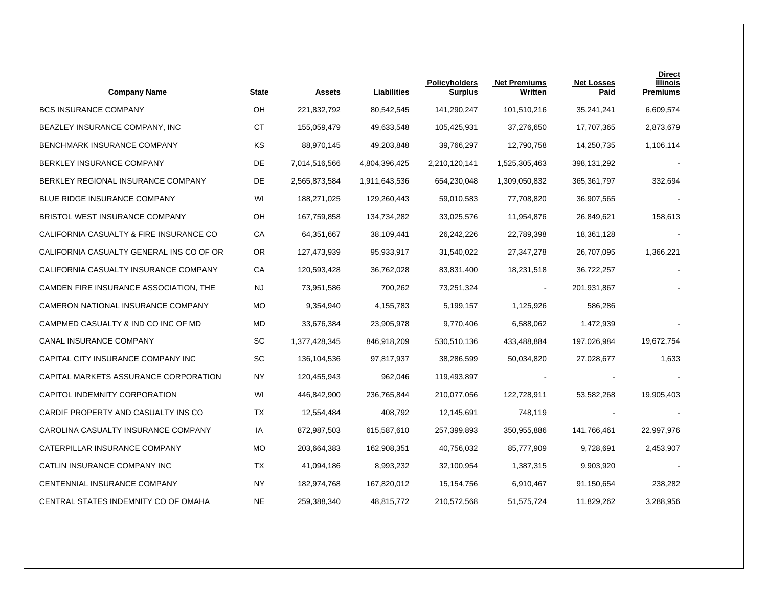| Company Name | State | Assets | Liabilities | Policyholders Surplus | Net Premiums Written | Net Losses Paid | Direct Illinois Premiums |
|---|---|---|---|---|---|---|---|
| BCS INSURANCE COMPANY | OH | 221,832,792 | 80,542,545 | 141,290,247 | 101,510,216 | 35,241,241 | 6,609,574 |
| BEAZLEY INSURANCE COMPANY, INC | CT | 155,059,479 | 49,633,548 | 105,425,931 | 37,276,650 | 17,707,365 | 2,873,679 |
| BENCHMARK INSURANCE COMPANY | KS | 88,970,145 | 49,203,848 | 39,766,297 | 12,790,758 | 14,250,735 | 1,106,114 |
| BERKLEY INSURANCE COMPANY | DE | 7,014,516,566 | 4,804,396,425 | 2,210,120,141 | 1,525,305,463 | 398,131,292 | - |
| BERKLEY REGIONAL INSURANCE COMPANY | DE | 2,565,873,584 | 1,911,643,536 | 654,230,048 | 1,309,050,832 | 365,361,797 | 332,694 |
| BLUE RIDGE INSURANCE COMPANY | WI | 188,271,025 | 129,260,443 | 59,010,583 | 77,708,820 | 36,907,565 | - |
| BRISTOL WEST INSURANCE COMPANY | OH | 167,759,858 | 134,734,282 | 33,025,576 | 11,954,876 | 26,849,621 | 158,613 |
| CALIFORNIA CASUALTY & FIRE INSURANCE CO | CA | 64,351,667 | 38,109,441 | 26,242,226 | 22,789,398 | 18,361,128 | - |
| CALIFORNIA CASUALTY GENERAL INS CO OF OR | OR | 127,473,939 | 95,933,917 | 31,540,022 | 27,347,278 | 26,707,095 | 1,366,221 |
| CALIFORNIA CASUALTY INSURANCE COMPANY | CA | 120,593,428 | 36,762,028 | 83,831,400 | 18,231,518 | 36,722,257 | - |
| CAMDEN FIRE INSURANCE ASSOCIATION, THE | NJ | 73,951,586 | 700,262 | 73,251,324 | - | 201,931,867 | - |
| CAMERON NATIONAL INSURANCE COMPANY | MO | 9,354,940 | 4,155,783 | 5,199,157 | 1,125,926 | 586,286 | |
| CAMPMED CASUALTY & IND CO INC OF MD | MD | 33,676,384 | 23,905,978 | 9,770,406 | 6,588,062 | 1,472,939 | - |
| CANAL INSURANCE COMPANY | SC | 1,377,428,345 | 846,918,209 | 530,510,136 | 433,488,884 | 197,026,984 | 19,672,754 |
| CAPITAL CITY INSURANCE COMPANY INC | SC | 136,104,536 | 97,817,937 | 38,286,599 | 50,034,820 | 27,028,677 | 1,633 |
| CAPITAL MARKETS ASSURANCE CORPORATION | NY | 120,455,943 | 962,046 | 119,493,897 | - | - | - |
| CAPITOL INDEMNITY CORPORATION | WI | 446,842,900 | 236,765,844 | 210,077,056 | 122,728,911 | 53,582,268 | 19,905,403 |
| CARDIF PROPERTY AND CASUALTY INS CO | TX | 12,554,484 | 408,792 | 12,145,691 | 748,119 | - | - |
| CAROLINA CASUALTY INSURANCE COMPANY | IA | 872,987,503 | 615,587,610 | 257,399,893 | 350,955,886 | 141,766,461 | 22,997,976 |
| CATERPILLAR INSURANCE COMPANY | MO | 203,664,383 | 162,908,351 | 40,756,032 | 85,777,909 | 9,728,691 | 2,453,907 |
| CATLIN INSURANCE COMPANY INC | TX | 41,094,186 | 8,993,232 | 32,100,954 | 1,387,315 | 9,903,920 | - |
| CENTENNIAL INSURANCE COMPANY | NY | 182,974,768 | 167,820,012 | 15,154,756 | 6,910,467 | 91,150,654 | 238,282 |
| CENTRAL STATES INDEMNITY CO OF OMAHA | NE | 259,388,340 | 48,815,772 | 210,572,568 | 51,575,724 | 11,829,262 | 3,288,956 |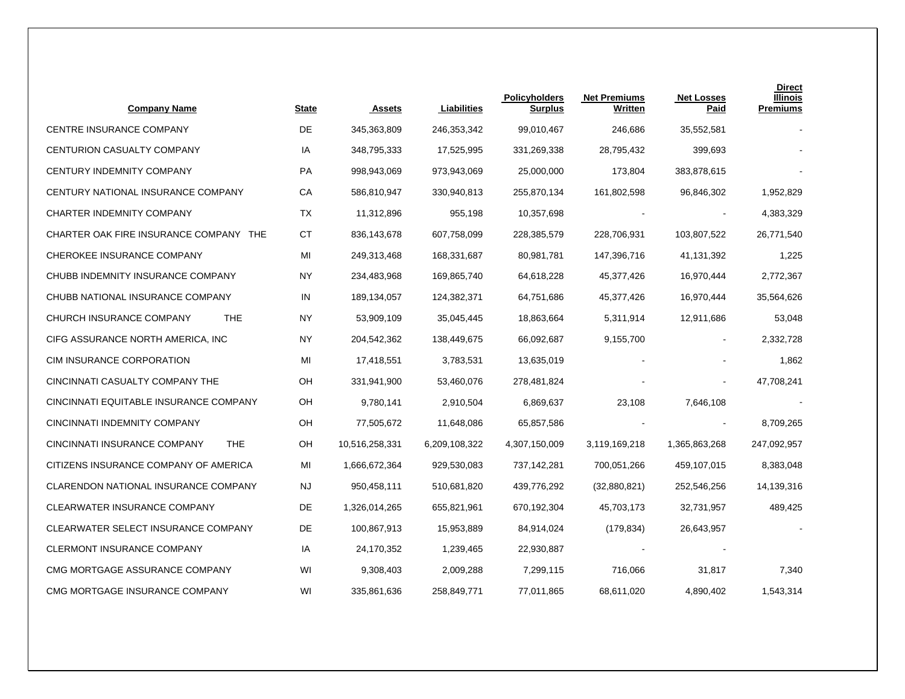| Company Name | State | Assets | Liabilities | Policyholders Surplus | Net Premiums Written | Net Losses Paid | Direct Illinois Premiums |
|---|---|---|---|---|---|---|---|
| CENTRE INSURANCE COMPANY | DE | 345,363,809 | 246,353,342 | 99,010,467 | 246,686 | 35,552,581 | - |
| CENTURION CASUALTY COMPANY | IA | 348,795,333 | 17,525,995 | 331,269,338 | 28,795,432 | 399,693 | - |
| CENTURY INDEMNITY COMPANY | PA | 998,943,069 | 973,943,069 | 25,000,000 | 173,804 | 383,878,615 | - |
| CENTURY NATIONAL INSURANCE COMPANY | CA | 586,810,947 | 330,940,813 | 255,870,134 | 161,802,598 | 96,846,302 | 1,952,829 |
| CHARTER INDEMNITY COMPANY | TX | 11,312,896 | 955,198 | 10,357,698 | - | - | 4,383,329 |
| CHARTER OAK FIRE INSURANCE COMPANY THE | CT | 836,143,678 | 607,758,099 | 228,385,579 | 228,706,931 | 103,807,522 | 26,771,540 |
| CHEROKEE INSURANCE COMPANY | MI | 249,313,468 | 168,331,687 | 80,981,781 | 147,396,716 | 41,131,392 | 1,225 |
| CHUBB INDEMNITY INSURANCE COMPANY | NY | 234,483,968 | 169,865,740 | 64,618,228 | 45,377,426 | 16,970,444 | 2,772,367 |
| CHUBB NATIONAL INSURANCE COMPANY | IN | 189,134,057 | 124,382,371 | 64,751,686 | 45,377,426 | 16,970,444 | 35,564,626 |
| CHURCH INSURANCE COMPANY THE | NY | 53,909,109 | 35,045,445 | 18,863,664 | 5,311,914 | 12,911,686 | 53,048 |
| CIFG ASSURANCE NORTH AMERICA, INC | NY | 204,542,362 | 138,449,675 | 66,092,687 | 9,155,700 | - | 2,332,728 |
| CIM INSURANCE CORPORATION | MI | 17,418,551 | 3,783,531 | 13,635,019 | - | - | 1,862 |
| CINCINNATI CASUALTY COMPANY THE | OH | 331,941,900 | 53,460,076 | 278,481,824 | - | - | 47,708,241 |
| CINCINNATI EQUITABLE INSURANCE COMPANY | OH | 9,780,141 | 2,910,504 | 6,869,637 | 23,108 | 7,646,108 | - |
| CINCINNATI INDEMNITY COMPANY | OH | 77,505,672 | 11,648,086 | 65,857,586 | - | - | 8,709,265 |
| CINCINNATI INSURANCE COMPANY THE | OH | 10,516,258,331 | 6,209,108,322 | 4,307,150,009 | 3,119,169,218 | 1,365,863,268 | 247,092,957 |
| CITIZENS INSURANCE COMPANY OF AMERICA | MI | 1,666,672,364 | 929,530,083 | 737,142,281 | 700,051,266 | 459,107,015 | 8,383,048 |
| CLARENDON NATIONAL INSURANCE COMPANY | NJ | 950,458,111 | 510,681,820 | 439,776,292 | (32,880,821) | 252,546,256 | 14,139,316 |
| CLEARWATER INSURANCE COMPANY | DE | 1,326,014,265 | 655,821,961 | 670,192,304 | 45,703,173 | 32,731,957 | 489,425 |
| CLEARWATER SELECT INSURANCE COMPANY | DE | 100,867,913 | 15,953,889 | 84,914,024 | (179,834) | 26,643,957 | - |
| CLERMONT INSURANCE COMPANY | IA | 24,170,352 | 1,239,465 | 22,930,887 | - | - | |
| CMG MORTGAGE ASSURANCE COMPANY | WI | 9,308,403 | 2,009,288 | 7,299,115 | 716,066 | 31,817 | 7,340 |
| CMG MORTGAGE INSURANCE COMPANY | WI | 335,861,636 | 258,849,771 | 77,011,865 | 68,611,020 | 4,890,402 | 1,543,314 |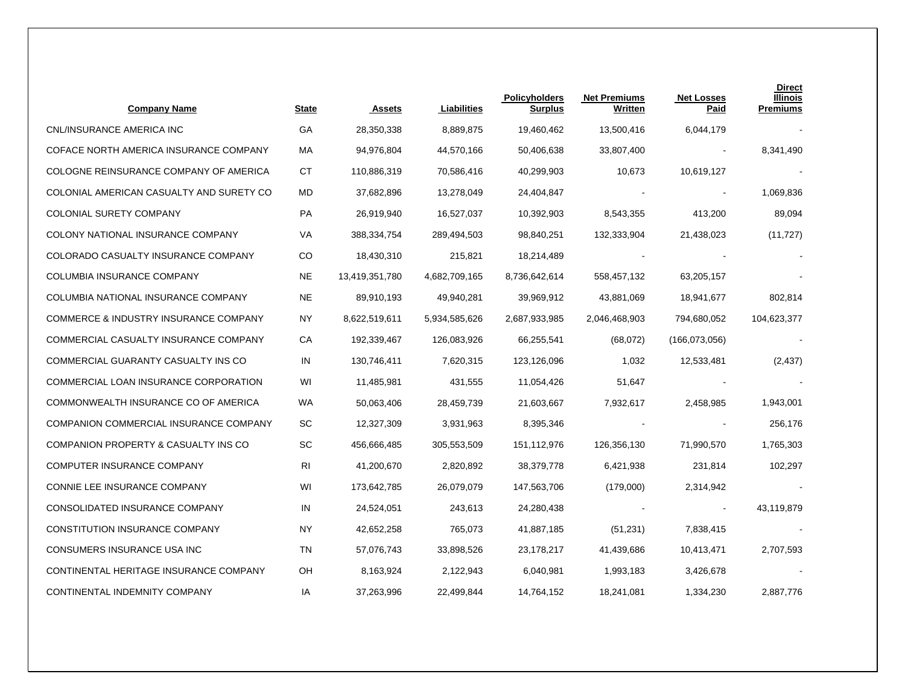| Company Name | State | Assets | Liabilities | Policyholders Surplus | Net Premiums Written | Net Losses Paid | Direct Illinois Premiums |
|---|---|---|---|---|---|---|---|
| CNL/INSURANCE AMERICA INC | GA | 28,350,338 | 8,889,875 | 19,460,462 | 13,500,416 | 6,044,179 | - |
| COFACE NORTH AMERICA INSURANCE COMPANY | MA | 94,976,804 | 44,570,166 | 50,406,638 | 33,807,400 | - | 8,341,490 |
| COLOGNE REINSURANCE COMPANY OF AMERICA | CT | 110,886,319 | 70,586,416 | 40,299,903 | 10,673 | 10,619,127 | - |
| COLONIAL AMERICAN CASUALTY AND SURETY CO | MD | 37,682,896 | 13,278,049 | 24,404,847 | - | - | 1,069,836 |
| COLONIAL SURETY COMPANY | PA | 26,919,940 | 16,527,037 | 10,392,903 | 8,543,355 | 413,200 | 89,094 |
| COLONY NATIONAL INSURANCE COMPANY | VA | 388,334,754 | 289,494,503 | 98,840,251 | 132,333,904 | 21,438,023 | (11,727) |
| COLORADO CASUALTY INSURANCE COMPANY | CO | 18,430,310 | 215,821 | 18,214,489 | - | - | - |
| COLUMBIA INSURANCE COMPANY | NE | 13,419,351,780 | 4,682,709,165 | 8,736,642,614 | 558,457,132 | 63,205,157 | - |
| COLUMBIA NATIONAL INSURANCE COMPANY | NE | 89,910,193 | 49,940,281 | 39,969,912 | 43,881,069 | 18,941,677 | 802,814 |
| COMMERCE & INDUSTRY INSURANCE COMPANY | NY | 8,622,519,611 | 5,934,585,626 | 2,687,933,985 | 2,046,468,903 | 794,680,052 | 104,623,377 |
| COMMERCIAL CASUALTY INSURANCE COMPANY | CA | 192,339,467 | 126,083,926 | 66,255,541 | (68,072) | (166,073,056) | - |
| COMMERCIAL GUARANTY CASUALTY INS CO | IN | 130,746,411 | 7,620,315 | 123,126,096 | 1,032 | 12,533,481 | (2,437) |
| COMMERCIAL LOAN INSURANCE CORPORATION | WI | 11,485,981 | 431,555 | 11,054,426 | 51,647 | - | - |
| COMMONWEALTH INSURANCE CO OF AMERICA | WA | 50,063,406 | 28,459,739 | 21,603,667 | 7,932,617 | 2,458,985 | 1,943,001 |
| COMPANION COMMERCIAL INSURANCE COMPANY | SC | 12,327,309 | 3,931,963 | 8,395,346 | - | - | 256,176 |
| COMPANION PROPERTY & CASUALTY INS CO | SC | 456,666,485 | 305,553,509 | 151,112,976 | 126,356,130 | 71,990,570 | 1,765,303 |
| COMPUTER INSURANCE COMPANY | RI | 41,200,670 | 2,820,892 | 38,379,778 | 6,421,938 | 231,814 | 102,297 |
| CONNIE LEE INSURANCE COMPANY | WI | 173,642,785 | 26,079,079 | 147,563,706 | (179,000) | 2,314,942 | - |
| CONSOLIDATED INSURANCE COMPANY | IN | 24,524,051 | 243,613 | 24,280,438 | - | - | 43,119,879 |
| CONSTITUTION INSURANCE COMPANY | NY | 42,652,258 | 765,073 | 41,887,185 | (51,231) | 7,838,415 | - |
| CONSUMERS INSURANCE USA INC | TN | 57,076,743 | 33,898,526 | 23,178,217 | 41,439,686 | 10,413,471 | 2,707,593 |
| CONTINENTAL HERITAGE INSURANCE COMPANY | OH | 8,163,924 | 2,122,943 | 6,040,981 | 1,993,183 | 3,426,678 | - |
| CONTINENTAL INDEMNITY COMPANY | IA | 37,263,996 | 22,499,844 | 14,764,152 | 18,241,081 | 1,334,230 | 2,887,776 |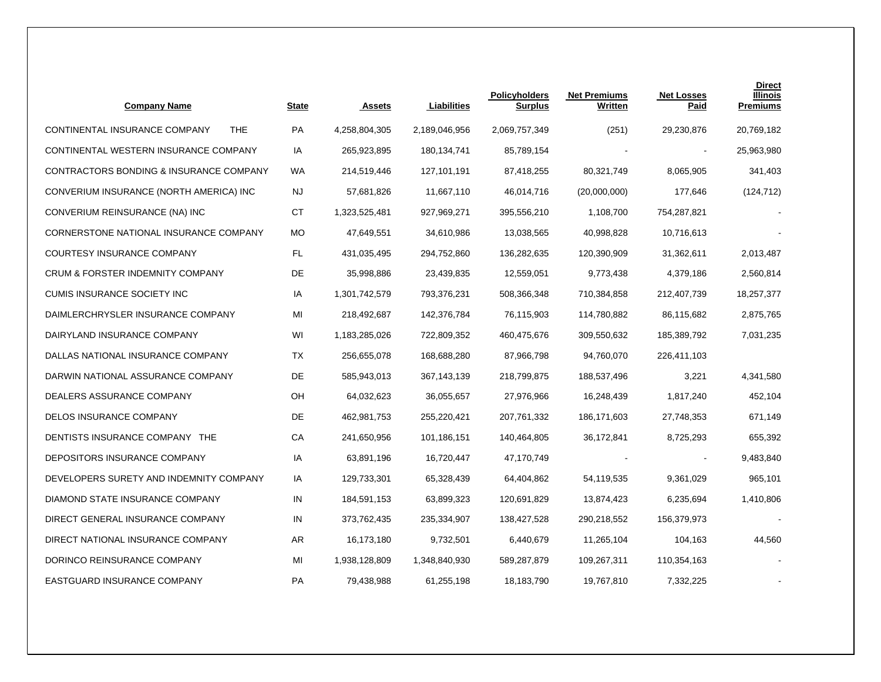| Company Name | State | Assets | Liabilities | Policyholders Surplus | Net Premiums Written | Net Losses Paid | Direct Illinois Premiums |
|---|---|---|---|---|---|---|---|
| CONTINENTAL INSURANCE COMPANY THE | PA | 4,258,804,305 | 2,189,046,956 | 2,069,757,349 | (251) | 29,230,876 | 20,769,182 |
| CONTINENTAL WESTERN INSURANCE COMPANY | IA | 265,923,895 | 180,134,741 | 85,789,154 | - | - | 25,963,980 |
| CONTRACTORS BONDING & INSURANCE COMPANY | WA | 214,519,446 | 127,101,191 | 87,418,255 | 80,321,749 | 8,065,905 | 341,403 |
| CONVERIUM INSURANCE (NORTH AMERICA) INC | NJ | 57,681,826 | 11,667,110 | 46,014,716 | (20,000,000) | 177,646 | (124,712) |
| CONVERIUM REINSURANCE (NA) INC | CT | 1,323,525,481 | 927,969,271 | 395,556,210 | 1,108,700 | 754,287,821 | - |
| CORNERSTONE NATIONAL INSURANCE COMPANY | MO | 47,649,551 | 34,610,986 | 13,038,565 | 40,998,828 | 10,716,613 | - |
| COURTESY INSURANCE COMPANY | FL | 431,035,495 | 294,752,860 | 136,282,635 | 120,390,909 | 31,362,611 | 2,013,487 |
| CRUM & FORSTER INDEMNITY COMPANY | DE | 35,998,886 | 23,439,835 | 12,559,051 | 9,773,438 | 4,379,186 | 2,560,814 |
| CUMIS INSURANCE SOCIETY INC | IA | 1,301,742,579 | 793,376,231 | 508,366,348 | 710,384,858 | 212,407,739 | 18,257,377 |
| DAIMLERCHRYSLER INSURANCE COMPANY | MI | 218,492,687 | 142,376,784 | 76,115,903 | 114,780,882 | 86,115,682 | 2,875,765 |
| DAIRYLAND INSURANCE COMPANY | WI | 1,183,285,026 | 722,809,352 | 460,475,676 | 309,550,632 | 185,389,792 | 7,031,235 |
| DALLAS NATIONAL INSURANCE COMPANY | TX | 256,655,078 | 168,688,280 | 87,966,798 | 94,760,070 | 226,411,103 | |
| DARWIN NATIONAL ASSURANCE COMPANY | DE | 585,943,013 | 367,143,139 | 218,799,875 | 188,537,496 | 3,221 | 4,341,580 |
| DEALERS ASSURANCE COMPANY | OH | 64,032,623 | 36,055,657 | 27,976,966 | 16,248,439 | 1,817,240 | 452,104 |
| DELOS INSURANCE COMPANY | DE | 462,981,753 | 255,220,421 | 207,761,332 | 186,171,603 | 27,748,353 | 671,149 |
| DENTISTS INSURANCE COMPANY THE | CA | 241,650,956 | 101,186,151 | 140,464,805 | 36,172,841 | 8,725,293 | 655,392 |
| DEPOSITORS INSURANCE COMPANY | IA | 63,891,196 | 16,720,447 | 47,170,749 | - | - | 9,483,840 |
| DEVELOPERS SURETY AND INDEMNITY COMPANY | IA | 129,733,301 | 65,328,439 | 64,404,862 | 54,119,535 | 9,361,029 | 965,101 |
| DIAMOND STATE INSURANCE COMPANY | IN | 184,591,153 | 63,899,323 | 120,691,829 | 13,874,423 | 6,235,694 | 1,410,806 |
| DIRECT GENERAL INSURANCE COMPANY | IN | 373,762,435 | 235,334,907 | 138,427,528 | 290,218,552 | 156,379,973 | - |
| DIRECT NATIONAL INSURANCE COMPANY | AR | 16,173,180 | 9,732,501 | 6,440,679 | 11,265,104 | 104,163 | 44,560 |
| DORINCO REINSURANCE COMPANY | MI | 1,938,128,809 | 1,348,840,930 | 589,287,879 | 109,267,311 | 110,354,163 | - |
| EASTGUARD INSURANCE COMPANY | PA | 79,438,988 | 61,255,198 | 18,183,790 | 19,767,810 | 7,332,225 | - |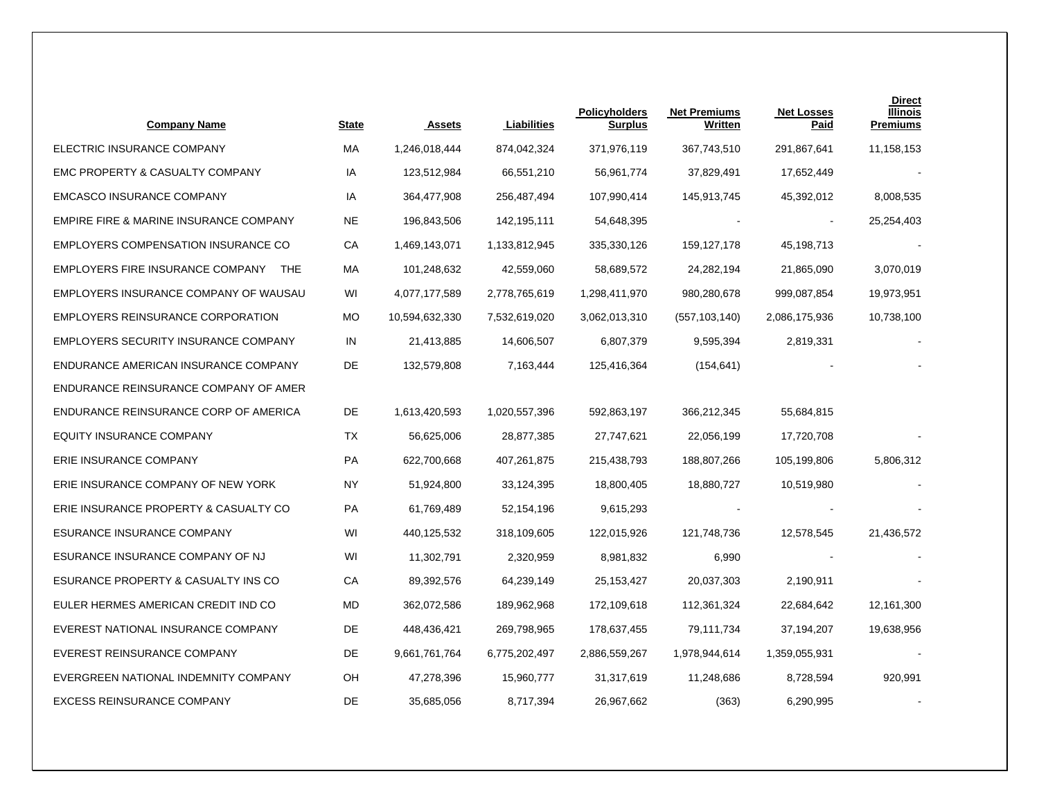| Company Name | State | Assets | Liabilities | Policyholders Surplus | Net Premiums Written | Net Losses Paid | Direct Illinois Premiums |
|---|---|---|---|---|---|---|---|
| ELECTRIC INSURANCE COMPANY | MA | 1,246,018,444 | 874,042,324 | 371,976,119 | 367,743,510 | 291,867,641 | 11,158,153 |
| EMC PROPERTY & CASUALTY COMPANY | IA | 123,512,984 | 66,551,210 | 56,961,774 | 37,829,491 | 17,652,449 | - |
| EMCASCO INSURANCE COMPANY | IA | 364,477,908 | 256,487,494 | 107,990,414 | 145,913,745 | 45,392,012 | 8,008,535 |
| EMPIRE FIRE & MARINE INSURANCE COMPANY | NE | 196,843,506 | 142,195,111 | 54,648,395 | - | - | 25,254,403 |
| EMPLOYERS COMPENSATION INSURANCE CO | CA | 1,469,143,071 | 1,133,812,945 | 335,330,126 | 159,127,178 | 45,198,713 | - |
| EMPLOYERS FIRE INSURANCE COMPANY THE | MA | 101,248,632 | 42,559,060 | 58,689,572 | 24,282,194 | 21,865,090 | 3,070,019 |
| EMPLOYERS INSURANCE COMPANY OF WAUSAU | WI | 4,077,177,589 | 2,778,765,619 | 1,298,411,970 | 980,280,678 | 999,087,854 | 19,973,951 |
| EMPLOYERS REINSURANCE CORPORATION | MO | 10,594,632,330 | 7,532,619,020 | 3,062,013,310 | (557,103,140) | 2,086,175,936 | 10,738,100 |
| EMPLOYERS SECURITY INSURANCE COMPANY | IN | 21,413,885 | 14,606,507 | 6,807,379 | 9,595,394 | 2,819,331 | - |
| ENDURANCE AMERICAN INSURANCE COMPANY | DE | 132,579,808 | 7,163,444 | 125,416,364 | (154,641) | - | - |
| ENDURANCE REINSURANCE COMPANY OF AMER | | | | | | | |
| ENDURANCE REINSURANCE CORP OF AMERICA | DE | 1,613,420,593 | 1,020,557,396 | 592,863,197 | 366,212,345 | 55,684,815 | |
| EQUITY INSURANCE COMPANY | TX | 56,625,006 | 28,877,385 | 27,747,621 | 22,056,199 | 17,720,708 | - |
| ERIE INSURANCE COMPANY | PA | 622,700,668 | 407,261,875 | 215,438,793 | 188,807,266 | 105,199,806 | 5,806,312 |
| ERIE INSURANCE COMPANY OF NEW YORK | NY | 51,924,800 | 33,124,395 | 18,800,405 | 18,880,727 | 10,519,980 | - |
| ERIE INSURANCE PROPERTY & CASUALTY CO | PA | 61,769,489 | 52,154,196 | 9,615,293 | - | - | - |
| ESURANCE INSURANCE COMPANY | WI | 440,125,532 | 318,109,605 | 122,015,926 | 121,748,736 | 12,578,545 | 21,436,572 |
| ESURANCE INSURANCE COMPANY OF NJ | WI | 11,302,791 | 2,320,959 | 8,981,832 | 6,990 | - | - |
| ESURANCE PROPERTY & CASUALTY INS CO | CA | 89,392,576 | 64,239,149 | 25,153,427 | 20,037,303 | 2,190,911 | - |
| EULER HERMES AMERICAN CREDIT IND CO | MD | 362,072,586 | 189,962,968 | 172,109,618 | 112,361,324 | 22,684,642 | 12,161,300 |
| EVEREST NATIONAL INSURANCE COMPANY | DE | 448,436,421 | 269,798,965 | 178,637,455 | 79,111,734 | 37,194,207 | 19,638,956 |
| EVEREST REINSURANCE COMPANY | DE | 9,661,761,764 | 6,775,202,497 | 2,886,559,267 | 1,978,944,614 | 1,359,055,931 | - |
| EVERGREEN NATIONAL INDEMNITY COMPANY | OH | 47,278,396 | 15,960,777 | 31,317,619 | 11,248,686 | 8,728,594 | 920,991 |
| EXCESS REINSURANCE COMPANY | DE | 35,685,056 | 8,717,394 | 26,967,662 | (363) | 6,290,995 | - |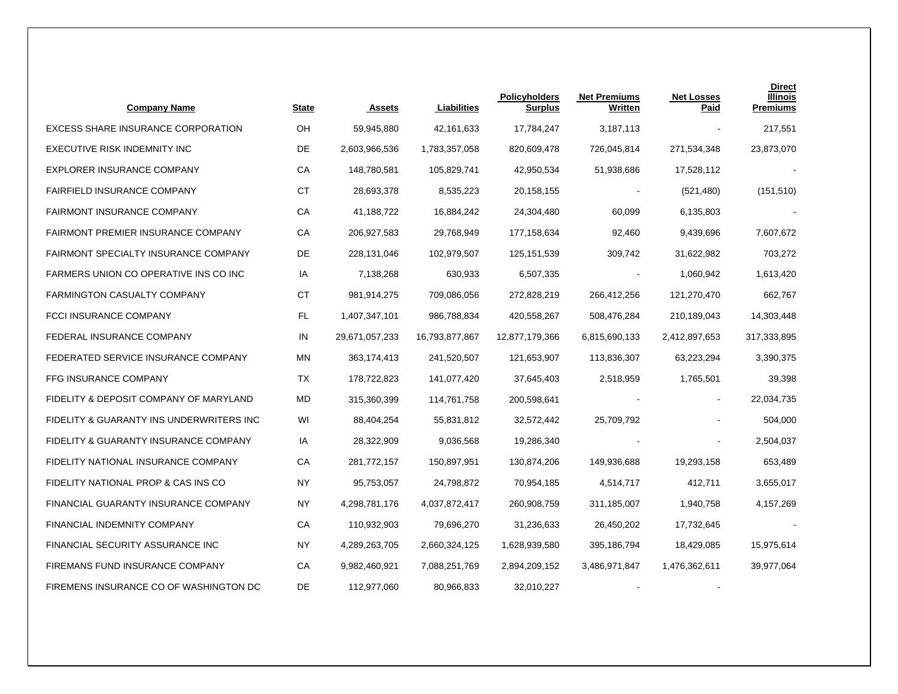| Company Name | State | Assets | Liabilities | Policyholders Surplus | Net Premiums Written | Net Losses Paid | Direct Illinois Premiums |
|---|---|---|---|---|---|---|---|
| EXCESS SHARE INSURANCE CORPORATION | OH | 59,945,880 | 42,161,633 | 17,784,247 | 3,187,113 | - | 217,551 |
| EXECUTIVE RISK INDEMNITY INC | DE | 2,603,966,536 | 1,783,357,058 | 820,609,478 | 726,045,814 | 271,534,348 | 23,873,070 |
| EXPLORER INSURANCE COMPANY | CA | 148,780,581 | 105,829,741 | 42,950,534 | 51,938,686 | 17,528,112 | - |
| FAIRFIELD INSURANCE COMPANY | CT | 28,693,378 | 8,535,223 | 20,158,155 | - | (521,480) | (151,510) |
| FAIRMONT INSURANCE COMPANY | CA | 41,188,722 | 16,884,242 | 24,304,480 | 60,099 | 6,135,803 | - |
| FAIRMONT PREMIER INSURANCE COMPANY | CA | 206,927,583 | 29,768,949 | 177,158,634 | 92,460 | 9,439,696 | 7,607,672 |
| FAIRMONT SPECIALTY INSURANCE COMPANY | DE | 228,131,046 | 102,979,507 | 125,151,539 | 309,742 | 31,622,982 | 703,272 |
| FARMERS UNION CO OPERATIVE INS CO INC | IA | 7,138,268 | 630,933 | 6,507,335 | - | 1,060,942 | 1,613,420 |
| FARMINGTON CASUALTY COMPANY | CT | 981,914,275 | 709,086,056 | 272,828,219 | 266,412,256 | 121,270,470 | 662,767 |
| FCCI INSURANCE COMPANY | FL | 1,407,347,101 | 986,788,834 | 420,558,267 | 508,476,284 | 210,189,043 | 14,303,448 |
| FEDERAL INSURANCE COMPANY | IN | 29,671,057,233 | 16,793,877,867 | 12,877,179,366 | 6,815,690,133 | 2,412,897,653 | 317,333,895 |
| FEDERATED SERVICE INSURANCE COMPANY | MN | 363,174,413 | 241,520,507 | 121,653,907 | 113,836,307 | 63,223,294 | 3,390,375 |
| FFG INSURANCE COMPANY | TX | 178,722,823 | 141,077,420 | 37,645,403 | 2,518,959 | 1,765,501 | 39,398 |
| FIDELITY & DEPOSIT COMPANY OF MARYLAND | MD | 315,360,399 | 114,761,758 | 200,598,641 | - | - | 22,034,735 |
| FIDELITY & GUARANTY INS UNDERWRITERS INC | WI | 88,404,254 | 55,831,812 | 32,572,442 | 25,709,792 | - | 504,000 |
| FIDELITY & GUARANTY INSURANCE COMPANY | IA | 28,322,909 | 9,036,568 | 19,286,340 | - | - | 2,504,037 |
| FIDELITY NATIONAL INSURANCE COMPANY | CA | 281,772,157 | 150,897,951 | 130,874,206 | 149,936,688 | 19,293,158 | 653,489 |
| FIDELITY NATIONAL PROP & CAS INS CO | NY | 95,753,057 | 24,798,872 | 70,954,185 | 4,514,717 | 412,711 | 3,655,017 |
| FINANCIAL GUARANTY INSURANCE COMPANY | NY | 4,298,781,176 | 4,037,872,417 | 260,908,759 | 311,185,007 | 1,940,758 | 4,157,269 |
| FINANCIAL INDEMNITY COMPANY | CA | 110,932,903 | 79,696,270 | 31,236,633 | 26,450,202 | 17,732,645 | - |
| FINANCIAL SECURITY ASSURANCE INC | NY | 4,289,263,705 | 2,660,324,125 | 1,628,939,580 | 395,186,794 | 18,429,085 | 15,975,614 |
| FIREMANS FUND INSURANCE COMPANY | CA | 9,982,460,921 | 7,088,251,769 | 2,894,209,152 | 3,486,971,847 | 1,476,362,611 | 39,977,064 |
| FIREMENS INSURANCE CO OF WASHINGTON DC | DE | 112,977,060 | 80,966,833 | 32,010,227 | - | - | |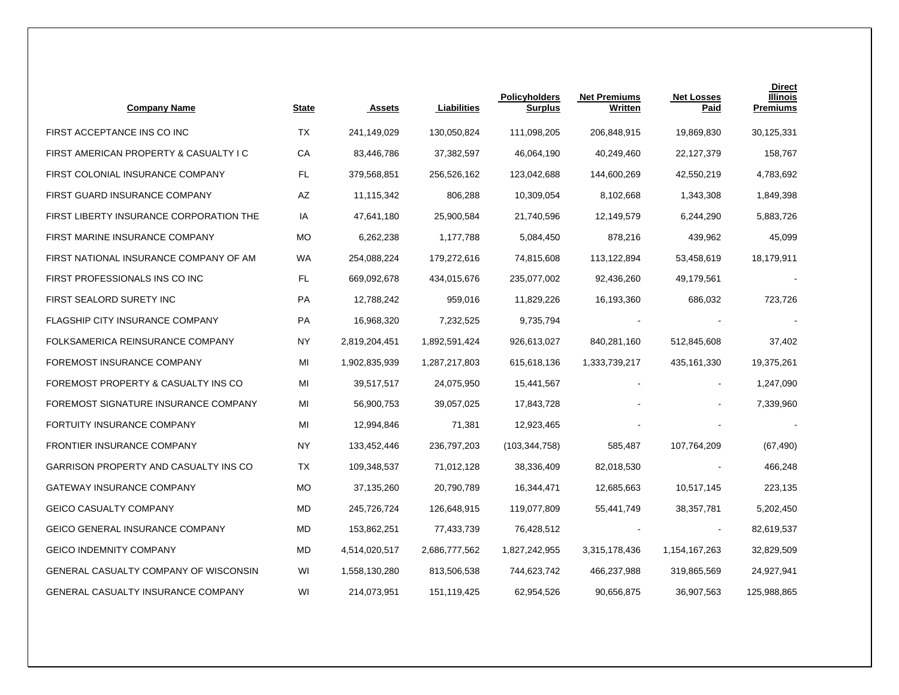| Company Name | State | Assets | Liabilities | Policyholders Surplus | Net Premiums Written | Net Losses Paid | Direct Illinois Premiums |
|---|---|---|---|---|---|---|---|
| FIRST ACCEPTANCE INS CO INC | TX | 241,149,029 | 130,050,824 | 111,098,205 | 206,848,915 | 19,869,830 | 30,125,331 |
| FIRST AMERICAN PROPERTY & CASUALTY I C | CA | 83,446,786 | 37,382,597 | 46,064,190 | 40,249,460 | 22,127,379 | 158,767 |
| FIRST COLONIAL INSURANCE COMPANY | FL | 379,568,851 | 256,526,162 | 123,042,688 | 144,600,269 | 42,550,219 | 4,783,692 |
| FIRST GUARD INSURANCE COMPANY | AZ | 11,115,342 | 806,288 | 10,309,054 | 8,102,668 | 1,343,308 | 1,849,398 |
| FIRST LIBERTY INSURANCE CORPORATION THE | IA | 47,641,180 | 25,900,584 | 21,740,596 | 12,149,579 | 6,244,290 | 5,883,726 |
| FIRST MARINE INSURANCE COMPANY | MO | 6,262,238 | 1,177,788 | 5,084,450 | 878,216 | 439,962 | 45,099 |
| FIRST NATIONAL INSURANCE COMPANY OF AM | WA | 254,088,224 | 179,272,616 | 74,815,608 | 113,122,894 | 53,458,619 | 18,179,911 |
| FIRST PROFESSIONALS INS CO INC | FL | 669,092,678 | 434,015,676 | 235,077,002 | 92,436,260 | 49,179,561 | - |
| FIRST SEALORD SURETY INC | PA | 12,788,242 | 959,016 | 11,829,226 | 16,193,360 | 686,032 | 723,726 |
| FLAGSHIP CITY INSURANCE COMPANY | PA | 16,968,320 | 7,232,525 | 9,735,794 | - | - | - |
| FOLKSAMERICA REINSURANCE COMPANY | NY | 2,819,204,451 | 1,892,591,424 | 926,613,027 | 840,281,160 | 512,845,608 | 37,402 |
| FOREMOST INSURANCE COMPANY | MI | 1,902,835,939 | 1,287,217,803 | 615,618,136 | 1,333,739,217 | 435,161,330 | 19,375,261 |
| FOREMOST PROPERTY & CASUALTY INS CO | MI | 39,517,517 | 24,075,950 | 15,441,567 | - | - | 1,247,090 |
| FOREMOST SIGNATURE INSURANCE COMPANY | MI | 56,900,753 | 39,057,025 | 17,843,728 | - | - | 7,339,960 |
| FORTUITY INSURANCE COMPANY | MI | 12,994,846 | 71,381 | 12,923,465 | - | - | - |
| FRONTIER INSURANCE COMPANY | NY | 133,452,446 | 236,797,203 | (103,344,758) | 585,487 | 107,764,209 | (67,490) |
| GARRISON PROPERTY AND CASUALTY INS CO | TX | 109,348,537 | 71,012,128 | 38,336,409 | 82,018,530 | - | 466,248 |
| GATEWAY INSURANCE COMPANY | MO | 37,135,260 | 20,790,789 | 16,344,471 | 12,685,663 | 10,517,145 | 223,135 |
| GEICO CASUALTY COMPANY | MD | 245,726,724 | 126,648,915 | 119,077,809 | 55,441,749 | 38,357,781 | 5,202,450 |
| GEICO GENERAL INSURANCE COMPANY | MD | 153,862,251 | 77,433,739 | 76,428,512 | - | - | 82,619,537 |
| GEICO INDEMNITY COMPANY | MD | 4,514,020,517 | 2,686,777,562 | 1,827,242,955 | 3,315,178,436 | 1,154,167,263 | 32,829,509 |
| GENERAL CASUALTY COMPANY OF WISCONSIN | WI | 1,558,130,280 | 813,506,538 | 744,623,742 | 466,237,988 | 319,865,569 | 24,927,941 |
| GENERAL CASUALTY INSURANCE COMPANY | WI | 214,073,951 | 151,119,425 | 62,954,526 | 90,656,875 | 36,907,563 | 125,988,865 |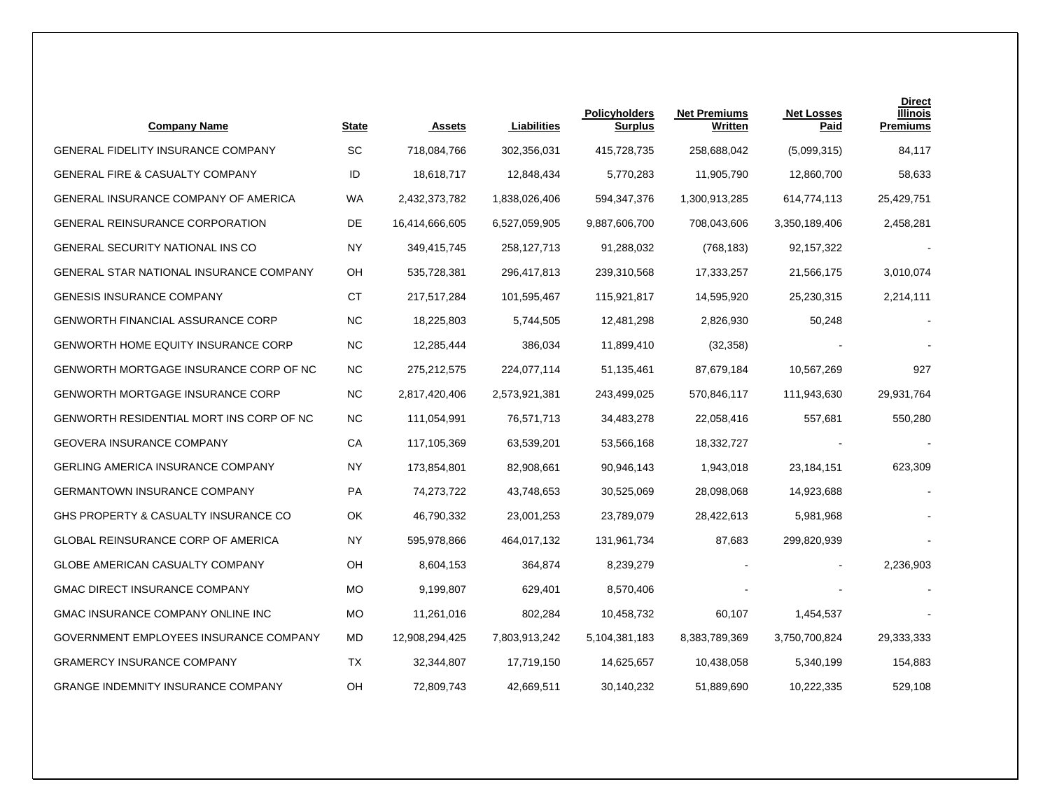| Company Name | State | Assets | Liabilities | Policyholders Surplus | Net Premiums Written | Net Losses Paid | Direct Illinois Premiums |
|---|---|---|---|---|---|---|---|
| GENERAL FIDELITY INSURANCE COMPANY | SC | 718,084,766 | 302,356,031 | 415,728,735 | 258,688,042 | (5,099,315) | 84,117 |
| GENERAL FIRE & CASUALTY COMPANY | ID | 18,618,717 | 12,848,434 | 5,770,283 | 11,905,790 | 12,860,700 | 58,633 |
| GENERAL INSURANCE COMPANY OF AMERICA | WA | 2,432,373,782 | 1,838,026,406 | 594,347,376 | 1,300,913,285 | 614,774,113 | 25,429,751 |
| GENERAL REINSURANCE CORPORATION | DE | 16,414,666,605 | 6,527,059,905 | 9,887,606,700 | 708,043,606 | 3,350,189,406 | 2,458,281 |
| GENERAL SECURITY NATIONAL INS CO | NY | 349,415,745 | 258,127,713 | 91,288,032 | (768,183) | 92,157,322 | - |
| GENERAL STAR NATIONAL INSURANCE COMPANY | OH | 535,728,381 | 296,417,813 | 239,310,568 | 17,333,257 | 21,566,175 | 3,010,074 |
| GENESIS INSURANCE COMPANY | CT | 217,517,284 | 101,595,467 | 115,921,817 | 14,595,920 | 25,230,315 | 2,214,111 |
| GENWORTH FINANCIAL ASSURANCE CORP | NC | 18,225,803 | 5,744,505 | 12,481,298 | 2,826,930 | 50,248 | - |
| GENWORTH HOME EQUITY INSURANCE CORP | NC | 12,285,444 | 386,034 | 11,899,410 | (32,358) | - | - |
| GENWORTH MORTGAGE INSURANCE CORP OF NC | NC | 275,212,575 | 224,077,114 | 51,135,461 | 87,679,184 | 10,567,269 | 927 |
| GENWORTH MORTGAGE INSURANCE CORP | NC | 2,817,420,406 | 2,573,921,381 | 243,499,025 | 570,846,117 | 111,943,630 | 29,931,764 |
| GENWORTH RESIDENTIAL MORT INS CORP OF NC | NC | 111,054,991 | 76,571,713 | 34,483,278 | 22,058,416 | 557,681 | 550,280 |
| GEOVERA INSURANCE COMPANY | CA | 117,105,369 | 63,539,201 | 53,566,168 | 18,332,727 | - | - |
| GERLING AMERICA INSURANCE COMPANY | NY | 173,854,801 | 82,908,661 | 90,946,143 | 1,943,018 | 23,184,151 | 623,309 |
| GERMANTOWN INSURANCE COMPANY | PA | 74,273,722 | 43,748,653 | 30,525,069 | 28,098,068 | 14,923,688 | - |
| GHS PROPERTY & CASUALTY INSURANCE CO | OK | 46,790,332 | 23,001,253 | 23,789,079 | 28,422,613 | 5,981,968 | - |
| GLOBAL REINSURANCE CORP OF AMERICA | NY | 595,978,866 | 464,017,132 | 131,961,734 | 87,683 | 299,820,939 | - |
| GLOBE AMERICAN CASUALTY COMPANY | OH | 8,604,153 | 364,874 | 8,239,279 | - | - | 2,236,903 |
| GMAC DIRECT INSURANCE COMPANY | MO | 9,199,807 | 629,401 | 8,570,406 | - | - | - |
| GMAC INSURANCE COMPANY ONLINE INC | MO | 11,261,016 | 802,284 | 10,458,732 | 60,107 | 1,454,537 | - |
| GOVERNMENT EMPLOYEES INSURANCE COMPANY | MD | 12,908,294,425 | 7,803,913,242 | 5,104,381,183 | 8,383,789,369 | 3,750,700,824 | 29,333,333 |
| GRAMERCY INSURANCE COMPANY | TX | 32,344,807 | 17,719,150 | 14,625,657 | 10,438,058 | 5,340,199 | 154,883 |
| GRANGE INDEMNITY INSURANCE COMPANY | OH | 72,809,743 | 42,669,511 | 30,140,232 | 51,889,690 | 10,222,335 | 529,108 |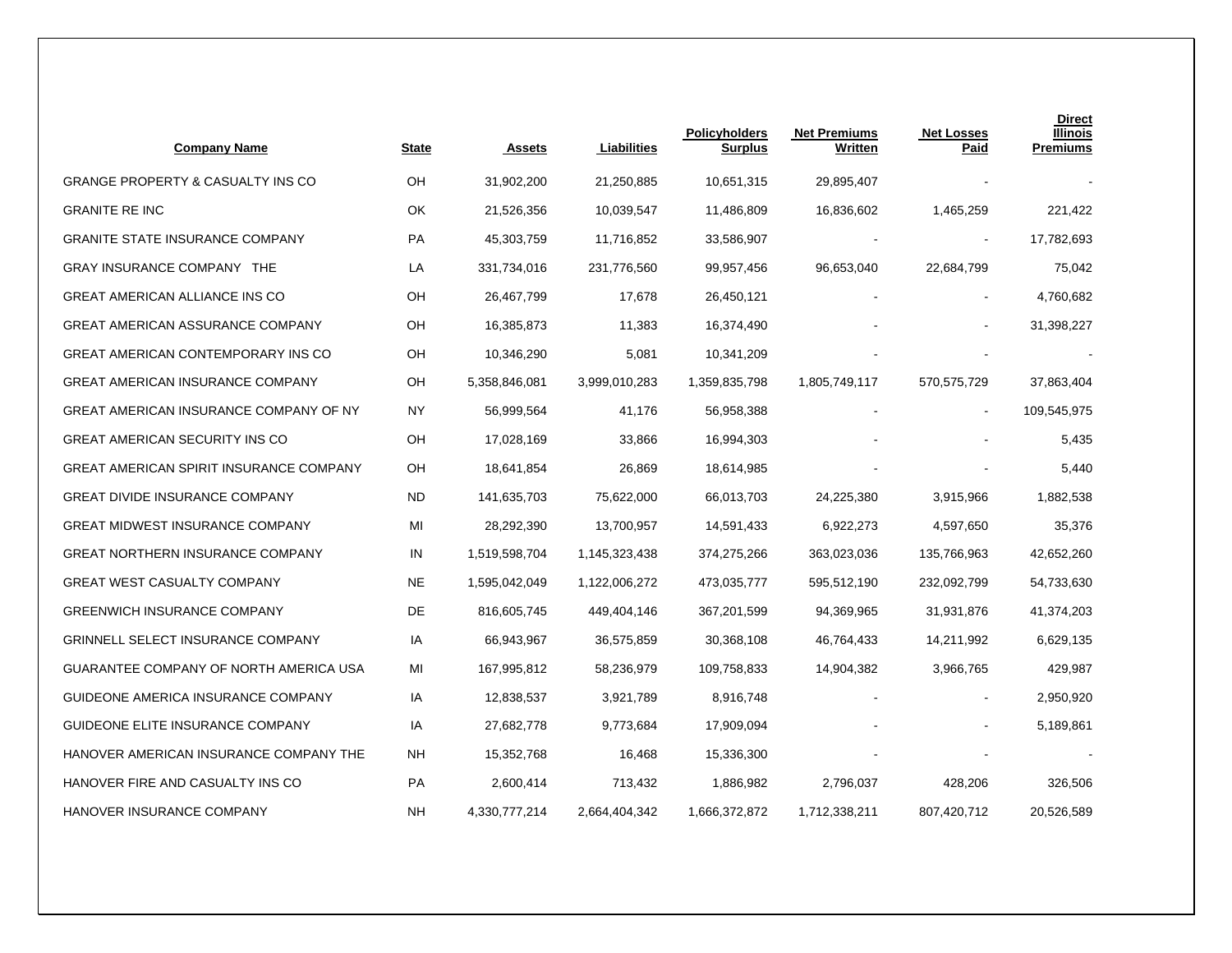| Company Name | State | Assets | Liabilities | Policyholders Surplus | Net Premiums Written | Net Losses Paid | Direct Illinois Premiums |
|---|---|---|---|---|---|---|---|
| GRANGE PROPERTY & CASUALTY INS CO | OH | 31,902,200 | 21,250,885 | 10,651,315 | 29,895,407 | - | - |
| GRANITE RE INC | OK | 21,526,356 | 10,039,547 | 11,486,809 | 16,836,602 | 1,465,259 | 221,422 |
| GRANITE STATE INSURANCE COMPANY | PA | 45,303,759 | 11,716,852 | 33,586,907 | - | - | 17,782,693 |
| GRAY INSURANCE COMPANY THE | LA | 331,734,016 | 231,776,560 | 99,957,456 | 96,653,040 | 22,684,799 | 75,042 |
| GREAT AMERICAN ALLIANCE INS CO | OH | 26,467,799 | 17,678 | 26,450,121 | - | - | 4,760,682 |
| GREAT AMERICAN ASSURANCE COMPANY | OH | 16,385,873 | 11,383 | 16,374,490 | - | - | 31,398,227 |
| GREAT AMERICAN CONTEMPORARY INS CO | OH | 10,346,290 | 5,081 | 10,341,209 | - | - | - |
| GREAT AMERICAN INSURANCE COMPANY | OH | 5,358,846,081 | 3,999,010,283 | 1,359,835,798 | 1,805,749,117 | 570,575,729 | 37,863,404 |
| GREAT AMERICAN INSURANCE COMPANY OF NY | NY | 56,999,564 | 41,176 | 56,958,388 | - | - | 109,545,975 |
| GREAT AMERICAN SECURITY INS CO | OH | 17,028,169 | 33,866 | 16,994,303 | - | - | 5,435 |
| GREAT AMERICAN SPIRIT INSURANCE COMPANY | OH | 18,641,854 | 26,869 | 18,614,985 | - | - | 5,440 |
| GREAT DIVIDE INSURANCE COMPANY | ND | 141,635,703 | 75,622,000 | 66,013,703 | 24,225,380 | 3,915,966 | 1,882,538 |
| GREAT MIDWEST INSURANCE COMPANY | MI | 28,292,390 | 13,700,957 | 14,591,433 | 6,922,273 | 4,597,650 | 35,376 |
| GREAT NORTHERN INSURANCE COMPANY | IN | 1,519,598,704 | 1,145,323,438 | 374,275,266 | 363,023,036 | 135,766,963 | 42,652,260 |
| GREAT WEST CASUALTY COMPANY | NE | 1,595,042,049 | 1,122,006,272 | 473,035,777 | 595,512,190 | 232,092,799 | 54,733,630 |
| GREENWICH INSURANCE COMPANY | DE | 816,605,745 | 449,404,146 | 367,201,599 | 94,369,965 | 31,931,876 | 41,374,203 |
| GRINNELL SELECT INSURANCE COMPANY | IA | 66,943,967 | 36,575,859 | 30,368,108 | 46,764,433 | 14,211,992 | 6,629,135 |
| GUARANTEE COMPANY OF NORTH AMERICA USA | MI | 167,995,812 | 58,236,979 | 109,758,833 | 14,904,382 | 3,966,765 | 429,987 |
| GUIDEONE AMERICA INSURANCE COMPANY | IA | 12,838,537 | 3,921,789 | 8,916,748 | - | - | 2,950,920 |
| GUIDEONE ELITE INSURANCE COMPANY | IA | 27,682,778 | 9,773,684 | 17,909,094 | - | - | 5,189,861 |
| HANOVER AMERICAN INSURANCE COMPANY THE | NH | 15,352,768 | 16,468 | 15,336,300 | - | - | - |
| HANOVER FIRE AND CASUALTY INS CO | PA | 2,600,414 | 713,432 | 1,886,982 | 2,796,037 | 428,206 | 326,506 |
| HANOVER INSURANCE COMPANY | NH | 4,330,777,214 | 2,664,404,342 | 1,666,372,872 | 1,712,338,211 | 807,420,712 | 20,526,589 |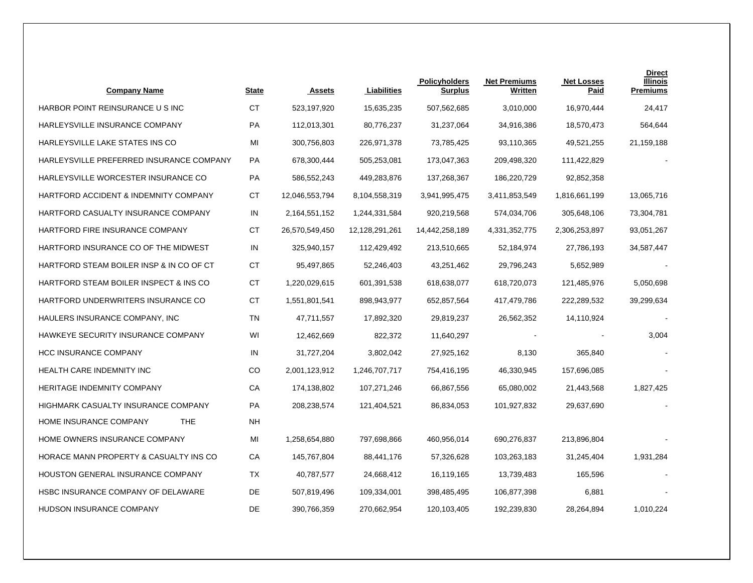| Company Name | State | Assets | Liabilities | Policyholders Surplus | Net Premiums Written | Net Losses Paid | Direct Illinois Premiums |
|---|---|---|---|---|---|---|---|
| HARBOR POINT REINSURANCE U S INC | CT | 523,197,920 | 15,635,235 | 507,562,685 | 3,010,000 | 16,970,444 | 24,417 |
| HARLEYSVILLE INSURANCE COMPANY | PA | 112,013,301 | 80,776,237 | 31,237,064 | 34,916,386 | 18,570,473 | 564,644 |
| HARLEYSVILLE LAKE STATES INS CO | MI | 300,756,803 | 226,971,378 | 73,785,425 | 93,110,365 | 49,521,255 | 21,159,188 |
| HARLEYSVILLE PREFERRED INSURANCE COMPANY | PA | 678,300,444 | 505,253,081 | 173,047,363 | 209,498,320 | 111,422,829 | - |
| HARLEYSVILLE WORCESTER INSURANCE CO | PA | 586,552,243 | 449,283,876 | 137,268,367 | 186,220,729 | 92,852,358 | |
| HARTFORD ACCIDENT & INDEMNITY COMPANY | CT | 12,046,553,794 | 8,104,558,319 | 3,941,995,475 | 3,411,853,549 | 1,816,661,199 | 13,065,716 |
| HARTFORD CASUALTY INSURANCE COMPANY | IN | 2,164,551,152 | 1,244,331,584 | 920,219,568 | 574,034,706 | 305,648,106 | 73,304,781 |
| HARTFORD FIRE INSURANCE COMPANY | CT | 26,570,549,450 | 12,128,291,261 | 14,442,258,189 | 4,331,352,775 | 2,306,253,897 | 93,051,267 |
| HARTFORD INSURANCE CO OF THE MIDWEST | IN | 325,940,157 | 112,429,492 | 213,510,665 | 52,184,974 | 27,786,193 | 34,587,447 |
| HARTFORD STEAM BOILER INSP & IN CO OF CT | CT | 95,497,865 | 52,246,403 | 43,251,462 | 29,796,243 | 5,652,989 | - |
| HARTFORD STEAM BOILER INSPECT & INS CO | CT | 1,220,029,615 | 601,391,538 | 618,638,077 | 618,720,073 | 121,485,976 | 5,050,698 |
| HARTFORD UNDERWRITERS INSURANCE CO | CT | 1,551,801,541 | 898,943,977 | 652,857,564 | 417,479,786 | 222,289,532 | 39,299,634 |
| HAULERS INSURANCE COMPANY, INC | TN | 47,711,557 | 17,892,320 | 29,819,237 | 26,562,352 | 14,110,924 | - |
| HAWKEYE SECURITY INSURANCE COMPANY | WI | 12,462,669 | 822,372 | 11,640,297 | - | - | 3,004 |
| HCC INSURANCE COMPANY | IN | 31,727,204 | 3,802,042 | 27,925,162 | 8,130 | 365,840 | - |
| HEALTH CARE INDEMNITY INC | CO | 2,001,123,912 | 1,246,707,717 | 754,416,195 | 46,330,945 | 157,696,085 | - |
| HERITAGE INDEMNITY COMPANY | CA | 174,138,802 | 107,271,246 | 66,867,556 | 65,080,002 | 21,443,568 | 1,827,425 |
| HIGHMARK CASUALTY INSURANCE COMPANY | PA | 208,238,574 | 121,404,521 | 86,834,053 | 101,927,832 | 29,637,690 | - |
| HOME INSURANCE COMPANY THE | NH | | | | | | |
| HOME OWNERS INSURANCE COMPANY | MI | 1,258,654,880 | 797,698,866 | 460,956,014 | 690,276,837 | 213,896,804 | - |
| HORACE MANN PROPERTY & CASUALTY INS CO | CA | 145,767,804 | 88,441,176 | 57,326,628 | 103,263,183 | 31,245,404 | 1,931,284 |
| HOUSTON GENERAL INSURANCE COMPANY | TX | 40,787,577 | 24,668,412 | 16,119,165 | 13,739,483 | 165,596 | - |
| HSBC INSURANCE COMPANY OF DELAWARE | DE | 507,819,496 | 109,334,001 | 398,485,495 | 106,877,398 | 6,881 | - |
| HUDSON INSURANCE COMPANY | DE | 390,766,359 | 270,662,954 | 120,103,405 | 192,239,830 | 28,264,894 | 1,010,224 |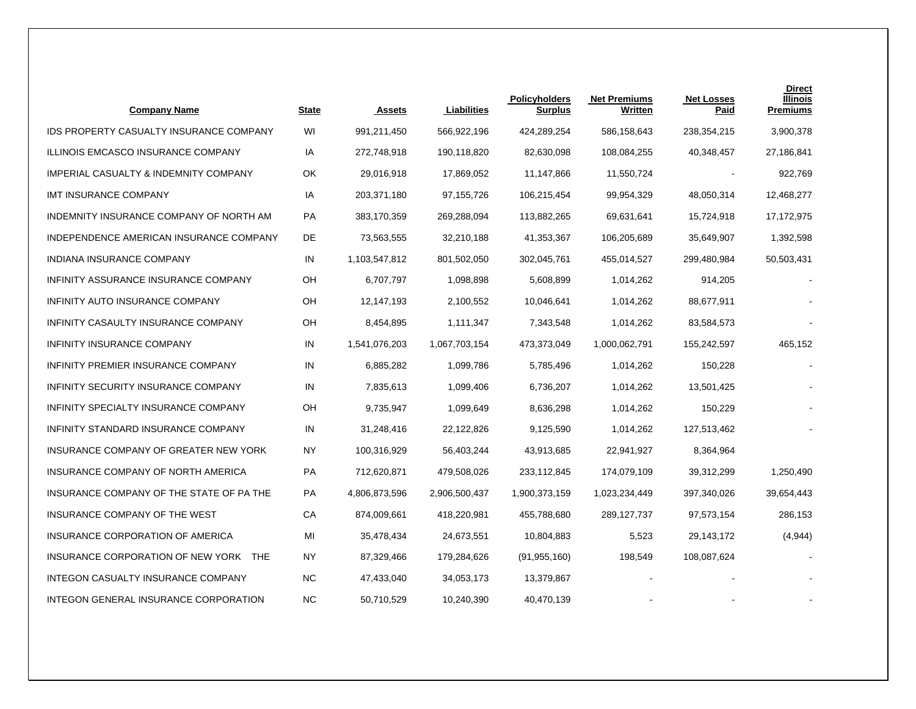| Company Name | State | Assets | Liabilities | Policyholders Surplus | Net Premiums Written | Net Losses Paid | Direct Illinois Premiums |
|---|---|---|---|---|---|---|---|
| IDS PROPERTY CASUALTY INSURANCE COMPANY | WI | 991,211,450 | 566,922,196 | 424,289,254 | 586,158,643 | 238,354,215 | 3,900,378 |
| ILLINOIS EMCASCO INSURANCE COMPANY | IA | 272,748,918 | 190,118,820 | 82,630,098 | 108,084,255 | 40,348,457 | 27,186,841 |
| IMPERIAL CASUALTY & INDEMNITY COMPANY | OK | 29,016,918 | 17,869,052 | 11,147,866 | 11,550,724 | - | 922,769 |
| IMT INSURANCE COMPANY | IA | 203,371,180 | 97,155,726 | 106,215,454 | 99,954,329 | 48,050,314 | 12,468,277 |
| INDEMNITY INSURANCE COMPANY OF NORTH AM | PA | 383,170,359 | 269,288,094 | 113,882,265 | 69,631,641 | 15,724,918 | 17,172,975 |
| INDEPENDENCE AMERICAN INSURANCE COMPANY | DE | 73,563,555 | 32,210,188 | 41,353,367 | 106,205,689 | 35,649,907 | 1,392,598 |
| INDIANA INSURANCE COMPANY | IN | 1,103,547,812 | 801,502,050 | 302,045,761 | 455,014,527 | 299,480,984 | 50,503,431 |
| INFINITY ASSURANCE INSURANCE COMPANY | OH | 6,707,797 | 1,098,898 | 5,608,899 | 1,014,262 | 914,205 | - |
| INFINITY AUTO INSURANCE COMPANY | OH | 12,147,193 | 2,100,552 | 10,046,641 | 1,014,262 | 88,677,911 | - |
| INFINITY CASAULTY INSURANCE COMPANY | OH | 8,454,895 | 1,111,347 | 7,343,548 | 1,014,262 | 83,584,573 | - |
| INFINITY INSURANCE COMPANY | IN | 1,541,076,203 | 1,067,703,154 | 473,373,049 | 1,000,062,791 | 155,242,597 | 465,152 |
| INFINITY PREMIER INSURANCE COMPANY | IN | 6,885,282 | 1,099,786 | 5,785,496 | 1,014,262 | 150,228 | - |
| INFINITY SECURITY INSURANCE COMPANY | IN | 7,835,613 | 1,099,406 | 6,736,207 | 1,014,262 | 13,501,425 | - |
| INFINITY SPECIALTY INSURANCE COMPANY | OH | 9,735,947 | 1,099,649 | 8,636,298 | 1,014,262 | 150,229 | - |
| INFINITY STANDARD INSURANCE COMPANY | IN | 31,248,416 | 22,122,826 | 9,125,590 | 1,014,262 | 127,513,462 | - |
| INSURANCE COMPANY OF GREATER NEW YORK | NY | 100,316,929 | 56,403,244 | 43,913,685 | 22,941,927 | 8,364,964 | |
| INSURANCE COMPANY OF NORTH AMERICA | PA | 712,620,871 | 479,508,026 | 233,112,845 | 174,079,109 | 39,312,299 | 1,250,490 |
| INSURANCE COMPANY OF THE STATE OF PA THE | PA | 4,806,873,596 | 2,906,500,437 | 1,900,373,159 | 1,023,234,449 | 397,340,026 | 39,654,443 |
| INSURANCE COMPANY OF THE WEST | CA | 874,009,661 | 418,220,981 | 455,788,680 | 289,127,737 | 97,573,154 | 286,153 |
| INSURANCE CORPORATION OF AMERICA | MI | 35,478,434 | 24,673,551 | 10,804,883 | 5,523 | 29,143,172 | (4,944) |
| INSURANCE CORPORATION OF NEW YORK THE | NY | 87,329,466 | 179,284,626 | (91,955,160) | 198,549 | 108,087,624 | - |
| INTEGON CASUALTY INSURANCE COMPANY | NC | 47,433,040 | 34,053,173 | 13,379,867 | - | - | - |
| INTEGON GENERAL INSURANCE CORPORATION | NC | 50,710,529 | 10,240,390 | 40,470,139 | - | - | - |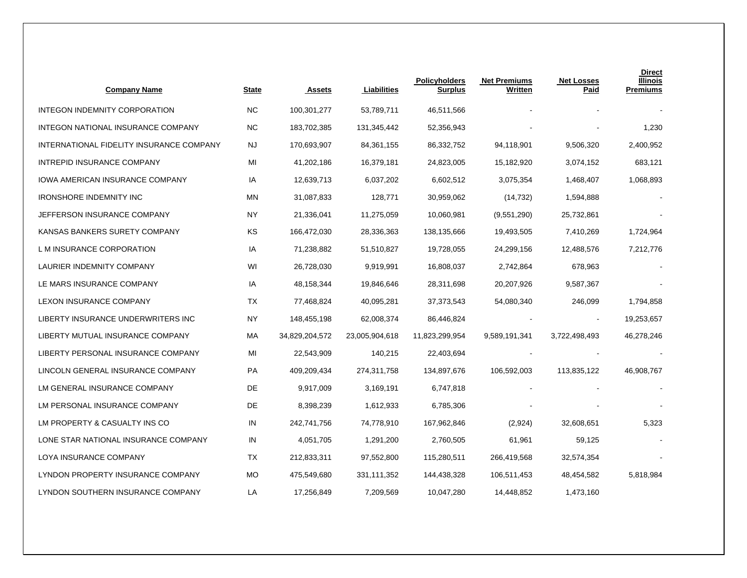| Company Name | State | Assets | Liabilities | Policyholders Surplus | Net Premiums Written | Net Losses Paid | Direct Illinois Premiums |
|---|---|---|---|---|---|---|---|
| INTEGON INDEMNITY CORPORATION | NC | 100,301,277 | 53,789,711 | 46,511,566 | - | - | - |
| INTEGON NATIONAL INSURANCE COMPANY | NC | 183,702,385 | 131,345,442 | 52,356,943 | - | - | 1,230 |
| INTERNATIONAL FIDELITY INSURANCE COMPANY | NJ | 170,693,907 | 84,361,155 | 86,332,752 | 94,118,901 | 9,506,320 | 2,400,952 |
| INTREPID INSURANCE COMPANY | MI | 41,202,186 | 16,379,181 | 24,823,005 | 15,182,920 | 3,074,152 | 683,121 |
| IOWA AMERICAN INSURANCE COMPANY | IA | 12,639,713 | 6,037,202 | 6,602,512 | 3,075,354 | 1,468,407 | 1,068,893 |
| IRONSHORE INDEMNITY INC | MN | 31,087,833 | 128,771 | 30,959,062 | (14,732) | 1,594,888 | - |
| JEFFERSON INSURANCE COMPANY | NY | 21,336,041 | 11,275,059 | 10,060,981 | (9,551,290) | 25,732,861 | - |
| KANSAS BANKERS SURETY COMPANY | KS | 166,472,030 | 28,336,363 | 138,135,666 | 19,493,505 | 7,410,269 | 1,724,964 |
| L M INSURANCE CORPORATION | IA | 71,238,882 | 51,510,827 | 19,728,055 | 24,299,156 | 12,488,576 | 7,212,776 |
| LAURIER INDEMNITY COMPANY | WI | 26,728,030 | 9,919,991 | 16,808,037 | 2,742,864 | 678,963 | - |
| LE MARS INSURANCE COMPANY | IA | 48,158,344 | 19,846,646 | 28,311,698 | 20,207,926 | 9,587,367 | - |
| LEXON INSURANCE COMPANY | TX | 77,468,824 | 40,095,281 | 37,373,543 | 54,080,340 | 246,099 | 1,794,858 |
| LIBERTY INSURANCE UNDERWRITERS INC | NY | 148,455,198 | 62,008,374 | 86,446,824 | - | - | 19,253,657 |
| LIBERTY MUTUAL INSURANCE COMPANY | MA | 34,829,204,572 | 23,005,904,618 | 11,823,299,954 | 9,589,191,341 | 3,722,498,493 | 46,278,246 |
| LIBERTY PERSONAL INSURANCE COMPANY | MI | 22,543,909 | 140,215 | 22,403,694 | - | - | - |
| LINCOLN GENERAL INSURANCE COMPANY | PA | 409,209,434 | 274,311,758 | 134,897,676 | 106,592,003 | 113,835,122 | 46,908,767 |
| LM GENERAL INSURANCE COMPANY | DE | 9,917,009 | 3,169,191 | 6,747,818 | - | - | - |
| LM PERSONAL INSURANCE COMPANY | DE | 8,398,239 | 1,612,933 | 6,785,306 | - | - | - |
| LM PROPERTY & CASUALTY INS CO | IN | 242,741,756 | 74,778,910 | 167,962,846 | (2,924) | 32,608,651 | 5,323 |
| LONE STAR NATIONAL INSURANCE COMPANY | IN | 4,051,705 | 1,291,200 | 2,760,505 | 61,961 | 59,125 | - |
| LOYA INSURANCE COMPANY | TX | 212,833,311 | 97,552,800 | 115,280,511 | 266,419,568 | 32,574,354 | - |
| LYNDON PROPERTY INSURANCE COMPANY | MO | 475,549,680 | 331,111,352 | 144,438,328 | 106,511,453 | 48,454,582 | 5,818,984 |
| LYNDON SOUTHERN INSURANCE COMPANY | LA | 17,256,849 | 7,209,569 | 10,047,280 | 14,448,852 | 1,473,160 | |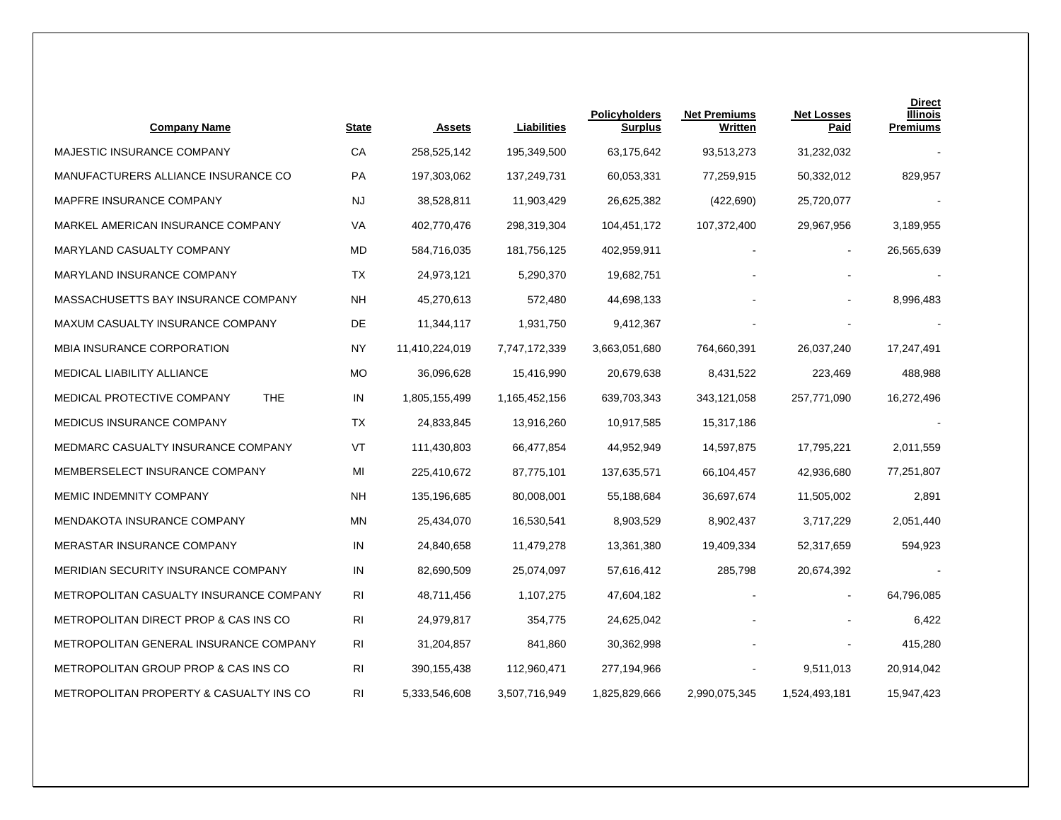| Company Name | State | Assets | Liabilities | Policyholders Surplus | Net Premiums Written | Net Losses Paid | Direct Illinois Premiums |
|---|---|---|---|---|---|---|---|
| MAJESTIC INSURANCE COMPANY | CA | 258,525,142 | 195,349,500 | 63,175,642 | 93,513,273 | 31,232,032 | - |
| MANUFACTURERS ALLIANCE INSURANCE CO | PA | 197,303,062 | 137,249,731 | 60,053,331 | 77,259,915 | 50,332,012 | 829,957 |
| MAPFRE INSURANCE COMPANY | NJ | 38,528,811 | 11,903,429 | 26,625,382 | (422,690) | 25,720,077 | - |
| MARKEL AMERICAN INSURANCE COMPANY | VA | 402,770,476 | 298,319,304 | 104,451,172 | 107,372,400 | 29,967,956 | 3,189,955 |
| MARYLAND CASUALTY COMPANY | MD | 584,716,035 | 181,756,125 | 402,959,911 | - | - | 26,565,639 |
| MARYLAND INSURANCE COMPANY | TX | 24,973,121 | 5,290,370 | 19,682,751 | - | - | - |
| MASSACHUSETTS BAY INSURANCE COMPANY | NH | 45,270,613 | 572,480 | 44,698,133 | - | - | 8,996,483 |
| MAXUM CASUALTY INSURANCE COMPANY | DE | 11,344,117 | 1,931,750 | 9,412,367 | - | - | - |
| MBIA INSURANCE CORPORATION | NY | 11,410,224,019 | 7,747,172,339 | 3,663,051,680 | 764,660,391 | 26,037,240 | 17,247,491 |
| MEDICAL LIABILITY ALLIANCE | MO | 36,096,628 | 15,416,990 | 20,679,638 | 8,431,522 | 223,469 | 488,988 |
| MEDICAL PROTECTIVE COMPANY THE | IN | 1,805,155,499 | 1,165,452,156 | 639,703,343 | 343,121,058 | 257,771,090 | 16,272,496 |
| MEDICUS INSURANCE COMPANY | TX | 24,833,845 | 13,916,260 | 10,917,585 | 15,317,186 | | - |
| MEDMARC CASUALTY INSURANCE COMPANY | VT | 111,430,803 | 66,477,854 | 44,952,949 | 14,597,875 | 17,795,221 | 2,011,559 |
| MEMBERSELECT INSURANCE COMPANY | MI | 225,410,672 | 87,775,101 | 137,635,571 | 66,104,457 | 42,936,680 | 77,251,807 |
| MEMIC INDEMNITY COMPANY | NH | 135,196,685 | 80,008,001 | 55,188,684 | 36,697,674 | 11,505,002 | 2,891 |
| MENDAKOTA INSURANCE COMPANY | MN | 25,434,070 | 16,530,541 | 8,903,529 | 8,902,437 | 3,717,229 | 2,051,440 |
| MERASTAR INSURANCE COMPANY | IN | 24,840,658 | 11,479,278 | 13,361,380 | 19,409,334 | 52,317,659 | 594,923 |
| MERIDIAN SECURITY INSURANCE COMPANY | IN | 82,690,509 | 25,074,097 | 57,616,412 | 285,798 | 20,674,392 | - |
| METROPOLITAN CASUALTY INSURANCE COMPANY | RI | 48,711,456 | 1,107,275 | 47,604,182 | - | - | 64,796,085 |
| METROPOLITAN DIRECT PROP & CAS INS CO | RI | 24,979,817 | 354,775 | 24,625,042 | - | - | 6,422 |
| METROPOLITAN GENERAL INSURANCE COMPANY | RI | 31,204,857 | 841,860 | 30,362,998 | - | - | 415,280 |
| METROPOLITAN GROUP PROP & CAS INS CO | RI | 390,155,438 | 112,960,471 | 277,194,966 | - | 9,511,013 | 20,914,042 |
| METROPOLITAN PROPERTY & CASUALTY INS CO | RI | 5,333,546,608 | 3,507,716,949 | 1,825,829,666 | 2,990,075,345 | 1,524,493,181 | 15,947,423 |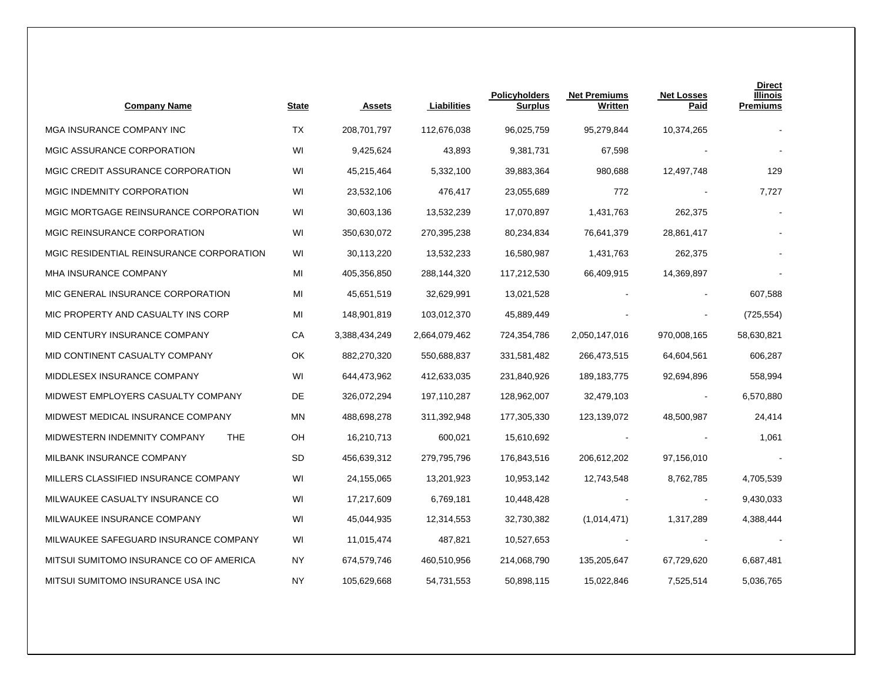| Company Name | State | Assets | Liabilities | Policyholders Surplus | Net Premiums Written | Net Losses Paid | Direct Illinois Premiums |
|---|---|---|---|---|---|---|---|
| MGA INSURANCE COMPANY INC | TX | 208,701,797 | 112,676,038 | 96,025,759 | 95,279,844 | 10,374,265 | - |
| MGIC ASSURANCE CORPORATION | WI | 9,425,624 | 43,893 | 9,381,731 | 67,598 | - | - |
| MGIC CREDIT ASSURANCE CORPORATION | WI | 45,215,464 | 5,332,100 | 39,883,364 | 980,688 | 12,497,748 | 129 |
| MGIC INDEMNITY CORPORATION | WI | 23,532,106 | 476,417 | 23,055,689 | 772 | - | 7,727 |
| MGIC MORTGAGE REINSURANCE CORPORATION | WI | 30,603,136 | 13,532,239 | 17,070,897 | 1,431,763 | 262,375 | - |
| MGIC REINSURANCE CORPORATION | WI | 350,630,072 | 270,395,238 | 80,234,834 | 76,641,379 | 28,861,417 | - |
| MGIC RESIDENTIAL REINSURANCE CORPORATION | WI | 30,113,220 | 13,532,233 | 16,580,987 | 1,431,763 | 262,375 | - |
| MHA INSURANCE COMPANY | MI | 405,356,850 | 288,144,320 | 117,212,530 | 66,409,915 | 14,369,897 | - |
| MIC GENERAL INSURANCE CORPORATION | MI | 45,651,519 | 32,629,991 | 13,021,528 | - | - | 607,588 |
| MIC PROPERTY AND CASUALTY INS CORP | MI | 148,901,819 | 103,012,370 | 45,889,449 | - | - | (725,554) |
| MID CENTURY INSURANCE COMPANY | CA | 3,388,434,249 | 2,664,079,462 | 724,354,786 | 2,050,147,016 | 970,008,165 | 58,630,821 |
| MID CONTINENT CASUALTY COMPANY | OK | 882,270,320 | 550,688,837 | 331,581,482 | 266,473,515 | 64,604,561 | 606,287 |
| MIDDLESEX INSURANCE COMPANY | WI | 644,473,962 | 412,633,035 | 231,840,926 | 189,183,775 | 92,694,896 | 558,994 |
| MIDWEST EMPLOYERS CASUALTY COMPANY | DE | 326,072,294 | 197,110,287 | 128,962,007 | 32,479,103 | - | 6,570,880 |
| MIDWEST MEDICAL INSURANCE COMPANY | MN | 488,698,278 | 311,392,948 | 177,305,330 | 123,139,072 | 48,500,987 | 24,414 |
| MIDWESTERN INDEMNITY COMPANY THE | OH | 16,210,713 | 600,021 | 15,610,692 | - | - | 1,061 |
| MILBANK INSURANCE COMPANY | SD | 456,639,312 | 279,795,796 | 176,843,516 | 206,612,202 | 97,156,010 | - |
| MILLERS CLASSIFIED INSURANCE COMPANY | WI | 24,155,065 | 13,201,923 | 10,953,142 | 12,743,548 | 8,762,785 | 4,705,539 |
| MILWAUKEE CASUALTY INSURANCE CO | WI | 17,217,609 | 6,769,181 | 10,448,428 | - | - | 9,430,033 |
| MILWAUKEE INSURANCE COMPANY | WI | 45,044,935 | 12,314,553 | 32,730,382 | (1,014,471) | 1,317,289 | 4,388,444 |
| MILWAUKEE SAFEGUARD INSURANCE COMPANY | WI | 11,015,474 | 487,821 | 10,527,653 | - | - | - |
| MITSUI SUMITOMO INSURANCE CO OF AMERICA | NY | 674,579,746 | 460,510,956 | 214,068,790 | 135,205,647 | 67,729,620 | 6,687,481 |
| MITSUI SUMITOMO INSURANCE USA INC | NY | 105,629,668 | 54,731,553 | 50,898,115 | 15,022,846 | 7,525,514 | 5,036,765 |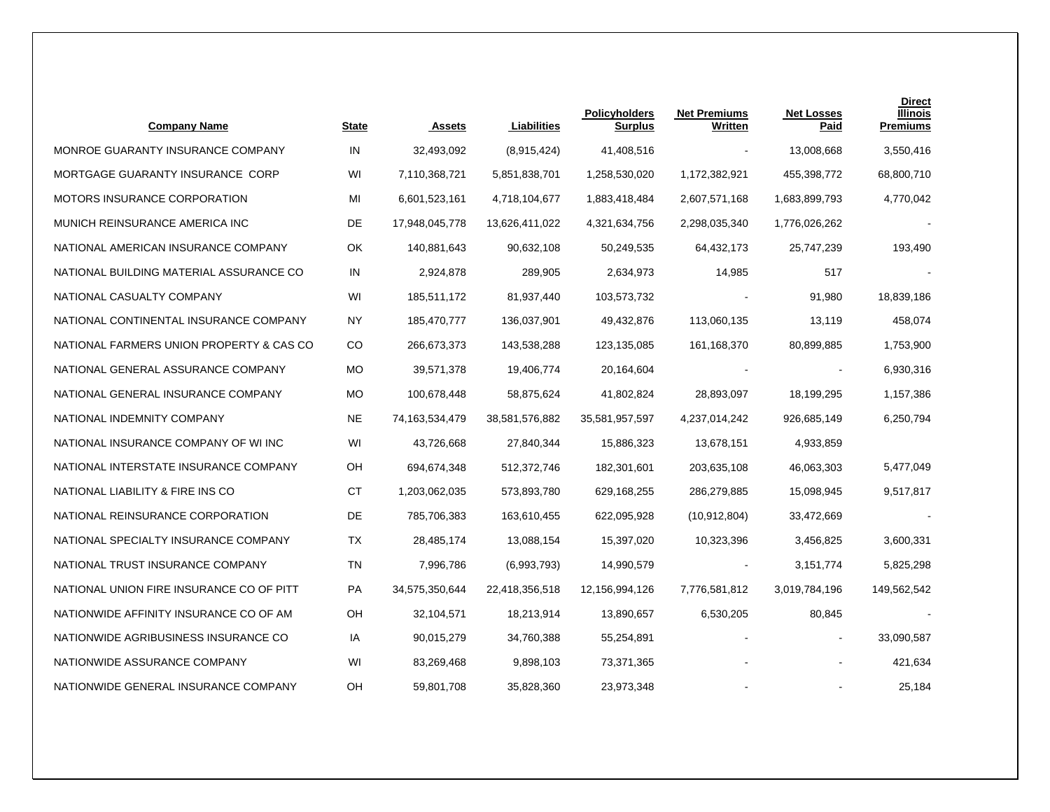| Company Name | State | Assets | Liabilities | Policyholders Surplus | Net Premiums Written | Net Losses Paid | Direct Illinois Premiums |
|---|---|---|---|---|---|---|---|
| MONROE GUARANTY INSURANCE COMPANY | IN | 32,493,092 | (8,915,424) | 41,408,516 | - | 13,008,668 | 3,550,416 |
| MORTGAGE GUARANTY INSURANCE CORP | WI | 7,110,368,721 | 5,851,838,701 | 1,258,530,020 | 1,172,382,921 | 455,398,772 | 68,800,710 |
| MOTORS INSURANCE CORPORATION | MI | 6,601,523,161 | 4,718,104,677 | 1,883,418,484 | 2,607,571,168 | 1,683,899,793 | 4,770,042 |
| MUNICH REINSURANCE AMERICA INC | DE | 17,948,045,778 | 13,626,411,022 | 4,321,634,756 | 2,298,035,340 | 1,776,026,262 | - |
| NATIONAL AMERICAN INSURANCE COMPANY | OK | 140,881,643 | 90,632,108 | 50,249,535 | 64,432,173 | 25,747,239 | 193,490 |
| NATIONAL BUILDING MATERIAL ASSURANCE CO | IN | 2,924,878 | 289,905 | 2,634,973 | 14,985 | 517 | - |
| NATIONAL CASUALTY COMPANY | WI | 185,511,172 | 81,937,440 | 103,573,732 | - | 91,980 | 18,839,186 |
| NATIONAL CONTINENTAL INSURANCE COMPANY | NY | 185,470,777 | 136,037,901 | 49,432,876 | 113,060,135 | 13,119 | 458,074 |
| NATIONAL FARMERS UNION PROPERTY & CAS CO | CO | 266,673,373 | 143,538,288 | 123,135,085 | 161,168,370 | 80,899,885 | 1,753,900 |
| NATIONAL GENERAL ASSURANCE COMPANY | MO | 39,571,378 | 19,406,774 | 20,164,604 | - | - | 6,930,316 |
| NATIONAL GENERAL INSURANCE COMPANY | MO | 100,678,448 | 58,875,624 | 41,802,824 | 28,893,097 | 18,199,295 | 1,157,386 |
| NATIONAL INDEMNITY COMPANY | NE | 74,163,534,479 | 38,581,576,882 | 35,581,957,597 | 4,237,014,242 | 926,685,149 | 6,250,794 |
| NATIONAL INSURANCE COMPANY OF WI INC | WI | 43,726,668 | 27,840,344 | 15,886,323 | 13,678,151 | 4,933,859 | |
| NATIONAL INTERSTATE INSURANCE COMPANY | OH | 694,674,348 | 512,372,746 | 182,301,601 | 203,635,108 | 46,063,303 | 5,477,049 |
| NATIONAL LIABILITY & FIRE INS CO | CT | 1,203,062,035 | 573,893,780 | 629,168,255 | 286,279,885 | 15,098,945 | 9,517,817 |
| NATIONAL REINSURANCE CORPORATION | DE | 785,706,383 | 163,610,455 | 622,095,928 | (10,912,804) | 33,472,669 | - |
| NATIONAL SPECIALTY INSURANCE COMPANY | TX | 28,485,174 | 13,088,154 | 15,397,020 | 10,323,396 | 3,456,825 | 3,600,331 |
| NATIONAL TRUST INSURANCE COMPANY | TN | 7,996,786 | (6,993,793) | 14,990,579 | - | 3,151,774 | 5,825,298 |
| NATIONAL UNION FIRE INSURANCE CO OF PITT | PA | 34,575,350,644 | 22,418,356,518 | 12,156,994,126 | 7,776,581,812 | 3,019,784,196 | 149,562,542 |
| NATIONWIDE AFFINITY INSURANCE CO OF AM | OH | 32,104,571 | 18,213,914 | 13,890,657 | 6,530,205 | 80,845 | - |
| NATIONWIDE AGRIBUSINESS INSURANCE CO | IA | 90,015,279 | 34,760,388 | 55,254,891 | - | - | 33,090,587 |
| NATIONWIDE ASSURANCE COMPANY | WI | 83,269,468 | 9,898,103 | 73,371,365 | - | - | 421,634 |
| NATIONWIDE GENERAL INSURANCE COMPANY | OH | 59,801,708 | 35,828,360 | 23,973,348 | - | - | 25,184 |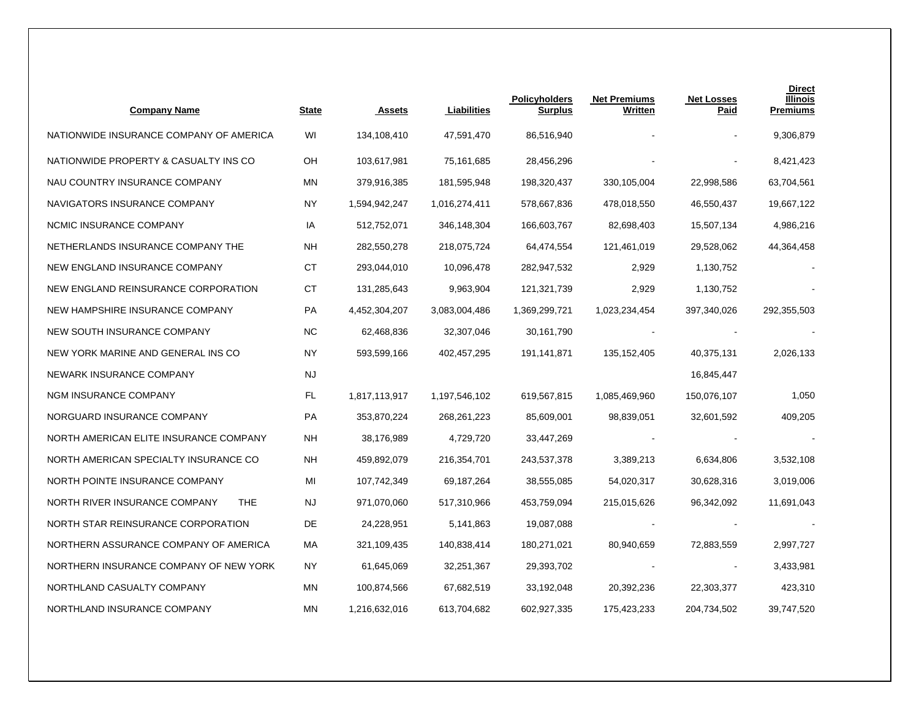| Company Name | State | Assets | Liabilities | Policyholders Surplus | Net Premiums Written | Net Losses Paid | Direct Illinois Premiums |
|---|---|---|---|---|---|---|---|
| NATIONWIDE INSURANCE COMPANY OF AMERICA | WI | 134,108,410 | 47,591,470 | 86,516,940 | - | - | 9,306,879 |
| NATIONWIDE PROPERTY & CASUALTY INS CO | OH | 103,617,981 | 75,161,685 | 28,456,296 | - | - | 8,421,423 |
| NAU COUNTRY INSURANCE COMPANY | MN | 379,916,385 | 181,595,948 | 198,320,437 | 330,105,004 | 22,998,586 | 63,704,561 |
| NAVIGATORS INSURANCE COMPANY | NY | 1,594,942,247 | 1,016,274,411 | 578,667,836 | 478,018,550 | 46,550,437 | 19,667,122 |
| NCMIC INSURANCE COMPANY | IA | 512,752,071 | 346,148,304 | 166,603,767 | 82,698,403 | 15,507,134 | 4,986,216 |
| NETHERLANDS INSURANCE COMPANY THE | NH | 282,550,278 | 218,075,724 | 64,474,554 | 121,461,019 | 29,528,062 | 44,364,458 |
| NEW ENGLAND INSURANCE COMPANY | CT | 293,044,010 | 10,096,478 | 282,947,532 | 2,929 | 1,130,752 | - |
| NEW ENGLAND REINSURANCE CORPORATION | CT | 131,285,643 | 9,963,904 | 121,321,739 | 2,929 | 1,130,752 | - |
| NEW HAMPSHIRE INSURANCE COMPANY | PA | 4,452,304,207 | 3,083,004,486 | 1,369,299,721 | 1,023,234,454 | 397,340,026 | 292,355,503 |
| NEW SOUTH INSURANCE COMPANY | NC | 62,468,836 | 32,307,046 | 30,161,790 | - | - | - |
| NEW YORK MARINE AND GENERAL INS CO | NY | 593,599,166 | 402,457,295 | 191,141,871 | 135,152,405 | 40,375,131 | 2,026,133 |
| NEWARK INSURANCE COMPANY | NJ | | | | | 16,845,447 | |
| NGM INSURANCE COMPANY | FL | 1,817,113,917 | 1,197,546,102 | 619,567,815 | 1,085,469,960 | 150,076,107 | 1,050 |
| NORGUARD INSURANCE COMPANY | PA | 353,870,224 | 268,261,223 | 85,609,001 | 98,839,051 | 32,601,592 | 409,205 |
| NORTH AMERICAN ELITE INSURANCE COMPANY | NH | 38,176,989 | 4,729,720 | 33,447,269 | - | - | - |
| NORTH AMERICAN SPECIALTY INSURANCE CO | NH | 459,892,079 | 216,354,701 | 243,537,378 | 3,389,213 | 6,634,806 | 3,532,108 |
| NORTH POINTE INSURANCE COMPANY | MI | 107,742,349 | 69,187,264 | 38,555,085 | 54,020,317 | 30,628,316 | 3,019,006 |
| NORTH RIVER INSURANCE COMPANY THE | NJ | 971,070,060 | 517,310,966 | 453,759,094 | 215,015,626 | 96,342,092 | 11,691,043 |
| NORTH STAR REINSURANCE CORPORATION | DE | 24,228,951 | 5,141,863 | 19,087,088 | - | - | - |
| NORTHERN ASSURANCE COMPANY OF AMERICA | MA | 321,109,435 | 140,838,414 | 180,271,021 | 80,940,659 | 72,883,559 | 2,997,727 |
| NORTHERN INSURANCE COMPANY OF NEW YORK | NY | 61,645,069 | 32,251,367 | 29,393,702 | - | - | 3,433,981 |
| NORTHLAND CASUALTY COMPANY | MN | 100,874,566 | 67,682,519 | 33,192,048 | 20,392,236 | 22,303,377 | 423,310 |
| NORTHLAND INSURANCE COMPANY | MN | 1,216,632,016 | 613,704,682 | 602,927,335 | 175,423,233 | 204,734,502 | 39,747,520 |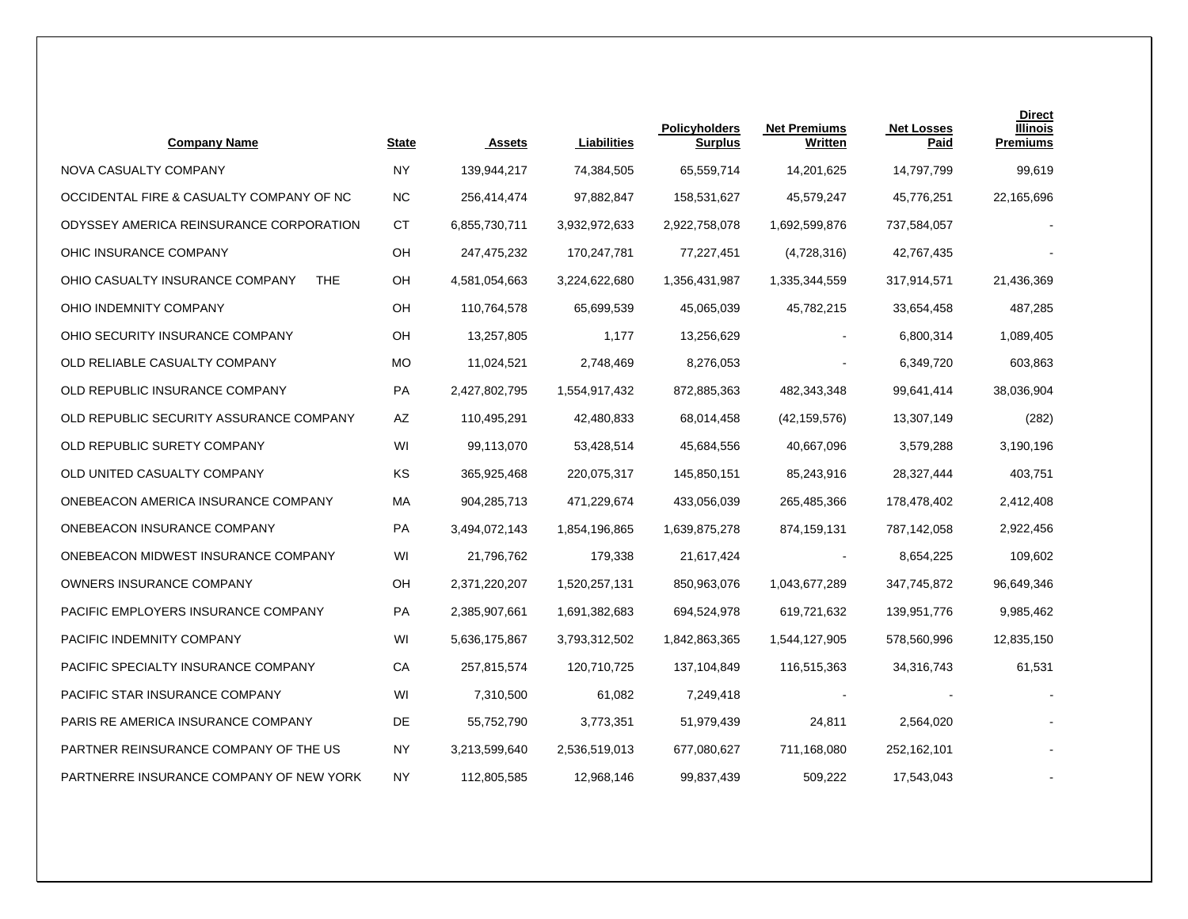| Company Name | State | Assets | Liabilities | Policyholders Surplus | Net Premiums Written | Net Losses Paid | Direct Illinois Premiums |
|---|---|---|---|---|---|---|---|
| NOVA CASUALTY COMPANY | NY | 139,944,217 | 74,384,505 | 65,559,714 | 14,201,625 | 14,797,799 | 99,619 |
| OCCIDENTAL FIRE & CASUALTY COMPANY OF NC | NC | 256,414,474 | 97,882,847 | 158,531,627 | 45,579,247 | 45,776,251 | 22,165,696 |
| ODYSSEY AMERICA REINSURANCE CORPORATION | CT | 6,855,730,711 | 3,932,972,633 | 2,922,758,078 | 1,692,599,876 | 737,584,057 | - |
| OHIC INSURANCE COMPANY | OH | 247,475,232 | 170,247,781 | 77,227,451 | (4,728,316) | 42,767,435 | - |
| OHIO CASUALTY INSURANCE COMPANY THE | OH | 4,581,054,663 | 3,224,622,680 | 1,356,431,987 | 1,335,344,559 | 317,914,571 | 21,436,369 |
| OHIO INDEMNITY COMPANY | OH | 110,764,578 | 65,699,539 | 45,065,039 | 45,782,215 | 33,654,458 | 487,285 |
| OHIO SECURITY INSURANCE COMPANY | OH | 13,257,805 | 1,177 | 13,256,629 | - | 6,800,314 | 1,089,405 |
| OLD RELIABLE CASUALTY COMPANY | MO | 11,024,521 | 2,748,469 | 8,276,053 | - | 6,349,720 | 603,863 |
| OLD REPUBLIC INSURANCE COMPANY | PA | 2,427,802,795 | 1,554,917,432 | 872,885,363 | 482,343,348 | 99,641,414 | 38,036,904 |
| OLD REPUBLIC SECURITY ASSURANCE COMPANY | AZ | 110,495,291 | 42,480,833 | 68,014,458 | (42,159,576) | 13,307,149 | (282) |
| OLD REPUBLIC SURETY COMPANY | WI | 99,113,070 | 53,428,514 | 45,684,556 | 40,667,096 | 3,579,288 | 3,190,196 |
| OLD UNITED CASUALTY COMPANY | KS | 365,925,468 | 220,075,317 | 145,850,151 | 85,243,916 | 28,327,444 | 403,751 |
| ONEBEACON AMERICA INSURANCE COMPANY | MA | 904,285,713 | 471,229,674 | 433,056,039 | 265,485,366 | 178,478,402 | 2,412,408 |
| ONEBEACON INSURANCE COMPANY | PA | 3,494,072,143 | 1,854,196,865 | 1,639,875,278 | 874,159,131 | 787,142,058 | 2,922,456 |
| ONEBEACON MIDWEST INSURANCE COMPANY | WI | 21,796,762 | 179,338 | 21,617,424 | - | 8,654,225 | 109,602 |
| OWNERS INSURANCE COMPANY | OH | 2,371,220,207 | 1,520,257,131 | 850,963,076 | 1,043,677,289 | 347,745,872 | 96,649,346 |
| PACIFIC EMPLOYERS INSURANCE COMPANY | PA | 2,385,907,661 | 1,691,382,683 | 694,524,978 | 619,721,632 | 139,951,776 | 9,985,462 |
| PACIFIC INDEMNITY COMPANY | WI | 5,636,175,867 | 3,793,312,502 | 1,842,863,365 | 1,544,127,905 | 578,560,996 | 12,835,150 |
| PACIFIC SPECIALTY INSURANCE COMPANY | CA | 257,815,574 | 120,710,725 | 137,104,849 | 116,515,363 | 34,316,743 | 61,531 |
| PACIFIC STAR INSURANCE COMPANY | WI | 7,310,500 | 61,082 | 7,249,418 | - | - | - |
| PARIS RE AMERICA INSURANCE COMPANY | DE | 55,752,790 | 3,773,351 | 51,979,439 | 24,811 | 2,564,020 | - |
| PARTNER REINSURANCE COMPANY OF THE US | NY | 3,213,599,640 | 2,536,519,013 | 677,080,627 | 711,168,080 | 252,162,101 | - |
| PARTNERRE INSURANCE COMPANY OF NEW YORK | NY | 112,805,585 | 12,968,146 | 99,837,439 | 509,222 | 17,543,043 | - |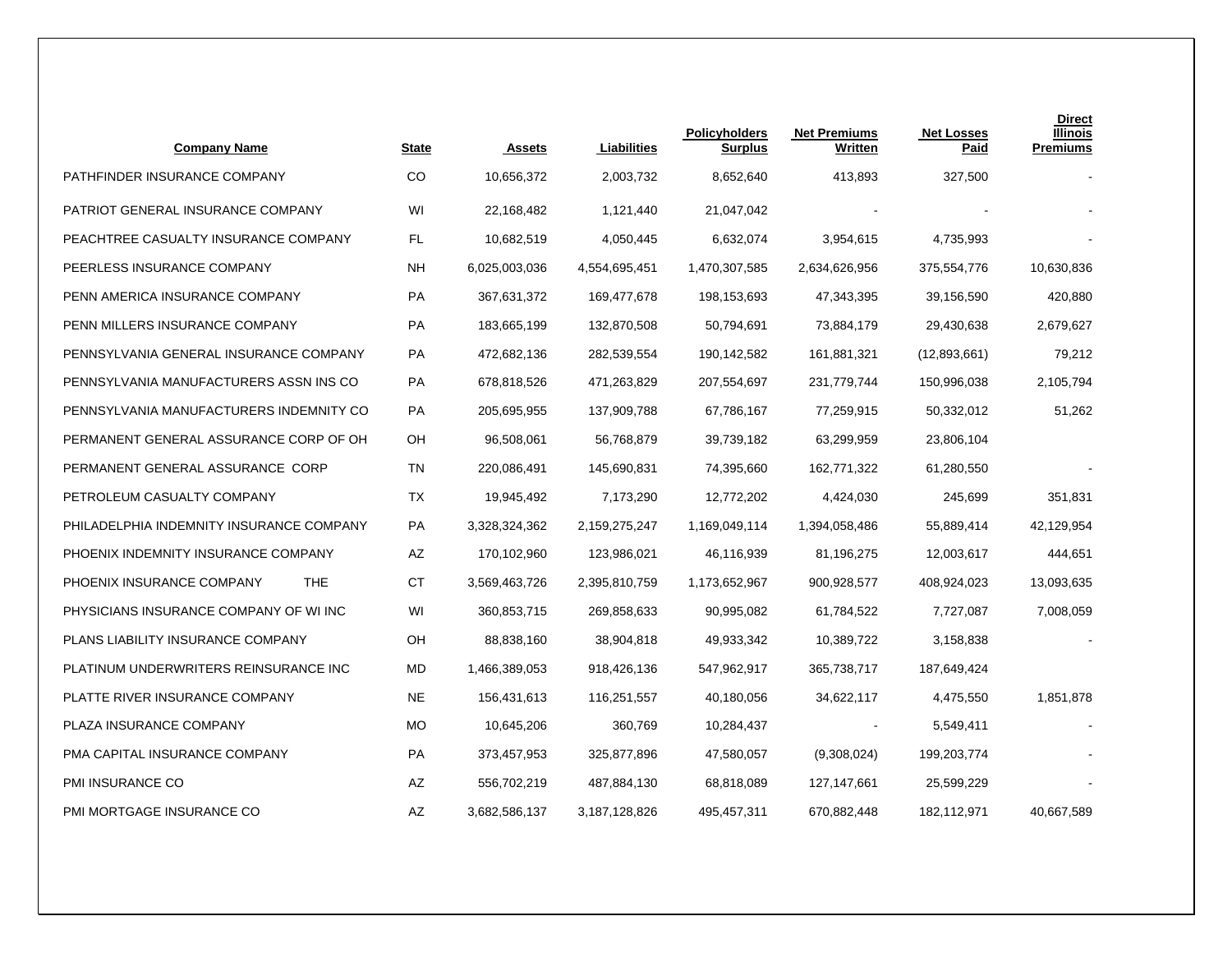| Company Name | State | Assets | Liabilities | Policyholders Surplus | Net Premiums Written | Net Losses Paid | Direct Illinois Premiums |
|---|---|---|---|---|---|---|---|
| PATHFINDER INSURANCE COMPANY | CO | 10,656,372 | 2,003,732 | 8,652,640 | 413,893 | 327,500 | - |
| PATRIOT GENERAL INSURANCE COMPANY | WI | 22,168,482 | 1,121,440 | 21,047,042 | - | - | - |
| PEACHTREE CASUALTY INSURANCE COMPANY | FL | 10,682,519 | 4,050,445 | 6,632,074 | 3,954,615 | 4,735,993 | - |
| PEERLESS INSURANCE COMPANY | NH | 6,025,003,036 | 4,554,695,451 | 1,470,307,585 | 2,634,626,956 | 375,554,776 | 10,630,836 |
| PENN AMERICA INSURANCE COMPANY | PA | 367,631,372 | 169,477,678 | 198,153,693 | 47,343,395 | 39,156,590 | 420,880 |
| PENN MILLERS INSURANCE COMPANY | PA | 183,665,199 | 132,870,508 | 50,794,691 | 73,884,179 | 29,430,638 | 2,679,627 |
| PENNSYLVANIA GENERAL INSURANCE COMPANY | PA | 472,682,136 | 282,539,554 | 190,142,582 | 161,881,321 | (12,893,661) | 79,212 |
| PENNSYLVANIA MANUFACTURERS ASSN INS CO | PA | 678,818,526 | 471,263,829 | 207,554,697 | 231,779,744 | 150,996,038 | 2,105,794 |
| PENNSYLVANIA MANUFACTURERS INDEMNITY CO | PA | 205,695,955 | 137,909,788 | 67,786,167 | 77,259,915 | 50,332,012 | 51,262 |
| PERMANENT GENERAL ASSURANCE CORP OF OH | OH | 96,508,061 | 56,768,879 | 39,739,182 | 63,299,959 | 23,806,104 | |
| PERMANENT GENERAL ASSURANCE CORP | TN | 220,086,491 | 145,690,831 | 74,395,660 | 162,771,322 | 61,280,550 | - |
| PETROLEUM CASUALTY COMPANY | TX | 19,945,492 | 7,173,290 | 12,772,202 | 4,424,030 | 245,699 | 351,831 |
| PHILADELPHIA INDEMNITY INSURANCE COMPANY | PA | 3,328,324,362 | 2,159,275,247 | 1,169,049,114 | 1,394,058,486 | 55,889,414 | 42,129,954 |
| PHOENIX INDEMNITY INSURANCE COMPANY | AZ | 170,102,960 | 123,986,021 | 46,116,939 | 81,196,275 | 12,003,617 | 444,651 |
| PHOENIX INSURANCE COMPANY THE | CT | 3,569,463,726 | 2,395,810,759 | 1,173,652,967 | 900,928,577 | 408,924,023 | 13,093,635 |
| PHYSICIANS INSURANCE COMPANY OF WI INC | WI | 360,853,715 | 269,858,633 | 90,995,082 | 61,784,522 | 7,727,087 | 7,008,059 |
| PLANS LIABILITY INSURANCE COMPANY | OH | 88,838,160 | 38,904,818 | 49,933,342 | 10,389,722 | 3,158,838 | - |
| PLATINUM UNDERWRITERS REINSURANCE INC | MD | 1,466,389,053 | 918,426,136 | 547,962,917 | 365,738,717 | 187,649,424 | |
| PLATTE RIVER INSURANCE COMPANY | NE | 156,431,613 | 116,251,557 | 40,180,056 | 34,622,117 | 4,475,550 | 1,851,878 |
| PLAZA INSURANCE COMPANY | MO | 10,645,206 | 360,769 | 10,284,437 | - | 5,549,411 | - |
| PMA CAPITAL INSURANCE COMPANY | PA | 373,457,953 | 325,877,896 | 47,580,057 | (9,308,024) | 199,203,774 | - |
| PMI INSURANCE CO | AZ | 556,702,219 | 487,884,130 | 68,818,089 | 127,147,661 | 25,599,229 | - |
| PMI MORTGAGE INSURANCE CO | AZ | 3,682,586,137 | 3,187,128,826 | 495,457,311 | 670,882,448 | 182,112,971 | 40,667,589 |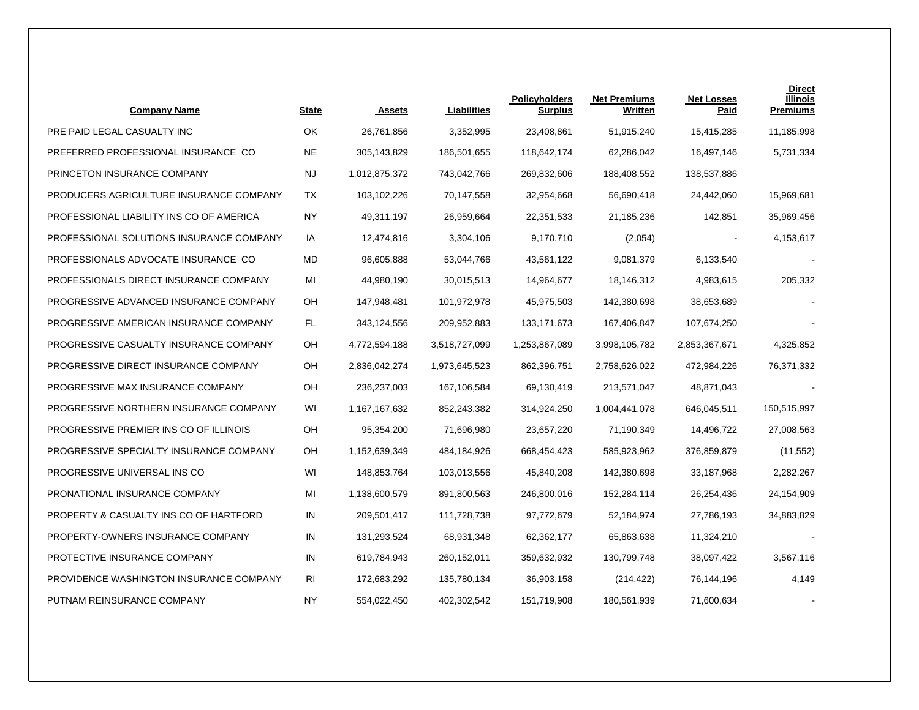| Company Name | State | Assets | Liabilities | Policyholders Surplus | Net Premiums Written | Net Losses Paid | Direct Illinois Premiums |
|---|---|---|---|---|---|---|---|
| PRE PAID LEGAL CASUALTY INC | OK | 26,761,856 | 3,352,995 | 23,408,861 | 51,915,240 | 15,415,285 | 11,185,998 |
| PREFERRED PROFESSIONAL INSURANCE CO | NE | 305,143,829 | 186,501,655 | 118,642,174 | 62,286,042 | 16,497,146 | 5,731,334 |
| PRINCETON INSURANCE COMPANY | NJ | 1,012,875,372 | 743,042,766 | 269,832,606 | 188,408,552 | 138,537,886 | |
| PRODUCERS AGRICULTURE INSURANCE COMPANY | TX | 103,102,226 | 70,147,558 | 32,954,668 | 56,690,418 | 24,442,060 | 15,969,681 |
| PROFESSIONAL LIABILITY INS CO OF AMERICA | NY | 49,311,197 | 26,959,664 | 22,351,533 | 21,185,236 | 142,851 | 35,969,456 |
| PROFESSIONAL SOLUTIONS INSURANCE COMPANY | IA | 12,474,816 | 3,304,106 | 9,170,710 | (2,054) | - | 4,153,617 |
| PROFESSIONALS ADVOCATE INSURANCE CO | MD | 96,605,888 | 53,044,766 | 43,561,122 | 9,081,379 | 6,133,540 | - |
| PROFESSIONALS DIRECT INSURANCE COMPANY | MI | 44,980,190 | 30,015,513 | 14,964,677 | 18,146,312 | 4,983,615 | 205,332 |
| PROGRESSIVE ADVANCED INSURANCE COMPANY | OH | 147,948,481 | 101,972,978 | 45,975,503 | 142,380,698 | 38,653,689 | - |
| PROGRESSIVE AMERICAN INSURANCE COMPANY | FL | 343,124,556 | 209,952,883 | 133,171,673 | 167,406,847 | 107,674,250 | - |
| PROGRESSIVE CASUALTY INSURANCE COMPANY | OH | 4,772,594,188 | 3,518,727,099 | 1,253,867,089 | 3,998,105,782 | 2,853,367,671 | 4,325,852 |
| PROGRESSIVE DIRECT INSURANCE COMPANY | OH | 2,836,042,274 | 1,973,645,523 | 862,396,751 | 2,758,626,022 | 472,984,226 | 76,371,332 |
| PROGRESSIVE MAX INSURANCE COMPANY | OH | 236,237,003 | 167,106,584 | 69,130,419 | 213,571,047 | 48,871,043 | - |
| PROGRESSIVE NORTHERN INSURANCE COMPANY | WI | 1,167,167,632 | 852,243,382 | 314,924,250 | 1,004,441,078 | 646,045,511 | 150,515,997 |
| PROGRESSIVE PREMIER INS CO OF ILLINOIS | OH | 95,354,200 | 71,696,980 | 23,657,220 | 71,190,349 | 14,496,722 | 27,008,563 |
| PROGRESSIVE SPECIALTY INSURANCE COMPANY | OH | 1,152,639,349 | 484,184,926 | 668,454,423 | 585,923,962 | 376,859,879 | (11,552) |
| PROGRESSIVE UNIVERSAL INS CO | WI | 148,853,764 | 103,013,556 | 45,840,208 | 142,380,698 | 33,187,968 | 2,282,267 |
| PRONATIONAL INSURANCE COMPANY | MI | 1,138,600,579 | 891,800,563 | 246,800,016 | 152,284,114 | 26,254,436 | 24,154,909 |
| PROPERTY & CASUALTY INS CO OF HARTFORD | IN | 209,501,417 | 111,728,738 | 97,772,679 | 52,184,974 | 27,786,193 | 34,883,829 |
| PROPERTY-OWNERS INSURANCE COMPANY | IN | 131,293,524 | 68,931,348 | 62,362,177 | 65,863,638 | 11,324,210 | - |
| PROTECTIVE INSURANCE COMPANY | IN | 619,784,943 | 260,152,011 | 359,632,932 | 130,799,748 | 38,097,422 | 3,567,116 |
| PROVIDENCE WASHINGTON INSURANCE COMPANY | RI | 172,683,292 | 135,780,134 | 36,903,158 | (214,422) | 76,144,196 | 4,149 |
| PUTNAM REINSURANCE COMPANY | NY | 554,022,450 | 402,302,542 | 151,719,908 | 180,561,939 | 71,600,634 | - |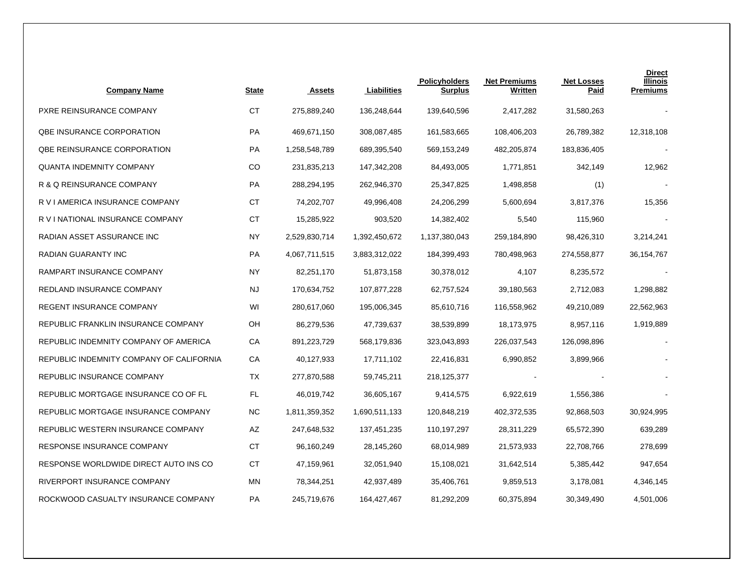| Company Name | State | Assets | Liabilities | Policyholders Surplus | Net Premiums Written | Net Losses Paid | Direct Illinois Premiums |
|---|---|---|---|---|---|---|---|
| PXRE REINSURANCE COMPANY | CT | 275,889,240 | 136,248,644 | 139,640,596 | 2,417,282 | 31,580,263 | - |
| QBE INSURANCE CORPORATION | PA | 469,671,150 | 308,087,485 | 161,583,665 | 108,406,203 | 26,789,382 | 12,318,108 |
| QBE REINSURANCE CORPORATION | PA | 1,258,548,789 | 689,395,540 | 569,153,249 | 482,205,874 | 183,836,405 | - |
| QUANTA INDEMNITY COMPANY | CO | 231,835,213 | 147,342,208 | 84,493,005 | 1,771,851 | 342,149 | 12,962 |
| R & Q REINSURANCE COMPANY | PA | 288,294,195 | 262,946,370 | 25,347,825 | 1,498,858 | (1) | - |
| R V I AMERICA INSURANCE COMPANY | CT | 74,202,707 | 49,996,408 | 24,206,299 | 5,600,694 | 3,817,376 | 15,356 |
| R V I NATIONAL INSURANCE COMPANY | CT | 15,285,922 | 903,520 | 14,382,402 | 5,540 | 115,960 | - |
| RADIAN ASSET ASSURANCE INC | NY | 2,529,830,714 | 1,392,450,672 | 1,137,380,043 | 259,184,890 | 98,426,310 | 3,214,241 |
| RADIAN GUARANTY INC | PA | 4,067,711,515 | 3,883,312,022 | 184,399,493 | 780,498,963 | 274,558,877 | 36,154,767 |
| RAMPART INSURANCE COMPANY | NY | 82,251,170 | 51,873,158 | 30,378,012 | 4,107 | 8,235,572 | - |
| REDLAND INSURANCE COMPANY | NJ | 170,634,752 | 107,877,228 | 62,757,524 | 39,180,563 | 2,712,083 | 1,298,882 |
| REGENT INSURANCE COMPANY | WI | 280,617,060 | 195,006,345 | 85,610,716 | 116,558,962 | 49,210,089 | 22,562,963 |
| REPUBLIC FRANKLIN INSURANCE COMPANY | OH | 86,279,536 | 47,739,637 | 38,539,899 | 18,173,975 | 8,957,116 | 1,919,889 |
| REPUBLIC INDEMNITY COMPANY OF AMERICA | CA | 891,223,729 | 568,179,836 | 323,043,893 | 226,037,543 | 126,098,896 | - |
| REPUBLIC INDEMNITY COMPANY OF CALIFORNIA | CA | 40,127,933 | 17,711,102 | 22,416,831 | 6,990,852 | 3,899,966 | - |
| REPUBLIC INSURANCE COMPANY | TX | 277,870,588 | 59,745,211 | 218,125,377 | - | - | - |
| REPUBLIC MORTGAGE INSURANCE CO OF FL | FL | 46,019,742 | 36,605,167 | 9,414,575 | 6,922,619 | 1,556,386 | - |
| REPUBLIC MORTGAGE INSURANCE COMPANY | NC | 1,811,359,352 | 1,690,511,133 | 120,848,219 | 402,372,535 | 92,868,503 | 30,924,995 |
| REPUBLIC WESTERN INSURANCE COMPANY | AZ | 247,648,532 | 137,451,235 | 110,197,297 | 28,311,229 | 65,572,390 | 639,289 |
| RESPONSE INSURANCE COMPANY | CT | 96,160,249 | 28,145,260 | 68,014,989 | 21,573,933 | 22,708,766 | 278,699 |
| RESPONSE WORLDWIDE DIRECT AUTO INS CO | CT | 47,159,961 | 32,051,940 | 15,108,021 | 31,642,514 | 5,385,442 | 947,654 |
| RIVERPORT INSURANCE COMPANY | MN | 78,344,251 | 42,937,489 | 35,406,761 | 9,859,513 | 3,178,081 | 4,346,145 |
| ROCKWOOD CASUALTY INSURANCE COMPANY | PA | 245,719,676 | 164,427,467 | 81,292,209 | 60,375,894 | 30,349,490 | 4,501,006 |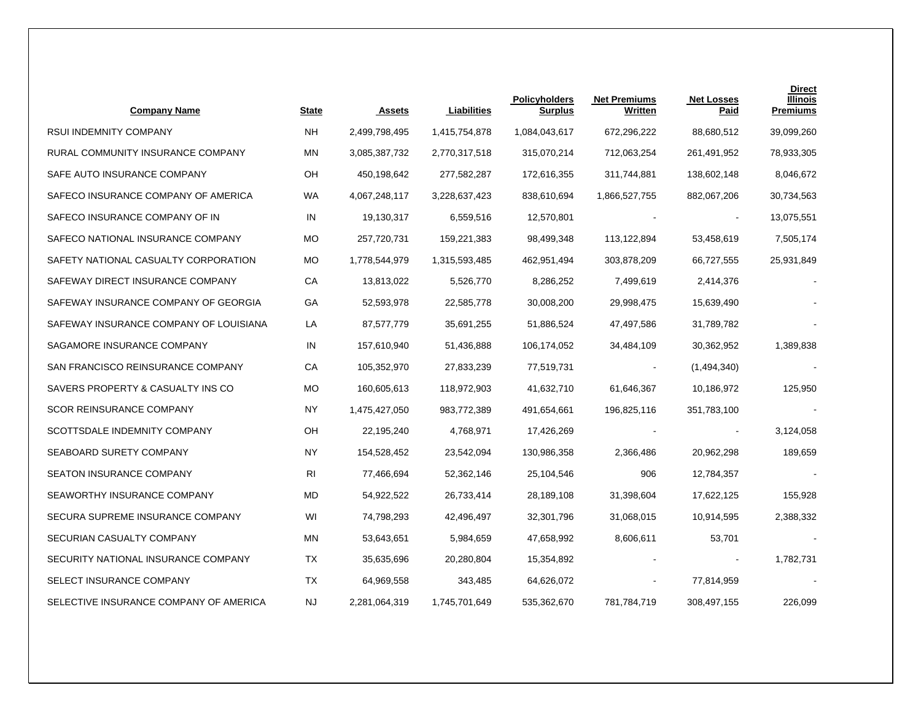| Company Name | State | Assets | Liabilities | Policyholders Surplus | Net Premiums Written | Net Losses Paid | Direct Illinois Premiums |
|---|---|---|---|---|---|---|---|
| RSUI INDEMNITY COMPANY | NH | 2,499,798,495 | 1,415,754,878 | 1,084,043,617 | 672,296,222 | 88,680,512 | 39,099,260 |
| RURAL COMMUNITY INSURANCE COMPANY | MN | 3,085,387,732 | 2,770,317,518 | 315,070,214 | 712,063,254 | 261,491,952 | 78,933,305 |
| SAFE AUTO INSURANCE COMPANY | OH | 450,198,642 | 277,582,287 | 172,616,355 | 311,744,881 | 138,602,148 | 8,046,672 |
| SAFECO INSURANCE COMPANY OF AMERICA | WA | 4,067,248,117 | 3,228,637,423 | 838,610,694 | 1,866,527,755 | 882,067,206 | 30,734,563 |
| SAFECO INSURANCE COMPANY OF IN | IN | 19,130,317 | 6,559,516 | 12,570,801 | - | - | 13,075,551 |
| SAFECO NATIONAL INSURANCE COMPANY | MO | 257,720,731 | 159,221,383 | 98,499,348 | 113,122,894 | 53,458,619 | 7,505,174 |
| SAFETY NATIONAL CASUALTY CORPORATION | MO | 1,778,544,979 | 1,315,593,485 | 462,951,494 | 303,878,209 | 66,727,555 | 25,931,849 |
| SAFEWAY DIRECT INSURANCE COMPANY | CA | 13,813,022 | 5,526,770 | 8,286,252 | 7,499,619 | 2,414,376 | - |
| SAFEWAY INSURANCE COMPANY OF GEORGIA | GA | 52,593,978 | 22,585,778 | 30,008,200 | 29,998,475 | 15,639,490 | - |
| SAFEWAY INSURANCE COMPANY OF LOUISIANA | LA | 87,577,779 | 35,691,255 | 51,886,524 | 47,497,586 | 31,789,782 | - |
| SAGAMORE INSURANCE COMPANY | IN | 157,610,940 | 51,436,888 | 106,174,052 | 34,484,109 | 30,362,952 | 1,389,838 |
| SAN FRANCISCO REINSURANCE COMPANY | CA | 105,352,970 | 27,833,239 | 77,519,731 | - | (1,494,340) | - |
| SAVERS PROPERTY & CASUALTY INS CO | MO | 160,605,613 | 118,972,903 | 41,632,710 | 61,646,367 | 10,186,972 | 125,950 |
| SCOR REINSURANCE COMPANY | NY | 1,475,427,050 | 983,772,389 | 491,654,661 | 196,825,116 | 351,783,100 | - |
| SCOTTSDALE INDEMNITY COMPANY | OH | 22,195,240 | 4,768,971 | 17,426,269 | - | - | 3,124,058 |
| SEABOARD SURETY COMPANY | NY | 154,528,452 | 23,542,094 | 130,986,358 | 2,366,486 | 20,962,298 | 189,659 |
| SEATON INSURANCE COMPANY | RI | 77,466,694 | 52,362,146 | 25,104,546 | 906 | 12,784,357 | - |
| SEAWORTHY INSURANCE COMPANY | MD | 54,922,522 | 26,733,414 | 28,189,108 | 31,398,604 | 17,622,125 | 155,928 |
| SECURA SUPREME INSURANCE COMPANY | WI | 74,798,293 | 42,496,497 | 32,301,796 | 31,068,015 | 10,914,595 | 2,388,332 |
| SECURIAN CASUALTY COMPANY | MN | 53,643,651 | 5,984,659 | 47,658,992 | 8,606,611 | 53,701 | - |
| SECURITY NATIONAL INSURANCE COMPANY | TX | 35,635,696 | 20,280,804 | 15,354,892 | - | - | 1,782,731 |
| SELECT INSURANCE COMPANY | TX | 64,969,558 | 343,485 | 64,626,072 | - | 77,814,959 | - |
| SELECTIVE INSURANCE COMPANY OF AMERICA | NJ | 2,281,064,319 | 1,745,701,649 | 535,362,670 | 781,784,719 | 308,497,155 | 226,099 |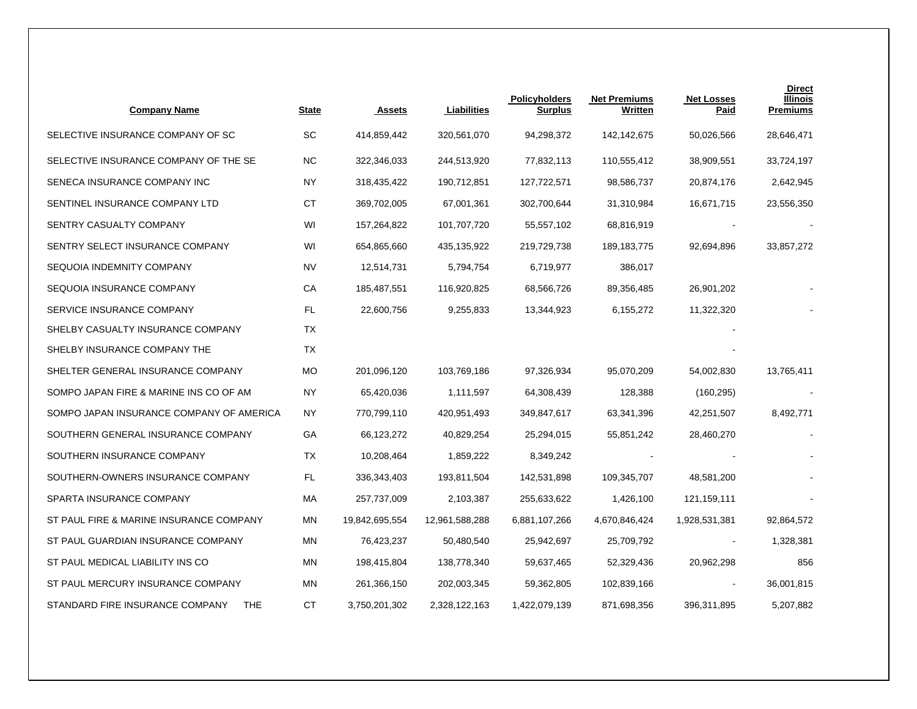| Company Name | State | Assets | Liabilities | Policyholders Surplus | Net Premiums Written | Net Losses Paid | Direct Illinois Premiums |
|---|---|---|---|---|---|---|---|
| SELECTIVE INSURANCE COMPANY OF SC | SC | 414,859,442 | 320,561,070 | 94,298,372 | 142,142,675 | 50,026,566 | 28,646,471 |
| SELECTIVE INSURANCE COMPANY OF THE SE | NC | 322,346,033 | 244,513,920 | 77,832,113 | 110,555,412 | 38,909,551 | 33,724,197 |
| SENECA INSURANCE COMPANY INC | NY | 318,435,422 | 190,712,851 | 127,722,571 | 98,586,737 | 20,874,176 | 2,642,945 |
| SENTINEL INSURANCE COMPANY LTD | CT | 369,702,005 | 67,001,361 | 302,700,644 | 31,310,984 | 16,671,715 | 23,556,350 |
| SENTRY CASUALTY COMPANY | WI | 157,264,822 | 101,707,720 | 55,557,102 | 68,816,919 | - | - |
| SENTRY SELECT INSURANCE COMPANY | WI | 654,865,660 | 435,135,922 | 219,729,738 | 189,183,775 | 92,694,896 | 33,857,272 |
| SEQUOIA INDEMNITY COMPANY | NV | 12,514,731 | 5,794,754 | 6,719,977 | 386,017 | | |
| SEQUOIA INSURANCE COMPANY | CA | 185,487,551 | 116,920,825 | 68,566,726 | 89,356,485 | 26,901,202 | - |
| SERVICE INSURANCE COMPANY | FL | 22,600,756 | 9,255,833 | 13,344,923 | 6,155,272 | 11,322,320 | - |
| SHELBY CASUALTY INSURANCE COMPANY | TX | | | | | - | |
| SHELBY INSURANCE COMPANY THE | TX | | | | | - | |
| SHELTER GENERAL INSURANCE COMPANY | MO | 201,096,120 | 103,769,186 | 97,326,934 | 95,070,209 | 54,002,830 | 13,765,411 |
| SOMPO JAPAN FIRE & MARINE INS CO OF AM | NY | 65,420,036 | 1,111,597 | 64,308,439 | 128,388 | (160,295) | - |
| SOMPO JAPAN INSURANCE COMPANY OF AMERICA | NY | 770,799,110 | 420,951,493 | 349,847,617 | 63,341,396 | 42,251,507 | 8,492,771 |
| SOUTHERN GENERAL INSURANCE COMPANY | GA | 66,123,272 | 40,829,254 | 25,294,015 | 55,851,242 | 28,460,270 | - |
| SOUTHERN INSURANCE COMPANY | TX | 10,208,464 | 1,859,222 | 8,349,242 | - | - | - |
| SOUTHERN-OWNERS INSURANCE COMPANY | FL | 336,343,403 | 193,811,504 | 142,531,898 | 109,345,707 | 48,581,200 | - |
| SPARTA INSURANCE COMPANY | MA | 257,737,009 | 2,103,387 | 255,633,622 | 1,426,100 | 121,159,111 | - |
| ST PAUL FIRE & MARINE INSURANCE COMPANY | MN | 19,842,695,554 | 12,961,588,288 | 6,881,107,266 | 4,670,846,424 | 1,928,531,381 | 92,864,572 |
| ST PAUL GUARDIAN INSURANCE COMPANY | MN | 76,423,237 | 50,480,540 | 25,942,697 | 25,709,792 | - | 1,328,381 |
| ST PAUL MEDICAL LIABILITY INS CO | MN | 198,415,804 | 138,778,340 | 59,637,465 | 52,329,436 | 20,962,298 | 856 |
| ST PAUL MERCURY INSURANCE COMPANY | MN | 261,366,150 | 202,003,345 | 59,362,805 | 102,839,166 | - | 36,001,815 |
| STANDARD FIRE INSURANCE COMPANY THE | CT | 3,750,201,302 | 2,328,122,163 | 1,422,079,139 | 871,698,356 | 396,311,895 | 5,207,882 |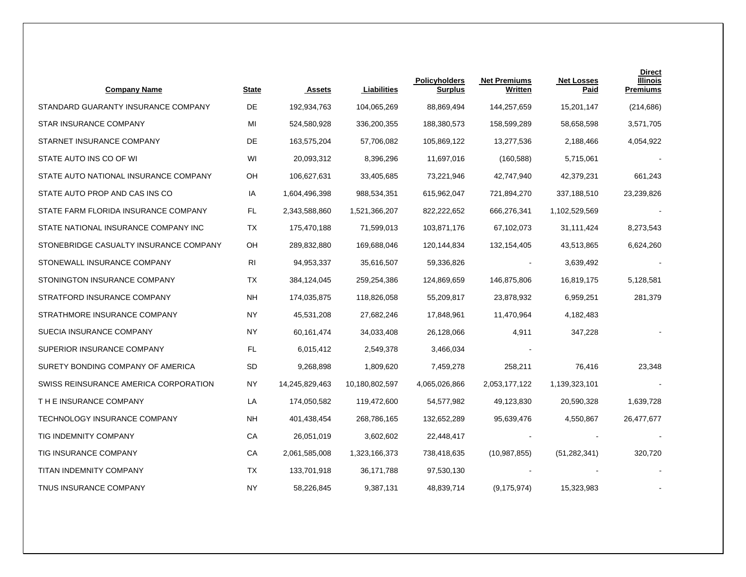| Company Name | State | Assets | Liabilities | Policyholders Surplus | Net Premiums Written | Net Losses Paid | Direct Illinois Premiums |
|---|---|---|---|---|---|---|---|
| STANDARD GUARANTY INSURANCE COMPANY | DE | 192,934,763 | 104,065,269 | 88,869,494 | 144,257,659 | 15,201,147 | (214,686) |
| STAR INSURANCE COMPANY | MI | 524,580,928 | 336,200,355 | 188,380,573 | 158,599,289 | 58,658,598 | 3,571,705 |
| STARNET INSURANCE COMPANY | DE | 163,575,204 | 57,706,082 | 105,869,122 | 13,277,536 | 2,188,466 | 4,054,922 |
| STATE AUTO INS CO OF WI | WI | 20,093,312 | 8,396,296 | 11,697,016 | (160,588) | 5,715,061 | - |
| STATE AUTO NATIONAL INSURANCE COMPANY | OH | 106,627,631 | 33,405,685 | 73,221,946 | 42,747,940 | 42,379,231 | 661,243 |
| STATE AUTO PROP AND CAS INS CO | IA | 1,604,496,398 | 988,534,351 | 615,962,047 | 721,894,270 | 337,188,510 | 23,239,826 |
| STATE FARM FLORIDA INSURANCE COMPANY | FL | 2,343,588,860 | 1,521,366,207 | 822,222,652 | 666,276,341 | 1,102,529,569 | - |
| STATE NATIONAL INSURANCE COMPANY INC | TX | 175,470,188 | 71,599,013 | 103,871,176 | 67,102,073 | 31,111,424 | 8,273,543 |
| STONEBRIDGE CASUALTY INSURANCE COMPANY | OH | 289,832,880 | 169,688,046 | 120,144,834 | 132,154,405 | 43,513,865 | 6,624,260 |
| STONEWALL INSURANCE COMPANY | RI | 94,953,337 | 35,616,507 | 59,336,826 | - | 3,639,492 | - |
| STONINGTON INSURANCE COMPANY | TX | 384,124,045 | 259,254,386 | 124,869,659 | 146,875,806 | 16,819,175 | 5,128,581 |
| STRATFORD INSURANCE COMPANY | NH | 174,035,875 | 118,826,058 | 55,209,817 | 23,878,932 | 6,959,251 | 281,379 |
| STRATHMORE INSURANCE COMPANY | NY | 45,531,208 | 27,682,246 | 17,848,961 | 11,470,964 | 4,182,483 | |
| SUECIA INSURANCE COMPANY | NY | 60,161,474 | 34,033,408 | 26,128,066 | 4,911 | 347,228 | - |
| SUPERIOR INSURANCE COMPANY | FL | 6,015,412 | 2,549,378 | 3,466,034 | - | | |
| SURETY BONDING COMPANY OF AMERICA | SD | 9,268,898 | 1,809,620 | 7,459,278 | 258,211 | 76,416 | 23,348 |
| SWISS REINSURANCE AMERICA CORPORATION | NY | 14,245,829,463 | 10,180,802,597 | 4,065,026,866 | 2,053,177,122 | 1,139,323,101 | - |
| T H E INSURANCE COMPANY | LA | 174,050,582 | 119,472,600 | 54,577,982 | 49,123,830 | 20,590,328 | 1,639,728 |
| TECHNOLOGY INSURANCE COMPANY | NH | 401,438,454 | 268,786,165 | 132,652,289 | 95,639,476 | 4,550,867 | 26,477,677 |
| TIG INDEMNITY COMPANY | CA | 26,051,019 | 3,602,602 | 22,448,417 | - | - | - |
| TIG INSURANCE COMPANY | CA | 2,061,585,008 | 1,323,166,373 | 738,418,635 | (10,987,855) | (51,282,341) | 320,720 |
| TITAN INDEMNITY COMPANY | TX | 133,701,918 | 36,171,788 | 97,530,130 | - | - | - |
| TNUS INSURANCE COMPANY | NY | 58,226,845 | 9,387,131 | 48,839,714 | (9,175,974) | 15,323,983 | - |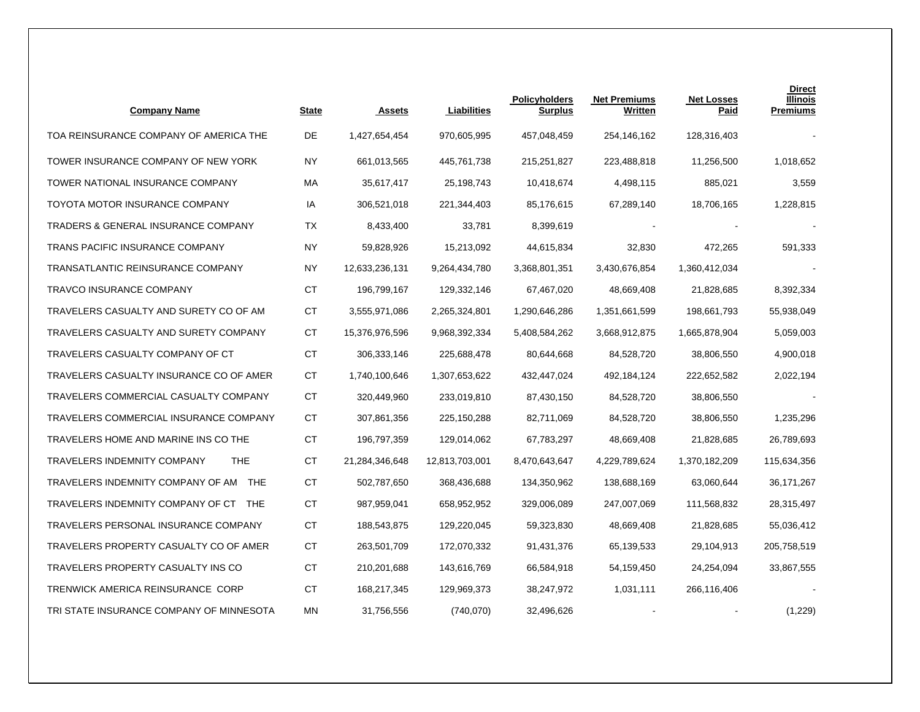| Company Name | State | Assets | Liabilities | Policyholders Surplus | Net Premiums Written | Net Losses Paid | Direct Illinois Premiums |
|---|---|---|---|---|---|---|---|
| TOA REINSURANCE COMPANY OF AMERICA THE | DE | 1,427,654,454 | 970,605,995 | 457,048,459 | 254,146,162 | 128,316,403 | - |
| TOWER INSURANCE COMPANY OF NEW YORK | NY | 661,013,565 | 445,761,738 | 215,251,827 | 223,488,818 | 11,256,500 | 1,018,652 |
| TOWER NATIONAL INSURANCE COMPANY | MA | 35,617,417 | 25,198,743 | 10,418,674 | 4,498,115 | 885,021 | 3,559 |
| TOYOTA MOTOR INSURANCE COMPANY | IA | 306,521,018 | 221,344,403 | 85,176,615 | 67,289,140 | 18,706,165 | 1,228,815 |
| TRADERS & GENERAL INSURANCE COMPANY | TX | 8,433,400 | 33,781 | 8,399,619 | - | - | - |
| TRANS PACIFIC INSURANCE COMPANY | NY | 59,828,926 | 15,213,092 | 44,615,834 | 32,830 | 472,265 | 591,333 |
| TRANSATLANTIC REINSURANCE COMPANY | NY | 12,633,236,131 | 9,264,434,780 | 3,368,801,351 | 3,430,676,854 | 1,360,412,034 | - |
| TRAVCO INSURANCE COMPANY | CT | 196,799,167 | 129,332,146 | 67,467,020 | 48,669,408 | 21,828,685 | 8,392,334 |
| TRAVELERS CASUALTY AND SURETY CO OF AM | CT | 3,555,971,086 | 2,265,324,801 | 1,290,646,286 | 1,351,661,599 | 198,661,793 | 55,938,049 |
| TRAVELERS CASUALTY AND SURETY COMPANY | CT | 15,376,976,596 | 9,968,392,334 | 5,408,584,262 | 3,668,912,875 | 1,665,878,904 | 5,059,003 |
| TRAVELERS CASUALTY COMPANY OF CT | CT | 306,333,146 | 225,688,478 | 80,644,668 | 84,528,720 | 38,806,550 | 4,900,018 |
| TRAVELERS CASUALTY INSURANCE CO OF AMER | CT | 1,740,100,646 | 1,307,653,622 | 432,447,024 | 492,184,124 | 222,652,582 | 2,022,194 |
| TRAVELERS COMMERCIAL CASUALTY COMPANY | CT | 320,449,960 | 233,019,810 | 87,430,150 | 84,528,720 | 38,806,550 | - |
| TRAVELERS COMMERCIAL INSURANCE COMPANY | CT | 307,861,356 | 225,150,288 | 82,711,069 | 84,528,720 | 38,806,550 | 1,235,296 |
| TRAVELERS HOME AND MARINE INS CO THE | CT | 196,797,359 | 129,014,062 | 67,783,297 | 48,669,408 | 21,828,685 | 26,789,693 |
| TRAVELERS INDEMNITY COMPANY THE | CT | 21,284,346,648 | 12,813,703,001 | 8,470,643,647 | 4,229,789,624 | 1,370,182,209 | 115,634,356 |
| TRAVELERS INDEMNITY COMPANY OF AM THE | CT | 502,787,650 | 368,436,688 | 134,350,962 | 138,688,169 | 63,060,644 | 36,171,267 |
| TRAVELERS INDEMNITY COMPANY OF CT THE | CT | 987,959,041 | 658,952,952 | 329,006,089 | 247,007,069 | 111,568,832 | 28,315,497 |
| TRAVELERS PERSONAL INSURANCE COMPANY | CT | 188,543,875 | 129,220,045 | 59,323,830 | 48,669,408 | 21,828,685 | 55,036,412 |
| TRAVELERS PROPERTY CASUALTY CO OF AMER | CT | 263,501,709 | 172,070,332 | 91,431,376 | 65,139,533 | 29,104,913 | 205,758,519 |
| TRAVELERS PROPERTY CASUALTY INS CO | CT | 210,201,688 | 143,616,769 | 66,584,918 | 54,159,450 | 24,254,094 | 33,867,555 |
| TRENWICK AMERICA REINSURANCE CORP | CT | 168,217,345 | 129,969,373 | 38,247,972 | 1,031,111 | 266,116,406 | - |
| TRI STATE INSURANCE COMPANY OF MINNESOTA | MN | 31,756,556 | (740,070) | 32,496,626 | - | - | (1,229) |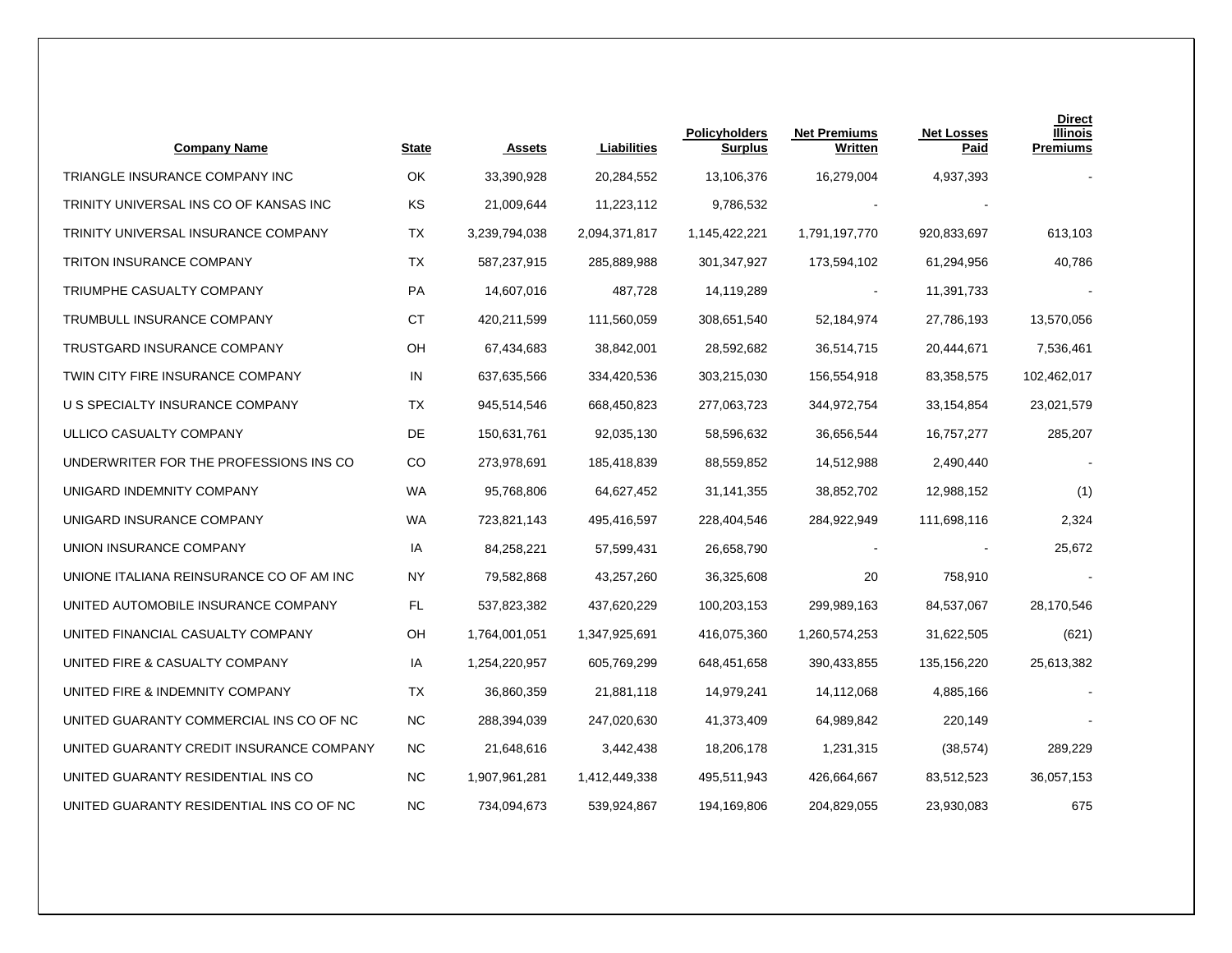| Company Name | State | Assets | Liabilities | Policyholders Surplus | Net Premiums Written | Net Losses Paid | Direct Illinois Premiums |
|---|---|---|---|---|---|---|---|
| TRIANGLE INSURANCE COMPANY INC | OK | 33,390,928 | 20,284,552 | 13,106,376 | 16,279,004 | 4,937,393 | - |
| TRINITY UNIVERSAL INS CO OF KANSAS INC | KS | 21,009,644 | 11,223,112 | 9,786,532 | - | - | |
| TRINITY UNIVERSAL INSURANCE COMPANY | TX | 3,239,794,038 | 2,094,371,817 | 1,145,422,221 | 1,791,197,770 | 920,833,697 | 613,103 |
| TRITON INSURANCE COMPANY | TX | 587,237,915 | 285,889,988 | 301,347,927 | 173,594,102 | 61,294,956 | 40,786 |
| TRIUMPHE CASUALTY COMPANY | PA | 14,607,016 | 487,728 | 14,119,289 | - | 11,391,733 | - |
| TRUMBULL INSURANCE COMPANY | CT | 420,211,599 | 111,560,059 | 308,651,540 | 52,184,974 | 27,786,193 | 13,570,056 |
| TRUSTGARD INSURANCE COMPANY | OH | 67,434,683 | 38,842,001 | 28,592,682 | 36,514,715 | 20,444,671 | 7,536,461 |
| TWIN CITY FIRE INSURANCE COMPANY | IN | 637,635,566 | 334,420,536 | 303,215,030 | 156,554,918 | 83,358,575 | 102,462,017 |
| U S SPECIALTY INSURANCE COMPANY | TX | 945,514,546 | 668,450,823 | 277,063,723 | 344,972,754 | 33,154,854 | 23,021,579 |
| ULLICO CASUALTY COMPANY | DE | 150,631,761 | 92,035,130 | 58,596,632 | 36,656,544 | 16,757,277 | 285,207 |
| UNDERWRITER FOR THE PROFESSIONS INS CO | CO | 273,978,691 | 185,418,839 | 88,559,852 | 14,512,988 | 2,490,440 | - |
| UNIGARD INDEMNITY COMPANY | WA | 95,768,806 | 64,627,452 | 31,141,355 | 38,852,702 | 12,988,152 | (1) |
| UNIGARD INSURANCE COMPANY | WA | 723,821,143 | 495,416,597 | 228,404,546 | 284,922,949 | 111,698,116 | 2,324 |
| UNION INSURANCE COMPANY | IA | 84,258,221 | 57,599,431 | 26,658,790 | - | - | 25,672 |
| UNIONE ITALIANA REINSURANCE CO OF AM INC | NY | 79,582,868 | 43,257,260 | 36,325,608 | 20 | 758,910 | - |
| UNITED AUTOMOBILE INSURANCE COMPANY | FL | 537,823,382 | 437,620,229 | 100,203,153 | 299,989,163 | 84,537,067 | 28,170,546 |
| UNITED FINANCIAL CASUALTY COMPANY | OH | 1,764,001,051 | 1,347,925,691 | 416,075,360 | 1,260,574,253 | 31,622,505 | (621) |
| UNITED FIRE & CASUALTY COMPANY | IA | 1,254,220,957 | 605,769,299 | 648,451,658 | 390,433,855 | 135,156,220 | 25,613,382 |
| UNITED FIRE & INDEMNITY COMPANY | TX | 36,860,359 | 21,881,118 | 14,979,241 | 14,112,068 | 4,885,166 | - |
| UNITED GUARANTY COMMERCIAL INS CO OF NC | NC | 288,394,039 | 247,020,630 | 41,373,409 | 64,989,842 | 220,149 | - |
| UNITED GUARANTY CREDIT INSURANCE COMPANY | NC | 21,648,616 | 3,442,438 | 18,206,178 | 1,231,315 | (38,574) | 289,229 |
| UNITED GUARANTY RESIDENTIAL INS CO | NC | 1,907,961,281 | 1,412,449,338 | 495,511,943 | 426,664,667 | 83,512,523 | 36,057,153 |
| UNITED GUARANTY RESIDENTIAL INS CO OF NC | NC | 734,094,673 | 539,924,867 | 194,169,806 | 204,829,055 | 23,930,083 | 675 |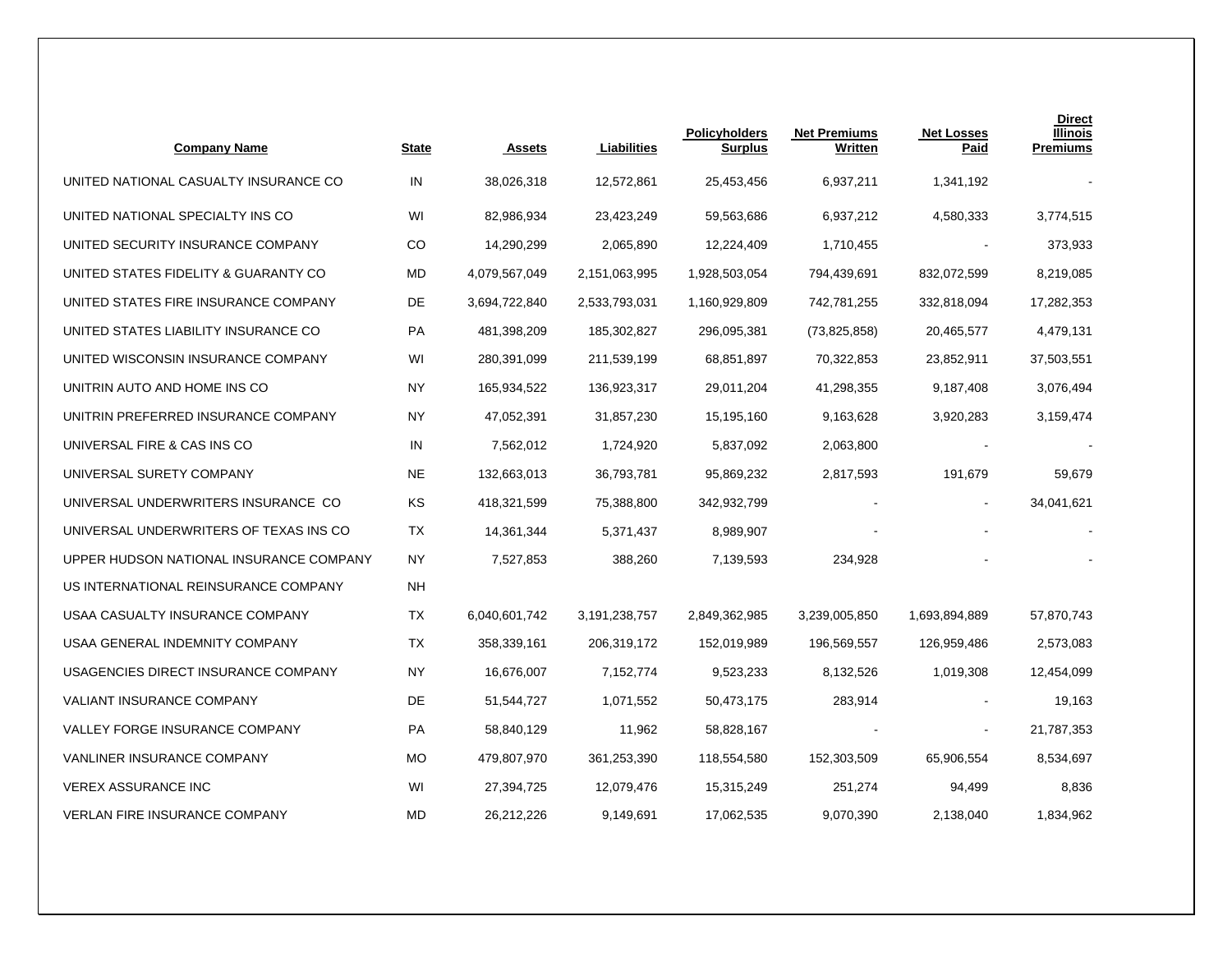| Company Name | State | Assets | Liabilities | Policyholders Surplus | Net Premiums Written | Net Losses Paid | Direct Illinois Premiums |
|---|---|---|---|---|---|---|---|
| UNITED NATIONAL CASUALTY INSURANCE CO | IN | 38,026,318 | 12,572,861 | 25,453,456 | 6,937,211 | 1,341,192 | - |
| UNITED NATIONAL SPECIALTY INS CO | WI | 82,986,934 | 23,423,249 | 59,563,686 | 6,937,212 | 4,580,333 | 3,774,515 |
| UNITED SECURITY INSURANCE COMPANY | CO | 14,290,299 | 2,065,890 | 12,224,409 | 1,710,455 | - | 373,933 |
| UNITED STATES FIDELITY & GUARANTY CO | MD | 4,079,567,049 | 2,151,063,995 | 1,928,503,054 | 794,439,691 | 832,072,599 | 8,219,085 |
| UNITED STATES FIRE INSURANCE COMPANY | DE | 3,694,722,840 | 2,533,793,031 | 1,160,929,809 | 742,781,255 | 332,818,094 | 17,282,353 |
| UNITED STATES LIABILITY INSURANCE CO | PA | 481,398,209 | 185,302,827 | 296,095,381 | (73,825,858) | 20,465,577 | 4,479,131 |
| UNITED WISCONSIN INSURANCE COMPANY | WI | 280,391,099 | 211,539,199 | 68,851,897 | 70,322,853 | 23,852,911 | 37,503,551 |
| UNITRIN AUTO AND HOME INS CO | NY | 165,934,522 | 136,923,317 | 29,011,204 | 41,298,355 | 9,187,408 | 3,076,494 |
| UNITRIN PREFERRED INSURANCE COMPANY | NY | 47,052,391 | 31,857,230 | 15,195,160 | 9,163,628 | 3,920,283 | 3,159,474 |
| UNIVERSAL FIRE & CAS INS CO | IN | 7,562,012 | 1,724,920 | 5,837,092 | 2,063,800 | - | - |
| UNIVERSAL SURETY COMPANY | NE | 132,663,013 | 36,793,781 | 95,869,232 | 2,817,593 | 191,679 | 59,679 |
| UNIVERSAL UNDERWRITERS INSURANCE CO | KS | 418,321,599 | 75,388,800 | 342,932,799 | - | - | 34,041,621 |
| UNIVERSAL UNDERWRITERS OF TEXAS INS CO | TX | 14,361,344 | 5,371,437 | 8,989,907 | - | - | - |
| UPPER HUDSON NATIONAL INSURANCE COMPANY | NY | 7,527,853 | 388,260 | 7,139,593 | 234,928 | - | - |
| US INTERNATIONAL REINSURANCE COMPANY | NH | | | | | | |
| USAA CASUALTY INSURANCE COMPANY | TX | 6,040,601,742 | 3,191,238,757 | 2,849,362,985 | 3,239,005,850 | 1,693,894,889 | 57,870,743 |
| USAA GENERAL INDEMNITY COMPANY | TX | 358,339,161 | 206,319,172 | 152,019,989 | 196,569,557 | 126,959,486 | 2,573,083 |
| USAGENCIES DIRECT INSURANCE COMPANY | NY | 16,676,007 | 7,152,774 | 9,523,233 | 8,132,526 | 1,019,308 | 12,454,099 |
| VALIANT INSURANCE COMPANY | DE | 51,544,727 | 1,071,552 | 50,473,175 | 283,914 | - | 19,163 |
| VALLEY FORGE INSURANCE COMPANY | PA | 58,840,129 | 11,962 | 58,828,167 | - | - | 21,787,353 |
| VANLINER INSURANCE COMPANY | MO | 479,807,970 | 361,253,390 | 118,554,580 | 152,303,509 | 65,906,554 | 8,534,697 |
| VEREX ASSURANCE INC | WI | 27,394,725 | 12,079,476 | 15,315,249 | 251,274 | 94,499 | 8,836 |
| VERLAN FIRE INSURANCE COMPANY | MD | 26,212,226 | 9,149,691 | 17,062,535 | 9,070,390 | 2,138,040 | 1,834,962 |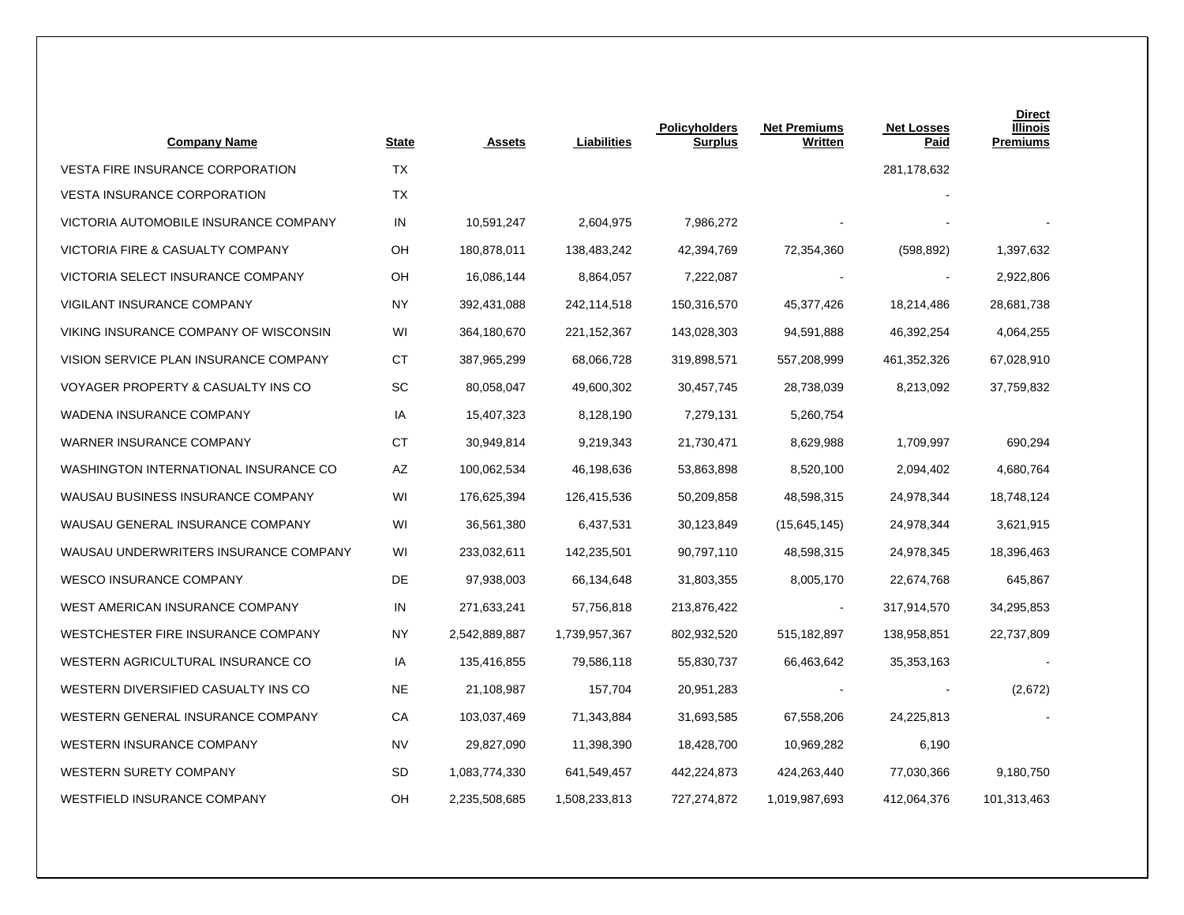| Company Name | State | Assets | Liabilities | Policyholders Surplus | Net Premiums Written | Net Losses Paid | Direct Illinois Premiums |
|---|---|---|---|---|---|---|---|
| VESTA FIRE INSURANCE CORPORATION | TX | | | | | 281,178,632 | |
| VESTA INSURANCE CORPORATION | TX | | | | | - | |
| VICTORIA AUTOMOBILE INSURANCE COMPANY | IN | 10,591,247 | 2,604,975 | 7,986,272 | - | - | - |
| VICTORIA FIRE & CASUALTY COMPANY | OH | 180,878,011 | 138,483,242 | 42,394,769 | 72,354,360 | (598,892) | 1,397,632 |
| VICTORIA SELECT INSURANCE COMPANY | OH | 16,086,144 | 8,864,057 | 7,222,087 | - | - | 2,922,806 |
| VIGILANT INSURANCE COMPANY | NY | 392,431,088 | 242,114,518 | 150,316,570 | 45,377,426 | 18,214,486 | 28,681,738 |
| VIKING INSURANCE COMPANY OF WISCONSIN | WI | 364,180,670 | 221,152,367 | 143,028,303 | 94,591,888 | 46,392,254 | 4,064,255 |
| VISION SERVICE PLAN INSURANCE COMPANY | CT | 387,965,299 | 68,066,728 | 319,898,571 | 557,208,999 | 461,352,326 | 67,028,910 |
| VOYAGER PROPERTY & CASUALTY INS CO | SC | 80,058,047 | 49,600,302 | 30,457,745 | 28,738,039 | 8,213,092 | 37,759,832 |
| WADENA INSURANCE COMPANY | IA | 15,407,323 | 8,128,190 | 7,279,131 | 5,260,754 | | |
| WARNER INSURANCE COMPANY | CT | 30,949,814 | 9,219,343 | 21,730,471 | 8,629,988 | 1,709,997 | 690,294 |
| WASHINGTON INTERNATIONAL INSURANCE CO | AZ | 100,062,534 | 46,198,636 | 53,863,898 | 8,520,100 | 2,094,402 | 4,680,764 |
| WAUSAU BUSINESS INSURANCE COMPANY | WI | 176,625,394 | 126,415,536 | 50,209,858 | 48,598,315 | 24,978,344 | 18,748,124 |
| WAUSAU GENERAL INSURANCE COMPANY | WI | 36,561,380 | 6,437,531 | 30,123,849 | (15,645,145) | 24,978,344 | 3,621,915 |
| WAUSAU UNDERWRITERS INSURANCE COMPANY | WI | 233,032,611 | 142,235,501 | 90,797,110 | 48,598,315 | 24,978,345 | 18,396,463 |
| WESCO INSURANCE COMPANY | DE | 97,938,003 | 66,134,648 | 31,803,355 | 8,005,170 | 22,674,768 | 645,867 |
| WEST AMERICAN INSURANCE COMPANY | IN | 271,633,241 | 57,756,818 | 213,876,422 | - | 317,914,570 | 34,295,853 |
| WESTCHESTER FIRE INSURANCE COMPANY | NY | 2,542,889,887 | 1,739,957,367 | 802,932,520 | 515,182,897 | 138,958,851 | 22,737,809 |
| WESTERN AGRICULTURAL INSURANCE CO | IA | 135,416,855 | 79,586,118 | 55,830,737 | 66,463,642 | 35,353,163 | - |
| WESTERN DIVERSIFIED CASUALTY INS CO | NE | 21,108,987 | 157,704 | 20,951,283 | - | - | (2,672) |
| WESTERN GENERAL INSURANCE COMPANY | CA | 103,037,469 | 71,343,884 | 31,693,585 | 67,558,206 | 24,225,813 | - |
| WESTERN INSURANCE COMPANY | NV | 29,827,090 | 11,398,390 | 18,428,700 | 10,969,282 | 6,190 | |
| WESTERN SURETY COMPANY | SD | 1,083,774,330 | 641,549,457 | 442,224,873 | 424,263,440 | 77,030,366 | 9,180,750 |
| WESTFIELD INSURANCE COMPANY | OH | 2,235,508,685 | 1,508,233,813 | 727,274,872 | 1,019,987,693 | 412,064,376 | 101,313,463 |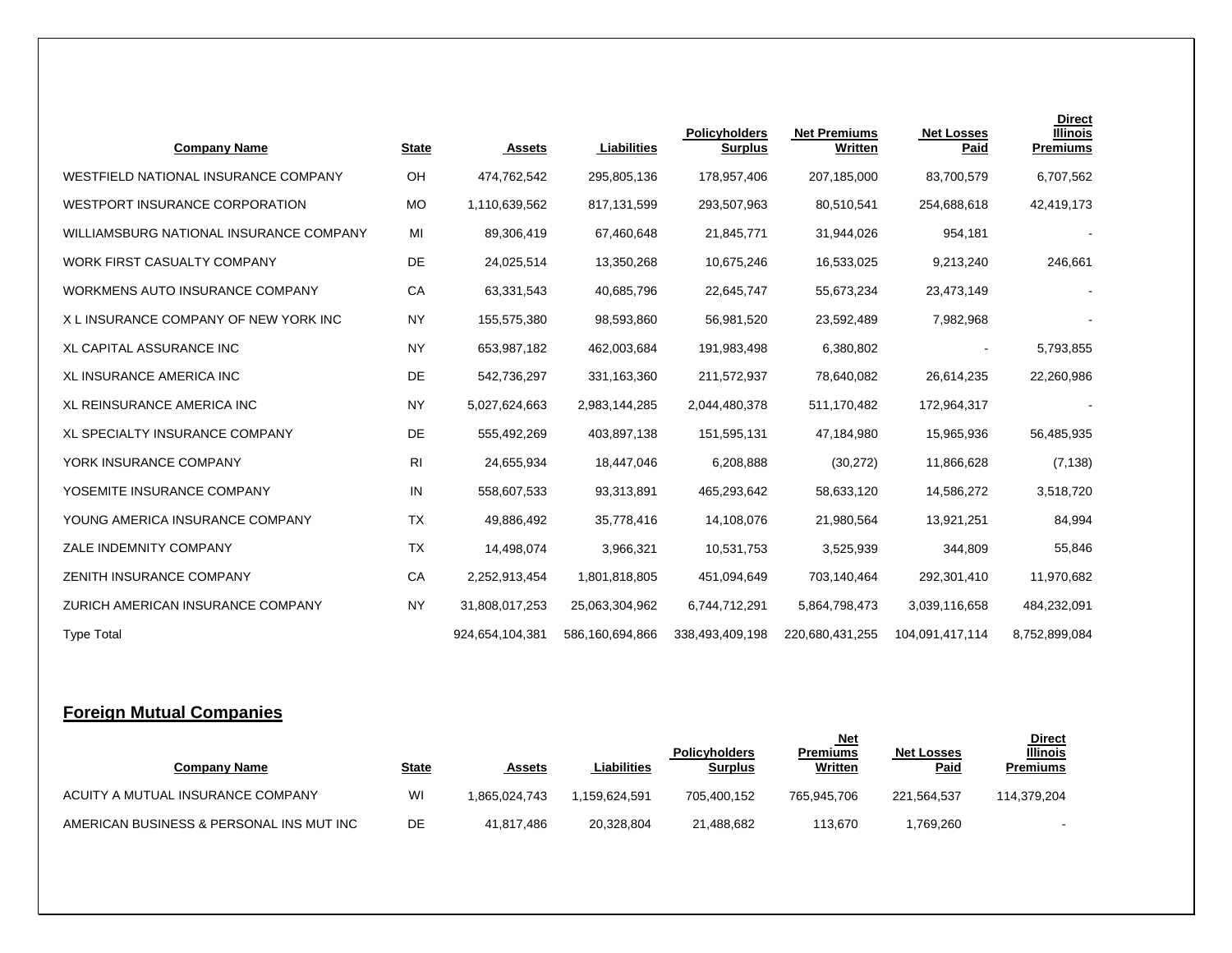| Company Name | State | Assets | Liabilities | Policyholders Surplus | Net Premiums Written | Net Losses Paid | Direct Illinois Premiums |
|---|---|---|---|---|---|---|---|
| WESTFIELD NATIONAL INSURANCE COMPANY | OH | 474,762,542 | 295,805,136 | 178,957,406 | 207,185,000 | 83,700,579 | 6,707,562 |
| WESTPORT INSURANCE CORPORATION | MO | 1,110,639,562 | 817,131,599 | 293,507,963 | 80,510,541 | 254,688,618 | 42,419,173 |
| WILLIAMSBURG NATIONAL INSURANCE COMPANY | MI | 89,306,419 | 67,460,648 | 21,845,771 | 31,944,026 | 954,181 | - |
| WORK FIRST CASUALTY COMPANY | DE | 24,025,514 | 13,350,268 | 10,675,246 | 16,533,025 | 9,213,240 | 246,661 |
| WORKMENS AUTO INSURANCE COMPANY | CA | 63,331,543 | 40,685,796 | 22,645,747 | 55,673,234 | 23,473,149 | - |
| X L INSURANCE COMPANY OF NEW YORK INC | NY | 155,575,380 | 98,593,860 | 56,981,520 | 23,592,489 | 7,982,968 | - |
| XL CAPITAL ASSURANCE INC | NY | 653,987,182 | 462,003,684 | 191,983,498 | 6,380,802 | - | 5,793,855 |
| XL INSURANCE AMERICA INC | DE | 542,736,297 | 331,163,360 | 211,572,937 | 78,640,082 | 26,614,235 | 22,260,986 |
| XL REINSURANCE AMERICA INC | NY | 5,027,624,663 | 2,983,144,285 | 2,044,480,378 | 511,170,482 | 172,964,317 | - |
| XL SPECIALTY INSURANCE COMPANY | DE | 555,492,269 | 403,897,138 | 151,595,131 | 47,184,980 | 15,965,936 | 56,485,935 |
| YORK INSURANCE COMPANY | RI | 24,655,934 | 18,447,046 | 6,208,888 | (30,272) | 11,866,628 | (7,138) |
| YOSEMITE INSURANCE COMPANY | IN | 558,607,533 | 93,313,891 | 465,293,642 | 58,633,120 | 14,586,272 | 3,518,720 |
| YOUNG AMERICA INSURANCE COMPANY | TX | 49,886,492 | 35,778,416 | 14,108,076 | 21,980,564 | 13,921,251 | 84,994 |
| ZALE INDEMNITY COMPANY | TX | 14,498,074 | 3,966,321 | 10,531,753 | 3,525,939 | 344,809 | 55,846 |
| ZENITH INSURANCE COMPANY | CA | 2,252,913,454 | 1,801,818,805 | 451,094,649 | 703,140,464 | 292,301,410 | 11,970,682 |
| ZURICH AMERICAN INSURANCE COMPANY | NY | 31,808,017,253 | 25,063,304,962 | 6,744,712,291 | 5,864,798,473 | 3,039,116,658 | 484,232,091 |
| Type Total | | 924,654,104,381 | 586,160,694,866 | 338,493,409,198 | 220,680,431,255 | 104,091,417,114 | 8,752,899,084 |

## Foreign Mutual Companies

| Company Name | State | Assets | Liabilities | Policyholders Surplus | Net Premiums Written | Net Losses Paid | Direct Illinois Premiums |
|---|---|---|---|---|---|---|---|
| ACUITY A MUTUAL INSURANCE COMPANY | WI | 1,865,024,743 | 1,159,624,591 | 705,400,152 | 765,945,706 | 221,564,537 | 114,379,204 |
| AMERICAN BUSINESS & PERSONAL INS MUT INC | DE | 41,817,486 | 20,328,804 | 21,488,682 | 113,670 | 1,769,260 | - |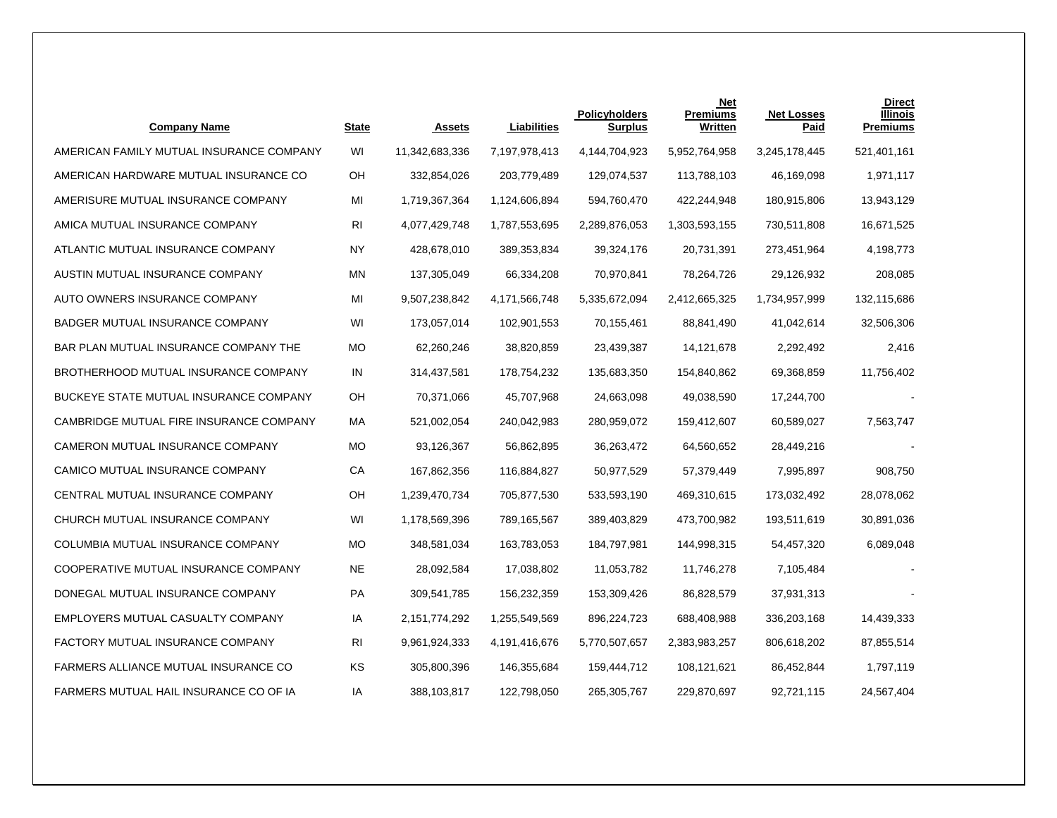| Company Name | State | Assets | Liabilities | Policyholders Surplus | Net Premiums Written | Net Losses Paid | Direct Illinois Premiums |
|---|---|---|---|---|---|---|---|
| AMERICAN FAMILY MUTUAL INSURANCE COMPANY | WI | 11,342,683,336 | 7,197,978,413 | 4,144,704,923 | 5,952,764,958 | 3,245,178,445 | 521,401,161 |
| AMERICAN HARDWARE MUTUAL INSURANCE CO | OH | 332,854,026 | 203,779,489 | 129,074,537 | 113,788,103 | 46,169,098 | 1,971,117 |
| AMERISURE MUTUAL INSURANCE COMPANY | MI | 1,719,367,364 | 1,124,606,894 | 594,760,470 | 422,244,948 | 180,915,806 | 13,943,129 |
| AMICA MUTUAL INSURANCE COMPANY | RI | 4,077,429,748 | 1,787,553,695 | 2,289,876,053 | 1,303,593,155 | 730,511,808 | 16,671,525 |
| ATLANTIC MUTUAL INSURANCE COMPANY | NY | 428,678,010 | 389,353,834 | 39,324,176 | 20,731,391 | 273,451,964 | 4,198,773 |
| AUSTIN MUTUAL INSURANCE COMPANY | MN | 137,305,049 | 66,334,208 | 70,970,841 | 78,264,726 | 29,126,932 | 208,085 |
| AUTO OWNERS INSURANCE COMPANY | MI | 9,507,238,842 | 4,171,566,748 | 5,335,672,094 | 2,412,665,325 | 1,734,957,999 | 132,115,686 |
| BADGER MUTUAL INSURANCE COMPANY | WI | 173,057,014 | 102,901,553 | 70,155,461 | 88,841,490 | 41,042,614 | 32,506,306 |
| BAR PLAN MUTUAL INSURANCE COMPANY THE | MO | 62,260,246 | 38,820,859 | 23,439,387 | 14,121,678 | 2,292,492 | 2,416 |
| BROTHERHOOD MUTUAL INSURANCE COMPANY | IN | 314,437,581 | 178,754,232 | 135,683,350 | 154,840,862 | 69,368,859 | 11,756,402 |
| BUCKEYE STATE MUTUAL INSURANCE COMPANY | OH | 70,371,066 | 45,707,968 | 24,663,098 | 49,038,590 | 17,244,700 | - |
| CAMBRIDGE MUTUAL FIRE INSURANCE COMPANY | MA | 521,002,054 | 240,042,983 | 280,959,072 | 159,412,607 | 60,589,027 | 7,563,747 |
| CAMERON MUTUAL INSURANCE COMPANY | MO | 93,126,367 | 56,862,895 | 36,263,472 | 64,560,652 | 28,449,216 | - |
| CAMICO MUTUAL INSURANCE COMPANY | CA | 167,862,356 | 116,884,827 | 50,977,529 | 57,379,449 | 7,995,897 | 908,750 |
| CENTRAL MUTUAL INSURANCE COMPANY | OH | 1,239,470,734 | 705,877,530 | 533,593,190 | 469,310,615 | 173,032,492 | 28,078,062 |
| CHURCH MUTUAL INSURANCE COMPANY | WI | 1,178,569,396 | 789,165,567 | 389,403,829 | 473,700,982 | 193,511,619 | 30,891,036 |
| COLUMBIA MUTUAL INSURANCE COMPANY | MO | 348,581,034 | 163,783,053 | 184,797,981 | 144,998,315 | 54,457,320 | 6,089,048 |
| COOPERATIVE MUTUAL INSURANCE COMPANY | NE | 28,092,584 | 17,038,802 | 11,053,782 | 11,746,278 | 7,105,484 | - |
| DONEGAL MUTUAL INSURANCE COMPANY | PA | 309,541,785 | 156,232,359 | 153,309,426 | 86,828,579 | 37,931,313 | - |
| EMPLOYERS MUTUAL CASUALTY COMPANY | IA | 2,151,774,292 | 1,255,549,569 | 896,224,723 | 688,408,988 | 336,203,168 | 14,439,333 |
| FACTORY MUTUAL INSURANCE COMPANY | RI | 9,961,924,333 | 4,191,416,676 | 5,770,507,657 | 2,383,983,257 | 806,618,202 | 87,855,514 |
| FARMERS ALLIANCE MUTUAL INSURANCE CO | KS | 305,800,396 | 146,355,684 | 159,444,712 | 108,121,621 | 86,452,844 | 1,797,119 |
| FARMERS MUTUAL HAIL INSURANCE CO OF IA | IA | 388,103,817 | 122,798,050 | 265,305,767 | 229,870,697 | 92,721,115 | 24,567,404 |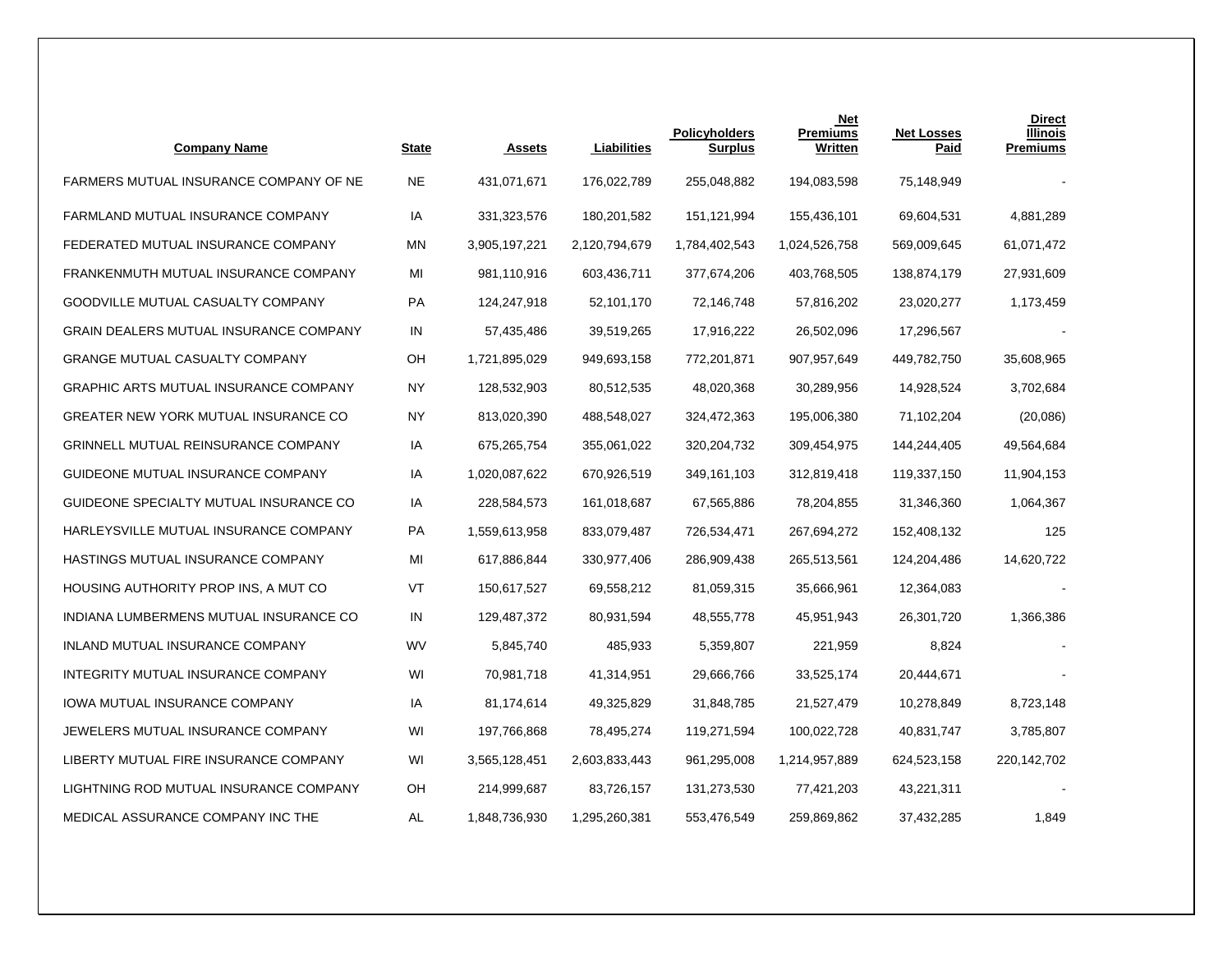| Company Name | State | Assets | Liabilities | Policyholders Surplus | Net Premiums Written | Net Losses Paid | Direct Illinois Premiums |
|---|---|---|---|---|---|---|---|
| FARMERS MUTUAL INSURANCE COMPANY OF NE | NE | 431,071,671 | 176,022,789 | 255,048,882 | 194,083,598 | 75,148,949 | - |
| FARMLAND MUTUAL INSURANCE COMPANY | IA | 331,323,576 | 180,201,582 | 151,121,994 | 155,436,101 | 69,604,531 | 4,881,289 |
| FEDERATED MUTUAL INSURANCE COMPANY | MN | 3,905,197,221 | 2,120,794,679 | 1,784,402,543 | 1,024,526,758 | 569,009,645 | 61,071,472 |
| FRANKENMUTH MUTUAL INSURANCE COMPANY | MI | 981,110,916 | 603,436,711 | 377,674,206 | 403,768,505 | 138,874,179 | 27,931,609 |
| GOODVILLE MUTUAL CASUALTY COMPANY | PA | 124,247,918 | 52,101,170 | 72,146,748 | 57,816,202 | 23,020,277 | 1,173,459 |
| GRAIN DEALERS MUTUAL INSURANCE COMPANY | IN | 57,435,486 | 39,519,265 | 17,916,222 | 26,502,096 | 17,296,567 | - |
| GRANGE MUTUAL CASUALTY COMPANY | OH | 1,721,895,029 | 949,693,158 | 772,201,871 | 907,957,649 | 449,782,750 | 35,608,965 |
| GRAPHIC ARTS MUTUAL INSURANCE COMPANY | NY | 128,532,903 | 80,512,535 | 48,020,368 | 30,289,956 | 14,928,524 | 3,702,684 |
| GREATER NEW YORK MUTUAL INSURANCE CO | NY | 813,020,390 | 488,548,027 | 324,472,363 | 195,006,380 | 71,102,204 | (20,086) |
| GRINNELL MUTUAL REINSURANCE COMPANY | IA | 675,265,754 | 355,061,022 | 320,204,732 | 309,454,975 | 144,244,405 | 49,564,684 |
| GUIDEONE MUTUAL INSURANCE COMPANY | IA | 1,020,087,622 | 670,926,519 | 349,161,103 | 312,819,418 | 119,337,150 | 11,904,153 |
| GUIDEONE SPECIALTY MUTUAL INSURANCE CO | IA | 228,584,573 | 161,018,687 | 67,565,886 | 78,204,855 | 31,346,360 | 1,064,367 |
| HARLEYSVILLE MUTUAL INSURANCE COMPANY | PA | 1,559,613,958 | 833,079,487 | 726,534,471 | 267,694,272 | 152,408,132 | 125 |
| HASTINGS MUTUAL INSURANCE COMPANY | MI | 617,886,844 | 330,977,406 | 286,909,438 | 265,513,561 | 124,204,486 | 14,620,722 |
| HOUSING AUTHORITY PROP INS, A MUT CO | VT | 150,617,527 | 69,558,212 | 81,059,315 | 35,666,961 | 12,364,083 | - |
| INDIANA LUMBERMENS MUTUAL INSURANCE CO | IN | 129,487,372 | 80,931,594 | 48,555,778 | 45,951,943 | 26,301,720 | 1,366,386 |
| INLAND MUTUAL INSURANCE COMPANY | WV | 5,845,740 | 485,933 | 5,359,807 | 221,959 | 8,824 | - |
| INTEGRITY MUTUAL INSURANCE COMPANY | WI | 70,981,718 | 41,314,951 | 29,666,766 | 33,525,174 | 20,444,671 | - |
| IOWA MUTUAL INSURANCE COMPANY | IA | 81,174,614 | 49,325,829 | 31,848,785 | 21,527,479 | 10,278,849 | 8,723,148 |
| JEWELERS MUTUAL INSURANCE COMPANY | WI | 197,766,868 | 78,495,274 | 119,271,594 | 100,022,728 | 40,831,747 | 3,785,807 |
| LIBERTY MUTUAL FIRE INSURANCE COMPANY | WI | 3,565,128,451 | 2,603,833,443 | 961,295,008 | 1,214,957,889 | 624,523,158 | 220,142,702 |
| LIGHTNING ROD MUTUAL INSURANCE COMPANY | OH | 214,999,687 | 83,726,157 | 131,273,530 | 77,421,203 | 43,221,311 | - |
| MEDICAL ASSURANCE COMPANY INC THE | AL | 1,848,736,930 | 1,295,260,381 | 553,476,549 | 259,869,862 | 37,432,285 | 1,849 |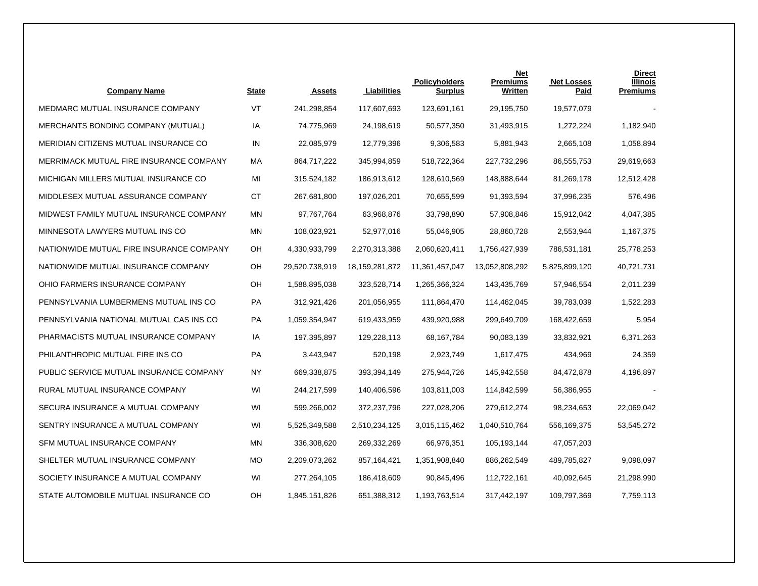| Company Name | State | Assets | Liabilities | Policyholders Surplus | Net Premiums Written | Net Losses Paid | Direct Illinois Premiums |
|---|---|---|---|---|---|---|---|
| MEDMARC MUTUAL INSURANCE COMPANY | VT | 241,298,854 | 117,607,693 | 123,691,161 | 29,195,750 | 19,577,079 | - |
| MERCHANTS BONDING COMPANY (MUTUAL) | IA | 74,775,969 | 24,198,619 | 50,577,350 | 31,493,915 | 1,272,224 | 1,182,940 |
| MERIDIAN CITIZENS MUTUAL INSURANCE CO | IN | 22,085,979 | 12,779,396 | 9,306,583 | 5,881,943 | 2,665,108 | 1,058,894 |
| MERRIMACK MUTUAL FIRE INSURANCE COMPANY | MA | 864,717,222 | 345,994,859 | 518,722,364 | 227,732,296 | 86,555,753 | 29,619,663 |
| MICHIGAN MILLERS MUTUAL INSURANCE CO | MI | 315,524,182 | 186,913,612 | 128,610,569 | 148,888,644 | 81,269,178 | 12,512,428 |
| MIDDLESEX MUTUAL ASSURANCE COMPANY | CT | 267,681,800 | 197,026,201 | 70,655,599 | 91,393,594 | 37,996,235 | 576,496 |
| MIDWEST FAMILY MUTUAL INSURANCE COMPANY | MN | 97,767,764 | 63,968,876 | 33,798,890 | 57,908,846 | 15,912,042 | 4,047,385 |
| MINNESOTA LAWYERS MUTUAL INS CO | MN | 108,023,921 | 52,977,016 | 55,046,905 | 28,860,728 | 2,553,944 | 1,167,375 |
| NATIONWIDE MUTUAL FIRE INSURANCE COMPANY | OH | 4,330,933,799 | 2,270,313,388 | 2,060,620,411 | 1,756,427,939 | 786,531,181 | 25,778,253 |
| NATIONWIDE MUTUAL INSURANCE COMPANY | OH | 29,520,738,919 | 18,159,281,872 | 11,361,457,047 | 13,052,808,292 | 5,825,899,120 | 40,721,731 |
| OHIO FARMERS INSURANCE COMPANY | OH | 1,588,895,038 | 323,528,714 | 1,265,366,324 | 143,435,769 | 57,946,554 | 2,011,239 |
| PENNSYLVANIA LUMBERMENS MUTUAL INS CO | PA | 312,921,426 | 201,056,955 | 111,864,470 | 114,462,045 | 39,783,039 | 1,522,283 |
| PENNSYLVANIA NATIONAL MUTUAL CAS INS CO | PA | 1,059,354,947 | 619,433,959 | 439,920,988 | 299,649,709 | 168,422,659 | 5,954 |
| PHARMACISTS MUTUAL INSURANCE COMPANY | IA | 197,395,897 | 129,228,113 | 68,167,784 | 90,083,139 | 33,832,921 | 6,371,263 |
| PHILANTHROPIC MUTUAL FIRE INS CO | PA | 3,443,947 | 520,198 | 2,923,749 | 1,617,475 | 434,969 | 24,359 |
| PUBLIC SERVICE MUTUAL INSURANCE COMPANY | NY | 669,338,875 | 393,394,149 | 275,944,726 | 145,942,558 | 84,472,878 | 4,196,897 |
| RURAL MUTUAL INSURANCE COMPANY | WI | 244,217,599 | 140,406,596 | 103,811,003 | 114,842,599 | 56,386,955 | - |
| SECURA INSURANCE A MUTUAL COMPANY | WI | 599,266,002 | 372,237,796 | 227,028,206 | 279,612,274 | 98,234,653 | 22,069,042 |
| SENTRY INSURANCE A MUTUAL COMPANY | WI | 5,525,349,588 | 2,510,234,125 | 3,015,115,462 | 1,040,510,764 | 556,169,375 | 53,545,272 |
| SFM MUTUAL INSURANCE COMPANY | MN | 336,308,620 | 269,332,269 | 66,976,351 | 105,193,144 | 47,057,203 | |
| SHELTER MUTUAL INSURANCE COMPANY | MO | 2,209,073,262 | 857,164,421 | 1,351,908,840 | 886,262,549 | 489,785,827 | 9,098,097 |
| SOCIETY INSURANCE A MUTUAL COMPANY | WI | 277,264,105 | 186,418,609 | 90,845,496 | 112,722,161 | 40,092,645 | 21,298,990 |
| STATE AUTOMOBILE MUTUAL INSURANCE CO | OH | 1,845,151,826 | 651,388,312 | 1,193,763,514 | 317,442,197 | 109,797,369 | 7,759,113 |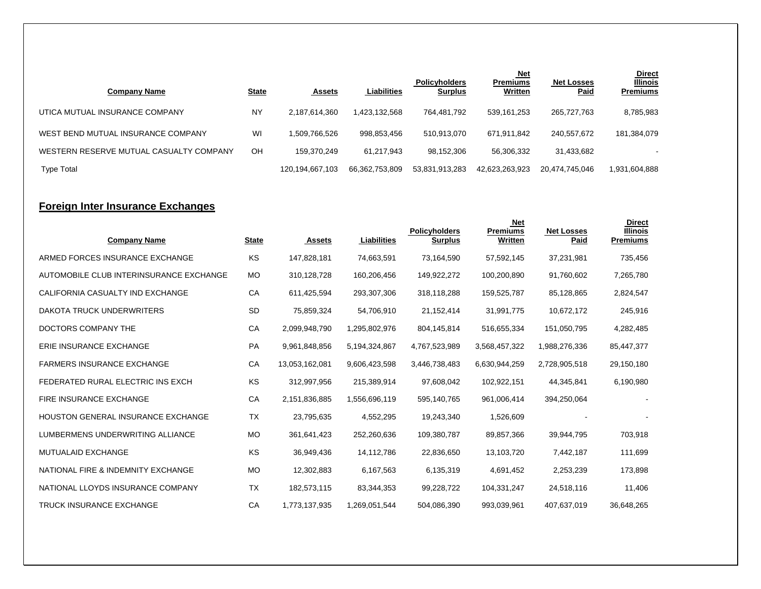| Company Name | State | Assets | Liabilities | Policyholders Surplus | Net Premiums Written | Net Losses Paid | Direct Illinois Premiums |
|---|---|---|---|---|---|---|---|
| UTICA MUTUAL INSURANCE COMPANY | NY | 2,187,614,360 | 1,423,132,568 | 764,481,792 | 539,161,253 | 265,727,763 | 8,785,983 |
| WEST BEND MUTUAL INSURANCE COMPANY | WI | 1,509,766,526 | 998,853,456 | 510,913,070 | 671,911,842 | 240,557,672 | 181,384,079 |
| WESTERN RESERVE MUTUAL CASUALTY COMPANY | OH | 159,370,249 | 61,217,943 | 98,152,306 | 56,306,332 | 31,433,682 | - |
| Type Total | | 120,194,667,103 | 66,362,753,809 | 53,831,913,283 | 42,623,263,923 | 20,474,745,046 | 1,931,604,888 |

## Foreign Inter Insurance Exchanges

| Company Name | State | Assets | Liabilities | Policyholders Surplus | Net Premiums Written | Net Losses Paid | Direct Illinois Premiums |
|---|---|---|---|---|---|---|---|
| ARMED FORCES INSURANCE EXCHANGE | KS | 147,828,181 | 74,663,591 | 73,164,590 | 57,592,145 | 37,231,981 | 735,456 |
| AUTOMOBILE CLUB INTERINSURANCE EXCHANGE | MO | 310,128,728 | 160,206,456 | 149,922,272 | 100,200,890 | 91,760,602 | 7,265,780 |
| CALIFORNIA CASUALTY IND EXCHANGE | CA | 611,425,594 | 293,307,306 | 318,118,288 | 159,525,787 | 85,128,865 | 2,824,547 |
| DAKOTA TRUCK UNDERWRITERS | SD | 75,859,324 | 54,706,910 | 21,152,414 | 31,991,775 | 10,672,172 | 245,916 |
| DOCTORS COMPANY THE | CA | 2,099,948,790 | 1,295,802,976 | 804,145,814 | 516,655,334 | 151,050,795 | 4,282,485 |
| ERIE INSURANCE EXCHANGE | PA | 9,961,848,856 | 5,194,324,867 | 4,767,523,989 | 3,568,457,322 | 1,988,276,336 | 85,447,377 |
| FARMERS INSURANCE EXCHANGE | CA | 13,053,162,081 | 9,606,423,598 | 3,446,738,483 | 6,630,944,259 | 2,728,905,518 | 29,150,180 |
| FEDERATED RURAL ELECTRIC INS EXCH | KS | 312,997,956 | 215,389,914 | 97,608,042 | 102,922,151 | 44,345,841 | 6,190,980 |
| FIRE INSURANCE EXCHANGE | CA | 2,151,836,885 | 1,556,696,119 | 595,140,765 | 961,006,414 | 394,250,064 | - |
| HOUSTON GENERAL INSURANCE EXCHANGE | TX | 23,795,635 | 4,552,295 | 19,243,340 | 1,526,609 | - | - |
| LUMBERMENS UNDERWRITING ALLIANCE | MO | 361,641,423 | 252,260,636 | 109,380,787 | 89,857,366 | 39,944,795 | 703,918 |
| MUTUALAID EXCHANGE | KS | 36,949,436 | 14,112,786 | 22,836,650 | 13,103,720 | 7,442,187 | 111,699 |
| NATIONAL FIRE & INDEMNITY EXCHANGE | MO | 12,302,883 | 6,167,563 | 6,135,319 | 4,691,452 | 2,253,239 | 173,898 |
| NATIONAL LLOYDS INSURANCE COMPANY | TX | 182,573,115 | 83,344,353 | 99,228,722 | 104,331,247 | 24,518,116 | 11,406 |
| TRUCK INSURANCE EXCHANGE | CA | 1,773,137,935 | 1,269,051,544 | 504,086,390 | 993,039,961 | 407,637,019 | 36,648,265 |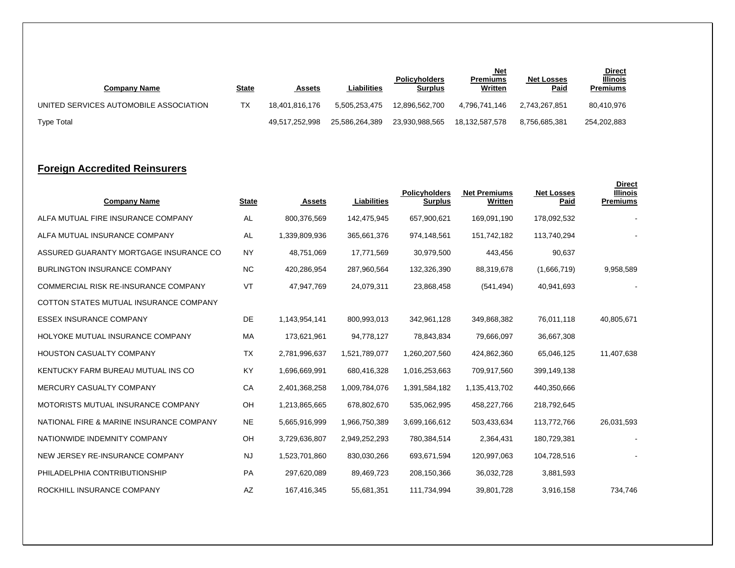| Company Name | State | Assets | Liabilities | Policyholders Surplus | Net Premiums Written | Net Losses Paid | Direct Illinois Premiums |
|---|---|---|---|---|---|---|---|
| UNITED SERVICES AUTOMOBILE ASSOCIATION | TX | 18,401,816,176 | 5,505,253,475 | 12,896,562,700 | 4,796,741,146 | 2,743,267,851 | 80,410,976 |
| Type Total | | 49,517,252,998 | 25,586,264,389 | 23,930,988,565 | 18,132,587,578 | 8,756,685,381 | 254,202,883 |

## Foreign Accredited Reinsurers

| Company Name | State | Assets | Liabilities | Policyholders Surplus | Net Premiums Written | Net Losses Paid | Direct Illinois Premiums |
|---|---|---|---|---|---|---|---|
| ALFA MUTUAL FIRE INSURANCE COMPANY | AL | 800,376,569 | 142,475,945 | 657,900,621 | 169,091,190 | 178,092,532 | - |
| ALFA MUTUAL INSURANCE COMPANY | AL | 1,339,809,936 | 365,661,376 | 974,148,561 | 151,742,182 | 113,740,294 | - |
| ASSURED GUARANTY MORTGAGE INSURANCE CO | NY | 48,751,069 | 17,771,569 | 30,979,500 | 443,456 | 90,637 | |
| BURLINGTON INSURANCE COMPANY | NC | 420,286,954 | 287,960,564 | 132,326,390 | 88,319,678 | (1,666,719) | 9,958,589 |
| COMMERCIAL RISK RE-INSURANCE COMPANY | VT | 47,947,769 | 24,079,311 | 23,868,458 | (541,494) | 40,941,693 | - |
| COTTON STATES MUTUAL INSURANCE COMPANY | | | | | | | |
| ESSEX INSURANCE COMPANY | DE | 1,143,954,141 | 800,993,013 | 342,961,128 | 349,868,382 | 76,011,118 | 40,805,671 |
| HOLYOKE MUTUAL INSURANCE COMPANY | MA | 173,621,961 | 94,778,127 | 78,843,834 | 79,666,097 | 36,667,308 | |
| HOUSTON CASUALTY COMPANY | TX | 2,781,996,637 | 1,521,789,077 | 1,260,207,560 | 424,862,360 | 65,046,125 | 11,407,638 |
| KENTUCKY FARM BUREAU MUTUAL INS CO | KY | 1,696,669,991 | 680,416,328 | 1,016,253,663 | 709,917,560 | 399,149,138 | |
| MERCURY CASUALTY COMPANY | CA | 2,401,368,258 | 1,009,784,076 | 1,391,584,182 | 1,135,413,702 | 440,350,666 | |
| MOTORISTS MUTUAL INSURANCE COMPANY | OH | 1,213,865,665 | 678,802,670 | 535,062,995 | 458,227,766 | 218,792,645 | |
| NATIONAL FIRE & MARINE INSURANCE COMPANY | NE | 5,665,916,999 | 1,966,750,389 | 3,699,166,612 | 503,433,634 | 113,772,766 | 26,031,593 |
| NATIONWIDE INDEMNITY COMPANY | OH | 3,729,636,807 | 2,949,252,293 | 780,384,514 | 2,364,431 | 180,729,381 | - |
| NEW JERSEY RE-INSURANCE COMPANY | NJ | 1,523,701,860 | 830,030,266 | 693,671,594 | 120,997,063 | 104,728,516 | - |
| PHILADELPHIA CONTRIBUTIONSHIP | PA | 297,620,089 | 89,469,723 | 208,150,366 | 36,032,728 | 3,881,593 | |
| ROCKHILL INSURANCE COMPANY | AZ | 167,416,345 | 55,681,351 | 111,734,994 | 39,801,728 | 3,916,158 | 734,746 |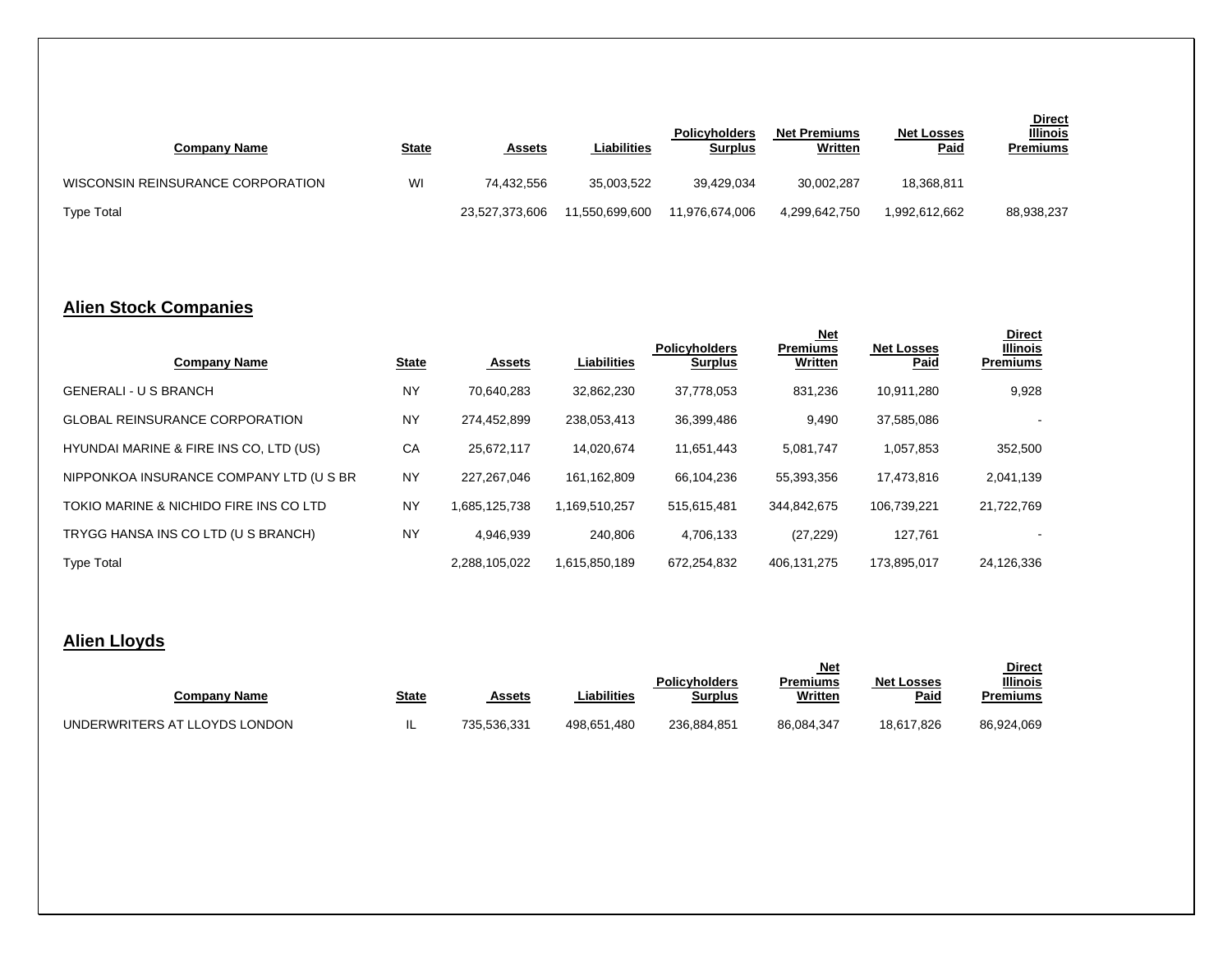| Company Name | State | Assets | Liabilities | Policyholders Surplus | Net Premiums Written | Net Losses Paid | Direct Illinois Premiums |
|---|---|---|---|---|---|---|---|
| WISCONSIN REINSURANCE CORPORATION | WI | 74,432,556 | 35,003,522 | 39,429,034 | 30,002,287 | 18,368,811 | |
| Type Total | | 23,527,373,606 | 11,550,699,600 | 11,976,674,006 | 4,299,642,750 | 1,992,612,662 | 88,938,237 |

## Alien Stock Companies

| Company Name | State | Assets | Liabilities | Policyholders Surplus | Net Premiums Written | Net Losses Paid | Direct Illinois Premiums |
|---|---|---|---|---|---|---|---|
| GENERALI - U S BRANCH | NY | 70,640,283 | 32,862,230 | 37,778,053 | 831,236 | 10,911,280 | 9,928 |
| GLOBAL REINSURANCE CORPORATION | NY | 274,452,899 | 238,053,413 | 36,399,486 | 9,490 | 37,585,086 | - |
| HYUNDAI MARINE & FIRE INS CO, LTD (US) | CA | 25,672,117 | 14,020,674 | 11,651,443 | 5,081,747 | 1,057,853 | 352,500 |
| NIPPONKOA INSURANCE COMPANY LTD (U S BR | NY | 227,267,046 | 161,162,809 | 66,104,236 | 55,393,356 | 17,473,816 | 2,041,139 |
| TOKIO MARINE & NICHIDO FIRE INS CO LTD | NY | 1,685,125,738 | 1,169,510,257 | 515,615,481 | 344,842,675 | 106,739,221 | 21,722,769 |
| TRYGG HANSA INS CO LTD (U S BRANCH) | NY | 4,946,939 | 240,806 | 4,706,133 | (27,229) | 127,761 | - |
| Type Total | | 2,288,105,022 | 1,615,850,189 | 672,254,832 | 406,131,275 | 173,895,017 | 24,126,336 |

## Alien Lloyds

| Company Name | State | Assets | Liabilities | Policyholders Surplus | Net Premiums Written | Net Losses Paid | Direct Illinois Premiums |
|---|---|---|---|---|---|---|---|
| UNDERWRITERS AT LLOYDS LONDON | IL | 735,536,331 | 498,651,480 | 236,884,851 | 86,084,347 | 18,617,826 | 86,924,069 |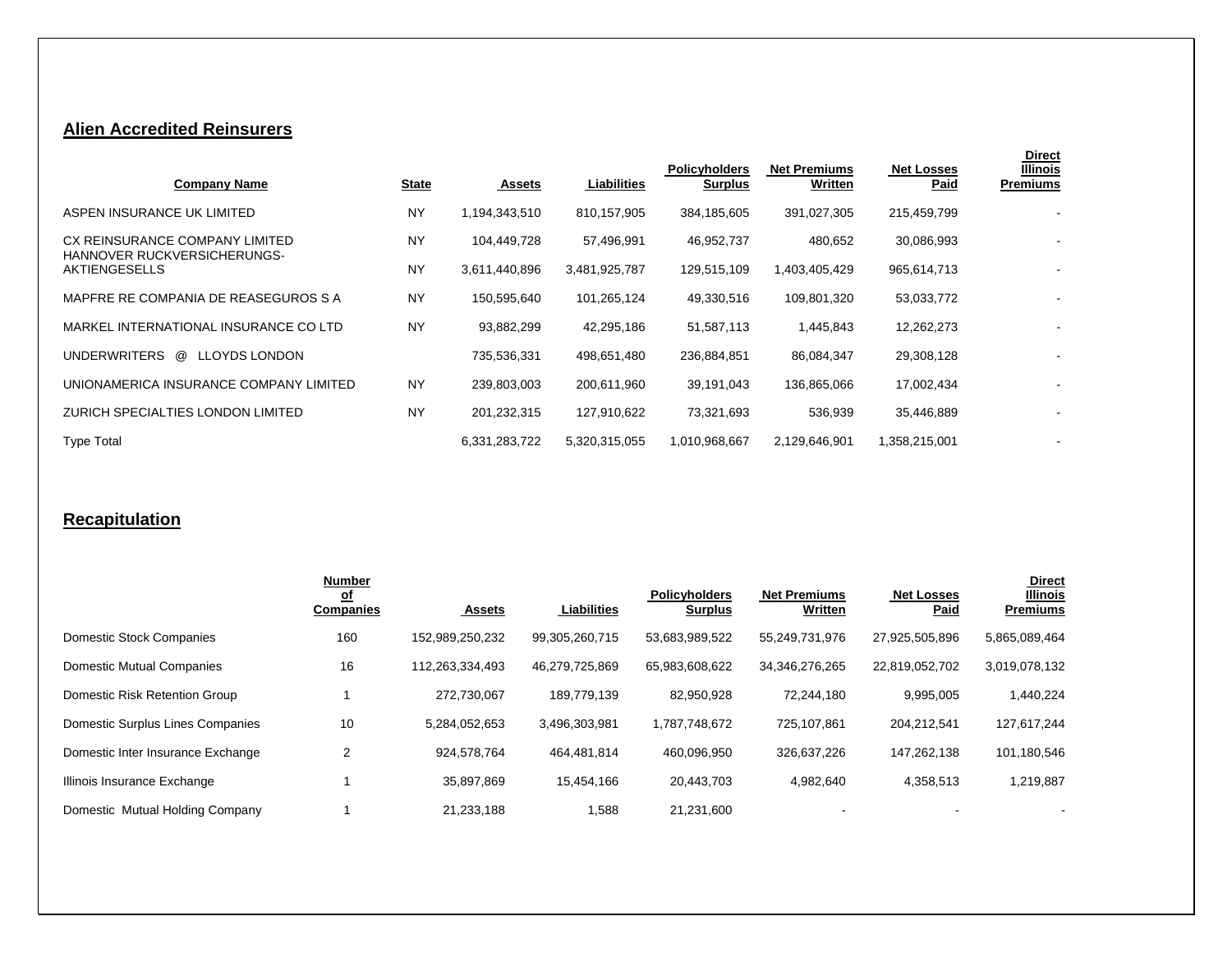## Alien Accredited Reinsurers

| Company Name | State | Assets | Liabilities | Policyholders Surplus | Net Premiums Written | Net Losses Paid | Direct Illinois Premiums |
|---|---|---|---|---|---|---|---|
| ASPEN INSURANCE UK LIMITED | NY | 1,194,343,510 | 810,157,905 | 384,185,605 | 391,027,305 | 215,459,799 | - |
| CX REINSURANCE COMPANY LIMITED | NY | 104,449,728 | 57,496,991 | 46,952,737 | 480,652 | 30,086,993 | - |
| HANNOVER RUCKVERSICHERUNGS-AKTIENGESELLS | NY | 3,611,440,896 | 3,481,925,787 | 129,515,109 | 1,403,405,429 | 965,614,713 | - |
| MAPFRE RE COMPANIA DE REASEGUROS S A | NY | 150,595,640 | 101,265,124 | 49,330,516 | 109,801,320 | 53,033,772 | - |
| MARKEL INTERNATIONAL INSURANCE CO LTD | NY | 93,882,299 | 42,295,186 | 51,587,113 | 1,445,843 | 12,262,273 | - |
| UNDERWRITERS @ LLOYDS LONDON | | 735,536,331 | 498,651,480 | 236,884,851 | 86,084,347 | 29,308,128 | - |
| UNIONAMERICA INSURANCE COMPANY LIMITED | NY | 239,803,003 | 200,611,960 | 39,191,043 | 136,865,066 | 17,002,434 | - |
| ZURICH SPECIALTIES LONDON LIMITED | NY | 201,232,315 | 127,910,622 | 73,321,693 | 536,939 | 35,446,889 | - |
| Type Total | | 6,331,283,722 | 5,320,315,055 | 1,010,968,667 | 2,129,646,901 | 1,358,215,001 | - |

## Recapitulation

| | Number of Companies | Assets | Liabilities | Policyholders Surplus | Net Premiums Written | Net Losses Paid | Direct Illinois Premiums |
|---|---|---|---|---|---|---|---|
| Domestic Stock Companies | 160 | 152,989,250,232 | 99,305,260,715 | 53,683,989,522 | 55,249,731,976 | 27,925,505,896 | 5,865,089,464 |
| Domestic Mutual Companies | 16 | 112,263,334,493 | 46,279,725,869 | 65,983,608,622 | 34,346,276,265 | 22,819,052,702 | 3,019,078,132 |
| Domestic Risk Retention Group | 1 | 272,730,067 | 189,779,139 | 82,950,928 | 72,244,180 | 9,995,005 | 1,440,224 |
| Domestic Surplus Lines Companies | 10 | 5,284,052,653 | 3,496,303,981 | 1,787,748,672 | 725,107,861 | 204,212,541 | 127,617,244 |
| Domestic Inter Insurance Exchange | 2 | 924,578,764 | 464,481,814 | 460,096,950 | 326,637,226 | 147,262,138 | 101,180,546 |
| Illinois Insurance Exchange | 1 | 35,897,869 | 15,454,166 | 20,443,703 | 4,982,640 | 4,358,513 | 1,219,887 |
| Domestic Mutual Holding Company | 1 | 21,233,188 | 1,588 | 21,231,600 | - | - | - |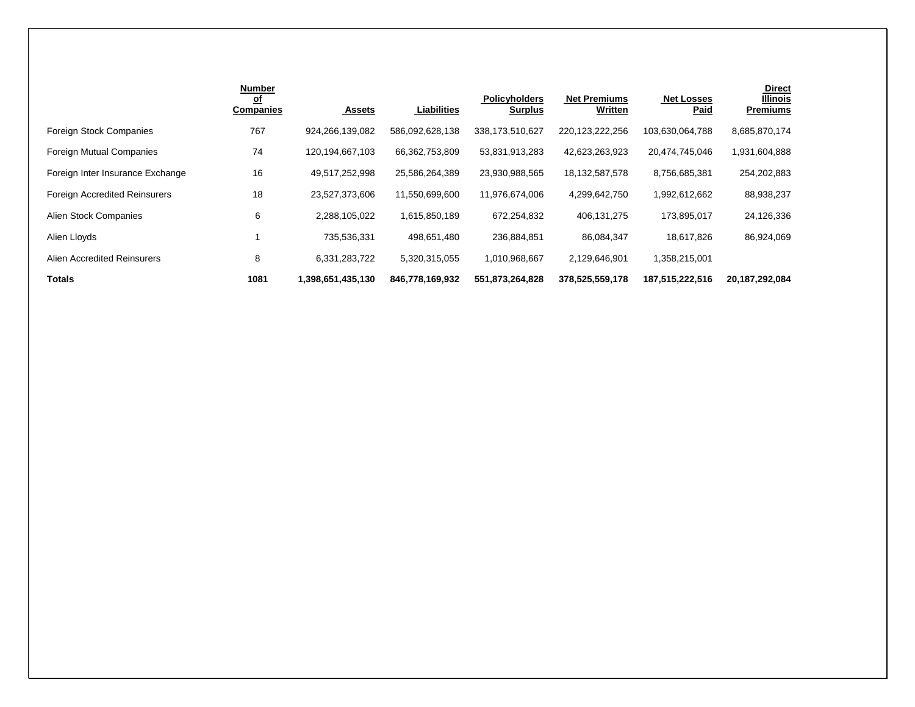| | Number of Companies | Assets | Liabilities | Policyholders Surplus | Net Premiums Written | Net Losses Paid | Direct Illinois Premiums |
|---|---|---|---|---|---|---|---|
| Foreign Stock Companies | 767 | 924,266,139,082 | 586,092,628,138 | 338,173,510,627 | 220,123,222,256 | 103,630,064,788 | 8,685,870,174 |
| Foreign Mutual Companies | 74 | 120,194,667,103 | 66,362,753,809 | 53,831,913,283 | 42,623,263,923 | 20,474,745,046 | 1,931,604,888 |
| Foreign Inter Insurance Exchange | 16 | 49,517,252,998 | 25,586,264,389 | 23,930,988,565 | 18,132,587,578 | 8,756,685,381 | 254,202,883 |
| Foreign Accredited Reinsurers | 18 | 23,527,373,606 | 11,550,699,600 | 11,976,674,006 | 4,299,642,750 | 1,992,612,662 | 88,938,237 |
| Alien Stock Companies | 6 | 2,288,105,022 | 1,615,850,189 | 672,254,832 | 406,131,275 | 173,895,017 | 24,126,336 |
| Alien Lloyds | 1 | 735,536,331 | 498,651,480 | 236,884,851 | 86,084,347 | 18,617,826 | 86,924,069 |
| Alien Accredited Reinsurers | 8 | 6,331,283,722 | 5,320,315,055 | 1,010,968,667 | 2,129,646,901 | 1,358,215,001 | |
| **Totals** | **1081** | **1,398,651,435,130** | **846,778,169,932** | **551,873,264,828** | **378,525,559,178** | **187,515,222,516** | **20,187,292,084** |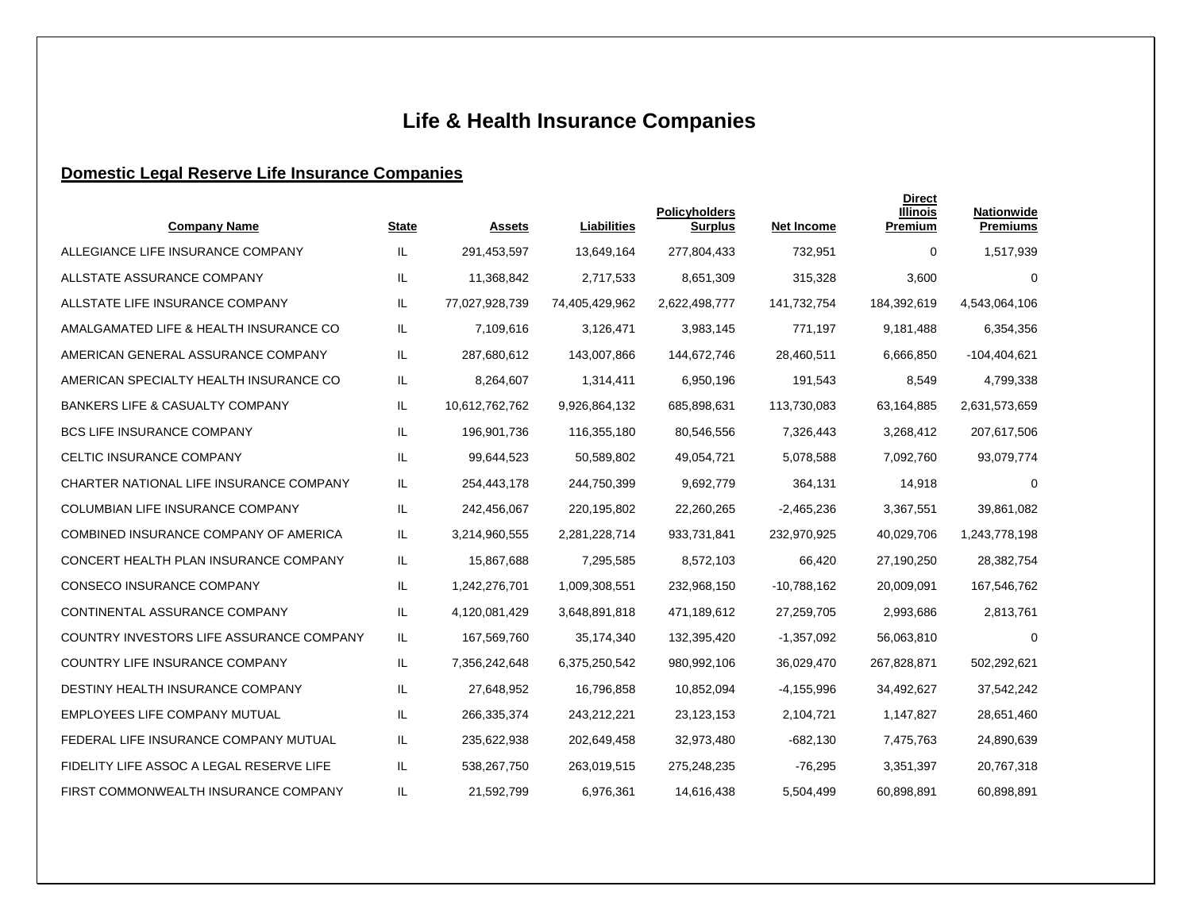# Life & Health Insurance Companies

## Domestic Legal Reserve Life Insurance Companies

| Company Name | State | Assets | Liabilities | Policyholders Surplus | Net Income | Direct Illinois Premium | Nationwide Premiums |
|---|---|---|---|---|---|---|---|
| ALLEGIANCE LIFE INSURANCE COMPANY | IL | 291,453,597 | 13,649,164 | 277,804,433 | 732,951 | 0 | 1,517,939 |
| ALLSTATE ASSURANCE COMPANY | IL | 11,368,842 | 2,717,533 | 8,651,309 | 315,328 | 3,600 | 0 |
| ALLSTATE LIFE INSURANCE COMPANY | IL | 77,027,928,739 | 74,405,429,962 | 2,622,498,777 | 141,732,754 | 184,392,619 | 4,543,064,106 |
| AMALGAMATED LIFE & HEALTH INSURANCE CO | IL | 7,109,616 | 3,126,471 | 3,983,145 | 771,197 | 9,181,488 | 6,354,356 |
| AMERICAN GENERAL ASSURANCE COMPANY | IL | 287,680,612 | 143,007,866 | 144,672,746 | 28,460,511 | 6,666,850 | -104,404,621 |
| AMERICAN SPECIALTY HEALTH INSURANCE CO | IL | 8,264,607 | 1,314,411 | 6,950,196 | 191,543 | 8,549 | 4,799,338 |
| BANKERS LIFE & CASUALTY COMPANY | IL | 10,612,762,762 | 9,926,864,132 | 685,898,631 | 113,730,083 | 63,164,885 | 2,631,573,659 |
| BCS LIFE INSURANCE COMPANY | IL | 196,901,736 | 116,355,180 | 80,546,556 | 7,326,443 | 3,268,412 | 207,617,506 |
| CELTIC INSURANCE COMPANY | IL | 99,644,523 | 50,589,802 | 49,054,721 | 5,078,588 | 7,092,760 | 93,079,774 |
| CHARTER NATIONAL LIFE INSURANCE COMPANY | IL | 254,443,178 | 244,750,399 | 9,692,779 | 364,131 | 14,918 | 0 |
| COLUMBIAN LIFE INSURANCE COMPANY | IL | 242,456,067 | 220,195,802 | 22,260,265 | -2,465,236 | 3,367,551 | 39,861,082 |
| COMBINED INSURANCE COMPANY OF AMERICA | IL | 3,214,960,555 | 2,281,228,714 | 933,731,841 | 232,970,925 | 40,029,706 | 1,243,778,198 |
| CONCERT HEALTH PLAN INSURANCE COMPANY | IL | 15,867,688 | 7,295,585 | 8,572,103 | 66,420 | 27,190,250 | 28,382,754 |
| CONSECO INSURANCE COMPANY | IL | 1,242,276,701 | 1,009,308,551 | 232,968,150 | -10,788,162 | 20,009,091 | 167,546,762 |
| CONTINENTAL ASSURANCE COMPANY | IL | 4,120,081,429 | 3,648,891,818 | 471,189,612 | 27,259,705 | 2,993,686 | 2,813,761 |
| COUNTRY INVESTORS LIFE ASSURANCE COMPANY | IL | 167,569,760 | 35,174,340 | 132,395,420 | -1,357,092 | 56,063,810 | 0 |
| COUNTRY LIFE INSURANCE COMPANY | IL | 7,356,242,648 | 6,375,250,542 | 980,992,106 | 36,029,470 | 267,828,871 | 502,292,621 |
| DESTINY HEALTH INSURANCE COMPANY | IL | 27,648,952 | 16,796,858 | 10,852,094 | -4,155,996 | 34,492,627 | 37,542,242 |
| EMPLOYEES LIFE COMPANY MUTUAL | IL | 266,335,374 | 243,212,221 | 23,123,153 | 2,104,721 | 1,147,827 | 28,651,460 |
| FEDERAL LIFE INSURANCE COMPANY MUTUAL | IL | 235,622,938 | 202,649,458 | 32,973,480 | -682,130 | 7,475,763 | 24,890,639 |
| FIDELITY LIFE ASSOC A LEGAL RESERVE LIFE | IL | 538,267,750 | 263,019,515 | 275,248,235 | -76,295 | 3,351,397 | 20,767,318 |
| FIRST COMMONWEALTH INSURANCE COMPANY | IL | 21,592,799 | 6,976,361 | 14,616,438 | 5,504,499 | 60,898,891 | 60,898,891 |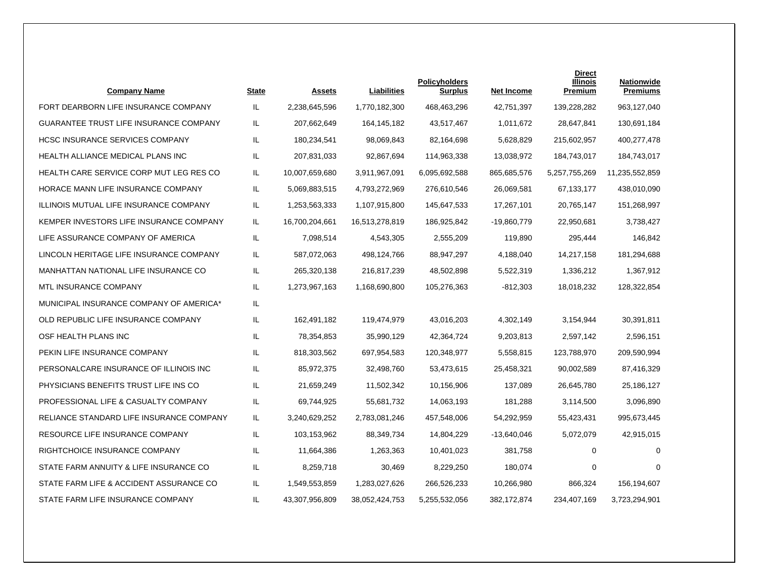| Company Name | State | Assets | Liabilities | Policyholders Surplus | Net Income | Direct Illinois Premium | Nationwide Premiums |
|---|---|---|---|---|---|---|---|
| FORT DEARBORN LIFE INSURANCE COMPANY | IL | 2,238,645,596 | 1,770,182,300 | 468,463,296 | 42,751,397 | 139,228,282 | 963,127,040 |
| GUARANTEE TRUST LIFE INSURANCE COMPANY | IL | 207,662,649 | 164,145,182 | 43,517,467 | 1,011,672 | 28,647,841 | 130,691,184 |
| HCSC INSURANCE SERVICES COMPANY | IL | 180,234,541 | 98,069,843 | 82,164,698 | 5,628,829 | 215,602,957 | 400,277,478 |
| HEALTH ALLIANCE MEDICAL PLANS INC | IL | 207,831,033 | 92,867,694 | 114,963,338 | 13,038,972 | 184,743,017 | 184,743,017 |
| HEALTH CARE SERVICE CORP MUT LEG RES CO | IL | 10,007,659,680 | 3,911,967,091 | 6,095,692,588 | 865,685,576 | 5,257,755,269 | 11,235,552,859 |
| HORACE MANN LIFE INSURANCE COMPANY | IL | 5,069,883,515 | 4,793,272,969 | 276,610,546 | 26,069,581 | 67,133,177 | 438,010,090 |
| ILLINOIS MUTUAL LIFE INSURANCE COMPANY | IL | 1,253,563,333 | 1,107,915,800 | 145,647,533 | 17,267,101 | 20,765,147 | 151,268,997 |
| KEMPER INVESTORS LIFE INSURANCE COMPANY | IL | 16,700,204,661 | 16,513,278,819 | 186,925,842 | -19,860,779 | 22,950,681 | 3,738,427 |
| LIFE ASSURANCE COMPANY OF AMERICA | IL | 7,098,514 | 4,543,305 | 2,555,209 | 119,890 | 295,444 | 146,842 |
| LINCOLN HERITAGE LIFE INSURANCE COMPANY | IL | 587,072,063 | 498,124,766 | 88,947,297 | 4,188,040 | 14,217,158 | 181,294,688 |
| MANHATTAN NATIONAL LIFE INSURANCE CO | IL | 265,320,138 | 216,817,239 | 48,502,898 | 5,522,319 | 1,336,212 | 1,367,912 |
| MTL INSURANCE COMPANY | IL | 1,273,967,163 | 1,168,690,800 | 105,276,363 | -812,303 | 18,018,232 | 128,322,854 |
| MUNICIPAL INSURANCE COMPANY OF AMERICA* | IL | | | | | | |
| OLD REPUBLIC LIFE INSURANCE COMPANY | IL | 162,491,182 | 119,474,979 | 43,016,203 | 4,302,149 | 3,154,944 | 30,391,811 |
| OSF HEALTH PLANS INC | IL | 78,354,853 | 35,990,129 | 42,364,724 | 9,203,813 | 2,597,142 | 2,596,151 |
| PEKIN LIFE INSURANCE COMPANY | IL | 818,303,562 | 697,954,583 | 120,348,977 | 5,558,815 | 123,788,970 | 209,590,994 |
| PERSONALCARE INSURANCE OF ILLINOIS INC | IL | 85,972,375 | 32,498,760 | 53,473,615 | 25,458,321 | 90,002,589 | 87,416,329 |
| PHYSICIANS BENEFITS TRUST LIFE INS CO | IL | 21,659,249 | 11,502,342 | 10,156,906 | 137,089 | 26,645,780 | 25,186,127 |
| PROFESSIONAL LIFE & CASUALTY COMPANY | IL | 69,744,925 | 55,681,732 | 14,063,193 | 181,288 | 3,114,500 | 3,096,890 |
| RELIANCE STANDARD LIFE INSURANCE COMPANY | IL | 3,240,629,252 | 2,783,081,246 | 457,548,006 | 54,292,959 | 55,423,431 | 995,673,445 |
| RESOURCE LIFE INSURANCE COMPANY | IL | 103,153,962 | 88,349,734 | 14,804,229 | -13,640,046 | 5,072,079 | 42,915,015 |
| RIGHTCHOICE INSURANCE COMPANY | IL | 11,664,386 | 1,263,363 | 10,401,023 | 381,758 | 0 | 0 |
| STATE FARM ANNUITY & LIFE INSURANCE CO | IL | 8,259,718 | 30,469 | 8,229,250 | 180,074 | 0 | 0 |
| STATE FARM LIFE & ACCIDENT ASSURANCE CO | IL | 1,549,553,859 | 1,283,027,626 | 266,526,233 | 10,266,980 | 866,324 | 156,194,607 |
| STATE FARM LIFE INSURANCE COMPANY | IL | 43,307,956,809 | 38,052,424,753 | 5,255,532,056 | 382,172,874 | 234,407,169 | 3,723,294,901 |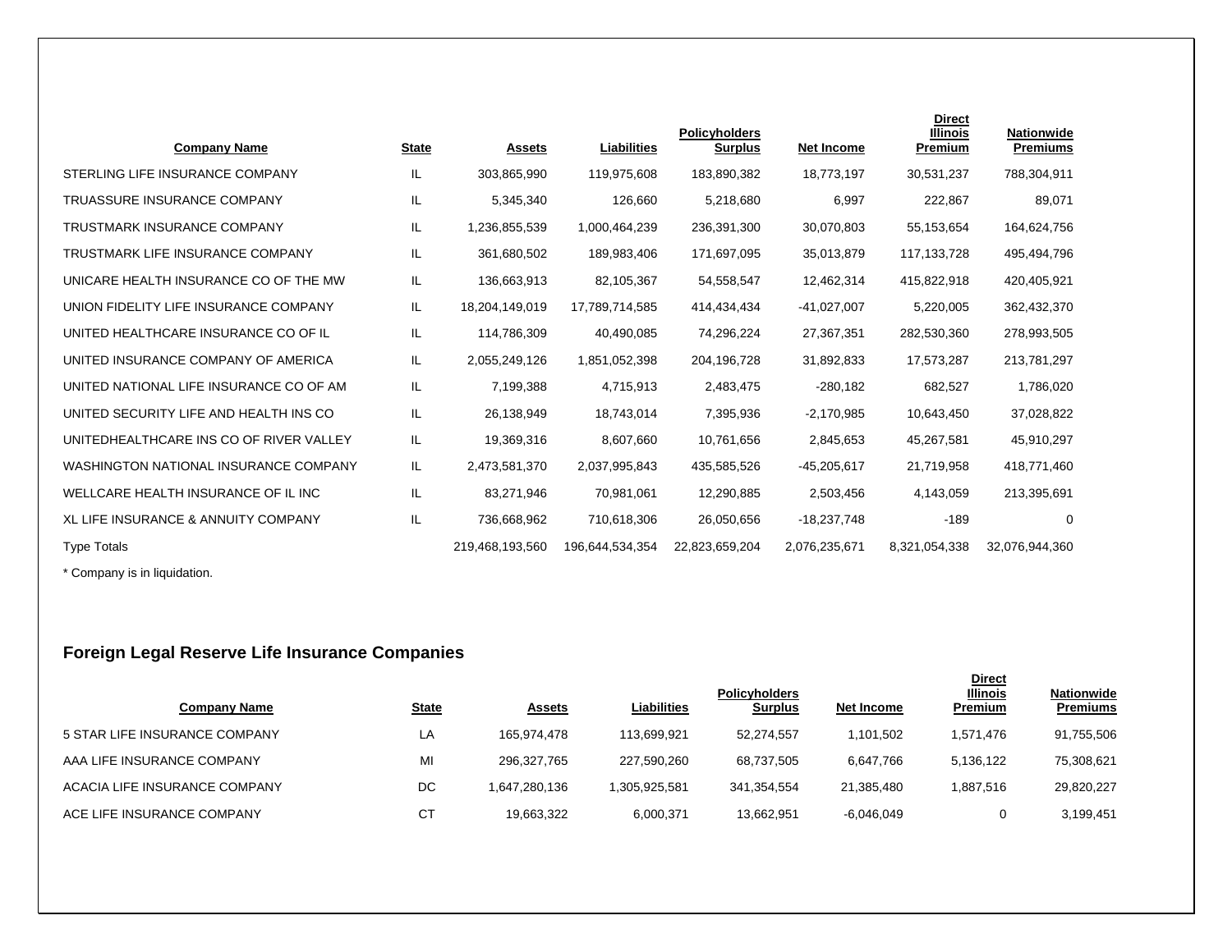| Company Name | State | Assets | Liabilities | Policyholders Surplus | Net Income | Direct Illinois Premium | Nationwide Premiums |
|---|---|---|---|---|---|---|---|
| STERLING LIFE INSURANCE COMPANY | IL | 303,865,990 | 119,975,608 | 183,890,382 | 18,773,197 | 30,531,237 | 788,304,911 |
| TRUASSURE INSURANCE COMPANY | IL | 5,345,340 | 126,660 | 5,218,680 | 6,997 | 222,867 | 89,071 |
| TRUSTMARK INSURANCE COMPANY | IL | 1,236,855,539 | 1,000,464,239 | 236,391,300 | 30,070,803 | 55,153,654 | 164,624,756 |
| TRUSTMARK LIFE INSURANCE COMPANY | IL | 361,680,502 | 189,983,406 | 171,697,095 | 35,013,879 | 117,133,728 | 495,494,796 |
| UNICARE HEALTH INSURANCE CO OF THE MW | IL | 136,663,913 | 82,105,367 | 54,558,547 | 12,462,314 | 415,822,918 | 420,405,921 |
| UNION FIDELITY LIFE INSURANCE COMPANY | IL | 18,204,149,019 | 17,789,714,585 | 414,434,434 | -41,027,007 | 5,220,005 | 362,432,370 |
| UNITED HEALTHCARE INSURANCE CO OF IL | IL | 114,786,309 | 40,490,085 | 74,296,224 | 27,367,351 | 282,530,360 | 278,993,505 |
| UNITED INSURANCE COMPANY OF AMERICA | IL | 2,055,249,126 | 1,851,052,398 | 204,196,728 | 31,892,833 | 17,573,287 | 213,781,297 |
| UNITED NATIONAL LIFE INSURANCE CO OF AM | IL | 7,199,388 | 4,715,913 | 2,483,475 | -280,182 | 682,527 | 1,786,020 |
| UNITED SECURITY LIFE AND HEALTH INS CO | IL | 26,138,949 | 18,743,014 | 7,395,936 | -2,170,985 | 10,643,450 | 37,028,822 |
| UNITEDHEALTHCARE INS CO OF RIVER VALLEY | IL | 19,369,316 | 8,607,660 | 10,761,656 | 2,845,653 | 45,267,581 | 45,910,297 |
| WASHINGTON NATIONAL INSURANCE COMPANY | IL | 2,473,581,370 | 2,037,995,843 | 435,585,526 | -45,205,617 | 21,719,958 | 418,771,460 |
| WELLCARE HEALTH INSURANCE OF IL INC | IL | 83,271,946 | 70,981,061 | 12,290,885 | 2,503,456 | 4,143,059 | 213,395,691 |
| XL LIFE INSURANCE & ANNUITY COMPANY | IL | 736,668,962 | 710,618,306 | 26,050,656 | -18,237,748 | -189 | 0 |
| Type Totals | | 219,468,193,560 | 196,644,534,354 | 22,823,659,204 | 2,076,235,671 | 8,321,054,338 | 32,076,944,360 |

* Company is in liquidation.

## Foreign Legal Reserve Life Insurance Companies

| Company Name | State | Assets | Liabilities | Policyholders Surplus | Net Income | Direct Illinois Premium | Nationwide Premiums |
|---|---|---|---|---|---|---|---|
| 5 STAR LIFE INSURANCE COMPANY | LA | 165,974,478 | 113,699,921 | 52,274,557 | 1,101,502 | 1,571,476 | 91,755,506 |
| AAA LIFE INSURANCE COMPANY | MI | 296,327,765 | 227,590,260 | 68,737,505 | 6,647,766 | 5,136,122 | 75,308,621 |
| ACACIA LIFE INSURANCE COMPANY | DC | 1,647,280,136 | 1,305,925,581 | 341,354,554 | 21,385,480 | 1,887,516 | 29,820,227 |
| ACE LIFE INSURANCE COMPANY | CT | 19,663,322 | 6,000,371 | 13,662,951 | -6,046,049 | 0 | 3,199,451 |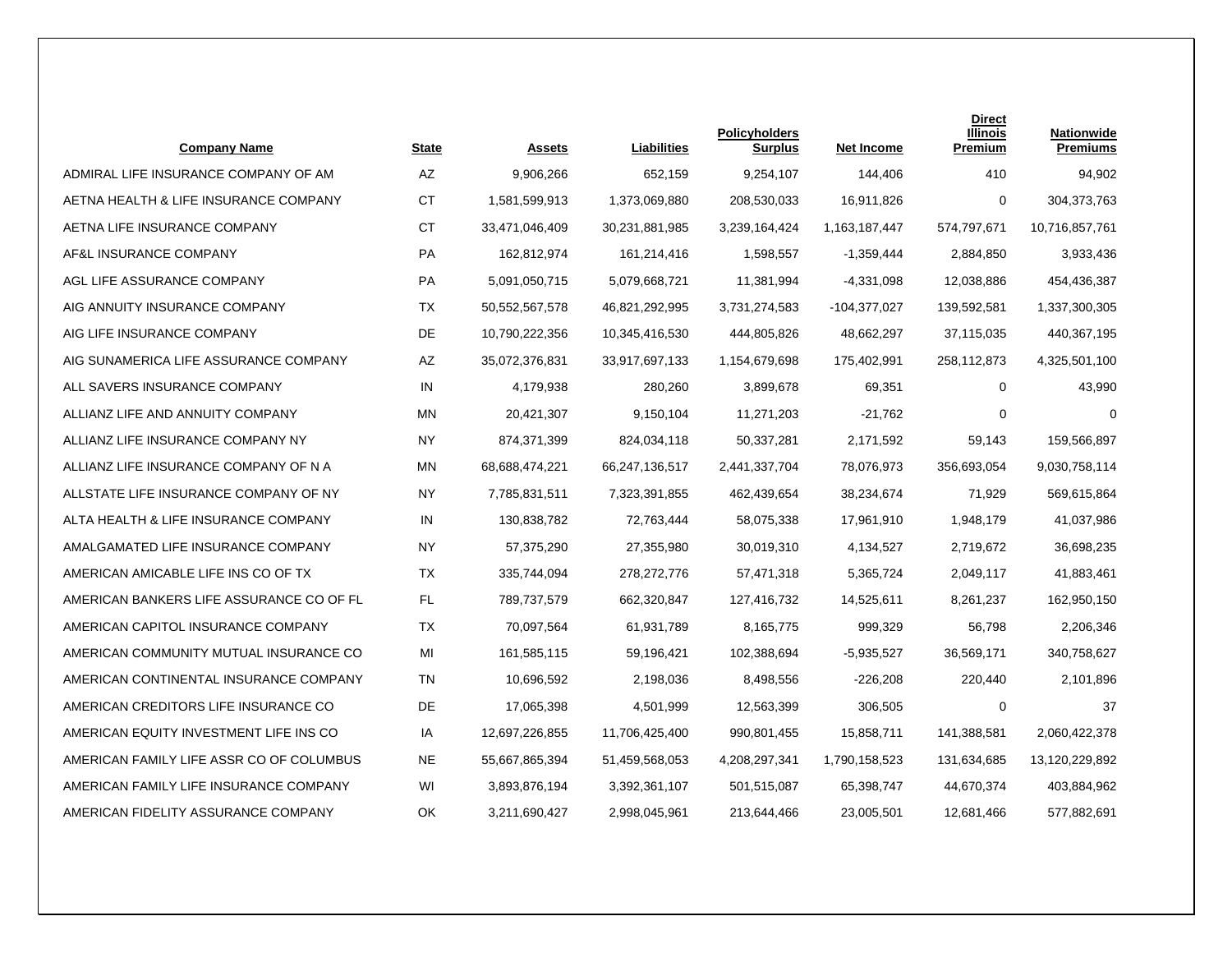| Company Name | State | Assets | Liabilities | Policyholders Surplus | Net Income | Direct Illinois Premium | Nationwide Premiums |
|---|---|---|---|---|---|---|---|
| ADMIRAL LIFE INSURANCE COMPANY OF AM | AZ | 9,906,266 | 652,159 | 9,254,107 | 144,406 | 410 | 94,902 |
| AETNA HEALTH & LIFE INSURANCE COMPANY | CT | 1,581,599,913 | 1,373,069,880 | 208,530,033 | 16,911,826 | 0 | 304,373,763 |
| AETNA LIFE INSURANCE COMPANY | CT | 33,471,046,409 | 30,231,881,985 | 3,239,164,424 | 1,163,187,447 | 574,797,671 | 10,716,857,761 |
| AF&L INSURANCE COMPANY | PA | 162,812,974 | 161,214,416 | 1,598,557 | -1,359,444 | 2,884,850 | 3,933,436 |
| AGL LIFE ASSURANCE COMPANY | PA | 5,091,050,715 | 5,079,668,721 | 11,381,994 | -4,331,098 | 12,038,886 | 454,436,387 |
| AIG ANNUITY INSURANCE COMPANY | TX | 50,552,567,578 | 46,821,292,995 | 3,731,274,583 | -104,377,027 | 139,592,581 | 1,337,300,305 |
| AIG LIFE INSURANCE COMPANY | DE | 10,790,222,356 | 10,345,416,530 | 444,805,826 | 48,662,297 | 37,115,035 | 440,367,195 |
| AIG SUNAMERICA LIFE ASSURANCE COMPANY | AZ | 35,072,376,831 | 33,917,697,133 | 1,154,679,698 | 175,402,991 | 258,112,873 | 4,325,501,100 |
| ALL SAVERS INSURANCE COMPANY | IN | 4,179,938 | 280,260 | 3,899,678 | 69,351 | 0 | 43,990 |
| ALLIANZ LIFE AND ANNUITY COMPANY | MN | 20,421,307 | 9,150,104 | 11,271,203 | -21,762 | 0 | 0 |
| ALLIANZ LIFE INSURANCE COMPANY NY | NY | 874,371,399 | 824,034,118 | 50,337,281 | 2,171,592 | 59,143 | 159,566,897 |
| ALLIANZ LIFE INSURANCE COMPANY OF N A | MN | 68,688,474,221 | 66,247,136,517 | 2,441,337,704 | 78,076,973 | 356,693,054 | 9,030,758,114 |
| ALLSTATE LIFE INSURANCE COMPANY OF NY | NY | 7,785,831,511 | 7,323,391,855 | 462,439,654 | 38,234,674 | 71,929 | 569,615,864 |
| ALTA HEALTH & LIFE INSURANCE COMPANY | IN | 130,838,782 | 72,763,444 | 58,075,338 | 17,961,910 | 1,948,179 | 41,037,986 |
| AMALGAMATED LIFE INSURANCE COMPANY | NY | 57,375,290 | 27,355,980 | 30,019,310 | 4,134,527 | 2,719,672 | 36,698,235 |
| AMERICAN AMICABLE LIFE INS CO OF TX | TX | 335,744,094 | 278,272,776 | 57,471,318 | 5,365,724 | 2,049,117 | 41,883,461 |
| AMERICAN BANKERS LIFE ASSURANCE CO OF FL | FL | 789,737,579 | 662,320,847 | 127,416,732 | 14,525,611 | 8,261,237 | 162,950,150 |
| AMERICAN CAPITOL INSURANCE COMPANY | TX | 70,097,564 | 61,931,789 | 8,165,775 | 999,329 | 56,798 | 2,206,346 |
| AMERICAN COMMUNITY MUTUAL INSURANCE CO | MI | 161,585,115 | 59,196,421 | 102,388,694 | -5,935,527 | 36,569,171 | 340,758,627 |
| AMERICAN CONTINENTAL INSURANCE COMPANY | TN | 10,696,592 | 2,198,036 | 8,498,556 | -226,208 | 220,440 | 2,101,896 |
| AMERICAN CREDITORS LIFE INSURANCE CO | DE | 17,065,398 | 4,501,999 | 12,563,399 | 306,505 | 0 | 37 |
| AMERICAN EQUITY INVESTMENT LIFE INS CO | IA | 12,697,226,855 | 11,706,425,400 | 990,801,455 | 15,858,711 | 141,388,581 | 2,060,422,378 |
| AMERICAN FAMILY LIFE ASSR CO OF COLUMBUS | NE | 55,667,865,394 | 51,459,568,053 | 4,208,297,341 | 1,790,158,523 | 131,634,685 | 13,120,229,892 |
| AMERICAN FAMILY LIFE INSURANCE COMPANY | WI | 3,893,876,194 | 3,392,361,107 | 501,515,087 | 65,398,747 | 44,670,374 | 403,884,962 |
| AMERICAN FIDELITY ASSURANCE COMPANY | OK | 3,211,690,427 | 2,998,045,961 | 213,644,466 | 23,005,501 | 12,681,466 | 577,882,691 |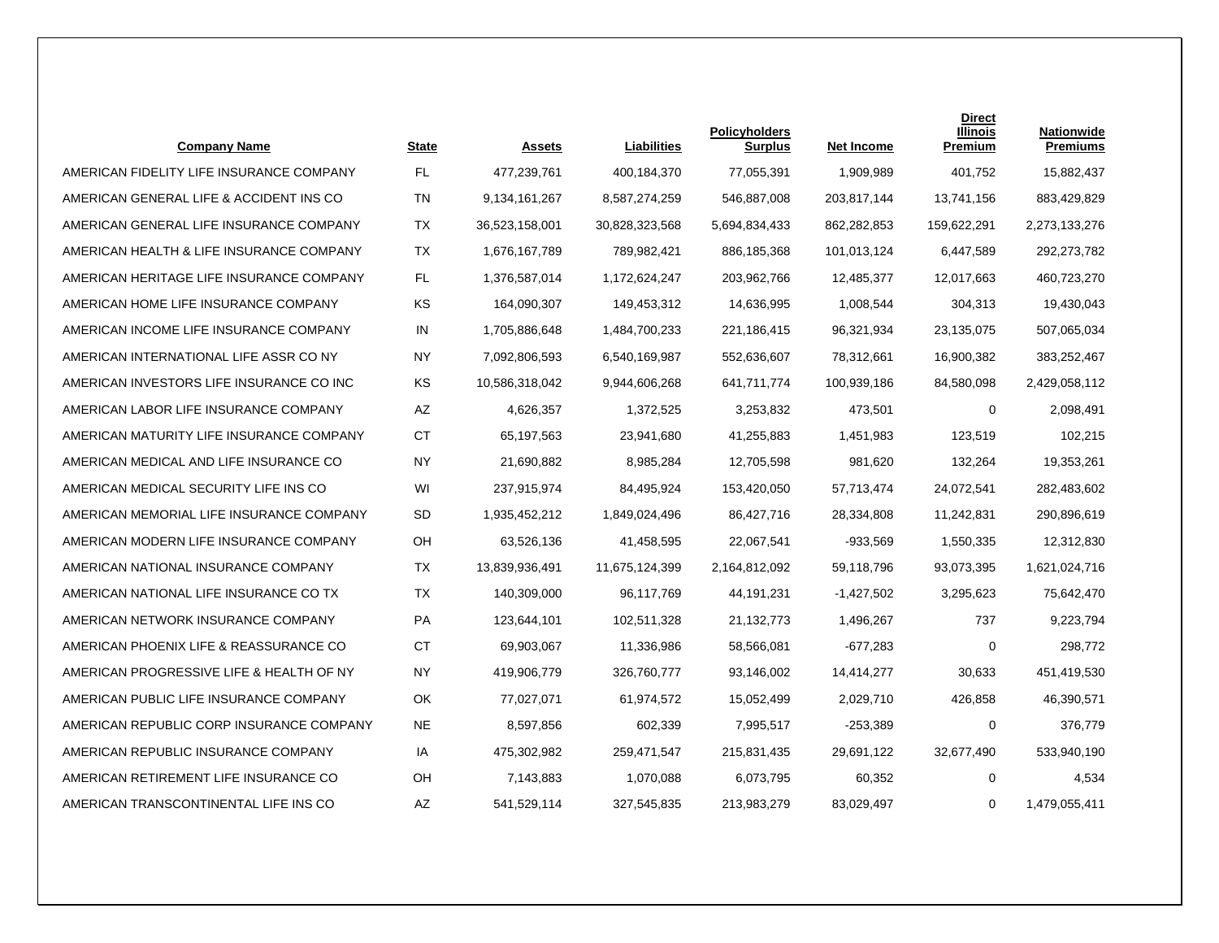| Company Name | State | Assets | Liabilities | Policyholders Surplus | Net Income | Direct Illinois Premium | Nationwide Premiums |
|---|---|---|---|---|---|---|---|
| AMERICAN FIDELITY LIFE INSURANCE COMPANY | FL | 477,239,761 | 400,184,370 | 77,055,391 | 1,909,989 | 401,752 | 15,882,437 |
| AMERICAN GENERAL LIFE & ACCIDENT INS CO | TN | 9,134,161,267 | 8,587,274,259 | 546,887,008 | 203,817,144 | 13,741,156 | 883,429,829 |
| AMERICAN GENERAL LIFE INSURANCE COMPANY | TX | 36,523,158,001 | 30,828,323,568 | 5,694,834,433 | 862,282,853 | 159,622,291 | 2,273,133,276 |
| AMERICAN HEALTH & LIFE INSURANCE COMPANY | TX | 1,676,167,789 | 789,982,421 | 886,185,368 | 101,013,124 | 6,447,589 | 292,273,782 |
| AMERICAN HERITAGE LIFE INSURANCE COMPANY | FL | 1,376,587,014 | 1,172,624,247 | 203,962,766 | 12,485,377 | 12,017,663 | 460,723,270 |
| AMERICAN HOME LIFE INSURANCE COMPANY | KS | 164,090,307 | 149,453,312 | 14,636,995 | 1,008,544 | 304,313 | 19,430,043 |
| AMERICAN INCOME LIFE INSURANCE COMPANY | IN | 1,705,886,648 | 1,484,700,233 | 221,186,415 | 96,321,934 | 23,135,075 | 507,065,034 |
| AMERICAN INTERNATIONAL LIFE ASSR CO NY | NY | 7,092,806,593 | 6,540,169,987 | 552,636,607 | 78,312,661 | 16,900,382 | 383,252,467 |
| AMERICAN INVESTORS LIFE INSURANCE CO INC | KS | 10,586,318,042 | 9,944,606,268 | 641,711,774 | 100,939,186 | 84,580,098 | 2,429,058,112 |
| AMERICAN LABOR LIFE INSURANCE COMPANY | AZ | 4,626,357 | 1,372,525 | 3,253,832 | 473,501 | 0 | 2,098,491 |
| AMERICAN MATURITY LIFE INSURANCE COMPANY | CT | 65,197,563 | 23,941,680 | 41,255,883 | 1,451,983 | 123,519 | 102,215 |
| AMERICAN MEDICAL AND LIFE INSURANCE CO | NY | 21,690,882 | 8,985,284 | 12,705,598 | 981,620 | 132,264 | 19,353,261 |
| AMERICAN MEDICAL SECURITY LIFE INS CO | WI | 237,915,974 | 84,495,924 | 153,420,050 | 57,713,474 | 24,072,541 | 282,483,602 |
| AMERICAN MEMORIAL LIFE INSURANCE COMPANY | SD | 1,935,452,212 | 1,849,024,496 | 86,427,716 | 28,334,808 | 11,242,831 | 290,896,619 |
| AMERICAN MODERN LIFE INSURANCE COMPANY | OH | 63,526,136 | 41,458,595 | 22,067,541 | -933,569 | 1,550,335 | 12,312,830 |
| AMERICAN NATIONAL INSURANCE COMPANY | TX | 13,839,936,491 | 11,675,124,399 | 2,164,812,092 | 59,118,796 | 93,073,395 | 1,621,024,716 |
| AMERICAN NATIONAL LIFE INSURANCE CO TX | TX | 140,309,000 | 96,117,769 | 44,191,231 | -1,427,502 | 3,295,623 | 75,642,470 |
| AMERICAN NETWORK INSURANCE COMPANY | PA | 123,644,101 | 102,511,328 | 21,132,773 | 1,496,267 | 737 | 9,223,794 |
| AMERICAN PHOENIX LIFE & REASSURANCE CO | CT | 69,903,067 | 11,336,986 | 58,566,081 | -677,283 | 0 | 298,772 |
| AMERICAN PROGRESSIVE LIFE & HEALTH OF NY | NY | 419,906,779 | 326,760,777 | 93,146,002 | 14,414,277 | 30,633 | 451,419,530 |
| AMERICAN PUBLIC LIFE INSURANCE COMPANY | OK | 77,027,071 | 61,974,572 | 15,052,499 | 2,029,710 | 426,858 | 46,390,571 |
| AMERICAN REPUBLIC CORP INSURANCE COMPANY | NE | 8,597,856 | 602,339 | 7,995,517 | -253,389 | 0 | 376,779 |
| AMERICAN REPUBLIC INSURANCE COMPANY | IA | 475,302,982 | 259,471,547 | 215,831,435 | 29,691,122 | 32,677,490 | 533,940,190 |
| AMERICAN RETIREMENT LIFE INSURANCE CO | OH | 7,143,883 | 1,070,088 | 6,073,795 | 60,352 | 0 | 4,534 |
| AMERICAN TRANSCONTINENTAL LIFE INS CO | AZ | 541,529,114 | 327,545,835 | 213,983,279 | 83,029,497 | 0 | 1,479,055,411 |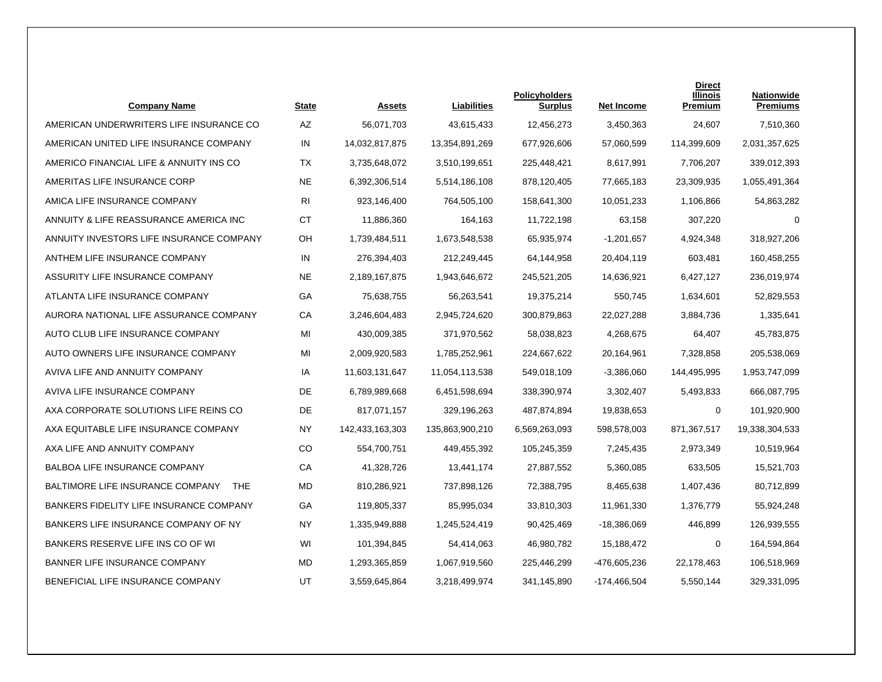| Company Name | State | Assets | Liabilities | Policyholders Surplus | Net Income | Direct Illinois Premium | Nationwide Premiums |
|---|---|---|---|---|---|---|---|
| AMERICAN UNDERWRITERS LIFE INSURANCE CO | AZ | 56,071,703 | 43,615,433 | 12,456,273 | 3,450,363 | 24,607 | 7,510,360 |
| AMERICAN UNITED LIFE INSURANCE COMPANY | IN | 14,032,817,875 | 13,354,891,269 | 677,926,606 | 57,060,599 | 114,399,609 | 2,031,357,625 |
| AMERICO FINANCIAL LIFE & ANNUITY INS CO | TX | 3,735,648,072 | 3,510,199,651 | 225,448,421 | 8,617,991 | 7,706,207 | 339,012,393 |
| AMERITAS LIFE INSURANCE CORP | NE | 6,392,306,514 | 5,514,186,108 | 878,120,405 | 77,665,183 | 23,309,935 | 1,055,491,364 |
| AMICA LIFE INSURANCE COMPANY | RI | 923,146,400 | 764,505,100 | 158,641,300 | 10,051,233 | 1,106,866 | 54,863,282 |
| ANNUITY & LIFE REASSURANCE AMERICA INC | CT | 11,886,360 | 164,163 | 11,722,198 | 63,158 | 307,220 | 0 |
| ANNUITY INVESTORS LIFE INSURANCE COMPANY | OH | 1,739,484,511 | 1,673,548,538 | 65,935,974 | -1,201,657 | 4,924,348 | 318,927,206 |
| ANTHEM LIFE INSURANCE COMPANY | IN | 276,394,403 | 212,249,445 | 64,144,958 | 20,404,119 | 603,481 | 160,458,255 |
| ASSURITY LIFE INSURANCE COMPANY | NE | 2,189,167,875 | 1,943,646,672 | 245,521,205 | 14,636,921 | 6,427,127 | 236,019,974 |
| ATLANTA LIFE INSURANCE COMPANY | GA | 75,638,755 | 56,263,541 | 19,375,214 | 550,745 | 1,634,601 | 52,829,553 |
| AURORA NATIONAL LIFE ASSURANCE COMPANY | CA | 3,246,604,483 | 2,945,724,620 | 300,879,863 | 22,027,288 | 3,884,736 | 1,335,641 |
| AUTO CLUB LIFE INSURANCE COMPANY | MI | 430,009,385 | 371,970,562 | 58,038,823 | 4,268,675 | 64,407 | 45,783,875 |
| AUTO OWNERS LIFE INSURANCE COMPANY | MI | 2,009,920,583 | 1,785,252,961 | 224,667,622 | 20,164,961 | 7,328,858 | 205,538,069 |
| AVIVA LIFE AND ANNUITY COMPANY | IA | 11,603,131,647 | 11,054,113,538 | 549,018,109 | -3,386,060 | 144,495,995 | 1,953,747,099 |
| AVIVA LIFE INSURANCE COMPANY | DE | 6,789,989,668 | 6,451,598,694 | 338,390,974 | 3,302,407 | 5,493,833 | 666,087,795 |
| AXA CORPORATE SOLUTIONS LIFE REINS CO | DE | 817,071,157 | 329,196,263 | 487,874,894 | 19,838,653 | 0 | 101,920,900 |
| AXA EQUITABLE LIFE INSURANCE COMPANY | NY | 142,433,163,303 | 135,863,900,210 | 6,569,263,093 | 598,578,003 | 871,367,517 | 19,338,304,533 |
| AXA LIFE AND ANNUITY COMPANY | CO | 554,700,751 | 449,455,392 | 105,245,359 | 7,245,435 | 2,973,349 | 10,519,964 |
| BALBOA LIFE INSURANCE COMPANY | CA | 41,328,726 | 13,441,174 | 27,887,552 | 5,360,085 | 633,505 | 15,521,703 |
| BALTIMORE LIFE INSURANCE COMPANY THE | MD | 810,286,921 | 737,898,126 | 72,388,795 | 8,465,638 | 1,407,436 | 80,712,899 |
| BANKERS FIDELITY LIFE INSURANCE COMPANY | GA | 119,805,337 | 85,995,034 | 33,810,303 | 11,961,330 | 1,376,779 | 55,924,248 |
| BANKERS LIFE INSURANCE COMPANY OF NY | NY | 1,335,949,888 | 1,245,524,419 | 90,425,469 | -18,386,069 | 446,899 | 126,939,555 |
| BANKERS RESERVE LIFE INS CO OF WI | WI | 101,394,845 | 54,414,063 | 46,980,782 | 15,188,472 | 0 | 164,594,864 |
| BANNER LIFE INSURANCE COMPANY | MD | 1,293,365,859 | 1,067,919,560 | 225,446,299 | -476,605,236 | 22,178,463 | 106,518,969 |
| BENEFICIAL LIFE INSURANCE COMPANY | UT | 3,559,645,864 | 3,218,499,974 | 341,145,890 | -174,466,504 | 5,550,144 | 329,331,095 |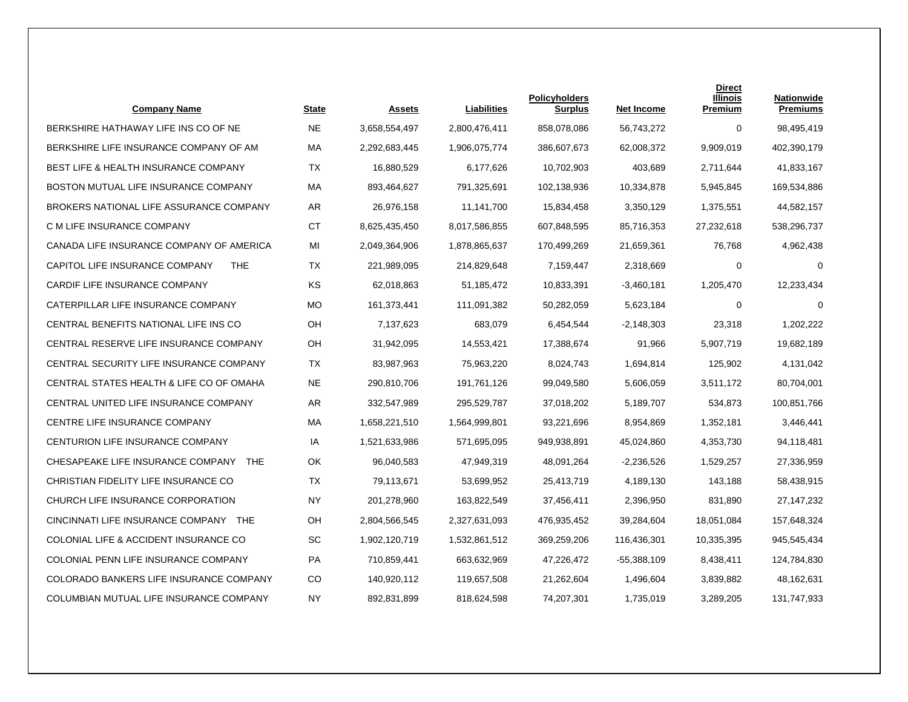| Company Name | State | Assets | Liabilities | Policyholders Surplus | Net Income | Direct Illinois Premium | Nationwide Premiums |
|---|---|---|---|---|---|---|---|
| BERKSHIRE HATHAWAY LIFE INS CO OF NE | NE | 3,658,554,497 | 2,800,476,411 | 858,078,086 | 56,743,272 | 0 | 98,495,419 |
| BERKSHIRE LIFE INSURANCE COMPANY OF AM | MA | 2,292,683,445 | 1,906,075,774 | 386,607,673 | 62,008,372 | 9,909,019 | 402,390,179 |
| BEST LIFE & HEALTH INSURANCE COMPANY | TX | 16,880,529 | 6,177,626 | 10,702,903 | 403,689 | 2,711,644 | 41,833,167 |
| BOSTON MUTUAL LIFE INSURANCE COMPANY | MA | 893,464,627 | 791,325,691 | 102,138,936 | 10,334,878 | 5,945,845 | 169,534,886 |
| BROKERS NATIONAL LIFE ASSURANCE COMPANY | AR | 26,976,158 | 11,141,700 | 15,834,458 | 3,350,129 | 1,375,551 | 44,582,157 |
| C M LIFE INSURANCE COMPANY | CT | 8,625,435,450 | 8,017,586,855 | 607,848,595 | 85,716,353 | 27,232,618 | 538,296,737 |
| CANADA LIFE INSURANCE COMPANY OF AMERICA | MI | 2,049,364,906 | 1,878,865,637 | 170,499,269 | 21,659,361 | 76,768 | 4,962,438 |
| CAPITOL LIFE INSURANCE COMPANY THE | TX | 221,989,095 | 214,829,648 | 7,159,447 | 2,318,669 | 0 | 0 |
| CARDIF LIFE INSURANCE COMPANY | KS | 62,018,863 | 51,185,472 | 10,833,391 | -3,460,181 | 1,205,470 | 12,233,434 |
| CATERPILLAR LIFE INSURANCE COMPANY | MO | 161,373,441 | 111,091,382 | 50,282,059 | 5,623,184 | 0 | 0 |
| CENTRAL BENEFITS NATIONAL LIFE INS CO | OH | 7,137,623 | 683,079 | 6,454,544 | -2,148,303 | 23,318 | 1,202,222 |
| CENTRAL RESERVE LIFE INSURANCE COMPANY | OH | 31,942,095 | 14,553,421 | 17,388,674 | 91,966 | 5,907,719 | 19,682,189 |
| CENTRAL SECURITY LIFE INSURANCE COMPANY | TX | 83,987,963 | 75,963,220 | 8,024,743 | 1,694,814 | 125,902 | 4,131,042 |
| CENTRAL STATES HEALTH & LIFE CO OF OMAHA | NE | 290,810,706 | 191,761,126 | 99,049,580 | 5,606,059 | 3,511,172 | 80,704,001 |
| CENTRAL UNITED LIFE INSURANCE COMPANY | AR | 332,547,989 | 295,529,787 | 37,018,202 | 5,189,707 | 534,873 | 100,851,766 |
| CENTRE LIFE INSURANCE COMPANY | MA | 1,658,221,510 | 1,564,999,801 | 93,221,696 | 8,954,869 | 1,352,181 | 3,446,441 |
| CENTURION LIFE INSURANCE COMPANY | IA | 1,521,633,986 | 571,695,095 | 949,938,891 | 45,024,860 | 4,353,730 | 94,118,481 |
| CHESAPEAKE LIFE INSURANCE COMPANY THE | OK | 96,040,583 | 47,949,319 | 48,091,264 | -2,236,526 | 1,529,257 | 27,336,959 |
| CHRISTIAN FIDELITY LIFE INSURANCE CO | TX | 79,113,671 | 53,699,952 | 25,413,719 | 4,189,130 | 143,188 | 58,438,915 |
| CHURCH LIFE INSURANCE CORPORATION | NY | 201,278,960 | 163,822,549 | 37,456,411 | 2,396,950 | 831,890 | 27,147,232 |
| CINCINNATI LIFE INSURANCE COMPANY THE | OH | 2,804,566,545 | 2,327,631,093 | 476,935,452 | 39,284,604 | 18,051,084 | 157,648,324 |
| COLONIAL LIFE & ACCIDENT INSURANCE CO | SC | 1,902,120,719 | 1,532,861,512 | 369,259,206 | 116,436,301 | 10,335,395 | 945,545,434 |
| COLONIAL PENN LIFE INSURANCE COMPANY | PA | 710,859,441 | 663,632,969 | 47,226,472 | -55,388,109 | 8,438,411 | 124,784,830 |
| COLORADO BANKERS LIFE INSURANCE COMPANY | CO | 140,920,112 | 119,657,508 | 21,262,604 | 1,496,604 | 3,839,882 | 48,162,631 |
| COLUMBIAN MUTUAL LIFE INSURANCE COMPANY | NY | 892,831,899 | 818,624,598 | 74,207,301 | 1,735,019 | 3,289,205 | 131,747,933 |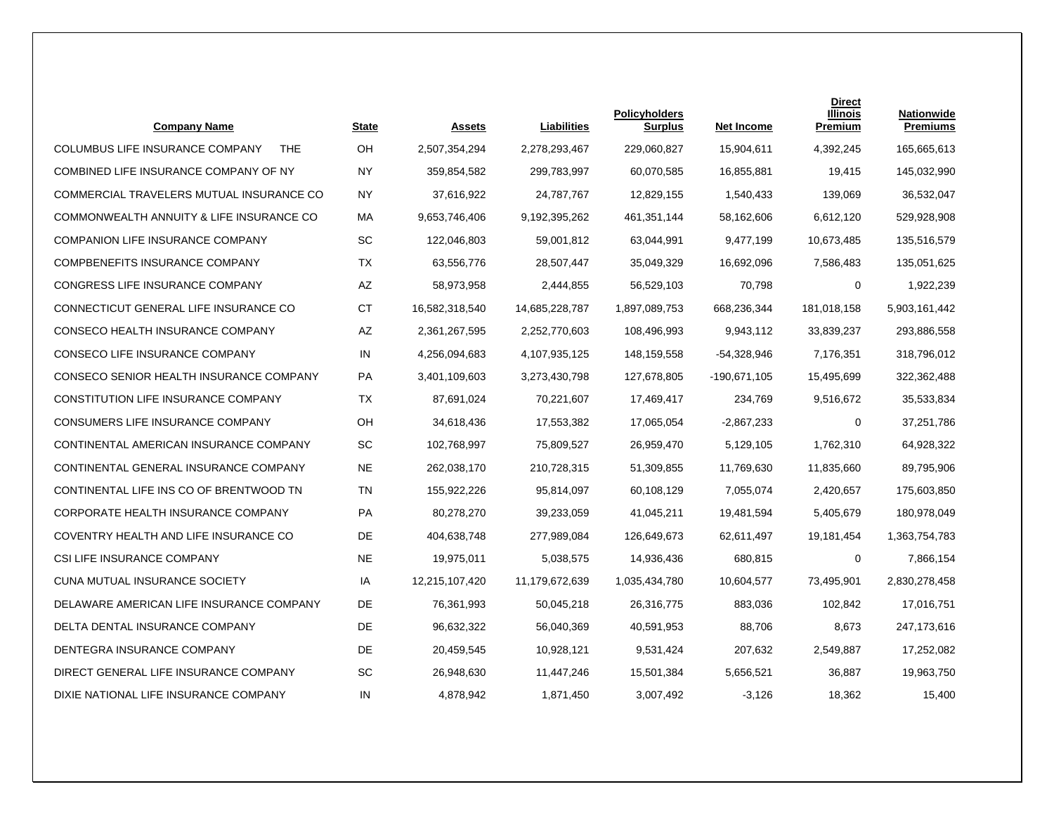| Company Name | State | Assets | Liabilities | Policyholders Surplus | Net Income | Direct Illinois Premium | Nationwide Premiums |
|---|---|---|---|---|---|---|---|
| COLUMBUS LIFE INSURANCE COMPANY THE | OH | 2,507,354,294 | 2,278,293,467 | 229,060,827 | 15,904,611 | 4,392,245 | 165,665,613 |
| COMBINED LIFE INSURANCE COMPANY OF NY | NY | 359,854,582 | 299,783,997 | 60,070,585 | 16,855,881 | 19,415 | 145,032,990 |
| COMMERCIAL TRAVELERS MUTUAL INSURANCE CO | NY | 37,616,922 | 24,787,767 | 12,829,155 | 1,540,433 | 139,069 | 36,532,047 |
| COMMONWEALTH ANNUITY & LIFE INSURANCE CO | MA | 9,653,746,406 | 9,192,395,262 | 461,351,144 | 58,162,606 | 6,612,120 | 529,928,908 |
| COMPANION LIFE INSURANCE COMPANY | SC | 122,046,803 | 59,001,812 | 63,044,991 | 9,477,199 | 10,673,485 | 135,516,579 |
| COMPBENEFITS INSURANCE COMPANY | TX | 63,556,776 | 28,507,447 | 35,049,329 | 16,692,096 | 7,586,483 | 135,051,625 |
| CONGRESS LIFE INSURANCE COMPANY | AZ | 58,973,958 | 2,444,855 | 56,529,103 | 70,798 | 0 | 1,922,239 |
| CONNECTICUT GENERAL LIFE INSURANCE CO | CT | 16,582,318,540 | 14,685,228,787 | 1,897,089,753 | 668,236,344 | 181,018,158 | 5,903,161,442 |
| CONSECO HEALTH INSURANCE COMPANY | AZ | 2,361,267,595 | 2,252,770,603 | 108,496,993 | 9,943,112 | 33,839,237 | 293,886,558 |
| CONSECO LIFE INSURANCE COMPANY | IN | 4,256,094,683 | 4,107,935,125 | 148,159,558 | -54,328,946 | 7,176,351 | 318,796,012 |
| CONSECO SENIOR HEALTH INSURANCE COMPANY | PA | 3,401,109,603 | 3,273,430,798 | 127,678,805 | -190,671,105 | 15,495,699 | 322,362,488 |
| CONSTITUTION LIFE INSURANCE COMPANY | TX | 87,691,024 | 70,221,607 | 17,469,417 | 234,769 | 9,516,672 | 35,533,834 |
| CONSUMERS LIFE INSURANCE COMPANY | OH | 34,618,436 | 17,553,382 | 17,065,054 | -2,867,233 | 0 | 37,251,786 |
| CONTINENTAL AMERICAN INSURANCE COMPANY | SC | 102,768,997 | 75,809,527 | 26,959,470 | 5,129,105 | 1,762,310 | 64,928,322 |
| CONTINENTAL GENERAL INSURANCE COMPANY | NE | 262,038,170 | 210,728,315 | 51,309,855 | 11,769,630 | 11,835,660 | 89,795,906 |
| CONTINENTAL LIFE INS CO OF BRENTWOOD TN | TN | 155,922,226 | 95,814,097 | 60,108,129 | 7,055,074 | 2,420,657 | 175,603,850 |
| CORPORATE HEALTH INSURANCE COMPANY | PA | 80,278,270 | 39,233,059 | 41,045,211 | 19,481,594 | 5,405,679 | 180,978,049 |
| COVENTRY HEALTH AND LIFE INSURANCE CO | DE | 404,638,748 | 277,989,084 | 126,649,673 | 62,611,497 | 19,181,454 | 1,363,754,783 |
| CSI LIFE INSURANCE COMPANY | NE | 19,975,011 | 5,038,575 | 14,936,436 | 680,815 | 0 | 7,866,154 |
| CUNA MUTUAL INSURANCE SOCIETY | IA | 12,215,107,420 | 11,179,672,639 | 1,035,434,780 | 10,604,577 | 73,495,901 | 2,830,278,458 |
| DELAWARE AMERICAN LIFE INSURANCE COMPANY | DE | 76,361,993 | 50,045,218 | 26,316,775 | 883,036 | 102,842 | 17,016,751 |
| DELTA DENTAL INSURANCE COMPANY | DE | 96,632,322 | 56,040,369 | 40,591,953 | 88,706 | 8,673 | 247,173,616 |
| DENTEGRA INSURANCE COMPANY | DE | 20,459,545 | 10,928,121 | 9,531,424 | 207,632 | 2,549,887 | 17,252,082 |
| DIRECT GENERAL LIFE INSURANCE COMPANY | SC | 26,948,630 | 11,447,246 | 15,501,384 | 5,656,521 | 36,887 | 19,963,750 |
| DIXIE NATIONAL LIFE INSURANCE COMPANY | IN | 4,878,942 | 1,871,450 | 3,007,492 | -3,126 | 18,362 | 15,400 |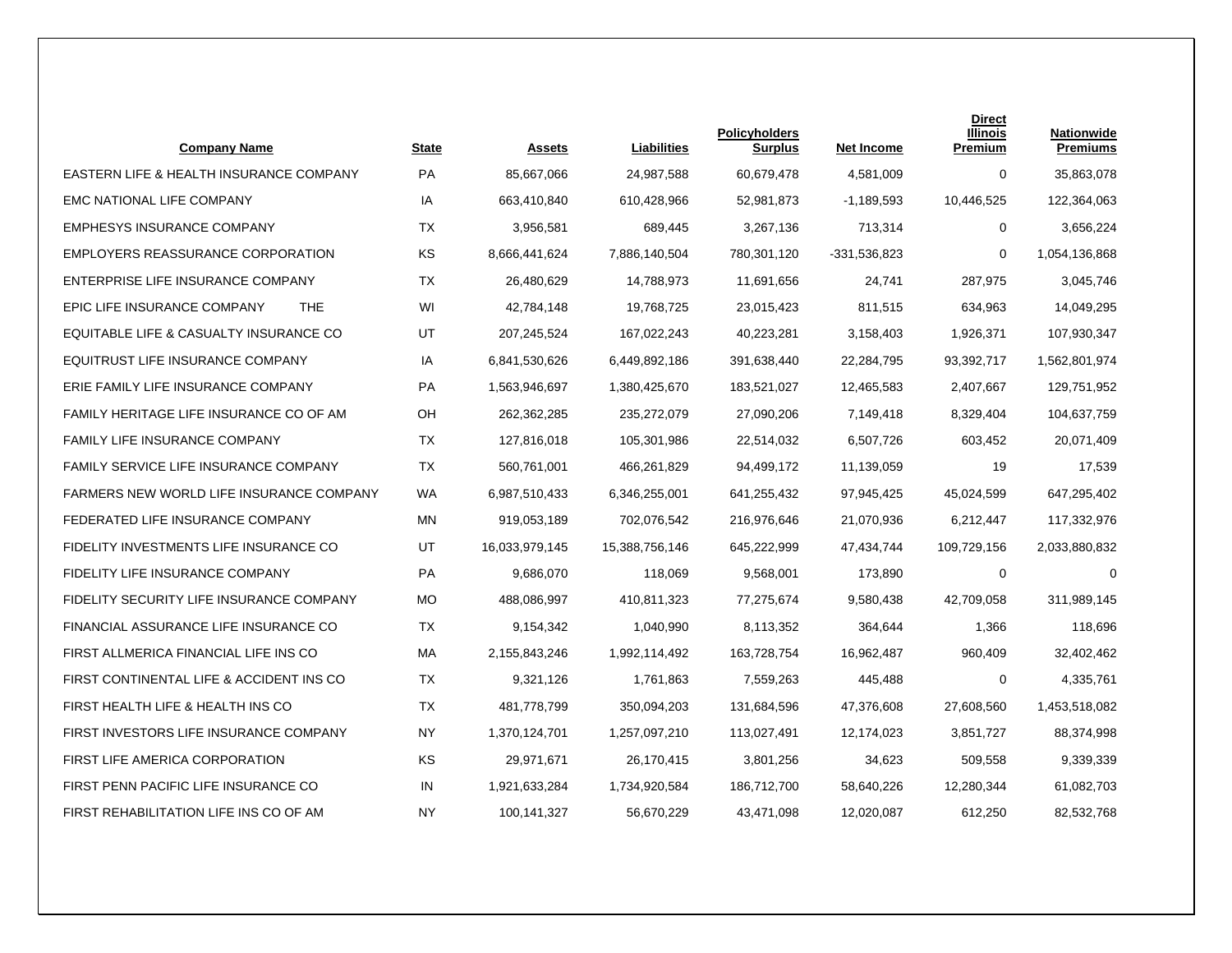| Company Name | State | Assets | Liabilities | Policyholders Surplus | Net Income | Direct Illinois Premium | Nationwide Premiums |
|---|---|---|---|---|---|---|---|
| EASTERN LIFE & HEALTH INSURANCE COMPANY | PA | 85,667,066 | 24,987,588 | 60,679,478 | 4,581,009 | 0 | 35,863,078 |
| EMC NATIONAL LIFE COMPANY | IA | 663,410,840 | 610,428,966 | 52,981,873 | -1,189,593 | 10,446,525 | 122,364,063 |
| EMPHESYS INSURANCE COMPANY | TX | 3,956,581 | 689,445 | 3,267,136 | 713,314 | 0 | 3,656,224 |
| EMPLOYERS REASSURANCE CORPORATION | KS | 8,666,441,624 | 7,886,140,504 | 780,301,120 | -331,536,823 | 0 | 1,054,136,868 |
| ENTERPRISE LIFE INSURANCE COMPANY | TX | 26,480,629 | 14,788,973 | 11,691,656 | 24,741 | 287,975 | 3,045,746 |
| EPIC LIFE INSURANCE COMPANY THE | WI | 42,784,148 | 19,768,725 | 23,015,423 | 811,515 | 634,963 | 14,049,295 |
| EQUITABLE LIFE & CASUALTY INSURANCE CO | UT | 207,245,524 | 167,022,243 | 40,223,281 | 3,158,403 | 1,926,371 | 107,930,347 |
| EQUITRUST LIFE INSURANCE COMPANY | IA | 6,841,530,626 | 6,449,892,186 | 391,638,440 | 22,284,795 | 93,392,717 | 1,562,801,974 |
| ERIE FAMILY LIFE INSURANCE COMPANY | PA | 1,563,946,697 | 1,380,425,670 | 183,521,027 | 12,465,583 | 2,407,667 | 129,751,952 |
| FAMILY HERITAGE LIFE INSURANCE CO OF AM | OH | 262,362,285 | 235,272,079 | 27,090,206 | 7,149,418 | 8,329,404 | 104,637,759 |
| FAMILY LIFE INSURANCE COMPANY | TX | 127,816,018 | 105,301,986 | 22,514,032 | 6,507,726 | 603,452 | 20,071,409 |
| FAMILY SERVICE LIFE INSURANCE COMPANY | TX | 560,761,001 | 466,261,829 | 94,499,172 | 11,139,059 | 19 | 17,539 |
| FARMERS NEW WORLD LIFE INSURANCE COMPANY | WA | 6,987,510,433 | 6,346,255,001 | 641,255,432 | 97,945,425 | 45,024,599 | 647,295,402 |
| FEDERATED LIFE INSURANCE COMPANY | MN | 919,053,189 | 702,076,542 | 216,976,646 | 21,070,936 | 6,212,447 | 117,332,976 |
| FIDELITY INVESTMENTS LIFE INSURANCE CO | UT | 16,033,979,145 | 15,388,756,146 | 645,222,999 | 47,434,744 | 109,729,156 | 2,033,880,832 |
| FIDELITY LIFE INSURANCE COMPANY | PA | 9,686,070 | 118,069 | 9,568,001 | 173,890 | 0 | 0 |
| FIDELITY SECURITY LIFE INSURANCE COMPANY | MO | 488,086,997 | 410,811,323 | 77,275,674 | 9,580,438 | 42,709,058 | 311,989,145 |
| FINANCIAL ASSURANCE LIFE INSURANCE CO | TX | 9,154,342 | 1,040,990 | 8,113,352 | 364,644 | 1,366 | 118,696 |
| FIRST ALLMERICA FINANCIAL LIFE INS CO | MA | 2,155,843,246 | 1,992,114,492 | 163,728,754 | 16,962,487 | 960,409 | 32,402,462 |
| FIRST CONTINENTAL LIFE & ACCIDENT INS CO | TX | 9,321,126 | 1,761,863 | 7,559,263 | 445,488 | 0 | 4,335,761 |
| FIRST HEALTH LIFE & HEALTH INS CO | TX | 481,778,799 | 350,094,203 | 131,684,596 | 47,376,608 | 27,608,560 | 1,453,518,082 |
| FIRST INVESTORS LIFE INSURANCE COMPANY | NY | 1,370,124,701 | 1,257,097,210 | 113,027,491 | 12,174,023 | 3,851,727 | 88,374,998 |
| FIRST LIFE AMERICA CORPORATION | KS | 29,971,671 | 26,170,415 | 3,801,256 | 34,623 | 509,558 | 9,339,339 |
| FIRST PENN PACIFIC LIFE INSURANCE CO | IN | 1,921,633,284 | 1,734,920,584 | 186,712,700 | 58,640,226 | 12,280,344 | 61,082,703 |
| FIRST REHABILITATION LIFE INS CO OF AM | NY | 100,141,327 | 56,670,229 | 43,471,098 | 12,020,087 | 612,250 | 82,532,768 |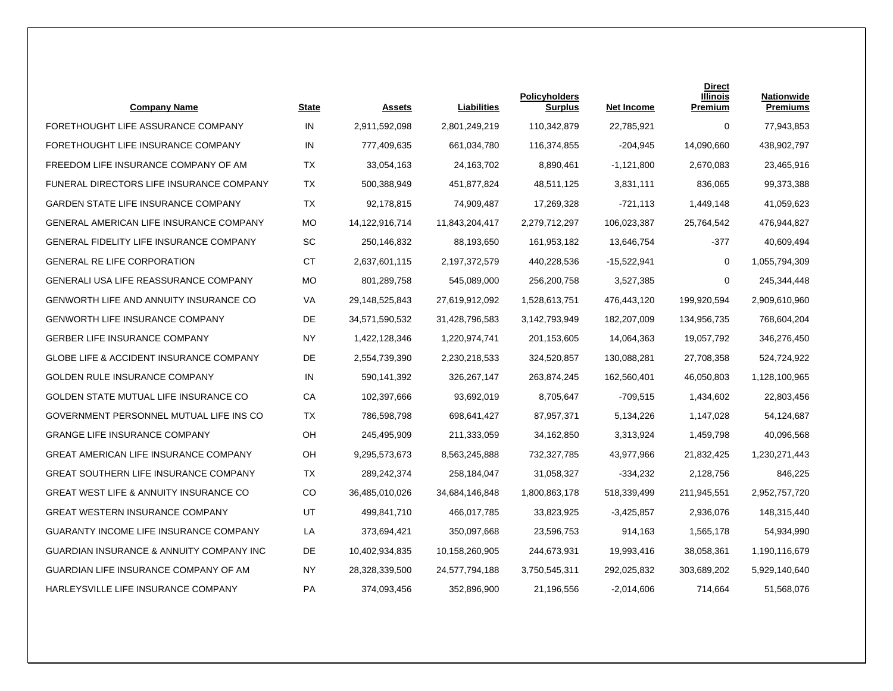| Company Name | State | Assets | Liabilities | Policyholders Surplus | Net Income | Direct Illinois Premium | Nationwide Premiums |
|---|---|---|---|---|---|---|---|
| FORETHOUGHT LIFE ASSURANCE COMPANY | IN | 2,911,592,098 | 2,801,249,219 | 110,342,879 | 22,785,921 | 0 | 77,943,853 |
| FORETHOUGHT LIFE INSURANCE COMPANY | IN | 777,409,635 | 661,034,780 | 116,374,855 | -204,945 | 14,090,660 | 438,902,797 |
| FREEDOM LIFE INSURANCE COMPANY OF AM | TX | 33,054,163 | 24,163,702 | 8,890,461 | -1,121,800 | 2,670,083 | 23,465,916 |
| FUNERAL DIRECTORS LIFE INSURANCE COMPANY | TX | 500,388,949 | 451,877,824 | 48,511,125 | 3,831,111 | 836,065 | 99,373,388 |
| GARDEN STATE LIFE INSURANCE COMPANY | TX | 92,178,815 | 74,909,487 | 17,269,328 | -721,113 | 1,449,148 | 41,059,623 |
| GENERAL AMERICAN LIFE INSURANCE COMPANY | MO | 14,122,916,714 | 11,843,204,417 | 2,279,712,297 | 106,023,387 | 25,764,542 | 476,944,827 |
| GENERAL FIDELITY LIFE INSURANCE COMPANY | SC | 250,146,832 | 88,193,650 | 161,953,182 | 13,646,754 | -377 | 40,609,494 |
| GENERAL RE LIFE CORPORATION | CT | 2,637,601,115 | 2,197,372,579 | 440,228,536 | -15,522,941 | 0 | 1,055,794,309 |
| GENERALI USA LIFE REASSURANCE COMPANY | MO | 801,289,758 | 545,089,000 | 256,200,758 | 3,527,385 | 0 | 245,344,448 |
| GENWORTH LIFE AND ANNUITY INSURANCE CO | VA | 29,148,525,843 | 27,619,912,092 | 1,528,613,751 | 476,443,120 | 199,920,594 | 2,909,610,960 |
| GENWORTH LIFE INSURANCE COMPANY | DE | 34,571,590,532 | 31,428,796,583 | 3,142,793,949 | 182,207,009 | 134,956,735 | 768,604,204 |
| GERBER LIFE INSURANCE COMPANY | NY | 1,422,128,346 | 1,220,974,741 | 201,153,605 | 14,064,363 | 19,057,792 | 346,276,450 |
| GLOBE LIFE & ACCIDENT INSURANCE COMPANY | DE | 2,554,739,390 | 2,230,218,533 | 324,520,857 | 130,088,281 | 27,708,358 | 524,724,922 |
| GOLDEN RULE INSURANCE COMPANY | IN | 590,141,392 | 326,267,147 | 263,874,245 | 162,560,401 | 46,050,803 | 1,128,100,965 |
| GOLDEN STATE MUTUAL LIFE INSURANCE CO | CA | 102,397,666 | 93,692,019 | 8,705,647 | -709,515 | 1,434,602 | 22,803,456 |
| GOVERNMENT PERSONNEL MUTUAL LIFE INS CO | TX | 786,598,798 | 698,641,427 | 87,957,371 | 5,134,226 | 1,147,028 | 54,124,687 |
| GRANGE LIFE INSURANCE COMPANY | OH | 245,495,909 | 211,333,059 | 34,162,850 | 3,313,924 | 1,459,798 | 40,096,568 |
| GREAT AMERICAN LIFE INSURANCE COMPANY | OH | 9,295,573,673 | 8,563,245,888 | 732,327,785 | 43,977,966 | 21,832,425 | 1,230,271,443 |
| GREAT SOUTHERN LIFE INSURANCE COMPANY | TX | 289,242,374 | 258,184,047 | 31,058,327 | -334,232 | 2,128,756 | 846,225 |
| GREAT WEST LIFE & ANNUITY INSURANCE CO | CO | 36,485,010,026 | 34,684,146,848 | 1,800,863,178 | 518,339,499 | 211,945,551 | 2,952,757,720 |
| GREAT WESTERN INSURANCE COMPANY | UT | 499,841,710 | 466,017,785 | 33,823,925 | -3,425,857 | 2,936,076 | 148,315,440 |
| GUARANTY INCOME LIFE INSURANCE COMPANY | LA | 373,694,421 | 350,097,668 | 23,596,753 | 914,163 | 1,565,178 | 54,934,990 |
| GUARDIAN INSURANCE & ANNUITY COMPANY INC | DE | 10,402,934,835 | 10,158,260,905 | 244,673,931 | 19,993,416 | 38,058,361 | 1,190,116,679 |
| GUARDIAN LIFE INSURANCE COMPANY OF AM | NY | 28,328,339,500 | 24,577,794,188 | 3,750,545,311 | 292,025,832 | 303,689,202 | 5,929,140,640 |
| HARLEYSVILLE LIFE INSURANCE COMPANY | PA | 374,093,456 | 352,896,900 | 21,196,556 | -2,014,606 | 714,664 | 51,568,076 |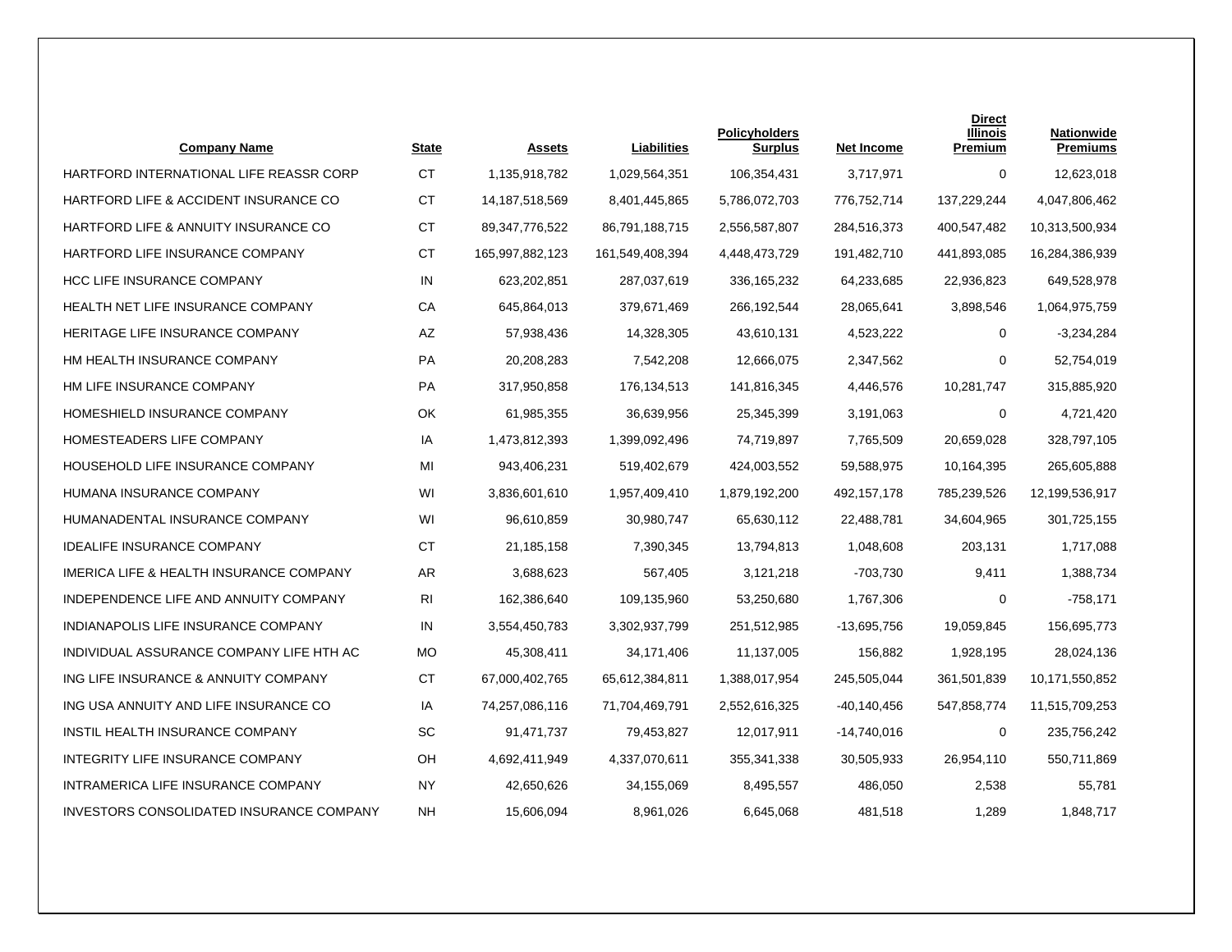| Company Name | State | Assets | Liabilities | Policyholders Surplus | Net Income | Direct Illinois Premium | Nationwide Premiums |
|---|---|---|---|---|---|---|---|
| HARTFORD INTERNATIONAL LIFE REASSR CORP | CT | 1,135,918,782 | 1,029,564,351 | 106,354,431 | 3,717,971 | 0 | 12,623,018 |
| HARTFORD LIFE & ACCIDENT INSURANCE CO | CT | 14,187,518,569 | 8,401,445,865 | 5,786,072,703 | 776,752,714 | 137,229,244 | 4,047,806,462 |
| HARTFORD LIFE & ANNUITY INSURANCE CO | CT | 89,347,776,522 | 86,791,188,715 | 2,556,587,807 | 284,516,373 | 400,547,482 | 10,313,500,934 |
| HARTFORD LIFE INSURANCE COMPANY | CT | 165,997,882,123 | 161,549,408,394 | 4,448,473,729 | 191,482,710 | 441,893,085 | 16,284,386,939 |
| HCC LIFE INSURANCE COMPANY | IN | 623,202,851 | 287,037,619 | 336,165,232 | 64,233,685 | 22,936,823 | 649,528,978 |
| HEALTH NET LIFE INSURANCE COMPANY | CA | 645,864,013 | 379,671,469 | 266,192,544 | 28,065,641 | 3,898,546 | 1,064,975,759 |
| HERITAGE LIFE INSURANCE COMPANY | AZ | 57,938,436 | 14,328,305 | 43,610,131 | 4,523,222 | 0 | -3,234,284 |
| HM HEALTH INSURANCE COMPANY | PA | 20,208,283 | 7,542,208 | 12,666,075 | 2,347,562 | 0 | 52,754,019 |
| HM LIFE INSURANCE COMPANY | PA | 317,950,858 | 176,134,513 | 141,816,345 | 4,446,576 | 10,281,747 | 315,885,920 |
| HOMESHIELD INSURANCE COMPANY | OK | 61,985,355 | 36,639,956 | 25,345,399 | 3,191,063 | 0 | 4,721,420 |
| HOMESTEADERS LIFE COMPANY | IA | 1,473,812,393 | 1,399,092,496 | 74,719,897 | 7,765,509 | 20,659,028 | 328,797,105 |
| HOUSEHOLD LIFE INSURANCE COMPANY | MI | 943,406,231 | 519,402,679 | 424,003,552 | 59,588,975 | 10,164,395 | 265,605,888 |
| HUMANA INSURANCE COMPANY | WI | 3,836,601,610 | 1,957,409,410 | 1,879,192,200 | 492,157,178 | 785,239,526 | 12,199,536,917 |
| HUMANADENTAL INSURANCE COMPANY | WI | 96,610,859 | 30,980,747 | 65,630,112 | 22,488,781 | 34,604,965 | 301,725,155 |
| IDEALIFE INSURANCE COMPANY | CT | 21,185,158 | 7,390,345 | 13,794,813 | 1,048,608 | 203,131 | 1,717,088 |
| IMERICA LIFE & HEALTH INSURANCE COMPANY | AR | 3,688,623 | 567,405 | 3,121,218 | -703,730 | 9,411 | 1,388,734 |
| INDEPENDENCE LIFE AND ANNUITY COMPANY | RI | 162,386,640 | 109,135,960 | 53,250,680 | 1,767,306 | 0 | -758,171 |
| INDIANAPOLIS LIFE INSURANCE COMPANY | IN | 3,554,450,783 | 3,302,937,799 | 251,512,985 | -13,695,756 | 19,059,845 | 156,695,773 |
| INDIVIDUAL ASSURANCE COMPANY LIFE HTH AC | MO | 45,308,411 | 34,171,406 | 11,137,005 | 156,882 | 1,928,195 | 28,024,136 |
| ING LIFE INSURANCE & ANNUITY COMPANY | CT | 67,000,402,765 | 65,612,384,811 | 1,388,017,954 | 245,505,044 | 361,501,839 | 10,171,550,852 |
| ING USA ANNUITY AND LIFE INSURANCE CO | IA | 74,257,086,116 | 71,704,469,791 | 2,552,616,325 | -40,140,456 | 547,858,774 | 11,515,709,253 |
| INSTIL HEALTH INSURANCE COMPANY | SC | 91,471,737 | 79,453,827 | 12,017,911 | -14,740,016 | 0 | 235,756,242 |
| INTEGRITY LIFE INSURANCE COMPANY | OH | 4,692,411,949 | 4,337,070,611 | 355,341,338 | 30,505,933 | 26,954,110 | 550,711,869 |
| INTRAMERICA LIFE INSURANCE COMPANY | NY | 42,650,626 | 34,155,069 | 8,495,557 | 486,050 | 2,538 | 55,781 |
| INVESTORS CONSOLIDATED INSURANCE COMPANY | NH | 15,606,094 | 8,961,026 | 6,645,068 | 481,518 | 1,289 | 1,848,717 |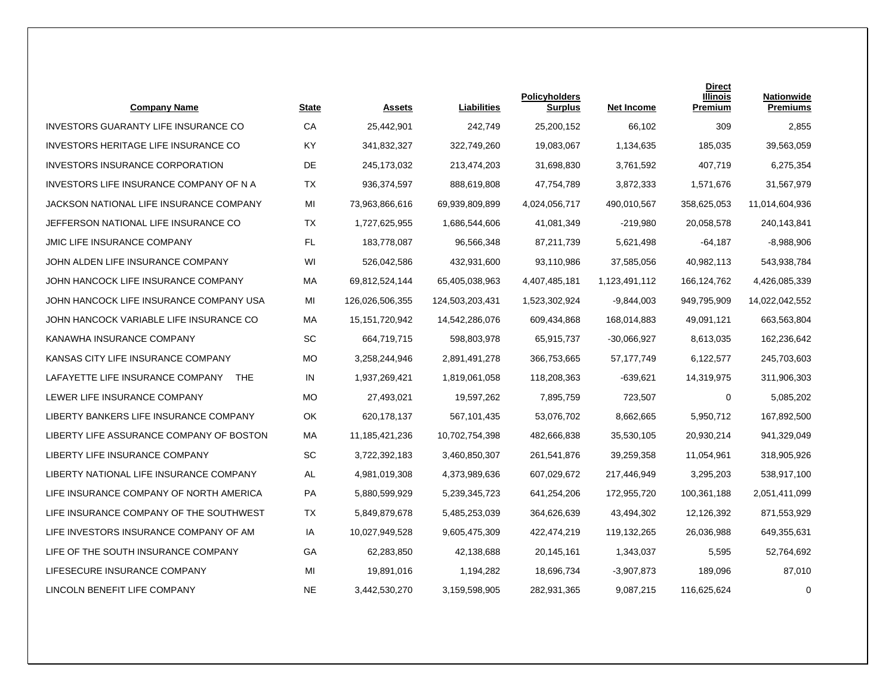| Company Name | State | Assets | Liabilities | Policyholders Surplus | Net Income | Direct Illinois Premium | Nationwide Premiums |
|---|---|---|---|---|---|---|---|
| INVESTORS GUARANTY LIFE INSURANCE CO | CA | 25,442,901 | 242,749 | 25,200,152 | 66,102 | 309 | 2,855 |
| INVESTORS HERITAGE LIFE INSURANCE CO | KY | 341,832,327 | 322,749,260 | 19,083,067 | 1,134,635 | 185,035 | 39,563,059 |
| INVESTORS INSURANCE CORPORATION | DE | 245,173,032 | 213,474,203 | 31,698,830 | 3,761,592 | 407,719 | 6,275,354 |
| INVESTORS LIFE INSURANCE COMPANY OF N A | TX | 936,374,597 | 888,619,808 | 47,754,789 | 3,872,333 | 1,571,676 | 31,567,979 |
| JACKSON NATIONAL LIFE INSURANCE COMPANY | MI | 73,963,866,616 | 69,939,809,899 | 4,024,056,717 | 490,010,567 | 358,625,053 | 11,014,604,936 |
| JEFFERSON NATIONAL LIFE INSURANCE CO | TX | 1,727,625,955 | 1,686,544,606 | 41,081,349 | -219,980 | 20,058,578 | 240,143,841 |
| JMIC LIFE INSURANCE COMPANY | FL | 183,778,087 | 96,566,348 | 87,211,739 | 5,621,498 | -64,187 | -8,988,906 |
| JOHN ALDEN LIFE INSURANCE COMPANY | WI | 526,042,586 | 432,931,600 | 93,110,986 | 37,585,056 | 40,982,113 | 543,938,784 |
| JOHN HANCOCK LIFE INSURANCE COMPANY | MA | 69,812,524,144 | 65,405,038,963 | 4,407,485,181 | 1,123,491,112 | 166,124,762 | 4,426,085,339 |
| JOHN HANCOCK LIFE INSURANCE COMPANY USA | MI | 126,026,506,355 | 124,503,203,431 | 1,523,302,924 | -9,844,003 | 949,795,909 | 14,022,042,552 |
| JOHN HANCOCK VARIABLE LIFE INSURANCE CO | MA | 15,151,720,942 | 14,542,286,076 | 609,434,868 | 168,014,883 | 49,091,121 | 663,563,804 |
| KANAWHA INSURANCE COMPANY | SC | 664,719,715 | 598,803,978 | 65,915,737 | -30,066,927 | 8,613,035 | 162,236,642 |
| KANSAS CITY LIFE INSURANCE COMPANY | MO | 3,258,244,946 | 2,891,491,278 | 366,753,665 | 57,177,749 | 6,122,577 | 245,703,603 |
| LAFAYETTE LIFE INSURANCE COMPANY THE | IN | 1,937,269,421 | 1,819,061,058 | 118,208,363 | -639,621 | 14,319,975 | 311,906,303 |
| LEWER LIFE INSURANCE COMPANY | MO | 27,493,021 | 19,597,262 | 7,895,759 | 723,507 | 0 | 5,085,202 |
| LIBERTY BANKERS LIFE INSURANCE COMPANY | OK | 620,178,137 | 567,101,435 | 53,076,702 | 8,662,665 | 5,950,712 | 167,892,500 |
| LIBERTY LIFE ASSURANCE COMPANY OF BOSTON | MA | 11,185,421,236 | 10,702,754,398 | 482,666,838 | 35,530,105 | 20,930,214 | 941,329,049 |
| LIBERTY LIFE INSURANCE COMPANY | SC | 3,722,392,183 | 3,460,850,307 | 261,541,876 | 39,259,358 | 11,054,961 | 318,905,926 |
| LIBERTY NATIONAL LIFE INSURANCE COMPANY | AL | 4,981,019,308 | 4,373,989,636 | 607,029,672 | 217,446,949 | 3,295,203 | 538,917,100 |
| LIFE INSURANCE COMPANY OF NORTH AMERICA | PA | 5,880,599,929 | 5,239,345,723 | 641,254,206 | 172,955,720 | 100,361,188 | 2,051,411,099 |
| LIFE INSURANCE COMPANY OF THE SOUTHWEST | TX | 5,849,879,678 | 5,485,253,039 | 364,626,639 | 43,494,302 | 12,126,392 | 871,553,929 |
| LIFE INVESTORS INSURANCE COMPANY OF AM | IA | 10,027,949,528 | 9,605,475,309 | 422,474,219 | 119,132,265 | 26,036,988 | 649,355,631 |
| LIFE OF THE SOUTH INSURANCE COMPANY | GA | 62,283,850 | 42,138,688 | 20,145,161 | 1,343,037 | 5,595 | 52,764,692 |
| LIFESECURE INSURANCE COMPANY | MI | 19,891,016 | 1,194,282 | 18,696,734 | -3,907,873 | 189,096 | 87,010 |
| LINCOLN BENEFIT LIFE COMPANY | NE | 3,442,530,270 | 3,159,598,905 | 282,931,365 | 9,087,215 | 116,625,624 | 0 |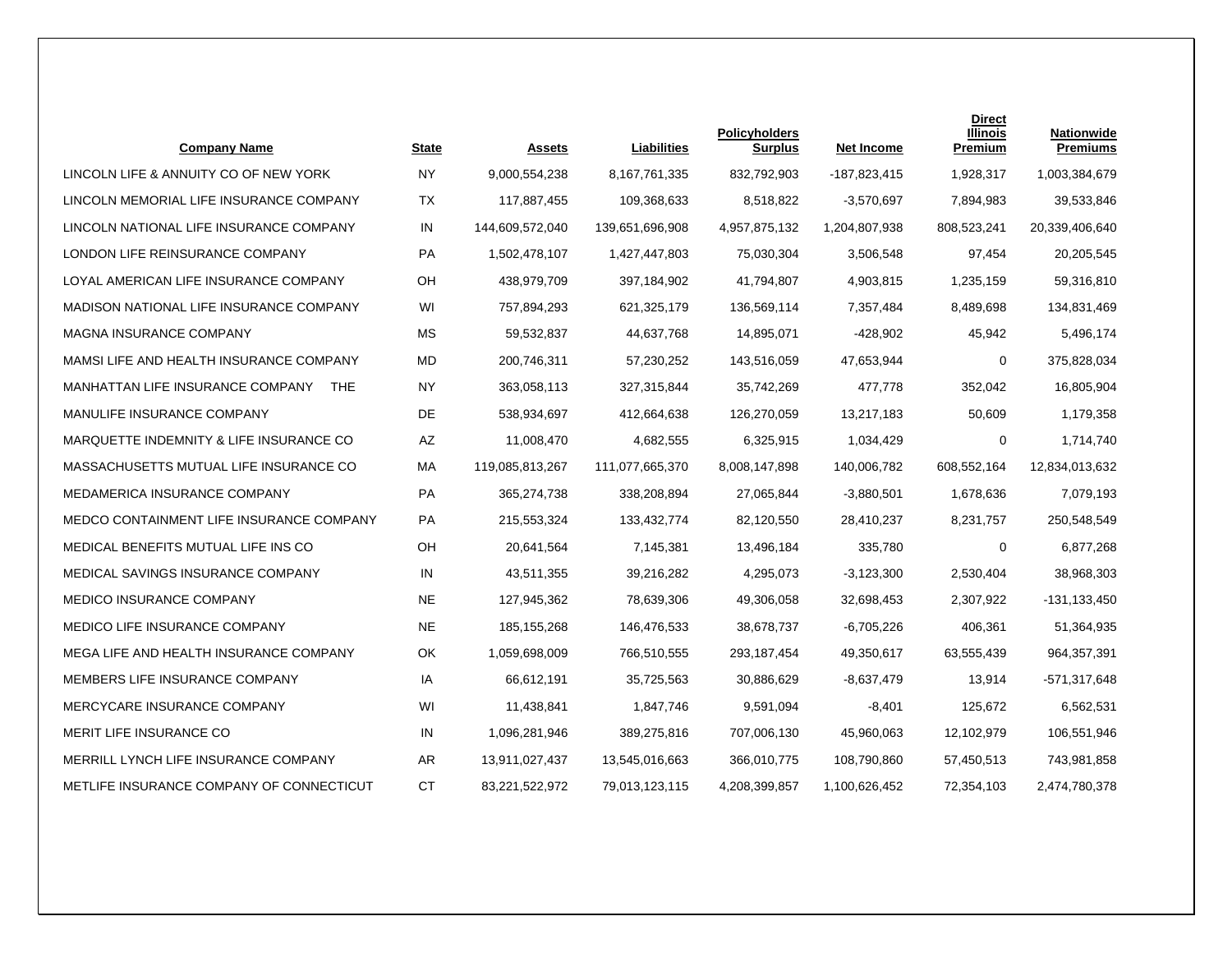| Company Name | State | Assets | Liabilities | Policyholders Surplus | Net Income | Direct Illinois Premium | Nationwide Premiums |
|---|---|---|---|---|---|---|---|
| LINCOLN LIFE & ANNUITY CO OF NEW YORK | NY | 9,000,554,238 | 8,167,761,335 | 832,792,903 | -187,823,415 | 1,928,317 | 1,003,384,679 |
| LINCOLN MEMORIAL LIFE INSURANCE COMPANY | TX | 117,887,455 | 109,368,633 | 8,518,822 | -3,570,697 | 7,894,983 | 39,533,846 |
| LINCOLN NATIONAL LIFE INSURANCE COMPANY | IN | 144,609,572,040 | 139,651,696,908 | 4,957,875,132 | 1,204,807,938 | 808,523,241 | 20,339,406,640 |
| LONDON LIFE REINSURANCE COMPANY | PA | 1,502,478,107 | 1,427,447,803 | 75,030,304 | 3,506,548 | 97,454 | 20,205,545 |
| LOYAL AMERICAN LIFE INSURANCE COMPANY | OH | 438,979,709 | 397,184,902 | 41,794,807 | 4,903,815 | 1,235,159 | 59,316,810 |
| MADISON NATIONAL LIFE INSURANCE COMPANY | WI | 757,894,293 | 621,325,179 | 136,569,114 | 7,357,484 | 8,489,698 | 134,831,469 |
| MAGNA INSURANCE COMPANY | MS | 59,532,837 | 44,637,768 | 14,895,071 | -428,902 | 45,942 | 5,496,174 |
| MAMSI LIFE AND HEALTH INSURANCE COMPANY | MD | 200,746,311 | 57,230,252 | 143,516,059 | 47,653,944 | 0 | 375,828,034 |
| MANHATTAN LIFE INSURANCE COMPANY THE | NY | 363,058,113 | 327,315,844 | 35,742,269 | 477,778 | 352,042 | 16,805,904 |
| MANULIFE INSURANCE COMPANY | DE | 538,934,697 | 412,664,638 | 126,270,059 | 13,217,183 | 50,609 | 1,179,358 |
| MARQUETTE INDEMNITY & LIFE INSURANCE CO | AZ | 11,008,470 | 4,682,555 | 6,325,915 | 1,034,429 | 0 | 1,714,740 |
| MASSACHUSETTS MUTUAL LIFE INSURANCE CO | MA | 119,085,813,267 | 111,077,665,370 | 8,008,147,898 | 140,006,782 | 608,552,164 | 12,834,013,632 |
| MEDAMERICA INSURANCE COMPANY | PA | 365,274,738 | 338,208,894 | 27,065,844 | -3,880,501 | 1,678,636 | 7,079,193 |
| MEDCO CONTAINMENT LIFE INSURANCE COMPANY | PA | 215,553,324 | 133,432,774 | 82,120,550 | 28,410,237 | 8,231,757 | 250,548,549 |
| MEDICAL BENEFITS MUTUAL LIFE INS CO | OH | 20,641,564 | 7,145,381 | 13,496,184 | 335,780 | 0 | 6,877,268 |
| MEDICAL SAVINGS INSURANCE COMPANY | IN | 43,511,355 | 39,216,282 | 4,295,073 | -3,123,300 | 2,530,404 | 38,968,303 |
| MEDICO INSURANCE COMPANY | NE | 127,945,362 | 78,639,306 | 49,306,058 | 32,698,453 | 2,307,922 | -131,133,450 |
| MEDICO LIFE INSURANCE COMPANY | NE | 185,155,268 | 146,476,533 | 38,678,737 | -6,705,226 | 406,361 | 51,364,935 |
| MEGA LIFE AND HEALTH INSURANCE COMPANY | OK | 1,059,698,009 | 766,510,555 | 293,187,454 | 49,350,617 | 63,555,439 | 964,357,391 |
| MEMBERS LIFE INSURANCE COMPANY | IA | 66,612,191 | 35,725,563 | 30,886,629 | -8,637,479 | 13,914 | -571,317,648 |
| MERCYCARE INSURANCE COMPANY | WI | 11,438,841 | 1,847,746 | 9,591,094 | -8,401 | 125,672 | 6,562,531 |
| MERIT LIFE INSURANCE CO | IN | 1,096,281,946 | 389,275,816 | 707,006,130 | 45,960,063 | 12,102,979 | 106,551,946 |
| MERRILL LYNCH LIFE INSURANCE COMPANY | AR | 13,911,027,437 | 13,545,016,663 | 366,010,775 | 108,790,860 | 57,450,513 | 743,981,858 |
| METLIFE INSURANCE COMPANY OF CONNECTICUT | CT | 83,221,522,972 | 79,013,123,115 | 4,208,399,857 | 1,100,626,452 | 72,354,103 | 2,474,780,378 |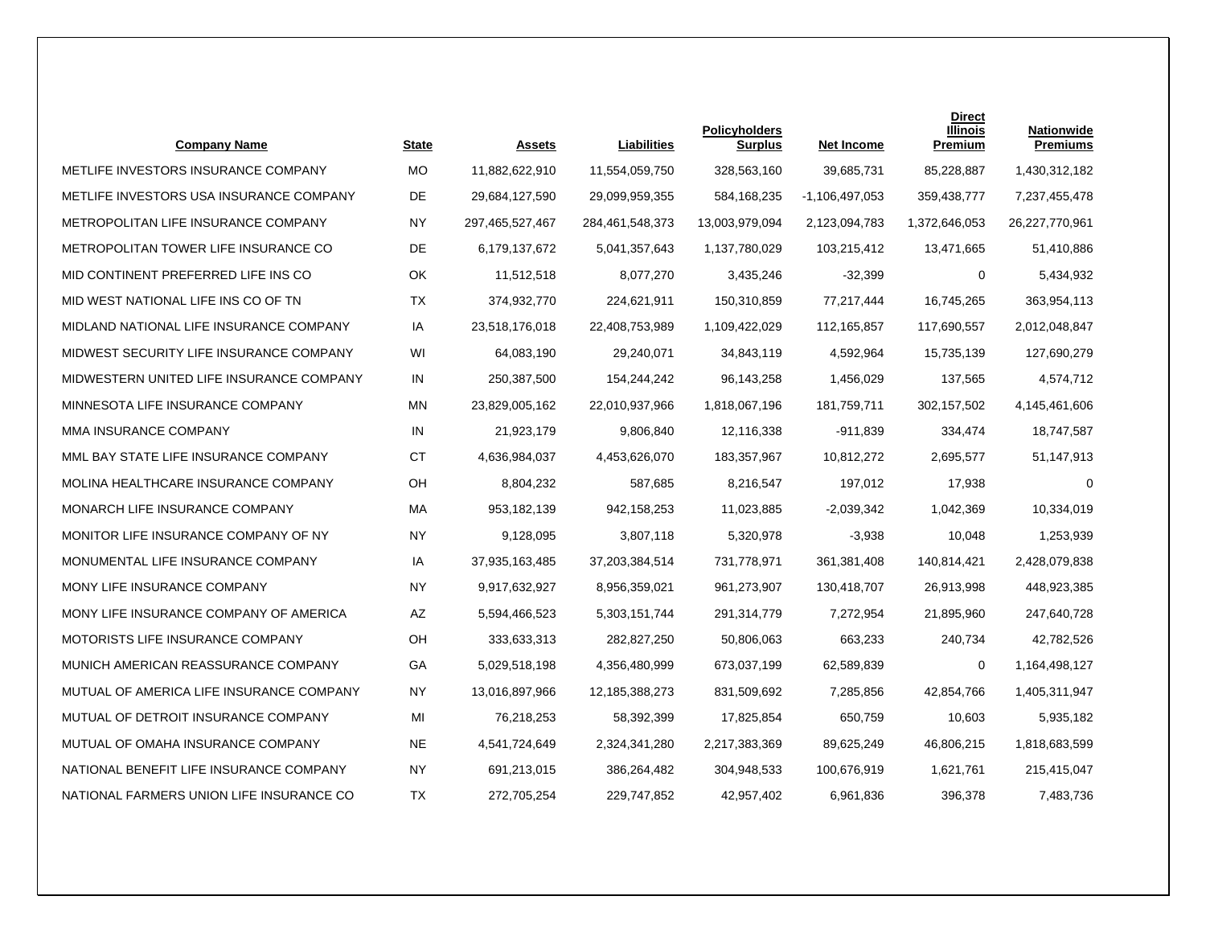| Company Name | State | Assets | Liabilities | Policyholders Surplus | Net Income | Direct Illinois Premium | Nationwide Premiums |
|---|---|---|---|---|---|---|---|
| METLIFE INVESTORS INSURANCE COMPANY | MO | 11,882,622,910 | 11,554,059,750 | 328,563,160 | 39,685,731 | 85,228,887 | 1,430,312,182 |
| METLIFE INVESTORS USA INSURANCE COMPANY | DE | 29,684,127,590 | 29,099,959,355 | 584,168,235 | -1,106,497,053 | 359,438,777 | 7,237,455,478 |
| METROPOLITAN LIFE INSURANCE COMPANY | NY | 297,465,527,467 | 284,461,548,373 | 13,003,979,094 | 2,123,094,783 | 1,372,646,053 | 26,227,770,961 |
| METROPOLITAN TOWER LIFE INSURANCE CO | DE | 6,179,137,672 | 5,041,357,643 | 1,137,780,029 | 103,215,412 | 13,471,665 | 51,410,886 |
| MID CONTINENT PREFERRED LIFE INS CO | OK | 11,512,518 | 8,077,270 | 3,435,246 | -32,399 | 0 | 5,434,932 |
| MID WEST NATIONAL LIFE INS CO OF TN | TX | 374,932,770 | 224,621,911 | 150,310,859 | 77,217,444 | 16,745,265 | 363,954,113 |
| MIDLAND NATIONAL LIFE INSURANCE COMPANY | IA | 23,518,176,018 | 22,408,753,989 | 1,109,422,029 | 112,165,857 | 117,690,557 | 2,012,048,847 |
| MIDWEST SECURITY LIFE INSURANCE COMPANY | WI | 64,083,190 | 29,240,071 | 34,843,119 | 4,592,964 | 15,735,139 | 127,690,279 |
| MIDWESTERN UNITED LIFE INSURANCE COMPANY | IN | 250,387,500 | 154,244,242 | 96,143,258 | 1,456,029 | 137,565 | 4,574,712 |
| MINNESOTA LIFE INSURANCE COMPANY | MN | 23,829,005,162 | 22,010,937,966 | 1,818,067,196 | 181,759,711 | 302,157,502 | 4,145,461,606 |
| MMA INSURANCE COMPANY | IN | 21,923,179 | 9,806,840 | 12,116,338 | -911,839 | 334,474 | 18,747,587 |
| MML BAY STATE LIFE INSURANCE COMPANY | CT | 4,636,984,037 | 4,453,626,070 | 183,357,967 | 10,812,272 | 2,695,577 | 51,147,913 |
| MOLINA HEALTHCARE INSURANCE COMPANY | OH | 8,804,232 | 587,685 | 8,216,547 | 197,012 | 17,938 | 0 |
| MONARCH LIFE INSURANCE COMPANY | MA | 953,182,139 | 942,158,253 | 11,023,885 | -2,039,342 | 1,042,369 | 10,334,019 |
| MONITOR LIFE INSURANCE COMPANY OF NY | NY | 9,128,095 | 3,807,118 | 5,320,978 | -3,938 | 10,048 | 1,253,939 |
| MONUMENTAL LIFE INSURANCE COMPANY | IA | 37,935,163,485 | 37,203,384,514 | 731,778,971 | 361,381,408 | 140,814,421 | 2,428,079,838 |
| MONY LIFE INSURANCE COMPANY | NY | 9,917,632,927 | 8,956,359,021 | 961,273,907 | 130,418,707 | 26,913,998 | 448,923,385 |
| MONY LIFE INSURANCE COMPANY OF AMERICA | AZ | 5,594,466,523 | 5,303,151,744 | 291,314,779 | 7,272,954 | 21,895,960 | 247,640,728 |
| MOTORISTS LIFE INSURANCE COMPANY | OH | 333,633,313 | 282,827,250 | 50,806,063 | 663,233 | 240,734 | 42,782,526 |
| MUNICH AMERICAN REASSURANCE COMPANY | GA | 5,029,518,198 | 4,356,480,999 | 673,037,199 | 62,589,839 | 0 | 1,164,498,127 |
| MUTUAL OF AMERICA LIFE INSURANCE COMPANY | NY | 13,016,897,966 | 12,185,388,273 | 831,509,692 | 7,285,856 | 42,854,766 | 1,405,311,947 |
| MUTUAL OF DETROIT INSURANCE COMPANY | MI | 76,218,253 | 58,392,399 | 17,825,854 | 650,759 | 10,603 | 5,935,182 |
| MUTUAL OF OMAHA INSURANCE COMPANY | NE | 4,541,724,649 | 2,324,341,280 | 2,217,383,369 | 89,625,249 | 46,806,215 | 1,818,683,599 |
| NATIONAL BENEFIT LIFE INSURANCE COMPANY | NY | 691,213,015 | 386,264,482 | 304,948,533 | 100,676,919 | 1,621,761 | 215,415,047 |
| NATIONAL FARMERS UNION LIFE INSURANCE CO | TX | 272,705,254 | 229,747,852 | 42,957,402 | 6,961,836 | 396,378 | 7,483,736 |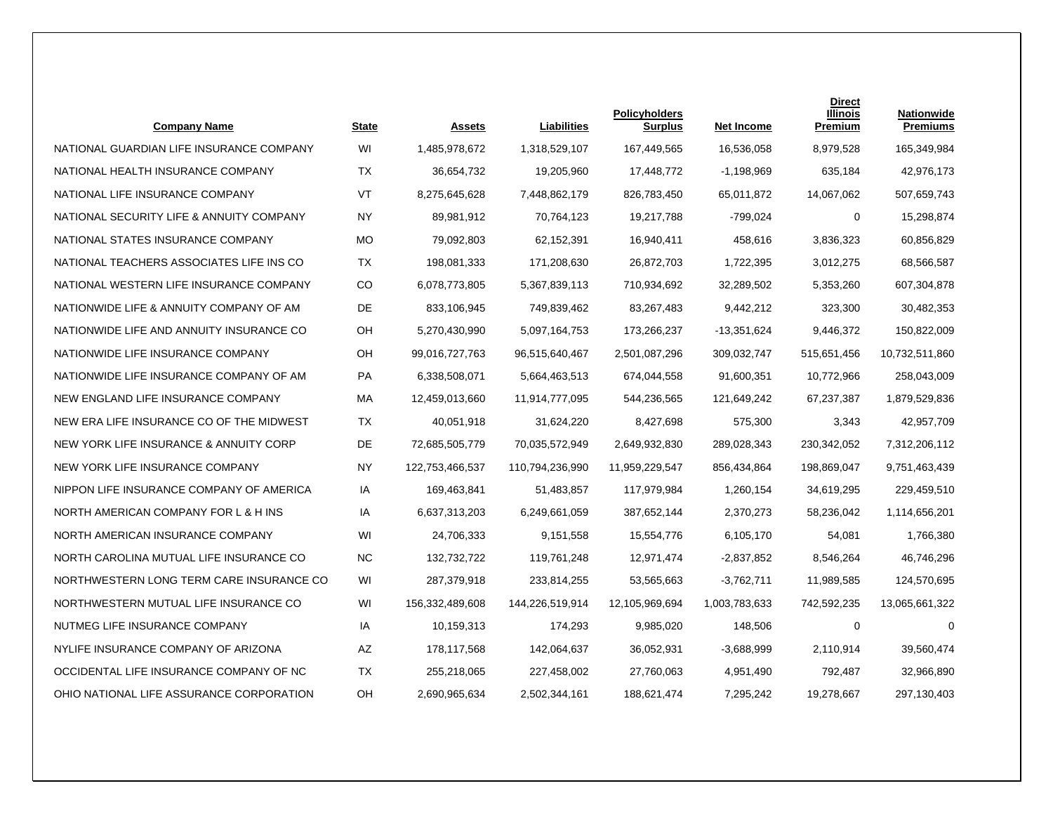| Company Name | State | Assets | Liabilities | Policyholders Surplus | Net Income | Direct Illinois Premium | Nationwide Premiums |
|---|---|---|---|---|---|---|---|
| NATIONAL GUARDIAN LIFE INSURANCE COMPANY | WI | 1,485,978,672 | 1,318,529,107 | 167,449,565 | 16,536,058 | 8,979,528 | 165,349,984 |
| NATIONAL HEALTH INSURANCE COMPANY | TX | 36,654,732 | 19,205,960 | 17,448,772 | -1,198,969 | 635,184 | 42,976,173 |
| NATIONAL LIFE INSURANCE COMPANY | VT | 8,275,645,628 | 7,448,862,179 | 826,783,450 | 65,011,872 | 14,067,062 | 507,659,743 |
| NATIONAL SECURITY LIFE & ANNUITY COMPANY | NY | 89,981,912 | 70,764,123 | 19,217,788 | -799,024 | 0 | 15,298,874 |
| NATIONAL STATES INSURANCE COMPANY | MO | 79,092,803 | 62,152,391 | 16,940,411 | 458,616 | 3,836,323 | 60,856,829 |
| NATIONAL TEACHERS ASSOCIATES LIFE INS CO | TX | 198,081,333 | 171,208,630 | 26,872,703 | 1,722,395 | 3,012,275 | 68,566,587 |
| NATIONAL WESTERN LIFE INSURANCE COMPANY | CO | 6,078,773,805 | 5,367,839,113 | 710,934,692 | 32,289,502 | 5,353,260 | 607,304,878 |
| NATIONWIDE LIFE & ANNUITY COMPANY OF AM | DE | 833,106,945 | 749,839,462 | 83,267,483 | 9,442,212 | 323,300 | 30,482,353 |
| NATIONWIDE LIFE AND ANNUITY INSURANCE CO | OH | 5,270,430,990 | 5,097,164,753 | 173,266,237 | -13,351,624 | 9,446,372 | 150,822,009 |
| NATIONWIDE LIFE INSURANCE COMPANY | OH | 99,016,727,763 | 96,515,640,467 | 2,501,087,296 | 309,032,747 | 515,651,456 | 10,732,511,860 |
| NATIONWIDE LIFE INSURANCE COMPANY OF AM | PA | 6,338,508,071 | 5,664,463,513 | 674,044,558 | 91,600,351 | 10,772,966 | 258,043,009 |
| NEW ENGLAND LIFE INSURANCE COMPANY | MA | 12,459,013,660 | 11,914,777,095 | 544,236,565 | 121,649,242 | 67,237,387 | 1,879,529,836 |
| NEW ERA LIFE INSURANCE CO OF THE MIDWEST | TX | 40,051,918 | 31,624,220 | 8,427,698 | 575,300 | 3,343 | 42,957,709 |
| NEW YORK LIFE INSURANCE & ANNUITY CORP | DE | 72,685,505,779 | 70,035,572,949 | 2,649,932,830 | 289,028,343 | 230,342,052 | 7,312,206,112 |
| NEW YORK LIFE INSURANCE COMPANY | NY | 122,753,466,537 | 110,794,236,990 | 11,959,229,547 | 856,434,864 | 198,869,047 | 9,751,463,439 |
| NIPPON LIFE INSURANCE COMPANY OF AMERICA | IA | 169,463,841 | 51,483,857 | 117,979,984 | 1,260,154 | 34,619,295 | 229,459,510 |
| NORTH AMERICAN COMPANY FOR L & H INS | IA | 6,637,313,203 | 6,249,661,059 | 387,652,144 | 2,370,273 | 58,236,042 | 1,114,656,201 |
| NORTH AMERICAN INSURANCE COMPANY | WI | 24,706,333 | 9,151,558 | 15,554,776 | 6,105,170 | 54,081 | 1,766,380 |
| NORTH CAROLINA MUTUAL LIFE INSURANCE CO | NC | 132,732,722 | 119,761,248 | 12,971,474 | -2,837,852 | 8,546,264 | 46,746,296 |
| NORTHWESTERN LONG TERM CARE INSURANCE CO | WI | 287,379,918 | 233,814,255 | 53,565,663 | -3,762,711 | 11,989,585 | 124,570,695 |
| NORTHWESTERN MUTUAL LIFE INSURANCE CO | WI | 156,332,489,608 | 144,226,519,914 | 12,105,969,694 | 1,003,783,633 | 742,592,235 | 13,065,661,322 |
| NUTMEG LIFE INSURANCE COMPANY | IA | 10,159,313 | 174,293 | 9,985,020 | 148,506 | 0 | 0 |
| NYLIFE INSURANCE COMPANY OF ARIZONA | AZ | 178,117,568 | 142,064,637 | 36,052,931 | -3,688,999 | 2,110,914 | 39,560,474 |
| OCCIDENTAL LIFE INSURANCE COMPANY OF NC | TX | 255,218,065 | 227,458,002 | 27,760,063 | 4,951,490 | 792,487 | 32,966,890 |
| OHIO NATIONAL LIFE ASSURANCE CORPORATION | OH | 2,690,965,634 | 2,502,344,161 | 188,621,474 | 7,295,242 | 19,278,667 | 297,130,403 |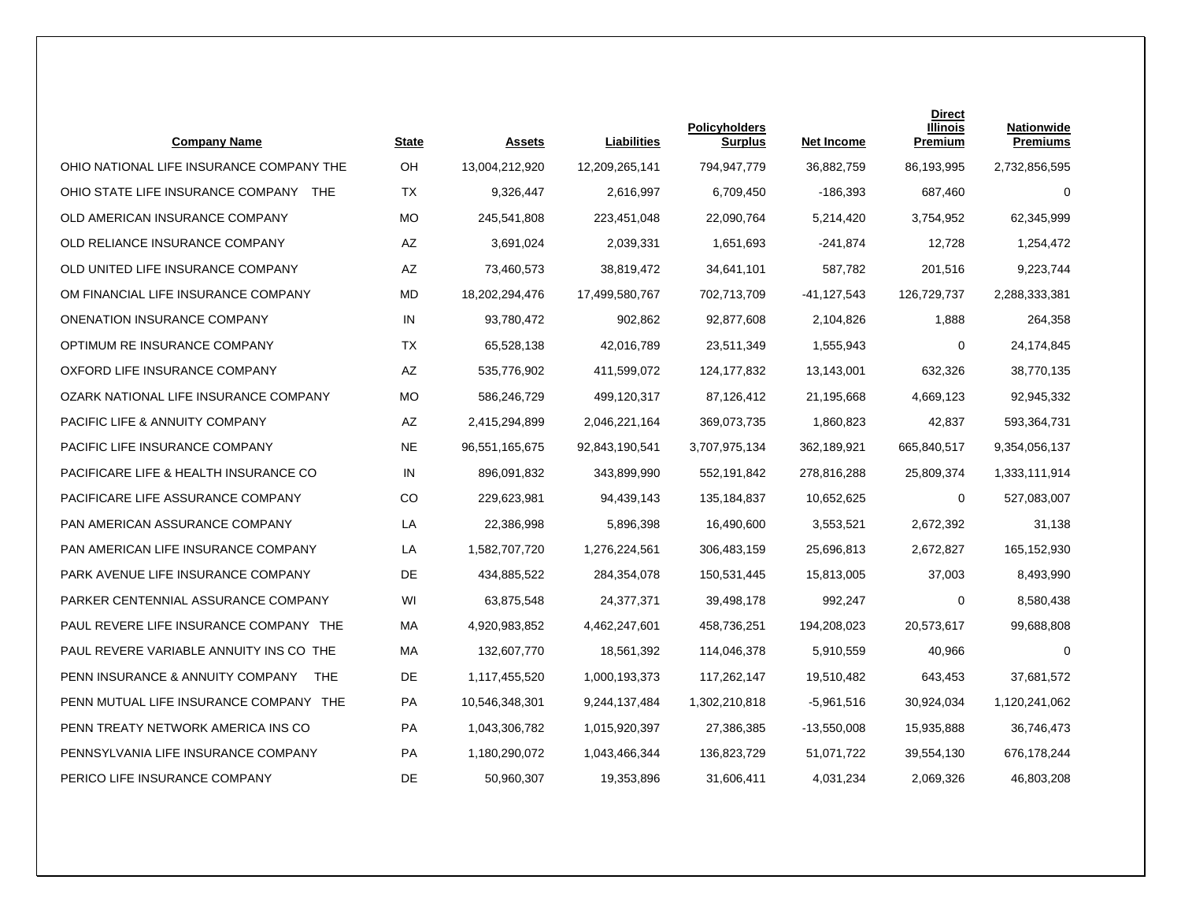| Company Name | State | Assets | Liabilities | Policyholders Surplus | Net Income | Direct Illinois Premium | Nationwide Premiums |
|---|---|---|---|---|---|---|---|
| OHIO NATIONAL LIFE INSURANCE COMPANY THE | OH | 13,004,212,920 | 12,209,265,141 | 794,947,779 | 36,882,759 | 86,193,995 | 2,732,856,595 |
| OHIO STATE LIFE INSURANCE COMPANY THE | TX | 9,326,447 | 2,616,997 | 6,709,450 | -186,393 | 687,460 | 0 |
| OLD AMERICAN INSURANCE COMPANY | MO | 245,541,808 | 223,451,048 | 22,090,764 | 5,214,420 | 3,754,952 | 62,345,999 |
| OLD RELIANCE INSURANCE COMPANY | AZ | 3,691,024 | 2,039,331 | 1,651,693 | -241,874 | 12,728 | 1,254,472 |
| OLD UNITED LIFE INSURANCE COMPANY | AZ | 73,460,573 | 38,819,472 | 34,641,101 | 587,782 | 201,516 | 9,223,744 |
| OM FINANCIAL LIFE INSURANCE COMPANY | MD | 18,202,294,476 | 17,499,580,767 | 702,713,709 | -41,127,543 | 126,729,737 | 2,288,333,381 |
| ONENATION INSURANCE COMPANY | IN | 93,780,472 | 902,862 | 92,877,608 | 2,104,826 | 1,888 | 264,358 |
| OPTIMUM RE INSURANCE COMPANY | TX | 65,528,138 | 42,016,789 | 23,511,349 | 1,555,943 | 0 | 24,174,845 |
| OXFORD LIFE INSURANCE COMPANY | AZ | 535,776,902 | 411,599,072 | 124,177,832 | 13,143,001 | 632,326 | 38,770,135 |
| OZARK NATIONAL LIFE INSURANCE COMPANY | MO | 586,246,729 | 499,120,317 | 87,126,412 | 21,195,668 | 4,669,123 | 92,945,332 |
| PACIFIC LIFE & ANNUITY COMPANY | AZ | 2,415,294,899 | 2,046,221,164 | 369,073,735 | 1,860,823 | 42,837 | 593,364,731 |
| PACIFIC LIFE INSURANCE COMPANY | NE | 96,551,165,675 | 92,843,190,541 | 3,707,975,134 | 362,189,921 | 665,840,517 | 9,354,056,137 |
| PACIFICARE LIFE & HEALTH INSURANCE CO | IN | 896,091,832 | 343,899,990 | 552,191,842 | 278,816,288 | 25,809,374 | 1,333,111,914 |
| PACIFICARE LIFE ASSURANCE COMPANY | CO | 229,623,981 | 94,439,143 | 135,184,837 | 10,652,625 | 0 | 527,083,007 |
| PAN AMERICAN ASSURANCE COMPANY | LA | 22,386,998 | 5,896,398 | 16,490,600 | 3,553,521 | 2,672,392 | 31,138 |
| PAN AMERICAN LIFE INSURANCE COMPANY | LA | 1,582,707,720 | 1,276,224,561 | 306,483,159 | 25,696,813 | 2,672,827 | 165,152,930 |
| PARK AVENUE LIFE INSURANCE COMPANY | DE | 434,885,522 | 284,354,078 | 150,531,445 | 15,813,005 | 37,003 | 8,493,990 |
| PARKER CENTENNIAL ASSURANCE COMPANY | WI | 63,875,548 | 24,377,371 | 39,498,178 | 992,247 | 0 | 8,580,438 |
| PAUL REVERE LIFE INSURANCE COMPANY THE | MA | 4,920,983,852 | 4,462,247,601 | 458,736,251 | 194,208,023 | 20,573,617 | 99,688,808 |
| PAUL REVERE VARIABLE ANNUITY INS CO THE | MA | 132,607,770 | 18,561,392 | 114,046,378 | 5,910,559 | 40,966 | 0 |
| PENN INSURANCE & ANNUITY COMPANY THE | DE | 1,117,455,520 | 1,000,193,373 | 117,262,147 | 19,510,482 | 643,453 | 37,681,572 |
| PENN MUTUAL LIFE INSURANCE COMPANY THE | PA | 10,546,348,301 | 9,244,137,484 | 1,302,210,818 | -5,961,516 | 30,924,034 | 1,120,241,062 |
| PENN TREATY NETWORK AMERICA INS CO | PA | 1,043,306,782 | 1,015,920,397 | 27,386,385 | -13,550,008 | 15,935,888 | 36,746,473 |
| PENNSYLVANIA LIFE INSURANCE COMPANY | PA | 1,180,290,072 | 1,043,466,344 | 136,823,729 | 51,071,722 | 39,554,130 | 676,178,244 |
| PERICO LIFE INSURANCE COMPANY | DE | 50,960,307 | 19,353,896 | 31,606,411 | 4,031,234 | 2,069,326 | 46,803,208 |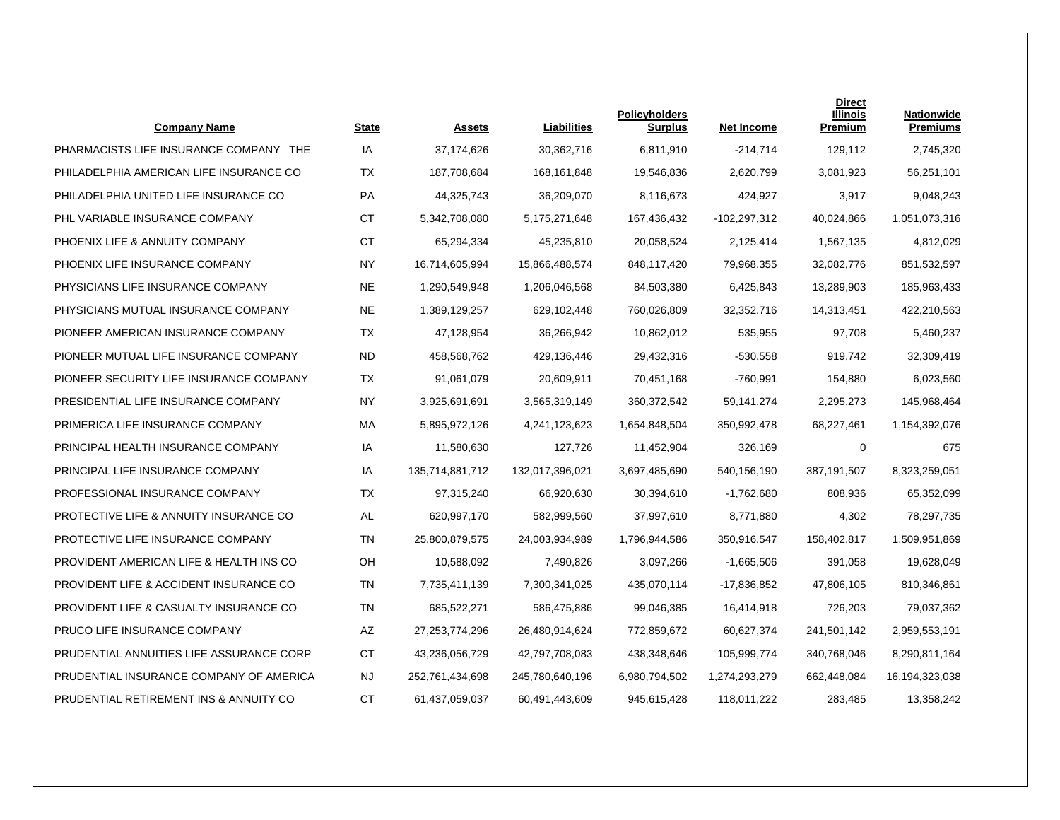| Company Name | State | Assets | Liabilities | Policyholders Surplus | Net Income | Direct Illinois Premium | Nationwide Premiums |
|---|---|---|---|---|---|---|---|
| PHARMACISTS LIFE INSURANCE COMPANY THE | IA | 37,174,626 | 30,362,716 | 6,811,910 | -214,714 | 129,112 | 2,745,320 |
| PHILADELPHIA AMERICAN LIFE INSURANCE CO | TX | 187,708,684 | 168,161,848 | 19,546,836 | 2,620,799 | 3,081,923 | 56,251,101 |
| PHILADELPHIA UNITED LIFE INSURANCE CO | PA | 44,325,743 | 36,209,070 | 8,116,673 | 424,927 | 3,917 | 9,048,243 |
| PHL VARIABLE INSURANCE COMPANY | CT | 5,342,708,080 | 5,175,271,648 | 167,436,432 | -102,297,312 | 40,024,866 | 1,051,073,316 |
| PHOENIX LIFE & ANNUITY COMPANY | CT | 65,294,334 | 45,235,810 | 20,058,524 | 2,125,414 | 1,567,135 | 4,812,029 |
| PHOENIX LIFE INSURANCE COMPANY | NY | 16,714,605,994 | 15,866,488,574 | 848,117,420 | 79,968,355 | 32,082,776 | 851,532,597 |
| PHYSICIANS LIFE INSURANCE COMPANY | NE | 1,290,549,948 | 1,206,046,568 | 84,503,380 | 6,425,843 | 13,289,903 | 185,963,433 |
| PHYSICIANS MUTUAL INSURANCE COMPANY | NE | 1,389,129,257 | 629,102,448 | 760,026,809 | 32,352,716 | 14,313,451 | 422,210,563 |
| PIONEER AMERICAN INSURANCE COMPANY | TX | 47,128,954 | 36,266,942 | 10,862,012 | 535,955 | 97,708 | 5,460,237 |
| PIONEER MUTUAL LIFE INSURANCE COMPANY | ND | 458,568,762 | 429,136,446 | 29,432,316 | -530,558 | 919,742 | 32,309,419 |
| PIONEER SECURITY LIFE INSURANCE COMPANY | TX | 91,061,079 | 20,609,911 | 70,451,168 | -760,991 | 154,880 | 6,023,560 |
| PRESIDENTIAL LIFE INSURANCE COMPANY | NY | 3,925,691,691 | 3,565,319,149 | 360,372,542 | 59,141,274 | 2,295,273 | 145,968,464 |
| PRIMERICA LIFE INSURANCE COMPANY | MA | 5,895,972,126 | 4,241,123,623 | 1,654,848,504 | 350,992,478 | 68,227,461 | 1,154,392,076 |
| PRINCIPAL HEALTH INSURANCE COMPANY | IA | 11,580,630 | 127,726 | 11,452,904 | 326,169 | 0 | 675 |
| PRINCIPAL LIFE INSURANCE COMPANY | IA | 135,714,881,712 | 132,017,396,021 | 3,697,485,690 | 540,156,190 | 387,191,507 | 8,323,259,051 |
| PROFESSIONAL INSURANCE COMPANY | TX | 97,315,240 | 66,920,630 | 30,394,610 | -1,762,680 | 808,936 | 65,352,099 |
| PROTECTIVE LIFE & ANNUITY INSURANCE CO | AL | 620,997,170 | 582,999,560 | 37,997,610 | 8,771,880 | 4,302 | 78,297,735 |
| PROTECTIVE LIFE INSURANCE COMPANY | TN | 25,800,879,575 | 24,003,934,989 | 1,796,944,586 | 350,916,547 | 158,402,817 | 1,509,951,869 |
| PROVIDENT AMERICAN LIFE & HEALTH INS CO | OH | 10,588,092 | 7,490,826 | 3,097,266 | -1,665,506 | 391,058 | 19,628,049 |
| PROVIDENT LIFE & ACCIDENT INSURANCE CO | TN | 7,735,411,139 | 7,300,341,025 | 435,070,114 | -17,836,852 | 47,806,105 | 810,346,861 |
| PROVIDENT LIFE & CASUALTY INSURANCE CO | TN | 685,522,271 | 586,475,886 | 99,046,385 | 16,414,918 | 726,203 | 79,037,362 |
| PRUCO LIFE INSURANCE COMPANY | AZ | 27,253,774,296 | 26,480,914,624 | 772,859,672 | 60,627,374 | 241,501,142 | 2,959,553,191 |
| PRUDENTIAL ANNUITIES LIFE ASSURANCE CORP | CT | 43,236,056,729 | 42,797,708,083 | 438,348,646 | 105,999,774 | 340,768,046 | 8,290,811,164 |
| PRUDENTIAL INSURANCE COMPANY OF AMERICA | NJ | 252,761,434,698 | 245,780,640,196 | 6,980,794,502 | 1,274,293,279 | 662,448,084 | 16,194,323,038 |
| PRUDENTIAL RETIREMENT INS & ANNUITY CO | CT | 61,437,059,037 | 60,491,443,609 | 945,615,428 | 118,011,222 | 283,485 | 13,358,242 |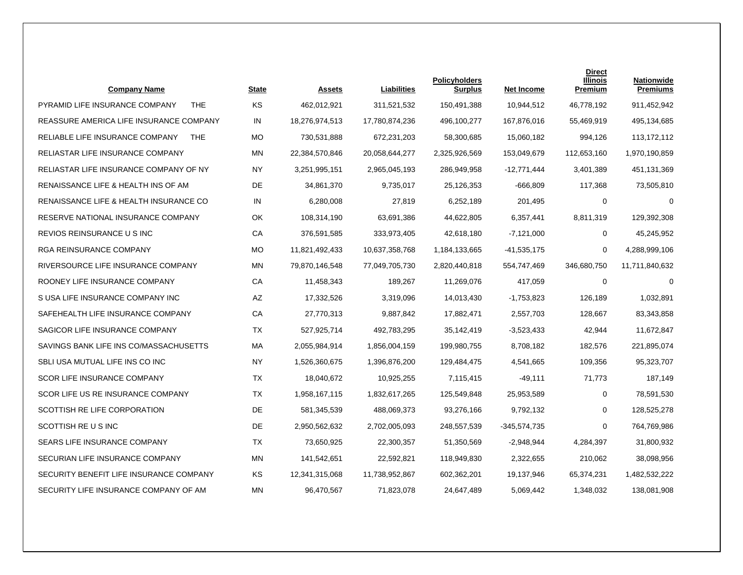| Company Name | State | Assets | Liabilities | Policyholders Surplus | Net Income | Direct Illinois Premium | Nationwide Premiums |
|---|---|---|---|---|---|---|---|
| PYRAMID LIFE INSURANCE COMPANY THE | KS | 462,012,921 | 311,521,532 | 150,491,388 | 10,944,512 | 46,778,192 | 911,452,942 |
| REASSURE AMERICA LIFE INSURANCE COMPANY | IN | 18,276,974,513 | 17,780,874,236 | 496,100,277 | 167,876,016 | 55,469,919 | 495,134,685 |
| RELIABLE LIFE INSURANCE COMPANY THE | MO | 730,531,888 | 672,231,203 | 58,300,685 | 15,060,182 | 994,126 | 113,172,112 |
| RELIASTAR LIFE INSURANCE COMPANY | MN | 22,384,570,846 | 20,058,644,277 | 2,325,926,569 | 153,049,679 | 112,653,160 | 1,970,190,859 |
| RELIASTAR LIFE INSURANCE COMPANY OF NY | NY | 3,251,995,151 | 2,965,045,193 | 286,949,958 | -12,771,444 | 3,401,389 | 451,131,369 |
| RENAISSANCE LIFE & HEALTH INS OF AM | DE | 34,861,370 | 9,735,017 | 25,126,353 | -666,809 | 117,368 | 73,505,810 |
| RENAISSANCE LIFE & HEALTH INSURANCE CO | IN | 6,280,008 | 27,819 | 6,252,189 | 201,495 | 0 | 0 |
| RESERVE NATIONAL INSURANCE COMPANY | OK | 108,314,190 | 63,691,386 | 44,622,805 | 6,357,441 | 8,811,319 | 129,392,308 |
| REVIOS REINSURANCE U S INC | CA | 376,591,585 | 333,973,405 | 42,618,180 | -7,121,000 | 0 | 45,245,952 |
| RGA REINSURANCE COMPANY | MO | 11,821,492,433 | 10,637,358,768 | 1,184,133,665 | -41,535,175 | 0 | 4,288,999,106 |
| RIVERSOURCE LIFE INSURANCE COMPANY | MN | 79,870,146,548 | 77,049,705,730 | 2,820,440,818 | 554,747,469 | 346,680,750 | 11,711,840,632 |
| ROONEY LIFE INSURANCE COMPANY | CA | 11,458,343 | 189,267 | 11,269,076 | 417,059 | 0 | 0 |
| S USA LIFE INSURANCE COMPANY INC | AZ | 17,332,526 | 3,319,096 | 14,013,430 | -1,753,823 | 126,189 | 1,032,891 |
| SAFEHEALTH LIFE INSURANCE COMPANY | CA | 27,770,313 | 9,887,842 | 17,882,471 | 2,557,703 | 128,667 | 83,343,858 |
| SAGICOR LIFE INSURANCE COMPANY | TX | 527,925,714 | 492,783,295 | 35,142,419 | -3,523,433 | 42,944 | 11,672,847 |
| SAVINGS BANK LIFE INS CO/MASSACHUSETTS | MA | 2,055,984,914 | 1,856,004,159 | 199,980,755 | 8,708,182 | 182,576 | 221,895,074 |
| SBLI USA MUTUAL LIFE INS CO INC | NY | 1,526,360,675 | 1,396,876,200 | 129,484,475 | 4,541,665 | 109,356 | 95,323,707 |
| SCOR LIFE INSURANCE COMPANY | TX | 18,040,672 | 10,925,255 | 7,115,415 | -49,111 | 71,773 | 187,149 |
| SCOR LIFE US RE INSURANCE COMPANY | TX | 1,958,167,115 | 1,832,617,265 | 125,549,848 | 25,953,589 | 0 | 78,591,530 |
| SCOTTISH RE LIFE CORPORATION | DE | 581,345,539 | 488,069,373 | 93,276,166 | 9,792,132 | 0 | 128,525,278 |
| SCOTTISH RE U S INC | DE | 2,950,562,632 | 2,702,005,093 | 248,557,539 | -345,574,735 | 0 | 764,769,986 |
| SEARS LIFE INSURANCE COMPANY | TX | 73,650,925 | 22,300,357 | 51,350,569 | -2,948,944 | 4,284,397 | 31,800,932 |
| SECURIAN LIFE INSURANCE COMPANY | MN | 141,542,651 | 22,592,821 | 118,949,830 | 2,322,655 | 210,062 | 38,098,956 |
| SECURITY BENEFIT LIFE INSURANCE COMPANY | KS | 12,341,315,068 | 11,738,952,867 | 602,362,201 | 19,137,946 | 65,374,231 | 1,482,532,222 |
| SECURITY LIFE INSURANCE COMPANY OF AM | MN | 96,470,567 | 71,823,078 | 24,647,489 | 5,069,442 | 1,348,032 | 138,081,908 |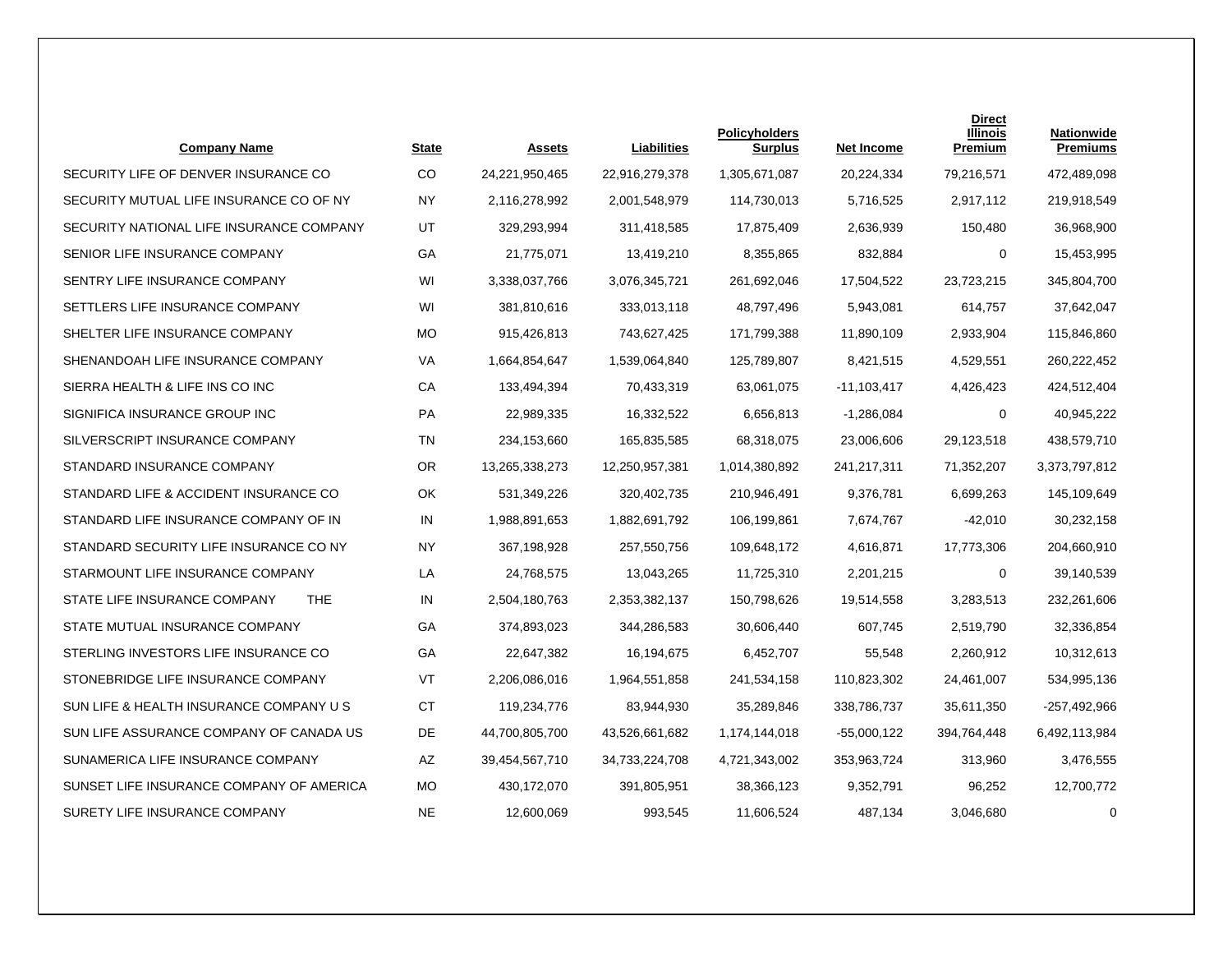| Company Name | State | Assets | Liabilities | Policyholders Surplus | Net Income | Direct Illinois Premium | Nationwide Premiums |
|---|---|---|---|---|---|---|---|
| SECURITY LIFE OF DENVER INSURANCE CO | CO | 24,221,950,465 | 22,916,279,378 | 1,305,671,087 | 20,224,334 | 79,216,571 | 472,489,098 |
| SECURITY MUTUAL LIFE INSURANCE CO OF NY | NY | 2,116,278,992 | 2,001,548,979 | 114,730,013 | 5,716,525 | 2,917,112 | 219,918,549 |
| SECURITY NATIONAL LIFE INSURANCE COMPANY | UT | 329,293,994 | 311,418,585 | 17,875,409 | 2,636,939 | 150,480 | 36,968,900 |
| SENIOR LIFE INSURANCE COMPANY | GA | 21,775,071 | 13,419,210 | 8,355,865 | 832,884 | 0 | 15,453,995 |
| SENTRY LIFE INSURANCE COMPANY | WI | 3,338,037,766 | 3,076,345,721 | 261,692,046 | 17,504,522 | 23,723,215 | 345,804,700 |
| SETTLERS LIFE INSURANCE COMPANY | WI | 381,810,616 | 333,013,118 | 48,797,496 | 5,943,081 | 614,757 | 37,642,047 |
| SHELTER LIFE INSURANCE COMPANY | MO | 915,426,813 | 743,627,425 | 171,799,388 | 11,890,109 | 2,933,904 | 115,846,860 |
| SHENANDOAH LIFE INSURANCE COMPANY | VA | 1,664,854,647 | 1,539,064,840 | 125,789,807 | 8,421,515 | 4,529,551 | 260,222,452 |
| SIERRA HEALTH & LIFE INS CO INC | CA | 133,494,394 | 70,433,319 | 63,061,075 | -11,103,417 | 4,426,423 | 424,512,404 |
| SIGNIFICA INSURANCE GROUP INC | PA | 22,989,335 | 16,332,522 | 6,656,813 | -1,286,084 | 0 | 40,945,222 |
| SILVERSCRIPT INSURANCE COMPANY | TN | 234,153,660 | 165,835,585 | 68,318,075 | 23,006,606 | 29,123,518 | 438,579,710 |
| STANDARD INSURANCE COMPANY | OR | 13,265,338,273 | 12,250,957,381 | 1,014,380,892 | 241,217,311 | 71,352,207 | 3,373,797,812 |
| STANDARD LIFE & ACCIDENT INSURANCE CO | OK | 531,349,226 | 320,402,735 | 210,946,491 | 9,376,781 | 6,699,263 | 145,109,649 |
| STANDARD LIFE INSURANCE COMPANY OF IN | IN | 1,988,891,653 | 1,882,691,792 | 106,199,861 | 7,674,767 | -42,010 | 30,232,158 |
| STANDARD SECURITY LIFE INSURANCE CO NY | NY | 367,198,928 | 257,550,756 | 109,648,172 | 4,616,871 | 17,773,306 | 204,660,910 |
| STARMOUNT LIFE INSURANCE COMPANY | LA | 24,768,575 | 13,043,265 | 11,725,310 | 2,201,215 | 0 | 39,140,539 |
| STATE LIFE INSURANCE COMPANY THE | IN | 2,504,180,763 | 2,353,382,137 | 150,798,626 | 19,514,558 | 3,283,513 | 232,261,606 |
| STATE MUTUAL INSURANCE COMPANY | GA | 374,893,023 | 344,286,583 | 30,606,440 | 607,745 | 2,519,790 | 32,336,854 |
| STERLING INVESTORS LIFE INSURANCE CO | GA | 22,647,382 | 16,194,675 | 6,452,707 | 55,548 | 2,260,912 | 10,312,613 |
| STONEBRIDGE LIFE INSURANCE COMPANY | VT | 2,206,086,016 | 1,964,551,858 | 241,534,158 | 110,823,302 | 24,461,007 | 534,995,136 |
| SUN LIFE & HEALTH INSURANCE COMPANY U S | CT | 119,234,776 | 83,944,930 | 35,289,846 | 338,786,737 | 35,611,350 | -257,492,966 |
| SUN LIFE ASSURANCE COMPANY OF CANADA US | DE | 44,700,805,700 | 43,526,661,682 | 1,174,144,018 | -55,000,122 | 394,764,448 | 6,492,113,984 |
| SUNAMERICA LIFE INSURANCE COMPANY | AZ | 39,454,567,710 | 34,733,224,708 | 4,721,343,002 | 353,963,724 | 313,960 | 3,476,555 |
| SUNSET LIFE INSURANCE COMPANY OF AMERICA | MO | 430,172,070 | 391,805,951 | 38,366,123 | 9,352,791 | 96,252 | 12,700,772 |
| SURETY LIFE INSURANCE COMPANY | NE | 12,600,069 | 993,545 | 11,606,524 | 487,134 | 3,046,680 | 0 |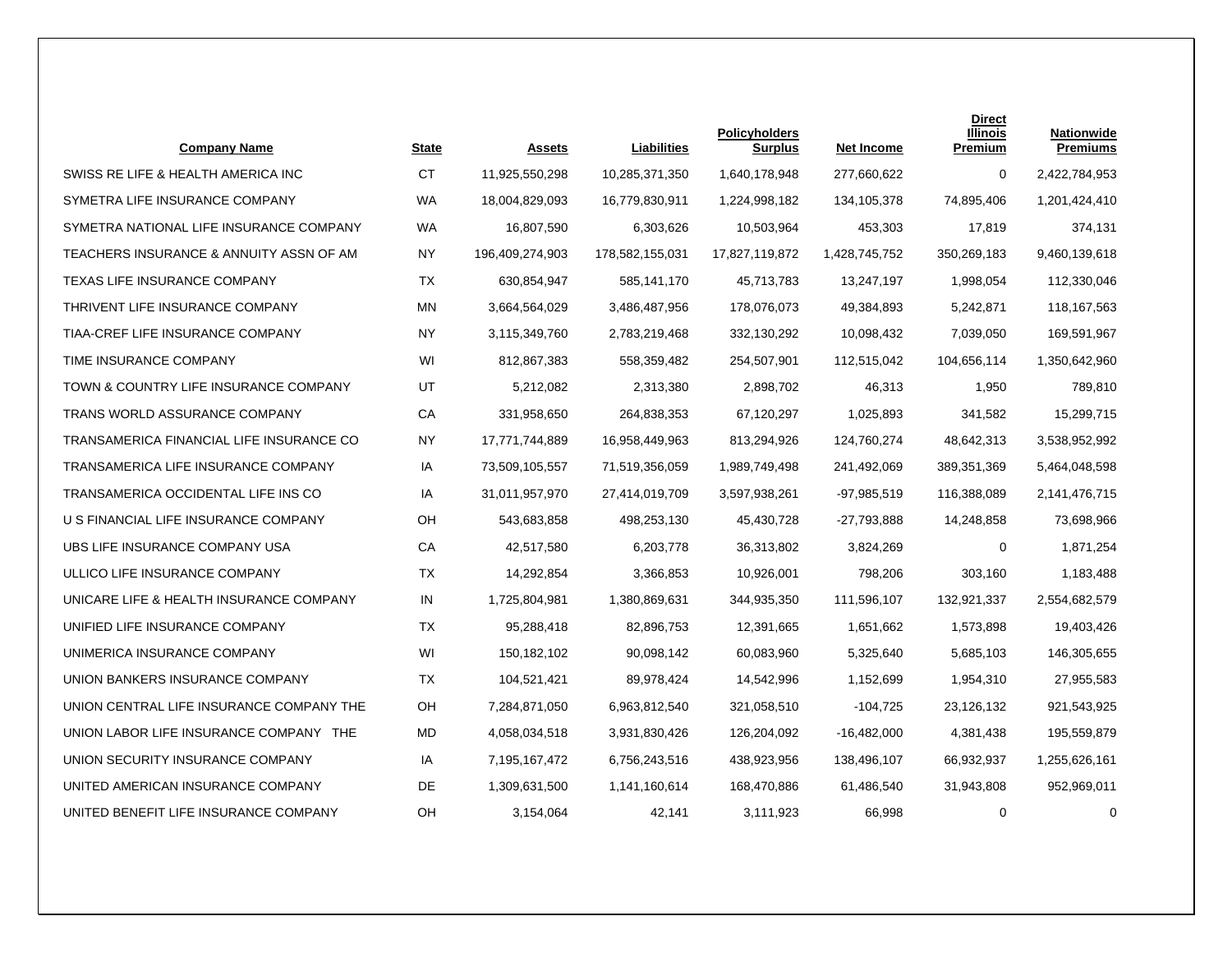| Company Name | State | Assets | Liabilities | Policyholders Surplus | Net Income | Direct Illinois Premium | Nationwide Premiums |
|---|---|---|---|---|---|---|---|
| SWISS RE LIFE & HEALTH AMERICA INC | CT | 11,925,550,298 | 10,285,371,350 | 1,640,178,948 | 277,660,622 | 0 | 2,422,784,953 |
| SYMETRA LIFE INSURANCE COMPANY | WA | 18,004,829,093 | 16,779,830,911 | 1,224,998,182 | 134,105,378 | 74,895,406 | 1,201,424,410 |
| SYMETRA NATIONAL LIFE INSURANCE COMPANY | WA | 16,807,590 | 6,303,626 | 10,503,964 | 453,303 | 17,819 | 374,131 |
| TEACHERS INSURANCE & ANNUITY ASSN OF AM | NY | 196,409,274,903 | 178,582,155,031 | 17,827,119,872 | 1,428,745,752 | 350,269,183 | 9,460,139,618 |
| TEXAS LIFE INSURANCE COMPANY | TX | 630,854,947 | 585,141,170 | 45,713,783 | 13,247,197 | 1,998,054 | 112,330,046 |
| THRIVENT LIFE INSURANCE COMPANY | MN | 3,664,564,029 | 3,486,487,956 | 178,076,073 | 49,384,893 | 5,242,871 | 118,167,563 |
| TIAA-CREF LIFE INSURANCE COMPANY | NY | 3,115,349,760 | 2,783,219,468 | 332,130,292 | 10,098,432 | 7,039,050 | 169,591,967 |
| TIME INSURANCE COMPANY | WI | 812,867,383 | 558,359,482 | 254,507,901 | 112,515,042 | 104,656,114 | 1,350,642,960 |
| TOWN & COUNTRY LIFE INSURANCE COMPANY | UT | 5,212,082 | 2,313,380 | 2,898,702 | 46,313 | 1,950 | 789,810 |
| TRANS WORLD ASSURANCE COMPANY | CA | 331,958,650 | 264,838,353 | 67,120,297 | 1,025,893 | 341,582 | 15,299,715 |
| TRANSAMERICA FINANCIAL LIFE INSURANCE CO | NY | 17,771,744,889 | 16,958,449,963 | 813,294,926 | 124,760,274 | 48,642,313 | 3,538,952,992 |
| TRANSAMERICA LIFE INSURANCE COMPANY | IA | 73,509,105,557 | 71,519,356,059 | 1,989,749,498 | 241,492,069 | 389,351,369 | 5,464,048,598 |
| TRANSAMERICA OCCIDENTAL LIFE INS CO | IA | 31,011,957,970 | 27,414,019,709 | 3,597,938,261 | -97,985,519 | 116,388,089 | 2,141,476,715 |
| U S FINANCIAL LIFE INSURANCE COMPANY | OH | 543,683,858 | 498,253,130 | 45,430,728 | -27,793,888 | 14,248,858 | 73,698,966 |
| UBS LIFE INSURANCE COMPANY USA | CA | 42,517,580 | 6,203,778 | 36,313,802 | 3,824,269 | 0 | 1,871,254 |
| ULLICO LIFE INSURANCE COMPANY | TX | 14,292,854 | 3,366,853 | 10,926,001 | 798,206 | 303,160 | 1,183,488 |
| UNICARE LIFE & HEALTH INSURANCE COMPANY | IN | 1,725,804,981 | 1,380,869,631 | 344,935,350 | 111,596,107 | 132,921,337 | 2,554,682,579 |
| UNIFIED LIFE INSURANCE COMPANY | TX | 95,288,418 | 82,896,753 | 12,391,665 | 1,651,662 | 1,573,898 | 19,403,426 |
| UNIMERICA INSURANCE COMPANY | WI | 150,182,102 | 90,098,142 | 60,083,960 | 5,325,640 | 5,685,103 | 146,305,655 |
| UNION BANKERS INSURANCE COMPANY | TX | 104,521,421 | 89,978,424 | 14,542,996 | 1,152,699 | 1,954,310 | 27,955,583 |
| UNION CENTRAL LIFE INSURANCE COMPANY THE | OH | 7,284,871,050 | 6,963,812,540 | 321,058,510 | -104,725 | 23,126,132 | 921,543,925 |
| UNION LABOR LIFE INSURANCE COMPANY THE | MD | 4,058,034,518 | 3,931,830,426 | 126,204,092 | -16,482,000 | 4,381,438 | 195,559,879 |
| UNION SECURITY INSURANCE COMPANY | IA | 7,195,167,472 | 6,756,243,516 | 438,923,956 | 138,496,107 | 66,932,937 | 1,255,626,161 |
| UNITED AMERICAN INSURANCE COMPANY | DE | 1,309,631,500 | 1,141,160,614 | 168,470,886 | 61,486,540 | 31,943,808 | 952,969,011 |
| UNITED BENEFIT LIFE INSURANCE COMPANY | OH | 3,154,064 | 42,141 | 3,111,923 | 66,998 | 0 | 0 |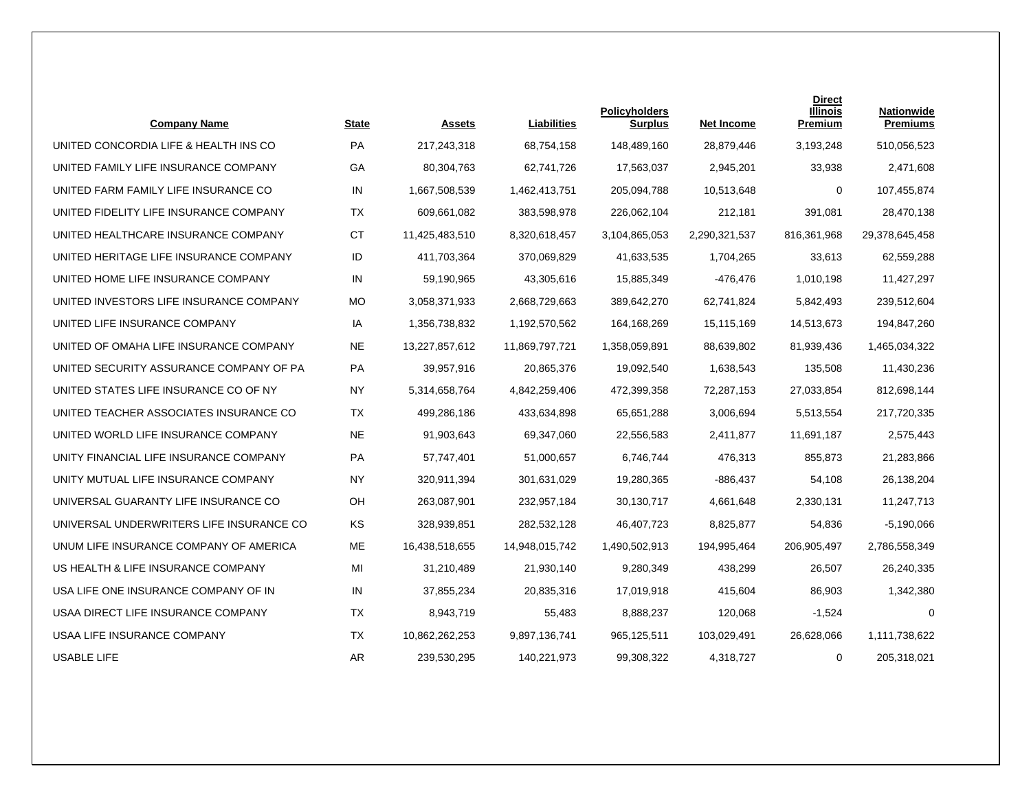| Company Name | State | Assets | Liabilities | Policyholders Surplus | Net Income | Direct Illinois Premium | Nationwide Premiums |
|---|---|---|---|---|---|---|---|
| UNITED CONCORDIA LIFE & HEALTH INS CO | PA | 217,243,318 | 68,754,158 | 148,489,160 | 28,879,446 | 3,193,248 | 510,056,523 |
| UNITED FAMILY LIFE INSURANCE COMPANY | GA | 80,304,763 | 62,741,726 | 17,563,037 | 2,945,201 | 33,938 | 2,471,608 |
| UNITED FARM FAMILY LIFE INSURANCE CO | IN | 1,667,508,539 | 1,462,413,751 | 205,094,788 | 10,513,648 | 0 | 107,455,874 |
| UNITED FIDELITY LIFE INSURANCE COMPANY | TX | 609,661,082 | 383,598,978 | 226,062,104 | 212,181 | 391,081 | 28,470,138 |
| UNITED HEALTHCARE INSURANCE COMPANY | CT | 11,425,483,510 | 8,320,618,457 | 3,104,865,053 | 2,290,321,537 | 816,361,968 | 29,378,645,458 |
| UNITED HERITAGE LIFE INSURANCE COMPANY | ID | 411,703,364 | 370,069,829 | 41,633,535 | 1,704,265 | 33,613 | 62,559,288 |
| UNITED HOME LIFE INSURANCE COMPANY | IN | 59,190,965 | 43,305,616 | 15,885,349 | -476,476 | 1,010,198 | 11,427,297 |
| UNITED INVESTORS LIFE INSURANCE COMPANY | MO | 3,058,371,933 | 2,668,729,663 | 389,642,270 | 62,741,824 | 5,842,493 | 239,512,604 |
| UNITED LIFE INSURANCE COMPANY | IA | 1,356,738,832 | 1,192,570,562 | 164,168,269 | 15,115,169 | 14,513,673 | 194,847,260 |
| UNITED OF OMAHA LIFE INSURANCE COMPANY | NE | 13,227,857,612 | 11,869,797,721 | 1,358,059,891 | 88,639,802 | 81,939,436 | 1,465,034,322 |
| UNITED SECURITY ASSURANCE COMPANY OF PA | PA | 39,957,916 | 20,865,376 | 19,092,540 | 1,638,543 | 135,508 | 11,430,236 |
| UNITED STATES LIFE INSURANCE CO OF NY | NY | 5,314,658,764 | 4,842,259,406 | 472,399,358 | 72,287,153 | 27,033,854 | 812,698,144 |
| UNITED TEACHER ASSOCIATES INSURANCE CO | TX | 499,286,186 | 433,634,898 | 65,651,288 | 3,006,694 | 5,513,554 | 217,720,335 |
| UNITED WORLD LIFE INSURANCE COMPANY | NE | 91,903,643 | 69,347,060 | 22,556,583 | 2,411,877 | 11,691,187 | 2,575,443 |
| UNITY FINANCIAL LIFE INSURANCE COMPANY | PA | 57,747,401 | 51,000,657 | 6,746,744 | 476,313 | 855,873 | 21,283,866 |
| UNITY MUTUAL LIFE INSURANCE COMPANY | NY | 320,911,394 | 301,631,029 | 19,280,365 | -886,437 | 54,108 | 26,138,204 |
| UNIVERSAL GUARANTY LIFE INSURANCE CO | OH | 263,087,901 | 232,957,184 | 30,130,717 | 4,661,648 | 2,330,131 | 11,247,713 |
| UNIVERSAL UNDERWRITERS LIFE INSURANCE CO | KS | 328,939,851 | 282,532,128 | 46,407,723 | 8,825,877 | 54,836 | -5,190,066 |
| UNUM LIFE INSURANCE COMPANY OF AMERICA | ME | 16,438,518,655 | 14,948,015,742 | 1,490,502,913 | 194,995,464 | 206,905,497 | 2,786,558,349 |
| US HEALTH & LIFE INSURANCE COMPANY | MI | 31,210,489 | 21,930,140 | 9,280,349 | 438,299 | 26,507 | 26,240,335 |
| USA LIFE ONE INSURANCE COMPANY OF IN | IN | 37,855,234 | 20,835,316 | 17,019,918 | 415,604 | 86,903 | 1,342,380 |
| USAA DIRECT LIFE INSURANCE COMPANY | TX | 8,943,719 | 55,483 | 8,888,237 | 120,068 | -1,524 | 0 |
| USAA LIFE INSURANCE COMPANY | TX | 10,862,262,253 | 9,897,136,741 | 965,125,511 | 103,029,491 | 26,628,066 | 1,111,738,622 |
| USABLE LIFE | AR | 239,530,295 | 140,221,973 | 99,308,322 | 4,318,727 | 0 | 205,318,021 |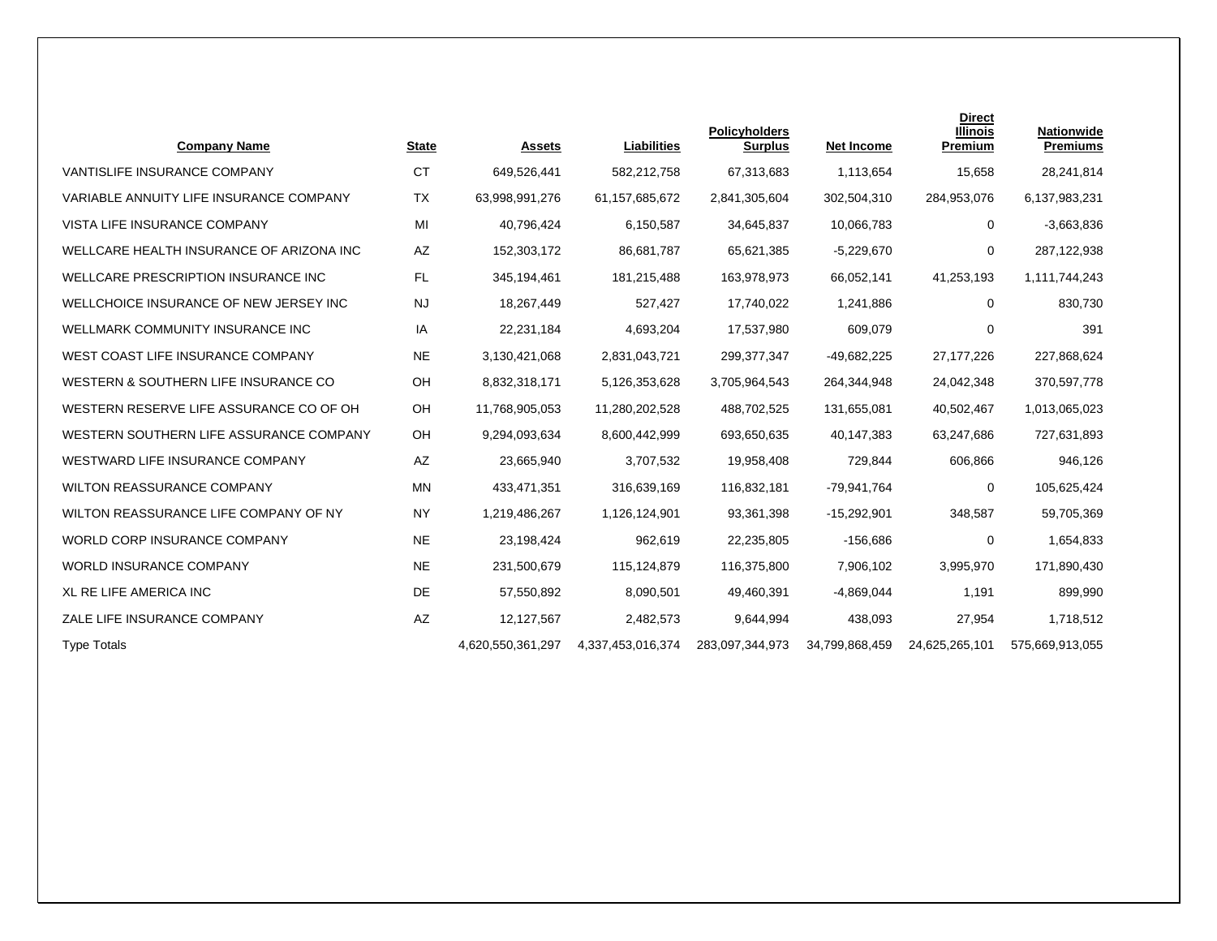| Company Name | State | Assets | Liabilities | Policyholders Surplus | Net Income | Direct Illinois Premium | Nationwide Premiums |
|---|---|---|---|---|---|---|---|
| VANTISLIFE INSURANCE COMPANY | CT | 649,526,441 | 582,212,758 | 67,313,683 | 1,113,654 | 15,658 | 28,241,814 |
| VARIABLE ANNUITY LIFE INSURANCE COMPANY | TX | 63,998,991,276 | 61,157,685,672 | 2,841,305,604 | 302,504,310 | 284,953,076 | 6,137,983,231 |
| VISTA LIFE INSURANCE COMPANY | MI | 40,796,424 | 6,150,587 | 34,645,837 | 10,066,783 | 0 | -3,663,836 |
| WELLCARE HEALTH INSURANCE OF ARIZONA INC | AZ | 152,303,172 | 86,681,787 | 65,621,385 | -5,229,670 | 0 | 287,122,938 |
| WELLCARE PRESCRIPTION INSURANCE INC | FL | 345,194,461 | 181,215,488 | 163,978,973 | 66,052,141 | 41,253,193 | 1,111,744,243 |
| WELLCHOICE INSURANCE OF NEW JERSEY INC | NJ | 18,267,449 | 527,427 | 17,740,022 | 1,241,886 | 0 | 830,730 |
| WELLMARK COMMUNITY INSURANCE INC | IA | 22,231,184 | 4,693,204 | 17,537,980 | 609,079 | 0 | 391 |
| WEST COAST LIFE INSURANCE COMPANY | NE | 3,130,421,068 | 2,831,043,721 | 299,377,347 | -49,682,225 | 27,177,226 | 227,868,624 |
| WESTERN & SOUTHERN LIFE INSURANCE CO | OH | 8,832,318,171 | 5,126,353,628 | 3,705,964,543 | 264,344,948 | 24,042,348 | 370,597,778 |
| WESTERN RESERVE LIFE ASSURANCE CO OF OH | OH | 11,768,905,053 | 11,280,202,528 | 488,702,525 | 131,655,081 | 40,502,467 | 1,013,065,023 |
| WESTERN SOUTHERN LIFE ASSURANCE COMPANY | OH | 9,294,093,634 | 8,600,442,999 | 693,650,635 | 40,147,383 | 63,247,686 | 727,631,893 |
| WESTWARD LIFE INSURANCE COMPANY | AZ | 23,665,940 | 3,707,532 | 19,958,408 | 729,844 | 606,866 | 946,126 |
| WILTON REASSURANCE COMPANY | MN | 433,471,351 | 316,639,169 | 116,832,181 | -79,941,764 | 0 | 105,625,424 |
| WILTON REASSURANCE LIFE COMPANY OF NY | NY | 1,219,486,267 | 1,126,124,901 | 93,361,398 | -15,292,901 | 348,587 | 59,705,369 |
| WORLD CORP INSURANCE COMPANY | NE | 23,198,424 | 962,619 | 22,235,805 | -156,686 | 0 | 1,654,833 |
| WORLD INSURANCE COMPANY | NE | 231,500,679 | 115,124,879 | 116,375,800 | 7,906,102 | 3,995,970 | 171,890,430 |
| XL RE LIFE AMERICA INC | DE | 57,550,892 | 8,090,501 | 49,460,391 | -4,869,044 | 1,191 | 899,990 |
| ZALE LIFE INSURANCE COMPANY | AZ | 12,127,567 | 2,482,573 | 9,644,994 | 438,093 | 27,954 | 1,718,512 |
| Type Totals | | 4,620,550,361,297 | 4,337,453,016,374 | 283,097,344,973 | 34,799,868,459 | 24,625,265,101 | 575,669,913,055 |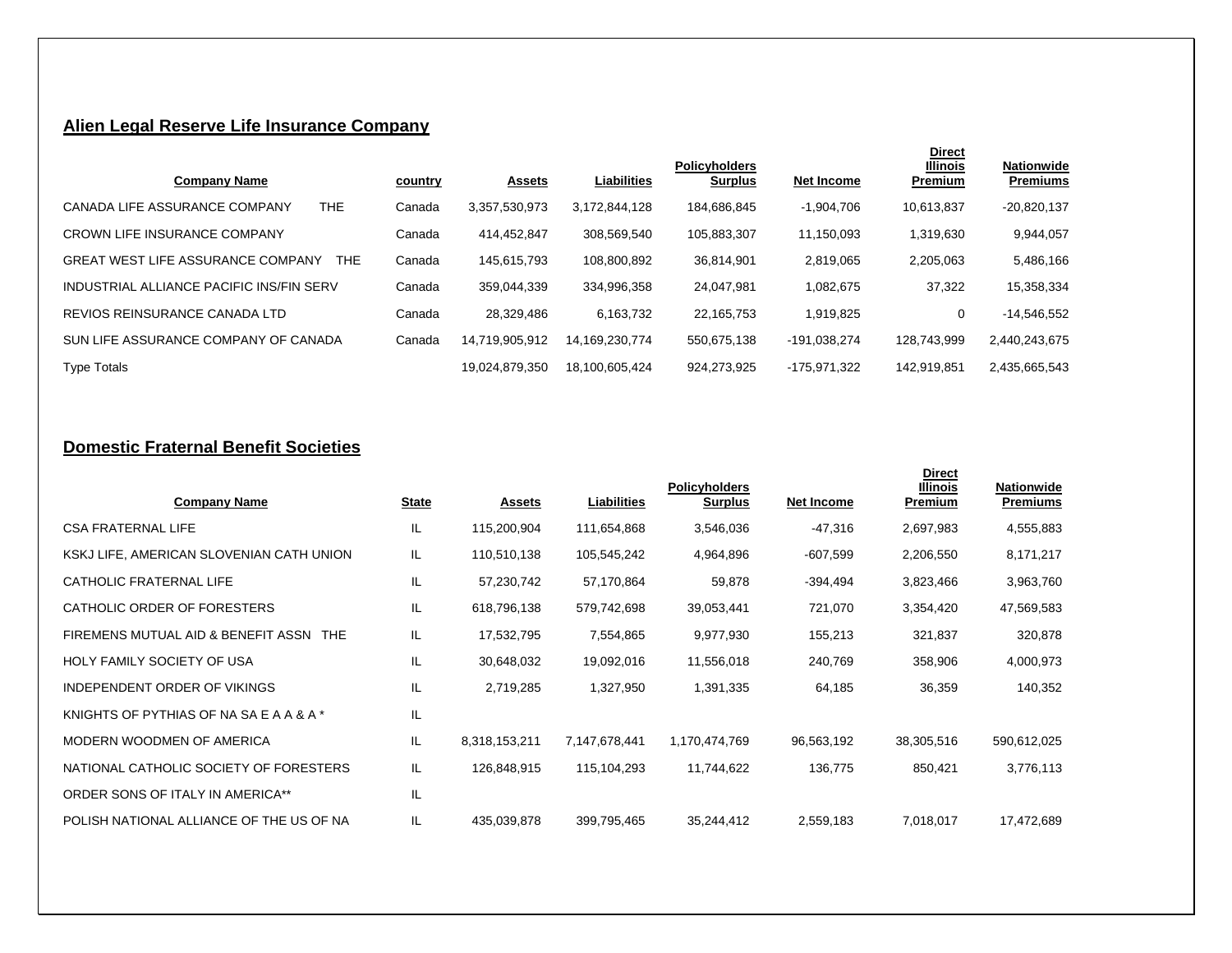## Alien Legal Reserve Life Insurance Company

| Company Name | country | Assets | Liabilities | Policyholders Surplus | Net Income | Direct Illinois Premium | Nationwide Premiums |
|---|---|---|---|---|---|---|---|
| CANADA LIFE ASSURANCE COMPANY THE | Canada | 3,357,530,973 | 3,172,844,128 | 184,686,845 | -1,904,706 | 10,613,837 | -20,820,137 |
| CROWN LIFE INSURANCE COMPANY | Canada | 414,452,847 | 308,569,540 | 105,883,307 | 11,150,093 | 1,319,630 | 9,944,057 |
| GREAT WEST LIFE ASSURANCE COMPANY THE | Canada | 145,615,793 | 108,800,892 | 36,814,901 | 2,819,065 | 2,205,063 | 5,486,166 |
| INDUSTRIAL ALLIANCE PACIFIC INS/FIN SERV | Canada | 359,044,339 | 334,996,358 | 24,047,981 | 1,082,675 | 37,322 | 15,358,334 |
| REVIOS REINSURANCE CANADA LTD | Canada | 28,329,486 | 6,163,732 | 22,165,753 | 1,919,825 | 0 | -14,546,552 |
| SUN LIFE ASSURANCE COMPANY OF CANADA | Canada | 14,719,905,912 | 14,169,230,774 | 550,675,138 | -191,038,274 | 128,743,999 | 2,440,243,675 |
| Type Totals | | 19,024,879,350 | 18,100,605,424 | 924,273,925 | -175,971,322 | 142,919,851 | 2,435,665,543 |

## Domestic Fraternal Benefit Societies

| Company Name | State | Assets | Liabilities | Policyholders Surplus | Net Income | Direct Illinois Premium | Nationwide Premiums |
|---|---|---|---|---|---|---|---|
| CSA FRATERNAL LIFE | IL | 115,200,904 | 111,654,868 | 3,546,036 | -47,316 | 2,697,983 | 4,555,883 |
| KSKJ LIFE, AMERICAN SLOVENIAN CATH UNION | IL | 110,510,138 | 105,545,242 | 4,964,896 | -607,599 | 2,206,550 | 8,171,217 |
| CATHOLIC FRATERNAL LIFE | IL | 57,230,742 | 57,170,864 | 59,878 | -394,494 | 3,823,466 | 3,963,760 |
| CATHOLIC ORDER OF FORESTERS | IL | 618,796,138 | 579,742,698 | 39,053,441 | 721,070 | 3,354,420 | 47,569,583 |
| FIREMENS MUTUAL AID & BENEFIT ASSN THE | IL | 17,532,795 | 7,554,865 | 9,977,930 | 155,213 | 321,837 | 320,878 |
| HOLY FAMILY SOCIETY OF USA | IL | 30,648,032 | 19,092,016 | 11,556,018 | 240,769 | 358,906 | 4,000,973 |
| INDEPENDENT ORDER OF VIKINGS | IL | 2,719,285 | 1,327,950 | 1,391,335 | 64,185 | 36,359 | 140,352 |
| KNIGHTS OF PYTHIAS OF NA SA E A A & A * | IL | | | | | | |
| MODERN WOODMEN OF AMERICA | IL | 8,318,153,211 | 7,147,678,441 | 1,170,474,769 | 96,563,192 | 38,305,516 | 590,612,025 |
| NATIONAL CATHOLIC SOCIETY OF FORESTERS | IL | 126,848,915 | 115,104,293 | 11,744,622 | 136,775 | 850,421 | 3,776,113 |
| ORDER SONS OF ITALY IN AMERICA** | IL | | | | | | |
| POLISH NATIONAL ALLIANCE OF THE US OF NA | IL | 435,039,878 | 399,795,465 | 35,244,412 | 2,559,183 | 7,018,017 | 17,472,689 |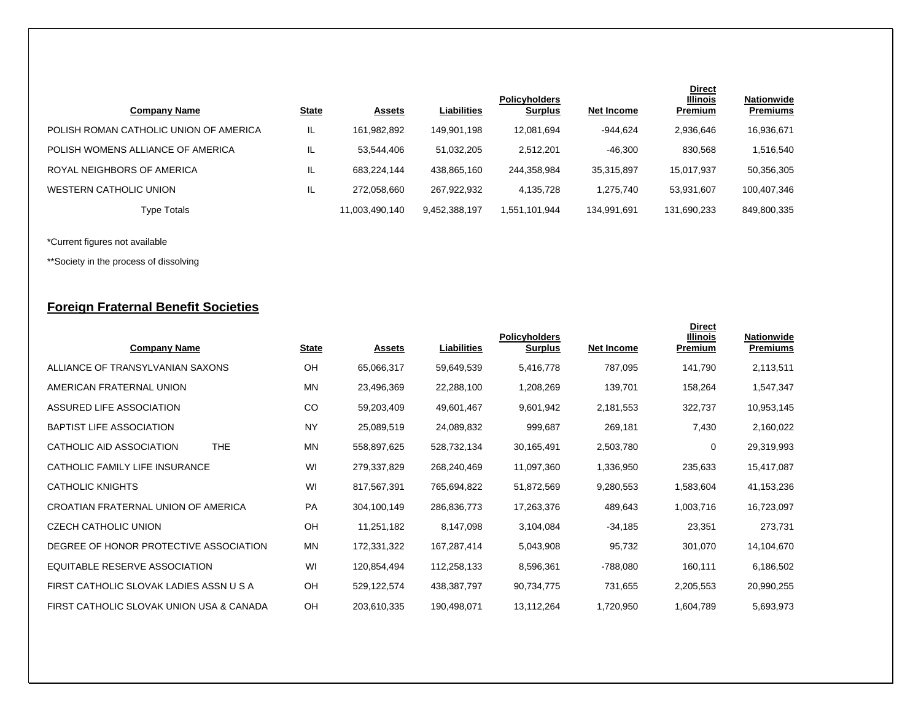| Company Name | State | Assets | Liabilities | Policyholders Surplus | Net Income | Direct Illinois Premium | Nationwide Premiums |
|---|---|---|---|---|---|---|---|
| POLISH ROMAN CATHOLIC UNION OF AMERICA | IL | 161,982,892 | 149,901,198 | 12,081,694 | -944,624 | 2,936,646 | 16,936,671 |
| POLISH WOMENS ALLIANCE OF AMERICA | IL | 53,544,406 | 51,032,205 | 2,512,201 | -46,300 | 830,568 | 1,516,540 |
| ROYAL NEIGHBORS OF AMERICA | IL | 683,224,144 | 438,865,160 | 244,358,984 | 35,315,897 | 15,017,937 | 50,356,305 |
| WESTERN CATHOLIC UNION | IL | 272,058,660 | 267,922,932 | 4,135,728 | 1,275,740 | 53,931,607 | 100,407,346 |
| Type Totals | | 11,003,490,140 | 9,452,388,197 | 1,551,101,944 | 134,991,691 | 131,690,233 | 849,800,335 |

*Current figures not available

**Society in the process of dissolving

## Foreign Fraternal Benefit Societies

| Company Name | State | Assets | Liabilities | Policyholders Surplus | Net Income | Direct Illinois Premium | Nationwide Premiums |
|---|---|---|---|---|---|---|---|
| ALLIANCE OF TRANSYLVANIAN SAXONS | OH | 65,066,317 | 59,649,539 | 5,416,778 | 787,095 | 141,790 | 2,113,511 |
| AMERICAN FRATERNAL UNION | MN | 23,496,369 | 22,288,100 | 1,208,269 | 139,701 | 158,264 | 1,547,347 |
| ASSURED LIFE ASSOCIATION | CO | 59,203,409 | 49,601,467 | 9,601,942 | 2,181,553 | 322,737 | 10,953,145 |
| BAPTIST LIFE ASSOCIATION | NY | 25,089,519 | 24,089,832 | 999,687 | 269,181 | 7,430 | 2,160,022 |
| CATHOLIC AID ASSOCIATION THE | MN | 558,897,625 | 528,732,134 | 30,165,491 | 2,503,780 | 0 | 29,319,993 |
| CATHOLIC FAMILY LIFE INSURANCE | WI | 279,337,829 | 268,240,469 | 11,097,360 | 1,336,950 | 235,633 | 15,417,087 |
| CATHOLIC KNIGHTS | WI | 817,567,391 | 765,694,822 | 51,872,569 | 9,280,553 | 1,583,604 | 41,153,236 |
| CROATIAN FRATERNAL UNION OF AMERICA | PA | 304,100,149 | 286,836,773 | 17,263,376 | 489,643 | 1,003,716 | 16,723,097 |
| CZECH CATHOLIC UNION | OH | 11,251,182 | 8,147,098 | 3,104,084 | -34,185 | 23,351 | 273,731 |
| DEGREE OF HONOR PROTECTIVE ASSOCIATION | MN | 172,331,322 | 167,287,414 | 5,043,908 | 95,732 | 301,070 | 14,104,670 |
| EQUITABLE RESERVE ASSOCIATION | WI | 120,854,494 | 112,258,133 | 8,596,361 | -788,080 | 160,111 | 6,186,502 |
| FIRST CATHOLIC SLOVAK LADIES ASSN U S A | OH | 529,122,574 | 438,387,797 | 90,734,775 | 731,655 | 2,205,553 | 20,990,255 |
| FIRST CATHOLIC SLOVAK UNION USA & CANADA | OH | 203,610,335 | 190,498,071 | 13,112,264 | 1,720,950 | 1,604,789 | 5,693,973 |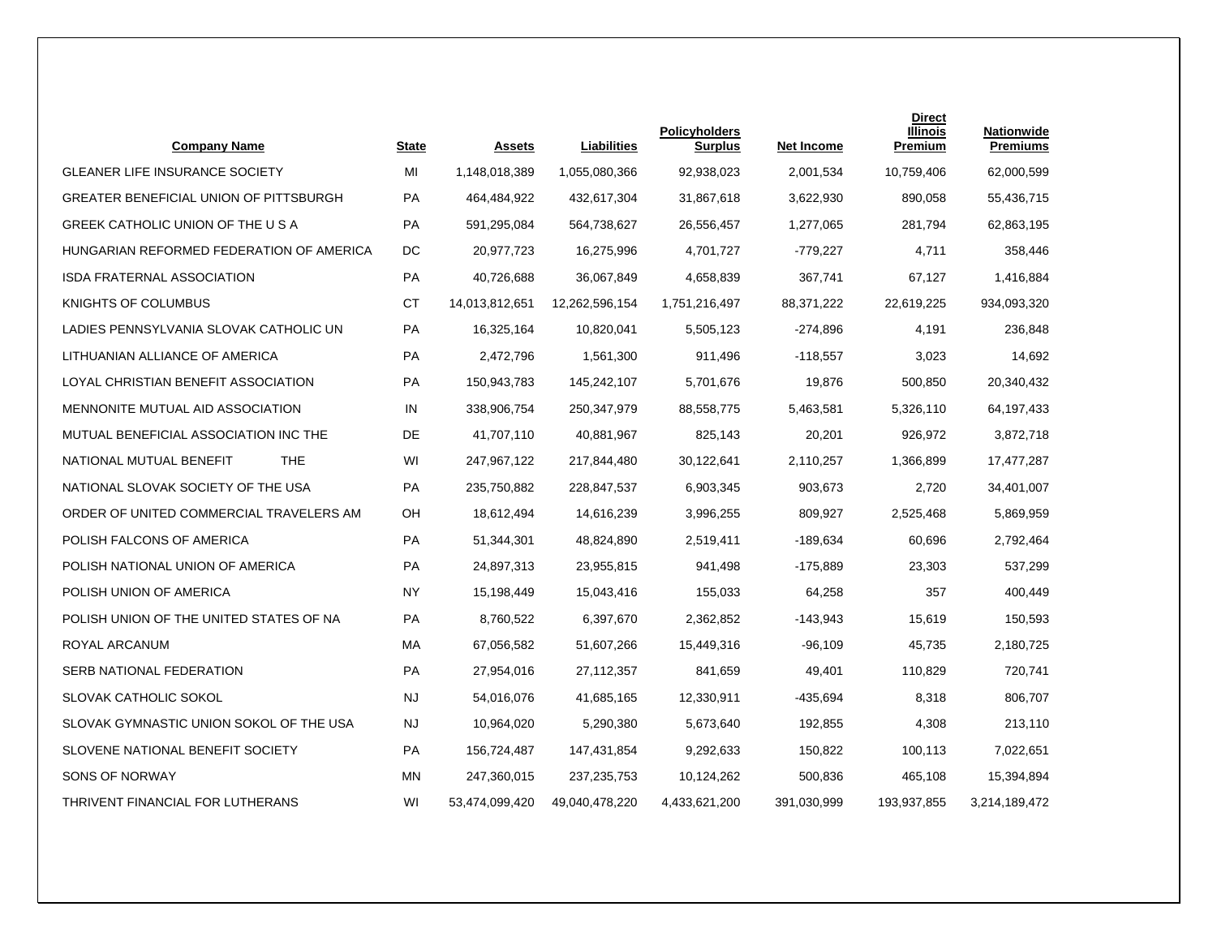| Company Name | State | Assets | Liabilities | Policyholders Surplus | Net Income | Direct Illinois Premium | Nationwide Premiums |
|---|---|---|---|---|---|---|---|
| GLEANER LIFE INSURANCE SOCIETY | MI | 1,148,018,389 | 1,055,080,366 | 92,938,023 | 2,001,534 | 10,759,406 | 62,000,599 |
| GREATER BENEFICIAL UNION OF PITTSBURGH | PA | 464,484,922 | 432,617,304 | 31,867,618 | 3,622,930 | 890,058 | 55,436,715 |
| GREEK CATHOLIC UNION OF THE U S A | PA | 591,295,084 | 564,738,627 | 26,556,457 | 1,277,065 | 281,794 | 62,863,195 |
| HUNGARIAN REFORMED FEDERATION OF AMERICA | DC | 20,977,723 | 16,275,996 | 4,701,727 | -779,227 | 4,711 | 358,446 |
| ISDA FRATERNAL ASSOCIATION | PA | 40,726,688 | 36,067,849 | 4,658,839 | 367,741 | 67,127 | 1,416,884 |
| KNIGHTS OF COLUMBUS | CT | 14,013,812,651 | 12,262,596,154 | 1,751,216,497 | 88,371,222 | 22,619,225 | 934,093,320 |
| LADIES PENNSYLVANIA SLOVAK CATHOLIC UN | PA | 16,325,164 | 10,820,041 | 5,505,123 | -274,896 | 4,191 | 236,848 |
| LITHUANIAN ALLIANCE OF AMERICA | PA | 2,472,796 | 1,561,300 | 911,496 | -118,557 | 3,023 | 14,692 |
| LOYAL CHRISTIAN BENEFIT ASSOCIATION | PA | 150,943,783 | 145,242,107 | 5,701,676 | 19,876 | 500,850 | 20,340,432 |
| MENNONITE MUTUAL AID ASSOCIATION | IN | 338,906,754 | 250,347,979 | 88,558,775 | 5,463,581 | 5,326,110 | 64,197,433 |
| MUTUAL BENEFICIAL ASSOCIATION INC THE | DE | 41,707,110 | 40,881,967 | 825,143 | 20,201 | 926,972 | 3,872,718 |
| NATIONAL MUTUAL BENEFIT THE | WI | 247,967,122 | 217,844,480 | 30,122,641 | 2,110,257 | 1,366,899 | 17,477,287 |
| NATIONAL SLOVAK SOCIETY OF THE USA | PA | 235,750,882 | 228,847,537 | 6,903,345 | 903,673 | 2,720 | 34,401,007 |
| ORDER OF UNITED COMMERCIAL TRAVELERS AM | OH | 18,612,494 | 14,616,239 | 3,996,255 | 809,927 | 2,525,468 | 5,869,959 |
| POLISH FALCONS OF AMERICA | PA | 51,344,301 | 48,824,890 | 2,519,411 | -189,634 | 60,696 | 2,792,464 |
| POLISH NATIONAL UNION OF AMERICA | PA | 24,897,313 | 23,955,815 | 941,498 | -175,889 | 23,303 | 537,299 |
| POLISH UNION OF AMERICA | NY | 15,198,449 | 15,043,416 | 155,033 | 64,258 | 357 | 400,449 |
| POLISH UNION OF THE UNITED STATES OF NA | PA | 8,760,522 | 6,397,670 | 2,362,852 | -143,943 | 15,619 | 150,593 |
| ROYAL ARCANUM | MA | 67,056,582 | 51,607,266 | 15,449,316 | -96,109 | 45,735 | 2,180,725 |
| SERB NATIONAL FEDERATION | PA | 27,954,016 | 27,112,357 | 841,659 | 49,401 | 110,829 | 720,741 |
| SLOVAK CATHOLIC SOKOL | NJ | 54,016,076 | 41,685,165 | 12,330,911 | -435,694 | 8,318 | 806,707 |
| SLOVAK GYMNASTIC UNION SOKOL OF THE USA | NJ | 10,964,020 | 5,290,380 | 5,673,640 | 192,855 | 4,308 | 213,110 |
| SLOVENE NATIONAL BENEFIT SOCIETY | PA | 156,724,487 | 147,431,854 | 9,292,633 | 150,822 | 100,113 | 7,022,651 |
| SONS OF NORWAY | MN | 247,360,015 | 237,235,753 | 10,124,262 | 500,836 | 465,108 | 15,394,894 |
| THRIVENT FINANCIAL FOR LUTHERANS | WI | 53,474,099,420 | 49,040,478,220 | 4,433,621,200 | 391,030,999 | 193,937,855 | 3,214,189,472 |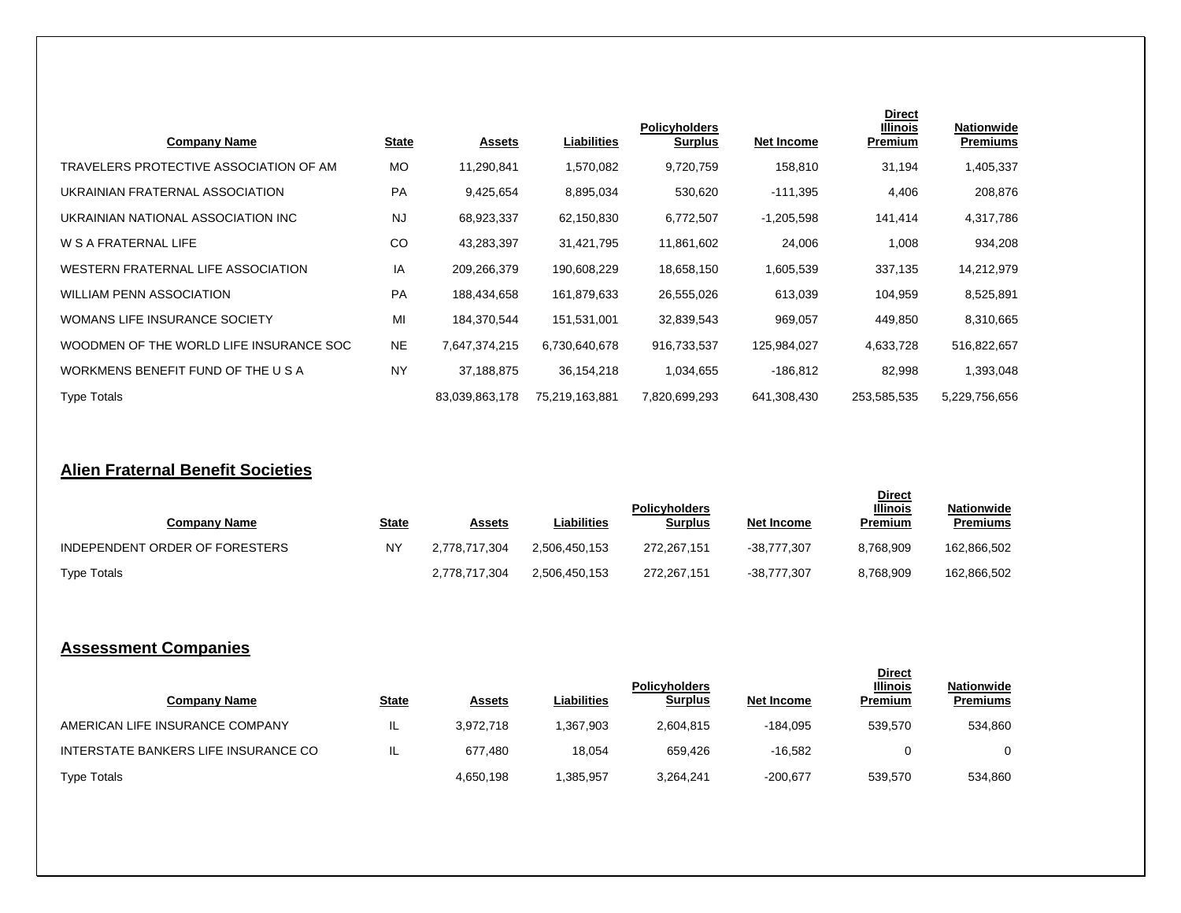| Company Name | State | Assets | Liabilities | Policyholders Surplus | Net Income | Direct Illinois Premium | Nationwide Premiums |
|---|---|---|---|---|---|---|---|
| TRAVELERS PROTECTIVE ASSOCIATION OF AM | MO | 11,290,841 | 1,570,082 | 9,720,759 | 158,810 | 31,194 | 1,405,337 |
| UKRAINIAN FRATERNAL ASSOCIATION | PA | 9,425,654 | 8,895,034 | 530,620 | -111,395 | 4,406 | 208,876 |
| UKRAINIAN NATIONAL ASSOCIATION INC | NJ | 68,923,337 | 62,150,830 | 6,772,507 | -1,205,598 | 141,414 | 4,317,786 |
| W S A FRATERNAL LIFE | CO | 43,283,397 | 31,421,795 | 11,861,602 | 24,006 | 1,008 | 934,208 |
| WESTERN FRATERNAL LIFE ASSOCIATION | IA | 209,266,379 | 190,608,229 | 18,658,150 | 1,605,539 | 337,135 | 14,212,979 |
| WILLIAM PENN ASSOCIATION | PA | 188,434,658 | 161,879,633 | 26,555,026 | 613,039 | 104,959 | 8,525,891 |
| WOMANS LIFE INSURANCE SOCIETY | MI | 184,370,544 | 151,531,001 | 32,839,543 | 969,057 | 449,850 | 8,310,665 |
| WOODMEN OF THE WORLD LIFE INSURANCE SOC | NE | 7,647,374,215 | 6,730,640,678 | 916,733,537 | 125,984,027 | 4,633,728 | 516,822,657 |
| WORKMENS BENEFIT FUND OF THE U S A | NY | 37,188,875 | 36,154,218 | 1,034,655 | -186,812 | 82,998 | 1,393,048 |
| Type Totals | | 83,039,863,178 | 75,219,163,881 | 7,820,699,293 | 641,308,430 | 253,585,535 | 5,229,756,656 |

## Alien Fraternal Benefit Societies

| Company Name | State | Assets | Liabilities | Policyholders Surplus | Net Income | Direct Illinois Premium | Nationwide Premiums |
|---|---|---|---|---|---|---|---|
| INDEPENDENT ORDER OF FORESTERS | NY | 2,778,717,304 | 2,506,450,153 | 272,267,151 | -38,777,307 | 8,768,909 | 162,866,502 |
| Type Totals | | 2,778,717,304 | 2,506,450,153 | 272,267,151 | -38,777,307 | 8,768,909 | 162,866,502 |

## Assessment Companies

| Company Name | State | Assets | Liabilities | Policyholders Surplus | Net Income | Direct Illinois Premium | Nationwide Premiums |
|---|---|---|---|---|---|---|---|
| AMERICAN LIFE INSURANCE COMPANY | IL | 3,972,718 | 1,367,903 | 2,604,815 | -184,095 | 539,570 | 534,860 |
| INTERSTATE BANKERS LIFE INSURANCE CO | IL | 677,480 | 18,054 | 659,426 | -16,582 | 0 | 0 |
| Type Totals | | 4,650,198 | 1,385,957 | 3,264,241 | -200,677 | 539,570 | 534,860 |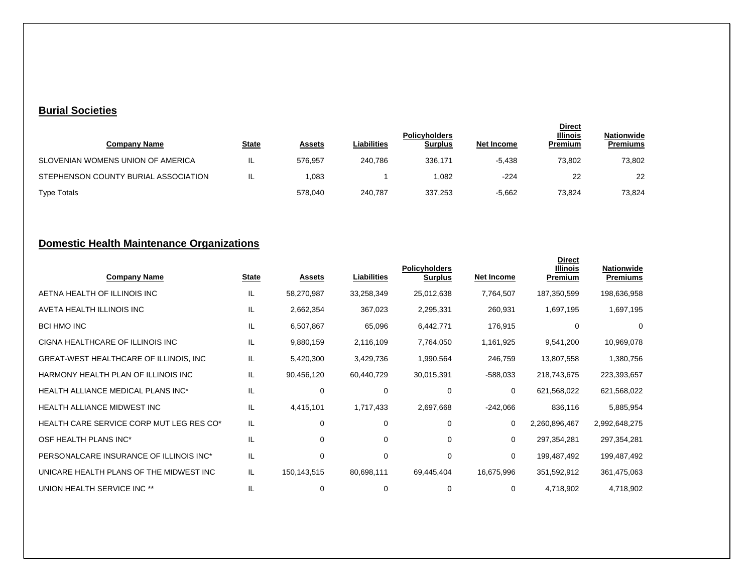## Burial Societies

| Company Name | State | Assets | Liabilities | Policyholders Surplus | Net Income | Direct Illinois Premium | Nationwide Premiums |
|---|---|---|---|---|---|---|---|
| SLOVENIAN WOMENS UNION OF AMERICA | IL | 576,957 | 240,786 | 336,171 | -5,438 | 73,802 | 73,802 |
| STEPHENSON COUNTY BURIAL ASSOCIATION | IL | 1,083 | 1 | 1,082 | -224 | 22 | 22 |
| Type Totals | | 578,040 | 240,787 | 337,253 | -5,662 | 73,824 | 73,824 |

## Domestic Health Maintenance Organizations

| Company Name | State | Assets | Liabilities | Policyholders Surplus | Net Income | Direct Illinois Premium | Nationwide Premiums |
|---|---|---|---|---|---|---|---|
| AETNA HEALTH OF ILLINOIS INC | IL | 58,270,987 | 33,258,349 | 25,012,638 | 7,764,507 | 187,350,599 | 198,636,958 |
| AVETA HEALTH ILLINOIS INC | IL | 2,662,354 | 367,023 | 2,295,331 | 260,931 | 1,697,195 | 1,697,195 |
| BCI HMO INC | IL | 6,507,867 | 65,096 | 6,442,771 | 176,915 | 0 | 0 |
| CIGNA HEALTHCARE OF ILLINOIS INC | IL | 9,880,159 | 2,116,109 | 7,764,050 | 1,161,925 | 9,541,200 | 10,969,078 |
| GREAT-WEST HEALTHCARE OF ILLINOIS, INC | IL | 5,420,300 | 3,429,736 | 1,990,564 | 246,759 | 13,807,558 | 1,380,756 |
| HARMONY HEALTH PLAN OF ILLINOIS INC | IL | 90,456,120 | 60,440,729 | 30,015,391 | -588,033 | 218,743,675 | 223,393,657 |
| HEALTH ALLIANCE MEDICAL PLANS INC* | IL | 0 | 0 | 0 | 0 | 621,568,022 | 621,568,022 |
| HEALTH ALLIANCE MIDWEST INC | IL | 4,415,101 | 1,717,433 | 2,697,668 | -242,066 | 836,116 | 5,885,954 |
| HEALTH CARE SERVICE CORP MUT LEG RES CO* | IL | 0 | 0 | 0 | 0 | 2,260,896,467 | 2,992,648,275 |
| OSF HEALTH PLANS INC* | IL | 0 | 0 | 0 | 0 | 297,354,281 | 297,354,281 |
| PERSONALCARE INSURANCE OF ILLINOIS INC* | IL | 0 | 0 | 0 | 0 | 199,487,492 | 199,487,492 |
| UNICARE HEALTH PLANS OF THE MIDWEST INC | IL | 150,143,515 | 80,698,111 | 69,445,404 | 16,675,996 | 351,592,912 | 361,475,063 |
| UNION HEALTH SERVICE INC ** | IL | 0 | 0 | 0 | 0 | 4,718,902 | 4,718,902 |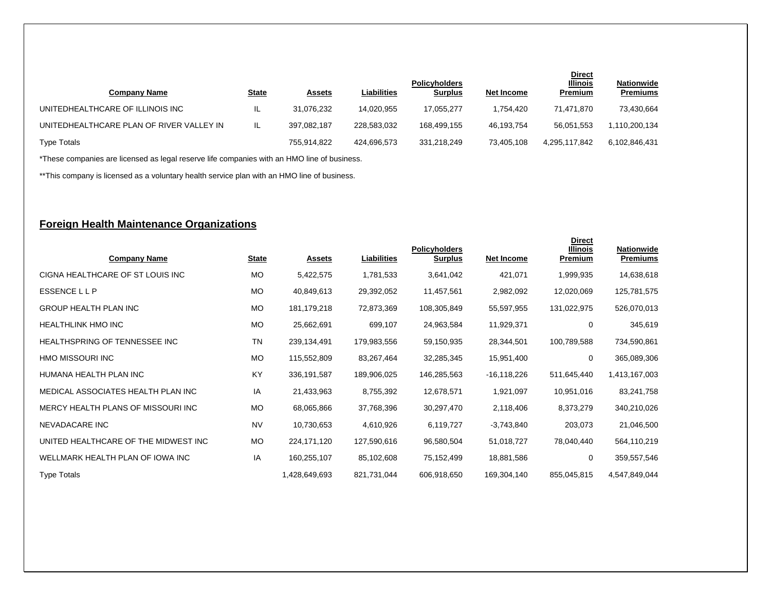| Company Name | State | Assets | Liabilities | Policyholders Surplus | Net Income | Direct Illinois Premium | Nationwide Premiums |
|---|---|---|---|---|---|---|---|
| UNITEDHEALTHCARE OF ILLINOIS INC | IL | 31,076,232 | 14,020,955 | 17,055,277 | 1,754,420 | 71,471,870 | 73,430,664 |
| UNITEDHEALTHCARE PLAN OF RIVER VALLEY IN | IL | 397,082,187 | 228,583,032 | 168,499,155 | 46,193,754 | 56,051,553 | 1,110,200,134 |
| Type Totals | | 755,914,822 | 424,696,573 | 331,218,249 | 73,405,108 | 4,295,117,842 | 6,102,846,431 |

*These companies are licensed as legal reserve life companies with an HMO line of business.

**This company is licensed as a voluntary health service plan with an HMO line of business.

## Foreign Health Maintenance Organizations

| Company Name | State | Assets | Liabilities | Policyholders Surplus | Net Income | Direct Illinois Premium | Nationwide Premiums |
|---|---|---|---|---|---|---|---|
| CIGNA HEALTHCARE OF ST LOUIS INC | MO | 5,422,575 | 1,781,533 | 3,641,042 | 421,071 | 1,999,935 | 14,638,618 |
| ESSENCE L L P | MO | 40,849,613 | 29,392,052 | 11,457,561 | 2,982,092 | 12,020,069 | 125,781,575 |
| GROUP HEALTH PLAN INC | MO | 181,179,218 | 72,873,369 | 108,305,849 | 55,597,955 | 131,022,975 | 526,070,013 |
| HEALTHLINK HMO INC | MO | 25,662,691 | 699,107 | 24,963,584 | 11,929,371 | 0 | 345,619 |
| HEALTHSPRING OF TENNESSEE INC | TN | 239,134,491 | 179,983,556 | 59,150,935 | 28,344,501 | 100,789,588 | 734,590,861 |
| HMO MISSOURI INC | MO | 115,552,809 | 83,267,464 | 32,285,345 | 15,951,400 | 0 | 365,089,306 |
| HUMANA HEALTH PLAN INC | KY | 336,191,587 | 189,906,025 | 146,285,563 | -16,118,226 | 511,645,440 | 1,413,167,003 |
| MEDICAL ASSOCIATES HEALTH PLAN INC | IA | 21,433,963 | 8,755,392 | 12,678,571 | 1,921,097 | 10,951,016 | 83,241,758 |
| MERCY HEALTH PLANS OF MISSOURI INC | MO | 68,065,866 | 37,768,396 | 30,297,470 | 2,118,406 | 8,373,279 | 340,210,026 |
| NEVADACARE INC | NV | 10,730,653 | 4,610,926 | 6,119,727 | -3,743,840 | 203,073 | 21,046,500 |
| UNITED HEALTHCARE OF THE MIDWEST INC | MO | 224,171,120 | 127,590,616 | 96,580,504 | 51,018,727 | 78,040,440 | 564,110,219 |
| WELLMARK HEALTH PLAN OF IOWA INC | IA | 160,255,107 | 85,102,608 | 75,152,499 | 18,881,586 | 0 | 359,557,546 |
| Type Totals | | 1,428,649,693 | 821,731,044 | 606,918,650 | 169,304,140 | 855,045,815 | 4,547,849,044 |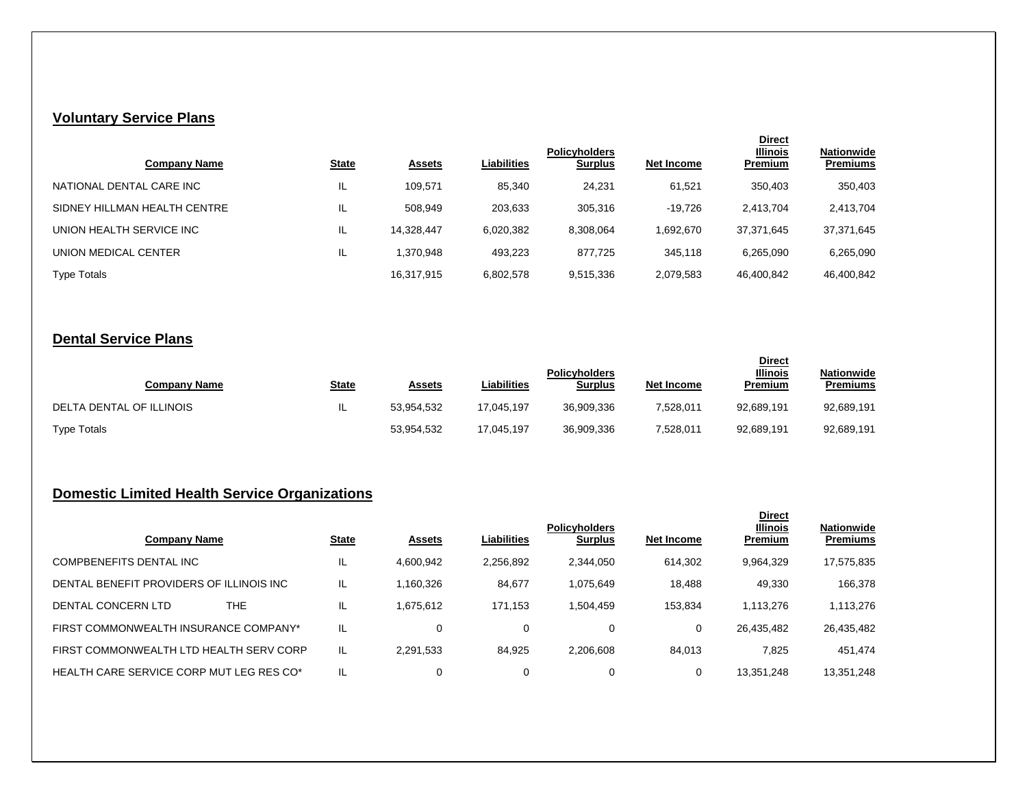## Voluntary Service Plans

| Company Name | State | Assets | Liabilities | Policyholders Surplus | Net Income | Direct Illinois Premium | Nationwide Premiums |
|---|---|---|---|---|---|---|---|
| NATIONAL DENTAL CARE INC | IL | 109,571 | 85,340 | 24,231 | 61,521 | 350,403 | 350,403 |
| SIDNEY HILLMAN HEALTH CENTRE | IL | 508,949 | 203,633 | 305,316 | -19,726 | 2,413,704 | 2,413,704 |
| UNION HEALTH SERVICE INC | IL | 14,328,447 | 6,020,382 | 8,308,064 | 1,692,670 | 37,371,645 | 37,371,645 |
| UNION MEDICAL CENTER | IL | 1,370,948 | 493,223 | 877,725 | 345,118 | 6,265,090 | 6,265,090 |
| Type Totals | | 16,317,915 | 6,802,578 | 9,515,336 | 2,079,583 | 46,400,842 | 46,400,842 |

## Dental Service Plans

| Company Name | State | Assets | Liabilities | Policyholders Surplus | Net Income | Direct Illinois Premium | Nationwide Premiums |
|---|---|---|---|---|---|---|---|
| DELTA DENTAL OF ILLINOIS | IL | 53,954,532 | 17,045,197 | 36,909,336 | 7,528,011 | 92,689,191 | 92,689,191 |
| Type Totals | | 53,954,532 | 17,045,197 | 36,909,336 | 7,528,011 | 92,689,191 | 92,689,191 |

## Domestic Limited Health Service Organizations

| Company Name | State | Assets | Liabilities | Policyholders Surplus | Net Income | Direct Illinois Premium | Nationwide Premiums |
|---|---|---|---|---|---|---|---|
| COMPBENEFITS DENTAL INC | IL | 4,600,942 | 2,256,892 | 2,344,050 | 614,302 | 9,964,329 | 17,575,835 |
| DENTAL BENEFIT PROVIDERS OF ILLINOIS INC | IL | 1,160,326 | 84,677 | 1,075,649 | 18,488 | 49,330 | 166,378 |
| DENTAL CONCERN LTD THE | IL | 1,675,612 | 171,153 | 1,504,459 | 153,834 | 1,113,276 | 1,113,276 |
| FIRST COMMONWEALTH INSURANCE COMPANY* | IL | 0 | 0 | 0 | 0 | 26,435,482 | 26,435,482 |
| FIRST COMMONWEALTH LTD HEALTH SERV CORP | IL | 2,291,533 | 84,925 | 2,206,608 | 84,013 | 7,825 | 451,474 |
| HEALTH CARE SERVICE CORP MUT LEG RES CO* | IL | 0 | 0 | 0 | 0 | 13,351,248 | 13,351,248 |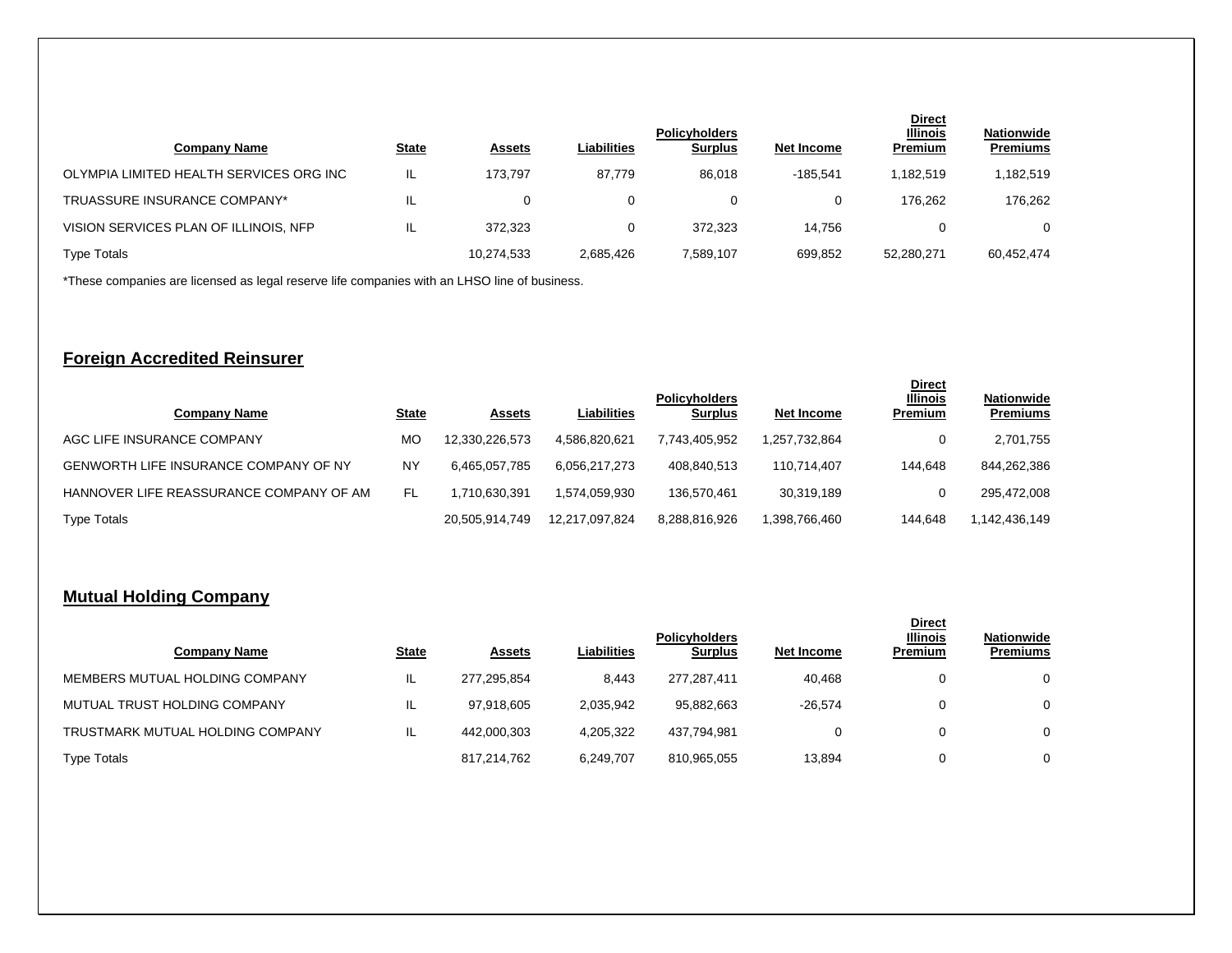| Company Name | State | Assets | Liabilities | Policyholders Surplus | Net Income | Direct Illinois Premium | Nationwide Premiums |
|---|---|---|---|---|---|---|---|
| OLYMPIA LIMITED HEALTH SERVICES ORG INC | IL | 173,797 | 87,779 | 86,018 | -185,541 | 1,182,519 | 1,182,519 |
| TRUASSURE INSURANCE COMPANY* | IL | 0 | 0 | 0 | 0 | 176,262 | 176,262 |
| VISION SERVICES PLAN OF ILLINOIS, NFP | IL | 372,323 | 0 | 372,323 | 14,756 | 0 | 0 |
| Type Totals | | 10,274,533 | 2,685,426 | 7,589,107 | 699,852 | 52,280,271 | 60,452,474 |

*These companies are licensed as legal reserve life companies with an LHSO line of business.

## Foreign Accredited Reinsurer

| Company Name | State | Assets | Liabilities | Policyholders Surplus | Net Income | Direct Illinois Premium | Nationwide Premiums |
|---|---|---|---|---|---|---|---|
| AGC LIFE INSURANCE COMPANY | MO | 12,330,226,573 | 4,586,820,621 | 7,743,405,952 | 1,257,732,864 | 0 | 2,701,755 |
| GENWORTH LIFE INSURANCE COMPANY OF NY | NY | 6,465,057,785 | 6,056,217,273 | 408,840,513 | 110,714,407 | 144,648 | 844,262,386 |
| HANNOVER LIFE REASSURANCE COMPANY OF AM | FL | 1,710,630,391 | 1,574,059,930 | 136,570,461 | 30,319,189 | 0 | 295,472,008 |
| Type Totals | | 20,505,914,749 | 12,217,097,824 | 8,288,816,926 | 1,398,766,460 | 144,648 | 1,142,436,149 |

## Mutual Holding Company

| Company Name | State | Assets | Liabilities | Policyholders Surplus | Net Income | Direct Illinois Premium | Nationwide Premiums |
|---|---|---|---|---|---|---|---|
| MEMBERS MUTUAL HOLDING COMPANY | IL | 277,295,854 | 8,443 | 277,287,411 | 40,468 | 0 | 0 |
| MUTUAL TRUST HOLDING COMPANY | IL | 97,918,605 | 2,035,942 | 95,882,663 | -26,574 | 0 | 0 |
| TRUSTMARK MUTUAL HOLDING COMPANY | IL | 442,000,303 | 4,205,322 | 437,794,981 | 0 | 0 | 0 |
| Type Totals | | 817,214,762 | 6,249,707 | 810,965,055 | 13,894 | 0 | 0 |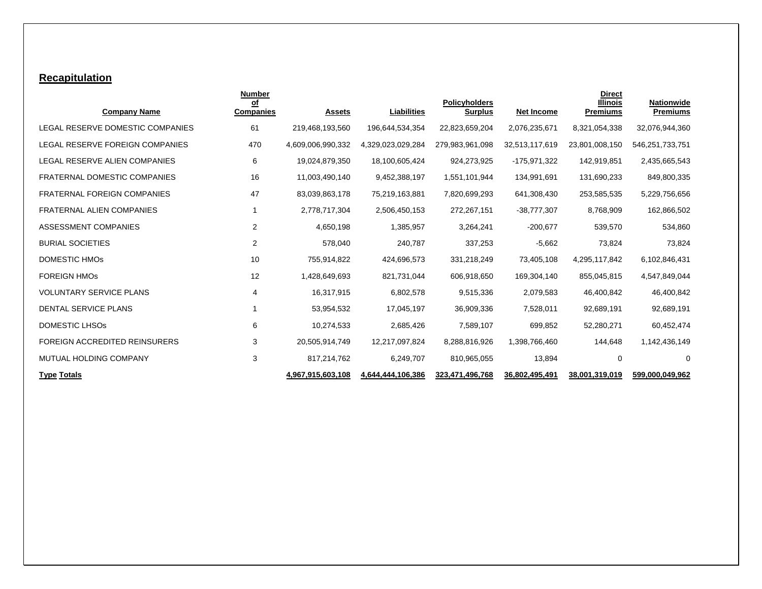## Recapitulation

| Company Name | Number of Companies | Assets | Liabilities | Policyholders Surplus | Net Income | Direct Illinois Premiums | Nationwide Premiums |
|---|---|---|---|---|---|---|---|
| LEGAL RESERVE DOMESTIC COMPANIES | 61 | 219,468,193,560 | 196,644,534,354 | 22,823,659,204 | 2,076,235,671 | 8,321,054,338 | 32,076,944,360 |
| LEGAL RESERVE FOREIGN COMPANIES | 470 | 4,609,006,990,332 | 4,329,023,029,284 | 279,983,961,098 | 32,513,117,619 | 23,801,008,150 | 546,251,733,751 |
| LEGAL RESERVE ALIEN COMPANIES | 6 | 19,024,879,350 | 18,100,605,424 | 924,273,925 | -175,971,322 | 142,919,851 | 2,435,665,543 |
| FRATERNAL DOMESTIC COMPANIES | 16 | 11,003,490,140 | 9,452,388,197 | 1,551,101,944 | 134,991,691 | 131,690,233 | 849,800,335 |
| FRATERNAL FOREIGN COMPANIES | 47 | 83,039,863,178 | 75,219,163,881 | 7,820,699,293 | 641,308,430 | 253,585,535 | 5,229,756,656 |
| FRATERNAL ALIEN COMPANIES | 1 | 2,778,717,304 | 2,506,450,153 | 272,267,151 | -38,777,307 | 8,768,909 | 162,866,502 |
| ASSESSMENT COMPANIES | 2 | 4,650,198 | 1,385,957 | 3,264,241 | -200,677 | 539,570 | 534,860 |
| BURIAL SOCIETIES | 2 | 578,040 | 240,787 | 337,253 | -5,662 | 73,824 | 73,824 |
| DOMESTIC HMOs | 10 | 755,914,822 | 424,696,573 | 331,218,249 | 73,405,108 | 4,295,117,842 | 6,102,846,431 |
| FOREIGN HMOs | 12 | 1,428,649,693 | 821,731,044 | 606,918,650 | 169,304,140 | 855,045,815 | 4,547,849,044 |
| VOLUNTARY SERVICE PLANS | 4 | 16,317,915 | 6,802,578 | 9,515,336 | 2,079,583 | 46,400,842 | 46,400,842 |
| DENTAL SERVICE PLANS | 1 | 53,954,532 | 17,045,197 | 36,909,336 | 7,528,011 | 92,689,191 | 92,689,191 |
| DOMESTIC LHSOs | 6 | 10,274,533 | 2,685,426 | 7,589,107 | 699,852 | 52,280,271 | 60,452,474 |
| FOREIGN ACCREDITED REINSURERS | 3 | 20,505,914,749 | 12,217,097,824 | 8,288,816,926 | 1,398,766,460 | 144,648 | 1,142,436,149 |
| MUTUAL HOLDING COMPANY | 3 | 817,214,762 | 6,249,707 | 810,965,055 | 13,894 | 0 | 0 |
| **Type Totals** | | **4,967,915,603,108** | **4,644,444,106,386** | **323,471,496,768** | **36,802,495,491** | **38,001,319,019** | **599,000,049,962** |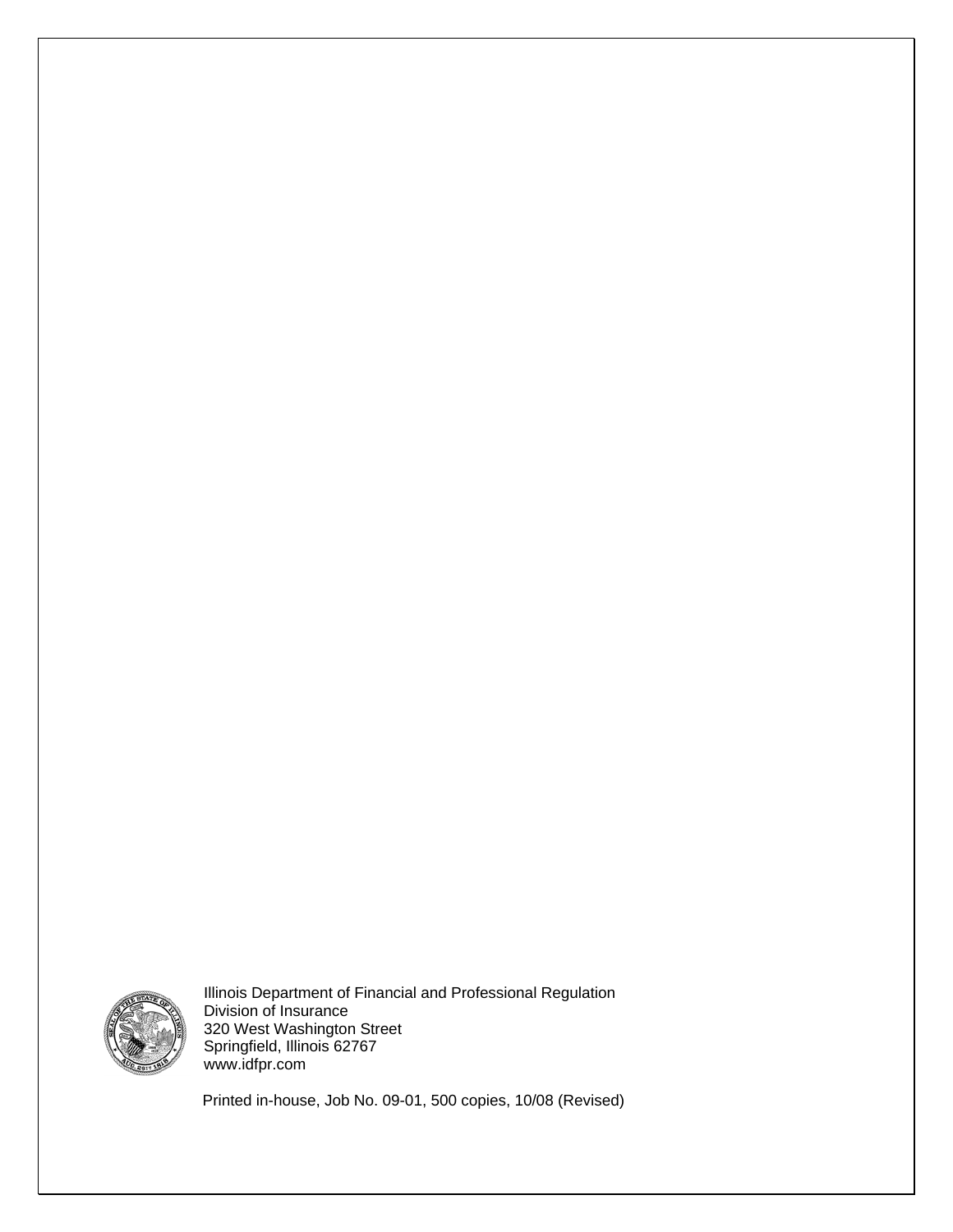Illinois Department of Financial and Professional Regulation
Division of Insurance
320 West Washington Street
Springfield, Illinois 62767
www.idfpr.com

Printed in-house, Job No. 09-01, 500 copies, 10/08 (Revised)